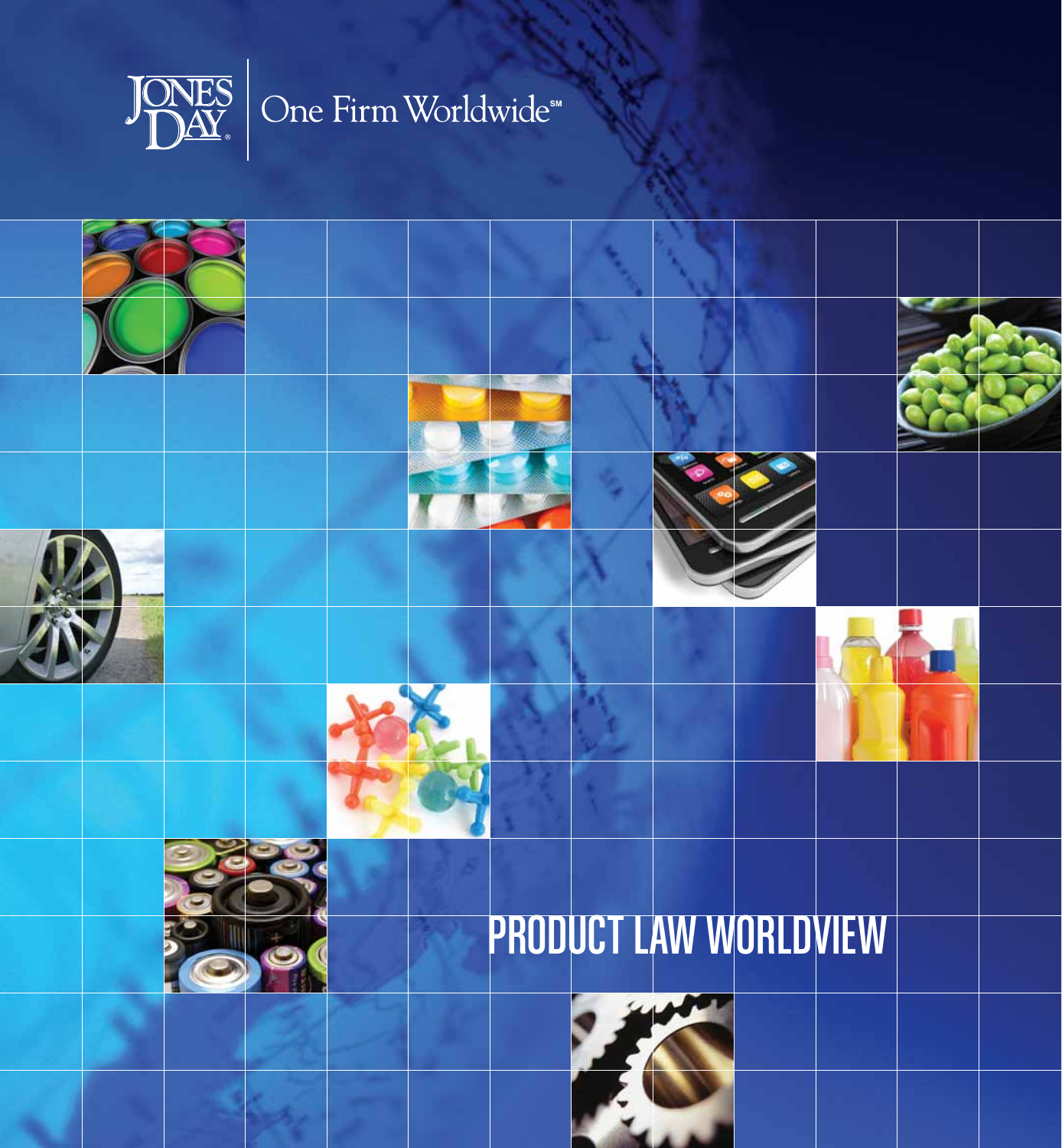JONES DAY

One Firm Worldwide℠

# PRODUCT LAW WORLDVIEW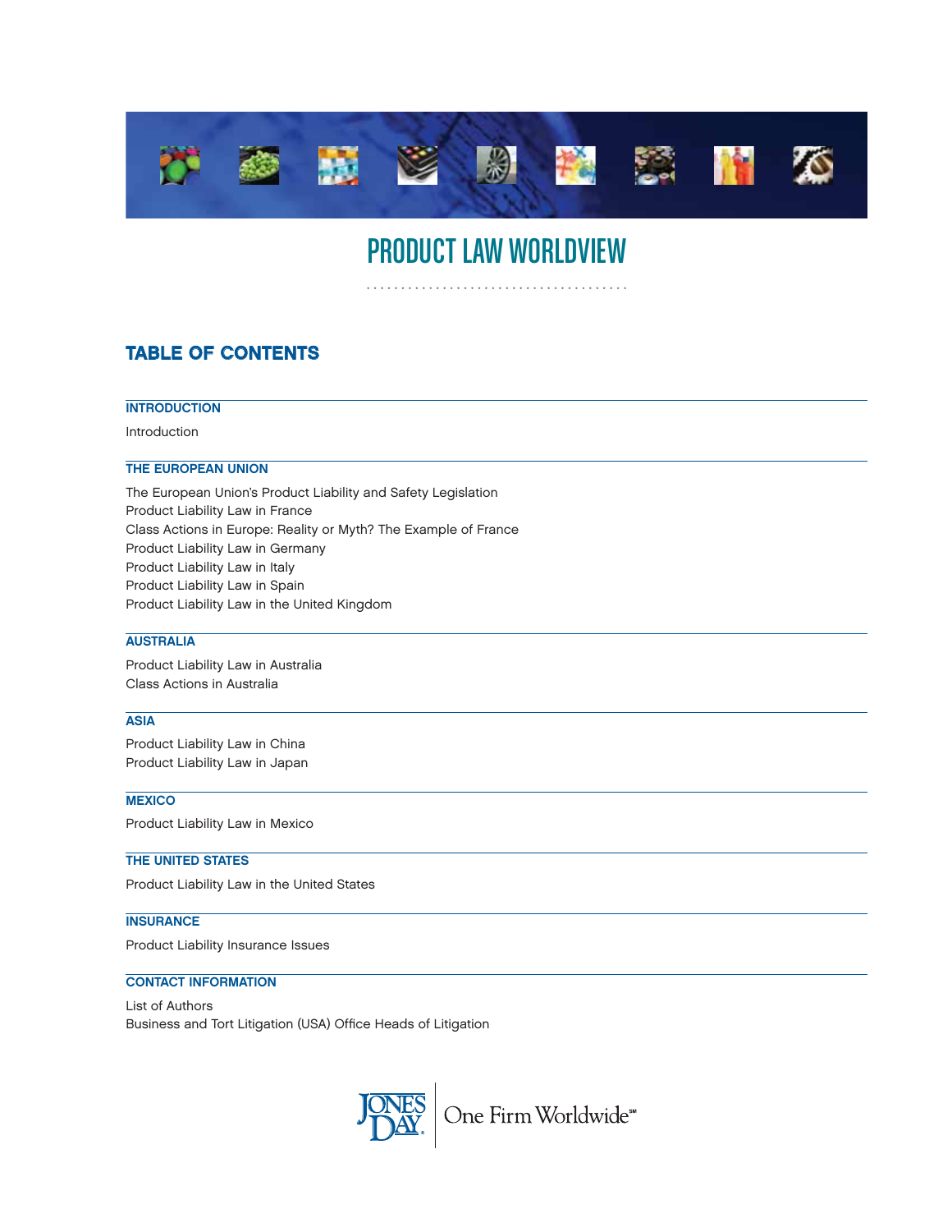# PRODUCT LAW WORLDVIEW

## TABLE OF CONTENTS

### INTRODUCTION

Introduction

### THE EUROPEAN UNION

The European Union's Product Liability and Safety Legislation
Product Liability Law in France
Class Actions in Europe: Reality or Myth? The Example of France
Product Liability Law in Germany
Product Liability Law in Italy
Product Liability Law in Spain
Product Liability Law in the United Kingdom

### AUSTRALIA

Product Liability Law in Australia
Class Actions in Australia

### ASIA

Product Liability Law in China
Product Liability Law in Japan

### MEXICO

Product Liability Law in Mexico

### THE UNITED STATES

Product Liability Law in the United States

### INSURANCE

Product Liability Insurance Issues

### CONTACT INFORMATION

List of Authors
Business and Tort Litigation (USA) Office Heads of Litigation

JONES DAY® | One Firm Worldwide℠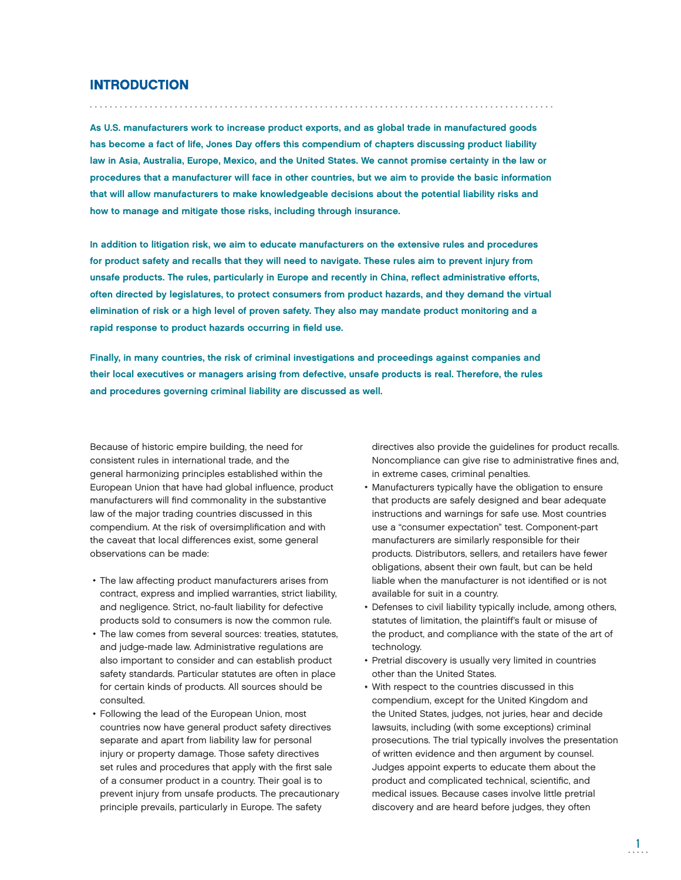# INTRODUCTION

**As U.S. manufacturers work to increase product exports, and as global trade in manufactured goods has become a fact of life, Jones Day offers this compendium of chapters discussing product liability law in Asia, Australia, Europe, Mexico, and the United States. We cannot promise certainty in the law or procedures that a manufacturer will face in other countries, but we aim to provide the basic information that will allow manufacturers to make knowledgeable decisions about the potential liability risks and how to manage and mitigate those risks, including through insurance.**

**In addition to litigation risk, we aim to educate manufacturers on the extensive rules and procedures for product safety and recalls that they will need to navigate. These rules aim to prevent injury from unsafe products. The rules, particularly in Europe and recently in China, reflect administrative efforts, often directed by legislatures, to protect consumers from product hazards, and they demand the virtual elimination of risk or a high level of proven safety. They also may mandate product monitoring and a rapid response to product hazards occurring in field use.**

**Finally, in many countries, the risk of criminal investigations and proceedings against companies and their local executives or managers arising from defective, unsafe products is real. Therefore, the rules and procedures governing criminal liability are discussed as well.**

Because of historic empire building, the need for consistent rules in international trade, and the general harmonizing principles established within the European Union that have had global influence, product manufacturers will find commonality in the substantive law of the major trading countries discussed in this compendium. At the risk of oversimplification and with the caveat that local differences exist, some general observations can be made:

- The law affecting product manufacturers arises from contract, express and implied warranties, strict liability, and negligence. Strict, no-fault liability for defective products sold to consumers is now the common rule.
- The law comes from several sources: treaties, statutes, and judge-made law. Administrative regulations are also important to consider and can establish product safety standards. Particular statutes are often in place for certain kinds of products. All sources should be consulted.
- Following the lead of the European Union, most countries now have general product safety directives separate and apart from liability law for personal injury or property damage. Those safety directives set rules and procedures that apply with the first sale of a consumer product in a country. Their goal is to prevent injury from unsafe products. The precautionary principle prevails, particularly in Europe. The safety directives also provide the guidelines for product recalls. Noncompliance can give rise to administrative fines and, in extreme cases, criminal penalties.
- Manufacturers typically have the obligation to ensure that products are safely designed and bear adequate instructions and warnings for safe use. Most countries use a "consumer expectation" test. Component-part manufacturers are similarly responsible for their products. Distributors, sellers, and retailers have fewer obligations, absent their own fault, but can be held liable when the manufacturer is not identified or is not available for suit in a country.
- Defenses to civil liability typically include, among others, statutes of limitation, the plaintiff's fault or misuse of the product, and compliance with the state of the art of technology.
- Pretrial discovery is usually very limited in countries other than the United States.
- With respect to the countries discussed in this compendium, except for the United Kingdom and the United States, judges, not juries, hear and decide lawsuits, including (with some exceptions) criminal prosecutions. The trial typically involves the presentation of written evidence and then argument by counsel. Judges appoint experts to educate them about the product and complicated technical, scientific, and medical issues. Because cases involve little pretrial discovery and are heard before judges, they often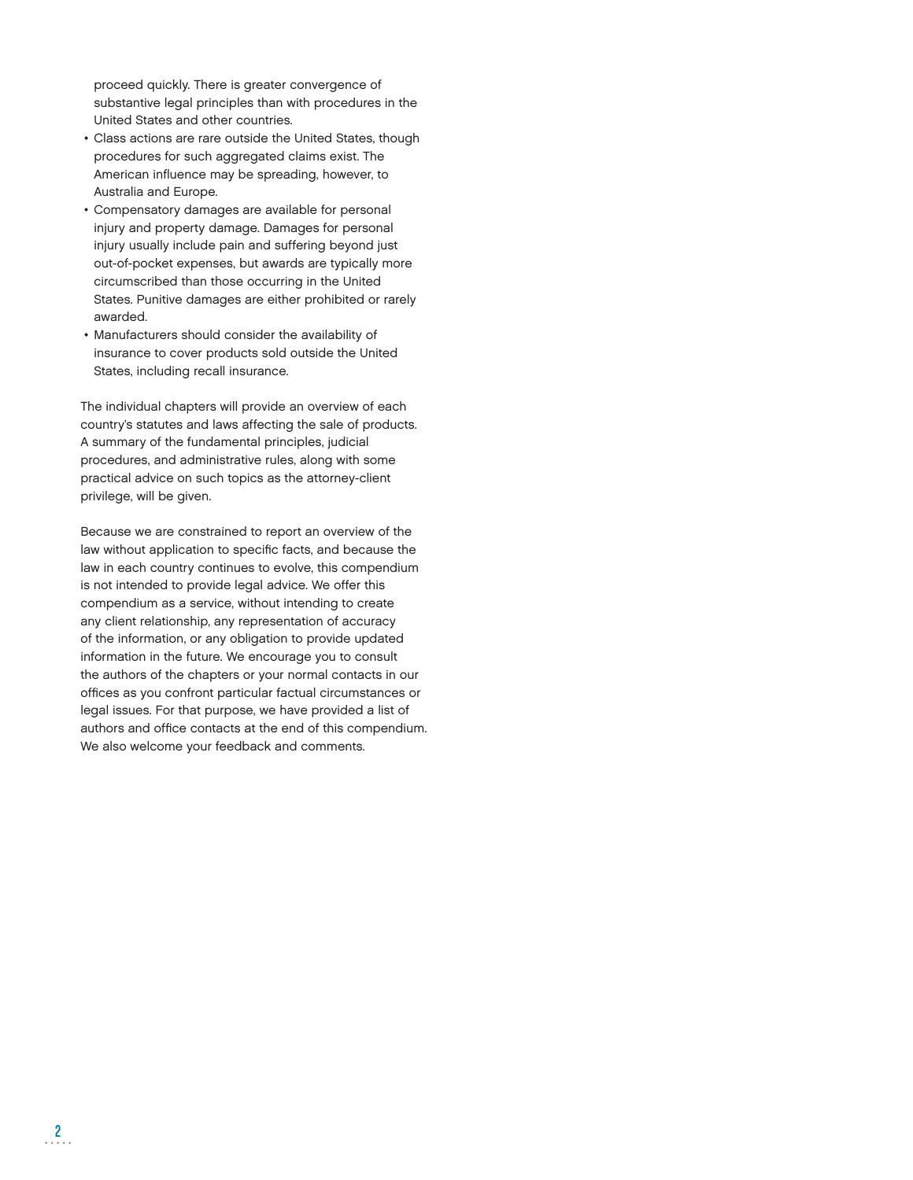proceed quickly. There is greater convergence of substantive legal principles than with procedures in the United States and other countries.

- Class actions are rare outside the United States, though procedures for such aggregated claims exist. The American influence may be spreading, however, to Australia and Europe.
- Compensatory damages are available for personal injury and property damage. Damages for personal injury usually include pain and suffering beyond just out-of-pocket expenses, but awards are typically more circumscribed than those occurring in the United States. Punitive damages are either prohibited or rarely awarded.
- Manufacturers should consider the availability of insurance to cover products sold outside the United States, including recall insurance.

The individual chapters will provide an overview of each country's statutes and laws affecting the sale of products. A summary of the fundamental principles, judicial procedures, and administrative rules, along with some practical advice on such topics as the attorney-client privilege, will be given.

Because we are constrained to report an overview of the law without application to specific facts, and because the law in each country continues to evolve, this compendium is not intended to provide legal advice. We offer this compendium as a service, without intending to create any client relationship, any representation of accuracy of the information, or any obligation to provide updated information in the future. We encourage you to consult the authors of the chapters or your normal contacts in our offices as you confront particular factual circumstances or legal issues. For that purpose, we have provided a list of authors and office contacts at the end of this compendium. We also welcome your feedback and comments.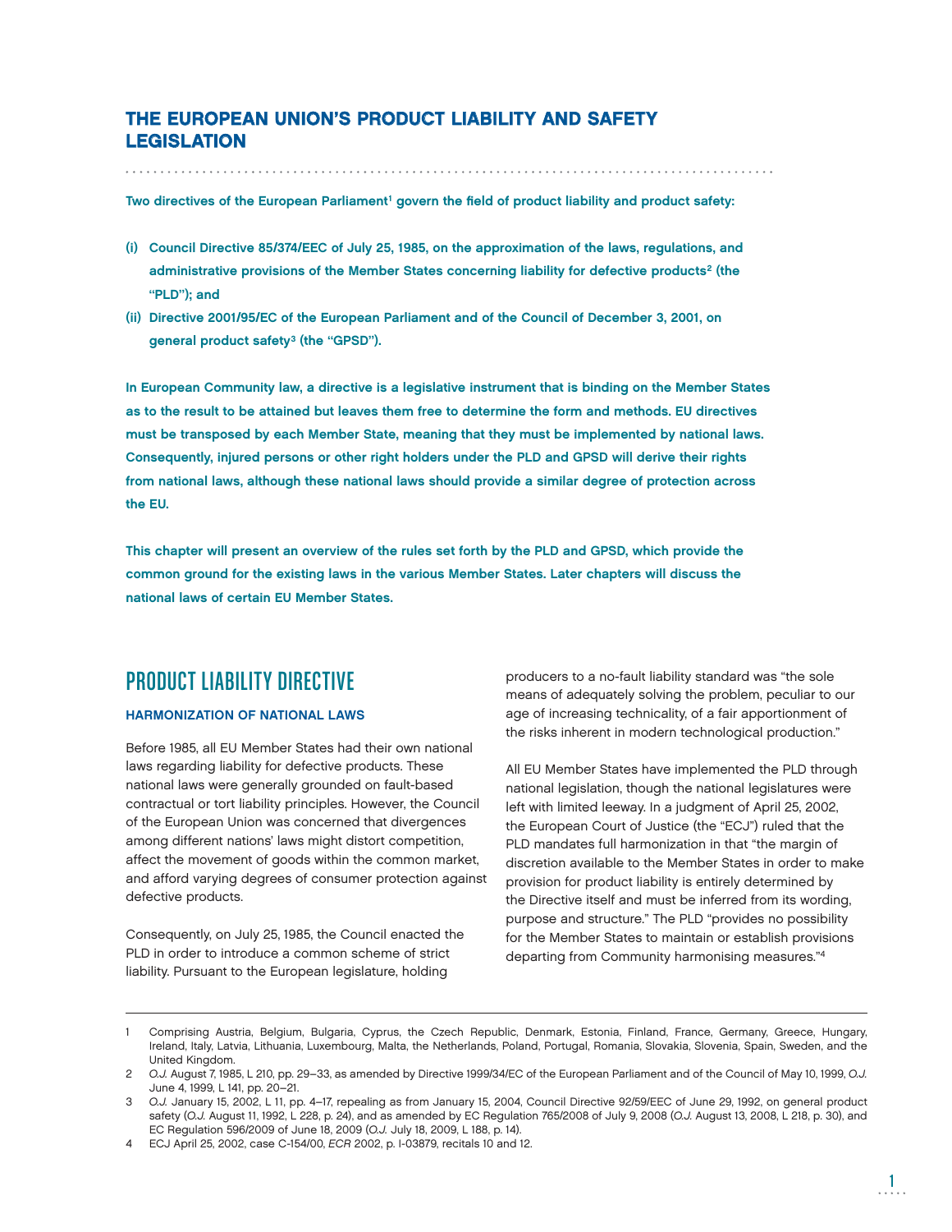# THE EUROPEAN UNION'S PRODUCT LIABILITY AND SAFETY LEGISLATION

**Two directives of the European Parliament[1] govern the field of product liability and product safety:**

**(i) Council Directive 85/374/EEC of July 25, 1985, on the approximation of the laws, regulations, and administrative provisions of the Member States concerning liability for defective products[2] (the "PLD"); and**

**(ii) Directive 2001/95/EC of the European Parliament and of the Council of December 3, 2001, on general product safety[3] (the "GPSD").**

**In European Community law, a directive is a legislative instrument that is binding on the Member States as to the result to be attained but leaves them free to determine the form and methods. EU directives must be transposed by each Member State, meaning that they must be implemented by national laws. Consequently, injured persons or other right holders under the PLD and GPSD will derive their rights from national laws, although these national laws should provide a similar degree of protection across the EU.**

**This chapter will present an overview of the rules set forth by the PLD and GPSD, which provide the common ground for the existing laws in the various Member States. Later chapters will discuss the national laws of certain EU Member States.**

## PRODUCT LIABILITY DIRECTIVE

### HARMONIZATION OF NATIONAL LAWS

Before 1985, all EU Member States had their own national laws regarding liability for defective products. These national laws were generally grounded on fault-based contractual or tort liability principles. However, the Council of the European Union was concerned that divergences among different nations' laws might distort competition, affect the movement of goods within the common market, and afford varying degrees of consumer protection against defective products.

Consequently, on July 25, 1985, the Council enacted the PLD in order to introduce a common scheme of strict liability. Pursuant to the European legislature, holding producers to a no-fault liability standard was "the sole means of adequately solving the problem, peculiar to our age of increasing technicality, of a fair apportionment of the risks inherent in modern technological production."

All EU Member States have implemented the PLD through national legislation, though the national legislatures were left with limited leeway. In a judgment of April 25, 2002, the European Court of Justice (the "ECJ") ruled that the PLD mandates full harmonization in that "the margin of discretion available to the Member States in order to make provision for product liability is entirely determined by the Directive itself and must be inferred from its wording, purpose and structure." The PLD "provides no possibility for the Member States to maintain or establish provisions departing from Community harmonising measures."[4]

---

1 Comprising Austria, Belgium, Bulgaria, Cyprus, the Czech Republic, Denmark, Estonia, Finland, France, Germany, Greece, Hungary, Ireland, Italy, Latvia, Lithuania, Luxembourg, Malta, the Netherlands, Poland, Portugal, Romania, Slovakia, Slovenia, Spain, Sweden, and the United Kingdom.

2 *O.J.* August 7, 1985, L 210, pp. 29–33, as amended by Directive 1999/34/EC of the European Parliament and of the Council of May 10, 1999, *O.J.* June 4, 1999, L 141, pp. 20–21.

3 *O.J.* January 15, 2002, L 11, pp. 4–17, repealing as from January 15, 2004, Council Directive 92/59/EEC of June 29, 1992, on general product safety (*O.J.* August 11, 1992, L 228, p. 24), and as amended by EC Regulation 765/2008 of July 9, 2008 (*O.J.* August 13, 2008, L 218, p. 30), and EC Regulation 596/2009 of June 18, 2009 (*O.J.* July 18, 2009, L 188, p. 14).

4 ECJ April 25, 2002, case C-154/00, *ECR* 2002, p. I-03879, recitals 10 and 12.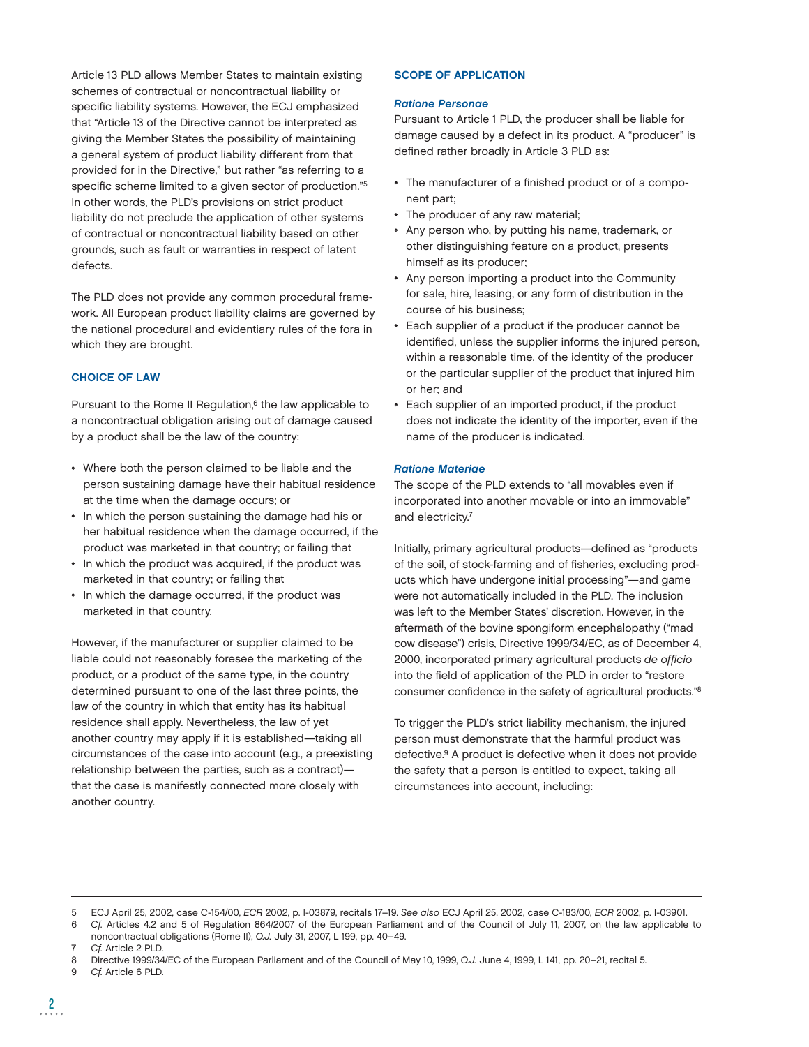Article 13 PLD allows Member States to maintain existing schemes of contractual or noncontractual liability or specific liability systems. However, the ECJ emphasized that "Article 13 of the Directive cannot be interpreted as giving the Member States the possibility of maintaining a general system of product liability different from that provided for in the Directive," but rather "as referring to a specific scheme limited to a given sector of production."[5] In other words, the PLD's provisions on strict product liability do not preclude the application of other systems of contractual or noncontractual liability based on other grounds, such as fault or warranties in respect of latent defects.

The PLD does not provide any common procedural framework. All European product liability claims are governed by the national procedural and evidentiary rules of the fora in which they are brought.

### CHOICE OF LAW

Pursuant to the Rome II Regulation,[6] the law applicable to a noncontractual obligation arising out of damage caused by a product shall be the law of the country:

- Where both the person claimed to be liable and the person sustaining damage have their habitual residence at the time when the damage occurs; or
- In which the person sustaining the damage had his or her habitual residence when the damage occurred, if the product was marketed in that country; or failing that
- In which the product was acquired, if the product was marketed in that country; or failing that
- In which the damage occurred, if the product was marketed in that country.

However, if the manufacturer or supplier claimed to be liable could not reasonably foresee the marketing of the product, or a product of the same type, in the country determined pursuant to one of the last three points, the law of the country in which that entity has its habitual residence shall apply. Nevertheless, the law of yet another country may apply if it is established—taking all circumstances of the case into account (e.g., a preexisting relationship between the parties, such as a contract)—that the case is manifestly connected more closely with another country.

### SCOPE OF APPLICATION

#### *Ratione Personae*

Pursuant to Article 1 PLD, the producer shall be liable for damage caused by a defect in its product. A "producer" is defined rather broadly in Article 3 PLD as:

- The manufacturer of a finished product or of a component part;
- The producer of any raw material;
- Any person who, by putting his name, trademark, or other distinguishing feature on a product, presents himself as its producer;
- Any person importing a product into the Community for sale, hire, leasing, or any form of distribution in the course of his business;
- Each supplier of a product if the producer cannot be identified, unless the supplier informs the injured person, within a reasonable time, of the identity of the producer or the particular supplier of the product that injured him or her; and
- Each supplier of an imported product, if the product does not indicate the identity of the importer, even if the name of the producer is indicated.

#### *Ratione Materiae*

The scope of the PLD extends to "all movables even if incorporated into another movable or into an immovable" and electricity.[7]

Initially, primary agricultural products—defined as "products of the soil, of stock-farming and of fisheries, excluding products which have undergone initial processing"—and game were not automatically included in the PLD. The inclusion was left to the Member States' discretion. However, in the aftermath of the bovine spongiform encephalopathy ("mad cow disease") crisis, Directive 1999/34/EC, as of December 4, 2000, incorporated primary agricultural products *de officio* into the field of application of the PLD in order to "restore consumer confidence in the safety of agricultural products."[8]

To trigger the PLD's strict liability mechanism, the injured person must demonstrate that the harmful product was defective.[9] A product is defective when it does not provide the safety that a person is entitled to expect, taking all circumstances into account, including:

---

5 ECJ April 25, 2002, case C-154/00, *ECR* 2002, p. I-03879, recitals 17–19. *See also* ECJ April 25, 2002, case C-183/00, *ECR* 2002, p. I-03901.

6 *Cf.* Articles 4.2 and 5 of Regulation 864/2007 of the European Parliament and of the Council of July 11, 2007, on the law applicable to noncontractual obligations (Rome II), *O.J.* July 31, 2007, L 199, pp. 40–49.

7 *Cf.* Article 2 PLD.

8 Directive 1999/34/EC of the European Parliament and of the Council of May 10, 1999, *O.J.* June 4, 1999, L 141, pp. 20–21, recital 5.

9 *Cf.* Article 6 PLD.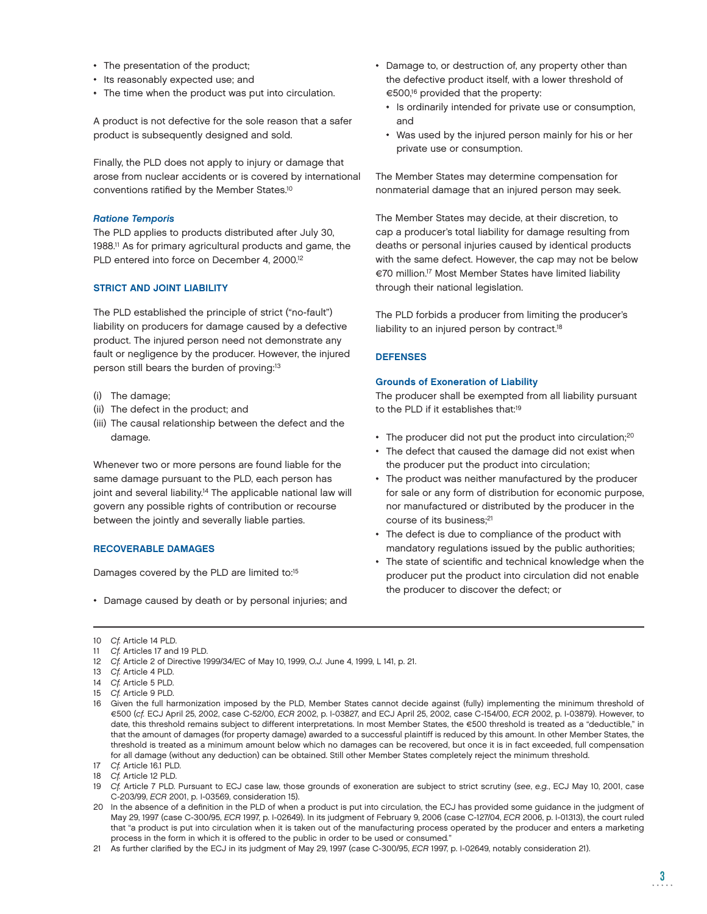- The presentation of the product;
- Its reasonably expected use; and
- The time when the product was put into circulation.

A product is not defective for the sole reason that a safer product is subsequently designed and sold.

Finally, the PLD does not apply to injury or damage that arose from nuclear accidents or is covered by international conventions ratified by the Member States.[10]

### *Ratione Temporis*

The PLD applies to products distributed after July 30, 1988.[11] As for primary agricultural products and game, the PLD entered into force on December 4, 2000.[12]

## STRICT AND JOINT LIABILITY

The PLD established the principle of strict ("no-fault") liability on producers for damage caused by a defective product. The injured person need not demonstrate any fault or negligence by the producer. However, the injured person still bears the burden of proving:[13]

(i) The damage;
(ii) The defect in the product; and
(iii) The causal relationship between the defect and the damage.

Whenever two or more persons are found liable for the same damage pursuant to the PLD, each person has joint and several liability.[14] The applicable national law will govern any possible rights of contribution or recourse between the jointly and severally liable parties.

## RECOVERABLE DAMAGES

Damages covered by the PLD are limited to:[15]

- Damage caused by death or by personal injuries; and
- Damage to, or destruction of, any property other than the defective product itself, with a lower threshold of €500,[16] provided that the property:
  - Is ordinarily intended for private use or consumption, and
  - Was used by the injured person mainly for his or her private use or consumption.

The Member States may determine compensation for nonmaterial damage that an injured person may seek.

The Member States may decide, at their discretion, to cap a producer's total liability for damage resulting from deaths or personal injuries caused by identical products with the same defect. However, the cap may not be below €70 million.[17] Most Member States have limited liability through their national legislation.

The PLD forbids a producer from limiting the producer's liability to an injured person by contract.[18]

## DEFENSES

### Grounds of Exoneration of Liability

The producer shall be exempted from all liability pursuant to the PLD if it establishes that:[19]

- The producer did not put the product into circulation;[20]
- The defect that caused the damage did not exist when the producer put the product into circulation;
- The product was neither manufactured by the producer for sale or any form of distribution for economic purpose, nor manufactured or distributed by the producer in the course of its business;[21]
- The defect is due to compliance of the product with mandatory regulations issued by the public authorities;
- The state of scientific and technical knowledge when the producer put the product into circulation did not enable the producer to discover the defect; or

---

10 *Cf.* Article 14 PLD.

11 *Cf.* Articles 17 and 19 PLD.

12 *Cf.* Article 2 of Directive 1999/34/EC of May 10, 1999, *O.J.* June 4, 1999, L 141, p. 21.

13 *Cf.* Article 4 PLD.

14 *Cf.* Article 5 PLD.

15 *Cf.* Article 9 PLD.

16 Given the full harmonization imposed by the PLD, Member States cannot decide against (fully) implementing the minimum threshold of €500 (*cf.* ECJ April 25, 2002, case C-52/00, *ECR* 2002, p. I-03827, and ECJ April 25, 2002, case C-154/00, *ECR* 2002, p. I-03879). However, to date, this threshold remains subject to different interpretations. In most Member States, the €500 threshold is treated as a "deductible," in that the amount of damages (for property damage) awarded to a successful plaintiff is reduced by this amount. In other Member States, the threshold is treated as a minimum amount below which no damages can be recovered, but once it is in fact exceeded, full compensation for all damage (without any deduction) can be obtained. Still other Member States completely reject the minimum threshold.

17 *Cf.* Article 16.1 PLD.

18 *Cf.* Article 12 PLD.

19 *Cf.* Article 7 PLD. Pursuant to ECJ case law, those grounds of exoneration are subject to strict scrutiny (*see*, *e.g.*, ECJ May 10, 2001, case C-203/99, *ECR* 2001, p. I-03569, consideration 15).

20 In the absence of a definition in the PLD of when a product is put into circulation, the ECJ has provided some guidance in the judgment of May 29, 1997 (case C-300/95, *ECR* 1997, p. I-02649). In its judgment of February 9, 2006 (case C-127/04, *ECR* 2006, p. I-01313), the court ruled that "a product is put into circulation when it is taken out of the manufacturing process operated by the producer and enters a marketing process in the form in which it is offered to the public in order to be used or consumed."

21 As further clarified by the ECJ in its judgment of May 29, 1997 (case C-300/95, *ECR* 1997, p. I-02649, notably consideration 21).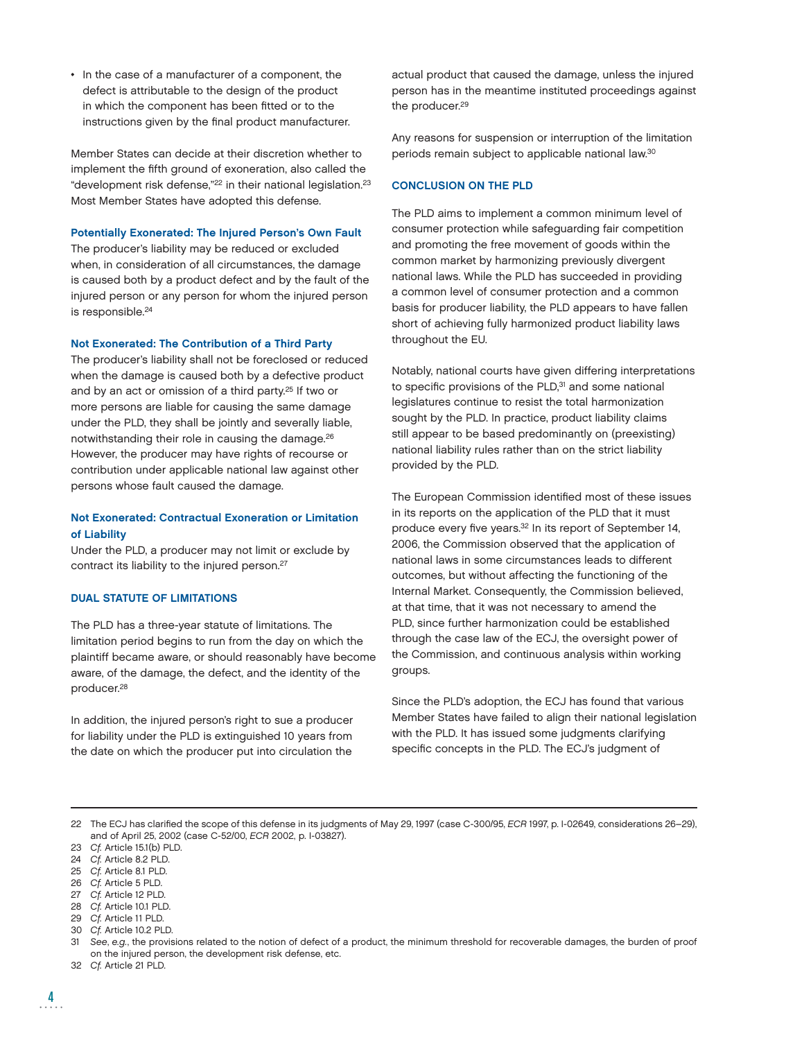- In the case of a manufacturer of a component, the defect is attributable to the design of the product in which the component has been fitted or to the instructions given by the final product manufacturer.

Member States can decide at their discretion whether to implement the fifth ground of exoneration, also called the "development risk defense,"[22] in their national legislation.[23] Most Member States have adopted this defense.

### Potentially Exonerated: The Injured Person's Own Fault

The producer's liability may be reduced or excluded when, in consideration of all circumstances, the damage is caused both by a product defect and by the fault of the injured person or any person for whom the injured person is responsible.[24]

### Not Exonerated: The Contribution of a Third Party

The producer's liability shall not be foreclosed or reduced when the damage is caused both by a defective product and by an act or omission of a third party.[25] If two or more persons are liable for causing the same damage under the PLD, they shall be jointly and severally liable, notwithstanding their role in causing the damage.[26] However, the producer may have rights of recourse or contribution under applicable national law against other persons whose fault caused the damage.

### Not Exonerated: Contractual Exoneration or Limitation of Liability

Under the PLD, a producer may not limit or exclude by contract its liability to the injured person.[27]

## DUAL STATUTE OF LIMITATIONS

The PLD has a three-year statute of limitations. The limitation period begins to run from the day on which the plaintiff became aware, or should reasonably have become aware, of the damage, the defect, and the identity of the producer.[28]

In addition, the injured person's right to sue a producer for liability under the PLD is extinguished 10 years from the date on which the producer put into circulation the actual product that caused the damage, unless the injured person has in the meantime instituted proceedings against the producer.[29]

Any reasons for suspension or interruption of the limitation periods remain subject to applicable national law.[30]

## CONCLUSION ON THE PLD

The PLD aims to implement a common minimum level of consumer protection while safeguarding fair competition and promoting the free movement of goods within the common market by harmonizing previously divergent national laws. While the PLD has succeeded in providing a common level of consumer protection and a common basis for producer liability, the PLD appears to have fallen short of achieving fully harmonized product liability laws throughout the EU.

Notably, national courts have given differing interpretations to specific provisions of the PLD,[31] and some national legislatures continue to resist the total harmonization sought by the PLD. In practice, product liability claims still appear to be based predominantly on (preexisting) national liability rules rather than on the strict liability provided by the PLD.

The European Commission identified most of these issues in its reports on the application of the PLD that it must produce every five years.[32] In its report of September 14, 2006, the Commission observed that the application of national laws in some circumstances leads to different outcomes, but without affecting the functioning of the Internal Market. Consequently, the Commission believed, at that time, that it was not necessary to amend the PLD, since further harmonization could be established through the case law of the ECJ, the oversight power of the Commission, and continuous analysis within working groups.

Since the PLD's adoption, the ECJ has found that various Member States have failed to align their national legislation with the PLD. It has issued some judgments clarifying specific concepts in the PLD. The ECJ's judgment of

---

22 The ECJ has clarified the scope of this defense in its judgments of May 29, 1997 (case C-300/95, *ECR* 1997, p. I-02649, considerations 26–29), and of April 25, 2002 (case C-52/00, *ECR* 2002, p. I-03827).
23 *Cf.* Article 15.1(b) PLD.
24 *Cf.* Article 8.2 PLD.
25 *Cf.* Article 8.1 PLD.
26 *Cf.* Article 5 PLD.
27 *Cf.* Article 12 PLD.
28 *Cf.* Article 10.1 PLD.
29 *Cf.* Article 11 PLD.
30 *Cf.* Article 10.2 PLD.
31 *See, e.g.*, the provisions related to the notion of defect of a product, the minimum threshold for recoverable damages, the burden of proof on the injured person, the development risk defense, etc.
32 *Cf.* Article 21 PLD.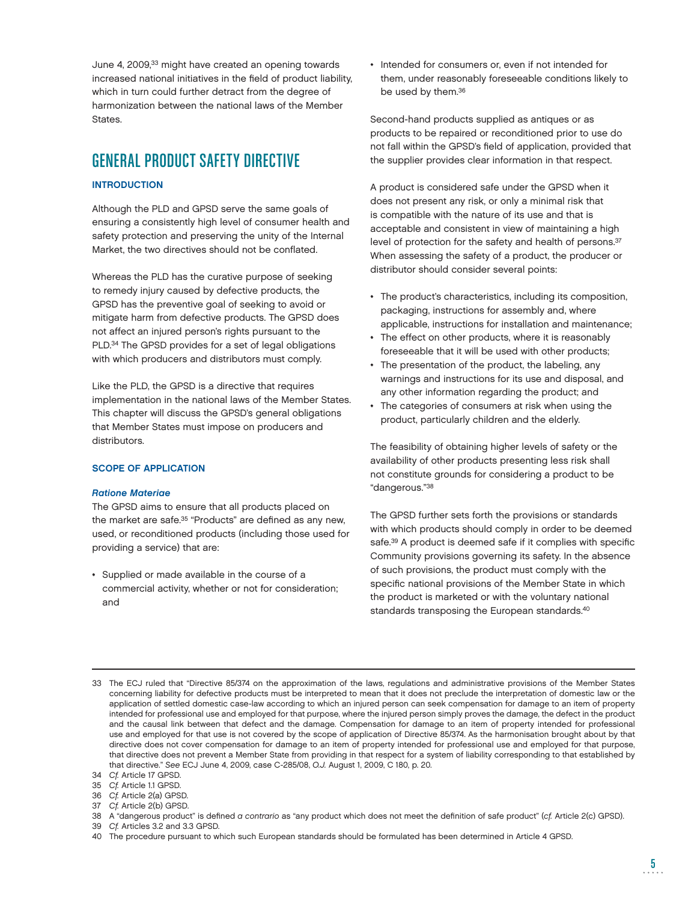June 4, 2009,[33] might have created an opening towards increased national initiatives in the field of product liability, which in turn could further detract from the degree of harmonization between the national laws of the Member States.

## GENERAL PRODUCT SAFETY DIRECTIVE

### INTRODUCTION

Although the PLD and GPSD serve the same goals of ensuring a consistently high level of consumer health and safety protection and preserving the unity of the Internal Market, the two directives should not be conflated.

Whereas the PLD has the curative purpose of seeking to remedy injury caused by defective products, the GPSD has the preventive goal of seeking to avoid or mitigate harm from defective products. The GPSD does not affect an injured person's rights pursuant to the PLD.[34] The GPSD provides for a set of legal obligations with which producers and distributors must comply.

Like the PLD, the GPSD is a directive that requires implementation in the national laws of the Member States. This chapter will discuss the GPSD's general obligations that Member States must impose on producers and distributors.

### SCOPE OF APPLICATION

#### *Ratione Materiae*

The GPSD aims to ensure that all products placed on the market are safe.[35] "Products" are defined as any new, used, or reconditioned products (including those used for providing a service) that are:

- Supplied or made available in the course of a commercial activity, whether or not for consideration; and
- Intended for consumers or, even if not intended for them, under reasonably foreseeable conditions likely to be used by them.[36]

Second-hand products supplied as antiques or as products to be repaired or reconditioned prior to use do not fall within the GPSD's field of application, provided that the supplier provides clear information in that respect.

A product is considered safe under the GPSD when it does not present any risk, or only a minimal risk that is compatible with the nature of its use and that is acceptable and consistent in view of maintaining a high level of protection for the safety and health of persons.[37] When assessing the safety of a product, the producer or distributor should consider several points:

- The product's characteristics, including its composition, packaging, instructions for assembly and, where applicable, instructions for installation and maintenance;
- The effect on other products, where it is reasonably foreseeable that it will be used with other products;
- The presentation of the product, the labeling, any warnings and instructions for its use and disposal, and any other information regarding the product; and
- The categories of consumers at risk when using the product, particularly children and the elderly.

The feasibility of obtaining higher levels of safety or the availability of other products presenting less risk shall not constitute grounds for considering a product to be "dangerous."[38]

The GPSD further sets forth the provisions or standards with which products should comply in order to be deemed safe.[39] A product is deemed safe if it complies with specific Community provisions governing its safety. In the absence of such provisions, the product must comply with the specific national provisions of the Member State in which the product is marketed or with the voluntary national standards transposing the European standards.[40]

---

33 The ECJ ruled that "Directive 85/374 on the approximation of the laws, regulations and administrative provisions of the Member States concerning liability for defective products must be interpreted to mean that it does not preclude the interpretation of domestic law or the application of settled domestic case-law according to which an injured person can seek compensation for damage to an item of property intended for professional use and employed for that purpose, where the injured person simply proves the damage, the defect in the product and the causal link between that defect and the damage. Compensation for damage to an item of property intended for professional use and employed for that use is not covered by the scope of application of Directive 85/374. As the harmonisation brought about by that directive does not cover compensation for damage to an item of property intended for professional use and employed for that purpose, that directive does not prevent a Member State from providing in that respect for a system of liability corresponding to that established by that directive." *See* ECJ June 4, 2009, case C-285/08, *O.J.* August 1, 2009, C 180, p. 20.

34 *Cf.* Article 17 GPSD.

35 *Cf.* Article 1.1 GPSD.

36 *Cf.* Article 2(a) GPSD.

37 *Cf.* Article 2(b) GPSD.

38 A "dangerous product" is defined *a contrario* as "any product which does not meet the definition of safe product" (*cf.* Article 2(c) GPSD).

39 *Cf.* Articles 3.2 and 3.3 GPSD.

40 The procedure pursuant to which such European standards should be formulated has been determined in Article 4 GPSD.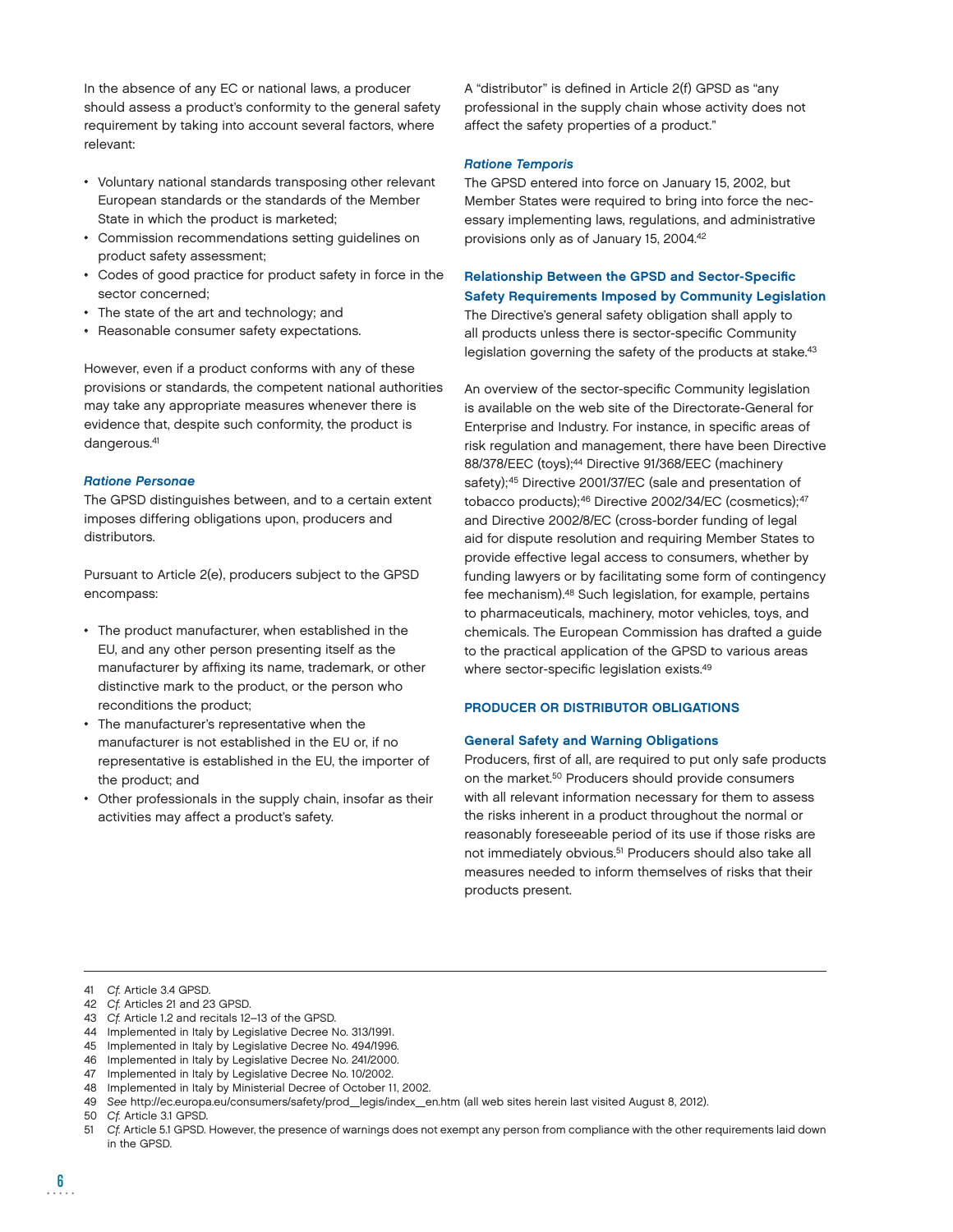In the absence of any EC or national laws, a producer should assess a product's conformity to the general safety requirement by taking into account several factors, where relevant:

- Voluntary national standards transposing other relevant European standards or the standards of the Member State in which the product is marketed;
- Commission recommendations setting guidelines on product safety assessment;
- Codes of good practice for product safety in force in the sector concerned;
- The state of the art and technology; and
- Reasonable consumer safety expectations.

However, even if a product conforms with any of these provisions or standards, the competent national authorities may take any appropriate measures whenever there is evidence that, despite such conformity, the product is dangerous.[41]

### *Ratione Personae*

The GPSD distinguishes between, and to a certain extent imposes differing obligations upon, producers and distributors.

Pursuant to Article 2(e), producers subject to the GPSD encompass:

- The product manufacturer, when established in the EU, and any other person presenting itself as the manufacturer by affixing its name, trademark, or other distinctive mark to the product, or the person who reconditions the product;
- The manufacturer's representative when the manufacturer is not established in the EU or, if no representative is established in the EU, the importer of the product; and
- Other professionals in the supply chain, insofar as their activities may affect a product's safety.

A "distributor" is defined in Article 2(f) GPSD as "any professional in the supply chain whose activity does not affect the safety properties of a product."

### *Ratione Temporis*

The GPSD entered into force on January 15, 2002, but Member States were required to bring into force the necessary implementing laws, regulations, and administrative provisions only as of January 15, 2004.[42]

### Relationship Between the GPSD and Sector-Specific Safety Requirements Imposed by Community Legislation

The Directive's general safety obligation shall apply to all products unless there is sector-specific Community legislation governing the safety of the products at stake.[43]

An overview of the sector-specific Community legislation is available on the web site of the Directorate-General for Enterprise and Industry. For instance, in specific areas of risk regulation and management, there have been Directive 88/378/EEC (toys);[44] Directive 91/368/EEC (machinery safety);[45] Directive 2001/37/EC (sale and presentation of tobacco products);[46] Directive 2002/34/EC (cosmetics);[47] and Directive 2002/8/EC (cross-border funding of legal aid for dispute resolution and requiring Member States to provide effective legal access to consumers, whether by funding lawyers or by facilitating some form of contingency fee mechanism).[48] Such legislation, for example, pertains to pharmaceuticals, machinery, motor vehicles, toys, and chemicals. The European Commission has drafted a guide to the practical application of the GPSD to various areas where sector-specific legislation exists.[49]

## PRODUCER OR DISTRIBUTOR OBLIGATIONS

### General Safety and Warning Obligations

Producers, first of all, are required to put only safe products on the market.[50] Producers should provide consumers with all relevant information necessary for them to assess the risks inherent in a product throughout the normal or reasonably foreseeable period of its use if those risks are not immediately obvious.[51] Producers should also take all measures needed to inform themselves of risks that their products present.

---

41 *Cf.* Article 3.4 GPSD.
42 *Cf.* Articles 21 and 23 GPSD.
43 *Cf.* Article 1.2 and recitals 12–13 of the GPSD.
44 Implemented in Italy by Legislative Decree No. 313/1991.
45 Implemented in Italy by Legislative Decree No. 494/1996.
46 Implemented in Italy by Legislative Decree No. 241/2000.
47 Implemented in Italy by Legislative Decree No. 10/2002.
48 Implemented in Italy by Ministerial Decree of October 11, 2002.
49 *See* http://ec.europa.eu/consumers/safety/prod__legis/index__en.htm (all web sites herein last visited August 8, 2012).
50 *Cf.* Article 3.1 GPSD.
51 *Cf.* Article 5.1 GPSD. However, the presence of warnings does not exempt any person from compliance with the other requirements laid down in the GPSD.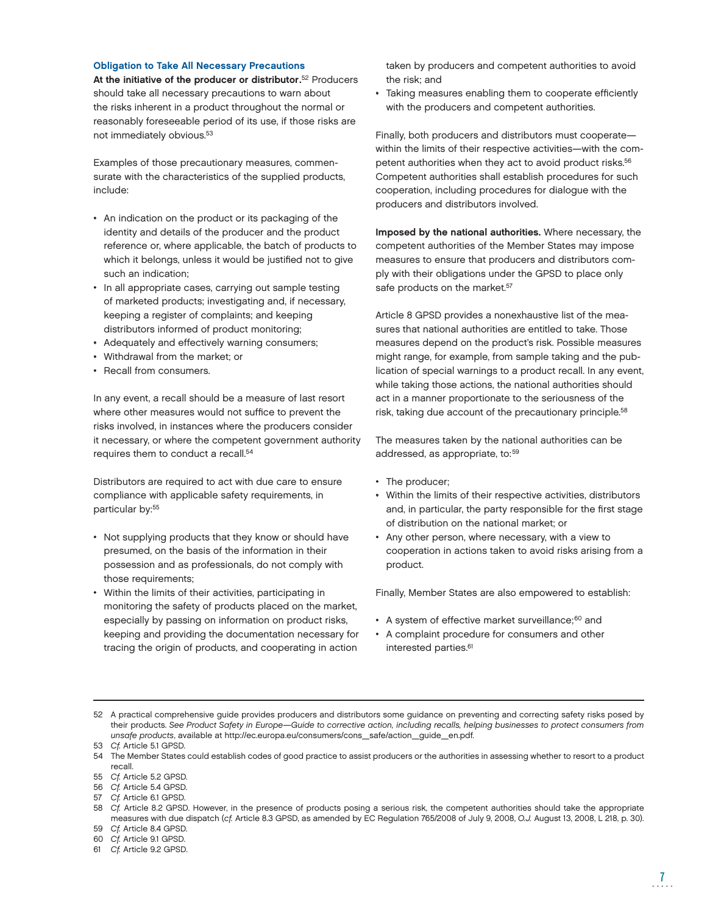### Obligation to Take All Necessary Precautions

**At the initiative of the producer or distributor.**[52] Producers should take all necessary precautions to warn about the risks inherent in a product throughout the normal or reasonably foreseeable period of its use, if those risks are not immediately obvious.[53]

Examples of those precautionary measures, commensurate with the characteristics of the supplied products, include:

- An indication on the product or its packaging of the identity and details of the producer and the product reference or, where applicable, the batch of products to which it belongs, unless it would be justified not to give such an indication;
- In all appropriate cases, carrying out sample testing of marketed products; investigating and, if necessary, keeping a register of complaints; and keeping distributors informed of product monitoring;
- Adequately and effectively warning consumers;
- Withdrawal from the market; or
- Recall from consumers.

In any event, a recall should be a measure of last resort where other measures would not suffice to prevent the risks involved, in instances where the producers consider it necessary, or where the competent government authority requires them to conduct a recall.[54]

Distributors are required to act with due care to ensure compliance with applicable safety requirements, in particular by:[55]

- Not supplying products that they know or should have presumed, on the basis of the information in their possession and as professionals, do not comply with those requirements;
- Within the limits of their activities, participating in monitoring the safety of products placed on the market, especially by passing on information on product risks, keeping and providing the documentation necessary for tracing the origin of products, and cooperating in action taken by producers and competent authorities to avoid the risk; and
- Taking measures enabling them to cooperate efficiently with the producers and competent authorities.

Finally, both producers and distributors must cooperate—within the limits of their respective activities—with the competent authorities when they act to avoid product risks.[56] Competent authorities shall establish procedures for such cooperation, including procedures for dialogue with the producers and distributors involved.

**Imposed by the national authorities.** Where necessary, the competent authorities of the Member States may impose measures to ensure that producers and distributors comply with their obligations under the GPSD to place only safe products on the market.[57]

Article 8 GPSD provides a nonexhaustive list of the measures that national authorities are entitled to take. Those measures depend on the product's risk. Possible measures might range, for example, from sample taking and the publication of special warnings to a product recall. In any event, while taking those actions, the national authorities should act in a manner proportionate to the seriousness of the risk, taking due account of the precautionary principle.[58]

The measures taken by the national authorities can be addressed, as appropriate, to:[59]

- The producer;
- Within the limits of their respective activities, distributors and, in particular, the party responsible for the first stage of distribution on the national market; or
- Any other person, where necessary, with a view to cooperation in actions taken to avoid risks arising from a product.

Finally, Member States are also empowered to establish:

- A system of effective market surveillance;[60] and
- A complaint procedure for consumers and other interested parties.[61]

---

52 A practical comprehensive guide provides producers and distributors some guidance on preventing and correcting safety risks posed by their products. *See Product Safety in Europe—Guide to corrective action, including recalls, helping businesses to protect consumers from unsafe products*, available at http://ec.europa.eu/consumers/cons_safe/action_guide_en.pdf.

53 *Cf.* Article 5.1 GPSD.

54 The Member States could establish codes of good practice to assist producers or the authorities in assessing whether to resort to a product recall.

55 *Cf.* Article 5.2 GPSD.

56 *Cf.* Article 5.4 GPSD.

57 *Cf.* Article 6.1 GPSD.

58 *Cf.* Article 8.2 GPSD. However, in the presence of products posing a serious risk, the competent authorities should take the appropriate measures with due dispatch (*cf.* Article 8.3 GPSD, as amended by EC Regulation 765/2008 of July 9, 2008, *O.J.* August 13, 2008, L 218, p. 30).

59 *Cf.* Article 8.4 GPSD.

60 *Cf.* Article 9.1 GPSD.

61 *Cf.* Article 9.2 GPSD.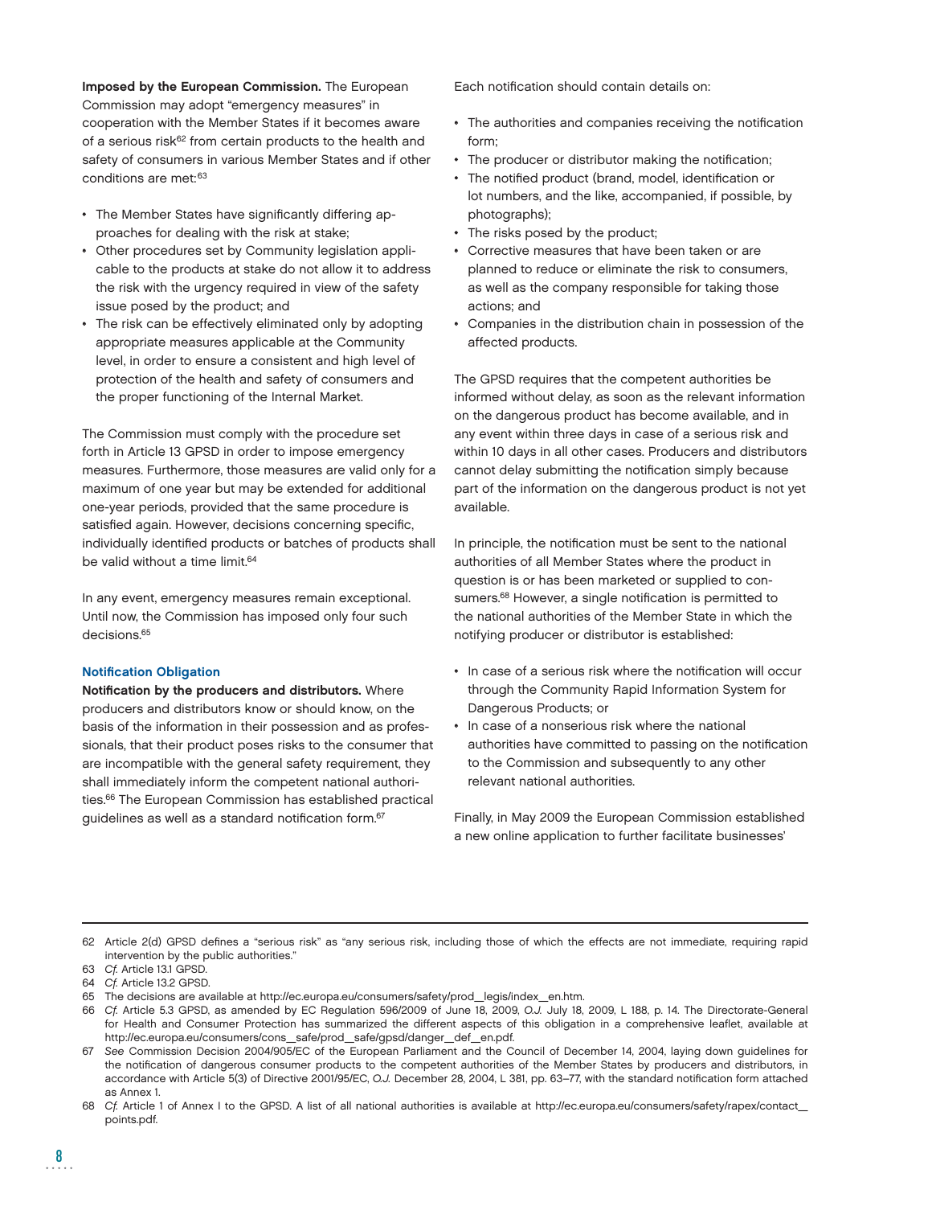**Imposed by the European Commission.** The European Commission may adopt "emergency measures" in cooperation with the Member States if it becomes aware of a serious risk[62] from certain products to the health and safety of consumers in various Member States and if other conditions are met:[63]

- The Member States have significantly differing approaches for dealing with the risk at stake;
- Other procedures set by Community legislation applicable to the products at stake do not allow it to address the risk with the urgency required in view of the safety issue posed by the product; and
- The risk can be effectively eliminated only by adopting appropriate measures applicable at the Community level, in order to ensure a consistent and high level of protection of the health and safety of consumers and the proper functioning of the Internal Market.

The Commission must comply with the procedure set forth in Article 13 GPSD in order to impose emergency measures. Furthermore, those measures are valid only for a maximum of one year but may be extended for additional one-year periods, provided that the same procedure is satisfied again. However, decisions concerning specific, individually identified products or batches of products shall be valid without a time limit.[64]

In any event, emergency measures remain exceptional. Until now, the Commission has imposed only four such decisions.[65]

### Notification Obligation

**Notification by the producers and distributors.** Where producers and distributors know or should know, on the basis of the information in their possession and as professionals, that their product poses risks to the consumer that are incompatible with the general safety requirement, they shall immediately inform the competent national authorities.[66] The European Commission has established practical guidelines as well as a standard notification form.[67]

Each notification should contain details on:

- The authorities and companies receiving the notification form;
- The producer or distributor making the notification;
- The notified product (brand, model, identification or lot numbers, and the like, accompanied, if possible, by photographs);
- The risks posed by the product;
- Corrective measures that have been taken or are planned to reduce or eliminate the risk to consumers, as well as the company responsible for taking those actions; and
- Companies in the distribution chain in possession of the affected products.

The GPSD requires that the competent authorities be informed without delay, as soon as the relevant information on the dangerous product has become available, and in any event within three days in case of a serious risk and within 10 days in all other cases. Producers and distributors cannot delay submitting the notification simply because part of the information on the dangerous product is not yet available.

In principle, the notification must be sent to the national authorities of all Member States where the product in question is or has been marketed or supplied to consumers.[68] However, a single notification is permitted to the national authorities of the Member State in which the notifying producer or distributor is established:

- In case of a serious risk where the notification will occur through the Community Rapid Information System for Dangerous Products; or
- In case of a nonserious risk where the national authorities have committed to passing on the notification to the Commission and subsequently to any other relevant national authorities.

Finally, in May 2009 the European Commission established a new online application to further facilitate businesses'

---

62 Article 2(d) GPSD defines a "serious risk" as "any serious risk, including those of which the effects are not immediate, requiring rapid intervention by the public authorities."

63 *Cf.* Article 13.1 GPSD.

64 *Cf.* Article 13.2 GPSD.

65 The decisions are available at http://ec.europa.eu/consumers/safety/prod__legis/index__en.htm.

66 *Cf.* Article 5.3 GPSD, as amended by EC Regulation 596/2009 of June 18, 2009, *O.J.* July 18, 2009, L 188, p. 14. The Directorate-General for Health and Consumer Protection has summarized the different aspects of this obligation in a comprehensive leaflet, available at http://ec.europa.eu/consumers/cons__safe/prod__safe/gpsd/danger__def__en.pdf.

67 *See* Commission Decision 2004/905/EC of the European Parliament and the Council of December 14, 2004, laying down guidelines for the notification of dangerous consumer products to the competent authorities of the Member States by producers and distributors, in accordance with Article 5(3) of Directive 2001/95/EC, *O.J.* December 28, 2004, L 381, pp. 63–77, with the standard notification form attached as Annex 1.

68 *Cf.* Article 1 of Annex I to the GPSD. A list of all national authorities is available at http://ec.europa.eu/consumers/safety/rapex/contact__points.pdf.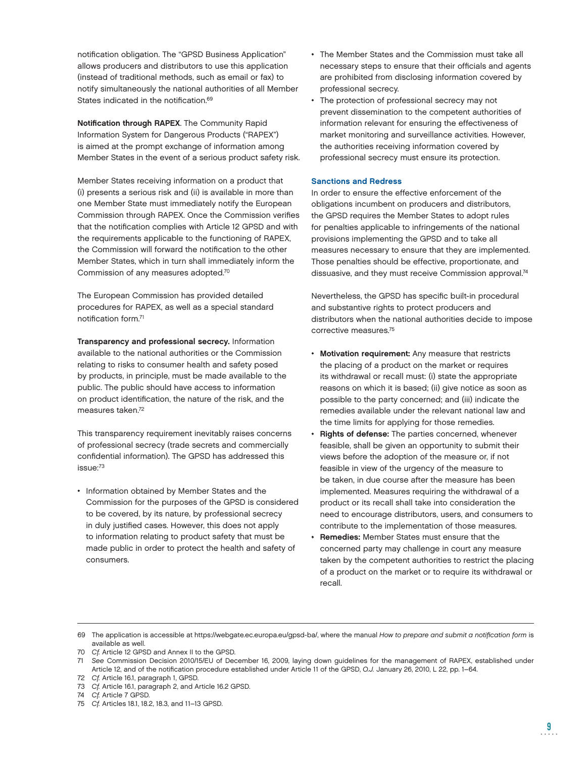notification obligation. The "GPSD Business Application" allows producers and distributors to use this application (instead of traditional methods, such as email or fax) to notify simultaneously the national authorities of all Member States indicated in the notification.[69]

**Notification through RAPEX**. The Community Rapid Information System for Dangerous Products ("RAPEX") is aimed at the prompt exchange of information among Member States in the event of a serious product safety risk.

Member States receiving information on a product that (i) presents a serious risk and (ii) is available in more than one Member State must immediately notify the European Commission through RAPEX. Once the Commission verifies that the notification complies with Article 12 GPSD and with the requirements applicable to the functioning of RAPEX, the Commission will forward the notification to the other Member States, which in turn shall immediately inform the Commission of any measures adopted.[70]

The European Commission has provided detailed procedures for RAPEX, as well as a special standard notification form.[71]

**Transparency and professional secrecy.** Information available to the national authorities or the Commission relating to risks to consumer health and safety posed by products, in principle, must be made available to the public. The public should have access to information on product identification, the nature of the risk, and the measures taken.[72]

This transparency requirement inevitably raises concerns of professional secrecy (trade secrets and commercially confidential information). The GPSD has addressed this issue:[73]

- Information obtained by Member States and the Commission for the purposes of the GPSD is considered to be covered, by its nature, by professional secrecy in duly justified cases. However, this does not apply to information relating to product safety that must be made public in order to protect the health and safety of consumers.
- The Member States and the Commission must take all necessary steps to ensure that their officials and agents are prohibited from disclosing information covered by professional secrecy.
- The protection of professional secrecy may not prevent dissemination to the competent authorities of information relevant for ensuring the effectiveness of market monitoring and surveillance activities. However, the authorities receiving information covered by professional secrecy must ensure its protection.

### Sanctions and Redress

In order to ensure the effective enforcement of the obligations incumbent on producers and distributors, the GPSD requires the Member States to adopt rules for penalties applicable to infringements of the national provisions implementing the GPSD and to take all measures necessary to ensure that they are implemented. Those penalties should be effective, proportionate, and dissuasive, and they must receive Commission approval.[74]

Nevertheless, the GPSD has specific built-in procedural and substantive rights to protect producers and distributors when the national authorities decide to impose corrective measures.[75]

- **Motivation requirement:** Any measure that restricts the placing of a product on the market or requires its withdrawal or recall must: (i) state the appropriate reasons on which it is based; (ii) give notice as soon as possible to the party concerned; and (iii) indicate the remedies available under the relevant national law and the time limits for applying for those remedies.
- **Rights of defense:** The parties concerned, whenever feasible, shall be given an opportunity to submit their views before the adoption of the measure or, if not feasible in view of the urgency of the measure to be taken, in due course after the measure has been implemented. Measures requiring the withdrawal of a product or its recall shall take into consideration the need to encourage distributors, users, and consumers to contribute to the implementation of those measures.
- **Remedies:** Member States must ensure that the concerned party may challenge in court any measure taken by the competent authorities to restrict the placing of a product on the market or to require its withdrawal or recall.

---

69 The application is accessible at https://webgate.ec.europa.eu/gpsd-ba/, where the manual *How to prepare and submit a notification form* is available as well.

70 *Cf.* Article 12 GPSD and Annex II to the GPSD.

71 *See* Commission Decision 2010/15/EU of December 16, 2009, laying down guidelines for the management of RAPEX, established under Article 12, and of the notification procedure established under Article 11 of the GPSD, *O.J.* January 26, 2010, L 22, pp. 1–64.

72 *Cf.* Article 16.1, paragraph 1, GPSD.

73 *Cf.* Article 16.1, paragraph 2, and Article 16.2 GPSD.

74 *Cf.* Article 7 GPSD.

75 *Cf.* Articles 18.1, 18.2, 18.3, and 11–13 GPSD.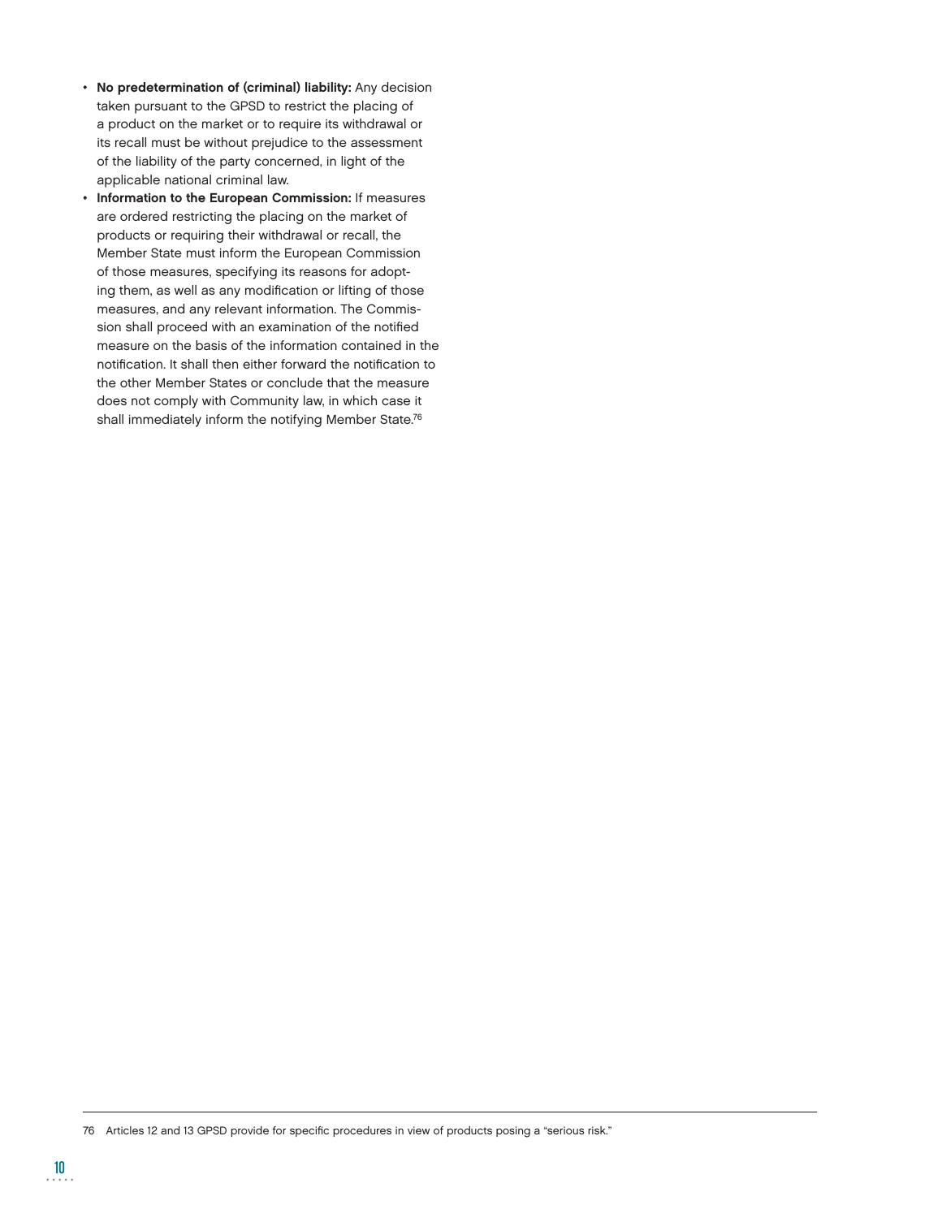- **No predetermination of (criminal) liability:** Any decision taken pursuant to the GPSD to restrict the placing of a product on the market or to require its withdrawal or its recall must be without prejudice to the assessment of the liability of the party concerned, in light of the applicable national criminal law.
- **Information to the European Commission:** If measures are ordered restricting the placing on the market of products or requiring their withdrawal or recall, the Member State must inform the European Commission of those measures, specifying its reasons for adopting them, as well as any modification or lifting of those measures, and any relevant information. The Commission shall proceed with an examination of the notified measure on the basis of the information contained in the notification. It shall then either forward the notification to the other Member States or conclude that the measure does not comply with Community law, in which case it shall immediately inform the notifying Member State.[76]

---

76 Articles 12 and 13 GPSD provide for specific procedures in view of products posing a "serious risk."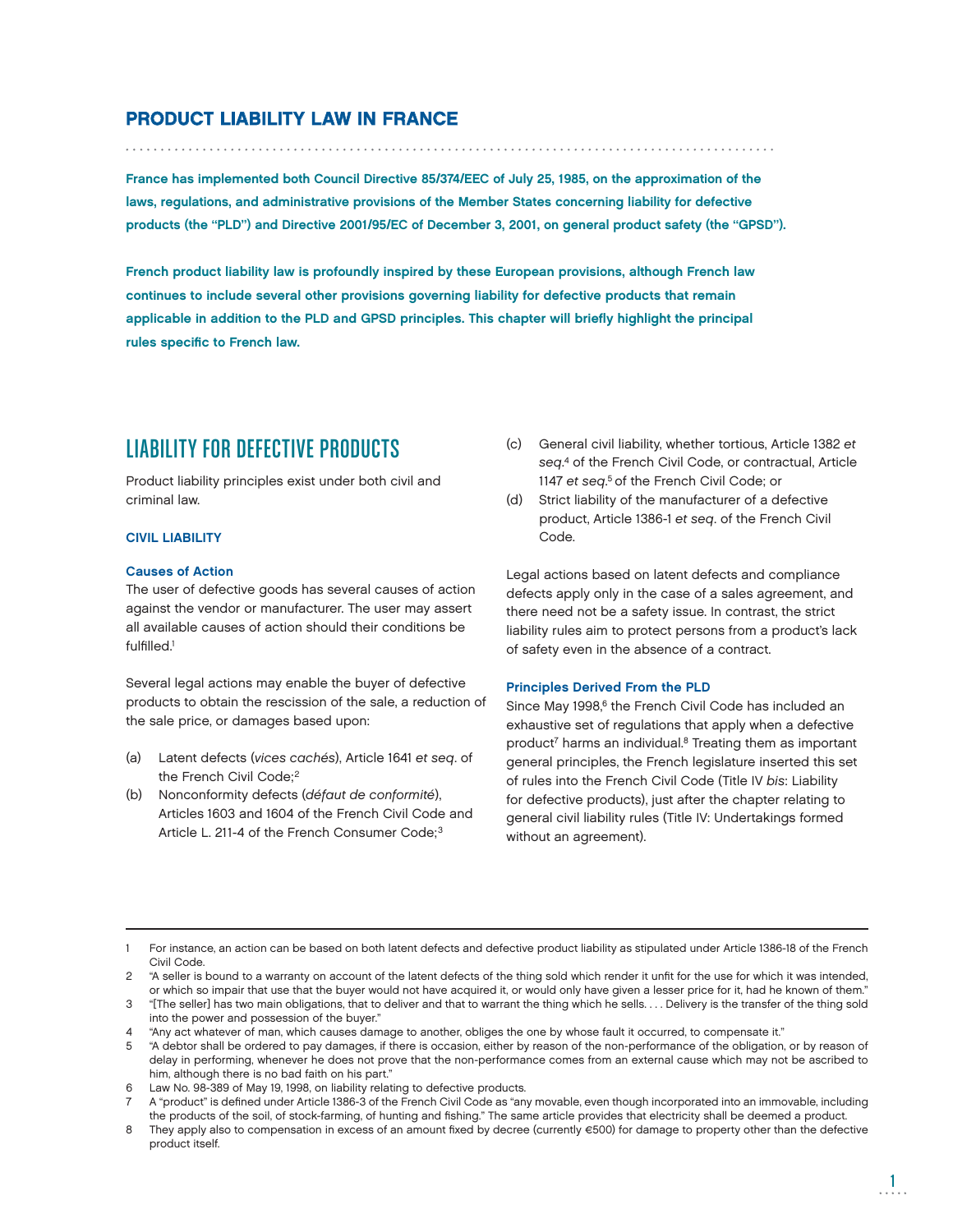## PRODUCT LIABILITY LAW IN FRANCE

**France has implemented both Council Directive 85/374/EEC of July 25, 1985, on the approximation of the laws, regulations, and administrative provisions of the Member States concerning liability for defective products (the "PLD") and Directive 2001/95/EC of December 3, 2001, on general product safety (the "GPSD").**

**French product liability law is profoundly inspired by these European provisions, although French law continues to include several other provisions governing liability for defective products that remain applicable in addition to the PLD and GPSD principles. This chapter will briefly highlight the principal rules specific to French law.**

# LIABILITY FOR DEFECTIVE PRODUCTS

Product liability principles exist under both civil and criminal law.

### CIVIL LIABILITY

#### Causes of Action

The user of defective goods has several causes of action against the vendor or manufacturer. The user may assert all available causes of action should their conditions be fulfilled.[1]

Several legal actions may enable the buyer of defective products to obtain the rescission of the sale, a reduction of the sale price, or damages based upon:

(a) Latent defects (*vices cachés*), Article 1641 *et seq*. of the French Civil Code;[2]

(b) Nonconformity defects (*défaut de conformité*), Articles 1603 and 1604 of the French Civil Code and Article L. 211-4 of the French Consumer Code;[3]

(c) General civil liability, whether tortious, Article 1382 *et seq*.[4] of the French Civil Code, or contractual, Article 1147 *et seq*.[5] of the French Civil Code; or

(d) Strict liability of the manufacturer of a defective product, Article 1386-1 *et seq*. of the French Civil Code.

Legal actions based on latent defects and compliance defects apply only in the case of a sales agreement, and there need not be a safety issue. In contrast, the strict liability rules aim to protect persons from a product's lack of safety even in the absence of a contract.

#### Principles Derived From the PLD

Since May 1998,[6] the French Civil Code has included an exhaustive set of regulations that apply when a defective product[7] harms an individual.[8] Treating them as important general principles, the French legislature inserted this set of rules into the French Civil Code (Title IV *bis*: Liability for defective products), just after the chapter relating to general civil liability rules (Title IV: Undertakings formed without an agreement).

---

1 For instance, an action can be based on both latent defects and defective product liability as stipulated under Article 1386-18 of the French Civil Code.

2 "A seller is bound to a warranty on account of the latent defects of the thing sold which render it unfit for the use for which it was intended, or which so impair that use that the buyer would not have acquired it, or would only have given a lesser price for it, had he known of them."

3 "[The seller] has two main obligations, that to deliver and that to warrant the thing which he sells. . . . Delivery is the transfer of the thing sold into the power and possession of the buyer."

4 "Any act whatever of man, which causes damage to another, obliges the one by whose fault it occurred, to compensate it."

5 "A debtor shall be ordered to pay damages, if there is occasion, either by reason of the non-performance of the obligation, or by reason of delay in performing, whenever he does not prove that the non-performance comes from an external cause which may not be ascribed to him, although there is no bad faith on his part."

6 Law No. 98-389 of May 19, 1998, on liability relating to defective products.

7 A "product" is defined under Article 1386-3 of the French Civil Code as "any movable, even though incorporated into an immovable, including the products of the soil, of stock-farming, of hunting and fishing." The same article provides that electricity shall be deemed a product.

8 They apply also to compensation in excess of an amount fixed by decree (currently €500) for damage to property other than the defective product itself.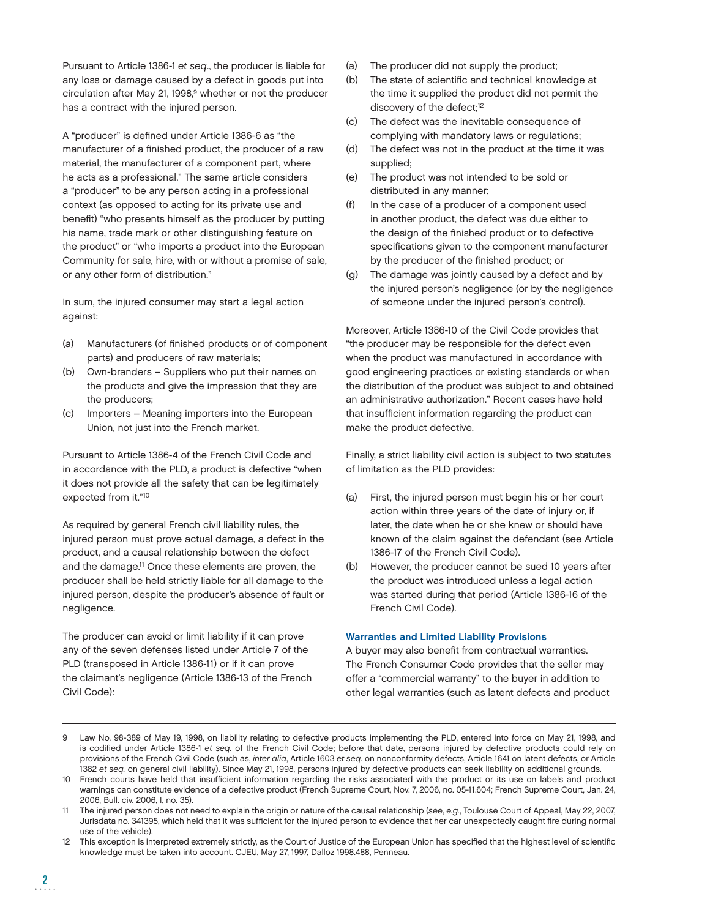Pursuant to Article 1386-1 *et seq.*, the producer is liable for any loss or damage caused by a defect in goods put into circulation after May 21, 1998,[9] whether or not the producer has a contract with the injured person.

A "producer" is defined under Article 1386-6 as "the manufacturer of a finished product, the producer of a raw material, the manufacturer of a component part, where he acts as a professional." The same article considers a "producer" to be any person acting in a professional context (as opposed to acting for its private use and benefit) "who presents himself as the producer by putting his name, trade mark or other distinguishing feature on the product" or "who imports a product into the European Community for sale, hire, with or without a promise of sale, or any other form of distribution."

In sum, the injured consumer may start a legal action against:

(a) Manufacturers (of finished products or of component parts) and producers of raw materials;
(b) Own-branders – Suppliers who put their names on the products and give the impression that they are the producers;
(c) Importers – Meaning importers into the European Union, not just into the French market.

Pursuant to Article 1386-4 of the French Civil Code and in accordance with the PLD, a product is defective "when it does not provide all the safety that can be legitimately expected from it."[10]

As required by general French civil liability rules, the injured person must prove actual damage, a defect in the product, and a causal relationship between the defect and the damage.[11] Once these elements are proven, the producer shall be held strictly liable for all damage to the injured person, despite the producer's absence of fault or negligence.

The producer can avoid or limit liability if it can prove any of the seven defenses listed under Article 7 of the PLD (transposed in Article 1386-11) or if it can prove the claimant's negligence (Article 1386-13 of the French Civil Code):

(a) The producer did not supply the product;
(b) The state of scientific and technical knowledge at the time it supplied the product did not permit the discovery of the defect;[12]
(c) The defect was the inevitable consequence of complying with mandatory laws or regulations;
(d) The defect was not in the product at the time it was supplied;
(e) The product was not intended to be sold or distributed in any manner;
(f) In the case of a producer of a component used in another product, the defect was due either to the design of the finished product or to defective specifications given to the component manufacturer by the producer of the finished product; or
(g) The damage was jointly caused by a defect and by the injured person's negligence (or by the negligence of someone under the injured person's control).

Moreover, Article 1386-10 of the Civil Code provides that "the producer may be responsible for the defect even when the product was manufactured in accordance with good engineering practices or existing standards or when the distribution of the product was subject to and obtained an administrative authorization." Recent cases have held that insufficient information regarding the product can make the product defective.

Finally, a strict liability civil action is subject to two statutes of limitation as the PLD provides:

(a) First, the injured person must begin his or her court action within three years of the date of injury or, if later, the date when he or she knew or should have known of the claim against the defendant (see Article 1386-17 of the French Civil Code).
(b) However, the producer cannot be sued 10 years after the product was introduced unless a legal action was started during that period (Article 1386-16 of the French Civil Code).

### Warranties and Limited Liability Provisions

A buyer may also benefit from contractual warranties. The French Consumer Code provides that the seller may offer a "commercial warranty" to the buyer in addition to other legal warranties (such as latent defects and product

---

9 Law No. 98-389 of May 19, 1998, on liability relating to defective products implementing the PLD, entered into force on May 21, 1998, and is codified under Article 1386-1 *et seq.* of the French Civil Code; before that date, persons injured by defective products could rely on provisions of the French Civil Code (such as, *inter alia*, Article 1603 *et seq.* on nonconformity defects, Article 1641 on latent defects, or Article 1382 *et seq.* on general civil liability). Since May 21, 1998, persons injured by defective products can seek liability on additional grounds.

10 French courts have held that insufficient information regarding the risks associated with the product or its use on labels and product warnings can constitute evidence of a defective product (French Supreme Court, Nov. 7, 2006, no. 05-11.604; French Supreme Court, Jan. 24, 2006, Bull. civ. 2006, I, no. 35).

11 The injured person does not need to explain the origin or nature of the causal relationship (*see*, *e.g.*, Toulouse Court of Appeal, May 22, 2007, Jurisdata no. 341395, which held that it was sufficient for the injured person to evidence that her car unexpectedly caught fire during normal use of the vehicle).

12 This exception is interpreted extremely strictly, as the Court of Justice of the European Union has specified that the highest level of scientific knowledge must be taken into account. CJEU, May 27, 1997, Dalloz 1998.488, Penneau.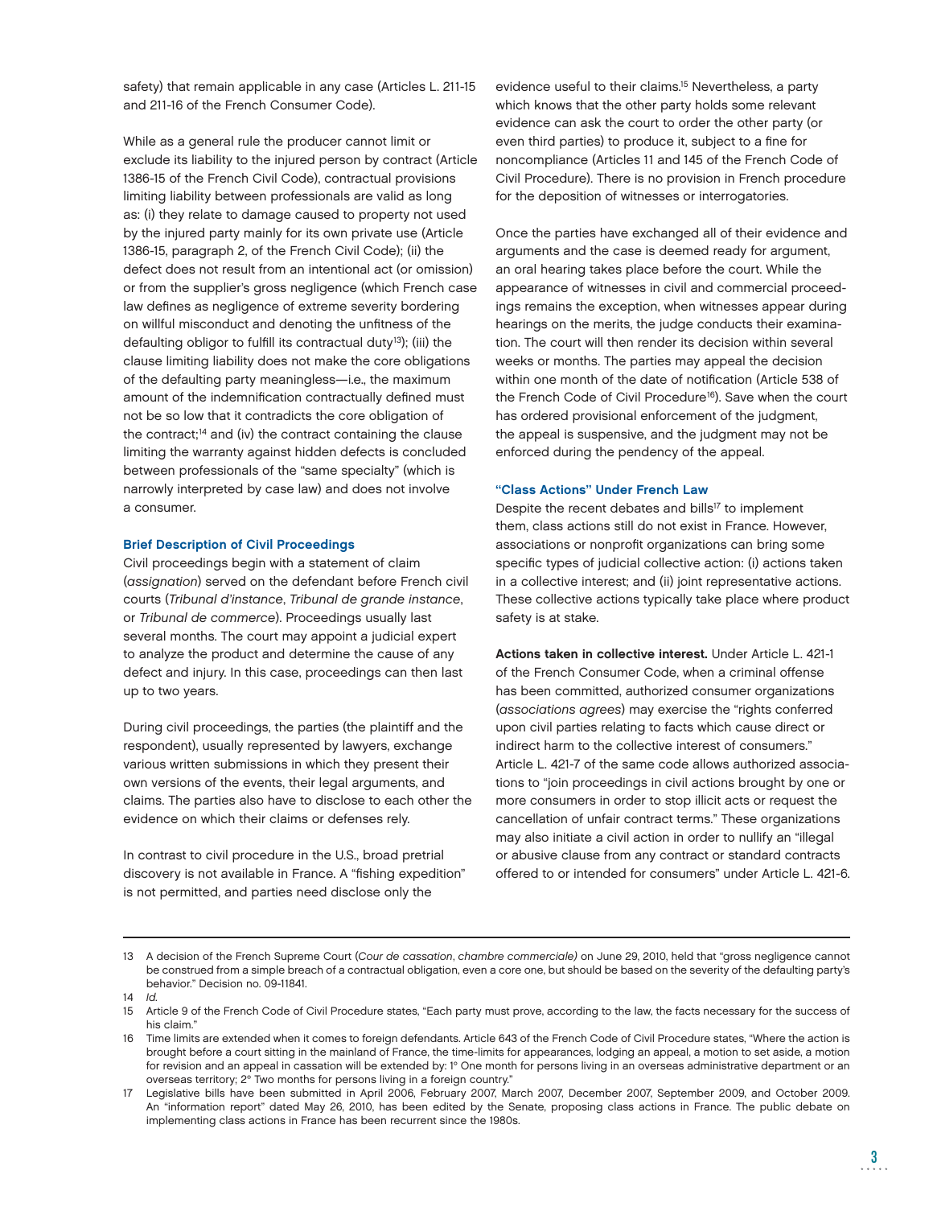safety) that remain applicable in any case (Articles L. 211-15 and 211-16 of the French Consumer Code).

While as a general rule the producer cannot limit or exclude its liability to the injured person by contract (Article 1386-15 of the French Civil Code), contractual provisions limiting liability between professionals are valid as long as: (i) they relate to damage caused to property not used by the injured party mainly for its own private use (Article 1386-15, paragraph 2, of the French Civil Code); (ii) the defect does not result from an intentional act (or omission) or from the supplier's gross negligence (which French case law defines as negligence of extreme severity bordering on willful misconduct and denoting the unfitness of the defaulting obligor to fulfill its contractual duty[13]); (iii) the clause limiting liability does not make the core obligations of the defaulting party meaningless—i.e., the maximum amount of the indemnification contractually defined must not be so low that it contradicts the core obligation of the contract;[14] and (iv) the contract containing the clause limiting the warranty against hidden defects is concluded between professionals of the "same specialty" (which is narrowly interpreted by case law) and does not involve a consumer.

### Brief Description of Civil Proceedings

Civil proceedings begin with a statement of claim (*assignation*) served on the defendant before French civil courts (*Tribunal d'instance*, *Tribunal de grande instance*, or *Tribunal de commerce*). Proceedings usually last several months. The court may appoint a judicial expert to analyze the product and determine the cause of any defect and injury. In this case, proceedings can then last up to two years.

During civil proceedings, the parties (the plaintiff and the respondent), usually represented by lawyers, exchange various written submissions in which they present their own versions of the events, their legal arguments, and claims. The parties also have to disclose to each other the evidence on which their claims or defenses rely.

In contrast to civil procedure in the U.S., broad pretrial discovery is not available in France. A "fishing expedition" is not permitted, and parties need disclose only the evidence useful to their claims.[15] Nevertheless, a party which knows that the other party holds some relevant evidence can ask the court to order the other party (or even third parties) to produce it, subject to a fine for noncompliance (Articles 11 and 145 of the French Code of Civil Procedure). There is no provision in French procedure for the deposition of witnesses or interrogatories.

Once the parties have exchanged all of their evidence and arguments and the case is deemed ready for argument, an oral hearing takes place before the court. While the appearance of witnesses in civil and commercial proceedings remains the exception, when witnesses appear during hearings on the merits, the judge conducts their examination. The court will then render its decision within several weeks or months. The parties may appeal the decision within one month of the date of notification (Article 538 of the French Code of Civil Procedure[16]). Save when the court has ordered provisional enforcement of the judgment, the appeal is suspensive, and the judgment may not be enforced during the pendency of the appeal.

### "Class Actions" Under French Law

Despite the recent debates and bills[17] to implement them, class actions still do not exist in France. However, associations or nonprofit organizations can bring some specific types of judicial collective action: (i) actions taken in a collective interest; and (ii) joint representative actions. These collective actions typically take place where product safety is at stake.

**Actions taken in collective interest.** Under Article L. 421-1 of the French Consumer Code, when a criminal offense has been committed, authorized consumer organizations (*associations agrees*) may exercise the "rights conferred upon civil parties relating to facts which cause direct or indirect harm to the collective interest of consumers." Article L. 421-7 of the same code allows authorized associations to "join proceedings in civil actions brought by one or more consumers in order to stop illicit acts or request the cancellation of unfair contract terms." These organizations may also initiate a civil action in order to nullify an "illegal or abusive clause from any contract or standard contracts offered to or intended for consumers" under Article L. 421-6.

---

13 A decision of the French Supreme Court (*Cour de cassation*, *chambre commerciale)* on June 29, 2010, held that "gross negligence cannot be construed from a simple breach of a contractual obligation, even a core one, but should be based on the severity of the defaulting party's behavior." Decision no. 09-11841.

14 *Id.*

15 Article 9 of the French Code of Civil Procedure states, "Each party must prove, according to the law, the facts necessary for the success of his claim."

16 Time limits are extended when it comes to foreign defendants. Article 643 of the French Code of Civil Procedure states, "Where the action is brought before a court sitting in the mainland of France, the time-limits for appearances, lodging an appeal, a motion to set aside, a motion for revision and an appeal in cassation will be extended by: 1° One month for persons living in an overseas administrative department or an overseas territory; 2° Two months for persons living in a foreign country."

17 Legislative bills have been submitted in April 2006, February 2007, March 2007, December 2007, September 2009, and October 2009. An "information report" dated May 26, 2010, has been edited by the Senate, proposing class actions in France. The public debate on implementing class actions in France has been recurrent since the 1980s.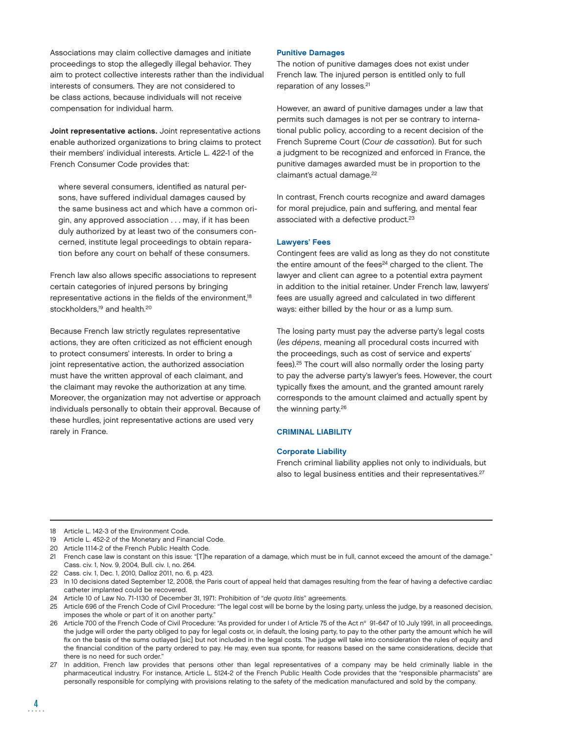Associations may claim collective damages and initiate proceedings to stop the allegedly illegal behavior. They aim to protect collective interests rather than the individual interests of consumers. They are not considered to be class actions, because individuals will not receive compensation for individual harm.

**Joint representative actions.** Joint representative actions enable authorized organizations to bring claims to protect their members' individual interests. Article L. 422-1 of the French Consumer Code provides that:

> where several consumers, identified as natural persons, have suffered individual damages caused by the same business act and which have a common origin, any approved association . . . may, if it has been duly authorized by at least two of the consumers concerned, institute legal proceedings to obtain reparation before any court on behalf of these consumers.

French law also allows specific associations to represent certain categories of injured persons by bringing representative actions in the fields of the environment,[18] stockholders,[19] and health.[20]

Because French law strictly regulates representative actions, they are often criticized as not efficient enough to protect consumers' interests. In order to bring a joint representative action, the authorized association must have the written approval of each claimant, and the claimant may revoke the authorization at any time. Moreover, the organization may not advertise or approach individuals personally to obtain their approval. Because of these hurdles, joint representative actions are used very rarely in France.

### Punitive Damages

The notion of punitive damages does not exist under French law. The injured person is entitled only to full reparation of any losses.[21]

However, an award of punitive damages under a law that permits such damages is not per se contrary to international public policy, according to a recent decision of the French Supreme Court (*Cour de cassation*). But for such a judgment to be recognized and enforced in France, the punitive damages awarded must be in proportion to the claimant's actual damage.[22]

In contrast, French courts recognize and award damages for moral prejudice, pain and suffering, and mental fear associated with a defective product.[23]

### Lawyers' Fees

Contingent fees are valid as long as they do not constitute the entire amount of the fees[24] charged to the client. The lawyer and client can agree to a potential extra payment in addition to the initial retainer. Under French law, lawyers' fees are usually agreed and calculated in two different ways: either billed by the hour or as a lump sum.

The losing party must pay the adverse party's legal costs (*les dépens*, meaning all procedural costs incurred with the proceedings, such as cost of service and experts' fees).[25] The court will also normally order the losing party to pay the adverse party's lawyer's fees. However, the court typically fixes the amount, and the granted amount rarely corresponds to the amount claimed and actually spent by the winning party.[26]

## CRIMINAL LIABILITY

### Corporate Liability

French criminal liability applies not only to individuals, but also to legal business entities and their representatives.[27]

---

18 Article L. 142-3 of the Environment Code.

19 Article L. 452-2 of the Monetary and Financial Code.

20 Article 1114-2 of the French Public Health Code.

21 French case law is constant on this issue: "[T]he reparation of a damage, which must be in full, cannot exceed the amount of the damage." Cass. civ. 1, Nov. 9, 2004, Bull. civ. I, no. 264.

22 Cass. civ. 1, Dec. 1, 2010, Dalloz 2011, no. 6, p. 423.

23 In 10 decisions dated September 12, 2008, the Paris court of appeal held that damages resulting from the fear of having a defective cardiac catheter implanted could be recovered.

24 Article 10 of Law No. 71-1130 of December 31, 1971: Prohibition of "*de quota litis*" agreements.

25 Article 696 of the French Code of Civil Procedure: "The legal cost will be borne by the losing party, unless the judge, by a reasoned decision, imposes the whole or part of it on another party."

26 Article 700 of the French Code of Civil Procedure: "As provided for under I of Article 75 of the Act n° 91-647 of 10 July 1991, in all proceedings, the judge will order the party obliged to pay for legal costs or, in default, the losing party, to pay to the other party the amount which he will fix on the basis of the sums outlayed [sic] but not included in the legal costs. The judge will take into consideration the rules of equity and the financial condition of the party ordered to pay. He may, even sua sponte, for reasons based on the same considerations, decide that there is no need for such order."

27 In addition, French law provides that persons other than legal representatives of a company may be held criminally liable in the pharmaceutical industry. For instance, Article L. 5124-2 of the French Public Health Code provides that the "responsible pharmacists" are personally responsible for complying with provisions relating to the safety of the medication manufactured and sold by the company.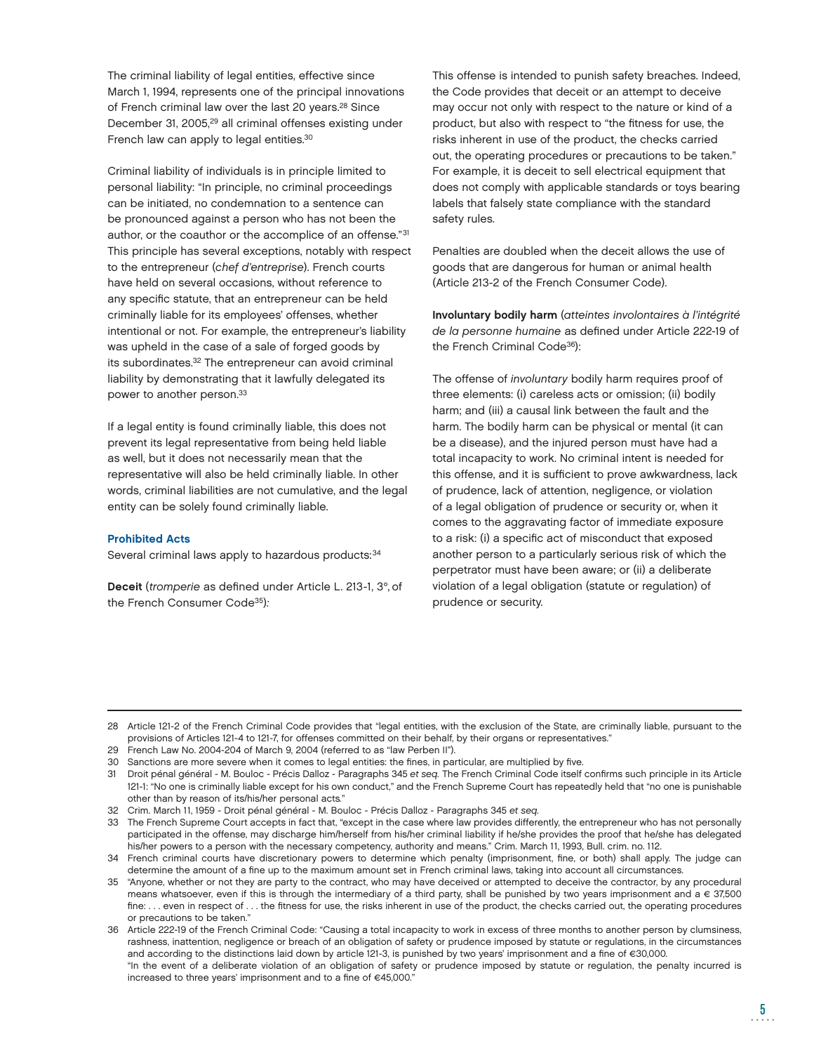The criminal liability of legal entities, effective since March 1, 1994, represents one of the principal innovations of French criminal law over the last 20 years.[28] Since December 31, 2005,[29] all criminal offenses existing under French law can apply to legal entities.[30]

Criminal liability of individuals is in principle limited to personal liability: "In principle, no criminal proceedings can be initiated, no condemnation to a sentence can be pronounced against a person who has not been the author, or the coauthor or the accomplice of an offense."[31] This principle has several exceptions, notably with respect to the entrepreneur (*chef d'entreprise*). French courts have held on several occasions, without reference to any specific statute, that an entrepreneur can be held criminally liable for its employees' offenses, whether intentional or not. For example, the entrepreneur's liability was upheld in the case of a sale of forged goods by its subordinates.[32] The entrepreneur can avoid criminal liability by demonstrating that it lawfully delegated its power to another person.[33]

If a legal entity is found criminally liable, this does not prevent its legal representative from being held liable as well, but it does not necessarily mean that the representative will also be held criminally liable. In other words, criminal liabilities are not cumulative, and the legal entity can be solely found criminally liable.

### Prohibited Acts

Several criminal laws apply to hazardous products:[34]

**Deceit** (*tromperie* as defined under Article L. 213-1, 3°, of the French Consumer Code[35]):

This offense is intended to punish safety breaches. Indeed, the Code provides that deceit or an attempt to deceive may occur not only with respect to the nature or kind of a product, but also with respect to "the fitness for use, the risks inherent in use of the product, the checks carried out, the operating procedures or precautions to be taken." For example, it is deceit to sell electrical equipment that does not comply with applicable standards or toys bearing labels that falsely state compliance with the standard safety rules.

Penalties are doubled when the deceit allows the use of goods that are dangerous for human or animal health (Article 213-2 of the French Consumer Code).

**Involuntary bodily harm** (*atteintes involontaires à l'intégrité de la personne humaine* as defined under Article 222-19 of the French Criminal Code[36]):

The offense of *involuntary* bodily harm requires proof of three elements: (i) careless acts or omission; (ii) bodily harm; and (iii) a causal link between the fault and the harm. The bodily harm can be physical or mental (it can be a disease), and the injured person must have had a total incapacity to work. No criminal intent is needed for this offense, and it is sufficient to prove awkwardness, lack of prudence, lack of attention, negligence, or violation of a legal obligation of prudence or security or, when it comes to the aggravating factor of immediate exposure to a risk: (i) a specific act of misconduct that exposed another person to a particularly serious risk of which the perpetrator must have been aware; or (ii) a deliberate violation of a legal obligation (statute or regulation) of prudence or security.

---

28 Article 121-2 of the French Criminal Code provides that "legal entities, with the exclusion of the State, are criminally liable, pursuant to the provisions of Articles 121-4 to 121-7, for offenses committed on their behalf, by their organs or representatives."

29 French Law No. 2004-204 of March 9, 2004 (referred to as "law Perben II").

30 Sanctions are more severe when it comes to legal entities: the fines, in particular, are multiplied by five.

31 Droit pénal général - M. Bouloc - Précis Dalloz - Paragraphs 345 *et seq.* The French Criminal Code itself confirms such principle in its Article 121-1: "No one is criminally liable except for his own conduct," and the French Supreme Court has repeatedly held that "no one is punishable other than by reason of its/his/her personal acts."

32 Crim. March 11, 1959 - Droit pénal général - M. Bouloc - Précis Dalloz - Paragraphs 345 *et seq.*

33 The French Supreme Court accepts in fact that, "except in the case where law provides differently, the entrepreneur who has not personally participated in the offense, may discharge him/herself from his/her criminal liability if he/she provides the proof that he/she has delegated his/her powers to a person with the necessary competency, authority and means." Crim. March 11, 1993, Bull. crim. no. 112.

34 French criminal courts have discretionary powers to determine which penalty (imprisonment, fine, or both) shall apply. The judge can determine the amount of a fine up to the maximum amount set in French criminal laws, taking into account all circumstances.

35 "Anyone, whether or not they are party to the contract, who may have deceived or attempted to deceive the contractor, by any procedural means whatsoever, even if this is through the intermediary of a third party, shall be punished by two years imprisonment and a € 37,500 fine: . . . even in respect of . . . the fitness for use, the risks inherent in use of the product, the checks carried out, the operating procedures or precautions to be taken."

36 Article 222-19 of the French Criminal Code: "Causing a total incapacity to work in excess of three months to another person by clumsiness, rashness, inattention, negligence or breach of an obligation of safety or prudence imposed by statute or regulations, in the circumstances and according to the distinctions laid down by article 121-3, is punished by two years' imprisonment and a fine of €30,000.
"In the event of a deliberate violation of an obligation of safety or prudence imposed by statute or regulation, the penalty incurred is increased to three years' imprisonment and to a fine of €45,000."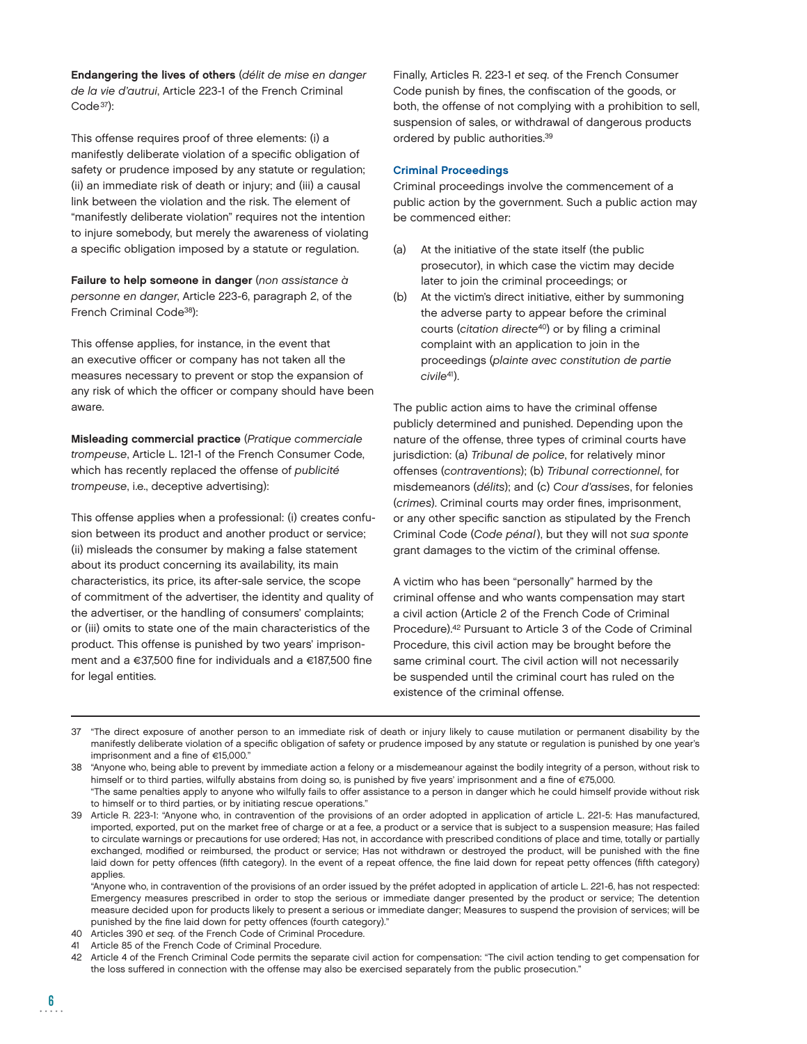**Endangering the lives of others** (*délit de mise en danger de la vie d'autrui*, Article 223-1 of the French Criminal Code[37]):

This offense requires proof of three elements: (i) a manifestly deliberate violation of a specific obligation of safety or prudence imposed by any statute or regulation; (ii) an immediate risk of death or injury; and (iii) a causal link between the violation and the risk. The element of "manifestly deliberate violation" requires not the intention to injure somebody, but merely the awareness of violating a specific obligation imposed by a statute or regulation.

**Failure to help someone in danger** (*non assistance à personne en danger*, Article 223-6, paragraph 2, of the French Criminal Code[38]):

This offense applies, for instance, in the event that an executive officer or company has not taken all the measures necessary to prevent or stop the expansion of any risk of which the officer or company should have been aware.

**Misleading commercial practice** (*Pratique commerciale trompeuse*, Article L. 121-1 of the French Consumer Code, which has recently replaced the offense of *publicité trompeuse*, i.e., deceptive advertising):

This offense applies when a professional: (i) creates confusion between its product and another product or service; (ii) misleads the consumer by making a false statement about its product concerning its availability, its main characteristics, its price, its after-sale service, the scope of commitment of the advertiser, the identity and quality of the advertiser, or the handling of consumers' complaints; or (iii) omits to state one of the main characteristics of the product. This offense is punished by two years' imprisonment and a €37,500 fine for individuals and a €187,500 fine for legal entities.

Finally, Articles R. 223-1 *et seq.* of the French Consumer Code punish by fines, the confiscation of the goods, or both, the offense of not complying with a prohibition to sell, suspension of sales, or withdrawal of dangerous products ordered by public authorities.[39]

### Criminal Proceedings

Criminal proceedings involve the commencement of a public action by the government. Such a public action may be commenced either:

(a) At the initiative of the state itself (the public prosecutor), in which case the victim may decide later to join the criminal proceedings; or

(b) At the victim's direct initiative, either by summoning the adverse party to appear before the criminal courts (*citation directe*[40]) or by filing a criminal complaint with an application to join in the proceedings (*plainte avec constitution de partie civile*[41]).

The public action aims to have the criminal offense publicly determined and punished. Depending upon the nature of the offense, three types of criminal courts have jurisdiction: (a) *Tribunal de police*, for relatively minor offenses (*contraventions*); (b) *Tribunal correctionnel*, for misdemeanors (*délits*); and (c) *Cour d'assises*, for felonies (*crimes*). Criminal courts may order fines, imprisonment, or any other specific sanction as stipulated by the French Criminal Code (*Code pénal*), but they will not *sua sponte* grant damages to the victim of the criminal offense.

A victim who has been "personally" harmed by the criminal offense and who wants compensation may start a civil action (Article 2 of the French Code of Criminal Procedure).[42] Pursuant to Article 3 of the Code of Criminal Procedure, this civil action may be brought before the same criminal court. The civil action will not necessarily be suspended until the criminal court has ruled on the existence of the criminal offense.

---

37 "The direct exposure of another person to an immediate risk of death or injury likely to cause mutilation or permanent disability by the manifestly deliberate violation of a specific obligation of safety or prudence imposed by any statute or regulation is punished by one year's imprisonment and a fine of €15,000."

38 "Anyone who, being able to prevent by immediate action a felony or a misdemeanour against the bodily integrity of a person, without risk to himself or to third parties, wilfully abstains from doing so, is punished by five years' imprisonment and a fine of €75,000.
"The same penalties apply to anyone who wilfully fails to offer assistance to a person in danger which he could himself provide without risk to himself or to third parties, or by initiating rescue operations."

39 Article R. 223-1: "Anyone who, in contravention of the provisions of an order adopted in application of article L. 221-5: Has manufactured, imported, exported, put on the market free of charge or at a fee, a product or a service that is subject to a suspension measure; Has failed to circulate warnings or precautions for use ordered; Has not, in accordance with prescribed conditions of place and time, totally or partially exchanged, modified or reimbursed, the product or service; Has not withdrawn or destroyed the product, will be punished with the fine laid down for petty offences (fifth category). In the event of a repeat offence, the fine laid down for repeat petty offences (fifth category) applies.
"Anyone who, in contravention of the provisions of an order issued by the préfet adopted in application of article L. 221-6, has not respected: Emergency measures prescribed in order to stop the serious or immediate danger presented by the product or service; The detention measure decided upon for products likely to present a serious or immediate danger; Measures to suspend the provision of services; will be punished by the fine laid down for petty offences (fourth category)."

40 Articles 390 *et seq.* of the French Code of Criminal Procedure.

41 Article 85 of the French Code of Criminal Procedure.

42 Article 4 of the French Criminal Code permits the separate civil action for compensation: "The civil action tending to get compensation for the loss suffered in connection with the offense may also be exercised separately from the public prosecution."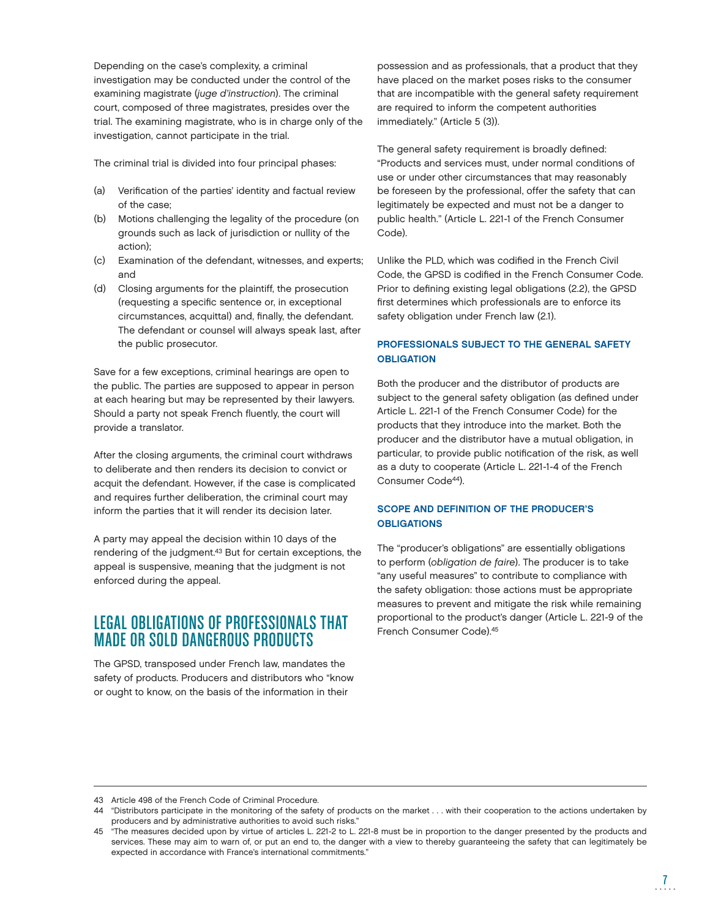Depending on the case's complexity, a criminal investigation may be conducted under the control of the examining magistrate (*juge d'instruction*). The criminal court, composed of three magistrates, presides over the trial. The examining magistrate, who is in charge only of the investigation, cannot participate in the trial.

The criminal trial is divided into four principal phases:

(a) Verification of the parties' identity and factual review of the case;
(b) Motions challenging the legality of the procedure (on grounds such as lack of jurisdiction or nullity of the action);
(c) Examination of the defendant, witnesses, and experts; and
(d) Closing arguments for the plaintiff, the prosecution (requesting a specific sentence or, in exceptional circumstances, acquittal) and, finally, the defendant. The defendant or counsel will always speak last, after the public prosecutor.

Save for a few exceptions, criminal hearings are open to the public. The parties are supposed to appear in person at each hearing but may be represented by their lawyers. Should a party not speak French fluently, the court will provide a translator.

After the closing arguments, the criminal court withdraws to deliberate and then renders its decision to convict or acquit the defendant. However, if the case is complicated and requires further deliberation, the criminal court may inform the parties that it will render its decision later.

A party may appeal the decision within 10 days of the rendering of the judgment.[43] But for certain exceptions, the appeal is suspensive, meaning that the judgment is not enforced during the appeal.

## LEGAL OBLIGATIONS OF PROFESSIONALS THAT MADE OR SOLD DANGEROUS PRODUCTS

The GPSD, transposed under French law, mandates the safety of products. Producers and distributors who "know or ought to know, on the basis of the information in their possession and as professionals, that a product that they have placed on the market poses risks to the consumer that are incompatible with the general safety requirement are required to inform the competent authorities immediately." (Article 5 (3)).

The general safety requirement is broadly defined: "Products and services must, under normal conditions of use or under other circumstances that may reasonably be foreseen by the professional, offer the safety that can legitimately be expected and must not be a danger to public health." (Article L. 221-1 of the French Consumer Code).

Unlike the PLD, which was codified in the French Civil Code, the GPSD is codified in the French Consumer Code. Prior to defining existing legal obligations (2.2), the GPSD first determines which professionals are to enforce its safety obligation under French law (2.1).

### PROFESSIONALS SUBJECT TO THE GENERAL SAFETY OBLIGATION

Both the producer and the distributor of products are subject to the general safety obligation (as defined under Article L. 221-1 of the French Consumer Code) for the products that they introduce into the market. Both the producer and the distributor have a mutual obligation, in particular, to provide public notification of the risk, as well as a duty to cooperate (Article L. 221-1-4 of the French Consumer Code[44]).

### SCOPE AND DEFINITION OF THE PRODUCER'S OBLIGATIONS

The "producer's obligations" are essentially obligations to perform (*obligation de faire*). The producer is to take "any useful measures" to contribute to compliance with the safety obligation: those actions must be appropriate measures to prevent and mitigate the risk while remaining proportional to the product's danger (Article L. 221-9 of the French Consumer Code).[45]

---

43 Article 498 of the French Code of Criminal Procedure.

44 "Distributors participate in the monitoring of the safety of products on the market . . . with their cooperation to the actions undertaken by producers and by administrative authorities to avoid such risks."

45 "The measures decided upon by virtue of articles L. 221-2 to L. 221-8 must be in proportion to the danger presented by the products and services. These may aim to warn of, or put an end to, the danger with a view to thereby guaranteeing the safety that can legitimately be expected in accordance with France's international commitments."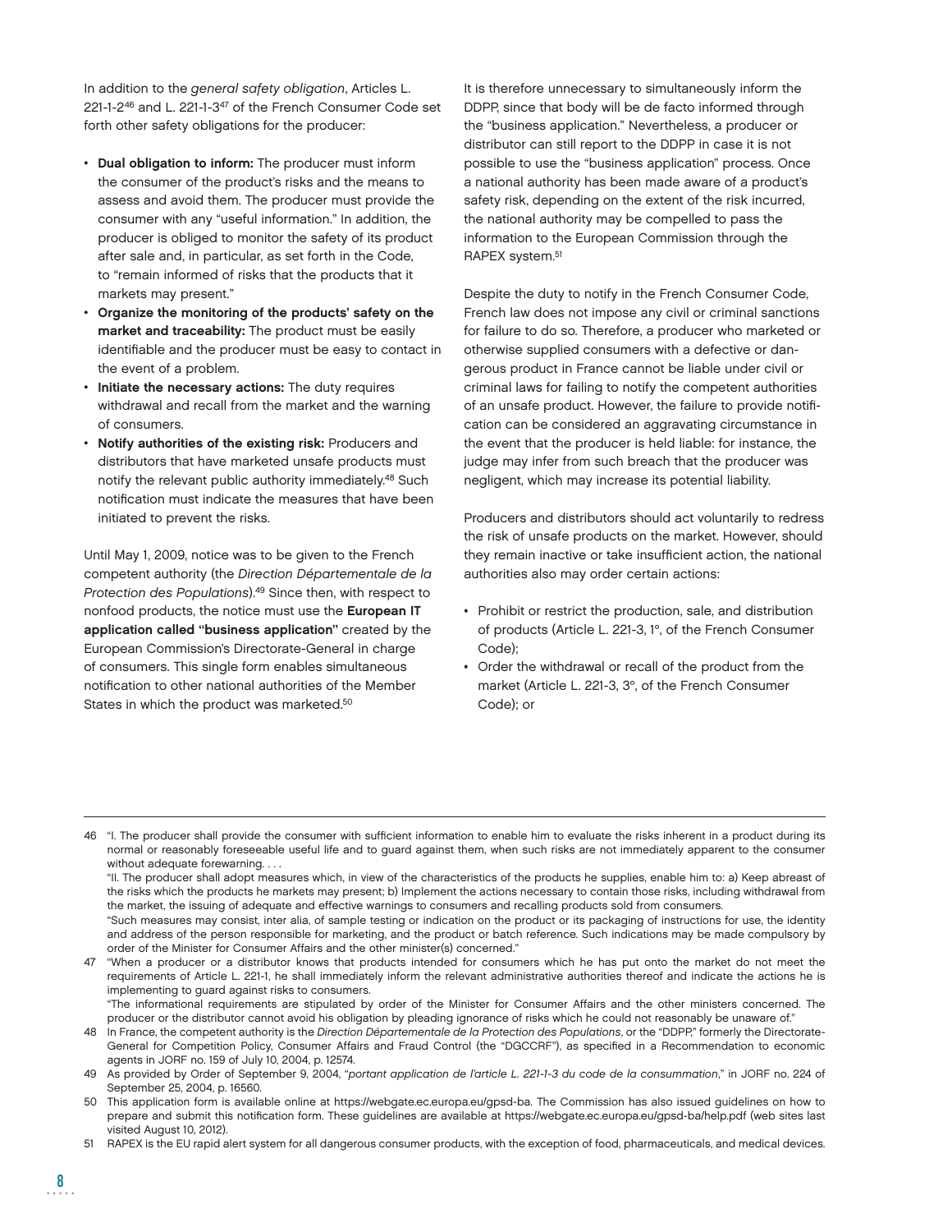In addition to the *general safety obligation*, Articles L. 221-1-2[46] and L. 221-1-3[47] of the French Consumer Code set forth other safety obligations for the producer:

- **Dual obligation to inform:** The producer must inform the consumer of the product's risks and the means to assess and avoid them. The producer must provide the consumer with any "useful information." In addition, the producer is obliged to monitor the safety of its product after sale and, in particular, as set forth in the Code, to "remain informed of risks that the products that it markets may present."
- **Organize the monitoring of the products' safety on the market and traceability:** The product must be easily identifiable and the producer must be easy to contact in the event of a problem.
- **Initiate the necessary actions:** The duty requires withdrawal and recall from the market and the warning of consumers.
- **Notify authorities of the existing risk:** Producers and distributors that have marketed unsafe products must notify the relevant public authority immediately.[48] Such notification must indicate the measures that have been initiated to prevent the risks.

Until May 1, 2009, notice was to be given to the French competent authority (the *Direction Départementale de la Protection des Populations*).[49] Since then, with respect to nonfood products, the notice must use the **European IT application called "business application"** created by the European Commission's Directorate-General in charge of consumers. This single form enables simultaneous notification to other national authorities of the Member States in which the product was marketed.[50]

It is therefore unnecessary to simultaneously inform the DDPP, since that body will be de facto informed through the "business application." Nevertheless, a producer or distributor can still report to the DDPP in case it is not possible to use the "business application" process. Once a national authority has been made aware of a product's safety risk, depending on the extent of the risk incurred, the national authority may be compelled to pass the information to the European Commission through the RAPEX system.[51]

Despite the duty to notify in the French Consumer Code, French law does not impose any civil or criminal sanctions for failure to do so. Therefore, a producer who marketed or otherwise supplied consumers with a defective or dangerous product in France cannot be liable under civil or criminal laws for failing to notify the competent authorities of an unsafe product. However, the failure to provide notification can be considered an aggravating circumstance in the event that the producer is held liable: for instance, the judge may infer from such breach that the producer was negligent, which may increase its potential liability.

Producers and distributors should act voluntarily to redress the risk of unsafe products on the market. However, should they remain inactive or take insufficient action, the national authorities also may order certain actions:

- Prohibit or restrict the production, sale, and distribution of products (Article L. 221-3, 1°, of the French Consumer Code);
- Order the withdrawal or recall of the product from the market (Article L. 221-3, 3°, of the French Consumer Code); or

---

46 "I. The producer shall provide the consumer with sufficient information to enable him to evaluate the risks inherent in a product during its normal or reasonably foreseeable useful life and to guard against them, when such risks are not immediately apparent to the consumer without adequate forewarning. . . .

"II. The producer shall adopt measures which, in view of the characteristics of the products he supplies, enable him to: a) Keep abreast of the risks which the products he markets may present; b) Implement the actions necessary to contain those risks, including withdrawal from the market, the issuing of adequate and effective warnings to consumers and recalling products sold from consumers.

"Such measures may consist, inter alia, of sample testing or indication on the product or its packaging of instructions for use, the identity and address of the person responsible for marketing, and the product or batch reference. Such indications may be made compulsory by order of the Minister for Consumer Affairs and the other minister(s) concerned."

47 "When a producer or a distributor knows that products intended for consumers which he has put onto the market do not meet the requirements of Article L. 221-1, he shall immediately inform the relevant administrative authorities thereof and indicate the actions he is implementing to guard against risks to consumers.

"The informational requirements are stipulated by order of the Minister for Consumer Affairs and the other ministers concerned. The producer or the distributor cannot avoid his obligation by pleading ignorance of risks which he could not reasonably be unaware of."

48 In France, the competent authority is the *Direction Départementale de la Protection des Populations*, or the "DDPP," formerly the Directorate-General for Competition Policy, Consumer Affairs and Fraud Control (the "DGCCRF"), as specified in a Recommendation to economic agents in JORF no. 159 of July 10, 2004, p. 12574.

49 As provided by Order of September 9, 2004, "*portant application de l'article L. 221-1-3 du code de la consommation*," in JORF no. 224 of September 25, 2004, p. 16560.

50 This application form is available online at https://webgate.ec.europa.eu/gpsd-ba. The Commission has also issued guidelines on how to prepare and submit this notification form. These guidelines are available at https://webgate.ec.europa.eu/gpsd-ba/help.pdf (web sites last visited August 10, 2012).

51 RAPEX is the EU rapid alert system for all dangerous consumer products, with the exception of food, pharmaceuticals, and medical devices.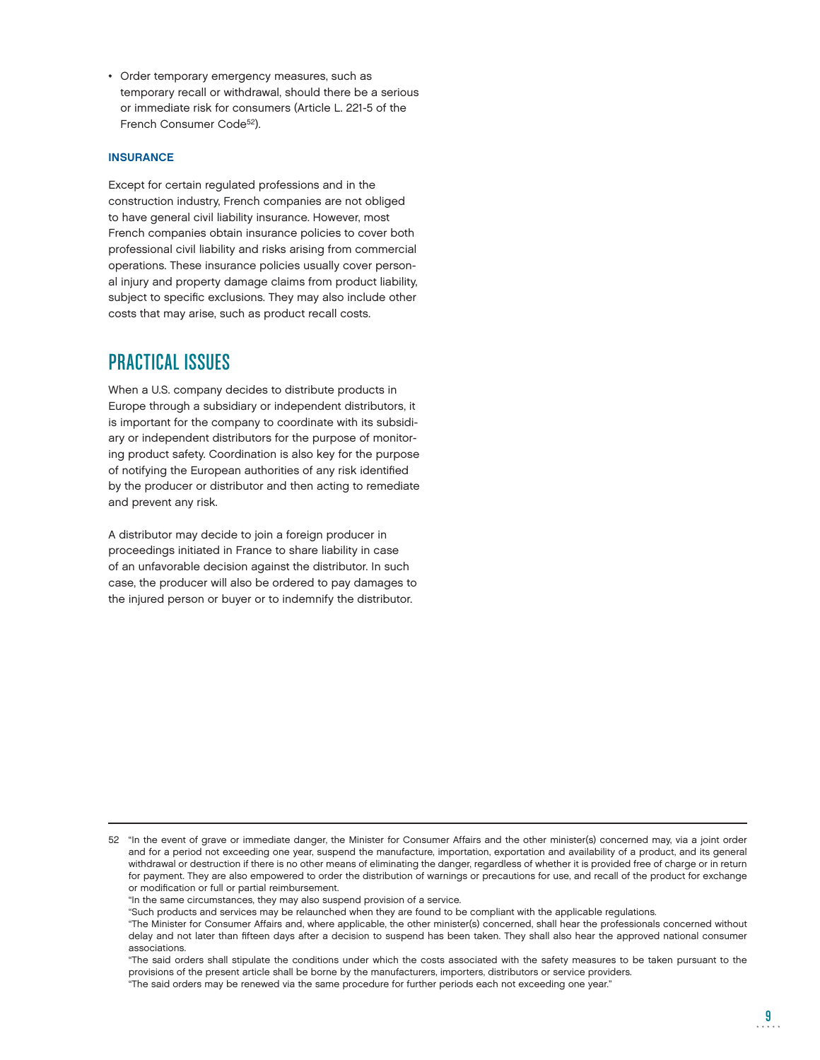- Order temporary emergency measures, such as temporary recall or withdrawal, should there be a serious or immediate risk for consumers (Article L. 221-5 of the French Consumer Code[52]).

### INSURANCE

Except for certain regulated professions and in the construction industry, French companies are not obliged to have general civil liability insurance. However, most French companies obtain insurance policies to cover both professional civil liability and risks arising from commercial operations. These insurance policies usually cover personal injury and property damage claims from product liability, subject to specific exclusions. They may also include other costs that may arise, such as product recall costs.

## PRACTICAL ISSUES

When a U.S. company decides to distribute products in Europe through a subsidiary or independent distributors, it is important for the company to coordinate with its subsidiary or independent distributors for the purpose of monitoring product safety. Coordination is also key for the purpose of notifying the European authorities of any risk identified by the producer or distributor and then acting to remediate and prevent any risk.

A distributor may decide to join a foreign producer in proceedings initiated in France to share liability in case of an unfavorable decision against the distributor. In such case, the producer will also be ordered to pay damages to the injured person or buyer or to indemnify the distributor.

---

52 "In the event of grave or immediate danger, the Minister for Consumer Affairs and the other minister(s) concerned may, via a joint order and for a period not exceeding one year, suspend the manufacture, importation, exportation and availability of a product, and its general withdrawal or destruction if there is no other means of eliminating the danger, regardless of whether it is provided free of charge or in return for payment. They are also empowered to order the distribution of warnings or precautions for use, and recall of the product for exchange or modification or full or partial reimbursement.
"In the same circumstances, they may also suspend provision of a service.
"Such products and services may be relaunched when they are found to be compliant with the applicable regulations.
"The Minister for Consumer Affairs and, where applicable, the other minister(s) concerned, shall hear the professionals concerned without delay and not later than fifteen days after a decision to suspend has been taken. They shall also hear the approved national consumer associations.
"The said orders shall stipulate the conditions under which the costs associated with the safety measures to be taken pursuant to the provisions of the present article shall be borne by the manufacturers, importers, distributors or service providers.
"The said orders may be renewed via the same procedure for further periods each not exceeding one year."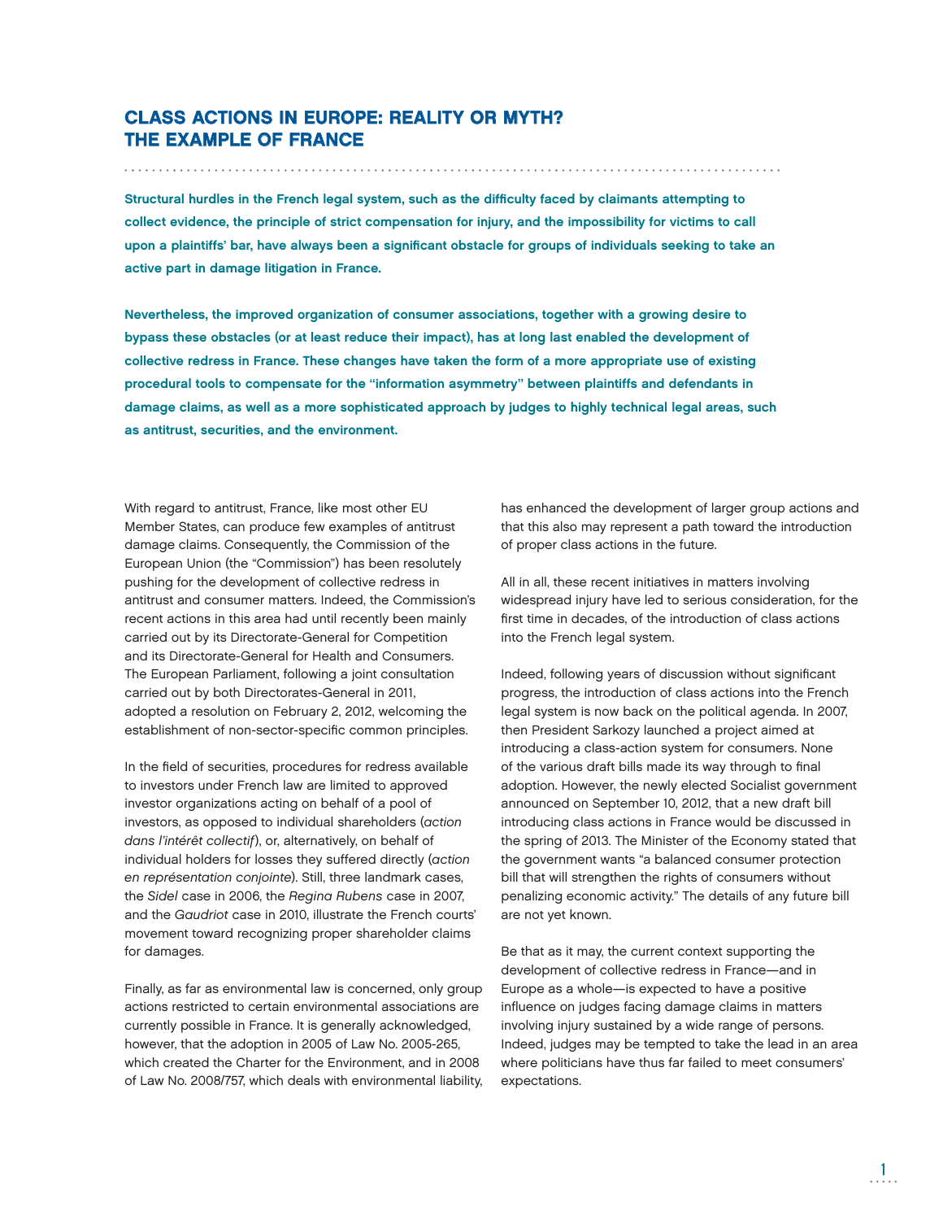# CLASS ACTIONS IN EUROPE: REALITY OR MYTH? THE EXAMPLE OF FRANCE

**Structural hurdles in the French legal system, such as the difficulty faced by claimants attempting to collect evidence, the principle of strict compensation for injury, and the impossibility for victims to call upon a plaintiffs' bar, have always been a significant obstacle for groups of individuals seeking to take an active part in damage litigation in France.**

**Nevertheless, the improved organization of consumer associations, together with a growing desire to bypass these obstacles (or at least reduce their impact), has at long last enabled the development of collective redress in France. These changes have taken the form of a more appropriate use of existing procedural tools to compensate for the "information asymmetry" between plaintiffs and defendants in damage claims, as well as a more sophisticated approach by judges to highly technical legal areas, such as antitrust, securities, and the environment.**

With regard to antitrust, France, like most other EU Member States, can produce few examples of antitrust damage claims. Consequently, the Commission of the European Union (the "Commission") has been resolutely pushing for the development of collective redress in antitrust and consumer matters. Indeed, the Commission's recent actions in this area had until recently been mainly carried out by its Directorate-General for Competition and its Directorate-General for Health and Consumers. The European Parliament, following a joint consultation carried out by both Directorates-General in 2011, adopted a resolution on February 2, 2012, welcoming the establishment of non-sector-specific common principles.

In the field of securities, procedures for redress available to investors under French law are limited to approved investor organizations acting on behalf of a pool of investors, as opposed to individual shareholders (*action dans l'intérêt collectif*), or, alternatively, on behalf of individual holders for losses they suffered directly (*action en représentation conjointe*). Still, three landmark cases, the *Sidel* case in 2006, the *Regina Rubens* case in 2007, and the *Gaudriot* case in 2010, illustrate the French courts' movement toward recognizing proper shareholder claims for damages.

Finally, as far as environmental law is concerned, only group actions restricted to certain environmental associations are currently possible in France. It is generally acknowledged, however, that the adoption in 2005 of Law No. 2005-265, which created the Charter for the Environment, and in 2008 of Law No. 2008/757, which deals with environmental liability, has enhanced the development of larger group actions and that this also may represent a path toward the introduction of proper class actions in the future.

All in all, these recent initiatives in matters involving widespread injury have led to serious consideration, for the first time in decades, of the introduction of class actions into the French legal system.

Indeed, following years of discussion without significant progress, the introduction of class actions into the French legal system is now back on the political agenda. In 2007, then President Sarkozy launched a project aimed at introducing a class-action system for consumers. None of the various draft bills made its way through to final adoption. However, the newly elected Socialist government announced on September 10, 2012, that a new draft bill introducing class actions in France would be discussed in the spring of 2013. The Minister of the Economy stated that the government wants "a balanced consumer protection bill that will strengthen the rights of consumers without penalizing economic activity." The details of any future bill are not yet known.

Be that as it may, the current context supporting the development of collective redress in France—and in Europe as a whole—is expected to have a positive influence on judges facing damage claims in matters involving injury sustained by a wide range of persons. Indeed, judges may be tempted to take the lead in an area where politicians have thus far failed to meet consumers' expectations.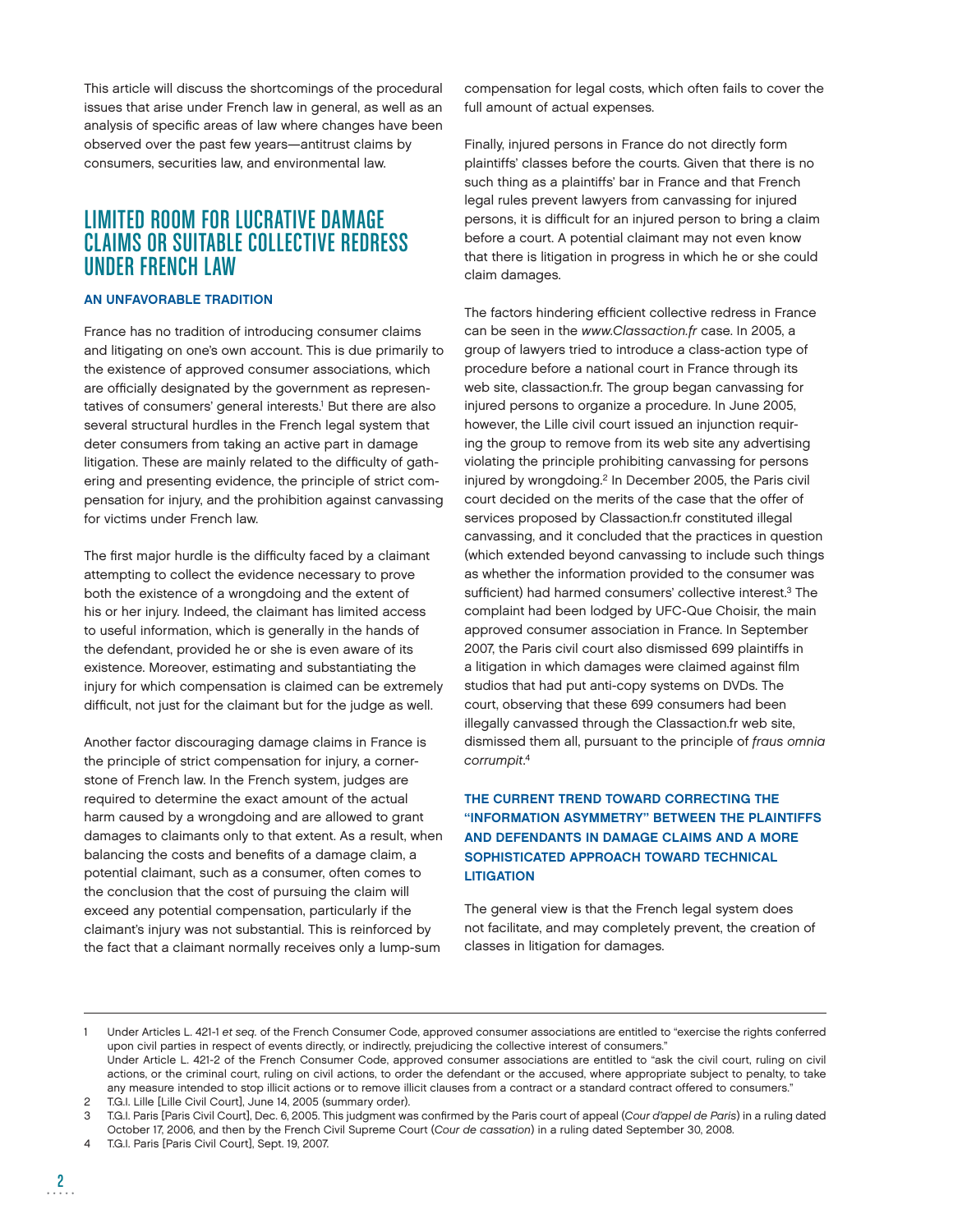This article will discuss the shortcomings of the procedural issues that arise under French law in general, as well as an analysis of specific areas of law where changes have been observed over the past few years—antitrust claims by consumers, securities law, and environmental law.

## LIMITED ROOM FOR LUCRATIVE DAMAGE CLAIMS OR SUITABLE COLLECTIVE REDRESS UNDER FRENCH LAW

### AN UNFAVORABLE TRADITION

France has no tradition of introducing consumer claims and litigating on one's own account. This is due primarily to the existence of approved consumer associations, which are officially designated by the government as representatives of consumers' general interests.[1] But there are also several structural hurdles in the French legal system that deter consumers from taking an active part in damage litigation. These are mainly related to the difficulty of gathering and presenting evidence, the principle of strict compensation for injury, and the prohibition against canvassing for victims under French law.

The first major hurdle is the difficulty faced by a claimant attempting to collect the evidence necessary to prove both the existence of a wrongdoing and the extent of his or her injury. Indeed, the claimant has limited access to useful information, which is generally in the hands of the defendant, provided he or she is even aware of its existence. Moreover, estimating and substantiating the injury for which compensation is claimed can be extremely difficult, not just for the claimant but for the judge as well.

Another factor discouraging damage claims in France is the principle of strict compensation for injury, a cornerstone of French law. In the French system, judges are required to determine the exact amount of the actual harm caused by a wrongdoing and are allowed to grant damages to claimants only to that extent. As a result, when balancing the costs and benefits of a damage claim, a potential claimant, such as a consumer, often comes to the conclusion that the cost of pursuing the claim will exceed any potential compensation, particularly if the claimant's injury was not substantial. This is reinforced by the fact that a claimant normally receives only a lump-sum compensation for legal costs, which often fails to cover the full amount of actual expenses.

Finally, injured persons in France do not directly form plaintiffs' classes before the courts. Given that there is no such thing as a plaintiffs' bar in France and that French legal rules prevent lawyers from canvassing for injured persons, it is difficult for an injured person to bring a claim before a court. A potential claimant may not even know that there is litigation in progress in which he or she could claim damages.

The factors hindering efficient collective redress in France can be seen in the *www.Classaction.fr* case. In 2005, a group of lawyers tried to introduce a class-action type of procedure before a national court in France through its web site, classaction.fr. The group began canvassing for injured persons to organize a procedure. In June 2005, however, the Lille civil court issued an injunction requiring the group to remove from its web site any advertising violating the principle prohibiting canvassing for persons injured by wrongdoing.[2] In December 2005, the Paris civil court decided on the merits of the case that the offer of services proposed by Classaction.fr constituted illegal canvassing, and it concluded that the practices in question (which extended beyond canvassing to include such things as whether the information provided to the consumer was sufficient) had harmed consumers' collective interest.[3] The complaint had been lodged by UFC-Que Choisir, the main approved consumer association in France. In September 2007, the Paris civil court also dismissed 699 plaintiffs in a litigation in which damages were claimed against film studios that had put anti-copy systems on DVDs. The court, observing that these 699 consumers had been illegally canvassed through the Classaction.fr web site, dismissed them all, pursuant to the principle of *fraus omnia corrumpit*.[4]

### THE CURRENT TREND TOWARD CORRECTING THE "INFORMATION ASYMMETRY" BETWEEN THE PLAINTIFFS AND DEFENDANTS IN DAMAGE CLAIMS AND A MORE SOPHISTICATED APPROACH TOWARD TECHNICAL LITIGATION

The general view is that the French legal system does not facilitate, and may completely prevent, the creation of classes in litigation for damages.

---

1 Under Articles L. 421-1 *et seq.* of the French Consumer Code, approved consumer associations are entitled to "exercise the rights conferred upon civil parties in respect of events directly, or indirectly, prejudicing the collective interest of consumers."
Under Article L. 421-2 of the French Consumer Code, approved consumer associations are entitled to "ask the civil court, ruling on civil actions, or the criminal court, ruling on civil actions, to order the defendant or the accused, where appropriate subject to penalty, to take any measure intended to stop illicit actions or to remove illicit clauses from a contract or a standard contract offered to consumers."

2 T.G.I. Lille [Lille Civil Court], June 14, 2005 (summary order).

3 T.G.I. Paris [Paris Civil Court], Dec. 6, 2005. This judgment was confirmed by the Paris court of appeal (*Cour d'appel de Paris*) in a ruling dated October 17, 2006, and then by the French Civil Supreme Court (*Cour de cassation*) in a ruling dated September 30, 2008.

4 T.G.I. Paris [Paris Civil Court], Sept. 19, 2007.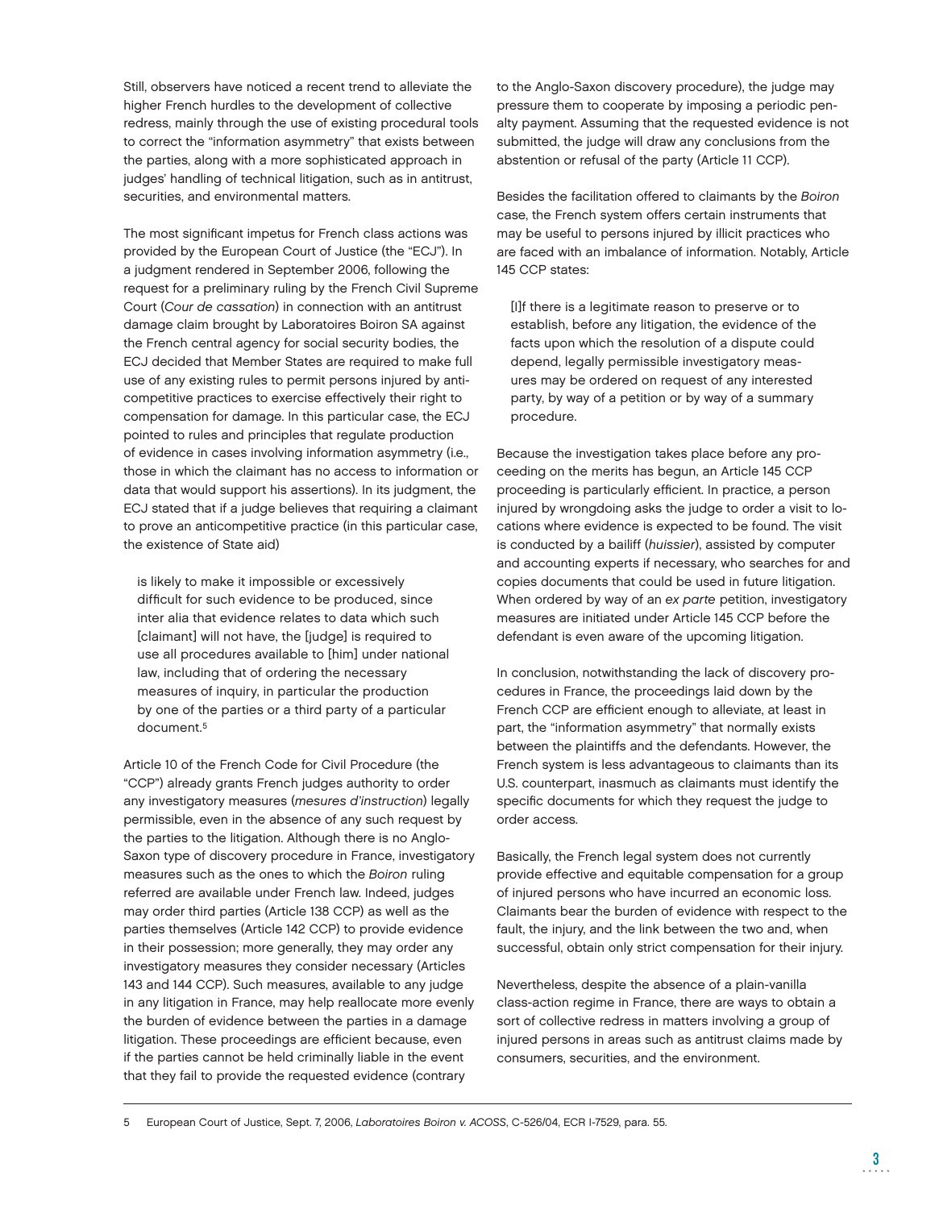Still, observers have noticed a recent trend to alleviate the higher French hurdles to the development of collective redress, mainly through the use of existing procedural tools to correct the "information asymmetry" that exists between the parties, along with a more sophisticated approach in judges' handling of technical litigation, such as in antitrust, securities, and environmental matters.

The most significant impetus for French class actions was provided by the European Court of Justice (the "ECJ"). In a judgment rendered in September 2006, following the request for a preliminary ruling by the French Civil Supreme Court (*Cour de cassation*) in connection with an antitrust damage claim brought by Laboratoires Boiron SA against the French central agency for social security bodies, the ECJ decided that Member States are required to make full use of any existing rules to permit persons injured by anti-competitive practices to exercise effectively their right to compensation for damage. In this particular case, the ECJ pointed to rules and principles that regulate production of evidence in cases involving information asymmetry (i.e., those in which the claimant has no access to information or data that would support his assertions). In its judgment, the ECJ stated that if a judge believes that requiring a claimant to prove an anticompetitive practice (in this particular case, the existence of State aid)

> is likely to make it impossible or excessively difficult for such evidence to be produced, since inter alia that evidence relates to data which such [claimant] will not have, the [judge] is required to use all procedures available to [him] under national law, including that of ordering the necessary measures of inquiry, in particular the production by one of the parties or a third party of a particular document.[5]

Article 10 of the French Code for Civil Procedure (the "CCP") already grants French judges authority to order any investigatory measures (*mesures d'instruction*) legally permissible, even in the absence of any such request by the parties to the litigation. Although there is no Anglo-Saxon type of discovery procedure in France, investigatory measures such as the ones to which the *Boiron* ruling referred are available under French law. Indeed, judges may order third parties (Article 138 CCP) as well as the parties themselves (Article 142 CCP) to provide evidence in their possession; more generally, they may order any investigatory measures they consider necessary (Articles 143 and 144 CCP). Such measures, available to any judge in any litigation in France, may help reallocate more evenly the burden of evidence between the parties in a damage litigation. These proceedings are efficient because, even if the parties cannot be held criminally liable in the event that they fail to provide the requested evidence (contrary to the Anglo-Saxon discovery procedure), the judge may pressure them to cooperate by imposing a periodic penalty payment. Assuming that the requested evidence is not submitted, the judge will draw any conclusions from the abstention or refusal of the party (Article 11 CCP).

Besides the facilitation offered to claimants by the *Boiron* case, the French system offers certain instruments that may be useful to persons injured by illicit practices who are faced with an imbalance of information. Notably, Article 145 CCP states:

> [I]f there is a legitimate reason to preserve or to establish, before any litigation, the evidence of the facts upon which the resolution of a dispute could depend, legally permissible investigatory measures may be ordered on request of any interested party, by way of a petition or by way of a summary procedure.

Because the investigation takes place before any proceeding on the merits has begun, an Article 145 CCP proceeding is particularly efficient. In practice, a person injured by wrongdoing asks the judge to order a visit to locations where evidence is expected to be found. The visit is conducted by a bailiff (*huissier*), assisted by computer and accounting experts if necessary, who searches for and copies documents that could be used in future litigation. When ordered by way of an *ex parte* petition, investigatory measures are initiated under Article 145 CCP before the defendant is even aware of the upcoming litigation.

In conclusion, notwithstanding the lack of discovery procedures in France, the proceedings laid down by the French CCP are efficient enough to alleviate, at least in part, the "information asymmetry" that normally exists between the plaintiffs and the defendants. However, the French system is less advantageous to claimants than its U.S. counterpart, inasmuch as claimants must identify the specific documents for which they request the judge to order access.

Basically, the French legal system does not currently provide effective and equitable compensation for a group of injured persons who have incurred an economic loss. Claimants bear the burden of evidence with respect to the fault, the injury, and the link between the two and, when successful, obtain only strict compensation for their injury.

Nevertheless, despite the absence of a plain-vanilla class-action regime in France, there are ways to obtain a sort of collective redress in matters involving a group of injured persons in areas such as antitrust claims made by consumers, securities, and the environment.

---

5 European Court of Justice, Sept. 7, 2006, *Laboratoires Boiron v. ACOSS*, C-526/04, ECR I-7529, para. 55.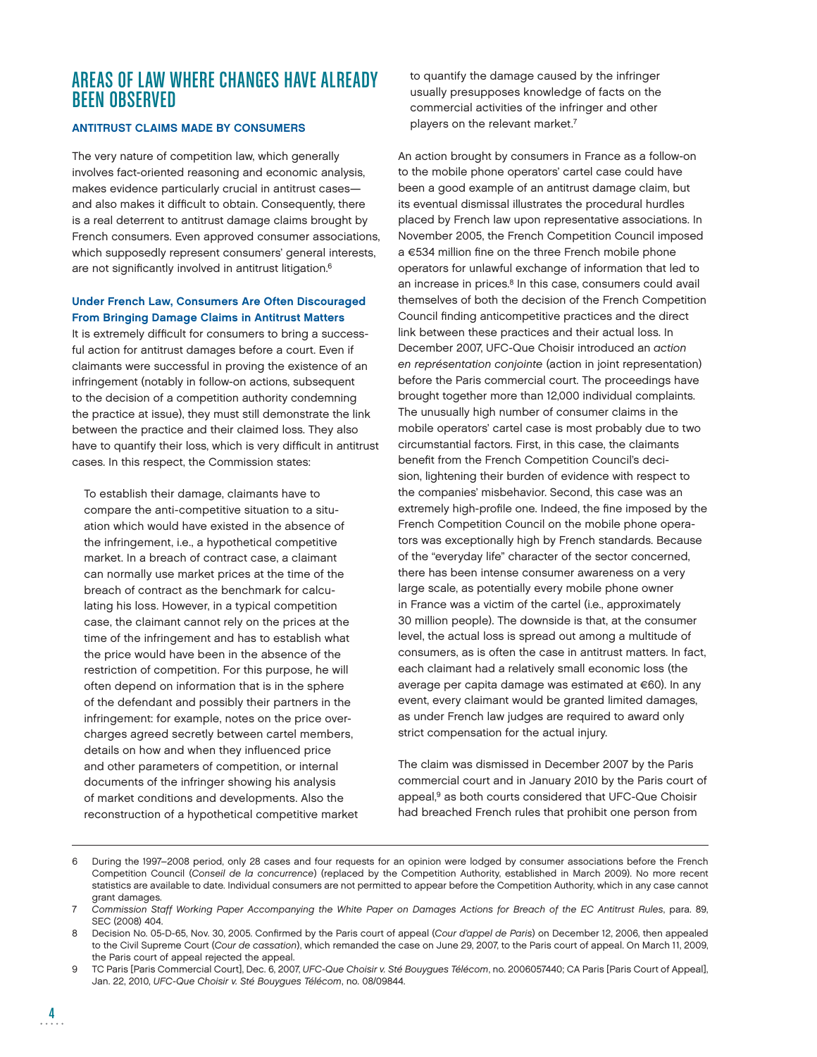## AREAS OF LAW WHERE CHANGES HAVE ALREADY BEEN OBSERVED

### ANTITRUST CLAIMS MADE BY CONSUMERS

The very nature of competition law, which generally involves fact-oriented reasoning and economic analysis, makes evidence particularly crucial in antitrust cases—and also makes it difficult to obtain. Consequently, there is a real deterrent to antitrust damage claims brought by French consumers. Even approved consumer associations, which supposedly represent consumers' general interests, are not significantly involved in antitrust litigation.[6]

#### Under French Law, Consumers Are Often Discouraged From Bringing Damage Claims in Antitrust Matters

It is extremely difficult for consumers to bring a successful action for antitrust damages before a court. Even if claimants were successful in proving the existence of an infringement (notably in follow-on actions, subsequent to the decision of a competition authority condemning the practice at issue), they must still demonstrate the link between the practice and their claimed loss. They also have to quantify their loss, which is very difficult in antitrust cases. In this respect, the Commission states:

> To establish their damage, claimants have to compare the anti-competitive situation to a situation which would have existed in the absence of the infringement, i.e., a hypothetical competitive market. In a breach of contract case, a claimant can normally use market prices at the time of the breach of contract as the benchmark for calculating his loss. However, in a typical competition case, the claimant cannot rely on the prices at the time of the infringement and has to establish what the price would have been in the absence of the restriction of competition. For this purpose, he will often depend on information that is in the sphere of the defendant and possibly their partners in the infringement: for example, notes on the price overcharges agreed secretly between cartel members, details on how and when they influenced price and other parameters of competition, or internal documents of the infringer showing his analysis of market conditions and developments. Also the reconstruction of a hypothetical competitive market to quantify the damage caused by the infringer usually presupposes knowledge of facts on the commercial activities of the infringer and other players on the relevant market.[7]

An action brought by consumers in France as a follow-on to the mobile phone operators' cartel case could have been a good example of an antitrust damage claim, but its eventual dismissal illustrates the procedural hurdles placed by French law upon representative associations. In November 2005, the French Competition Council imposed a €534 million fine on the three French mobile phone operators for unlawful exchange of information that led to an increase in prices.[8] In this case, consumers could avail themselves of both the decision of the French Competition Council finding anticompetitive practices and the direct link between these practices and their actual loss. In December 2007, UFC-Que Choisir introduced an *action en représentation conjointe* (action in joint representation) before the Paris commercial court. The proceedings have brought together more than 12,000 individual complaints. The unusually high number of consumer claims in the mobile operators' cartel case is most probably due to two circumstantial factors. First, in this case, the claimants benefit from the French Competition Council's decision, lightening their burden of evidence with respect to the companies' misbehavior. Second, this case was an extremely high-profile one. Indeed, the fine imposed by the French Competition Council on the mobile phone operators was exceptionally high by French standards. Because of the "everyday life" character of the sector concerned, there has been intense consumer awareness on a very large scale, as potentially every mobile phone owner in France was a victim of the cartel (i.e., approximately 30 million people). The downside is that, at the consumer level, the actual loss is spread out among a multitude of consumers, as is often the case in antitrust matters. In fact, each claimant had a relatively small economic loss (the average per capita damage was estimated at €60). In any event, every claimant would be granted limited damages, as under French law judges are required to award only strict compensation for the actual injury.

The claim was dismissed in December 2007 by the Paris commercial court and in January 2010 by the Paris court of appeal,[9] as both courts considered that UFC-Que Choisir had breached French rules that prohibit one person from

---

6 During the 1997–2008 period, only 28 cases and four requests for an opinion were lodged by consumer associations before the French Competition Council (*Conseil de la concurrence*) (replaced by the Competition Authority, established in March 2009). No more recent statistics are available to date. Individual consumers are not permitted to appear before the Competition Authority, which in any case cannot grant damages.

7 *Commission Staff Working Paper Accompanying the White Paper on Damages Actions for Breach of the EC Antitrust Rules*, para. 89, SEC (2008) 404.

8 Decision No. 05-D-65, Nov. 30, 2005. Confirmed by the Paris court of appeal (*Cour d'appel de Paris*) on December 12, 2006, then appealed to the Civil Supreme Court (*Cour de cassation*), which remanded the case on June 29, 2007, to the Paris court of appeal. On March 11, 2009, the Paris court of appeal rejected the appeal.

9 TC Paris [Paris Commercial Court], Dec. 6, 2007, *UFC-Que Choisir v. Sté Bouygues Télécom*, no. 2006057440; CA Paris [Paris Court of Appeal], Jan. 22, 2010, *UFC-Que Choisir v. Sté Bouygues Télécom*, no. 08/09844.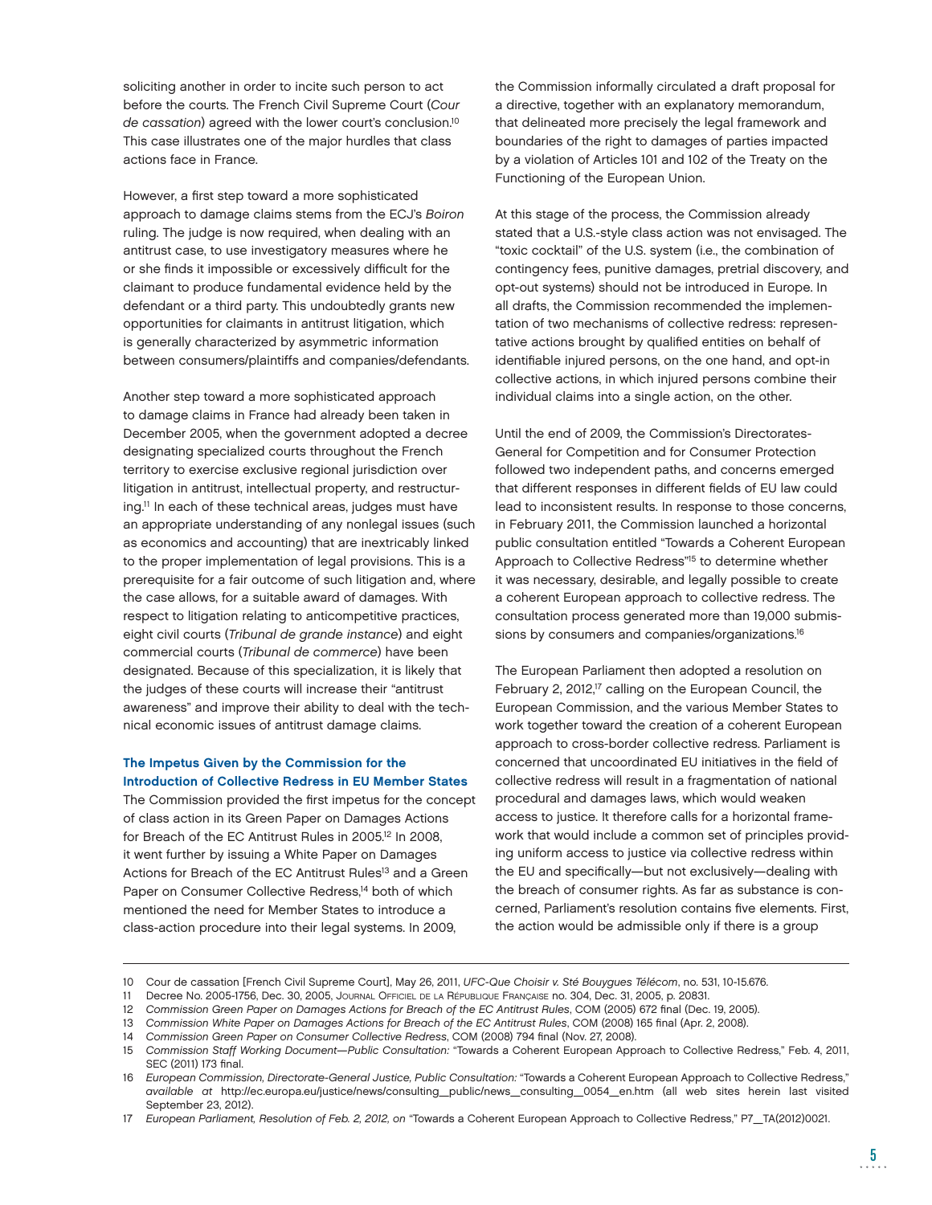soliciting another in order to incite such person to act before the courts. The French Civil Supreme Court (*Cour de cassation*) agreed with the lower court's conclusion.[10] This case illustrates one of the major hurdles that class actions face in France.

However, a first step toward a more sophisticated approach to damage claims stems from the ECJ's *Boiron* ruling. The judge is now required, when dealing with an antitrust case, to use investigatory measures where he or she finds it impossible or excessively difficult for the claimant to produce fundamental evidence held by the defendant or a third party. This undoubtedly grants new opportunities for claimants in antitrust litigation, which is generally characterized by asymmetric information between consumers/plaintiffs and companies/defendants.

Another step toward a more sophisticated approach to damage claims in France had already been taken in December 2005, when the government adopted a decree designating specialized courts throughout the French territory to exercise exclusive regional jurisdiction over litigation in antitrust, intellectual property, and restructuring.[11] In each of these technical areas, judges must have an appropriate understanding of any nonlegal issues (such as economics and accounting) that are inextricably linked to the proper implementation of legal provisions. This is a prerequisite for a fair outcome of such litigation and, where the case allows, for a suitable award of damages. With respect to litigation relating to anticompetitive practices, eight civil courts (*Tribunal de grande instance*) and eight commercial courts (*Tribunal de commerce*) have been designated. Because of this specialization, it is likely that the judges of these courts will increase their "antitrust awareness" and improve their ability to deal with the technical economic issues of antitrust damage claims.

### The Impetus Given by the Commission for the Introduction of Collective Redress in EU Member States

The Commission provided the first impetus for the concept of class action in its Green Paper on Damages Actions for Breach of the EC Antitrust Rules in 2005.[12] In 2008, it went further by issuing a White Paper on Damages Actions for Breach of the EC Antitrust Rules[13] and a Green Paper on Consumer Collective Redress,[14] both of which mentioned the need for Member States to introduce a class-action procedure into their legal systems. In 2009, the Commission informally circulated a draft proposal for a directive, together with an explanatory memorandum, that delineated more precisely the legal framework and boundaries of the right to damages of parties impacted by a violation of Articles 101 and 102 of the Treaty on the Functioning of the European Union.

At this stage of the process, the Commission already stated that a U.S.-style class action was not envisaged. The "toxic cocktail" of the U.S. system (i.e., the combination of contingency fees, punitive damages, pretrial discovery, and opt-out systems) should not be introduced in Europe. In all drafts, the Commission recommended the implementation of two mechanisms of collective redress: representative actions brought by qualified entities on behalf of identifiable injured persons, on the one hand, and opt-in collective actions, in which injured persons combine their individual claims into a single action, on the other.

Until the end of 2009, the Commission's Directorates-General for Competition and for Consumer Protection followed two independent paths, and concerns emerged that different responses in different fields of EU law could lead to inconsistent results. In response to those concerns, in February 2011, the Commission launched a horizontal public consultation entitled "Towards a Coherent European Approach to Collective Redress"[15] to determine whether it was necessary, desirable, and legally possible to create a coherent European approach to collective redress. The consultation process generated more than 19,000 submissions by consumers and companies/organizations.[16]

The European Parliament then adopted a resolution on February 2, 2012,[17] calling on the European Council, the European Commission, and the various Member States to work together toward the creation of a coherent European approach to cross-border collective redress. Parliament is concerned that uncoordinated EU initiatives in the field of collective redress will result in a fragmentation of national procedural and damages laws, which would weaken access to justice. It therefore calls for a horizontal framework that would include a common set of principles providing uniform access to justice via collective redress within the EU and specifically—but not exclusively—dealing with the breach of consumer rights. As far as substance is concerned, Parliament's resolution contains five elements. First, the action would be admissible only if there is a group

---

10 Cour de cassation [French Civil Supreme Court], May 26, 2011, *UFC-Que Choisir v. Sté Bouygues Télécom*, no. 531, 10-15.676.

11 Decree No. 2005-1756, Dec. 30, 2005, Journal Officiel de la République Française no. 304, Dec. 31, 2005, p. 20831.

12 *Commission Green Paper on Damages Actions for Breach of the EC Antitrust Rules*, COM (2005) 672 final (Dec. 19, 2005).

13 *Commission White Paper on Damages Actions for Breach of the EC Antitrust Rules*, COM (2008) 165 final (Apr. 2, 2008).

14 *Commission Green Paper on Consumer Collective Redress*, COM (2008) 794 final (Nov. 27, 2008).

15 *Commission Staff Working Document—Public Consultation:* "Towards a Coherent European Approach to Collective Redress," Feb. 4, 2011, SEC (2011) 173 final.

16 *European Commission, Directorate-General Justice, Public Consultation:* "Towards a Coherent European Approach to Collective Redress," *available at* http://ec.europa.eu/justice/news/consulting_public/news_consulting_0054_en.htm (all web sites herein last visited September 23, 2012).

17 *European Parliament, Resolution of Feb. 2, 2012, on* "Towards a Coherent European Approach to Collective Redress," P7_TA(2012)0021.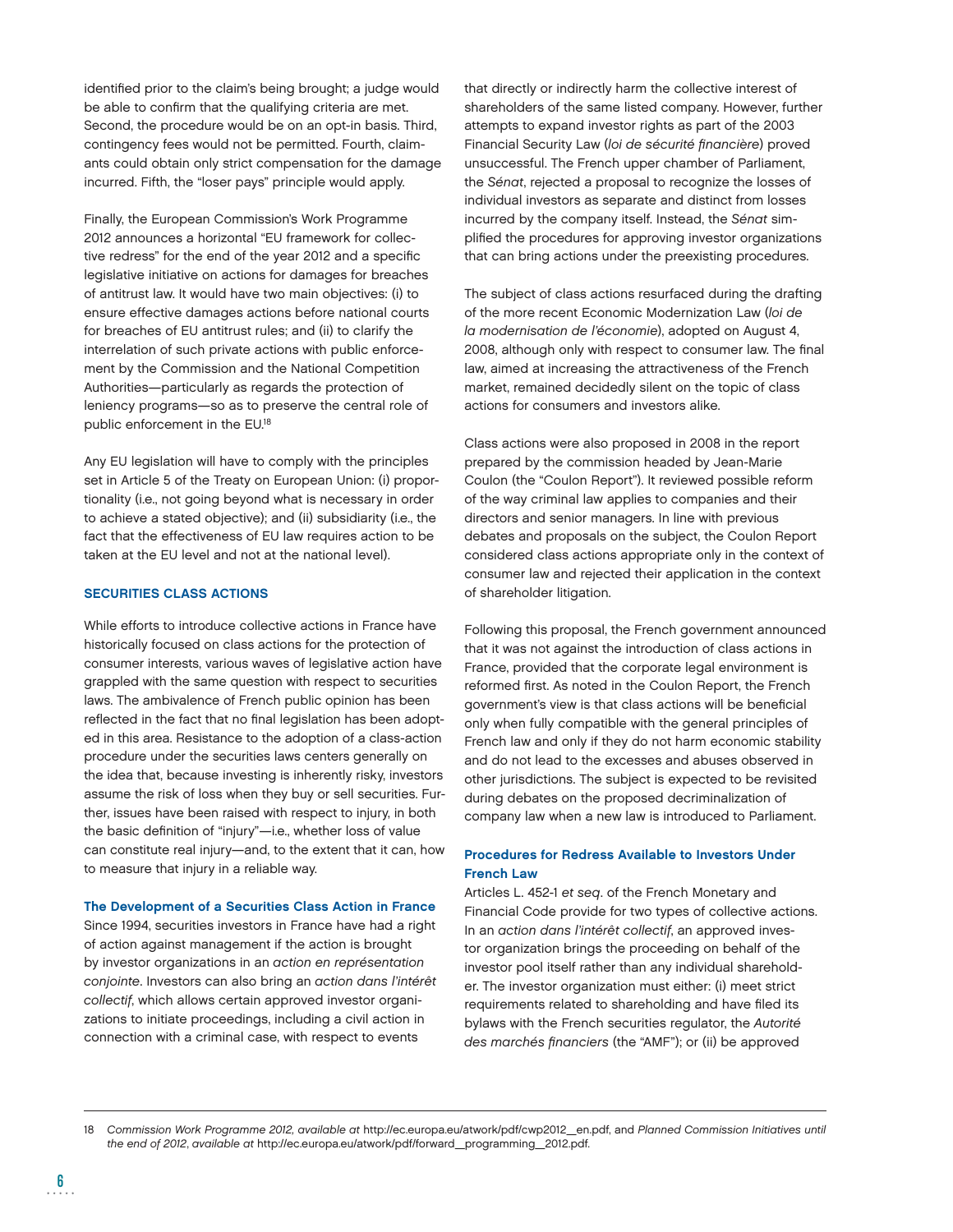identified prior to the claim's being brought; a judge would be able to confirm that the qualifying criteria are met. Second, the procedure would be on an opt-in basis. Third, contingency fees would not be permitted. Fourth, claimants could obtain only strict compensation for the damage incurred. Fifth, the "loser pays" principle would apply.

Finally, the European Commission's Work Programme 2012 announces a horizontal "EU framework for collective redress" for the end of the year 2012 and a specific legislative initiative on actions for damages for breaches of antitrust law. It would have two main objectives: (i) to ensure effective damages actions before national courts for breaches of EU antitrust rules; and (ii) to clarify the interrelation of such private actions with public enforcement by the Commission and the National Competition Authorities—particularly as regards the protection of leniency programs—so as to preserve the central role of public enforcement in the EU.[18]

Any EU legislation will have to comply with the principles set in Article 5 of the Treaty on European Union: (i) proportionality (i.e., not going beyond what is necessary in order to achieve a stated objective); and (ii) subsidiarity (i.e., the fact that the effectiveness of EU law requires action to be taken at the EU level and not at the national level).

## SECURITIES CLASS ACTIONS

While efforts to introduce collective actions in France have historically focused on class actions for the protection of consumer interests, various waves of legislative action have grappled with the same question with respect to securities laws. The ambivalence of French public opinion has been reflected in the fact that no final legislation has been adopted in this area. Resistance to the adoption of a class-action procedure under the securities laws centers generally on the idea that, because investing is inherently risky, investors assume the risk of loss when they buy or sell securities. Further, issues have been raised with respect to injury, in both the basic definition of "injury"—i.e., whether loss of value can constitute real injury—and, to the extent that it can, how to measure that injury in a reliable way.

### The Development of a Securities Class Action in France

Since 1994, securities investors in France have had a right of action against management if the action is brought by investor organizations in an *action en représentation conjointe*. Investors can also bring an *action dans l'intérêt collectif*, which allows certain approved investor organizations to initiate proceedings, including a civil action in connection with a criminal case, with respect to events that directly or indirectly harm the collective interest of shareholders of the same listed company. However, further attempts to expand investor rights as part of the 2003 Financial Security Law (*loi de sécurité financière*) proved unsuccessful. The French upper chamber of Parliament, the *Sénat*, rejected a proposal to recognize the losses of individual investors as separate and distinct from losses incurred by the company itself. Instead, the *Sénat* simplified the procedures for approving investor organizations that can bring actions under the preexisting procedures.

The subject of class actions resurfaced during the drafting of the more recent Economic Modernization Law (*loi de la modernisation de l'économie*), adopted on August 4, 2008, although only with respect to consumer law. The final law, aimed at increasing the attractiveness of the French market, remained decidedly silent on the topic of class actions for consumers and investors alike.

Class actions were also proposed in 2008 in the report prepared by the commission headed by Jean-Marie Coulon (the "Coulon Report"). It reviewed possible reform of the way criminal law applies to companies and their directors and senior managers. In line with previous debates and proposals on the subject, the Coulon Report considered class actions appropriate only in the context of consumer law and rejected their application in the context of shareholder litigation.

Following this proposal, the French government announced that it was not against the introduction of class actions in France, provided that the corporate legal environment is reformed first. As noted in the Coulon Report, the French government's view is that class actions will be beneficial only when fully compatible with the general principles of French law and only if they do not harm economic stability and do not lead to the excesses and abuses observed in other jurisdictions. The subject is expected to be revisited during debates on the proposed decriminalization of company law when a new law is introduced to Parliament.

### Procedures for Redress Available to Investors Under French Law

Articles L. 452-1 *et seq*. of the French Monetary and Financial Code provide for two types of collective actions. In an *action dans l'intérêt collectif*, an approved investor organization brings the proceeding on behalf of the investor pool itself rather than any individual shareholder. The investor organization must either: (i) meet strict requirements related to shareholding and have filed its bylaws with the French securities regulator, the *Autorité des marchés financiers* (the "AMF"); or (ii) be approved

---

18 *Commission Work Programme 2012, available at* http://ec.europa.eu/atwork/pdf/cwp2012_en.pdf, and *Planned Commission Initiatives until the end of 2012, available at* http://ec.europa.eu/atwork/pdf/forward_programming_2012.pdf.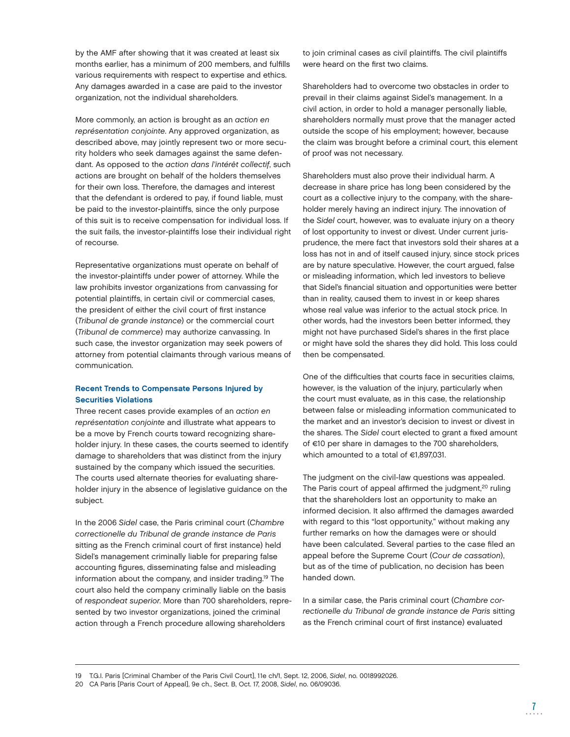by the AMF after showing that it was created at least six months earlier, has a minimum of 200 members, and fulfills various requirements with respect to expertise and ethics. Any damages awarded in a case are paid to the investor organization, not the individual shareholders.

More commonly, an action is brought as an *action en représentation conjointe*. Any approved organization, as described above, may jointly represent two or more security holders who seek damages against the same defendant. As opposed to the *action dans l'intérêt collectif*, such actions are brought on behalf of the holders themselves for their own loss. Therefore, the damages and interest that the defendant is ordered to pay, if found liable, must be paid to the investor-plaintiffs, since the only purpose of this suit is to receive compensation for individual loss. If the suit fails, the investor-plaintiffs lose their individual right of recourse.

Representative organizations must operate on behalf of the investor-plaintiffs under power of attorney. While the law prohibits investor organizations from canvassing for potential plaintiffs, in certain civil or commercial cases, the president of either the civil court of first instance (*Tribunal de grande instance*) or the commercial court (*Tribunal de commerce*) may authorize canvassing. In such case, the investor organization may seek powers of attorney from potential claimants through various means of communication.

**Recent Trends to Compensate Persons Injured by Securities Violations**

Three recent cases provide examples of an *action en représentation conjointe* and illustrate what appears to be a move by French courts toward recognizing shareholder injury. In these cases, the courts seemed to identify damage to shareholders that was distinct from the injury sustained by the company which issued the securities. The courts used alternate theories for evaluating shareholder injury in the absence of legislative guidance on the subject.

In the 2006 *Sidel* case, the Paris criminal court (*Chambre correctionelle du Tribunal de grande instance de Paris* sitting as the French criminal court of first instance) held Sidel's management criminally liable for preparing false accounting figures, disseminating false and misleading information about the company, and insider trading.[19] The court also held the company criminally liable on the basis of *respondeat superior*. More than 700 shareholders, represented by two investor organizations, joined the criminal action through a French procedure allowing shareholders to join criminal cases as civil plaintiffs. The civil plaintiffs were heard on the first two claims.

Shareholders had to overcome two obstacles in order to prevail in their claims against Sidel's management. In a civil action, in order to hold a manager personally liable, shareholders normally must prove that the manager acted outside the scope of his employment; however, because the claim was brought before a criminal court, this element of proof was not necessary.

Shareholders must also prove their individual harm. A decrease in share price has long been considered by the court as a collective injury to the company, with the shareholder merely having an indirect injury. The innovation of the *Sidel* court, however, was to evaluate injury on a theory of lost opportunity to invest or divest. Under current jurisprudence, the mere fact that investors sold their shares at a loss has not in and of itself caused injury, since stock prices are by nature speculative. However, the court argued, false or misleading information, which led investors to believe that Sidel's financial situation and opportunities were better than in reality, caused them to invest in or keep shares whose real value was inferior to the actual stock price. In other words, had the investors been better informed, they might not have purchased Sidel's shares in the first place or might have sold the shares they did hold. This loss could then be compensated.

One of the difficulties that courts face in securities claims, however, is the valuation of the injury, particularly when the court must evaluate, as in this case, the relationship between false or misleading information communicated to the market and an investor's decision to invest or divest in the shares. The *Sidel* court elected to grant a fixed amount of €10 per share in damages to the 700 shareholders, which amounted to a total of €1,897,031.

The judgment on the civil-law questions was appealed. The Paris court of appeal affirmed the judgment,[20] ruling that the shareholders lost an opportunity to make an informed decision. It also affirmed the damages awarded with regard to this "lost opportunity," without making any further remarks on how the damages were or should have been calculated. Several parties to the case filed an appeal before the Supreme Court (*Cour de cassation*), but as of the time of publication, no decision has been handed down.

In a similar case, the Paris criminal court (*Chambre correctionelle du Tribunal de grande instance de Paris* sitting as the French criminal court of first instance) evaluated

19 T.G.I. Paris [Criminal Chamber of the Paris Civil Court], 11e ch/1, Sept. 12, 2006, *Sidel*, no. 0018992026.

20 CA Paris [Paris Court of Appeal], 9e ch., Sect. B, Oct. 17, 2008, *Sidel*, no. 06/09036.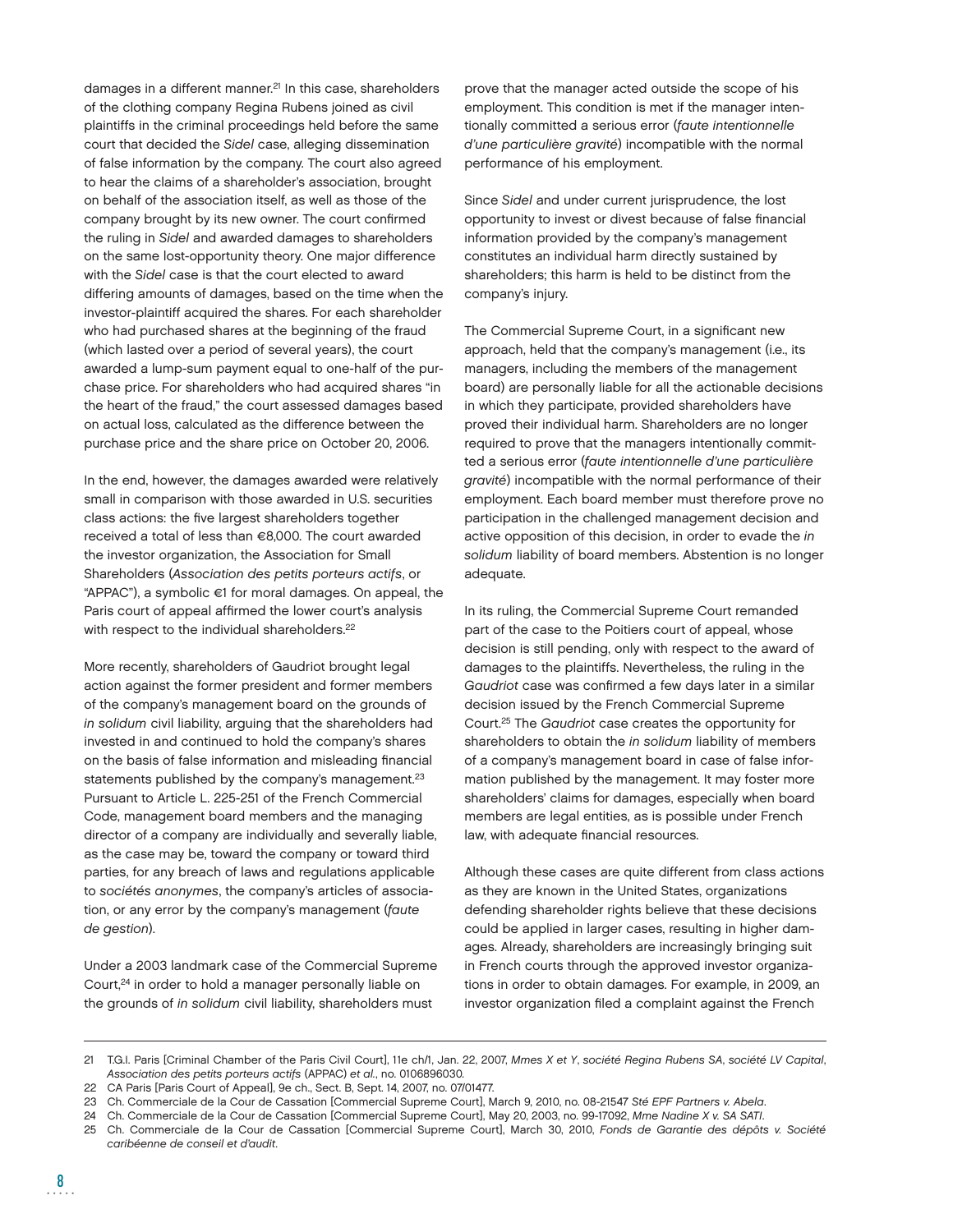damages in a different manner.[21] In this case, shareholders of the clothing company Regina Rubens joined as civil plaintiffs in the criminal proceedings held before the same court that decided the *Sidel* case, alleging dissemination of false information by the company. The court also agreed to hear the claims of a shareholder's association, brought on behalf of the association itself, as well as those of the company brought by its new owner. The court confirmed the ruling in *Sidel* and awarded damages to shareholders on the same lost-opportunity theory. One major difference with the *Sidel* case is that the court elected to award differing amounts of damages, based on the time when the investor-plaintiff acquired the shares. For each shareholder who had purchased shares at the beginning of the fraud (which lasted over a period of several years), the court awarded a lump-sum payment equal to one-half of the purchase price. For shareholders who had acquired shares "in the heart of the fraud," the court assessed damages based on actual loss, calculated as the difference between the purchase price and the share price on October 20, 2006.

In the end, however, the damages awarded were relatively small in comparison with those awarded in U.S. securities class actions: the five largest shareholders together received a total of less than €8,000. The court awarded the investor organization, the Association for Small Shareholders (*Association des petits porteurs actifs*, or "APPAC"), a symbolic €1 for moral damages. On appeal, the Paris court of appeal affirmed the lower court's analysis with respect to the individual shareholders.[22]

More recently, shareholders of Gaudriot brought legal action against the former president and former members of the company's management board on the grounds of *in solidum* civil liability, arguing that the shareholders had invested in and continued to hold the company's shares on the basis of false information and misleading financial statements published by the company's management.[23] Pursuant to Article L. 225-251 of the French Commercial Code, management board members and the managing director of a company are individually and severally liable, as the case may be, toward the company or toward third parties, for any breach of laws and regulations applicable to *sociétés anonymes*, the company's articles of association, or any error by the company's management (*faute de gestion*).

Under a 2003 landmark case of the Commercial Supreme Court,[24] in order to hold a manager personally liable on the grounds of *in solidum* civil liability, shareholders must prove that the manager acted outside the scope of his employment. This condition is met if the manager intentionally committed a serious error (*faute intentionnelle d'une particulière gravité*) incompatible with the normal performance of his employment.

Since *Sidel* and under current jurisprudence, the lost opportunity to invest or divest because of false financial information provided by the company's management constitutes an individual harm directly sustained by shareholders; this harm is held to be distinct from the company's injury.

The Commercial Supreme Court, in a significant new approach, held that the company's management (i.e., its managers, including the members of the management board) are personally liable for all the actionable decisions in which they participate, provided shareholders have proved their individual harm. Shareholders are no longer required to prove that the managers intentionally committed a serious error (*faute intentionnelle d'une particulière gravité*) incompatible with the normal performance of their employment. Each board member must therefore prove no participation in the challenged management decision and active opposition of this decision, in order to evade the *in solidum* liability of board members. Abstention is no longer adequate.

In its ruling, the Commercial Supreme Court remanded part of the case to the Poitiers court of appeal, whose decision is still pending, only with respect to the award of damages to the plaintiffs. Nevertheless, the ruling in the *Gaudriot* case was confirmed a few days later in a similar decision issued by the French Commercial Supreme Court.[25] The *Gaudriot* case creates the opportunity for shareholders to obtain the *in solidum* liability of members of a company's management board in case of false information published by the management. It may foster more shareholders' claims for damages, especially when board members are legal entities, as is possible under French law, with adequate financial resources.

Although these cases are quite different from class actions as they are known in the United States, organizations defending shareholder rights believe that these decisions could be applied in larger cases, resulting in higher damages. Already, shareholders are increasingly bringing suit in French courts through the approved investor organizations in order to obtain damages. For example, in 2009, an investor organization filed a complaint against the French

---

21 T.G.I. Paris [Criminal Chamber of the Paris Civil Court], 11e ch/1, Jan. 22, 2007, *Mmes X et Y*, *société Regina Rubens SA*, *société LV Capital*, *Association des petits porteurs actifs* (APPAC) *et al.*, no. 0106896030.

22 CA Paris [Paris Court of Appeal], 9e ch., Sect. B, Sept. 14, 2007, no. 07/01477.

23 Ch. Commerciale de la Cour de Cassation [Commercial Supreme Court], March 9, 2010, no. 08-21547 *Sté EPF Partners v. Abela*.

24 Ch. Commerciale de la Cour de Cassation [Commercial Supreme Court], May 20, 2003, no. 99-17092, *Mme Nadine X v. SA SATI*.

25 Ch. Commerciale de la Cour de Cassation [Commercial Supreme Court], March 30, 2010, *Fonds de Garantie des dépôts v. Société caribéenne de conseil et d'audit*.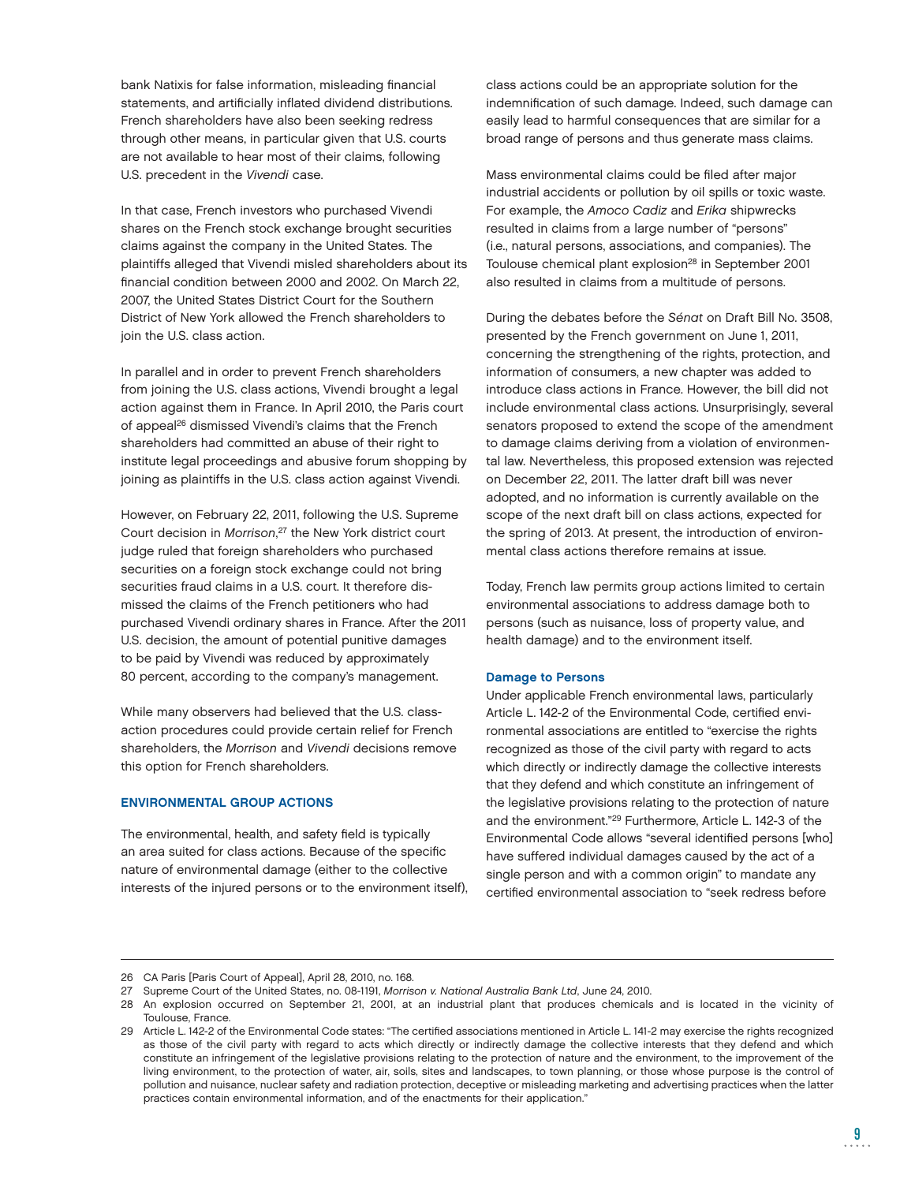bank Natixis for false information, misleading financial statements, and artificially inflated dividend distributions. French shareholders have also been seeking redress through other means, in particular given that U.S. courts are not available to hear most of their claims, following U.S. precedent in the *Vivendi* case.

In that case, French investors who purchased Vivendi shares on the French stock exchange brought securities claims against the company in the United States. The plaintiffs alleged that Vivendi misled shareholders about its financial condition between 2000 and 2002. On March 22, 2007, the United States District Court for the Southern District of New York allowed the French shareholders to join the U.S. class action.

In parallel and in order to prevent French shareholders from joining the U.S. class actions, Vivendi brought a legal action against them in France. In April 2010, the Paris court of appeal[26] dismissed Vivendi's claims that the French shareholders had committed an abuse of their right to institute legal proceedings and abusive forum shopping by joining as plaintiffs in the U.S. class action against Vivendi.

However, on February 22, 2011, following the U.S. Supreme Court decision in *Morrison*,[27] the New York district court judge ruled that foreign shareholders who purchased securities on a foreign stock exchange could not bring securities fraud claims in a U.S. court. It therefore dismissed the claims of the French petitioners who had purchased Vivendi ordinary shares in France. After the 2011 U.S. decision, the amount of potential punitive damages to be paid by Vivendi was reduced by approximately 80 percent, according to the company's management.

While many observers had believed that the U.S. class-action procedures could provide certain relief for French shareholders, the *Morrison* and *Vivendi* decisions remove this option for French shareholders.

## ENVIRONMENTAL GROUP ACTIONS

The environmental, health, and safety field is typically an area suited for class actions. Because of the specific nature of environmental damage (either to the collective interests of the injured persons or to the environment itself), class actions could be an appropriate solution for the indemnification of such damage. Indeed, such damage can easily lead to harmful consequences that are similar for a broad range of persons and thus generate mass claims.

Mass environmental claims could be filed after major industrial accidents or pollution by oil spills or toxic waste. For example, the *Amoco Cadiz* and *Erika* shipwrecks resulted in claims from a large number of "persons" (i.e., natural persons, associations, and companies). The Toulouse chemical plant explosion[28] in September 2001 also resulted in claims from a multitude of persons.

During the debates before the *Sénat* on Draft Bill No. 3508, presented by the French government on June 1, 2011, concerning the strengthening of the rights, protection, and information of consumers, a new chapter was added to introduce class actions in France. However, the bill did not include environmental class actions. Unsurprisingly, several senators proposed to extend the scope of the amendment to damage claims deriving from a violation of environmental law. Nevertheless, this proposed extension was rejected on December 22, 2011. The latter draft bill was never adopted, and no information is currently available on the scope of the next draft bill on class actions, expected for the spring of 2013. At present, the introduction of environmental class actions therefore remains at issue.

Today, French law permits group actions limited to certain environmental associations to address damage both to persons (such as nuisance, loss of property value, and health damage) and to the environment itself.

### Damage to Persons

Under applicable French environmental laws, particularly Article L. 142-2 of the Environmental Code, certified environmental associations are entitled to "exercise the rights recognized as those of the civil party with regard to acts which directly or indirectly damage the collective interests that they defend and which constitute an infringement of the legislative provisions relating to the protection of nature and the environment."[29] Furthermore, Article L. 142-3 of the Environmental Code allows "several identified persons [who] have suffered individual damages caused by the act of a single person and with a common origin" to mandate any certified environmental association to "seek redress before

---

26 CA Paris [Paris Court of Appeal], April 28, 2010, no. 168.

27 Supreme Court of the United States, no. 08-1191, *Morrison v. National Australia Bank Ltd*, June 24, 2010.

28 An explosion occurred on September 21, 2001, at an industrial plant that produces chemicals and is located in the vicinity of Toulouse, France.

29 Article L. 142-2 of the Environmental Code states: "The certified associations mentioned in Article L. 141-2 may exercise the rights recognized as those of the civil party with regard to acts which directly or indirectly damage the collective interests that they defend and which constitute an infringement of the legislative provisions relating to the protection of nature and the environment, to the improvement of the living environment, to the protection of water, air, soils, sites and landscapes, to town planning, or those whose purpose is the control of pollution and nuisance, nuclear safety and radiation protection, deceptive or misleading marketing and advertising practices when the latter practices contain environmental information, and of the enactments for their application."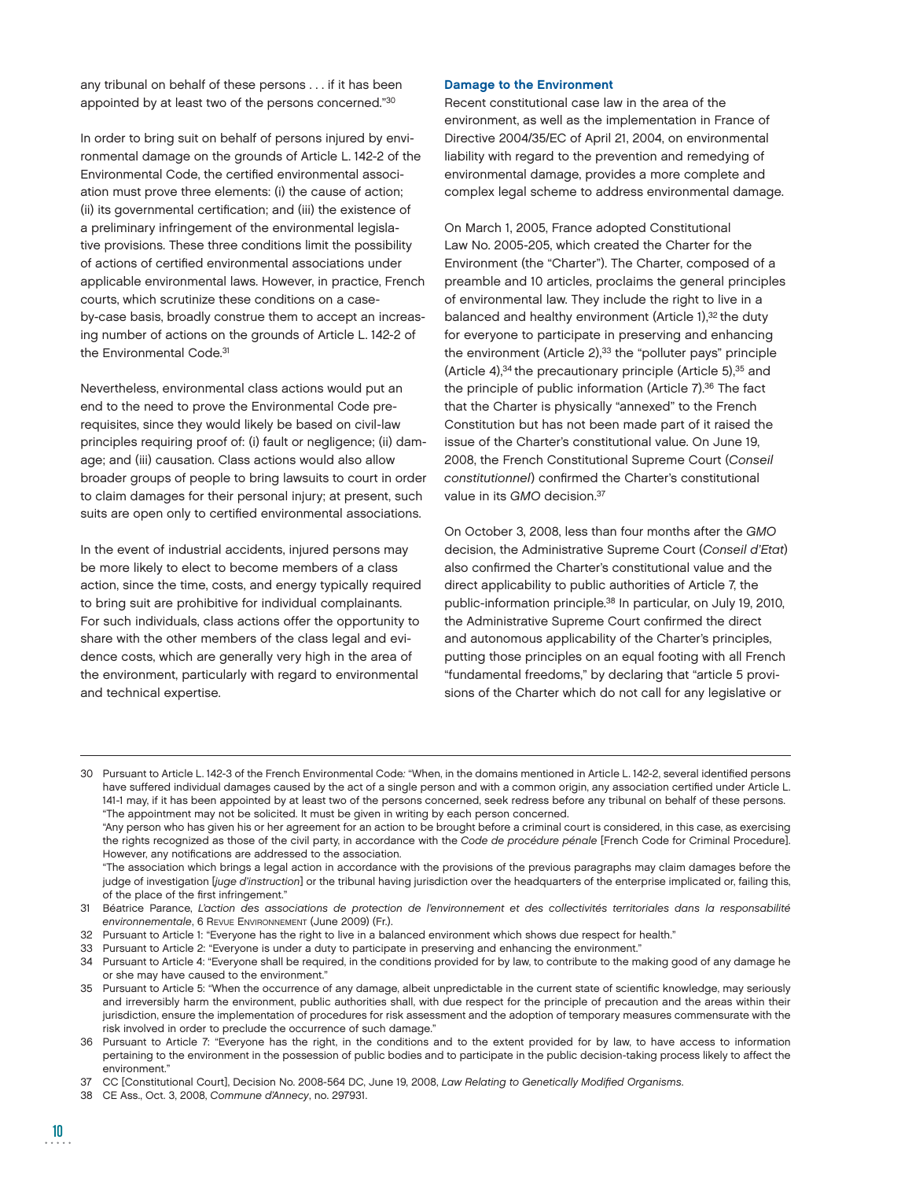any tribunal on behalf of these persons . . . if it has been appointed by at least two of the persons concerned."[30]

In order to bring suit on behalf of persons injured by environmental damage on the grounds of Article L. 142-2 of the Environmental Code, the certified environmental association must prove three elements: (i) the cause of action; (ii) its governmental certification; and (iii) the existence of a preliminary infringement of the environmental legislative provisions. These three conditions limit the possibility of actions of certified environmental associations under applicable environmental laws. However, in practice, French courts, which scrutinize these conditions on a case-by-case basis, broadly construe them to accept an increasing number of actions on the grounds of Article L. 142-2 of the Environmental Code.[31]

Nevertheless, environmental class actions would put an end to the need to prove the Environmental Code prerequisites, since they would likely be based on civil-law principles requiring proof of: (i) fault or negligence; (ii) damage; and (iii) causation. Class actions would also allow broader groups of people to bring lawsuits to court in order to claim damages for their personal injury; at present, such suits are open only to certified environmental associations.

In the event of industrial accidents, injured persons may be more likely to elect to become members of a class action, since the time, costs, and energy typically required to bring suit are prohibitive for individual complainants. For such individuals, class actions offer the opportunity to share with the other members of the class legal and evidence costs, which are generally very high in the area of the environment, particularly with regard to environmental and technical expertise.

### Damage to the Environment

Recent constitutional case law in the area of the environment, as well as the implementation in France of Directive 2004/35/EC of April 21, 2004, on environmental liability with regard to the prevention and remedying of environmental damage, provides a more complete and complex legal scheme to address environmental damage.

On March 1, 2005, France adopted Constitutional Law No. 2005-205, which created the Charter for the Environment (the "Charter"). The Charter, composed of a preamble and 10 articles, proclaims the general principles of environmental law. They include the right to live in a balanced and healthy environment (Article 1),[32] the duty for everyone to participate in preserving and enhancing the environment (Article 2),[33] the "polluter pays" principle (Article 4),[34] the precautionary principle (Article 5),[35] and the principle of public information (Article 7).[36] The fact that the Charter is physically "annexed" to the French Constitution but has not been made part of it raised the issue of the Charter's constitutional value. On June 19, 2008, the French Constitutional Supreme Court (*Conseil constitutionnel*) confirmed the Charter's constitutional value in its *GMO* decision.[37]

On October 3, 2008, less than four months after the *GMO* decision, the Administrative Supreme Court (*Conseil d'Etat*) also confirmed the Charter's constitutional value and the direct applicability to public authorities of Article 7, the public-information principle.[38] In particular, on July 19, 2010, the Administrative Supreme Court confirmed the direct and autonomous applicability of the Charter's principles, putting those principles on an equal footing with all French "fundamental freedoms," by declaring that "article 5 provisions of the Charter which do not call for any legislative or

---

30 Pursuant to Article L. 142-3 of the French Environmental Code: "When, in the domains mentioned in Article L. 142-2, several identified persons have suffered individual damages caused by the act of a single person and with a common origin, any association certified under Article L. 141-1 may, if it has been appointed by at least two of the persons concerned, seek redress before any tribunal on behalf of these persons.
"The appointment may not be solicited. It must be given in writing by each person concerned.
"Any person who has given his or her agreement for an action to be brought before a criminal court is considered, in this case, as exercising the rights recognized as those of the civil party, in accordance with the *Code de procédure pénale* [French Code for Criminal Procedure]. However, any notifications are addressed to the association.
"The association which brings a legal action in accordance with the provisions of the previous paragraphs may claim damages before the judge of investigation [*juge d'instruction*] or the tribunal having jurisdiction over the headquarters of the enterprise implicated or, failing this, of the place of the first infringement."

31 Béatrice Parance, *L'action des associations de protection de l'environnement et des collectivités territoriales dans la responsabilité environnementale*, 6 Revue Environnement (June 2009) (Fr.).

32 Pursuant to Article 1: "Everyone has the right to live in a balanced environment which shows due respect for health."

33 Pursuant to Article 2: "Everyone is under a duty to participate in preserving and enhancing the environment."

34 Pursuant to Article 4: "Everyone shall be required, in the conditions provided for by law, to contribute to the making good of any damage he or she may have caused to the environment."

35 Pursuant to Article 5: "When the occurrence of any damage, albeit unpredictable in the current state of scientific knowledge, may seriously and irreversibly harm the environment, public authorities shall, with due respect for the principle of precaution and the areas within their jurisdiction, ensure the implementation of procedures for risk assessment and the adoption of temporary measures commensurate with the risk involved in order to preclude the occurrence of such damage."

36 Pursuant to Article 7: "Everyone has the right, in the conditions and to the extent provided for by law, to have access to information pertaining to the environment in the possession of public bodies and to participate in the public decision-taking process likely to affect the environment."

37 CC [Constitutional Court], Decision No. 2008-564 DC, June 19, 2008, *Law Relating to Genetically Modified Organisms*.

38 CE Ass., Oct. 3, 2008, *Commune d'Annecy*, no. 297931.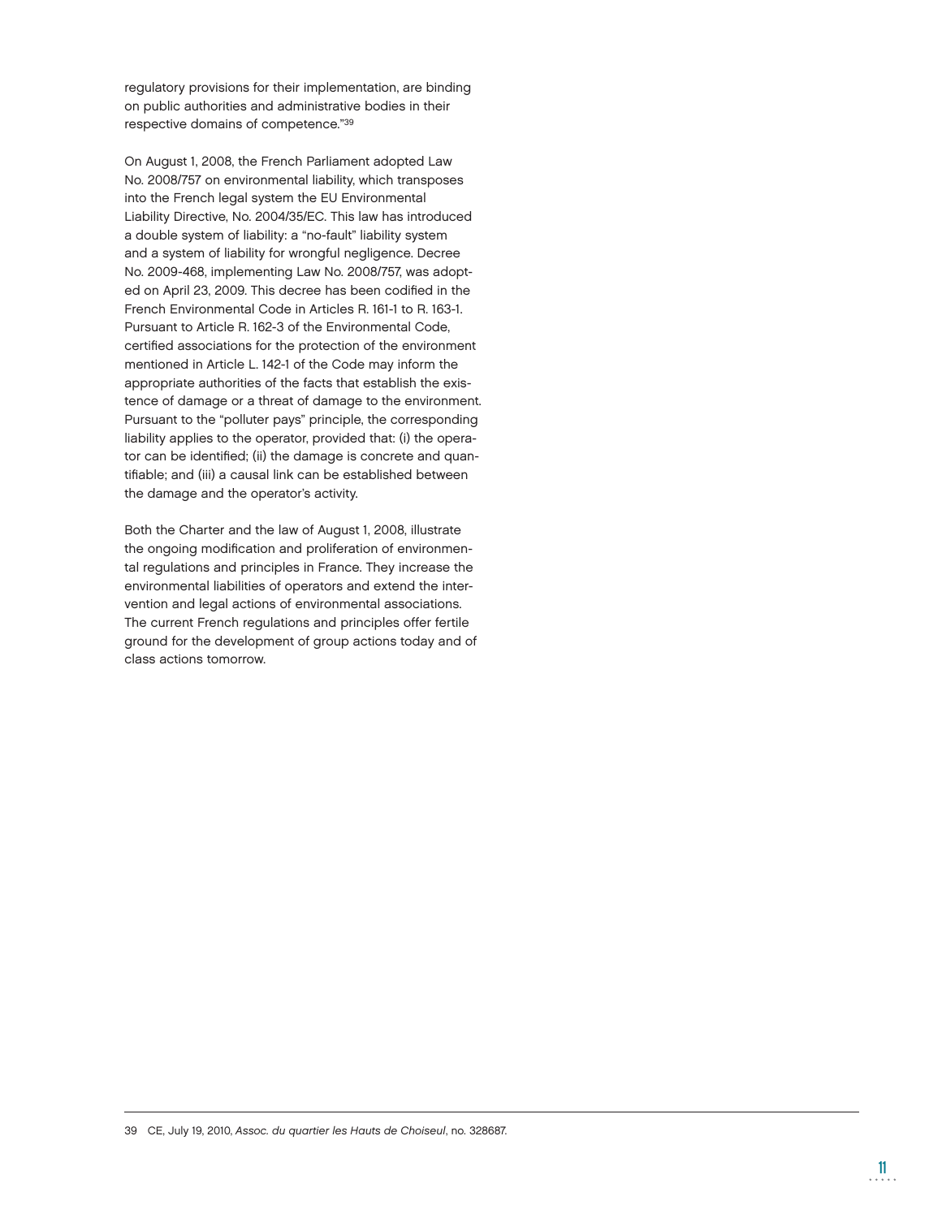regulatory provisions for their implementation, are binding on public authorities and administrative bodies in their respective domains of competence."[39]

On August 1, 2008, the French Parliament adopted Law No. 2008/757 on environmental liability, which transposes into the French legal system the EU Environmental Liability Directive, No. 2004/35/EC. This law has introduced a double system of liability: a "no-fault" liability system and a system of liability for wrongful negligence. Decree No. 2009-468, implementing Law No. 2008/757, was adopted on April 23, 2009. This decree has been codified in the French Environmental Code in Articles R. 161-1 to R. 163-1. Pursuant to Article R. 162-3 of the Environmental Code, certified associations for the protection of the environment mentioned in Article L. 142-1 of the Code may inform the appropriate authorities of the facts that establish the existence of damage or a threat of damage to the environment. Pursuant to the "polluter pays" principle, the corresponding liability applies to the operator, provided that: (i) the operator can be identified; (ii) the damage is concrete and quantifiable; and (iii) a causal link can be established between the damage and the operator's activity.

Both the Charter and the law of August 1, 2008, illustrate the ongoing modification and proliferation of environmental regulations and principles in France. They increase the environmental liabilities of operators and extend the intervention and legal actions of environmental associations. The current French regulations and principles offer fertile ground for the development of group actions today and of class actions tomorrow.

---

39 CE, July 19, 2010, *Assoc. du quartier les Hauts de Choiseul*, no. 328687.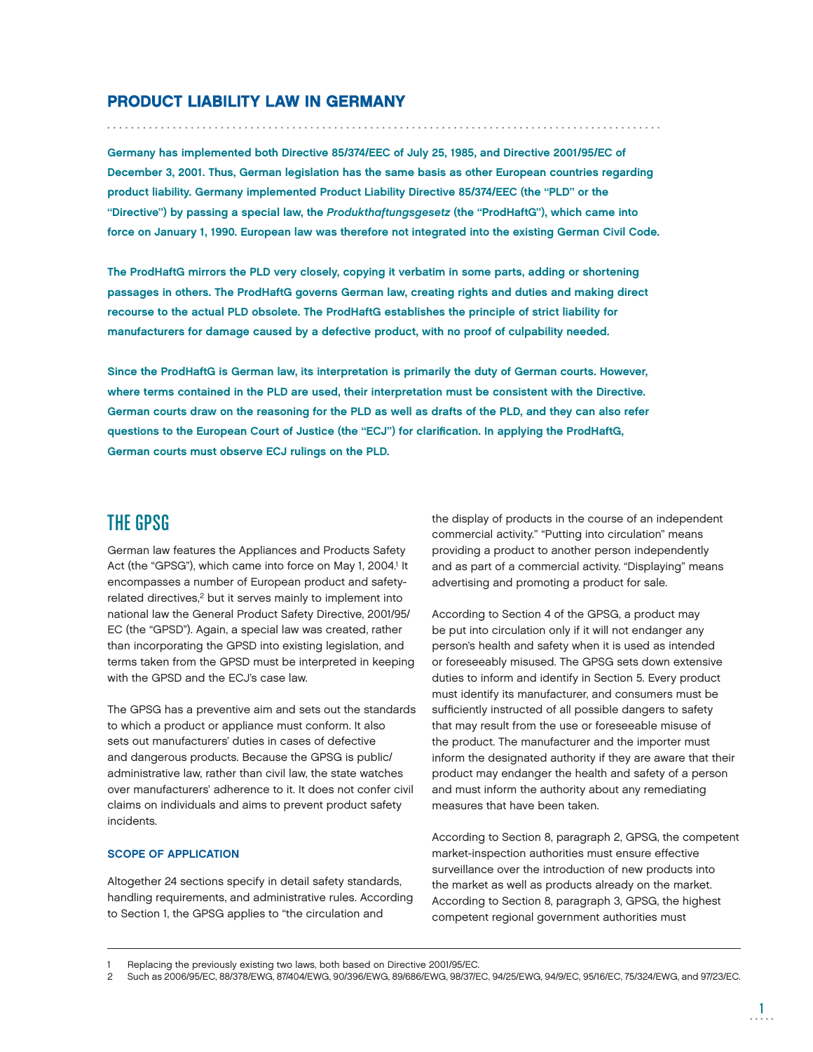# PRODUCT LIABILITY LAW IN GERMANY

**Germany has implemented both Directive 85/374/EEC of July 25, 1985, and Directive 2001/95/EC of December 3, 2001. Thus, German legislation has the same basis as other European countries regarding product liability. Germany implemented Product Liability Directive 85/374/EEC (the "PLD" or the "Directive") by passing a special law, the *Produkthaftungsgesetz* (the "ProdHaftG"), which came into force on January 1, 1990. European law was therefore not integrated into the existing German Civil Code.**

**The ProdHaftG mirrors the PLD very closely, copying it verbatim in some parts, adding or shortening passages in others. The ProdHaftG governs German law, creating rights and duties and making direct recourse to the actual PLD obsolete. The ProdHaftG establishes the principle of strict liability for manufacturers for damage caused by a defective product, with no proof of culpability needed.**

**Since the ProdHaftG is German law, its interpretation is primarily the duty of German courts. However, where terms contained in the PLD are used, their interpretation must be consistent with the Directive. German courts draw on the reasoning for the PLD as well as drafts of the PLD, and they can also refer questions to the European Court of Justice (the "ECJ") for clarification. In applying the ProdHaftG, German courts must observe ECJ rulings on the PLD.**

## THE GPSG

German law features the Appliances and Products Safety Act (the "GPSG"), which came into force on May 1, 2004.[1] It encompasses a number of European product and safety-related directives,[2] but it serves mainly to implement into national law the General Product Safety Directive, 2001/95/EC (the "GPSD"). Again, a special law was created, rather than incorporating the GPSD into existing legislation, and terms taken from the GPSD must be interpreted in keeping with the GPSD and the ECJ's case law.

The GPSG has a preventive aim and sets out the standards to which a product or appliance must conform. It also sets out manufacturers' duties in cases of defective and dangerous products. Because the GPSG is public/administrative law, rather than civil law, the state watches over manufacturers' adherence to it. It does not confer civil claims on individuals and aims to prevent product safety incidents.

### SCOPE OF APPLICATION

Altogether 24 sections specify in detail safety standards, handling requirements, and administrative rules. According to Section 1, the GPSG applies to "the circulation and the display of products in the course of an independent commercial activity." "Putting into circulation" means providing a product to another person independently and as part of a commercial activity. "Displaying" means advertising and promoting a product for sale.

According to Section 4 of the GPSG, a product may be put into circulation only if it will not endanger any person's health and safety when it is used as intended or foreseeably misused. The GPSG sets down extensive duties to inform and identify in Section 5. Every product must identify its manufacturer, and consumers must be sufficiently instructed of all possible dangers to safety that may result from the use or foreseeable misuse of the product. The manufacturer and the importer must inform the designated authority if they are aware that their product may endanger the health and safety of a person and must inform the authority about any remediating measures that have been taken.

According to Section 8, paragraph 2, GPSG, the competent market-inspection authorities must ensure effective surveillance over the introduction of new products into the market as well as products already on the market. According to Section 8, paragraph 3, GPSG, the highest competent regional government authorities must

---

1 Replacing the previously existing two laws, both based on Directive 2001/95/EC.

2 Such as 2006/95/EC, 88/378/EWG, 87/404/EWG, 90/396/EWG, 89/686/EWG, 98/37/EC, 94/25/EWG, 94/9/EC, 95/16/EC, 75/324/EWG, and 97/23/EC.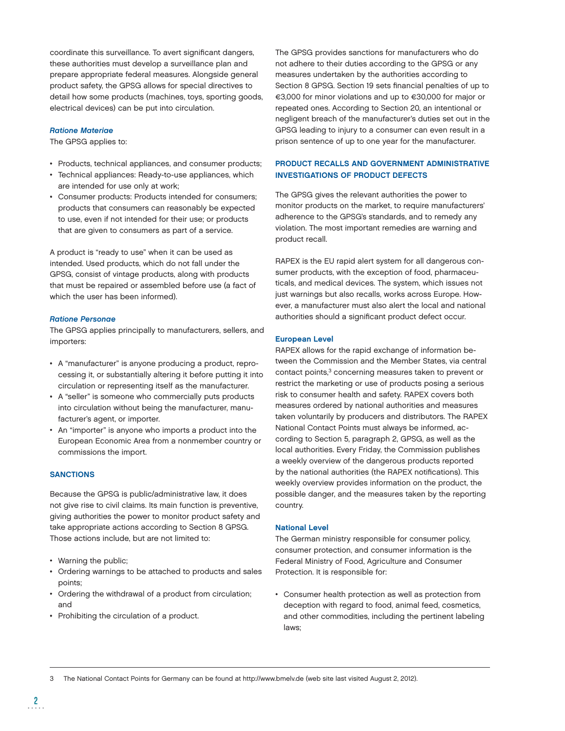coordinate this surveillance. To avert significant dangers, these authorities must develop a surveillance plan and prepare appropriate federal measures. Alongside general product safety, the GPSG allows for special directives to detail how some products (machines, toys, sporting goods, electrical devices) can be put into circulation.

#### *Ratione Materiae*

The GPSG applies to:

- Products, technical appliances, and consumer products;
- Technical appliances: Ready-to-use appliances, which are intended for use only at work;
- Consumer products: Products intended for consumers; products that consumers can reasonably be expected to use, even if not intended for their use; or products that are given to consumers as part of a service.

A product is "ready to use" when it can be used as intended. Used products, which do not fall under the GPSG, consist of vintage products, along with products that must be repaired or assembled before use (a fact of which the user has been informed).

#### *Ratione Personae*

The GPSG applies principally to manufacturers, sellers, and importers:

- A "manufacturer" is anyone producing a product, reprocessing it, or substantially altering it before putting it into circulation or representing itself as the manufacturer.
- A "seller" is someone who commercially puts products into circulation without being the manufacturer, manufacturer's agent, or importer.
- An "importer" is anyone who imports a product into the European Economic Area from a nonmember country or commissions the import.

### SANCTIONS

Because the GPSG is public/administrative law, it does not give rise to civil claims. Its main function is preventive, giving authorities the power to monitor product safety and take appropriate actions according to Section 8 GPSG. Those actions include, but are not limited to:

- Warning the public;
- Ordering warnings to be attached to products and sales points;
- Ordering the withdrawal of a product from circulation; and
- Prohibiting the circulation of a product.

The GPSG provides sanctions for manufacturers who do not adhere to their duties according to the GPSG or any measures undertaken by the authorities according to Section 8 GPSG. Section 19 sets financial penalties of up to €3,000 for minor violations and up to €30,000 for major or repeated ones. According to Section 20, an intentional or negligent breach of the manufacturer's duties set out in the GPSG leading to injury to a consumer can even result in a prison sentence of up to one year for the manufacturer.

### PRODUCT RECALLS AND GOVERNMENT ADMINISTRATIVE INVESTIGATIONS OF PRODUCT DEFECTS

The GPSG gives the relevant authorities the power to monitor products on the market, to require manufacturers' adherence to the GPSG's standards, and to remedy any violation. The most important remedies are warning and product recall.

RAPEX is the EU rapid alert system for all dangerous consumer products, with the exception of food, pharmaceuticals, and medical devices. The system, which issues not just warnings but also recalls, works across Europe. However, a manufacturer must also alert the local and national authorities should a significant product defect occur.

#### European Level

RAPEX allows for the rapid exchange of information between the Commission and the Member States, via central contact points,[3] concerning measures taken to prevent or restrict the marketing or use of products posing a serious risk to consumer health and safety. RAPEX covers both measures ordered by national authorities and measures taken voluntarily by producers and distributors. The RAPEX National Contact Points must always be informed, according to Section 5, paragraph 2, GPSG, as well as the local authorities. Every Friday, the Commission publishes a weekly overview of the dangerous products reported by the national authorities (the RAPEX notifications). This weekly overview provides information on the product, the possible danger, and the measures taken by the reporting country.

#### National Level

The German ministry responsible for consumer policy, consumer protection, and consumer information is the Federal Ministry of Food, Agriculture and Consumer Protection. It is responsible for:

- Consumer health protection as well as protection from deception with regard to food, animal feed, cosmetics, and other commodities, including the pertinent labeling laws;

---

3 The National Contact Points for Germany can be found at http://www.bmelv.de (web site last visited August 2, 2012).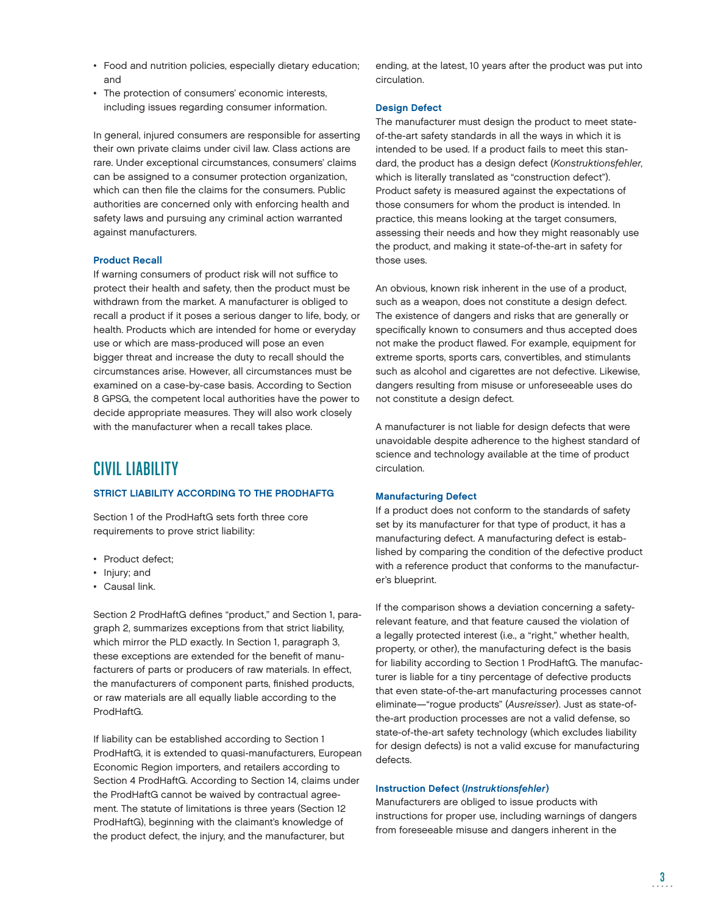- Food and nutrition policies, especially dietary education; and
- The protection of consumers' economic interests, including issues regarding consumer information.

In general, injured consumers are responsible for asserting their own private claims under civil law. Class actions are rare. Under exceptional circumstances, consumers' claims can be assigned to a consumer protection organization, which can then file the claims for the consumers. Public authorities are concerned only with enforcing health and safety laws and pursuing any criminal action warranted against manufacturers.

### Product Recall

If warning consumers of product risk will not suffice to protect their health and safety, then the product must be withdrawn from the market. A manufacturer is obliged to recall a product if it poses a serious danger to life, body, or health. Products which are intended for home or everyday use or which are mass-produced will pose an even bigger threat and increase the duty to recall should the circumstances arise. However, all circumstances must be examined on a case-by-case basis. According to Section 8 GPSG, the competent local authorities have the power to decide appropriate measures. They will also work closely with the manufacturer when a recall takes place.

## CIVIL LIABILITY

### STRICT LIABILITY ACCORDING TO THE PRODHAFTG

Section 1 of the ProdHaftG sets forth three core requirements to prove strict liability:

- Product defect;
- Injury; and
- Causal link.

Section 2 ProdHaftG defines "product," and Section 1, paragraph 2, summarizes exceptions from that strict liability, which mirror the PLD exactly. In Section 1, paragraph 3, these exceptions are extended for the benefit of manufacturers of parts or producers of raw materials. In effect, the manufacturers of component parts, finished products, or raw materials are all equally liable according to the ProdHaftG.

If liability can be established according to Section 1 ProdHaftG, it is extended to quasi-manufacturers, European Economic Region importers, and retailers according to Section 4 ProdHaftG. According to Section 14, claims under the ProdHaftG cannot be waived by contractual agreement. The statute of limitations is three years (Section 12 ProdHaftG), beginning with the claimant's knowledge of the product defect, the injury, and the manufacturer, but ending, at the latest, 10 years after the product was put into circulation.

### Design Defect

The manufacturer must design the product to meet state-of-the-art safety standards in all the ways in which it is intended to be used. If a product fails to meet this standard, the product has a design defect (*Konstruktionsfehler*, which is literally translated as "construction defect"). Product safety is measured against the expectations of those consumers for whom the product is intended. In practice, this means looking at the target consumers, assessing their needs and how they might reasonably use the product, and making it state-of-the-art in safety for those uses.

An obvious, known risk inherent in the use of a product, such as a weapon, does not constitute a design defect. The existence of dangers and risks that are generally or specifically known to consumers and thus accepted does not make the product flawed. For example, equipment for extreme sports, sports cars, convertibles, and stimulants such as alcohol and cigarettes are not defective. Likewise, dangers resulting from misuse or unforeseeable uses do not constitute a design defect.

A manufacturer is not liable for design defects that were unavoidable despite adherence to the highest standard of science and technology available at the time of product circulation.

### Manufacturing Defect

If a product does not conform to the standards of safety set by its manufacturer for that type of product, it has a manufacturing defect. A manufacturing defect is established by comparing the condition of the defective product with a reference product that conforms to the manufacturer's blueprint.

If the comparison shows a deviation concerning a safety-relevant feature, and that feature caused the violation of a legally protected interest (i.e., a "right," whether health, property, or other), the manufacturing defect is the basis for liability according to Section 1 ProdHaftG. The manufacturer is liable for a tiny percentage of defective products that even state-of-the-art manufacturing processes cannot eliminate—"rogue products" (*Ausreisser*). Just as state-of-the-art production processes are not a valid defense, so state-of-the-art safety technology (which excludes liability for design defects) is not a valid excuse for manufacturing defects.

### Instruction Defect (*Instruktionsfehler*)

Manufacturers are obliged to issue products with instructions for proper use, including warnings of dangers from foreseeable misuse and dangers inherent in the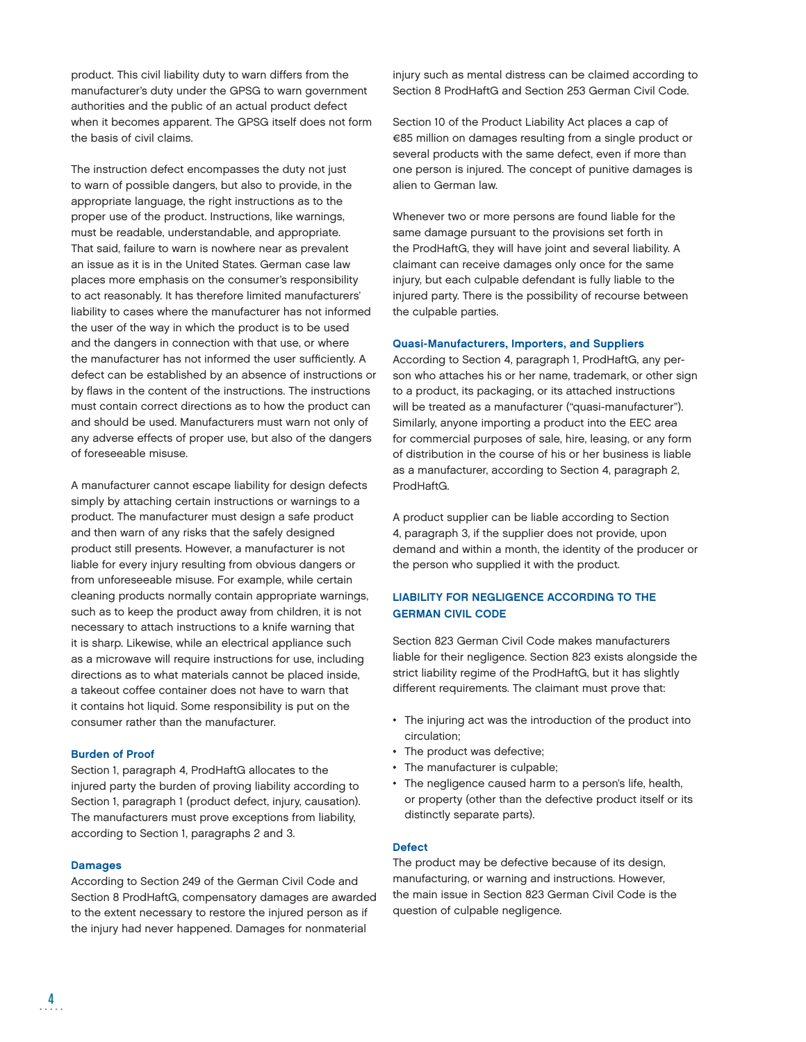product. This civil liability duty to warn differs from the manufacturer's duty under the GPSG to warn government authorities and the public of an actual product defect when it becomes apparent. The GPSG itself does not form the basis of civil claims.

The instruction defect encompasses the duty not just to warn of possible dangers, but also to provide, in the appropriate language, the right instructions as to the proper use of the product. Instructions, like warnings, must be readable, understandable, and appropriate. That said, failure to warn is nowhere near as prevalent an issue as it is in the United States. German case law places more emphasis on the consumer's responsibility to act reasonably. It has therefore limited manufacturers' liability to cases where the manufacturer has not informed the user of the way in which the product is to be used and the dangers in connection with that use, or where the manufacturer has not informed the user sufficiently. A defect can be established by an absence of instructions or by flaws in the content of the instructions. The instructions must contain correct directions as to how the product can and should be used. Manufacturers must warn not only of any adverse effects of proper use, but also of the dangers of foreseeable misuse.

A manufacturer cannot escape liability for design defects simply by attaching certain instructions or warnings to a product. The manufacturer must design a safe product and then warn of any risks that the safely designed product still presents. However, a manufacturer is not liable for every injury resulting from obvious dangers or from unforeseeable misuse. For example, while certain cleaning products normally contain appropriate warnings, such as to keep the product away from children, it is not necessary to attach instructions to a knife warning that it is sharp. Likewise, while an electrical appliance such as a microwave will require instructions for use, including directions as to what materials cannot be placed inside, a takeout coffee container does not have to warn that it contains hot liquid. Some responsibility is put on the consumer rather than the manufacturer.

### Burden of Proof

Section 1, paragraph 4, ProdHaftG allocates to the injured party the burden of proving liability according to Section 1, paragraph 1 (product defect, injury, causation). The manufacturers must prove exceptions from liability, according to Section 1, paragraphs 2 and 3.

### Damages

According to Section 249 of the German Civil Code and Section 8 ProdHaftG, compensatory damages are awarded to the extent necessary to restore the injured person as if the injury had never happened. Damages for nonmaterial injury such as mental distress can be claimed according to Section 8 ProdHaftG and Section 253 German Civil Code.

Section 10 of the Product Liability Act places a cap of €85 million on damages resulting from a single product or several products with the same defect, even if more than one person is injured. The concept of punitive damages is alien to German law.

Whenever two or more persons are found liable for the same damage pursuant to the provisions set forth in the ProdHaftG, they will have joint and several liability. A claimant can receive damages only once for the same injury, but each culpable defendant is fully liable to the injured party. There is the possibility of recourse between the culpable parties.

### Quasi-Manufacturers, Importers, and Suppliers

According to Section 4, paragraph 1, ProdHaftG, any person who attaches his or her name, trademark, or other sign to a product, its packaging, or its attached instructions will be treated as a manufacturer ("quasi-manufacturer"). Similarly, anyone importing a product into the EEC area for commercial purposes of sale, hire, leasing, or any form of distribution in the course of his or her business is liable as a manufacturer, according to Section 4, paragraph 2, ProdHaftG.

A product supplier can be liable according to Section 4, paragraph 3, if the supplier does not provide, upon demand and within a month, the identity of the producer or the person who supplied it with the product.

## LIABILITY FOR NEGLIGENCE ACCORDING TO THE GERMAN CIVIL CODE

Section 823 German Civil Code makes manufacturers liable for their negligence. Section 823 exists alongside the strict liability regime of the ProdHaftG, but it has slightly different requirements. The claimant must prove that:

- The injuring act was the introduction of the product into circulation;
- The product was defective;
- The manufacturer is culpable;
- The negligence caused harm to a person's life, health, or property (other than the defective product itself or its distinctly separate parts).

### Defect

The product may be defective because of its design, manufacturing, or warning and instructions. However, the main issue in Section 823 German Civil Code is the question of culpable negligence.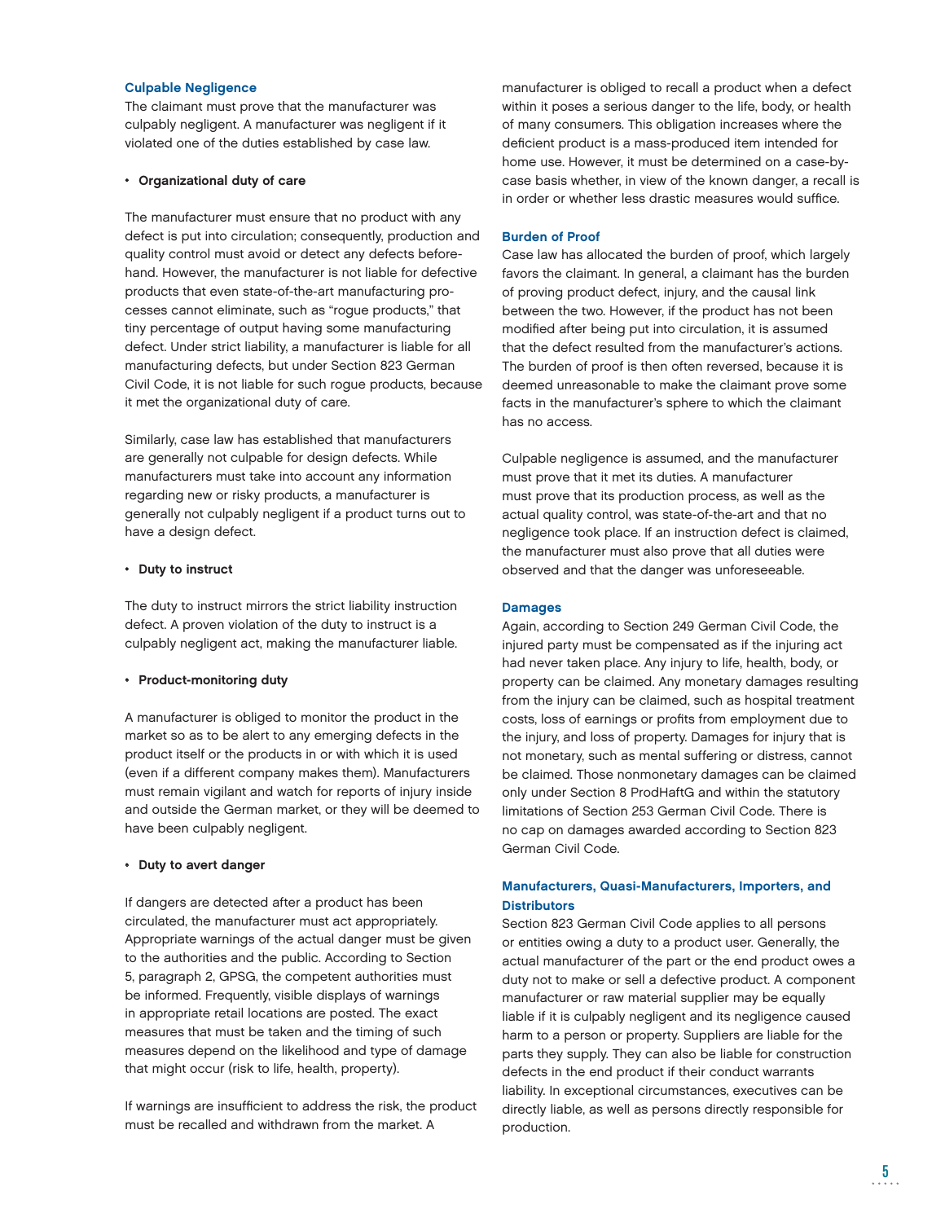### Culpable Negligence

The claimant must prove that the manufacturer was culpably negligent. A manufacturer was negligent if it violated one of the duties established by case law.

- **Organizational duty of care**

The manufacturer must ensure that no product with any defect is put into circulation; consequently, production and quality control must avoid or detect any defects beforehand. However, the manufacturer is not liable for defective products that even state-of-the-art manufacturing processes cannot eliminate, such as "rogue products," that tiny percentage of output having some manufacturing defect. Under strict liability, a manufacturer is liable for all manufacturing defects, but under Section 823 German Civil Code, it is not liable for such rogue products, because it met the organizational duty of care.

Similarly, case law has established that manufacturers are generally not culpable for design defects. While manufacturers must take into account any information regarding new or risky products, a manufacturer is generally not culpably negligent if a product turns out to have a design defect.

- **Duty to instruct**

The duty to instruct mirrors the strict liability instruction defect. A proven violation of the duty to instruct is a culpably negligent act, making the manufacturer liable.

- **Product-monitoring duty**

A manufacturer is obliged to monitor the product in the market so as to be alert to any emerging defects in the product itself or the products in or with which it is used (even if a different company makes them). Manufacturers must remain vigilant and watch for reports of injury inside and outside the German market, or they will be deemed to have been culpably negligent.

- **Duty to avert danger**

If dangers are detected after a product has been circulated, the manufacturer must act appropriately. Appropriate warnings of the actual danger must be given to the authorities and the public. According to Section 5, paragraph 2, GPSG, the competent authorities must be informed. Frequently, visible displays of warnings in appropriate retail locations are posted. The exact measures that must be taken and the timing of such measures depend on the likelihood and type of damage that might occur (risk to life, health, property).

If warnings are insufficient to address the risk, the product must be recalled and withdrawn from the market. A manufacturer is obliged to recall a product when a defect within it poses a serious danger to the life, body, or health of many consumers. This obligation increases where the deficient product is a mass-produced item intended for home use. However, it must be determined on a case-by-case basis whether, in view of the known danger, a recall is in order or whether less drastic measures would suffice.

### Burden of Proof

Case law has allocated the burden of proof, which largely favors the claimant. In general, a claimant has the burden of proving product defect, injury, and the causal link between the two. However, if the product has not been modified after being put into circulation, it is assumed that the defect resulted from the manufacturer's actions. The burden of proof is then often reversed, because it is deemed unreasonable to make the claimant prove some facts in the manufacturer's sphere to which the claimant has no access.

Culpable negligence is assumed, and the manufacturer must prove that it met its duties. A manufacturer must prove that its production process, as well as the actual quality control, was state-of-the-art and that no negligence took place. If an instruction defect is claimed, the manufacturer must also prove that all duties were observed and that the danger was unforeseeable.

### Damages

Again, according to Section 249 German Civil Code, the injured party must be compensated as if the injuring act had never taken place. Any injury to life, health, body, or property can be claimed. Any monetary damages resulting from the injury can be claimed, such as hospital treatment costs, loss of earnings or profits from employment due to the injury, and loss of property. Damages for injury that is not monetary, such as mental suffering or distress, cannot be claimed. Those nonmonetary damages can be claimed only under Section 8 ProdHaftG and within the statutory limitations of Section 253 German Civil Code. There is no cap on damages awarded according to Section 823 German Civil Code.

### Manufacturers, Quasi-Manufacturers, Importers, and Distributors

Section 823 German Civil Code applies to all persons or entities owing a duty to a product user. Generally, the actual manufacturer of the part or the end product owes a duty not to make or sell a defective product. A component manufacturer or raw material supplier may be equally liable if it is culpably negligent and its negligence caused harm to a person or property. Suppliers are liable for the parts they supply. They can also be liable for construction defects in the end product if their conduct warrants liability. In exceptional circumstances, executives can be directly liable, as well as persons directly responsible for production.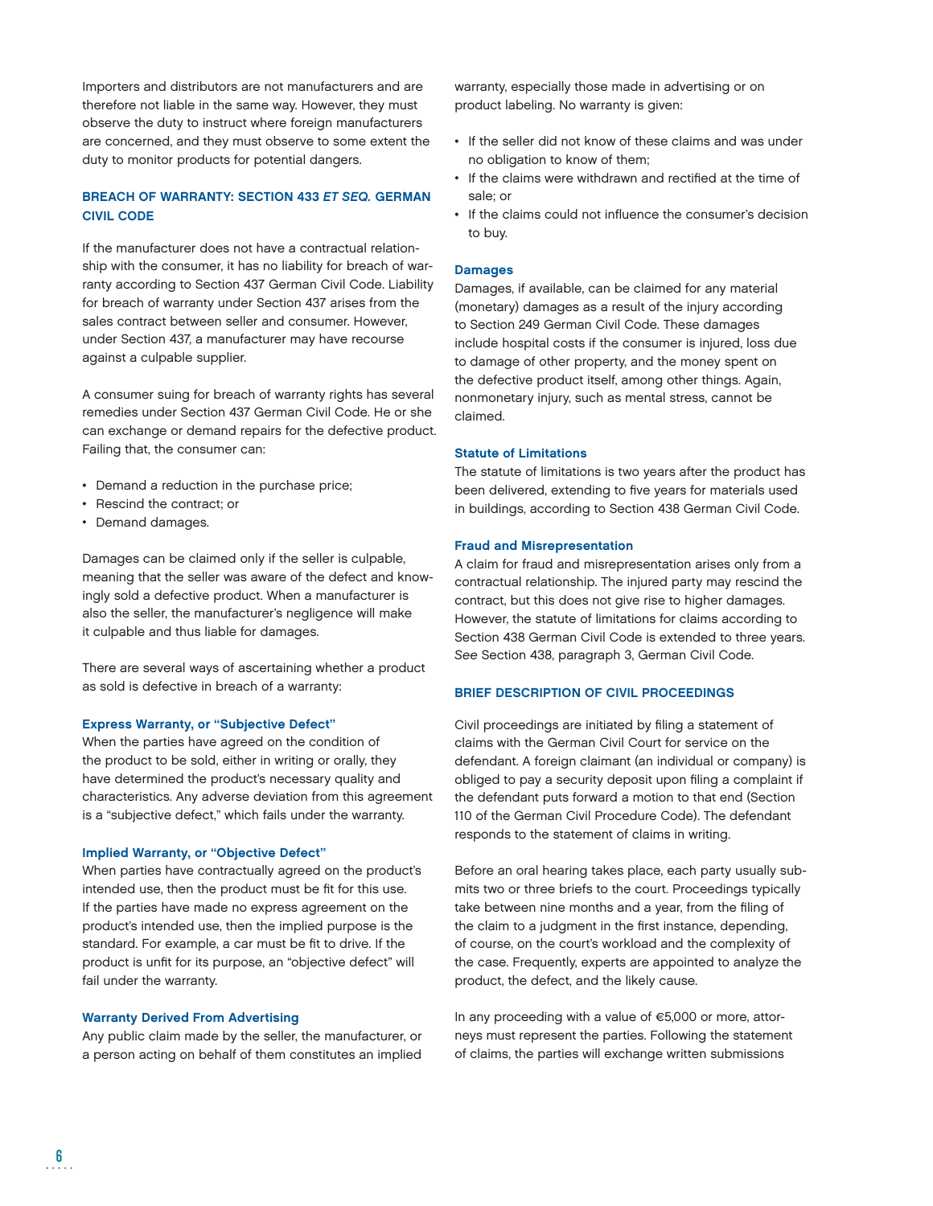Importers and distributors are not manufacturers and are therefore not liable in the same way. However, they must observe the duty to instruct where foreign manufacturers are concerned, and they must observe to some extent the duty to monitor products for potential dangers.

## BREACH OF WARRANTY: SECTION 433 *ET SEQ.* GERMAN CIVIL CODE

If the manufacturer does not have a contractual relationship with the consumer, it has no liability for breach of warranty according to Section 437 German Civil Code. Liability for breach of warranty under Section 437 arises from the sales contract between seller and consumer. However, under Section 437, a manufacturer may have recourse against a culpable supplier.

A consumer suing for breach of warranty rights has several remedies under Section 437 German Civil Code. He or she can exchange or demand repairs for the defective product. Failing that, the consumer can:

- Demand a reduction in the purchase price;
- Rescind the contract; or
- Demand damages.

Damages can be claimed only if the seller is culpable, meaning that the seller was aware of the defect and knowingly sold a defective product. When a manufacturer is also the seller, the manufacturer's negligence will make it culpable and thus liable for damages.

There are several ways of ascertaining whether a product as sold is defective in breach of a warranty:

### Express Warranty, or "Subjective Defect"

When the parties have agreed on the condition of the product to be sold, either in writing or orally, they have determined the product's necessary quality and characteristics. Any adverse deviation from this agreement is a "subjective defect," which fails under the warranty.

### Implied Warranty, or "Objective Defect"

When parties have contractually agreed on the product's intended use, then the product must be fit for this use. If the parties have made no express agreement on the product's intended use, then the implied purpose is the standard. For example, a car must be fit to drive. If the product is unfit for its purpose, an "objective defect" will fail under the warranty.

### Warranty Derived From Advertising

Any public claim made by the seller, the manufacturer, or a person acting on behalf of them constitutes an implied warranty, especially those made in advertising or on product labeling. No warranty is given:

- If the seller did not know of these claims and was under no obligation to know of them;
- If the claims were withdrawn and rectified at the time of sale; or
- If the claims could not influence the consumer's decision to buy.

### Damages

Damages, if available, can be claimed for any material (monetary) damages as a result of the injury according to Section 249 German Civil Code. These damages include hospital costs if the consumer is injured, loss due to damage of other property, and the money spent on the defective product itself, among other things. Again, nonmonetary injury, such as mental stress, cannot be claimed.

### Statute of Limitations

The statute of limitations is two years after the product has been delivered, extending to five years for materials used in buildings, according to Section 438 German Civil Code.

### Fraud and Misrepresentation

A claim for fraud and misrepresentation arises only from a contractual relationship. The injured party may rescind the contract, but this does not give rise to higher damages. However, the statute of limitations for claims according to Section 438 German Civil Code is extended to three years. *See* Section 438, paragraph 3, German Civil Code.

## BRIEF DESCRIPTION OF CIVIL PROCEEDINGS

Civil proceedings are initiated by filing a statement of claims with the German Civil Court for service on the defendant. A foreign claimant (an individual or company) is obliged to pay a security deposit upon filing a complaint if the defendant puts forward a motion to that end (Section 110 of the German Civil Procedure Code). The defendant responds to the statement of claims in writing.

Before an oral hearing takes place, each party usually submits two or three briefs to the court. Proceedings typically take between nine months and a year, from the filing of the claim to a judgment in the first instance, depending, of course, on the court's workload and the complexity of the case. Frequently, experts are appointed to analyze the product, the defect, and the likely cause.

In any proceeding with a value of €5,000 or more, attorneys must represent the parties. Following the statement of claims, the parties will exchange written submissions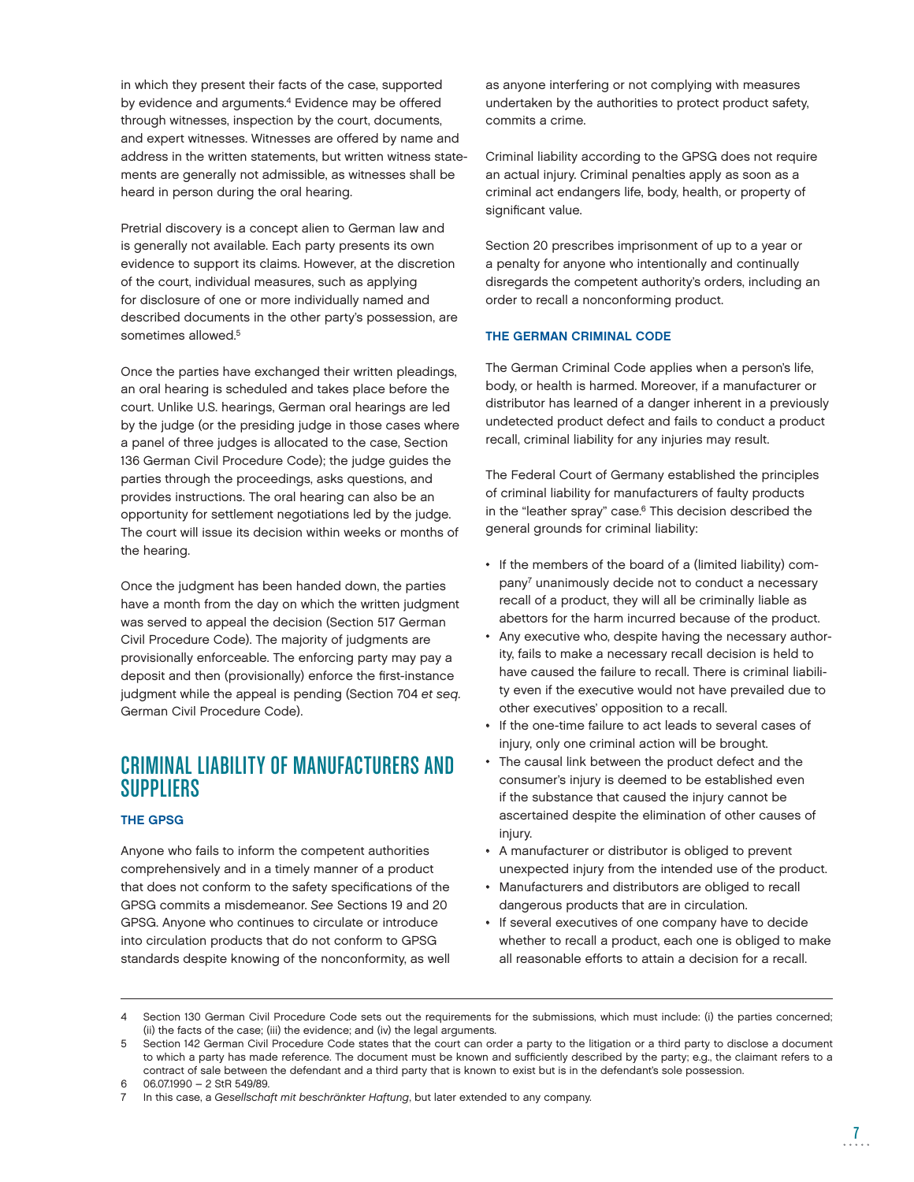in which they present their facts of the case, supported by evidence and arguments.[4] Evidence may be offered through witnesses, inspection by the court, documents, and expert witnesses. Witnesses are offered by name and address in the written statements, but written witness statements are generally not admissible, as witnesses shall be heard in person during the oral hearing.

Pretrial discovery is a concept alien to German law and is generally not available. Each party presents its own evidence to support its claims. However, at the discretion of the court, individual measures, such as applying for disclosure of one or more individually named and described documents in the other party's possession, are sometimes allowed.[5]

Once the parties have exchanged their written pleadings, an oral hearing is scheduled and takes place before the court. Unlike U.S. hearings, German oral hearings are led by the judge (or the presiding judge in those cases where a panel of three judges is allocated to the case, Section 136 German Civil Procedure Code); the judge guides the parties through the proceedings, asks questions, and provides instructions. The oral hearing can also be an opportunity for settlement negotiations led by the judge. The court will issue its decision within weeks or months of the hearing.

Once the judgment has been handed down, the parties have a month from the day on which the written judgment was served to appeal the decision (Section 517 German Civil Procedure Code). The majority of judgments are provisionally enforceable. The enforcing party may pay a deposit and then (provisionally) enforce the first-instance judgment while the appeal is pending (Section 704 *et seq.* German Civil Procedure Code).

## CRIMINAL LIABILITY OF MANUFACTURERS AND SUPPLIERS

### THE GPSG

Anyone who fails to inform the competent authorities comprehensively and in a timely manner of a product that does not conform to the safety specifications of the GPSG commits a misdemeanor. *See* Sections 19 and 20 GPSG. Anyone who continues to circulate or introduce into circulation products that do not conform to GPSG standards despite knowing of the nonconformity, as well as anyone interfering or not complying with measures undertaken by the authorities to protect product safety, commits a crime.

Criminal liability according to the GPSG does not require an actual injury. Criminal penalties apply as soon as a criminal act endangers life, body, health, or property of significant value.

Section 20 prescribes imprisonment of up to a year or a penalty for anyone who intentionally and continually disregards the competent authority's orders, including an order to recall a nonconforming product.

### THE GERMAN CRIMINAL CODE

The German Criminal Code applies when a person's life, body, or health is harmed. Moreover, if a manufacturer or distributor has learned of a danger inherent in a previously undetected product defect and fails to conduct a product recall, criminal liability for any injuries may result.

The Federal Court of Germany established the principles of criminal liability for manufacturers of faulty products in the "leather spray" case.[6] This decision described the general grounds for criminal liability:

- If the members of the board of a (limited liability) company[7] unanimously decide not to conduct a necessary recall of a product, they will all be criminally liable as abettors for the harm incurred because of the product.
- Any executive who, despite having the necessary authority, fails to make a necessary recall decision is held to have caused the failure to recall. There is criminal liability even if the executive would not have prevailed due to other executives' opposition to a recall.
- If the one-time failure to act leads to several cases of injury, only one criminal action will be brought.
- The causal link between the product defect and the consumer's injury is deemed to be established even if the substance that caused the injury cannot be ascertained despite the elimination of other causes of injury.
- A manufacturer or distributor is obliged to prevent unexpected injury from the intended use of the product.
- Manufacturers and distributors are obliged to recall dangerous products that are in circulation.
- If several executives of one company have to decide whether to recall a product, each one is obliged to make all reasonable efforts to attain a decision for a recall.

---

4 Section 130 German Civil Procedure Code sets out the requirements for the submissions, which must include: (i) the parties concerned; (ii) the facts of the case; (iii) the evidence; and (iv) the legal arguments.

5 Section 142 German Civil Procedure Code states that the court can order a party to the litigation or a third party to disclose a document to which a party has made reference. The document must be known and sufficiently described by the party; e.g., the claimant refers to a contract of sale between the defendant and a third party that is known to exist but is in the defendant's sole possession.

6 06.07.1990 – 2 StR 549/89.

7 In this case, a *Gesellschaft mit beschränkter Haftung*, but later extended to any company.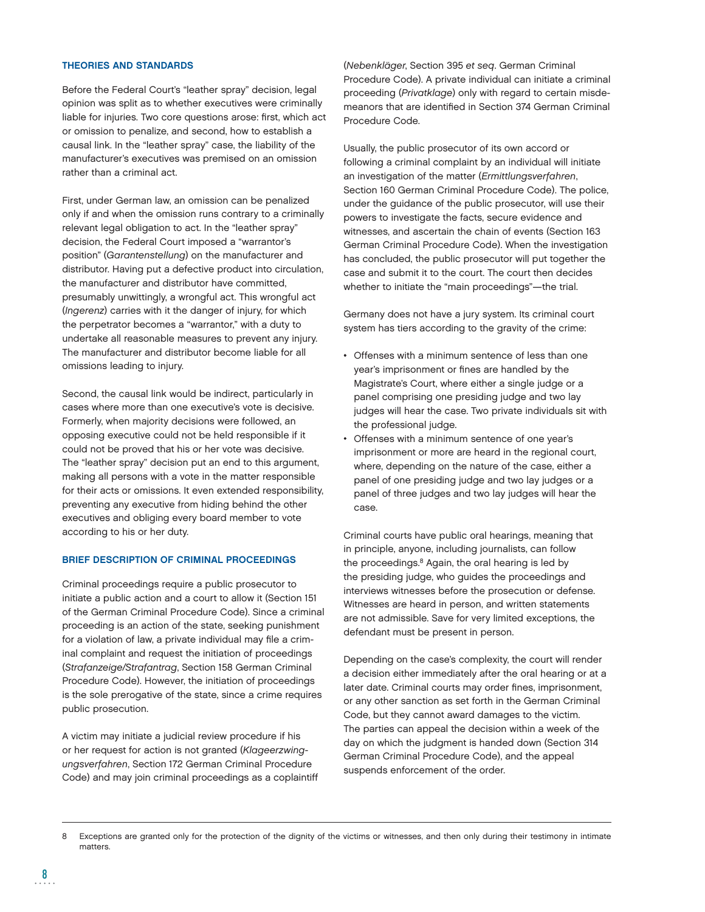### THEORIES AND STANDARDS

Before the Federal Court's "leather spray" decision, legal opinion was split as to whether executives were criminally liable for injuries. Two core questions arose: first, which act or omission to penalize, and second, how to establish a causal link. In the "leather spray" case, the liability of the manufacturer's executives was premised on an omission rather than a criminal act.

First, under German law, an omission can be penalized only if and when the omission runs contrary to a criminally relevant legal obligation to act. In the "leather spray" decision, the Federal Court imposed a "warrantor's position" (*Garantenstellung*) on the manufacturer and distributor. Having put a defective product into circulation, the manufacturer and distributor have committed, presumably unwittingly, a wrongful act. This wrongful act (*Ingerenz*) carries with it the danger of injury, for which the perpetrator becomes a "warrantor," with a duty to undertake all reasonable measures to prevent any injury. The manufacturer and distributor become liable for all omissions leading to injury.

Second, the causal link would be indirect, particularly in cases where more than one executive's vote is decisive. Formerly, when majority decisions were followed, an opposing executive could not be held responsible if it could not be proved that his or her vote was decisive. The "leather spray" decision put an end to this argument, making all persons with a vote in the matter responsible for their acts or omissions. It even extended responsibility, preventing any executive from hiding behind the other executives and obliging every board member to vote according to his or her duty.

### BRIEF DESCRIPTION OF CRIMINAL PROCEEDINGS

Criminal proceedings require a public prosecutor to initiate a public action and a court to allow it (Section 151 of the German Criminal Procedure Code). Since a criminal proceeding is an action of the state, seeking punishment for a violation of law, a private individual may file a criminal complaint and request the initiation of proceedings (*Strafanzeige/Strafantrag*, Section 158 German Criminal Procedure Code). However, the initiation of proceedings is the sole prerogative of the state, since a crime requires public prosecution.

A victim may initiate a judicial review procedure if his or her request for action is not granted (*Klageerzwingungsverfahren*, Section 172 German Criminal Procedure Code) and may join criminal proceedings as a coplaintiff (*Nebenkläger*, Section 395 *et seq*. German Criminal Procedure Code). A private individual can initiate a criminal proceeding (*Privatklage*) only with regard to certain misdemeanors that are identified in Section 374 German Criminal Procedure Code.

Usually, the public prosecutor of its own accord or following a criminal complaint by an individual will initiate an investigation of the matter (*Ermittlungsverfahren*, Section 160 German Criminal Procedure Code). The police, under the guidance of the public prosecutor, will use their powers to investigate the facts, secure evidence and witnesses, and ascertain the chain of events (Section 163 German Criminal Procedure Code). When the investigation has concluded, the public prosecutor will put together the case and submit it to the court. The court then decides whether to initiate the "main proceedings"—the trial.

Germany does not have a jury system. Its criminal court system has tiers according to the gravity of the crime:

- Offenses with a minimum sentence of less than one year's imprisonment or fines are handled by the Magistrate's Court, where either a single judge or a panel comprising one presiding judge and two lay judges will hear the case. Two private individuals sit with the professional judge.
- Offenses with a minimum sentence of one year's imprisonment or more are heard in the regional court, where, depending on the nature of the case, either a panel of one presiding judge and two lay judges or a panel of three judges and two lay judges will hear the case.

Criminal courts have public oral hearings, meaning that in principle, anyone, including journalists, can follow the proceedings.[8] Again, the oral hearing is led by the presiding judge, who guides the proceedings and interviews witnesses before the prosecution or defense. Witnesses are heard in person, and written statements are not admissible. Save for very limited exceptions, the defendant must be present in person.

Depending on the case's complexity, the court will render a decision either immediately after the oral hearing or at a later date. Criminal courts may order fines, imprisonment, or any other sanction as set forth in the German Criminal Code, but they cannot award damages to the victim. The parties can appeal the decision within a week of the day on which the judgment is handed down (Section 314 German Criminal Procedure Code), and the appeal suspends enforcement of the order.

---

8 Exceptions are granted only for the protection of the dignity of the victims or witnesses, and then only during their testimony in intimate matters.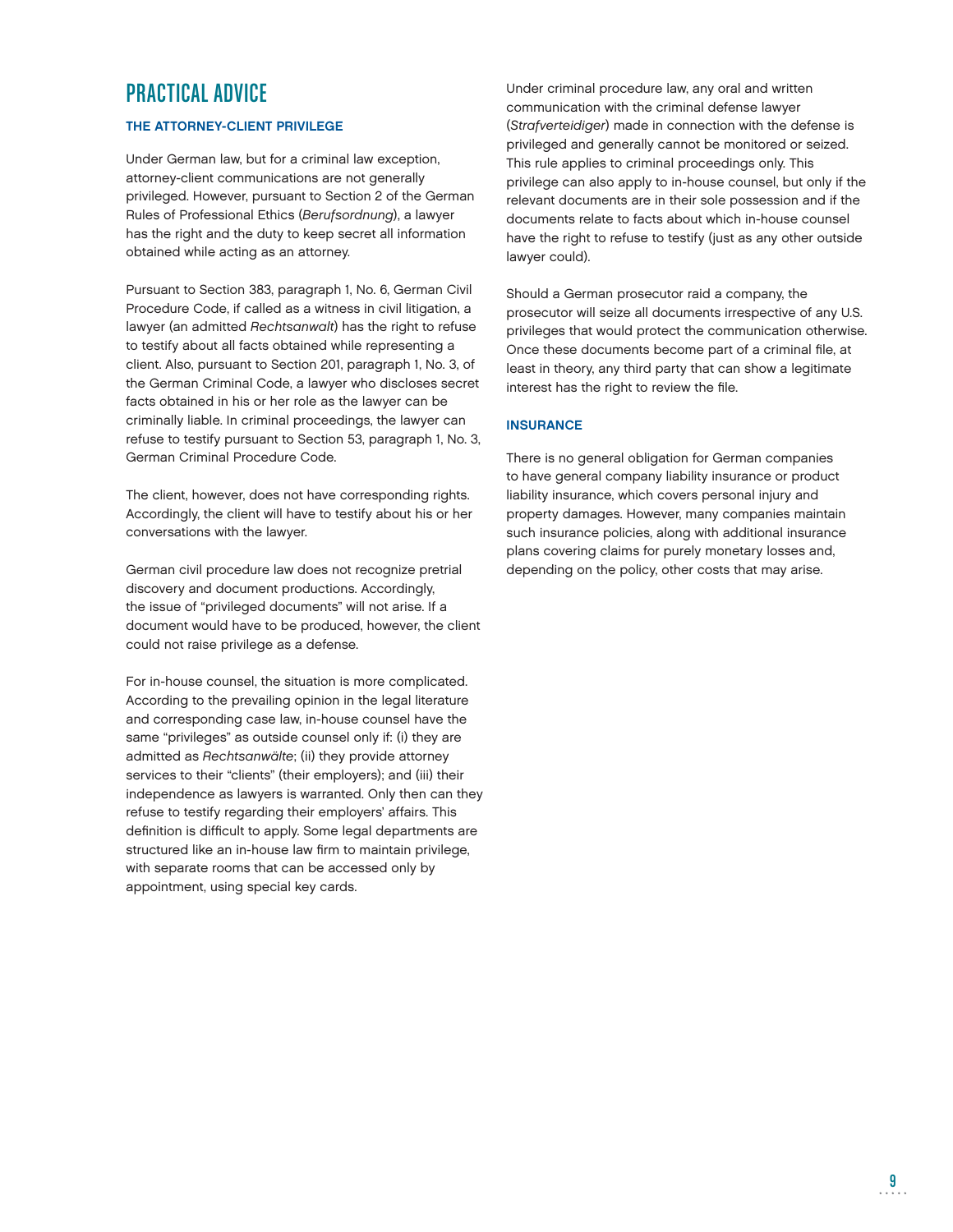# PRACTICAL ADVICE

### THE ATTORNEY-CLIENT PRIVILEGE

Under German law, but for a criminal law exception, attorney-client communications are not generally privileged. However, pursuant to Section 2 of the German Rules of Professional Ethics (*Berufsordnung*), a lawyer has the right and the duty to keep secret all information obtained while acting as an attorney.

Pursuant to Section 383, paragraph 1, No. 6, German Civil Procedure Code, if called as a witness in civil litigation, a lawyer (an admitted *Rechtsanwalt*) has the right to refuse to testify about all facts obtained while representing a client. Also, pursuant to Section 201, paragraph 1, No. 3, of the German Criminal Code, a lawyer who discloses secret facts obtained in his or her role as the lawyer can be criminally liable. In criminal proceedings, the lawyer can refuse to testify pursuant to Section 53, paragraph 1, No. 3, German Criminal Procedure Code.

The client, however, does not have corresponding rights. Accordingly, the client will have to testify about his or her conversations with the lawyer.

German civil procedure law does not recognize pretrial discovery and document productions. Accordingly, the issue of "privileged documents" will not arise. If a document would have to be produced, however, the client could not raise privilege as a defense.

For in-house counsel, the situation is more complicated. According to the prevailing opinion in the legal literature and corresponding case law, in-house counsel have the same "privileges" as outside counsel only if: (i) they are admitted as *Rechtsanwälte*; (ii) they provide attorney services to their "clients" (their employers); and (iii) their independence as lawyers is warranted. Only then can they refuse to testify regarding their employers' affairs. This definition is difficult to apply. Some legal departments are structured like an in-house law firm to maintain privilege, with separate rooms that can be accessed only by appointment, using special key cards.

Under criminal procedure law, any oral and written communication with the criminal defense lawyer (*Strafverteidiger*) made in connection with the defense is privileged and generally cannot be monitored or seized. This rule applies to criminal proceedings only. This privilege can also apply to in-house counsel, but only if the relevant documents are in their sole possession and if the documents relate to facts about which in-house counsel have the right to refuse to testify (just as any other outside lawyer could).

Should a German prosecutor raid a company, the prosecutor will seize all documents irrespective of any U.S. privileges that would protect the communication otherwise. Once these documents become part of a criminal file, at least in theory, any third party that can show a legitimate interest has the right to review the file.

### INSURANCE

There is no general obligation for German companies to have general company liability insurance or product liability insurance, which covers personal injury and property damages. However, many companies maintain such insurance policies, along with additional insurance plans covering claims for purely monetary losses and, depending on the policy, other costs that may arise.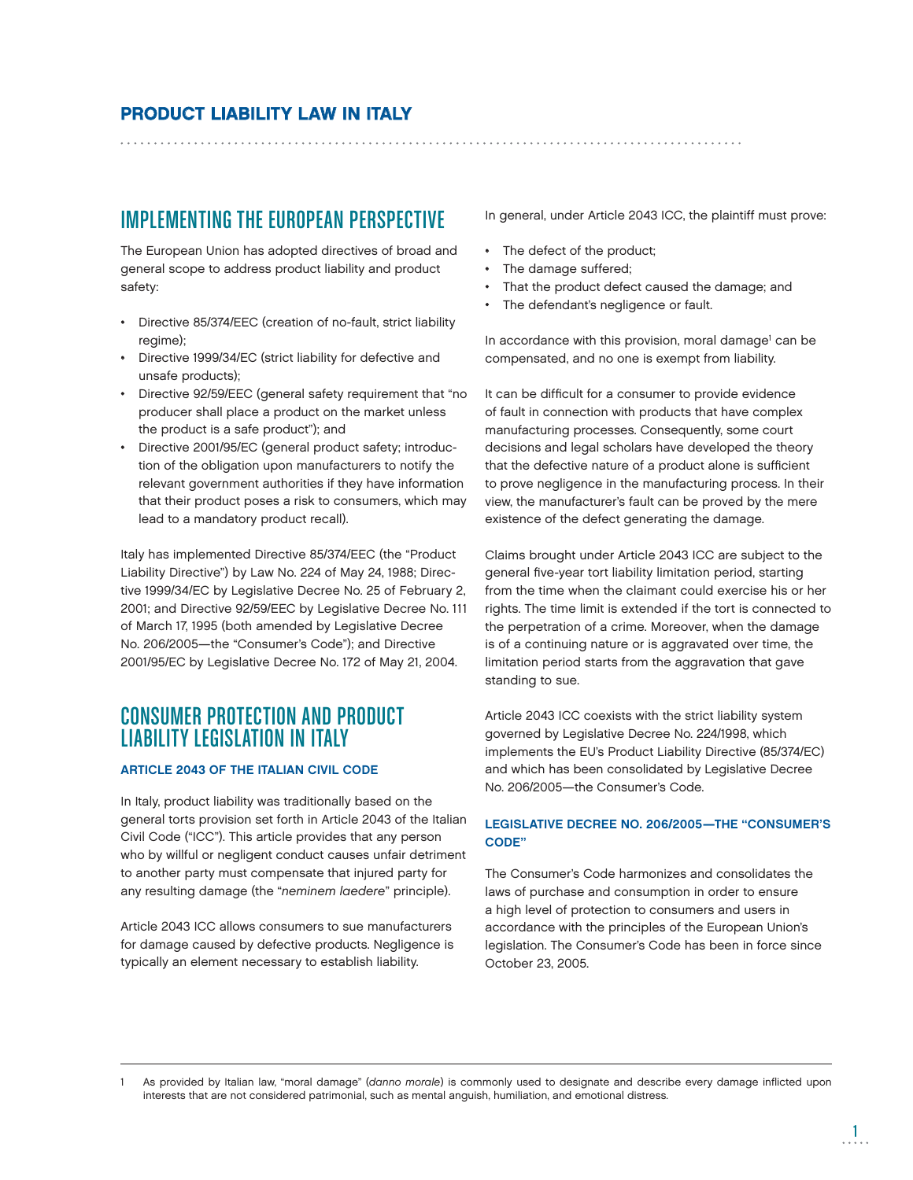## PRODUCT LIABILITY LAW IN ITALY

# IMPLEMENTING THE EUROPEAN PERSPECTIVE

The European Union has adopted directives of broad and general scope to address product liability and product safety:

- Directive 85/374/EEC (creation of no-fault, strict liability regime);
- Directive 1999/34/EC (strict liability for defective and unsafe products);
- Directive 92/59/EEC (general safety requirement that "no producer shall place a product on the market unless the product is a safe product"); and
- Directive 2001/95/EC (general product safety; introduction of the obligation upon manufacturers to notify the relevant government authorities if they have information that their product poses a risk to consumers, which may lead to a mandatory product recall).

Italy has implemented Directive 85/374/EEC (the "Product Liability Directive") by Law No. 224 of May 24, 1988; Directive 1999/34/EC by Legislative Decree No. 25 of February 2, 2001; and Directive 92/59/EEC by Legislative Decree No. 111 of March 17, 1995 (both amended by Legislative Decree No. 206/2005—the "Consumer's Code"); and Directive 2001/95/EC by Legislative Decree No. 172 of May 21, 2004.

# CONSUMER PROTECTION AND PRODUCT LIABILITY LEGISLATION IN ITALY

### ARTICLE 2043 OF THE ITALIAN CIVIL CODE

In Italy, product liability was traditionally based on the general torts provision set forth in Article 2043 of the Italian Civil Code ("ICC"). This article provides that any person who by willful or negligent conduct causes unfair detriment to another party must compensate that injured party for any resulting damage (the "*neminem laedere*" principle).

Article 2043 ICC allows consumers to sue manufacturers for damage caused by defective products. Negligence is typically an element necessary to establish liability.

In general, under Article 2043 ICC, the plaintiff must prove:

- The defect of the product;
- The damage suffered;
- That the product defect caused the damage; and
- The defendant's negligence or fault.

In accordance with this provision, moral damage[1] can be compensated, and no one is exempt from liability.

It can be difficult for a consumer to provide evidence of fault in connection with products that have complex manufacturing processes. Consequently, some court decisions and legal scholars have developed the theory that the defective nature of a product alone is sufficient to prove negligence in the manufacturing process. In their view, the manufacturer's fault can be proved by the mere existence of the defect generating the damage.

Claims brought under Article 2043 ICC are subject to the general five-year tort liability limitation period, starting from the time when the claimant could exercise his or her rights. The time limit is extended if the tort is connected to the perpetration of a crime. Moreover, when the damage is of a continuing nature or is aggravated over time, the limitation period starts from the aggravation that gave standing to sue.

Article 2043 ICC coexists with the strict liability system governed by Legislative Decree No. 224/1998, which implements the EU's Product Liability Directive (85/374/EC) and which has been consolidated by Legislative Decree No. 206/2005—the Consumer's Code.

### LEGISLATIVE DECREE NO. 206/2005—THE "CONSUMER'S CODE"

The Consumer's Code harmonizes and consolidates the laws of purchase and consumption in order to ensure a high level of protection to consumers and users in accordance with the principles of the European Union's legislation. The Consumer's Code has been in force since October 23, 2005.

---

1 As provided by Italian law, "moral damage" (*danno morale*) is commonly used to designate and describe every damage inflicted upon interests that are not considered patrimonial, such as mental anguish, humiliation, and emotional distress.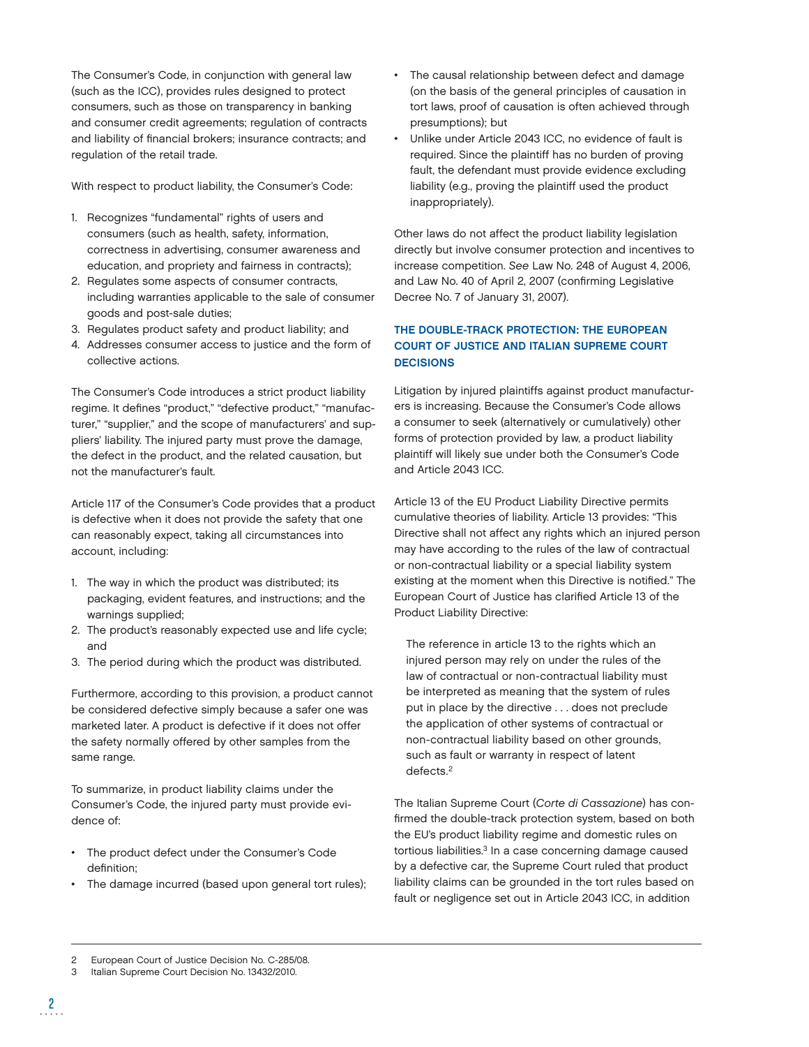The Consumer's Code, in conjunction with general law (such as the ICC), provides rules designed to protect consumers, such as those on transparency in banking and consumer credit agreements; regulation of contracts and liability of financial brokers; insurance contracts; and regulation of the retail trade.

With respect to product liability, the Consumer's Code:

1. Recognizes "fundamental" rights of users and consumers (such as health, safety, information, correctness in advertising, consumer awareness and education, and propriety and fairness in contracts);
2. Regulates some aspects of consumer contracts, including warranties applicable to the sale of consumer goods and post-sale duties;
3. Regulates product safety and product liability; and
4. Addresses consumer access to justice and the form of collective actions.

The Consumer's Code introduces a strict product liability regime. It defines "product," "defective product," "manufacturer," "supplier," and the scope of manufacturers' and suppliers' liability. The injured party must prove the damage, the defect in the product, and the related causation, but not the manufacturer's fault.

Article 117 of the Consumer's Code provides that a product is defective when it does not provide the safety that one can reasonably expect, taking all circumstances into account, including:

1. The way in which the product was distributed; its packaging, evident features, and instructions; and the warnings supplied;
2. The product's reasonably expected use and life cycle; and
3. The period during which the product was distributed.

Furthermore, according to this provision, a product cannot be considered defective simply because a safer one was marketed later. A product is defective if it does not offer the safety normally offered by other samples from the same range.

To summarize, in product liability claims under the Consumer's Code, the injured party must provide evidence of:

- The product defect under the Consumer's Code definition;
- The damage incurred (based upon general tort rules);
- The causal relationship between defect and damage (on the basis of the general principles of causation in tort laws, proof of causation is often achieved through presumptions); but
- Unlike under Article 2043 ICC, no evidence of fault is required. Since the plaintiff has no burden of proving fault, the defendant must provide evidence excluding liability (e.g., proving the plaintiff used the product inappropriately).

Other laws do not affect the product liability legislation directly but involve consumer protection and incentives to increase competition. *See* Law No. 248 of August 4, 2006, and Law No. 40 of April 2, 2007 (confirming Legislative Decree No. 7 of January 31, 2007).

### THE DOUBLE-TRACK PROTECTION: THE EUROPEAN COURT OF JUSTICE AND ITALIAN SUPREME COURT DECISIONS

Litigation by injured plaintiffs against product manufacturers is increasing. Because the Consumer's Code allows a consumer to seek (alternatively or cumulatively) other forms of protection provided by law, a product liability plaintiff will likely sue under both the Consumer's Code and Article 2043 ICC.

Article 13 of the EU Product Liability Directive permits cumulative theories of liability. Article 13 provides: "This Directive shall not affect any rights which an injured person may have according to the rules of the law of contractual or non-contractual liability or a special liability system existing at the moment when this Directive is notified." The European Court of Justice has clarified Article 13 of the Product Liability Directive:

> The reference in article 13 to the rights which an injured person may rely on under the rules of the law of contractual or non-contractual liability must be interpreted as meaning that the system of rules put in place by the directive . . . does not preclude the application of other systems of contractual or non-contractual liability based on other grounds, such as fault or warranty in respect of latent defects.[2]

The Italian Supreme Court (*Corte di Cassazione*) has confirmed the double-track protection system, based on both the EU's product liability regime and domestic rules on tortious liabilities.[3] In a case concerning damage caused by a defective car, the Supreme Court ruled that product liability claims can be grounded in the tort rules based on fault or negligence set out in Article 2043 ICC, in addition

---

2 European Court of Justice Decision No. C-285/08.

3 Italian Supreme Court Decision No. 13432/2010.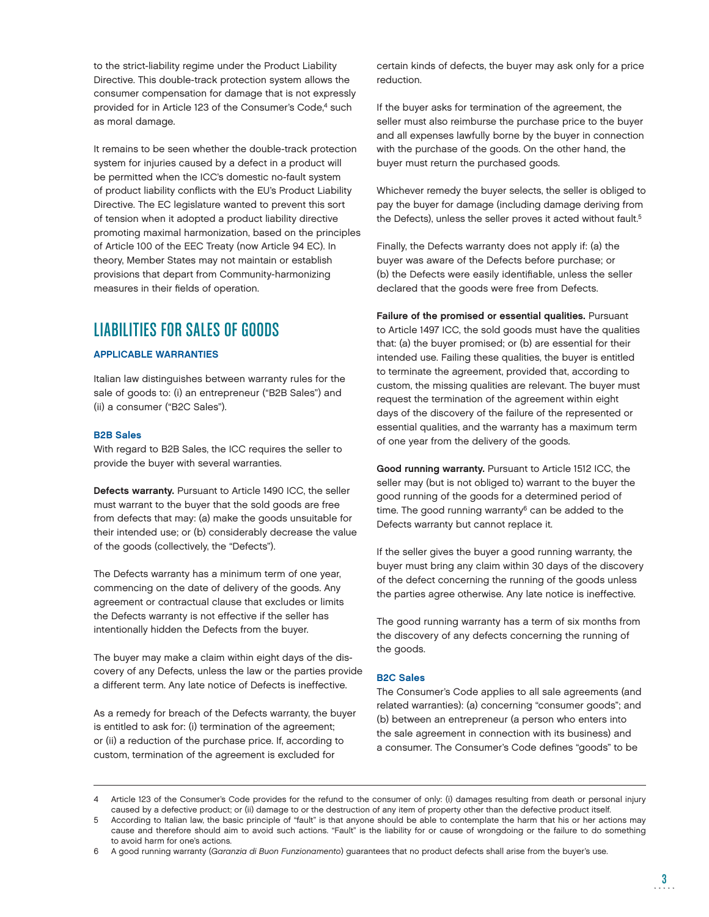to the strict-liability regime under the Product Liability Directive. This double-track protection system allows the consumer compensation for damage that is not expressly provided for in Article 123 of the Consumer's Code,[4] such as moral damage.

It remains to be seen whether the double-track protection system for injuries caused by a defect in a product will be permitted when the ICC's domestic no-fault system of product liability conflicts with the EU's Product Liability Directive. The EC legislature wanted to prevent this sort of tension when it adopted a product liability directive promoting maximal harmonization, based on the principles of Article 100 of the EEC Treaty (now Article 94 EC). In theory, Member States may not maintain or establish provisions that depart from Community-harmonizing measures in their fields of operation.

## LIABILITIES FOR SALES OF GOODS

### APPLICABLE WARRANTIES

Italian law distinguishes between warranty rules for the sale of goods to: (i) an entrepreneur ("B2B Sales") and (ii) a consumer ("B2C Sales").

#### B2B Sales

With regard to B2B Sales, the ICC requires the seller to provide the buyer with several warranties.

**Defects warranty.** Pursuant to Article 1490 ICC, the seller must warrant to the buyer that the sold goods are free from defects that may: (a) make the goods unsuitable for their intended use; or (b) considerably decrease the value of the goods (collectively, the "Defects").

The Defects warranty has a minimum term of one year, commencing on the date of delivery of the goods. Any agreement or contractual clause that excludes or limits the Defects warranty is not effective if the seller has intentionally hidden the Defects from the buyer.

The buyer may make a claim within eight days of the discovery of any Defects, unless the law or the parties provide a different term. Any late notice of Defects is ineffective.

As a remedy for breach of the Defects warranty, the buyer is entitled to ask for: (i) termination of the agreement; or (ii) a reduction of the purchase price. If, according to custom, termination of the agreement is excluded for certain kinds of defects, the buyer may ask only for a price reduction.

If the buyer asks for termination of the agreement, the seller must also reimburse the purchase price to the buyer and all expenses lawfully borne by the buyer in connection with the purchase of the goods. On the other hand, the buyer must return the purchased goods.

Whichever remedy the buyer selects, the seller is obliged to pay the buyer for damage (including damage deriving from the Defects), unless the seller proves it acted without fault.[5]

Finally, the Defects warranty does not apply if: (a) the buyer was aware of the Defects before purchase; or (b) the Defects were easily identifiable, unless the seller declared that the goods were free from Defects.

**Failure of the promised or essential qualities.** Pursuant to Article 1497 ICC, the sold goods must have the qualities that: (a) the buyer promised; or (b) are essential for their intended use. Failing these qualities, the buyer is entitled to terminate the agreement, provided that, according to custom, the missing qualities are relevant. The buyer must request the termination of the agreement within eight days of the discovery of the failure of the represented or essential qualities, and the warranty has a maximum term of one year from the delivery of the goods.

**Good running warranty.** Pursuant to Article 1512 ICC, the seller may (but is not obliged to) warrant to the buyer the good running of the goods for a determined period of time. The good running warranty[6] can be added to the Defects warranty but cannot replace it.

If the seller gives the buyer a good running warranty, the buyer must bring any claim within 30 days of the discovery of the defect concerning the running of the goods unless the parties agree otherwise. Any late notice is ineffective.

The good running warranty has a term of six months from the discovery of any defects concerning the running of the goods.

#### B2C Sales

The Consumer's Code applies to all sale agreements (and related warranties): (a) concerning "consumer goods"; and (b) between an entrepreneur (a person who enters into the sale agreement in connection with its business) and a consumer. The Consumer's Code defines "goods" to be

---

4 Article 123 of the Consumer's Code provides for the refund to the consumer of only: (i) damages resulting from death or personal injury caused by a defective product; or (ii) damage to or the destruction of any item of property other than the defective product itself.

5 According to Italian law, the basic principle of "fault" is that anyone should be able to contemplate the harm that his or her actions may cause and therefore should aim to avoid such actions. "Fault" is the liability for or cause of wrongdoing or the failure to do something to avoid harm for one's actions.

6 A good running warranty (*Garanzia di Buon Funzionamento*) guarantees that no product defects shall arise from the buyer's use.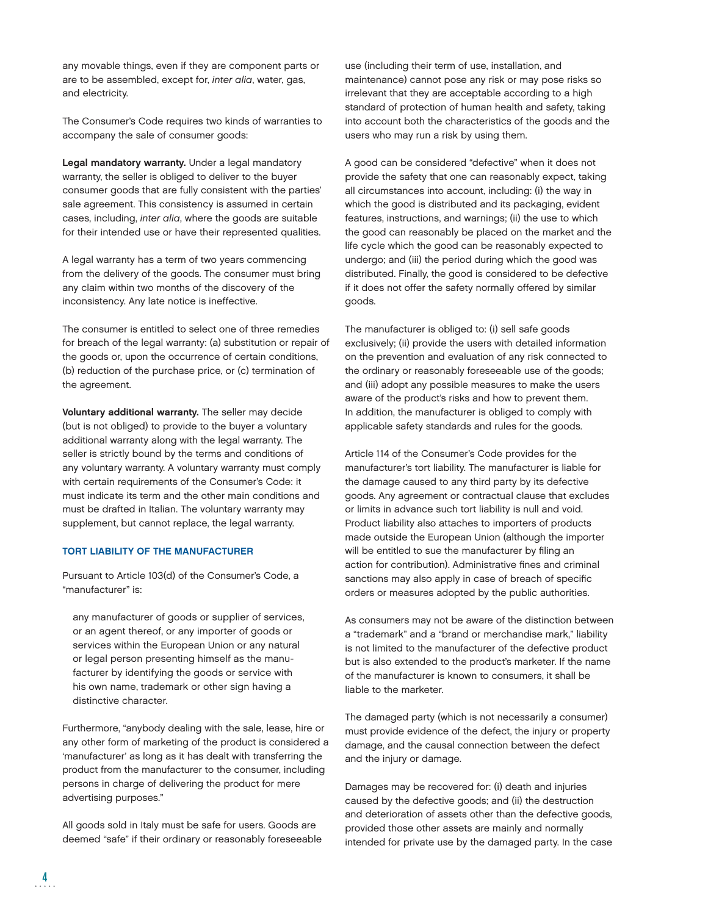any movable things, even if they are component parts or are to be assembled, except for, *inter alia*, water, gas, and electricity.

The Consumer's Code requires two kinds of warranties to accompany the sale of consumer goods:

**Legal mandatory warranty.** Under a legal mandatory warranty, the seller is obliged to deliver to the buyer consumer goods that are fully consistent with the parties' sale agreement. This consistency is assumed in certain cases, including, *inter alia*, where the goods are suitable for their intended use or have their represented qualities.

A legal warranty has a term of two years commencing from the delivery of the goods. The consumer must bring any claim within two months of the discovery of the inconsistency. Any late notice is ineffective.

The consumer is entitled to select one of three remedies for breach of the legal warranty: (a) substitution or repair of the goods or, upon the occurrence of certain conditions, (b) reduction of the purchase price, or (c) termination of the agreement.

**Voluntary additional warranty.** The seller may decide (but is not obliged) to provide to the buyer a voluntary additional warranty along with the legal warranty. The seller is strictly bound by the terms and conditions of any voluntary warranty. A voluntary warranty must comply with certain requirements of the Consumer's Code: it must indicate its term and the other main conditions and must be drafted in Italian. The voluntary warranty may supplement, but cannot replace, the legal warranty.

## TORT LIABILITY OF THE MANUFACTURER

Pursuant to Article 103(d) of the Consumer's Code, a "manufacturer" is:

> any manufacturer of goods or supplier of services, or an agent thereof, or any importer of goods or services within the European Union or any natural or legal person presenting himself as the manufacturer by identifying the goods or service with his own name, trademark or other sign having a distinctive character.

Furthermore, "anybody dealing with the sale, lease, hire or any other form of marketing of the product is considered a 'manufacturer' as long as it has dealt with transferring the product from the manufacturer to the consumer, including persons in charge of delivering the product for mere advertising purposes."

All goods sold in Italy must be safe for users. Goods are deemed "safe" if their ordinary or reasonably foreseeable use (including their term of use, installation, and maintenance) cannot pose any risk or may pose risks so irrelevant that they are acceptable according to a high standard of protection of human health and safety, taking into account both the characteristics of the goods and the users who may run a risk by using them.

A good can be considered "defective" when it does not provide the safety that one can reasonably expect, taking all circumstances into account, including: (i) the way in which the good is distributed and its packaging, evident features, instructions, and warnings; (ii) the use to which the good can reasonably be placed on the market and the life cycle which the good can be reasonably expected to undergo; and (iii) the period during which the good was distributed. Finally, the good is considered to be defective if it does not offer the safety normally offered by similar goods.

The manufacturer is obliged to: (i) sell safe goods exclusively; (ii) provide the users with detailed information on the prevention and evaluation of any risk connected to the ordinary or reasonably foreseeable use of the goods; and (iii) adopt any possible measures to make the users aware of the product's risks and how to prevent them. In addition, the manufacturer is obliged to comply with applicable safety standards and rules for the goods.

Article 114 of the Consumer's Code provides for the manufacturer's tort liability. The manufacturer is liable for the damage caused to any third party by its defective goods. Any agreement or contractual clause that excludes or limits in advance such tort liability is null and void. Product liability also attaches to importers of products made outside the European Union (although the importer will be entitled to sue the manufacturer by filing an action for contribution). Administrative fines and criminal sanctions may also apply in case of breach of specific orders or measures adopted by the public authorities.

As consumers may not be aware of the distinction between a "trademark" and a "brand or merchandise mark," liability is not limited to the manufacturer of the defective product but is also extended to the product's marketer. If the name of the manufacturer is known to consumers, it shall be liable to the marketer.

The damaged party (which is not necessarily a consumer) must provide evidence of the defect, the injury or property damage, and the causal connection between the defect and the injury or damage.

Damages may be recovered for: (i) death and injuries caused by the defective goods; and (ii) the destruction and deterioration of assets other than the defective goods, provided those other assets are mainly and normally intended for private use by the damaged party. In the case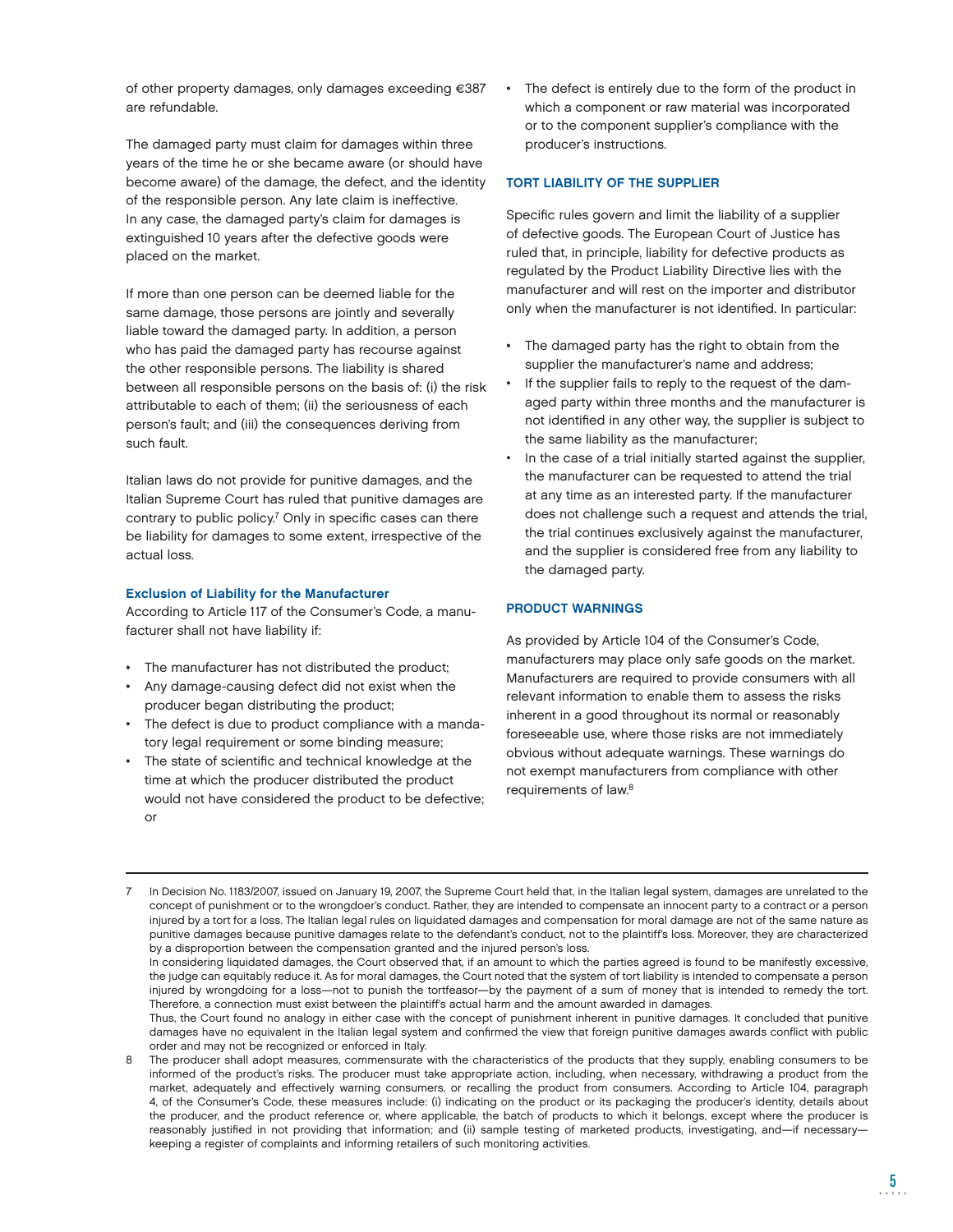of other property damages, only damages exceeding €387 are refundable.

The damaged party must claim for damages within three years of the time he or she became aware (or should have become aware) of the damage, the defect, and the identity of the responsible person. Any late claim is ineffective. In any case, the damaged party's claim for damages is extinguished 10 years after the defective goods were placed on the market.

If more than one person can be deemed liable for the same damage, those persons are jointly and severally liable toward the damaged party. In addition, a person who has paid the damaged party has recourse against the other responsible persons. The liability is shared between all responsible persons on the basis of: (i) the risk attributable to each of them; (ii) the seriousness of each person's fault; and (iii) the consequences deriving from such fault.

Italian laws do not provide for punitive damages, and the Italian Supreme Court has ruled that punitive damages are contrary to public policy.[7] Only in specific cases can there be liability for damages to some extent, irrespective of the actual loss.

### Exclusion of Liability for the Manufacturer

According to Article 117 of the Consumer's Code, a manufacturer shall not have liability if:

- The manufacturer has not distributed the product;
- Any damage-causing defect did not exist when the producer began distributing the product;
- The defect is due to product compliance with a mandatory legal requirement or some binding measure;
- The state of scientific and technical knowledge at the time at which the producer distributed the product would not have considered the product to be defective; or
- The defect is entirely due to the form of the product in which a component or raw material was incorporated or to the component supplier's compliance with the producer's instructions.

## TORT LIABILITY OF THE SUPPLIER

Specific rules govern and limit the liability of a supplier of defective goods. The European Court of Justice has ruled that, in principle, liability for defective products as regulated by the Product Liability Directive lies with the manufacturer and will rest on the importer and distributor only when the manufacturer is not identified. In particular:

- The damaged party has the right to obtain from the supplier the manufacturer's name and address;
- If the supplier fails to reply to the request of the damaged party within three months and the manufacturer is not identified in any other way, the supplier is subject to the same liability as the manufacturer;
- In the case of a trial initially started against the supplier, the manufacturer can be requested to attend the trial at any time as an interested party. If the manufacturer does not challenge such a request and attends the trial, the trial continues exclusively against the manufacturer, and the supplier is considered free from any liability to the damaged party.

## PRODUCT WARNINGS

As provided by Article 104 of the Consumer's Code, manufacturers may place only safe goods on the market. Manufacturers are required to provide consumers with all relevant information to enable them to assess the risks inherent in a good throughout its normal or reasonably foreseeable use, where those risks are not immediately obvious without adequate warnings. These warnings do not exempt manufacturers from compliance with other requirements of law.[8]

---

7 In Decision No. 1183/2007, issued on January 19, 2007, the Supreme Court held that, in the Italian legal system, damages are unrelated to the concept of punishment or to the wrongdoer's conduct. Rather, they are intended to compensate an innocent party to a contract or a person injured by a tort for a loss. The Italian legal rules on liquidated damages and compensation for moral damage are not of the same nature as punitive damages because punitive damages relate to the defendant's conduct, not to the plaintiff's loss. Moreover, they are characterized by a disproportion between the compensation granted and the injured person's loss.
In considering liquidated damages, the Court observed that, if an amount to which the parties agreed is found to be manifestly excessive, the judge can equitably reduce it. As for moral damages, the Court noted that the system of tort liability is intended to compensate a person injured by wrongdoing for a loss—not to punish the tortfeasor—by the payment of a sum of money that is intended to remedy the tort. Therefore, a connection must exist between the plaintiff's actual harm and the amount awarded in damages.
Thus, the Court found no analogy in either case with the concept of punishment inherent in punitive damages. It concluded that punitive damages have no equivalent in the Italian legal system and confirmed the view that foreign punitive damages awards conflict with public order and may not be recognized or enforced in Italy.

8 The producer shall adopt measures, commensurate with the characteristics of the products that they supply, enabling consumers to be informed of the product's risks. The producer must take appropriate action, including, when necessary, withdrawing a product from the market, adequately and effectively warning consumers, or recalling the product from consumers. According to Article 104, paragraph 4, of the Consumer's Code, these measures include: (i) indicating on the product or its packaging the producer's identity, details about the producer, and the product reference or, where applicable, the batch of products to which it belongs, except where the producer is reasonably justified in not providing that information; and (ii) sample testing of marketed products, investigating, and—if necessary—keeping a register of complaints and informing retailers of such monitoring activities.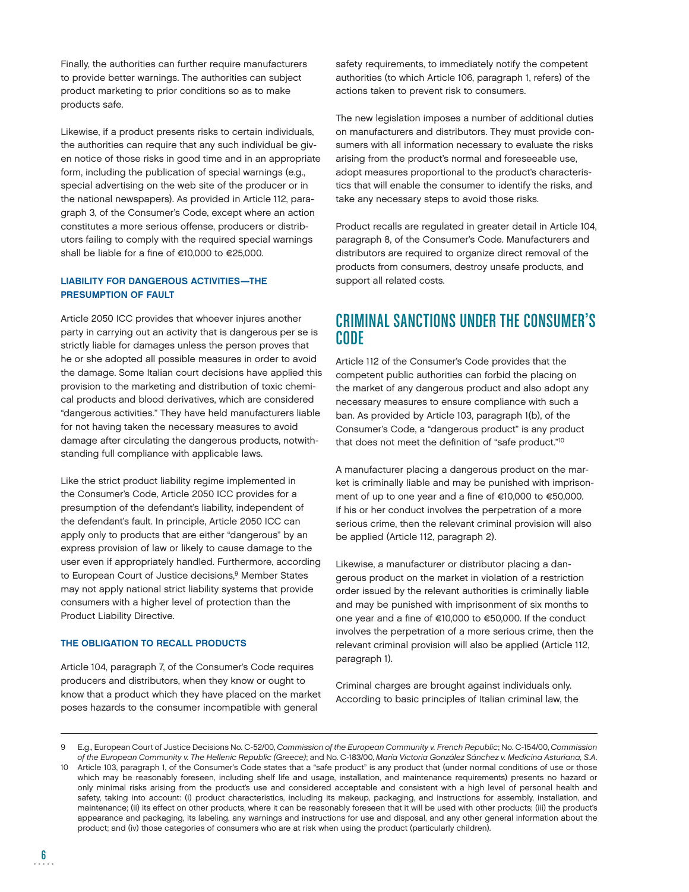Finally, the authorities can further require manufacturers to provide better warnings. The authorities can subject product marketing to prior conditions so as to make products safe.

Likewise, if a product presents risks to certain individuals, the authorities can require that any such individual be given notice of those risks in good time and in an appropriate form, including the publication of special warnings (e.g., special advertising on the web site of the producer or in the national newspapers). As provided in Article 112, paragraph 3, of the Consumer's Code, except where an action constitutes a more serious offense, producers or distributors failing to comply with the required special warnings shall be liable for a fine of €10,000 to €25,000.

### LIABILITY FOR DANGEROUS ACTIVITIES—THE PRESUMPTION OF FAULT

Article 2050 ICC provides that whoever injures another party in carrying out an activity that is dangerous per se is strictly liable for damages unless the person proves that he or she adopted all possible measures in order to avoid the damage. Some Italian court decisions have applied this provision to the marketing and distribution of toxic chemical products and blood derivatives, which are considered "dangerous activities." They have held manufacturers liable for not having taken the necessary measures to avoid damage after circulating the dangerous products, notwithstanding full compliance with applicable laws.

Like the strict product liability regime implemented in the Consumer's Code, Article 2050 ICC provides for a presumption of the defendant's liability, independent of the defendant's fault. In principle, Article 2050 ICC can apply only to products that are either "dangerous" by an express provision of law or likely to cause damage to the user even if appropriately handled. Furthermore, according to European Court of Justice decisions,[9] Member States may not apply national strict liability systems that provide consumers with a higher level of protection than the Product Liability Directive.

### THE OBLIGATION TO RECALL PRODUCTS

Article 104, paragraph 7, of the Consumer's Code requires producers and distributors, when they know or ought to know that a product which they have placed on the market poses hazards to the consumer incompatible with general safety requirements, to immediately notify the competent authorities (to which Article 106, paragraph 1, refers) of the actions taken to prevent risk to consumers.

The new legislation imposes a number of additional duties on manufacturers and distributors. They must provide consumers with all information necessary to evaluate the risks arising from the product's normal and foreseeable use, adopt measures proportional to the product's characteristics that will enable the consumer to identify the risks, and take any necessary steps to avoid those risks.

Product recalls are regulated in greater detail in Article 104, paragraph 8, of the Consumer's Code. Manufacturers and distributors are required to organize direct removal of the products from consumers, destroy unsafe products, and support all related costs.

## CRIMINAL SANCTIONS UNDER THE CONSUMER'S CODE

Article 112 of the Consumer's Code provides that the competent public authorities can forbid the placing on the market of any dangerous product and also adopt any necessary measures to ensure compliance with such a ban. As provided by Article 103, paragraph 1(b), of the Consumer's Code, a "dangerous product" is any product that does not meet the definition of "safe product."[10]

A manufacturer placing a dangerous product on the market is criminally liable and may be punished with imprisonment of up to one year and a fine of €10,000 to €50,000. If his or her conduct involves the perpetration of a more serious crime, then the relevant criminal provision will also be applied (Article 112, paragraph 2).

Likewise, a manufacturer or distributor placing a dangerous product on the market in violation of a restriction order issued by the relevant authorities is criminally liable and may be punished with imprisonment of six months to one year and a fine of €10,000 to €50,000. If the conduct involves the perpetration of a more serious crime, then the relevant criminal provision will also be applied (Article 112, paragraph 1).

Criminal charges are brought against individuals only. According to basic principles of Italian criminal law, the

---

9 E.g., European Court of Justice Decisions No. C-52/00, *Commission of the European Community v. French Republic*; No. C-154/00, *Commission of the European Community v. The Hellenic Republic (Greece)*; and No. C-183/00, *María Victoria González Sánchez v. Medicina Asturiana, S.A.*

10 Article 103, paragraph 1, of the Consumer's Code states that a "safe product" is any product that (under normal conditions of use or those which may be reasonably foreseen, including shelf life and usage, installation, and maintenance requirements) presents no hazard or only minimal risks arising from the product's use and considered acceptable and consistent with a high level of personal health and safety, taking into account: (i) product characteristics, including its makeup, packaging, and instructions for assembly, installation, and maintenance; (ii) its effect on other products, where it can be reasonably foreseen that it will be used with other products; (iii) the product's appearance and packaging, its labeling, any warnings and instructions for use and disposal, and any other general information about the product; and (iv) those categories of consumers who are at risk when using the product (particularly children).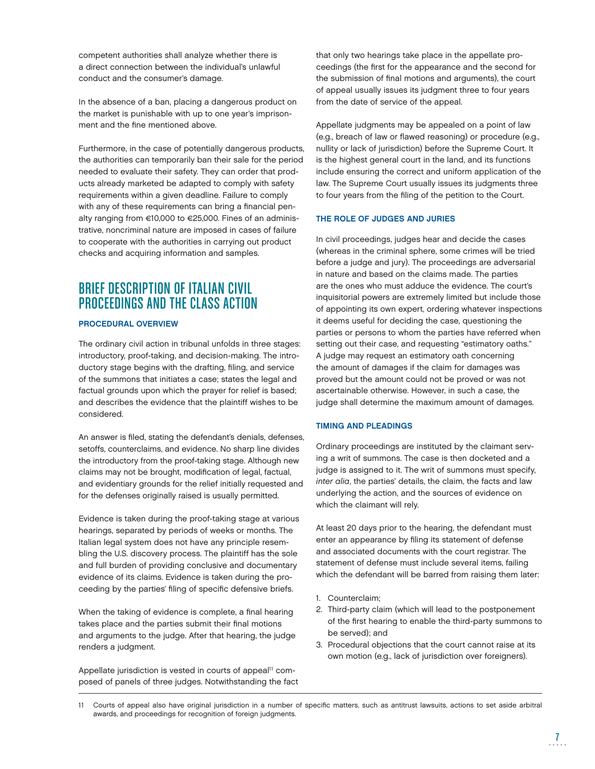competent authorities shall analyze whether there is a direct connection between the individual's unlawful conduct and the consumer's damage.

In the absence of a ban, placing a dangerous product on the market is punishable with up to one year's imprisonment and the fine mentioned above.

Furthermore, in the case of potentially dangerous products, the authorities can temporarily ban their sale for the period needed to evaluate their safety. They can order that products already marketed be adapted to comply with safety requirements within a given deadline. Failure to comply with any of these requirements can bring a financial penalty ranging from €10,000 to €25,000. Fines of an administrative, noncriminal nature are imposed in cases of failure to cooperate with the authorities in carrying out product checks and acquiring information and samples.

## BRIEF DESCRIPTION OF ITALIAN CIVIL PROCEEDINGS AND THE CLASS ACTION

### PROCEDURAL OVERVIEW

The ordinary civil action in tribunal unfolds in three stages: introductory, proof-taking, and decision-making. The introductory stage begins with the drafting, filing, and service of the summons that initiates a case; states the legal and factual grounds upon which the prayer for relief is based; and describes the evidence that the plaintiff wishes to be considered.

An answer is filed, stating the defendant's denials, defenses, setoffs, counterclaims, and evidence. No sharp line divides the introductory from the proof-taking stage. Although new claims may not be brought, modification of legal, factual, and evidentiary grounds for the relief initially requested and for the defenses originally raised is usually permitted.

Evidence is taken during the proof-taking stage at various hearings, separated by periods of weeks or months. The Italian legal system does not have any principle resembling the U.S. discovery process. The plaintiff has the sole and full burden of providing conclusive and documentary evidence of its claims. Evidence is taken during the proceeding by the parties' filing of specific defensive briefs.

When the taking of evidence is complete, a final hearing takes place and the parties submit their final motions and arguments to the judge. After that hearing, the judge renders a judgment.

Appellate jurisdiction is vested in courts of appeal[11] composed of panels of three judges. Notwithstanding the fact that only two hearings take place in the appellate proceedings (the first for the appearance and the second for the submission of final motions and arguments), the court of appeal usually issues its judgment three to four years from the date of service of the appeal.

Appellate judgments may be appealed on a point of law (e.g., breach of law or flawed reasoning) or procedure (e.g., nullity or lack of jurisdiction) before the Supreme Court. It is the highest general court in the land, and its functions include ensuring the correct and uniform application of the law. The Supreme Court usually issues its judgments three to four years from the filing of the petition to the Court.

### THE ROLE OF JUDGES AND JURIES

In civil proceedings, judges hear and decide the cases (whereas in the criminal sphere, some crimes will be tried before a judge and jury). The proceedings are adversarial in nature and based on the claims made. The parties are the ones who must adduce the evidence. The court's inquisitorial powers are extremely limited but include those of appointing its own expert, ordering whatever inspections it deems useful for deciding the case, questioning the parties or persons to whom the parties have referred when setting out their case, and requesting "estimatory oaths." A judge may request an estimatory oath concerning the amount of damages if the claim for damages was proved but the amount could not be proved or was not ascertainable otherwise. However, in such a case, the judge shall determine the maximum amount of damages.

### TIMING AND PLEADINGS

Ordinary proceedings are instituted by the claimant serving a writ of summons. The case is then docketed and a judge is assigned to it. The writ of summons must specify, *inter alia*, the parties' details, the claim, the facts and law underlying the action, and the sources of evidence on which the claimant will rely.

At least 20 days prior to the hearing, the defendant must enter an appearance by filing its statement of defense and associated documents with the court registrar. The statement of defense must include several items, failing which the defendant will be barred from raising them later:

1. Counterclaim;
2. Third-party claim (which will lead to the postponement of the first hearing to enable the third-party summons to be served); and
3. Procedural objections that the court cannot raise at its own motion (e.g., lack of jurisdiction over foreigners).

11 Courts of appeal also have original jurisdiction in a number of specific matters, such as antitrust lawsuits, actions to set aside arbitral awards, and proceedings for recognition of foreign judgments.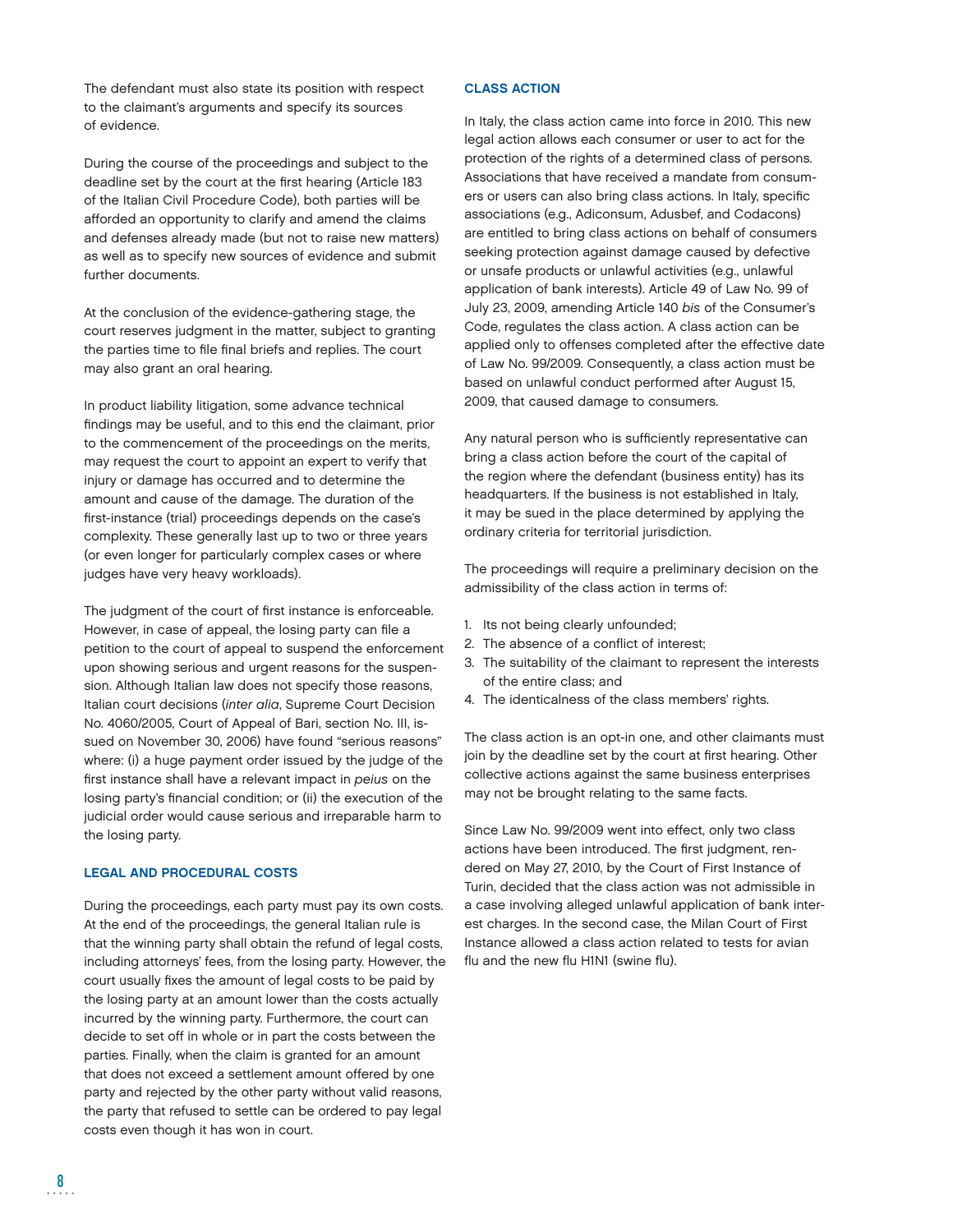The defendant must also state its position with respect to the claimant's arguments and specify its sources of evidence.

During the course of the proceedings and subject to the deadline set by the court at the first hearing (Article 183 of the Italian Civil Procedure Code), both parties will be afforded an opportunity to clarify and amend the claims and defenses already made (but not to raise new matters) as well as to specify new sources of evidence and submit further documents.

At the conclusion of the evidence-gathering stage, the court reserves judgment in the matter, subject to granting the parties time to file final briefs and replies. The court may also grant an oral hearing.

In product liability litigation, some advance technical findings may be useful, and to this end the claimant, prior to the commencement of the proceedings on the merits, may request the court to appoint an expert to verify that injury or damage has occurred and to determine the amount and cause of the damage. The duration of the first-instance (trial) proceedings depends on the case's complexity. These generally last up to two or three years (or even longer for particularly complex cases or where judges have very heavy workloads).

The judgment of the court of first instance is enforceable. However, in case of appeal, the losing party can file a petition to the court of appeal to suspend the enforcement upon showing serious and urgent reasons for the suspension. Although Italian law does not specify those reasons, Italian court decisions (*inter alia*, Supreme Court Decision No. 4060/2005, Court of Appeal of Bari, section No. III, issued on November 30, 2006) have found "serious reasons" where: (i) a huge payment order issued by the judge of the first instance shall have a relevant impact in *peius* on the losing party's financial condition; or (ii) the execution of the judicial order would cause serious and irreparable harm to the losing party.

## LEGAL AND PROCEDURAL COSTS

During the proceedings, each party must pay its own costs. At the end of the proceedings, the general Italian rule is that the winning party shall obtain the refund of legal costs, including attorneys' fees, from the losing party. However, the court usually fixes the amount of legal costs to be paid by the losing party at an amount lower than the costs actually incurred by the winning party. Furthermore, the court can decide to set off in whole or in part the costs between the parties. Finally, when the claim is granted for an amount that does not exceed a settlement amount offered by one party and rejected by the other party without valid reasons, the party that refused to settle can be ordered to pay legal costs even though it has won in court.

## CLASS ACTION

In Italy, the class action came into force in 2010. This new legal action allows each consumer or user to act for the protection of the rights of a determined class of persons. Associations that have received a mandate from consumers or users can also bring class actions. In Italy, specific associations (e.g., Adiconsum, Adusbef, and Codacons) are entitled to bring class actions on behalf of consumers seeking protection against damage caused by defective or unsafe products or unlawful activities (e.g., unlawful application of bank interests). Article 49 of Law No. 99 of July 23, 2009, amending Article 140 *bis* of the Consumer's Code, regulates the class action. A class action can be applied only to offenses completed after the effective date of Law No. 99/2009. Consequently, a class action must be based on unlawful conduct performed after August 15, 2009, that caused damage to consumers.

Any natural person who is sufficiently representative can bring a class action before the court of the capital of the region where the defendant (business entity) has its headquarters. If the business is not established in Italy, it may be sued in the place determined by applying the ordinary criteria for territorial jurisdiction.

The proceedings will require a preliminary decision on the admissibility of the class action in terms of:

1. Its not being clearly unfounded;
2. The absence of a conflict of interest;
3. The suitability of the claimant to represent the interests of the entire class; and
4. The identicalness of the class members' rights.

The class action is an opt-in one, and other claimants must join by the deadline set by the court at first hearing. Other collective actions against the same business enterprises may not be brought relating to the same facts.

Since Law No. 99/2009 went into effect, only two class actions have been introduced. The first judgment, rendered on May 27, 2010, by the Court of First Instance of Turin, decided that the class action was not admissible in a case involving alleged unlawful application of bank interest charges. In the second case, the Milan Court of First Instance allowed a class action related to tests for avian flu and the new flu H1N1 (swine flu).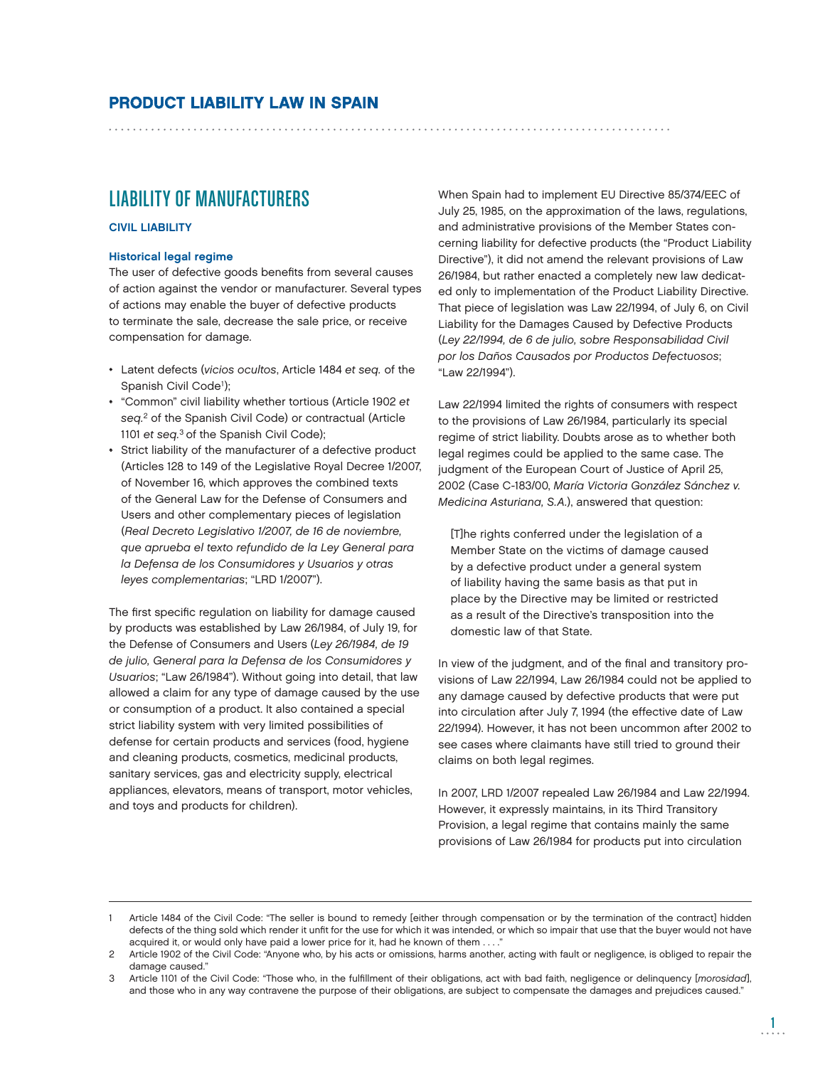# PRODUCT LIABILITY LAW IN SPAIN

## LIABILITY OF MANUFACTURERS

### CIVIL LIABILITY

#### Historical legal regime

The user of defective goods benefits from several causes of action against the vendor or manufacturer. Several types of actions may enable the buyer of defective products to terminate the sale, decrease the sale price, or receive compensation for damage.

- Latent defects (*vicios ocultos*, Article 1484 *et seq.* of the Spanish Civil Code[1]);
- "Common" civil liability whether tortious (Article 1902 *et seq.*[2] of the Spanish Civil Code) or contractual (Article 1101 *et seq.*[3] of the Spanish Civil Code);
- Strict liability of the manufacturer of a defective product (Articles 128 to 149 of the Legislative Royal Decree 1/2007, of November 16, which approves the combined texts of the General Law for the Defense of Consumers and Users and other complementary pieces of legislation (*Real Decreto Legislativo 1/2007, de 16 de noviembre, que aprueba el texto refundido de la Ley General para la Defensa de los Consumidores y Usuarios y otras leyes complementarias*; "LRD 1/2007").

The first specific regulation on liability for damage caused by products was established by Law 26/1984, of July 19, for the Defense of Consumers and Users (*Ley 26/1984, de 19 de julio, General para la Defensa de los Consumidores y Usuarios*; "Law 26/1984"). Without going into detail, that law allowed a claim for any type of damage caused by the use or consumption of a product. It also contained a special strict liability system with very limited possibilities of defense for certain products and services (food, hygiene and cleaning products, cosmetics, medicinal products, sanitary services, gas and electricity supply, electrical appliances, elevators, means of transport, motor vehicles, and toys and products for children).

When Spain had to implement EU Directive 85/374/EEC of July 25, 1985, on the approximation of the laws, regulations, and administrative provisions of the Member States concerning liability for defective products (the "Product Liability Directive"), it did not amend the relevant provisions of Law 26/1984, but rather enacted a completely new law dedicated only to implementation of the Product Liability Directive. That piece of legislation was Law 22/1994, of July 6, on Civil Liability for the Damages Caused by Defective Products (*Ley 22/1994, de 6 de julio, sobre Responsabilidad Civil por los Daños Causados por Productos Defectuosos*; "Law 22/1994").

Law 22/1994 limited the rights of consumers with respect to the provisions of Law 26/1984, particularly its special regime of strict liability. Doubts arose as to whether both legal regimes could be applied to the same case. The judgment of the European Court of Justice of April 25, 2002 (Case C-183/00, *María Victoria González Sánchez v. Medicina Asturiana, S.A.*), answered that question:

> [T]he rights conferred under the legislation of a Member State on the victims of damage caused by a defective product under a general system of liability having the same basis as that put in place by the Directive may be limited or restricted as a result of the Directive's transposition into the domestic law of that State.

In view of the judgment, and of the final and transitory provisions of Law 22/1994, Law 26/1984 could not be applied to any damage caused by defective products that were put into circulation after July 7, 1994 (the effective date of Law 22/1994). However, it has not been uncommon after 2002 to see cases where claimants have still tried to ground their claims on both legal regimes.

In 2007, LRD 1/2007 repealed Law 26/1984 and Law 22/1994. However, it expressly maintains, in its Third Transitory Provision, a legal regime that contains mainly the same provisions of Law 26/1984 for products put into circulation

---

1 Article 1484 of the Civil Code: "The seller is bound to remedy [either through compensation or by the termination of the contract] hidden defects of the thing sold which render it unfit for the use for which it was intended, or which so impair that use that the buyer would not have acquired it, or would only have paid a lower price for it, had he known of them . . . ."

2 Article 1902 of the Civil Code: "Anyone who, by his acts or omissions, harms another, acting with fault or negligence, is obliged to repair the damage caused."

3 Article 1101 of the Civil Code: "Those who, in the fulfillment of their obligations, act with bad faith, negligence or delinquency [*morosidad*], and those who in any way contravene the purpose of their obligations, are subject to compensate the damages and prejudices caused."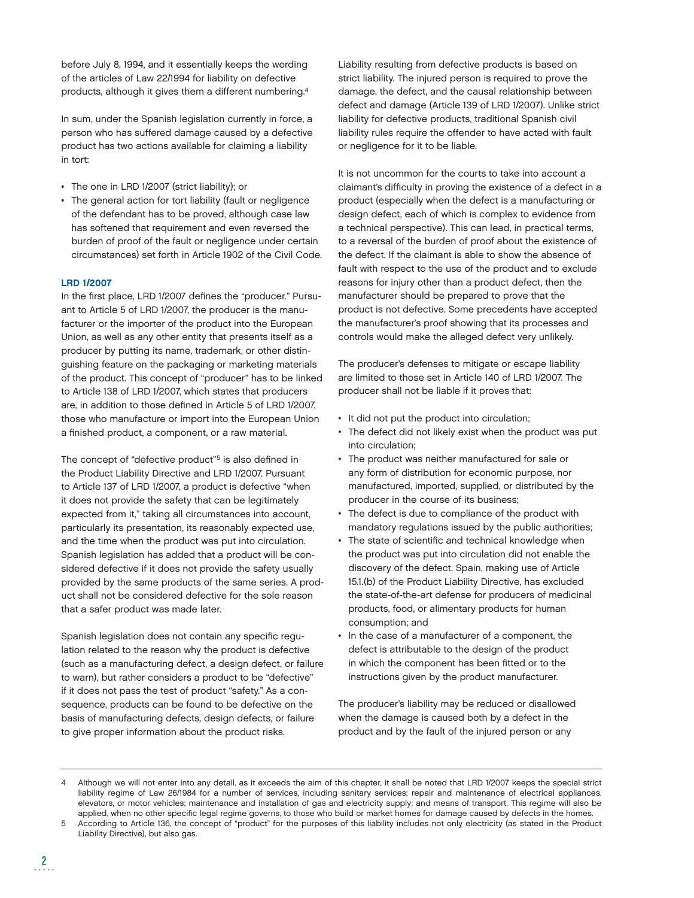before July 8, 1994, and it essentially keeps the wording of the articles of Law 22/1994 for liability on defective products, although it gives them a different numbering.[4]

In sum, under the Spanish legislation currently in force, a person who has suffered damage caused by a defective product has two actions available for claiming a liability in tort:

- The one in LRD 1/2007 (strict liability); or
- The general action for tort liability (fault or negligence of the defendant has to be proved, although case law has softened that requirement and even reversed the burden of proof of the fault or negligence under certain circumstances) set forth in Article 1902 of the Civil Code.

### LRD 1/2007

In the first place, LRD 1/2007 defines the "producer." Pursuant to Article 5 of LRD 1/2007, the producer is the manufacturer or the importer of the product into the European Union, as well as any other entity that presents itself as a producer by putting its name, trademark, or other distinguishing feature on the packaging or marketing materials of the product. This concept of "producer" has to be linked to Article 138 of LRD 1/2007, which states that producers are, in addition to those defined in Article 5 of LRD 1/2007, those who manufacture or import into the European Union a finished product, a component, or a raw material.

The concept of "defective product"[5] is also defined in the Product Liability Directive and LRD 1/2007. Pursuant to Article 137 of LRD 1/2007, a product is defective "when it does not provide the safety that can be legitimately expected from it," taking all circumstances into account, particularly its presentation, its reasonably expected use, and the time when the product was put into circulation. Spanish legislation has added that a product will be considered defective if it does not provide the safety usually provided by the same products of the same series. A product shall not be considered defective for the sole reason that a safer product was made later.

Spanish legislation does not contain any specific regulation related to the reason why the product is defective (such as a manufacturing defect, a design defect, or failure to warn), but rather considers a product to be "defective" if it does not pass the test of product "safety." As a consequence, products can be found to be defective on the basis of manufacturing defects, design defects, or failure to give proper information about the product risks.

Liability resulting from defective products is based on strict liability. The injured person is required to prove the damage, the defect, and the causal relationship between defect and damage (Article 139 of LRD 1/2007). Unlike strict liability for defective products, traditional Spanish civil liability rules require the offender to have acted with fault or negligence for it to be liable.

It is not uncommon for the courts to take into account a claimant's difficulty in proving the existence of a defect in a product (especially when the defect is a manufacturing or design defect, each of which is complex to evidence from a technical perspective). This can lead, in practical terms, to a reversal of the burden of proof about the existence of the defect. If the claimant is able to show the absence of fault with respect to the use of the product and to exclude reasons for injury other than a product defect, then the manufacturer should be prepared to prove that the product is not defective. Some precedents have accepted the manufacturer's proof showing that its processes and controls would make the alleged defect very unlikely.

The producer's defenses to mitigate or escape liability are limited to those set in Article 140 of LRD 1/2007. The producer shall not be liable if it proves that:

- It did not put the product into circulation;
- The defect did not likely exist when the product was put into circulation;
- The product was neither manufactured for sale or any form of distribution for economic purpose, nor manufactured, imported, supplied, or distributed by the producer in the course of its business;
- The defect is due to compliance of the product with mandatory regulations issued by the public authorities;
- The state of scientific and technical knowledge when the product was put into circulation did not enable the discovery of the defect. Spain, making use of Article 15.1.(b) of the Product Liability Directive, has excluded the state-of-the-art defense for producers of medicinal products, food, or alimentary products for human consumption; and
- In the case of a manufacturer of a component, the defect is attributable to the design of the product in which the component has been fitted or to the instructions given by the product manufacturer.

The producer's liability may be reduced or disallowed when the damage is caused both by a defect in the product and by the fault of the injured person or any

---

4 Although we will not enter into any detail, as it exceeds the aim of this chapter, it shall be noted that LRD 1/2007 keeps the special strict liability regime of Law 26/1984 for a number of services, including sanitary services; repair and maintenance of electrical appliances, elevators, or motor vehicles; maintenance and installation of gas and electricity supply; and means of transport. This regime will also be applied, when no other specific legal regime governs, to those who build or market homes for damage caused by defects in the homes.

5 According to Article 136, the concept of "product" for the purposes of this liability includes not only electricity (as stated in the Product Liability Directive), but also gas.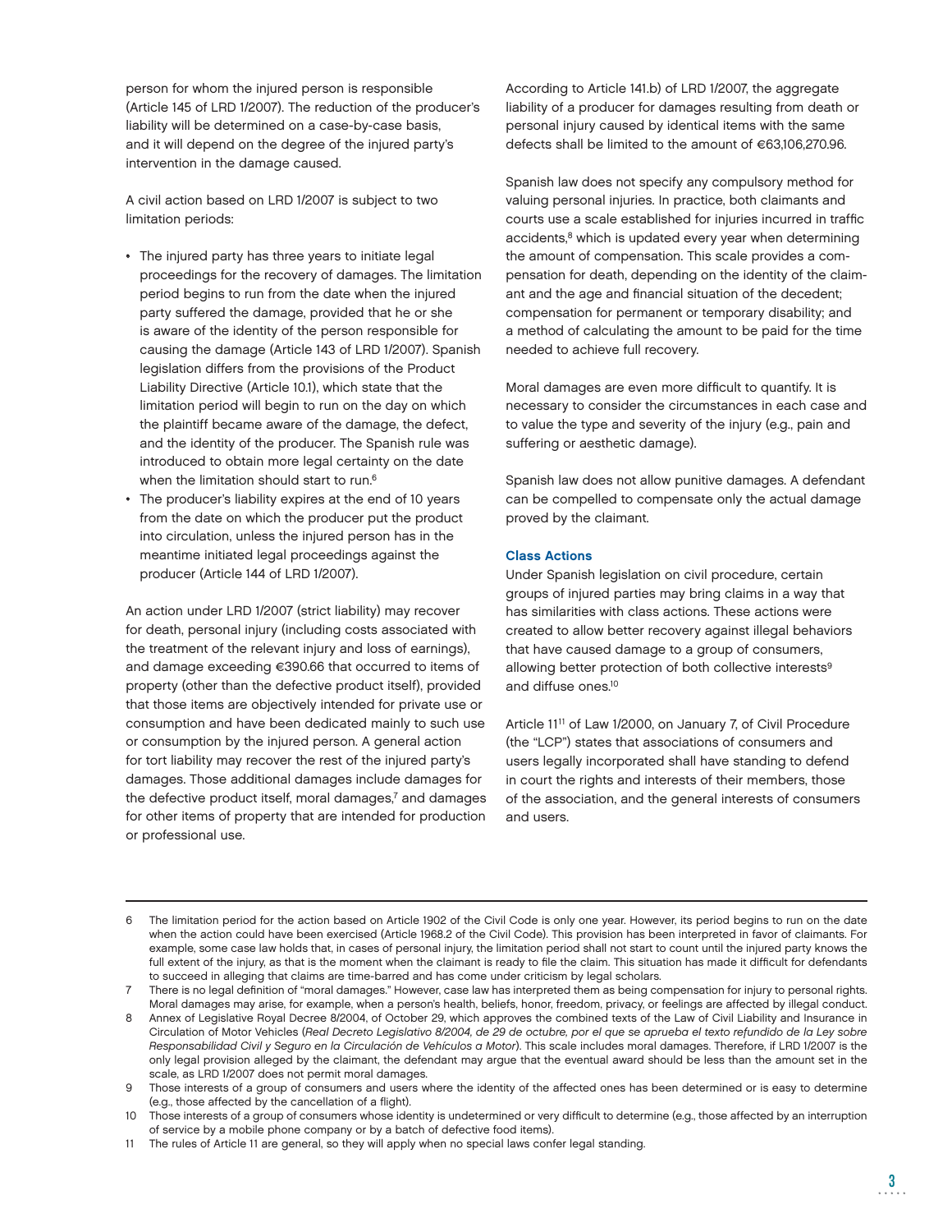person for whom the injured person is responsible (Article 145 of LRD 1/2007). The reduction of the producer's liability will be determined on a case-by-case basis, and it will depend on the degree of the injured party's intervention in the damage caused.

A civil action based on LRD 1/2007 is subject to two limitation periods:

- The injured party has three years to initiate legal proceedings for the recovery of damages. The limitation period begins to run from the date when the injured party suffered the damage, provided that he or she is aware of the identity of the person responsible for causing the damage (Article 143 of LRD 1/2007). Spanish legislation differs from the provisions of the Product Liability Directive (Article 10.1), which state that the limitation period will begin to run on the day on which the plaintiff became aware of the damage, the defect, and the identity of the producer. The Spanish rule was introduced to obtain more legal certainty on the date when the limitation should start to run.[6]
- The producer's liability expires at the end of 10 years from the date on which the producer put the product into circulation, unless the injured person has in the meantime initiated legal proceedings against the producer (Article 144 of LRD 1/2007).

An action under LRD 1/2007 (strict liability) may recover for death, personal injury (including costs associated with the treatment of the relevant injury and loss of earnings), and damage exceeding €390.66 that occurred to items of property (other than the defective product itself), provided that those items are objectively intended for private use or consumption and have been dedicated mainly to such use or consumption by the injured person. A general action for tort liability may recover the rest of the injured party's damages. Those additional damages include damages for the defective product itself, moral damages,[7] and damages for other items of property that are intended for production or professional use.

According to Article 141.b) of LRD 1/2007, the aggregate liability of a producer for damages resulting from death or personal injury caused by identical items with the same defects shall be limited to the amount of €63,106,270.96.

Spanish law does not specify any compulsory method for valuing personal injuries. In practice, both claimants and courts use a scale established for injuries incurred in traffic accidents,[8] which is updated every year when determining the amount of compensation. This scale provides a compensation for death, depending on the identity of the claimant and the age and financial situation of the decedent; compensation for permanent or temporary disability; and a method of calculating the amount to be paid for the time needed to achieve full recovery.

Moral damages are even more difficult to quantify. It is necessary to consider the circumstances in each case and to value the type and severity of the injury (e.g., pain and suffering or aesthetic damage).

Spanish law does not allow punitive damages. A defendant can be compelled to compensate only the actual damage proved by the claimant.

### Class Actions

Under Spanish legislation on civil procedure, certain groups of injured parties may bring claims in a way that has similarities with class actions. These actions were created to allow better recovery against illegal behaviors that have caused damage to a group of consumers, allowing better protection of both collective interests[9] and diffuse ones.[10]

Article 11[11] of Law 1/2000, on January 7, of Civil Procedure (the "LCP") states that associations of consumers and users legally incorporated shall have standing to defend in court the rights and interests of their members, those of the association, and the general interests of consumers and users.

---

6 The limitation period for the action based on Article 1902 of the Civil Code is only one year. However, its period begins to run on the date when the action could have been exercised (Article 1968.2 of the Civil Code). This provision has been interpreted in favor of claimants. For example, some case law holds that, in cases of personal injury, the limitation period shall not start to count until the injured party knows the full extent of the injury, as that is the moment when the claimant is ready to file the claim. This situation has made it difficult for defendants to succeed in alleging that claims are time-barred and has come under criticism by legal scholars.

7 There is no legal definition of "moral damages." However, case law has interpreted them as being compensation for injury to personal rights. Moral damages may arise, for example, when a person's health, beliefs, honor, freedom, privacy, or feelings are affected by illegal conduct.

8 Annex of Legislative Royal Decree 8/2004, of October 29, which approves the combined texts of the Law of Civil Liability and Insurance in Circulation of Motor Vehicles (*Real Decreto Legislativo 8/2004, de 29 de octubre, por el que se aprueba el texto refundido de la Ley sobre Responsabilidad Civil y Seguro en la Circulación de Vehículos a Motor*). This scale includes moral damages. Therefore, if LRD 1/2007 is the only legal provision alleged by the claimant, the defendant may argue that the eventual award should be less than the amount set in the scale, as LRD 1/2007 does not permit moral damages.

9 Those interests of a group of consumers and users where the identity of the affected ones has been determined or is easy to determine (e.g., those affected by the cancellation of a flight).

10 Those interests of a group of consumers whose identity is undetermined or very difficult to determine (e.g., those affected by an interruption of service by a mobile phone company or by a batch of defective food items).

11 The rules of Article 11 are general, so they will apply when no special laws confer legal standing.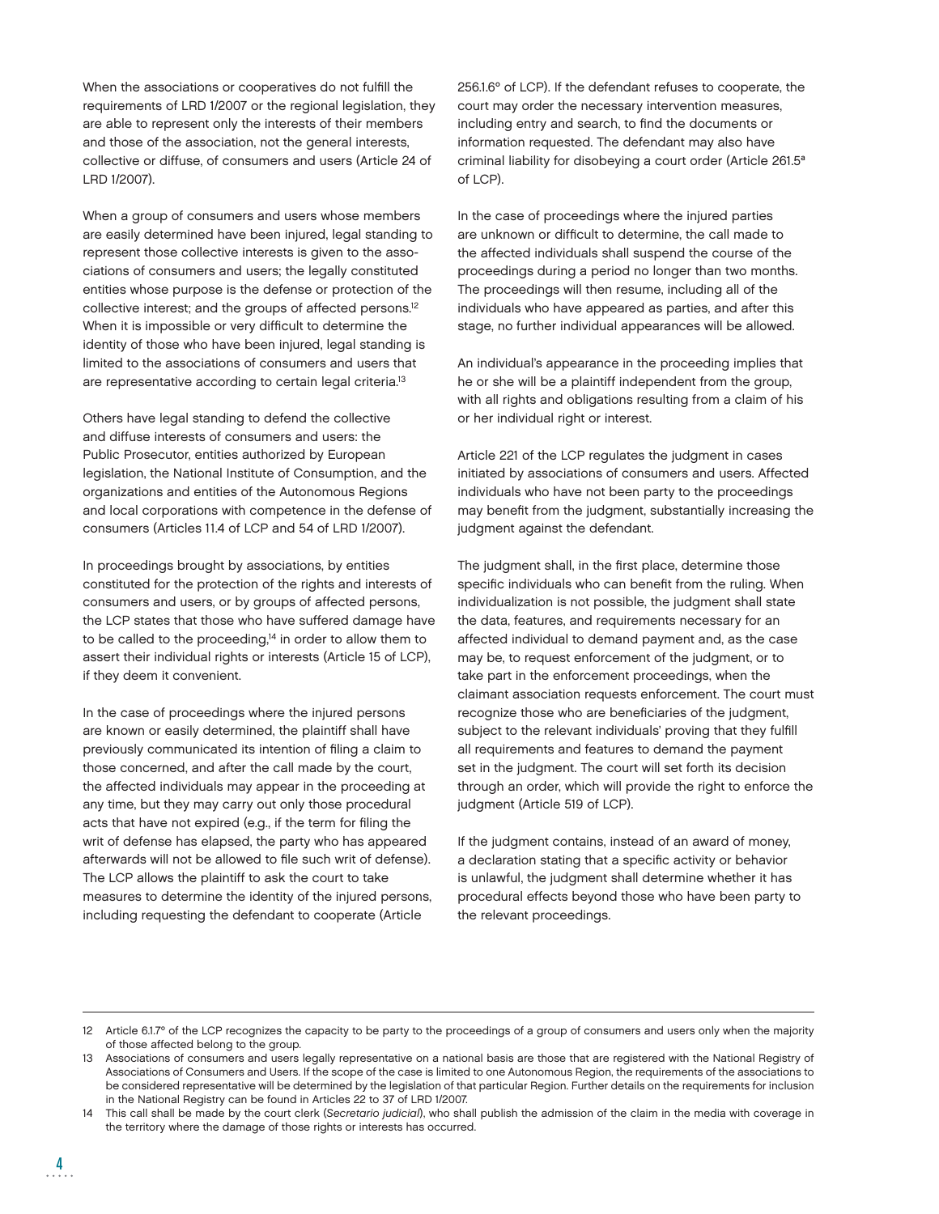When the associations or cooperatives do not fulfill the requirements of LRD 1/2007 or the regional legislation, they are able to represent only the interests of their members and those of the association, not the general interests, collective or diffuse, of consumers and users (Article 24 of LRD 1/2007).

When a group of consumers and users whose members are easily determined have been injured, legal standing to represent those collective interests is given to the associations of consumers and users; the legally constituted entities whose purpose is the defense or protection of the collective interest; and the groups of affected persons.[12] When it is impossible or very difficult to determine the identity of those who have been injured, legal standing is limited to the associations of consumers and users that are representative according to certain legal criteria.[13]

Others have legal standing to defend the collective and diffuse interests of consumers and users: the Public Prosecutor, entities authorized by European legislation, the National Institute of Consumption, and the organizations and entities of the Autonomous Regions and local corporations with competence in the defense of consumers (Articles 11.4 of LCP and 54 of LRD 1/2007).

In proceedings brought by associations, by entities constituted for the protection of the rights and interests of consumers and users, or by groups of affected persons, the LCP states that those who have suffered damage have to be called to the proceeding,[14] in order to allow them to assert their individual rights or interests (Article 15 of LCP), if they deem it convenient.

In the case of proceedings where the injured persons are known or easily determined, the plaintiff shall have previously communicated its intention of filing a claim to those concerned, and after the call made by the court, the affected individuals may appear in the proceeding at any time, but they may carry out only those procedural acts that have not expired (e.g., if the term for filing the writ of defense has elapsed, the party who has appeared afterwards will not be allowed to file such writ of defense). The LCP allows the plaintiff to ask the court to take measures to determine the identity of the injured persons, including requesting the defendant to cooperate (Article 256.1.6° of LCP). If the defendant refuses to cooperate, the court may order the necessary intervention measures, including entry and search, to find the documents or information requested. The defendant may also have criminal liability for disobeying a court order (Article 261.5ª of LCP).

In the case of proceedings where the injured parties are unknown or difficult to determine, the call made to the affected individuals shall suspend the course of the proceedings during a period no longer than two months. The proceedings will then resume, including all of the individuals who have appeared as parties, and after this stage, no further individual appearances will be allowed.

An individual's appearance in the proceeding implies that he or she will be a plaintiff independent from the group, with all rights and obligations resulting from a claim of his or her individual right or interest.

Article 221 of the LCP regulates the judgment in cases initiated by associations of consumers and users. Affected individuals who have not been party to the proceedings may benefit from the judgment, substantially increasing the judgment against the defendant.

The judgment shall, in the first place, determine those specific individuals who can benefit from the ruling. When individualization is not possible, the judgment shall state the data, features, and requirements necessary for an affected individual to demand payment and, as the case may be, to request enforcement of the judgment, or to take part in the enforcement proceedings, when the claimant association requests enforcement. The court must recognize those who are beneficiaries of the judgment, subject to the relevant individuals' proving that they fulfill all requirements and features to demand the payment set in the judgment. The court will set forth its decision through an order, which will provide the right to enforce the judgment (Article 519 of LCP).

If the judgment contains, instead of an award of money, a declaration stating that a specific activity or behavior is unlawful, the judgment shall determine whether it has procedural effects beyond those who have been party to the relevant proceedings.

---

12 Article 6.1.7° of the LCP recognizes the capacity to be party to the proceedings of a group of consumers and users only when the majority of those affected belong to the group.

13 Associations of consumers and users legally representative on a national basis are those that are registered with the National Registry of Associations of Consumers and Users. If the scope of the case is limited to one Autonomous Region, the requirements of the associations to be considered representative will be determined by the legislation of that particular Region. Further details on the requirements for inclusion in the National Registry can be found in Articles 22 to 37 of LRD 1/2007.

14 This call shall be made by the court clerk (*Secretario judicial*), who shall publish the admission of the claim in the media with coverage in the territory where the damage of those rights or interests has occurred.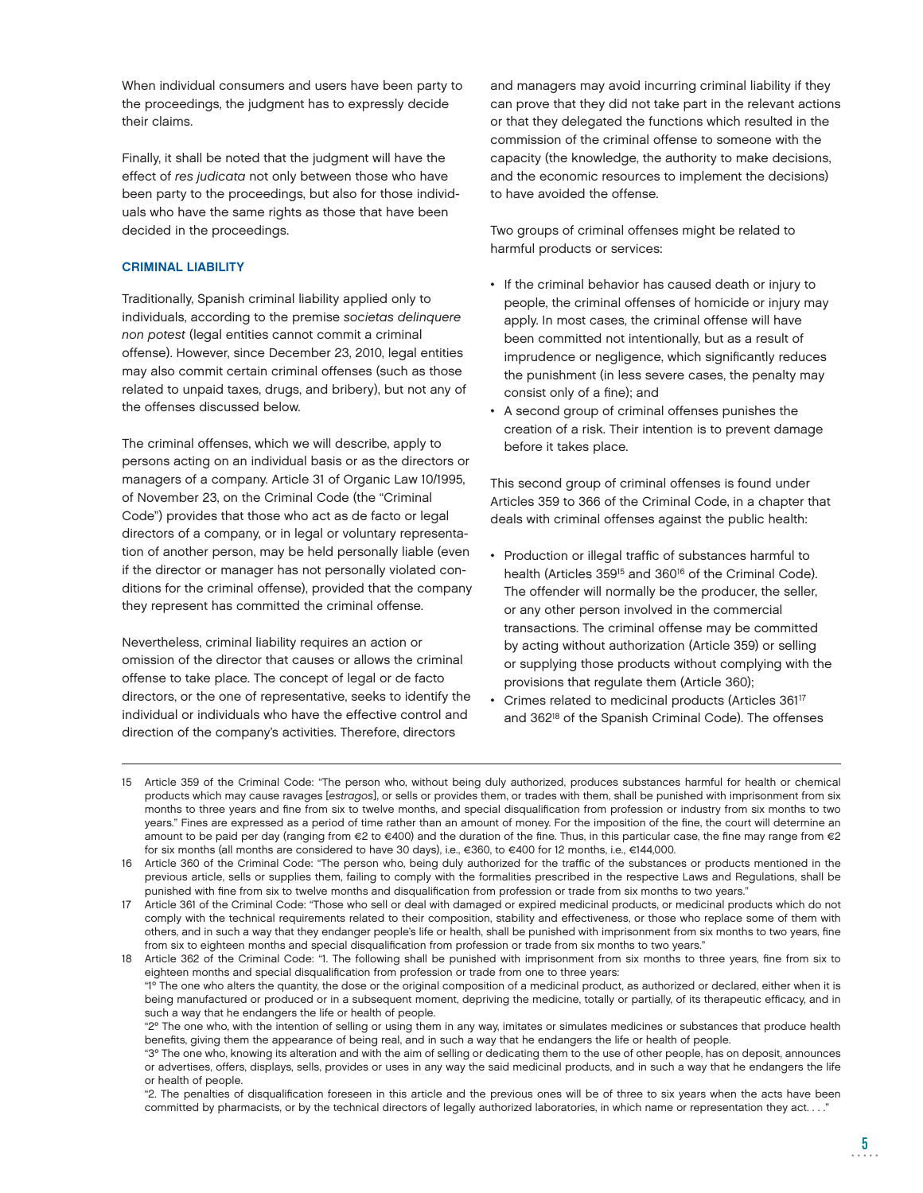When individual consumers and users have been party to the proceedings, the judgment has to expressly decide their claims.

Finally, it shall be noted that the judgment will have the effect of *res judicata* not only between those who have been party to the proceedings, but also for those individuals who have the same rights as those that have been decided in the proceedings.

### CRIMINAL LIABILITY

Traditionally, Spanish criminal liability applied only to individuals, according to the premise *societas delinquere non potest* (legal entities cannot commit a criminal offense). However, since December 23, 2010, legal entities may also commit certain criminal offenses (such as those related to unpaid taxes, drugs, and bribery), but not any of the offenses discussed below.

The criminal offenses, which we will describe, apply to persons acting on an individual basis or as the directors or managers of a company. Article 31 of Organic Law 10/1995, of November 23, on the Criminal Code (the "Criminal Code") provides that those who act as de facto or legal directors of a company, or in legal or voluntary representation of another person, may be held personally liable (even if the director or manager has not personally violated conditions for the criminal offense), provided that the company they represent has committed the criminal offense.

Nevertheless, criminal liability requires an action or omission of the director that causes or allows the criminal offense to take place. The concept of legal or de facto directors, or the one of representative, seeks to identify the individual or individuals who have the effective control and direction of the company's activities. Therefore, directors and managers may avoid incurring criminal liability if they can prove that they did not take part in the relevant actions or that they delegated the functions which resulted in the commission of the criminal offense to someone with the capacity (the knowledge, the authority to make decisions, and the economic resources to implement the decisions) to have avoided the offense.

Two groups of criminal offenses might be related to harmful products or services:

- If the criminal behavior has caused death or injury to people, the criminal offenses of homicide or injury may apply. In most cases, the criminal offense will have been committed not intentionally, but as a result of imprudence or negligence, which significantly reduces the punishment (in less severe cases, the penalty may consist only of a fine); and
- A second group of criminal offenses punishes the creation of a risk. Their intention is to prevent damage before it takes place.

This second group of criminal offenses is found under Articles 359 to 366 of the Criminal Code, in a chapter that deals with criminal offenses against the public health:

- Production or illegal traffic of substances harmful to health (Articles 359[15] and 360[16] of the Criminal Code). The offender will normally be the producer, the seller, or any other person involved in the commercial transactions. The criminal offense may be committed by acting without authorization (Article 359) or selling or supplying those products without complying with the provisions that regulate them (Article 360);
- Crimes related to medicinal products (Articles 361[17] and 362[18] of the Spanish Criminal Code). The offenses

---

15 Article 359 of the Criminal Code: "The person who, without being duly authorized, produces substances harmful for health or chemical products which may cause ravages [*estragos*], or sells or provides them, or trades with them, shall be punished with imprisonment from six months to three years and fine from six to twelve months, and special disqualification from profession or industry from six months to two years." Fines are expressed as a period of time rather than an amount of money. For the imposition of the fine, the court will determine an amount to be paid per day (ranging from €2 to €400) and the duration of the fine. Thus, in this particular case, the fine may range from €2 for six months (all months are considered to have 30 days), i.e., €360, to €400 for 12 months, i.e., €144,000.

16 Article 360 of the Criminal Code: "The person who, being duly authorized for the traffic of the substances or products mentioned in the previous article, sells or supplies them, failing to comply with the formalities prescribed in the respective Laws and Regulations, shall be punished with fine from six to twelve months and disqualification from profession or trade from six months to two years."

17 Article 361 of the Criminal Code: "Those who sell or deal with damaged or expired medicinal products, or medicinal products which do not comply with the technical requirements related to their composition, stability and effectiveness, or those who replace some of them with others, and in such a way that they endanger people's life or health, shall be punished with imprisonment from six months to two years, fine from six to eighteen months and special disqualification from profession or trade from six months to two years."

18 Article 362 of the Criminal Code: "1. The following shall be punished with imprisonment from six months to three years, fine from six to eighteen months and special disqualification from profession or trade from one to three years:

"1º The one who alters the quantity, the dose or the original composition of a medicinal product, as authorized or declared, either when it is being manufactured or produced or in a subsequent moment, depriving the medicine, totally or partially, of its therapeutic efficacy, and in such a way that he endangers the life or health of people.

"2º The one who, with the intention of selling or using them in any way, imitates or simulates medicines or substances that produce health benefits, giving them the appearance of being real, and in such a way that he endangers the life or health of people.

"3º The one who, knowing its alteration and with the aim of selling or dedicating them to the use of other people, has on deposit, announces or advertises, offers, displays, sells, provides or uses in any way the said medicinal products, and in such a way that he endangers the life or health of people.

"2. The penalties of disqualification foreseen in this article and the previous ones will be of three to six years when the acts have been committed by pharmacists, or by the technical directors of legally authorized laboratories, in which name or representation they act. . . ."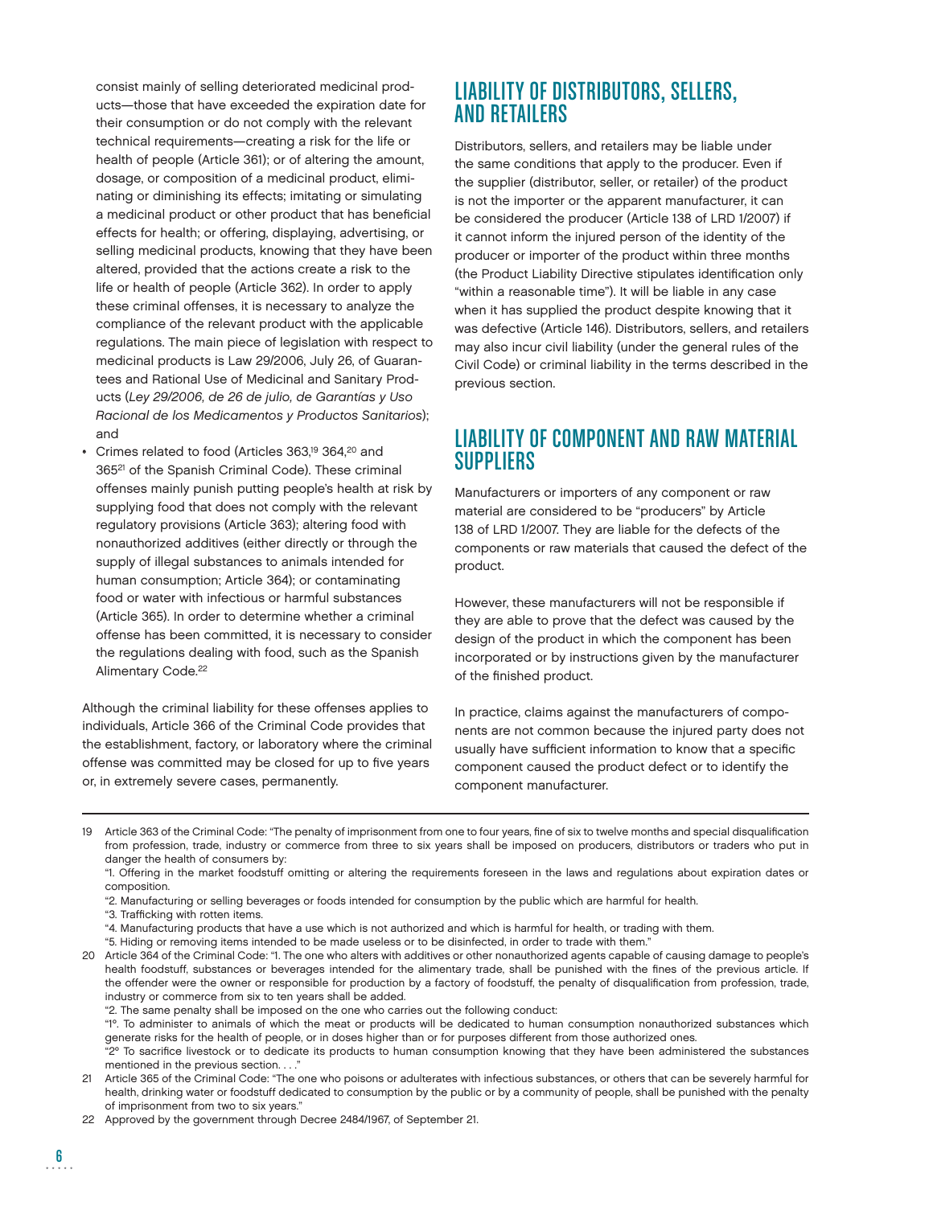consist mainly of selling deteriorated medicinal products—those that have exceeded the expiration date for their consumption or do not comply with the relevant technical requirements—creating a risk for the life or health of people (Article 361); or of altering the amount, dosage, or composition of a medicinal product, eliminating or diminishing its effects; imitating or simulating a medicinal product or other product that has beneficial effects for health; or offering, displaying, advertising, or selling medicinal products, knowing that they have been altered, provided that the actions create a risk to the life or health of people (Article 362). In order to apply these criminal offenses, it is necessary to analyze the compliance of the relevant product with the applicable regulations. The main piece of legislation with respect to medicinal products is Law 29/2006, July 26, of Guarantees and Rational Use of Medicinal and Sanitary Products (*Ley 29/2006, de 26 de julio, de Garantías y Uso Racional de los Medicamentos y Productos Sanitarios*); and

- Crimes related to food (Articles 363,[19] 364,[20] and 365[21] of the Spanish Criminal Code). These criminal offenses mainly punish putting people's health at risk by supplying food that does not comply with the relevant regulatory provisions (Article 363); altering food with nonauthorized additives (either directly or through the supply of illegal substances to animals intended for human consumption; Article 364); or contaminating food or water with infectious or harmful substances (Article 365). In order to determine whether a criminal offense has been committed, it is necessary to consider the regulations dealing with food, such as the Spanish Alimentary Code.[22]

Although the criminal liability for these offenses applies to individuals, Article 366 of the Criminal Code provides that the establishment, factory, or laboratory where the criminal offense was committed may be closed for up to five years or, in extremely severe cases, permanently.

## LIABILITY OF DISTRIBUTORS, SELLERS, AND RETAILERS

Distributors, sellers, and retailers may be liable under the same conditions that apply to the producer. Even if the supplier (distributor, seller, or retailer) of the product is not the importer or the apparent manufacturer, it can be considered the producer (Article 138 of LRD 1/2007) if it cannot inform the injured person of the identity of the producer or importer of the product within three months (the Product Liability Directive stipulates identification only "within a reasonable time"). It will be liable in any case when it has supplied the product despite knowing that it was defective (Article 146). Distributors, sellers, and retailers may also incur civil liability (under the general rules of the Civil Code) or criminal liability in the terms described in the previous section.

## LIABILITY OF COMPONENT AND RAW MATERIAL SUPPLIERS

Manufacturers or importers of any component or raw material are considered to be "producers" by Article 138 of LRD 1/2007. They are liable for the defects of the components or raw materials that caused the defect of the product.

However, these manufacturers will not be responsible if they are able to prove that the defect was caused by the design of the product in which the component has been incorporated or by instructions given by the manufacturer of the finished product.

In practice, claims against the manufacturers of components are not common because the injured party does not usually have sufficient information to know that a specific component caused the product defect or to identify the component manufacturer.

---

19 Article 363 of the Criminal Code: "The penalty of imprisonment from one to four years, fine of six to twelve months and special disqualification from profession, trade, industry or commerce from three to six years shall be imposed on producers, distributors or traders who put in danger the health of consumers by:

"1. Offering in the market foodstuff omitting or altering the requirements foreseen in the laws and regulations about expiration dates or composition.

"2. Manufacturing or selling beverages or foods intended for consumption by the public which are harmful for health.

"3. Trafficking with rotten items.

"4. Manufacturing products that have a use which is not authorized and which is harmful for health, or trading with them.

"5. Hiding or removing items intended to be made useless or to be disinfected, in order to trade with them."

20 Article 364 of the Criminal Code: "1. The one who alters with additives or other nonauthorized agents capable of causing damage to people's health foodstuff, substances or beverages intended for the alimentary trade, shall be punished with the fines of the previous article. If the offender were the owner or responsible for production by a factory of foodstuff, the penalty of disqualification from profession, trade, industry or commerce from six to ten years shall be added.

"2. The same penalty shall be imposed on the one who carries out the following conduct:

"1°. To administer to animals of which the meat or products will be dedicated to human consumption nonauthorized substances which generate risks for the health of people, or in doses higher than or for purposes different from those authorized ones.

"2° To sacrifice livestock or to dedicate its products to human consumption knowing that they have been administered the substances mentioned in the previous section. . . ."

21 Article 365 of the Criminal Code: "The one who poisons or adulterates with infectious substances, or others that can be severely harmful for health, drinking water or foodstuff dedicated to consumption by the public or by a community of people, shall be punished with the penalty of imprisonment from two to six years."

22 Approved by the government through Decree 2484/1967, of September 21.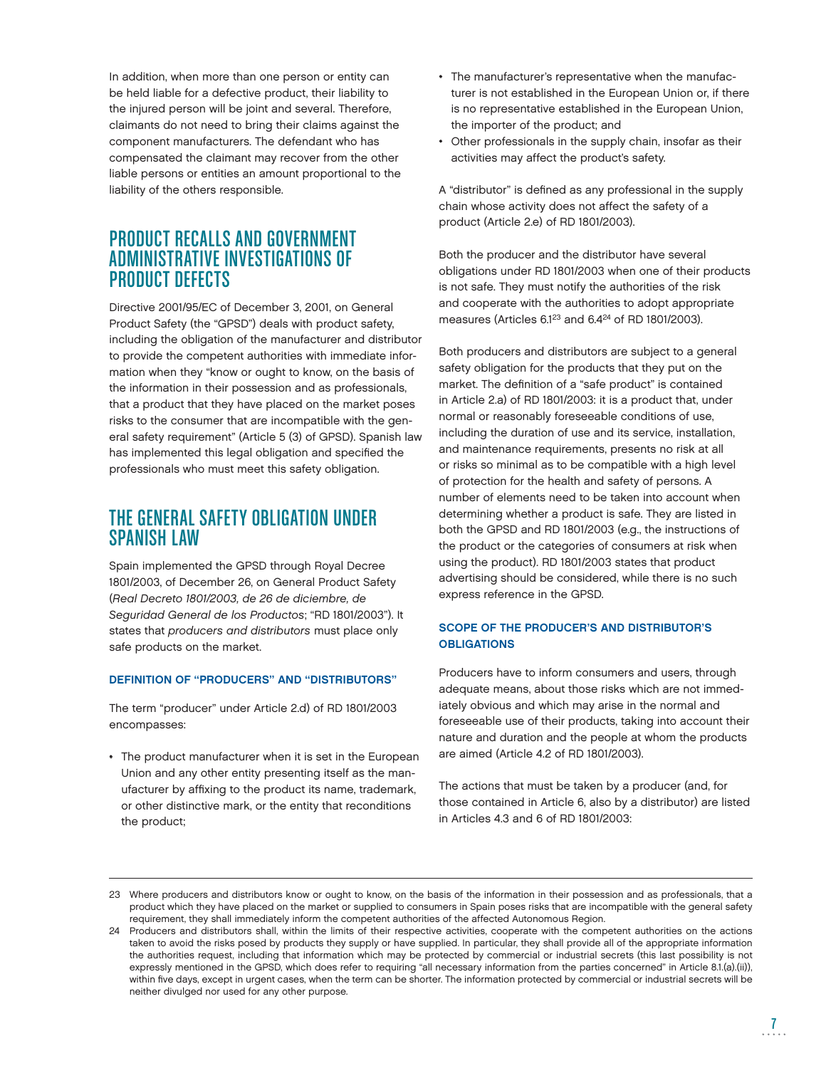In addition, when more than one person or entity can be held liable for a defective product, their liability to the injured person will be joint and several. Therefore, claimants do not need to bring their claims against the component manufacturers. The defendant who has compensated the claimant may recover from the other liable persons or entities an amount proportional to the liability of the others responsible.

## PRODUCT RECALLS AND GOVERNMENT ADMINISTRATIVE INVESTIGATIONS OF PRODUCT DEFECTS

Directive 2001/95/EC of December 3, 2001, on General Product Safety (the "GPSD") deals with product safety, including the obligation of the manufacturer and distributor to provide the competent authorities with immediate information when they "know or ought to know, on the basis of the information in their possession and as professionals, that a product that they have placed on the market poses risks to the consumer that are incompatible with the general safety requirement" (Article 5 (3) of GPSD). Spanish law has implemented this legal obligation and specified the professionals who must meet this safety obligation.

## THE GENERAL SAFETY OBLIGATION UNDER SPANISH LAW

Spain implemented the GPSD through Royal Decree 1801/2003, of December 26, on General Product Safety (*Real Decreto 1801/2003, de 26 de diciembre, de Seguridad General de los Productos*; "RD 1801/2003"). It states that *producers and distributors* must place only safe products on the market.

### DEFINITION OF "PRODUCERS" AND "DISTRIBUTORS"

The term "producer" under Article 2.d) of RD 1801/2003 encompasses:

- The product manufacturer when it is set in the European Union and any other entity presenting itself as the manufacturer by affixing to the product its name, trademark, or other distinctive mark, or the entity that reconditions the product;
- The manufacturer's representative when the manufacturer is not established in the European Union or, if there is no representative established in the European Union, the importer of the product; and
- Other professionals in the supply chain, insofar as their activities may affect the product's safety.

A "distributor" is defined as any professional in the supply chain whose activity does not affect the safety of a product (Article 2.e) of RD 1801/2003).

Both the producer and the distributor have several obligations under RD 1801/2003 when one of their products is not safe. They must notify the authorities of the risk and cooperate with the authorities to adopt appropriate measures (Articles 6.1[23] and 6.4[24] of RD 1801/2003).

Both producers and distributors are subject to a general safety obligation for the products that they put on the market. The definition of a "safe product" is contained in Article 2.a) of RD 1801/2003: it is a product that, under normal or reasonably foreseeable conditions of use, including the duration of use and its service, installation, and maintenance requirements, presents no risk at all or risks so minimal as to be compatible with a high level of protection for the health and safety of persons. A number of elements need to be taken into account when determining whether a product is safe. They are listed in both the GPSD and RD 1801/2003 (e.g., the instructions of the product or the categories of consumers at risk when using the product). RD 1801/2003 states that product advertising should be considered, while there is no such express reference in the GPSD.

### SCOPE OF THE PRODUCER'S AND DISTRIBUTOR'S OBLIGATIONS

Producers have to inform consumers and users, through adequate means, about those risks which are not immediately obvious and which may arise in the normal and foreseeable use of their products, taking into account their nature and duration and the people at whom the products are aimed (Article 4.2 of RD 1801/2003).

The actions that must be taken by a producer (and, for those contained in Article 6, also by a distributor) are listed in Articles 4.3 and 6 of RD 1801/2003:

---

23 Where producers and distributors know or ought to know, on the basis of the information in their possession and as professionals, that a product which they have placed on the market or supplied to consumers in Spain poses risks that are incompatible with the general safety requirement, they shall immediately inform the competent authorities of the affected Autonomous Region.

24 Producers and distributors shall, within the limits of their respective activities, cooperate with the competent authorities on the actions taken to avoid the risks posed by products they supply or have supplied. In particular, they shall provide all of the appropriate information the authorities request, including that information which may be protected by commercial or industrial secrets (this last possibility is not expressly mentioned in the GPSD, which does refer to requiring "all necessary information from the parties concerned" in Article 8.1.(a).(ii)), within five days, except in urgent cases, when the term can be shorter. The information protected by commercial or industrial secrets will be neither divulged nor used for any other purpose.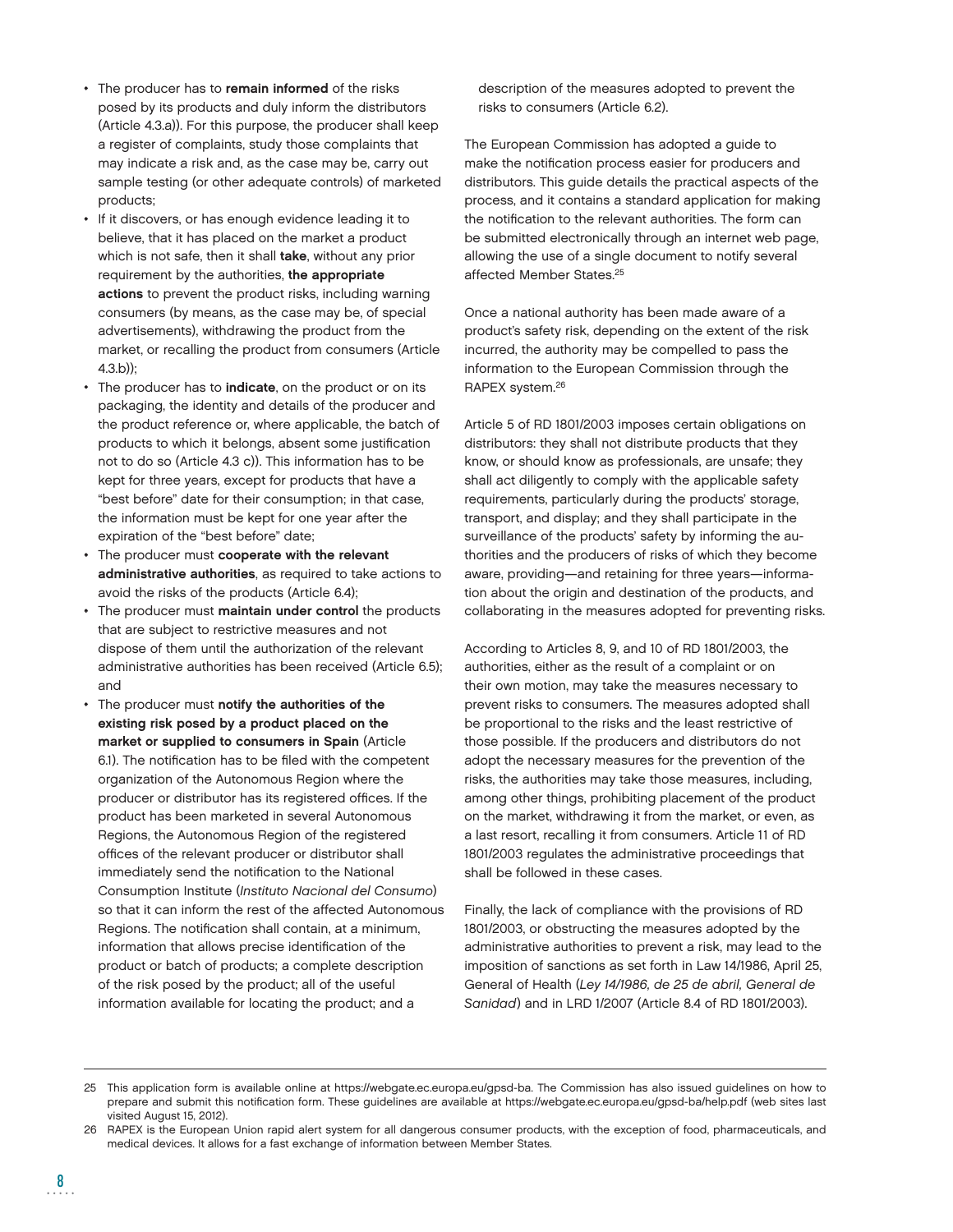- The producer has to **remain informed** of the risks posed by its products and duly inform the distributors (Article 4.3.a)). For this purpose, the producer shall keep a register of complaints, study those complaints that may indicate a risk and, as the case may be, carry out sample testing (or other adequate controls) of marketed products;
- If it discovers, or has enough evidence leading it to believe, that it has placed on the market a product which is not safe, then it shall **take**, without any prior requirement by the authorities, **the appropriate actions** to prevent the product risks, including warning consumers (by means, as the case may be, of special advertisements), withdrawing the product from the market, or recalling the product from consumers (Article 4.3.b));
- The producer has to **indicate**, on the product or on its packaging, the identity and details of the producer and the product reference or, where applicable, the batch of products to which it belongs, absent some justification not to do so (Article 4.3 c)). This information has to be kept for three years, except for products that have a "best before" date for their consumption; in that case, the information must be kept for one year after the expiration of the "best before" date;
- The producer must **cooperate with the relevant administrative authorities**, as required to take actions to avoid the risks of the products (Article 6.4);
- The producer must **maintain under control** the products that are subject to restrictive measures and not dispose of them until the authorization of the relevant administrative authorities has been received (Article 6.5); and
- The producer must **notify the authorities of the existing risk posed by a product placed on the market or supplied to consumers in Spain** (Article 6.1). The notification has to be filed with the competent organization of the Autonomous Region where the producer or distributor has its registered offices. If the product has been marketed in several Autonomous Regions, the Autonomous Region of the registered offices of the relevant producer or distributor shall immediately send the notification to the National Consumption Institute (*Instituto Nacional del Consumo*) so that it can inform the rest of the affected Autonomous Regions. The notification shall contain, at a minimum, information that allows precise identification of the product or batch of products; a complete description of the risk posed by the product; all of the useful information available for locating the product; and a description of the measures adopted to prevent the risks to consumers (Article 6.2).

The European Commission has adopted a guide to make the notification process easier for producers and distributors. This guide details the practical aspects of the process, and it contains a standard application for making the notification to the relevant authorities. The form can be submitted electronically through an internet web page, allowing the use of a single document to notify several affected Member States.[25]

Once a national authority has been made aware of a product's safety risk, depending on the extent of the risk incurred, the authority may be compelled to pass the information to the European Commission through the RAPEX system.[26]

Article 5 of RD 1801/2003 imposes certain obligations on distributors: they shall not distribute products that they know, or should know as professionals, are unsafe; they shall act diligently to comply with the applicable safety requirements, particularly during the products' storage, transport, and display; and they shall participate in the surveillance of the products' safety by informing the authorities and the producers of risks of which they become aware, providing—and retaining for three years—information about the origin and destination of the products, and collaborating in the measures adopted for preventing risks.

According to Articles 8, 9, and 10 of RD 1801/2003, the authorities, either as the result of a complaint or on their own motion, may take the measures necessary to prevent risks to consumers. The measures adopted shall be proportional to the risks and the least restrictive of those possible. If the producers and distributors do not adopt the necessary measures for the prevention of the risks, the authorities may take those measures, including, among other things, prohibiting placement of the product on the market, withdrawing it from the market, or even, as a last resort, recalling it from consumers. Article 11 of RD 1801/2003 regulates the administrative proceedings that shall be followed in these cases.

Finally, the lack of compliance with the provisions of RD 1801/2003, or obstructing the measures adopted by the administrative authorities to prevent a risk, may lead to the imposition of sanctions as set forth in Law 14/1986, April 25, General of Health (*Ley 14/1986, de 25 de abril, General de Sanidad*) and in LRD 1/2007 (Article 8.4 of RD 1801/2003).

---

25 This application form is available online at https://webgate.ec.europa.eu/gpsd-ba. The Commission has also issued guidelines on how to prepare and submit this notification form. These guidelines are available at https://webgate.ec.europa.eu/gpsd-ba/help.pdf (web sites last visited August 15, 2012).

26 RAPEX is the European Union rapid alert system for all dangerous consumer products, with the exception of food, pharmaceuticals, and medical devices. It allows for a fast exchange of information between Member States.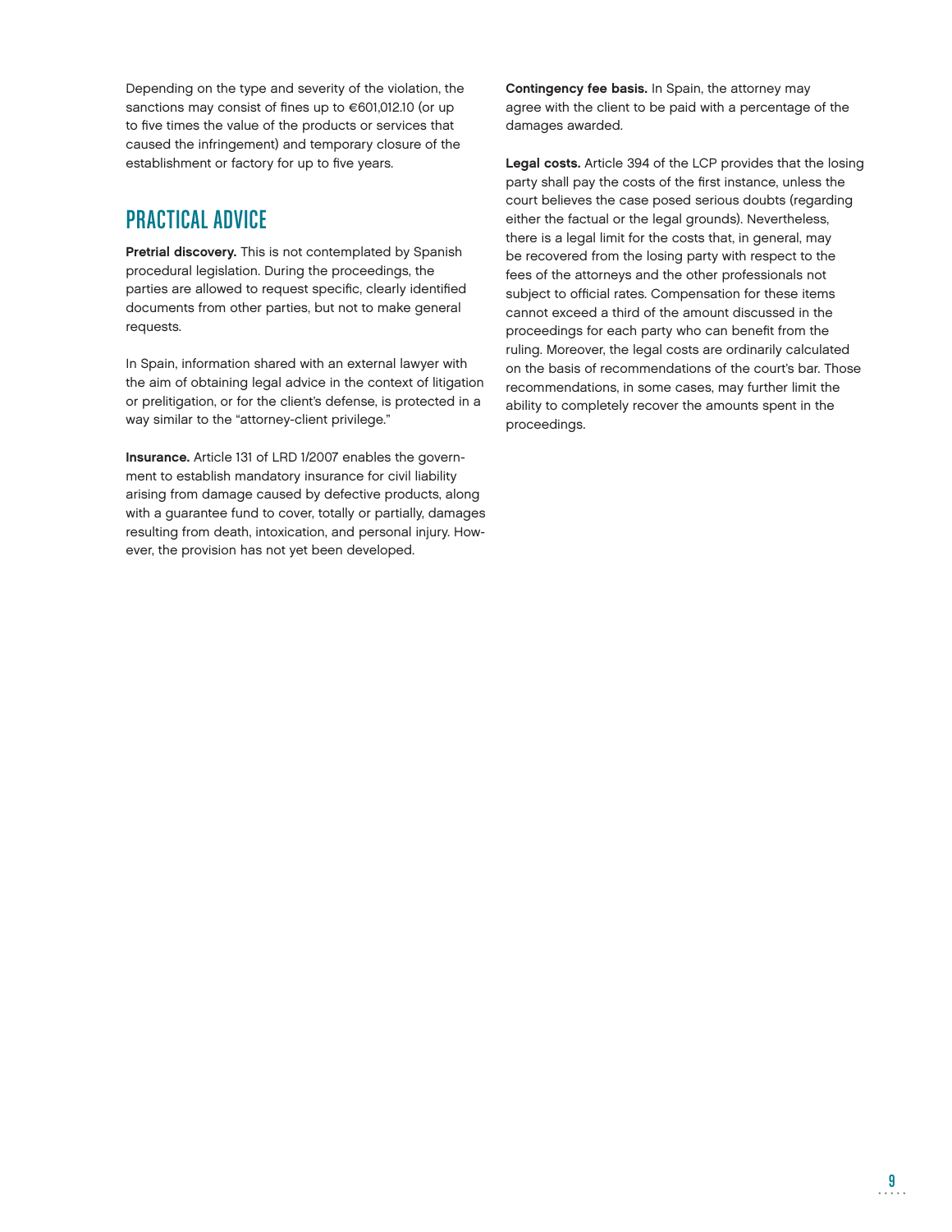Depending on the type and severity of the violation, the sanctions may consist of fines up to €601,012.10 (or up to five times the value of the products or services that caused the infringement) and temporary closure of the establishment or factory for up to five years.

## PRACTICAL ADVICE

**Pretrial discovery.** This is not contemplated by Spanish procedural legislation. During the proceedings, the parties are allowed to request specific, clearly identified documents from other parties, but not to make general requests.

In Spain, information shared with an external lawyer with the aim of obtaining legal advice in the context of litigation or prelitigation, or for the client's defense, is protected in a way similar to the "attorney-client privilege."

**Insurance.** Article 131 of LRD 1/2007 enables the government to establish mandatory insurance for civil liability arising from damage caused by defective products, along with a guarantee fund to cover, totally or partially, damages resulting from death, intoxication, and personal injury. However, the provision has not yet been developed.

**Contingency fee basis.** In Spain, the attorney may agree with the client to be paid with a percentage of the damages awarded.

**Legal costs.** Article 394 of the LCP provides that the losing party shall pay the costs of the first instance, unless the court believes the case posed serious doubts (regarding either the factual or the legal grounds). Nevertheless, there is a legal limit for the costs that, in general, may be recovered from the losing party with respect to the fees of the attorneys and the other professionals not subject to official rates. Compensation for these items cannot exceed a third of the amount discussed in the proceedings for each party who can benefit from the ruling. Moreover, the legal costs are ordinarily calculated on the basis of recommendations of the court's bar. Those recommendations, in some cases, may further limit the ability to completely recover the amounts spent in the proceedings.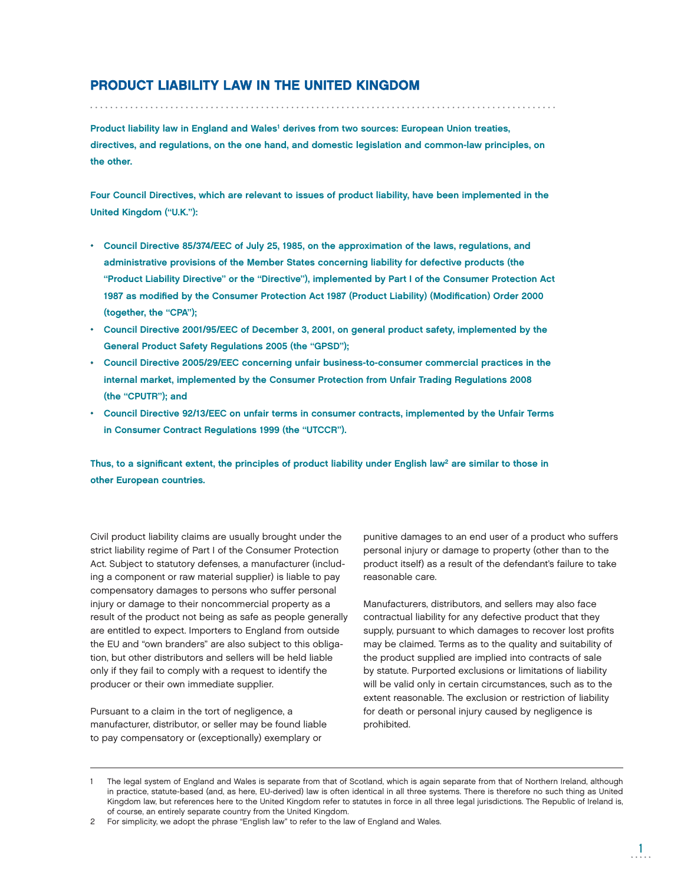# PRODUCT LIABILITY LAW IN THE UNITED KINGDOM

**Product liability law in England and Wales[1] derives from two sources: European Union treaties, directives, and regulations, on the one hand, and domestic legislation and common-law principles, on the other.**

**Four Council Directives, which are relevant to issues of product liability, have been implemented in the United Kingdom ("U.K."):**

- **Council Directive 85/374/EEC of July 25, 1985, on the approximation of the laws, regulations, and administrative provisions of the Member States concerning liability for defective products (the "Product Liability Directive" or the "Directive"), implemented by Part I of the Consumer Protection Act 1987 as modified by the Consumer Protection Act 1987 (Product Liability) (Modification) Order 2000 (together, the "CPA");**
- **Council Directive 2001/95/EEC of December 3, 2001, on general product safety, implemented by the General Product Safety Regulations 2005 (the "GPSD");**
- **Council Directive 2005/29/EEC concerning unfair business-to-consumer commercial practices in the internal market, implemented by the Consumer Protection from Unfair Trading Regulations 2008 (the "CPUTR"); and**
- **Council Directive 92/13/EEC on unfair terms in consumer contracts, implemented by the Unfair Terms in Consumer Contract Regulations 1999 (the "UTCCR").**

**Thus, to a significant extent, the principles of product liability under English law[2] are similar to those in other European countries.**

Civil product liability claims are usually brought under the strict liability regime of Part I of the Consumer Protection Act. Subject to statutory defenses, a manufacturer (including a component or raw material supplier) is liable to pay compensatory damages to persons who suffer personal injury or damage to their noncommercial property as a result of the product not being as safe as people generally are entitled to expect. Importers to England from outside the EU and "own branders" are also subject to this obligation, but other distributors and sellers will be held liable only if they fail to comply with a request to identify the producer or their own immediate supplier.

Pursuant to a claim in the tort of negligence, a manufacturer, distributor, or seller may be found liable to pay compensatory or (exceptionally) exemplary or punitive damages to an end user of a product who suffers personal injury or damage to property (other than to the product itself) as a result of the defendant's failure to take reasonable care.

Manufacturers, distributors, and sellers may also face contractual liability for any defective product that they supply, pursuant to which damages to recover lost profits may be claimed. Terms as to the quality and suitability of the product supplied are implied into contracts of sale by statute. Purported exclusions or limitations of liability will be valid only in certain circumstances, such as to the extent reasonable. The exclusion or restriction of liability for death or personal injury caused by negligence is prohibited.

---

1 The legal system of England and Wales is separate from that of Scotland, which is again separate from that of Northern Ireland, although in practice, statute-based (and, as here, EU-derived) law is often identical in all three systems. There is therefore no such thing as United Kingdom law, but references here to the United Kingdom refer to statutes in force in all three legal jurisdictions. The Republic of Ireland is, of course, an entirely separate country from the United Kingdom.

2 For simplicity, we adopt the phrase "English law" to refer to the law of England and Wales.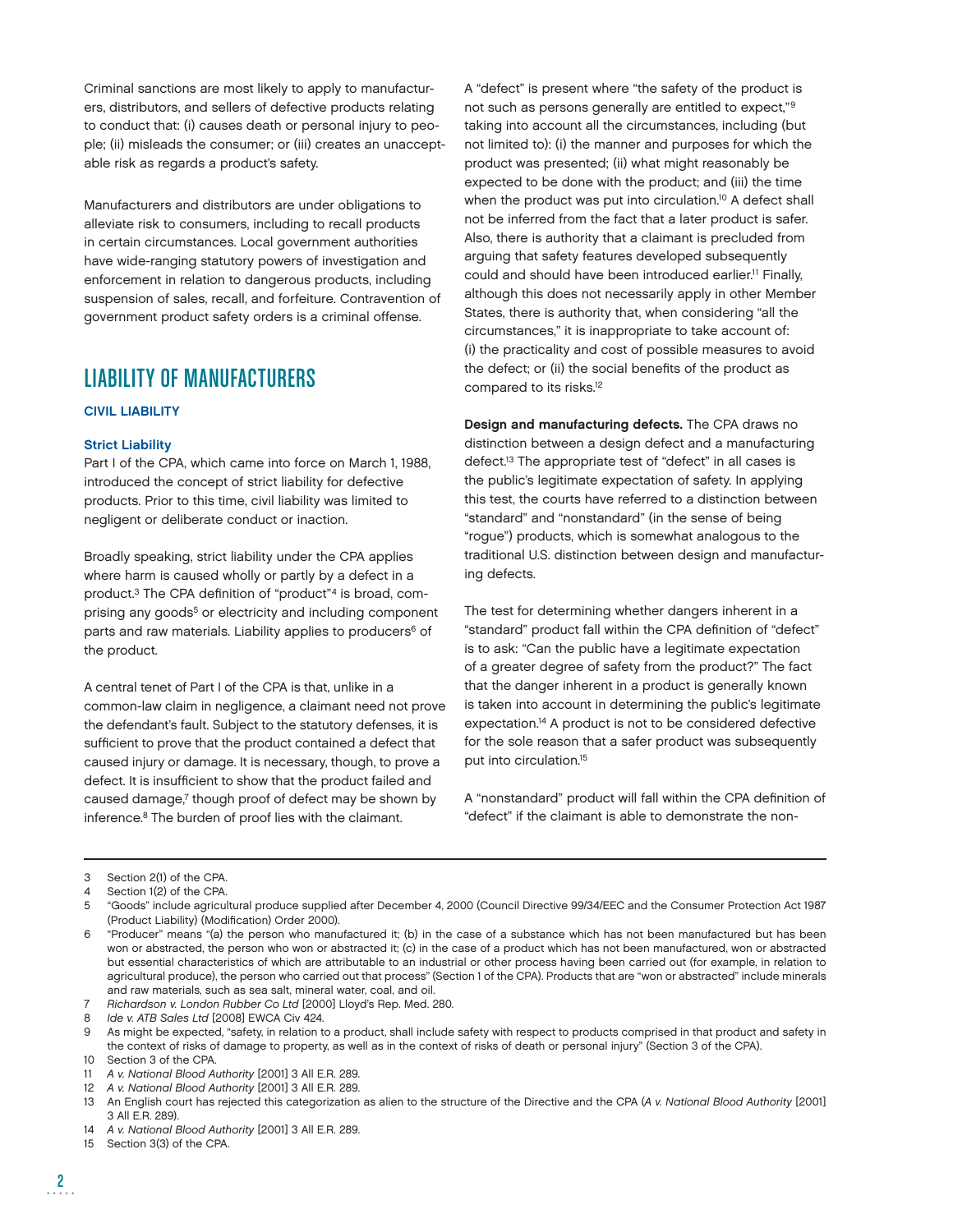Criminal sanctions are most likely to apply to manufacturers, distributors, and sellers of defective products relating to conduct that: (i) causes death or personal injury to people; (ii) misleads the consumer; or (iii) creates an unacceptable risk as regards a product's safety.

Manufacturers and distributors are under obligations to alleviate risk to consumers, including to recall products in certain circumstances. Local government authorities have wide-ranging statutory powers of investigation and enforcement in relation to dangerous products, including suspension of sales, recall, and forfeiture. Contravention of government product safety orders is a criminal offense.

## LIABILITY OF MANUFACTURERS

### CIVIL LIABILITY

#### Strict Liability

Part I of the CPA, which came into force on March 1, 1988, introduced the concept of strict liability for defective products. Prior to this time, civil liability was limited to negligent or deliberate conduct or inaction.

Broadly speaking, strict liability under the CPA applies where harm is caused wholly or partly by a defect in a product.[3] The CPA definition of "product"[4] is broad, comprising any goods[5] or electricity and including component parts and raw materials. Liability applies to producers[6] of the product.

A central tenet of Part I of the CPA is that, unlike in a common-law claim in negligence, a claimant need not prove the defendant's fault. Subject to the statutory defenses, it is sufficient to prove that the product contained a defect that caused injury or damage. It is necessary, though, to prove a defect. It is insufficient to show that the product failed and caused damage,[7] though proof of defect may be shown by inference.[8] The burden of proof lies with the claimant.

A "defect" is present where "the safety of the product is not such as persons generally are entitled to expect,"[9] taking into account all the circumstances, including (but not limited to): (i) the manner and purposes for which the product was presented; (ii) what might reasonably be expected to be done with the product; and (iii) the time when the product was put into circulation.[10] A defect shall not be inferred from the fact that a later product is safer. Also, there is authority that a claimant is precluded from arguing that safety features developed subsequently could and should have been introduced earlier.[11] Finally, although this does not necessarily apply in other Member States, there is authority that, when considering "all the circumstances," it is inappropriate to take account of: (i) the practicality and cost of possible measures to avoid the defect; or (ii) the social benefits of the product as compared to its risks.[12]

**Design and manufacturing defects.** The CPA draws no distinction between a design defect and a manufacturing defect.[13] The appropriate test of "defect" in all cases is the public's legitimate expectation of safety. In applying this test, the courts have referred to a distinction between "standard" and "nonstandard" (in the sense of being "rogue") products, which is somewhat analogous to the traditional U.S. distinction between design and manufacturing defects.

The test for determining whether dangers inherent in a "standard" product fall within the CPA definition of "defect" is to ask: "Can the public have a legitimate expectation of a greater degree of safety from the product?" The fact that the danger inherent in a product is generally known is taken into account in determining the public's legitimate expectation.[14] A product is not to be considered defective for the sole reason that a safer product was subsequently put into circulation.[15]

A "nonstandard" product will fall within the CPA definition of "defect" if the claimant is able to demonstrate the non-

---

3 Section 2(1) of the CPA.

4 Section 1(2) of the CPA.

5 "Goods" include agricultural produce supplied after December 4, 2000 (Council Directive 99/34/EEC and the Consumer Protection Act 1987 (Product Liability) (Modification) Order 2000).

6 "Producer" means "(a) the person who manufactured it; (b) in the case of a substance which has not been manufactured but has been won or abstracted, the person who won or abstracted it; (c) in the case of a product which has not been manufactured, won or abstracted but essential characteristics of which are attributable to an industrial or other process having been carried out (for example, in relation to agricultural produce), the person who carried out that process" (Section 1 of the CPA). Products that are "won or abstracted" include minerals and raw materials, such as sea salt, mineral water, coal, and oil.

7 *Richardson v. London Rubber Co Ltd* [2000] Lloyd's Rep. Med. 280.

8 *Ide v. ATB Sales Ltd* [2008] EWCA Civ 424.

9 As might be expected, "safety, in relation to a product, shall include safety with respect to products comprised in that product and safety in the context of risks of damage to property, as well as in the context of risks of death or personal injury" (Section 3 of the CPA).

10 Section 3 of the CPA.

11 *A v. National Blood Authority* [2001] 3 All E.R. 289.

12 *A v. National Blood Authority* [2001] 3 All E.R. 289.

13 An English court has rejected this categorization as alien to the structure of the Directive and the CPA (*A v. National Blood Authority* [2001] 3 All E.R. 289).

14 *A v. National Blood Authority* [2001] 3 All E.R. 289.

15 Section 3(3) of the CPA.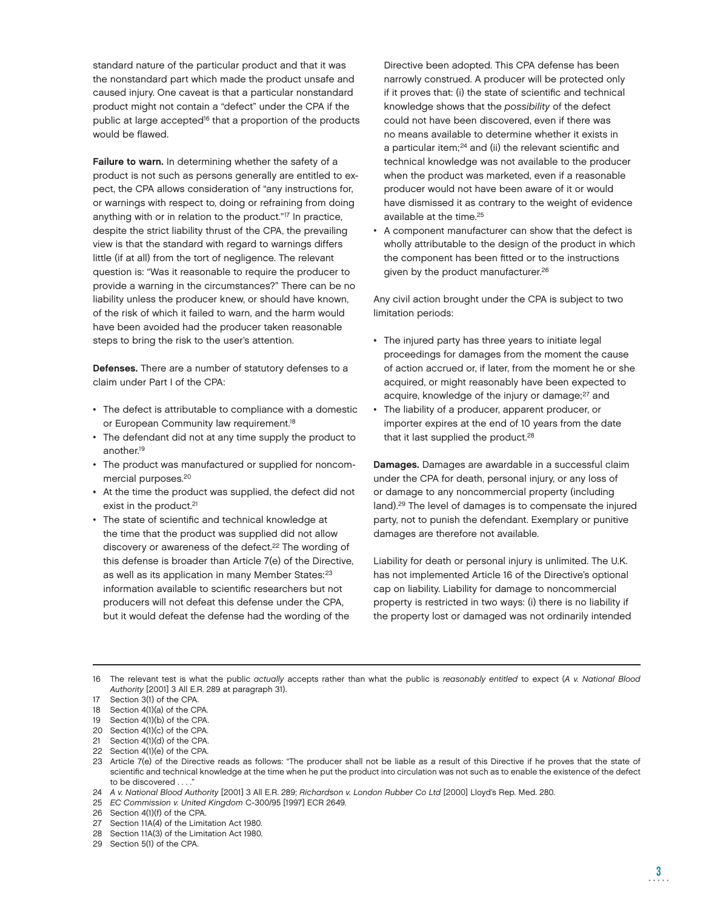standard nature of the particular product and that it was the nonstandard part which made the product unsafe and caused injury. One caveat is that a particular nonstandard product might not contain a "defect" under the CPA if the public at large accepted[16] that a proportion of the products would be flawed.

**Failure to warn.** In determining whether the safety of a product is not such as persons generally are entitled to expect, the CPA allows consideration of "any instructions for, or warnings with respect to, doing or refraining from doing anything with or in relation to the product."[17] In practice, despite the strict liability thrust of the CPA, the prevailing view is that the standard with regard to warnings differs little (if at all) from the tort of negligence. The relevant question is: "Was it reasonable to require the producer to provide a warning in the circumstances?" There can be no liability unless the producer knew, or should have known, of the risk of which it failed to warn, and the harm would have been avoided had the producer taken reasonable steps to bring the risk to the user's attention.

**Defenses.** There are a number of statutory defenses to a claim under Part I of the CPA:

- The defect is attributable to compliance with a domestic or European Community law requirement.[18]
- The defendant did not at any time supply the product to another.[19]
- The product was manufactured or supplied for noncommercial purposes.[20]
- At the time the product was supplied, the defect did not exist in the product.[21]
- The state of scientific and technical knowledge at the time that the product was supplied did not allow discovery or awareness of the defect.[22] The wording of this defense is broader than Article 7(e) of the Directive, as well as its application in many Member States:[23] information available to scientific researchers but not producers will not defeat this defense under the CPA, but it would defeat the defense had the wording of the Directive been adopted. This CPA defense has been narrowly construed. A producer will be protected only if it proves that: (i) the state of scientific and technical knowledge shows that the *possibility* of the defect could not have been discovered, even if there was no means available to determine whether it exists in a particular item;[24] and (ii) the relevant scientific and technical knowledge was not available to the producer when the product was marketed, even if a reasonable producer would not have been aware of it or would have dismissed it as contrary to the weight of evidence available at the time.[25]
- A component manufacturer can show that the defect is wholly attributable to the design of the product in which the component has been fitted or to the instructions given by the product manufacturer.[26]

Any civil action brought under the CPA is subject to two limitation periods:

- The injured party has three years to initiate legal proceedings for damages from the moment the cause of action accrued or, if later, from the moment he or she acquired, or might reasonably have been expected to acquire, knowledge of the injury or damage;[27] and
- The liability of a producer, apparent producer, or importer expires at the end of 10 years from the date that it last supplied the product.[28]

**Damages.** Damages are awardable in a successful claim under the CPA for death, personal injury, or any loss of or damage to any noncommercial property (including land).[29] The level of damages is to compensate the injured party, not to punish the defendant. Exemplary or punitive damages are therefore not available.

Liability for death or personal injury is unlimited. The U.K. has not implemented Article 16 of the Directive's optional cap on liability. Liability for damage to noncommercial property is restricted in two ways: (i) there is no liability if the property lost or damaged was not ordinarily intended

---

16 The relevant test is what the public *actually* accepts rather than what the public is *reasonably entitled* to expect (*A v. National Blood Authority* [2001] 3 All E.R. 289 at paragraph 31).

17 Section 3(1) of the CPA.

18 Section 4(1)(a) of the CPA.

19 Section 4(1)(b) of the CPA.

20 Section 4(1)(c) of the CPA.

21 Section 4(1)(d) of the CPA.

22 Section 4(1)(e) of the CPA.

23 Article 7(e) of the Directive reads as follows: "The producer shall not be liable as a result of this Directive if he proves that the state of scientific and technical knowledge at the time when he put the product into circulation was not such as to enable the existence of the defect to be discovered . . . ."

24 *A v. National Blood Authority* [2001] 3 All E.R. 289; *Richardson v. London Rubber Co Ltd* [2000] Lloyd's Rep. Med. 280.

25 *EC Commission v. United Kingdom* C-300/95 [1997] ECR 2649.

26 Section 4(1)(f) of the CPA.

27 Section 11A(4) of the Limitation Act 1980.

28 Section 11A(3) of the Limitation Act 1980.

29 Section 5(1) of the CPA.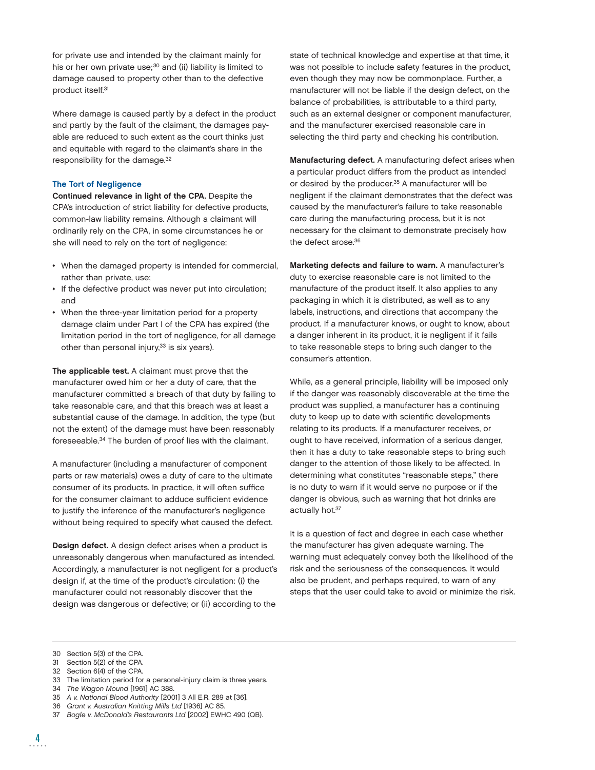for private use and intended by the claimant mainly for his or her own private use;[30] and (ii) liability is limited to damage caused to property other than to the defective product itself.[31]

Where damage is caused partly by a defect in the product and partly by the fault of the claimant, the damages payable are reduced to such extent as the court thinks just and equitable with regard to the claimant's share in the responsibility for the damage.[32]

### The Tort of Negligence

**Continued relevance in light of the CPA.** Despite the CPA's introduction of strict liability for defective products, common-law liability remains. Although a claimant will ordinarily rely on the CPA, in some circumstances he or she will need to rely on the tort of negligence:

- When the damaged property is intended for commercial, rather than private, use;
- If the defective product was never put into circulation; and
- When the three-year limitation period for a property damage claim under Part I of the CPA has expired (the limitation period in the tort of negligence, for all damage other than personal injury,[33] is six years).

**The applicable test.** A claimant must prove that the manufacturer owed him or her a duty of care, that the manufacturer committed a breach of that duty by failing to take reasonable care, and that this breach was at least a substantial cause of the damage. In addition, the type (but not the extent) of the damage must have been reasonably foreseeable.[34] The burden of proof lies with the claimant.

A manufacturer (including a manufacturer of component parts or raw materials) owes a duty of care to the ultimate consumer of its products. In practice, it will often suffice for the consumer claimant to adduce sufficient evidence to justify the inference of the manufacturer's negligence without being required to specify what caused the defect.

**Design defect.** A design defect arises when a product is unreasonably dangerous when manufactured as intended. Accordingly, a manufacturer is not negligent for a product's design if, at the time of the product's circulation: (i) the manufacturer could not reasonably discover that the design was dangerous or defective; or (ii) according to the state of technical knowledge and expertise at that time, it was not possible to include safety features in the product, even though they may now be commonplace. Further, a manufacturer will not be liable if the design defect, on the balance of probabilities, is attributable to a third party, such as an external designer or component manufacturer, and the manufacturer exercised reasonable care in selecting the third party and checking his contribution.

**Manufacturing defect.** A manufacturing defect arises when a particular product differs from the product as intended or desired by the producer.[35] A manufacturer will be negligent if the claimant demonstrates that the defect was caused by the manufacturer's failure to take reasonable care during the manufacturing process, but it is not necessary for the claimant to demonstrate precisely how the defect arose.[36]

**Marketing defects and failure to warn.** A manufacturer's duty to exercise reasonable care is not limited to the manufacture of the product itself. It also applies to any packaging in which it is distributed, as well as to any labels, instructions, and directions that accompany the product. If a manufacturer knows, or ought to know, about a danger inherent in its product, it is negligent if it fails to take reasonable steps to bring such danger to the consumer's attention.

While, as a general principle, liability will be imposed only if the danger was reasonably discoverable at the time the product was supplied, a manufacturer has a continuing duty to keep up to date with scientific developments relating to its products. If a manufacturer receives, or ought to have received, information of a serious danger, then it has a duty to take reasonable steps to bring such danger to the attention of those likely to be affected. In determining what constitutes "reasonable steps," there is no duty to warn if it would serve no purpose or if the danger is obvious, such as warning that hot drinks are actually hot.[37]

It is a question of fact and degree in each case whether the manufacturer has given adequate warning. The warning must adequately convey both the likelihood of the risk and the seriousness of the consequences. It would also be prudent, and perhaps required, to warn of any steps that the user could take to avoid or minimize the risk.

---

30 Section 5(3) of the CPA.
31 Section 5(2) of the CPA.
32 Section 6(4) of the CPA.
33 The limitation period for a personal-injury claim is three years.
34 *The Wagon Mound* [1961] AC 388.
35 *A v. National Blood Authority* [2001] 3 All E.R. 289 at [36].
36 *Grant v. Australian Knitting Mills Ltd* [1936] AC 85.
37 *Bogle v. McDonald's Restaurants Ltd* [2002] EWHC 490 (QB).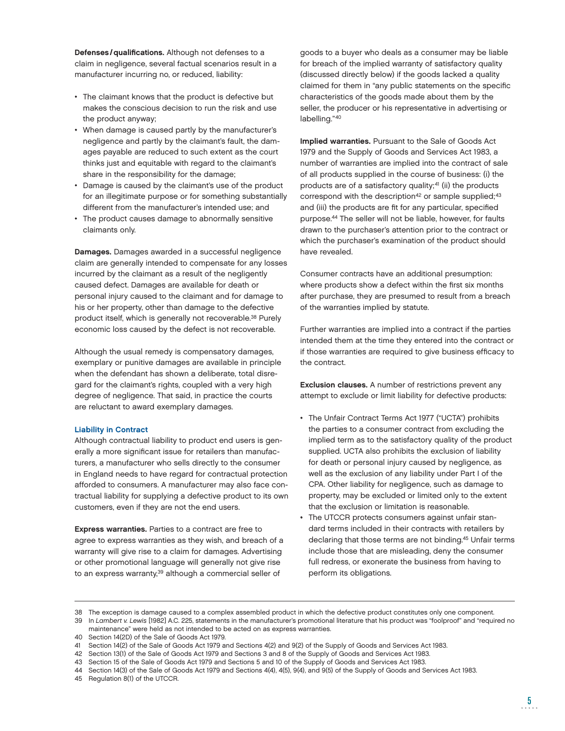**Defenses/qualifications.** Although not defenses to a claim in negligence, several factual scenarios result in a manufacturer incurring no, or reduced, liability:

- The claimant knows that the product is defective but makes the conscious decision to run the risk and use the product anyway;
- When damage is caused partly by the manufacturer's negligence and partly by the claimant's fault, the damages payable are reduced to such extent as the court thinks just and equitable with regard to the claimant's share in the responsibility for the damage;
- Damage is caused by the claimant's use of the product for an illegitimate purpose or for something substantially different from the manufacturer's intended use; and
- The product causes damage to abnormally sensitive claimants only.

**Damages.** Damages awarded in a successful negligence claim are generally intended to compensate for any losses incurred by the claimant as a result of the negligently caused defect. Damages are available for death or personal injury caused to the claimant and for damage to his or her property, other than damage to the defective product itself, which is generally not recoverable.[38] Purely economic loss caused by the defect is not recoverable.

Although the usual remedy is compensatory damages, exemplary or punitive damages are available in principle when the defendant has shown a deliberate, total disregard for the claimant's rights, coupled with a very high degree of negligence. That said, in practice the courts are reluctant to award exemplary damages.

### Liability in Contract

Although contractual liability to product end users is generally a more significant issue for retailers than manufacturers, a manufacturer who sells directly to the consumer in England needs to have regard for contractual protection afforded to consumers. A manufacturer may also face contractual liability for supplying a defective product to its own customers, even if they are not the end users.

**Express warranties.** Parties to a contract are free to agree to express warranties as they wish, and breach of a warranty will give rise to a claim for damages. Advertising or other promotional language will generally not give rise to an express warranty,[39] although a commercial seller of goods to a buyer who deals as a consumer may be liable for breach of the implied warranty of satisfactory quality (discussed directly below) if the goods lacked a quality claimed for them in "any public statements on the specific characteristics of the goods made about them by the seller, the producer or his representative in advertising or labelling."[40]

**Implied warranties.** Pursuant to the Sale of Goods Act 1979 and the Supply of Goods and Services Act 1983, a number of warranties are implied into the contract of sale of all products supplied in the course of business: (i) the products are of a satisfactory quality;[41] (ii) the products correspond with the description[42] or sample supplied;[43] and (iii) the products are fit for any particular, specified purpose.[44] The seller will not be liable, however, for faults drawn to the purchaser's attention prior to the contract or which the purchaser's examination of the product should have revealed.

Consumer contracts have an additional presumption: where products show a defect within the first six months after purchase, they are presumed to result from a breach of the warranties implied by statute.

Further warranties are implied into a contract if the parties intended them at the time they entered into the contract or if those warranties are required to give business efficacy to the contract.

**Exclusion clauses.** A number of restrictions prevent any attempt to exclude or limit liability for defective products:

- The Unfair Contract Terms Act 1977 ("UCTA") prohibits the parties to a consumer contract from excluding the implied term as to the satisfactory quality of the product supplied. UCTA also prohibits the exclusion of liability for death or personal injury caused by negligence, as well as the exclusion of any liability under Part I of the CPA. Other liability for negligence, such as damage to property, may be excluded or limited only to the extent that the exclusion or limitation is reasonable.
- The UTCCR protects consumers against unfair standard terms included in their contracts with retailers by declaring that those terms are not binding.[45] Unfair terms include those that are misleading, deny the consumer full redress, or exonerate the business from having to perform its obligations.

---

38 The exception is damage caused to a complex assembled product in which the defective product constitutes only one component.

39 In *Lambert v. Lewis* [1982] A.C. 225, statements in the manufacturer's promotional literature that his product was "foolproof" and "required no maintenance" were held as not intended to be acted on as express warranties.

40 Section 14(2D) of the Sale of Goods Act 1979.

41 Section 14(2) of the Sale of Goods Act 1979 and Sections 4(2) and 9(2) of the Supply of Goods and Services Act 1983.

42 Section 13(1) of the Sale of Goods Act 1979 and Sections 3 and 8 of the Supply of Goods and Services Act 1983.

43 Section 15 of the Sale of Goods Act 1979 and Sections 5 and 10 of the Supply of Goods and Services Act 1983.

44 Section 14(3) of the Sale of Goods Act 1979 and Sections 4(4), 4(5), 9(4), and 9(5) of the Supply of Goods and Services Act 1983.

45 Regulation 8(1) of the UTCCR.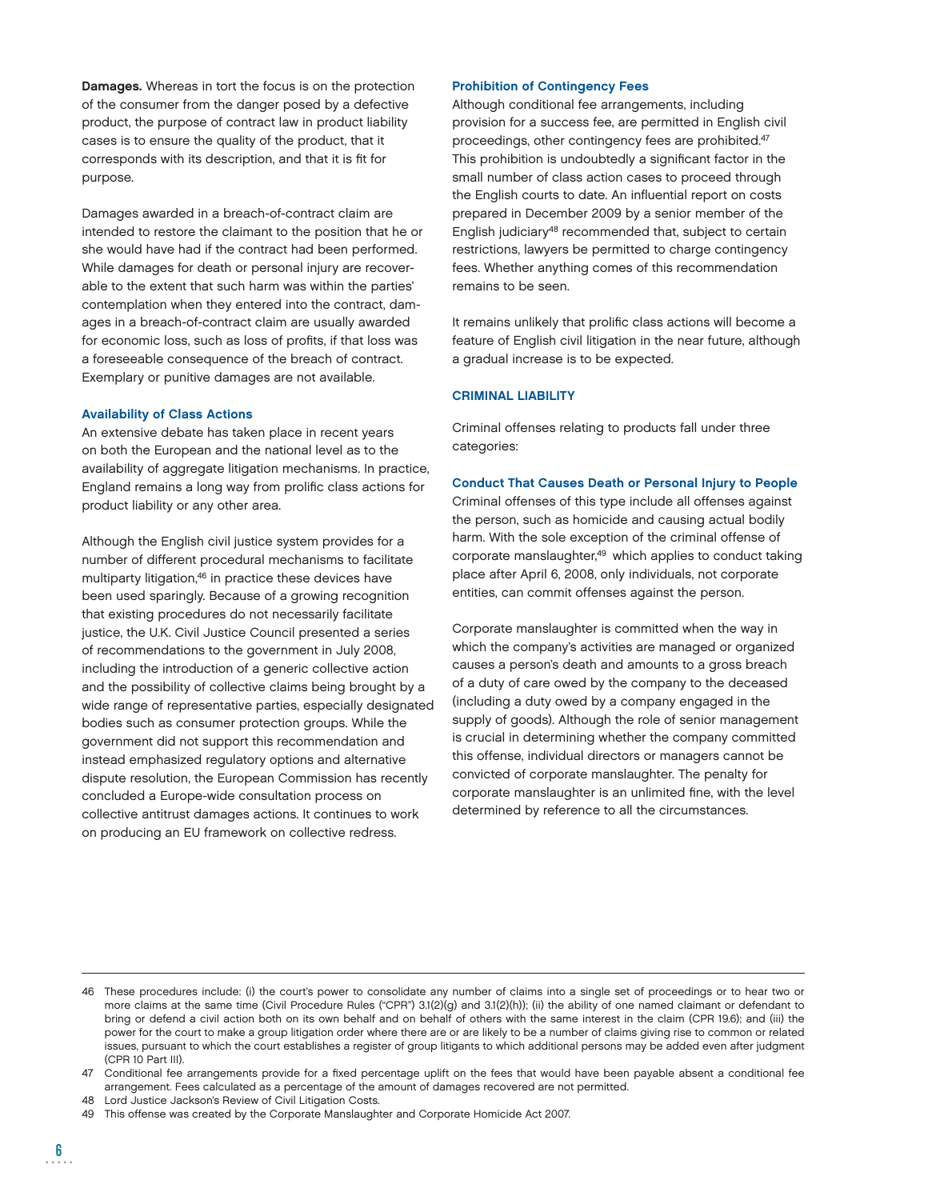**Damages.** Whereas in tort the focus is on the protection of the consumer from the danger posed by a defective product, the purpose of contract law in product liability cases is to ensure the quality of the product, that it corresponds with its description, and that it is fit for purpose.

Damages awarded in a breach-of-contract claim are intended to restore the claimant to the position that he or she would have had if the contract had been performed. While damages for death or personal injury are recoverable to the extent that such harm was within the parties' contemplation when they entered into the contract, damages in a breach-of-contract claim are usually awarded for economic loss, such as loss of profits, if that loss was a foreseeable consequence of the breach of contract. Exemplary or punitive damages are not available.

### Availability of Class Actions

An extensive debate has taken place in recent years on both the European and the national level as to the availability of aggregate litigation mechanisms. In practice, England remains a long way from prolific class actions for product liability or any other area.

Although the English civil justice system provides for a number of different procedural mechanisms to facilitate multiparty litigation,[46] in practice these devices have been used sparingly. Because of a growing recognition that existing procedures do not necessarily facilitate justice, the U.K. Civil Justice Council presented a series of recommendations to the government in July 2008, including the introduction of a generic collective action and the possibility of collective claims being brought by a wide range of representative parties, especially designated bodies such as consumer protection groups. While the government did not support this recommendation and instead emphasized regulatory options and alternative dispute resolution, the European Commission has recently concluded a Europe-wide consultation process on collective antitrust damages actions. It continues to work on producing an EU framework on collective redress.

### Prohibition of Contingency Fees

Although conditional fee arrangements, including provision for a success fee, are permitted in English civil proceedings, other contingency fees are prohibited.[47] This prohibition is undoubtedly a significant factor in the small number of class action cases to proceed through the English courts to date. An influential report on costs prepared in December 2009 by a senior member of the English judiciary[48] recommended that, subject to certain restrictions, lawyers be permitted to charge contingency fees. Whether anything comes of this recommendation remains to be seen.

It remains unlikely that prolific class actions will become a feature of English civil litigation in the near future, although a gradual increase is to be expected.

## CRIMINAL LIABILITY

Criminal offenses relating to products fall under three categories:

### Conduct That Causes Death or Personal Injury to People

Criminal offenses of this type include all offenses against the person, such as homicide and causing actual bodily harm. With the sole exception of the criminal offense of corporate manslaughter,[49] which applies to conduct taking place after April 6, 2008, only individuals, not corporate entities, can commit offenses against the person.

Corporate manslaughter is committed when the way in which the company's activities are managed or organized causes a person's death and amounts to a gross breach of a duty of care owed by the company to the deceased (including a duty owed by a company engaged in the supply of goods). Although the role of senior management is crucial in determining whether the company committed this offense, individual directors or managers cannot be convicted of corporate manslaughter. The penalty for corporate manslaughter is an unlimited fine, with the level determined by reference to all the circumstances.

---

46 These procedures include: (i) the court's power to consolidate any number of claims into a single set of proceedings or to hear two or more claims at the same time (Civil Procedure Rules ("CPR") 3.1(2)(g) and 3.1(2)(h)); (ii) the ability of one named claimant or defendant to bring or defend a civil action both on its own behalf and on behalf of others with the same interest in the claim (CPR 19.6); and (iii) the power for the court to make a group litigation order where there are or are likely to be a number of claims giving rise to common or related issues, pursuant to which the court establishes a register of group litigants to which additional persons may be added even after judgment (CPR 10 Part III).

47 Conditional fee arrangements provide for a fixed percentage uplift on the fees that would have been payable absent a conditional fee arrangement. Fees calculated as a percentage of the amount of damages recovered are not permitted.

48 Lord Justice Jackson's Review of Civil Litigation Costs.

49 This offense was created by the Corporate Manslaughter and Corporate Homicide Act 2007.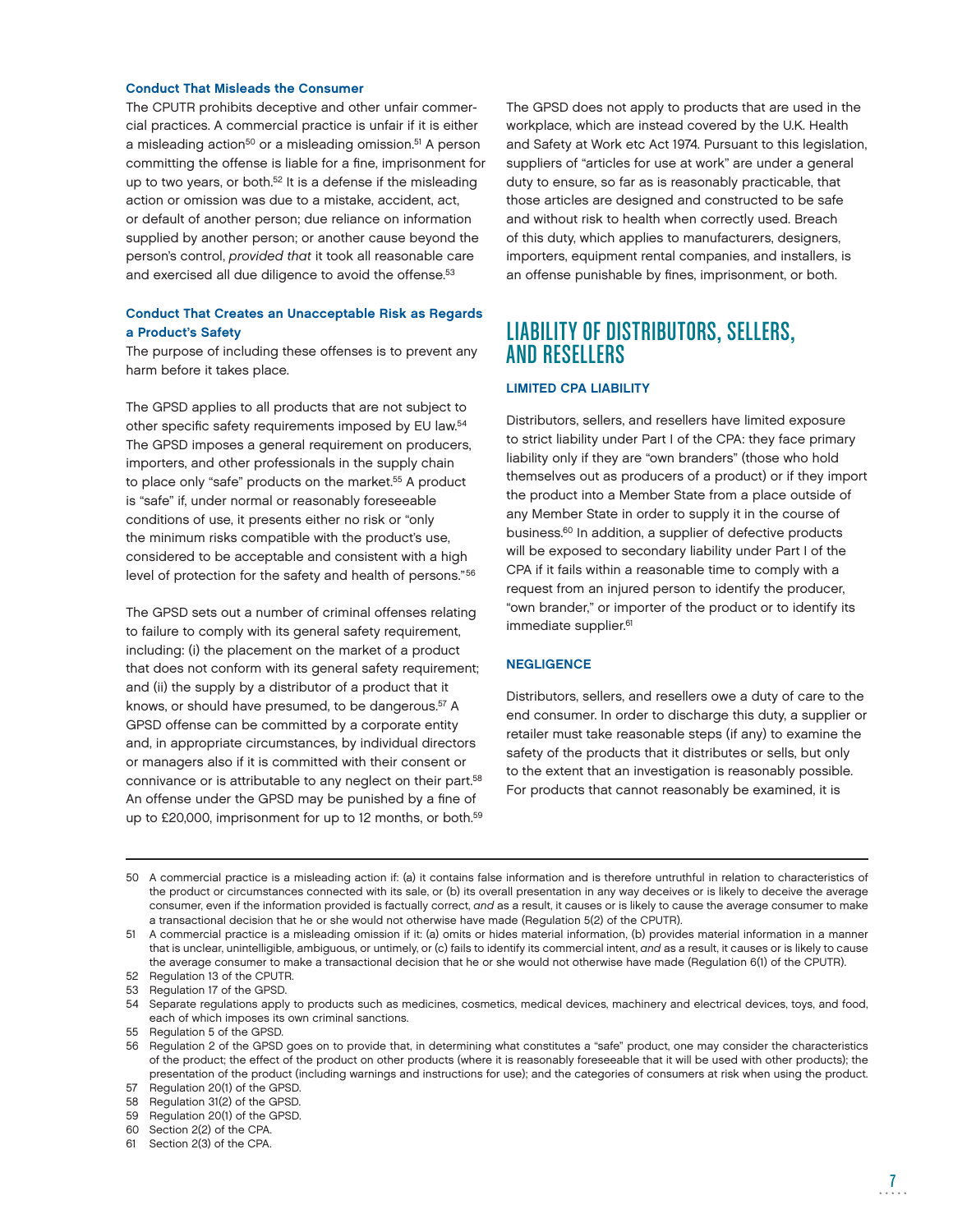### Conduct That Misleads the Consumer

The CPUTR prohibits deceptive and other unfair commercial practices. A commercial practice is unfair if it is either a misleading action[50] or a misleading omission.[51] A person committing the offense is liable for a fine, imprisonment for up to two years, or both.[52] It is a defense if the misleading action or omission was due to a mistake, accident, act, or default of another person; due reliance on information supplied by another person; or another cause beyond the person's control, *provided that* it took all reasonable care and exercised all due diligence to avoid the offense.[53]

### Conduct That Creates an Unacceptable Risk as Regards a Product's Safety

The purpose of including these offenses is to prevent any harm before it takes place.

The GPSD applies to all products that are not subject to other specific safety requirements imposed by EU law.[54] The GPSD imposes a general requirement on producers, importers, and other professionals in the supply chain to place only "safe" products on the market.[55] A product is "safe" if, under normal or reasonably foreseeable conditions of use, it presents either no risk or "only the minimum risks compatible with the product's use, considered to be acceptable and consistent with a high level of protection for the safety and health of persons."[56]

The GPSD sets out a number of criminal offenses relating to failure to comply with its general safety requirement, including: (i) the placement on the market of a product that does not conform with its general safety requirement; and (ii) the supply by a distributor of a product that it knows, or should have presumed, to be dangerous.[57] A GPSD offense can be committed by a corporate entity and, in appropriate circumstances, by individual directors or managers also if it is committed with their consent or connivance or is attributable to any neglect on their part.[58] An offense under the GPSD may be punished by a fine of up to £20,000, imprisonment for up to 12 months, or both.[59]

The GPSD does not apply to products that are used in the workplace, which are instead covered by the U.K. Health and Safety at Work etc Act 1974. Pursuant to this legislation, suppliers of "articles for use at work" are under a general duty to ensure, so far as is reasonably practicable, that those articles are designed and constructed to be safe and without risk to health when correctly used. Breach of this duty, which applies to manufacturers, designers, importers, equipment rental companies, and installers, is an offense punishable by fines, imprisonment, or both.

## LIABILITY OF DISTRIBUTORS, SELLERS, AND RESELLERS

### LIMITED CPA LIABILITY

Distributors, sellers, and resellers have limited exposure to strict liability under Part I of the CPA: they face primary liability only if they are "own branders" (those who hold themselves out as producers of a product) or if they import the product into a Member State from a place outside of any Member State in order to supply it in the course of business.[60] In addition, a supplier of defective products will be exposed to secondary liability under Part I of the CPA if it fails within a reasonable time to comply with a request from an injured person to identify the producer, "own brander," or importer of the product or to identify its immediate supplier.[61]

### NEGLIGENCE

Distributors, sellers, and resellers owe a duty of care to the end consumer. In order to discharge this duty, a supplier or retailer must take reasonable steps (if any) to examine the safety of the products that it distributes or sells, but only to the extent that an investigation is reasonably possible. For products that cannot reasonably be examined, it is

---

50 A commercial practice is a misleading action if: (a) it contains false information and is therefore untruthful in relation to characteristics of the product or circumstances connected with its sale, or (b) its overall presentation in any way deceives or is likely to deceive the average consumer, even if the information provided is factually correct, *and* as a result, it causes or is likely to cause the average consumer to make a transactional decision that he or she would not otherwise have made (Regulation 5(2) of the CPUTR).

51 A commercial practice is a misleading omission if it: (a) omits or hides material information, (b) provides material information in a manner that is unclear, unintelligible, ambiguous, or untimely, or (c) fails to identify its commercial intent, *and* as a result, it causes or is likely to cause the average consumer to make a transactional decision that he or she would not otherwise have made (Regulation 6(1) of the CPUTR).

52 Regulation 13 of the CPUTR.

53 Regulation 17 of the GPSD.

54 Separate regulations apply to products such as medicines, cosmetics, medical devices, machinery and electrical devices, toys, and food, each of which imposes its own criminal sanctions.

55 Regulation 5 of the GPSD.

56 Regulation 2 of the GPSD goes on to provide that, in determining what constitutes a "safe" product, one may consider the characteristics of the product; the effect of the product on other products (where it is reasonably foreseeable that it will be used with other products); the presentation of the product (including warnings and instructions for use); and the categories of consumers at risk when using the product.

57 Regulation 20(1) of the GPSD.

58 Regulation 31(2) of the GPSD.

59 Regulation 20(1) of the GPSD.

60 Section 2(2) of the CPA.

61 Section 2(3) of the CPA.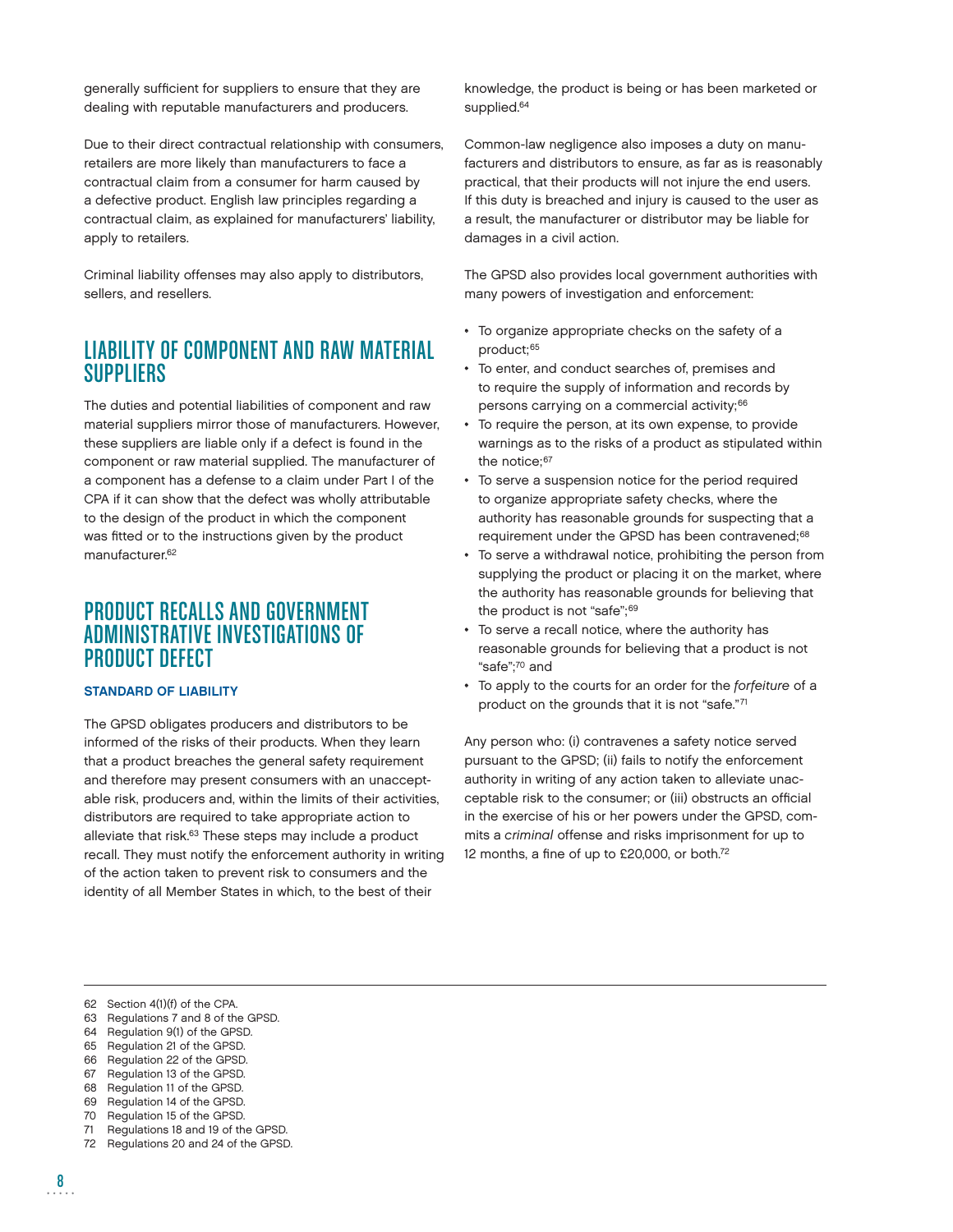generally sufficient for suppliers to ensure that they are dealing with reputable manufacturers and producers.

Due to their direct contractual relationship with consumers, retailers are more likely than manufacturers to face a contractual claim from a consumer for harm caused by a defective product. English law principles regarding a contractual claim, as explained for manufacturers' liability, apply to retailers.

Criminal liability offenses may also apply to distributors, sellers, and resellers.

## LIABILITY OF COMPONENT AND RAW MATERIAL SUPPLIERS

The duties and potential liabilities of component and raw material suppliers mirror those of manufacturers. However, these suppliers are liable only if a defect is found in the component or raw material supplied. The manufacturer of a component has a defense to a claim under Part I of the CPA if it can show that the defect was wholly attributable to the design of the product in which the component was fitted or to the instructions given by the product manufacturer.[62]

## PRODUCT RECALLS AND GOVERNMENT ADMINISTRATIVE INVESTIGATIONS OF PRODUCT DEFECT

### STANDARD OF LIABILITY

The GPSD obligates producers and distributors to be informed of the risks of their products. When they learn that a product breaches the general safety requirement and therefore may present consumers with an unacceptable risk, producers and, within the limits of their activities, distributors are required to take appropriate action to alleviate that risk.[63] These steps may include a product recall. They must notify the enforcement authority in writing of the action taken to prevent risk to consumers and the identity of all Member States in which, to the best of their knowledge, the product is being or has been marketed or supplied.[64]

Common-law negligence also imposes a duty on manufacturers and distributors to ensure, as far as is reasonably practical, that their products will not injure the end users. If this duty is breached and injury is caused to the user as a result, the manufacturer or distributor may be liable for damages in a civil action.

The GPSD also provides local government authorities with many powers of investigation and enforcement:

- To organize appropriate checks on the safety of a product;[65]
- To enter, and conduct searches of, premises and to require the supply of information and records by persons carrying on a commercial activity;[66]
- To require the person, at its own expense, to provide warnings as to the risks of a product as stipulated within the notice;[67]
- To serve a suspension notice for the period required to organize appropriate safety checks, where the authority has reasonable grounds for suspecting that a requirement under the GPSD has been contravened;[68]
- To serve a withdrawal notice, prohibiting the person from supplying the product or placing it on the market, where the authority has reasonable grounds for believing that the product is not "safe";[69]
- To serve a recall notice, where the authority has reasonable grounds for believing that a product is not "safe";[70] and
- To apply to the courts for an order for the *forfeiture* of a product on the grounds that it is not "safe."[71]

Any person who: (i) contravenes a safety notice served pursuant to the GPSD; (ii) fails to notify the enforcement authority in writing of any action taken to alleviate unacceptable risk to the consumer; or (iii) obstructs an official in the exercise of his or her powers under the GPSD, commits a *criminal* offense and risks imprisonment for up to 12 months, a fine of up to £20,000, or both.[72]

---

62 Section 4(1)(f) of the CPA.
63 Regulations 7 and 8 of the GPSD.
64 Regulation 9(1) of the GPSD.
65 Regulation 21 of the GPSD.
66 Regulation 22 of the GPSD.
67 Regulation 13 of the GPSD.
68 Regulation 11 of the GPSD.
69 Regulation 14 of the GPSD.
70 Regulation 15 of the GPSD.
71 Regulations 18 and 19 of the GPSD.
72 Regulations 20 and 24 of the GPSD.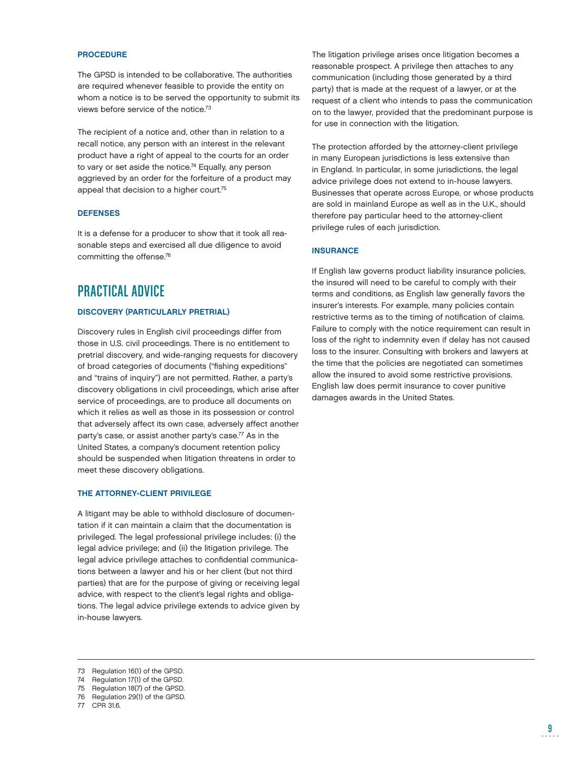### PROCEDURE

The GPSD is intended to be collaborative. The authorities are required whenever feasible to provide the entity on whom a notice is to be served the opportunity to submit its views before service of the notice.[73]

The recipient of a notice and, other than in relation to a recall notice, any person with an interest in the relevant product have a right of appeal to the courts for an order to vary or set aside the notice.[74] Equally, any person aggrieved by an order for the forfeiture of a product may appeal that decision to a higher court.[75]

### DEFENSES

It is a defense for a producer to show that it took all reasonable steps and exercised all due diligence to avoid committing the offense.[76]

## PRACTICAL ADVICE

### DISCOVERY (PARTICULARLY PRETRIAL)

Discovery rules in English civil proceedings differ from those in U.S. civil proceedings. There is no entitlement to pretrial discovery, and wide-ranging requests for discovery of broad categories of documents ("fishing expeditions" and "trains of inquiry") are not permitted. Rather, a party's discovery obligations in civil proceedings, which arise after service of proceedings, are to produce all documents on which it relies as well as those in its possession or control that adversely affect its own case, adversely affect another party's case, or assist another party's case.[77] As in the United States, a company's document retention policy should be suspended when litigation threatens in order to meet these discovery obligations.

### THE ATTORNEY-CLIENT PRIVILEGE

A litigant may be able to withhold disclosure of documentation if it can maintain a claim that the documentation is privileged. The legal professional privilege includes: (i) the legal advice privilege; and (ii) the litigation privilege. The legal advice privilege attaches to confidential communications between a lawyer and his or her client (but not third parties) that are for the purpose of giving or receiving legal advice, with respect to the client's legal rights and obligations. The legal advice privilege extends to advice given by in-house lawyers.

The litigation privilege arises once litigation becomes a reasonable prospect. A privilege then attaches to any communication (including those generated by a third party) that is made at the request of a lawyer, or at the request of a client who intends to pass the communication on to the lawyer, provided that the predominant purpose is for use in connection with the litigation.

The protection afforded by the attorney-client privilege in many European jurisdictions is less extensive than in England. In particular, in some jurisdictions, the legal advice privilege does not extend to in-house lawyers. Businesses that operate across Europe, or whose products are sold in mainland Europe as well as in the U.K., should therefore pay particular heed to the attorney-client privilege rules of each jurisdiction.

### INSURANCE

If English law governs product liability insurance policies, the insured will need to be careful to comply with their terms and conditions, as English law generally favors the insurer's interests. For example, many policies contain restrictive terms as to the timing of notification of claims. Failure to comply with the notice requirement can result in loss of the right to indemnity even if delay has not caused loss to the insurer. Consulting with brokers and lawyers at the time that the policies are negotiated can sometimes allow the insured to avoid some restrictive provisions. English law does permit insurance to cover punitive damages awards in the United States.

---

73 Regulation 16(1) of the GPSD.
74 Regulation 17(1) of the GPSD.
75 Regulation 18(7) of the GPSD.
76 Regulation 29(1) of the GPSD.
77 CPR 31.6.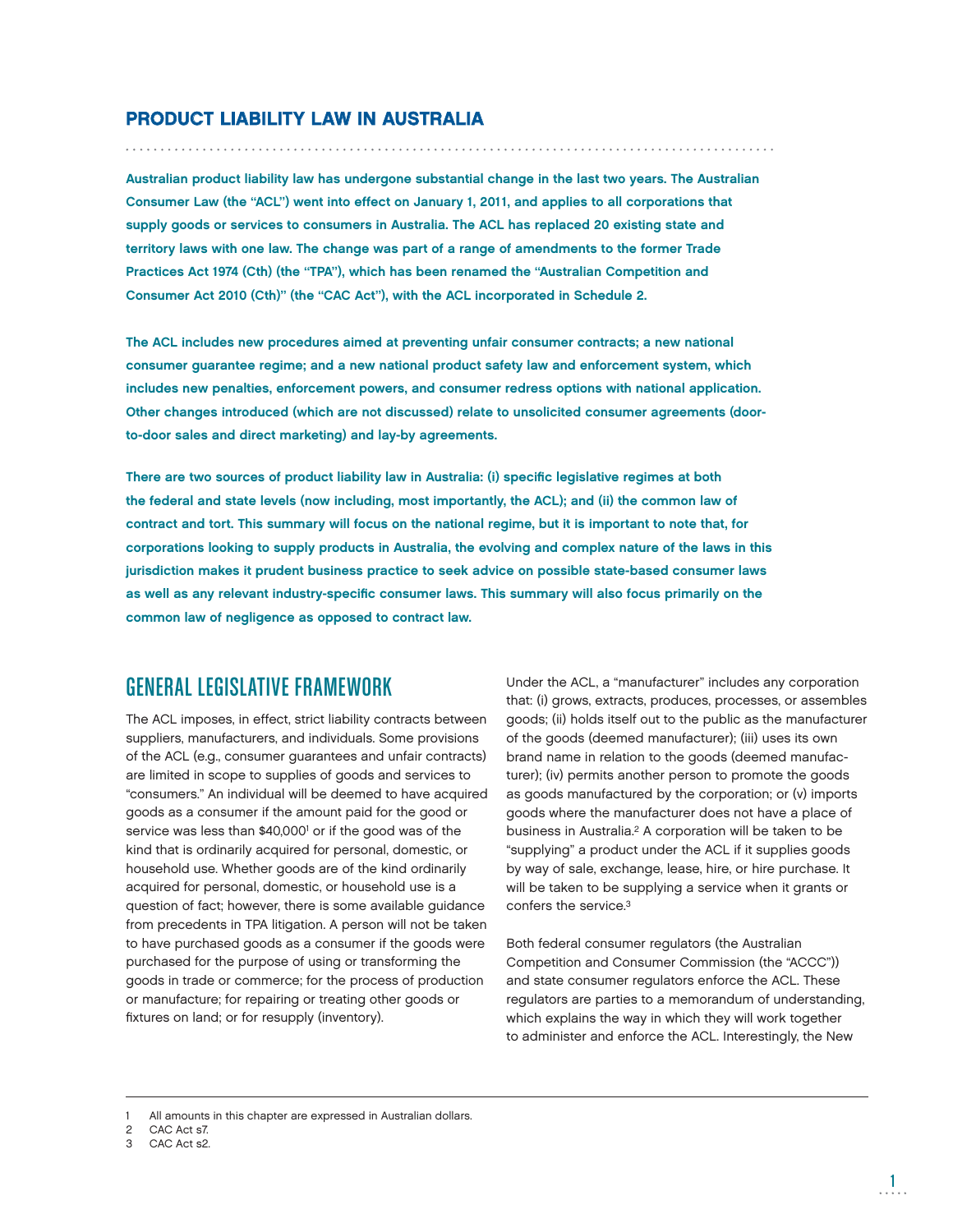## PRODUCT LIABILITY LAW IN AUSTRALIA

**Australian product liability law has undergone substantial change in the last two years. The Australian Consumer Law (the "ACL") went into effect on January 1, 2011, and applies to all corporations that supply goods or services to consumers in Australia. The ACL has replaced 20 existing state and territory laws with one law. The change was part of a range of amendments to the former Trade Practices Act 1974 (Cth) (the "TPA"), which has been renamed the "Australian Competition and Consumer Act 2010 (Cth)" (the "CAC Act"), with the ACL incorporated in Schedule 2.**

**The ACL includes new procedures aimed at preventing unfair consumer contracts; a new national consumer guarantee regime; and a new national product safety law and enforcement system, which includes new penalties, enforcement powers, and consumer redress options with national application. Other changes introduced (which are not discussed) relate to unsolicited consumer agreements (door-to-door sales and direct marketing) and lay-by agreements.**

**There are two sources of product liability law in Australia: (i) specific legislative regimes at both the federal and state levels (now including, most importantly, the ACL); and (ii) the common law of contract and tort. This summary will focus on the national regime, but it is important to note that, for corporations looking to supply products in Australia, the evolving and complex nature of the laws in this jurisdiction makes it prudent business practice to seek advice on possible state-based consumer laws as well as any relevant industry-specific consumer laws. This summary will also focus primarily on the common law of negligence as opposed to contract law.**

## GENERAL LEGISLATIVE FRAMEWORK

The ACL imposes, in effect, strict liability contracts between suppliers, manufacturers, and individuals. Some provisions of the ACL (e.g., consumer guarantees and unfair contracts) are limited in scope to supplies of goods and services to "consumers." An individual will be deemed to have acquired goods as a consumer if the amount paid for the good or service was less than $40,000[1] or if the good was of the kind that is ordinarily acquired for personal, domestic, or household use. Whether goods are of the kind ordinarily acquired for personal, domestic, or household use is a question of fact; however, there is some available guidance from precedents in TPA litigation. A person will not be taken to have purchased goods as a consumer if the goods were purchased for the purpose of using or transforming the goods in trade or commerce; for the process of production or manufacture; for repairing or treating other goods or fixtures on land; or for resupply (inventory).

Under the ACL, a "manufacturer" includes any corporation that: (i) grows, extracts, produces, processes, or assembles goods; (ii) holds itself out to the public as the manufacturer of the goods (deemed manufacturer); (iii) uses its own brand name in relation to the goods (deemed manufacturer); (iv) permits another person to promote the goods as goods manufactured by the corporation; or (v) imports goods where the manufacturer does not have a place of business in Australia.[2] A corporation will be taken to be "supplying" a product under the ACL if it supplies goods by way of sale, exchange, lease, hire, or hire purchase. It will be taken to be supplying a service when it grants or confers the service.[3]

Both federal consumer regulators (the Australian Competition and Consumer Commission (the "ACCC")) and state consumer regulators enforce the ACL. These regulators are parties to a memorandum of understanding, which explains the way in which they will work together to administer and enforce the ACL. Interestingly, the New

---

1 All amounts in this chapter are expressed in Australian dollars.

2 CAC Act s7.

3 CAC Act s2.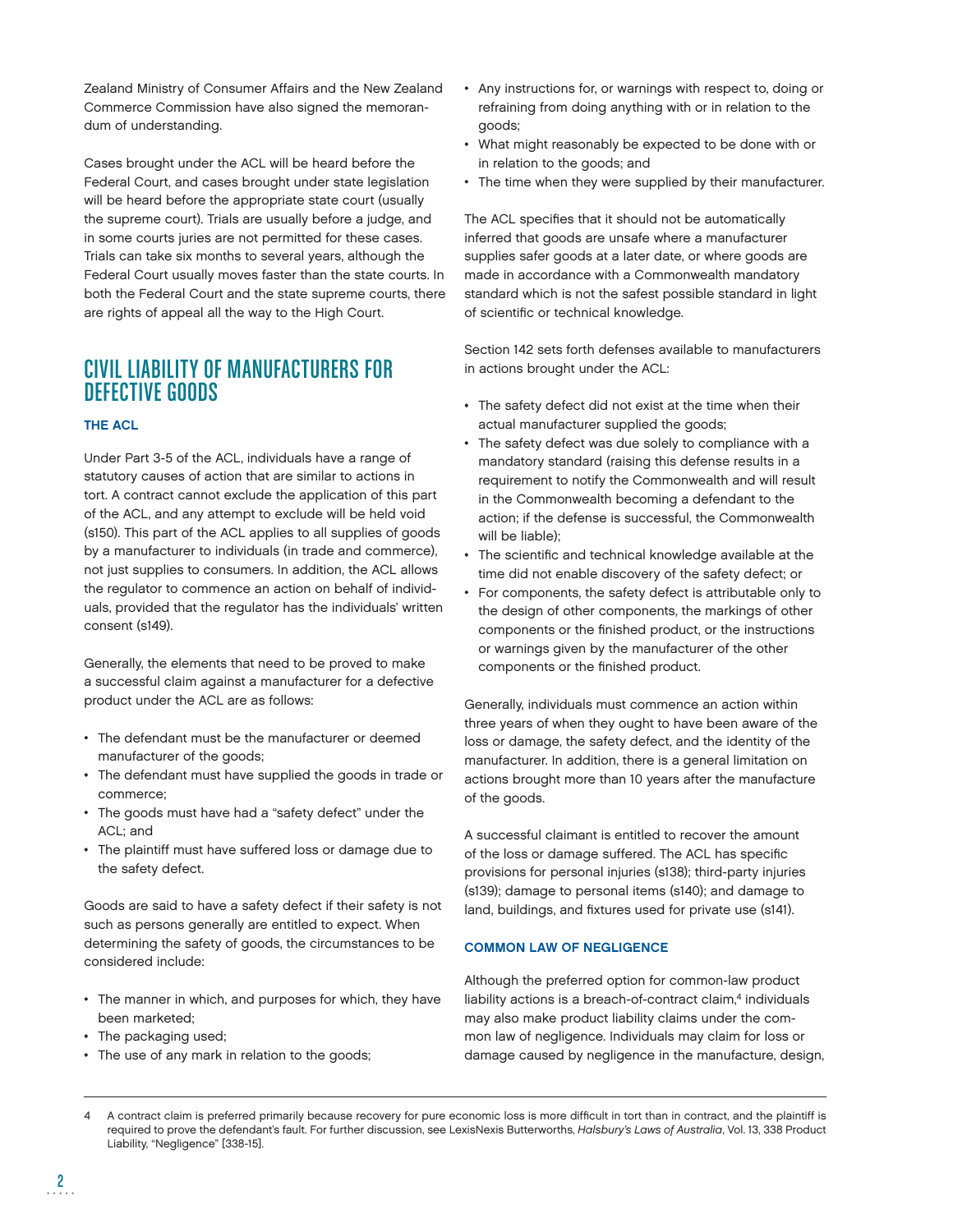Zealand Ministry of Consumer Affairs and the New Zealand Commerce Commission have also signed the memorandum of understanding.

Cases brought under the ACL will be heard before the Federal Court, and cases brought under state legislation will be heard before the appropriate state court (usually the supreme court). Trials are usually before a judge, and in some courts juries are not permitted for these cases. Trials can take six months to several years, although the Federal Court usually moves faster than the state courts. In both the Federal Court and the state supreme courts, there are rights of appeal all the way to the High Court.

## CIVIL LIABILITY OF MANUFACTURERS FOR DEFECTIVE GOODS

### THE ACL

Under Part 3-5 of the ACL, individuals have a range of statutory causes of action that are similar to actions in tort. A contract cannot exclude the application of this part of the ACL, and any attempt to exclude will be held void (s150). This part of the ACL applies to all supplies of goods by a manufacturer to individuals (in trade and commerce), not just supplies to consumers. In addition, the ACL allows the regulator to commence an action on behalf of individuals, provided that the regulator has the individuals' written consent (s149).

Generally, the elements that need to be proved to make a successful claim against a manufacturer for a defective product under the ACL are as follows:

- The defendant must be the manufacturer or deemed manufacturer of the goods;
- The defendant must have supplied the goods in trade or commerce;
- The goods must have had a "safety defect" under the ACL; and
- The plaintiff must have suffered loss or damage due to the safety defect.

Goods are said to have a safety defect if their safety is not such as persons generally are entitled to expect. When determining the safety of goods, the circumstances to be considered include:

- The manner in which, and purposes for which, they have been marketed;
- The packaging used;
- The use of any mark in relation to the goods;
- Any instructions for, or warnings with respect to, doing or refraining from doing anything with or in relation to the goods;
- What might reasonably be expected to be done with or in relation to the goods; and
- The time when they were supplied by their manufacturer.

The ACL specifies that it should not be automatically inferred that goods are unsafe where a manufacturer supplies safer goods at a later date, or where goods are made in accordance with a Commonwealth mandatory standard which is not the safest possible standard in light of scientific or technical knowledge.

Section 142 sets forth defenses available to manufacturers in actions brought under the ACL:

- The safety defect did not exist at the time when their actual manufacturer supplied the goods;
- The safety defect was due solely to compliance with a mandatory standard (raising this defense results in a requirement to notify the Commonwealth and will result in the Commonwealth becoming a defendant to the action; if the defense is successful, the Commonwealth will be liable);
- The scientific and technical knowledge available at the time did not enable discovery of the safety defect; or
- For components, the safety defect is attributable only to the design of other components, the markings of other components or the finished product, or the instructions or warnings given by the manufacturer of the other components or the finished product.

Generally, individuals must commence an action within three years of when they ought to have been aware of the loss or damage, the safety defect, and the identity of the manufacturer. In addition, there is a general limitation on actions brought more than 10 years after the manufacture of the goods.

A successful claimant is entitled to recover the amount of the loss or damage suffered. The ACL has specific provisions for personal injuries (s138); third-party injuries (s139); damage to personal items (s140); and damage to land, buildings, and fixtures used for private use (s141).

### COMMON LAW OF NEGLIGENCE

Although the preferred option for common-law product liability actions is a breach-of-contract claim,[4] individuals may also make product liability claims under the common law of negligence. Individuals may claim for loss or damage caused by negligence in the manufacture, design,

---

4 A contract claim is preferred primarily because recovery for pure economic loss is more difficult in tort than in contract, and the plaintiff is required to prove the defendant's fault. For further discussion, see LexisNexis Butterworths, *Halsbury's Laws of Australia*, Vol. 13, 338 Product Liability, "Negligence" [338-15].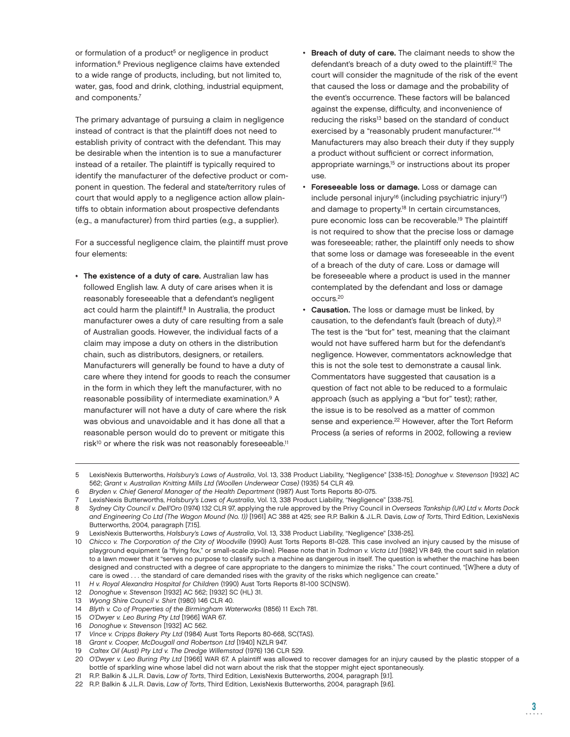or formulation of a product[5] or negligence in product information.[6] Previous negligence claims have extended to a wide range of products, including, but not limited to, water, gas, food and drink, clothing, industrial equipment, and components.[7]

The primary advantage of pursuing a claim in negligence instead of contract is that the plaintiff does not need to establish privity of contract with the defendant. This may be desirable when the intention is to sue a manufacturer instead of a retailer. The plaintiff is typically required to identify the manufacturer of the defective product or component in question. The federal and state/territory rules of court that would apply to a negligence action allow plaintiffs to obtain information about prospective defendants (e.g., a manufacturer) from third parties (e.g., a supplier).

For a successful negligence claim, the plaintiff must prove four elements:

- **The existence of a duty of care.** Australian law has followed English law. A duty of care arises when it is reasonably foreseeable that a defendant's negligent act could harm the plaintiff.[8] In Australia, the product manufacturer owes a duty of care resulting from a sale of Australian goods. However, the individual facts of a claim may impose a duty on others in the distribution chain, such as distributors, designers, or retailers. Manufacturers will generally be found to have a duty of care where they intend for goods to reach the consumer in the form in which they left the manufacturer, with no reasonable possibility of intermediate examination.[9] A manufacturer will not have a duty of care where the risk was obvious and unavoidable and it has done all that a reasonable person would do to prevent or mitigate this risk[10] or where the risk was not reasonably foreseeable.[11]
- **Breach of duty of care.** The claimant needs to show the defendant's breach of a duty owed to the plaintiff.[12] The court will consider the magnitude of the risk of the event that caused the loss or damage and the probability of the event's occurrence. These factors will be balanced against the expense, difficulty, and inconvenience of reducing the risks[13] based on the standard of conduct exercised by a "reasonably prudent manufacturer."[14] Manufacturers may also breach their duty if they supply a product without sufficient or correct information, appropriate warnings,[15] or instructions about its proper use.
- **Foreseeable loss or damage.** Loss or damage can include personal injury[16] (including psychiatric injury[17]) and damage to property.[18] In certain circumstances, pure economic loss can be recoverable.[19] The plaintiff is not required to show that the precise loss or damage was foreseeable; rather, the plaintiff only needs to show that some loss or damage was foreseeable in the event of a breach of the duty of care. Loss or damage will be foreseeable where a product is used in the manner contemplated by the defendant and loss or damage occurs.[20]
- **Causation.** The loss or damage must be linked, by causation, to the defendant's fault (breach of duty).[21] The test is the "but for" test, meaning that the claimant would not have suffered harm but for the defendant's negligence. However, commentators acknowledge that this is not the sole test to demonstrate a causal link. Commentators have suggested that causation is a question of fact not able to be reduced to a formulaic approach (such as applying a "but for" test); rather, the issue is to be resolved as a matter of common sense and experience.[22] However, after the Tort Reform Process (a series of reforms in 2002, following a review

---

5 LexisNexis Butterworths, *Halsbury's Laws of Australia*, Vol. 13, 338 Product Liability, "Negligence" [338-15]; *Donoghue v. Stevenson* [1932] AC 562; *Grant v. Australian Knitting Mills Ltd (Woollen Underwear Case)* (1935) 54 CLR 49.

6 *Bryden v. Chief General Manager of the Health Department* (1987) Aust Torts Reports 80-075.

7 LexisNexis Butterworths, *Halsbury's Laws of Australia*, Vol. 13, 338 Product Liability, "Negligence" [338-75].

8 *Sydney City Council v. Dell'Oro* (1974) 132 CLR 97, applying the rule approved by the Privy Council in *Overseas Tankship (UK) Ltd v. Morts Dock and Engineering Co Ltd (The Wagon Mound (No. 1))* [1961] AC 388 at 425; see R.P. Balkin & J.L.R. Davis, *Law of Torts*, Third Edition, LexisNexis Butterworths, 2004, paragraph [7.15].

9 LexisNexis Butterworths, *Halsbury's Laws of Australia*, Vol. 13, 338 Product Liability, "Negligence" [338-25].

10 *Chicco v. The Corporation of the City of Woodville* (1990) Aust Torts Reports 81-028. This case involved an injury caused by the misuse of playground equipment (a "flying fox," or small-scale zip-line). Please note that in *Todman v. Victa Ltd* [1982] VR 849, the court said in relation to a lawn mower that it "serves no purpose to classify such a machine as dangerous in itself. The question is whether the machine has been designed and constructed with a degree of care appropriate to the dangers to minimize the risks." The court continued, "[W]here a duty of care is owed . . . the standard of care demanded rises with the gravity of the risks which negligence can create."

11 *H v. Royal Alexandra Hospital for Children* (1990) Aust Torts Reports 81-100 SC(NSW).

12 *Donoghue v. Stevenson* [1932] AC 562; [1932] SC (HL) 31.

13 *Wyong Shire Council v. Shirt* (1980) 146 CLR 40.

14 *Blyth v. Co of Properties of the Birmingham Waterworks* (1856) 11 Exch 781.

15 *O'Dwyer v. Leo Buring Pty Ltd* [1966] WAR 67.

16 *Donoghue v. Stevenson* [1932] AC 562.

17 *Vince v. Cripps Bakery Pty Ltd* (1984) Aust Torts Reports 80-668, SC(TAS).

18 *Grant v. Cooper, McDougall and Robertson Ltd* [1940] NZLR 947.

19 *Caltex Oil (Aust) Pty Ltd v. The Dredge Willemstad* (1976) 136 CLR 529.

20 *O'Dwyer v. Leo Buring Pty Ltd* [1966] WAR 67. A plaintiff was allowed to recover damages for an injury caused by the plastic stopper of a bottle of sparkling wine whose label did not warn about the risk that the stopper might eject spontaneously.

21 R.P. Balkin & J.L.R. Davis, *Law of Torts*, Third Edition, LexisNexis Butterworths, 2004, paragraph [9.1].

22 R.P. Balkin & J.L.R. Davis, *Law of Torts*, Third Edition, LexisNexis Butterworths, 2004, paragraph [9.6].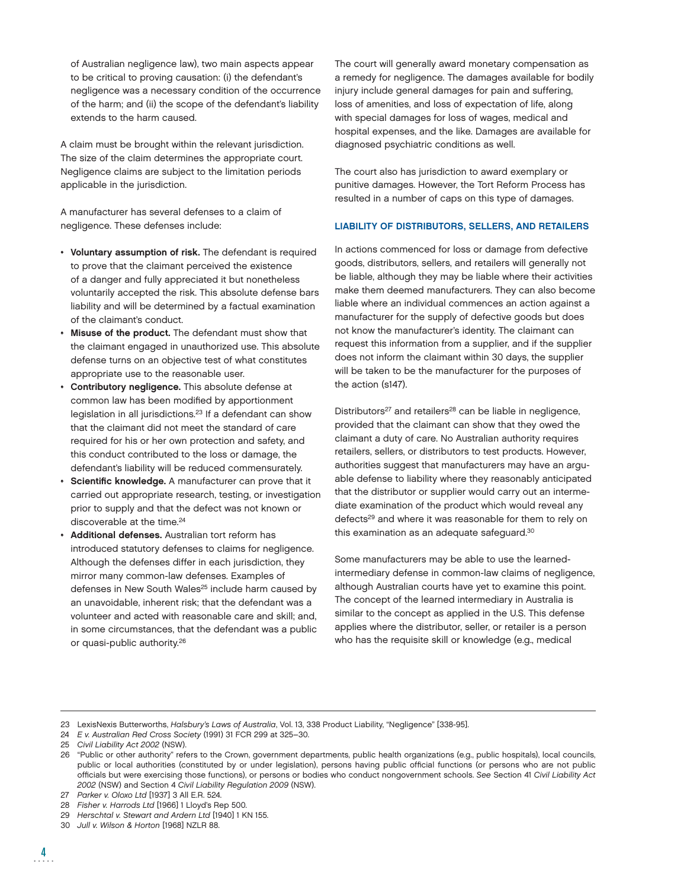of Australian negligence law), two main aspects appear to be critical to proving causation: (i) the defendant's negligence was a necessary condition of the occurrence of the harm; and (ii) the scope of the defendant's liability extends to the harm caused.

A claim must be brought within the relevant jurisdiction. The size of the claim determines the appropriate court. Negligence claims are subject to the limitation periods applicable in the jurisdiction.

A manufacturer has several defenses to a claim of negligence. These defenses include:

- **Voluntary assumption of risk.** The defendant is required to prove that the claimant perceived the existence of a danger and fully appreciated it but nonetheless voluntarily accepted the risk. This absolute defense bars liability and will be determined by a factual examination of the claimant's conduct.
- **Misuse of the product.** The defendant must show that the claimant engaged in unauthorized use. This absolute defense turns on an objective test of what constitutes appropriate use to the reasonable user.
- **Contributory negligence.** This absolute defense at common law has been modified by apportionment legislation in all jurisdictions.[23] If a defendant can show that the claimant did not meet the standard of care required for his or her own protection and safety, and this conduct contributed to the loss or damage, the defendant's liability will be reduced commensurately.
- **Scientific knowledge.** A manufacturer can prove that it carried out appropriate research, testing, or investigation prior to supply and that the defect was not known or discoverable at the time.[24]
- **Additional defenses.** Australian tort reform has introduced statutory defenses to claims for negligence. Although the defenses differ in each jurisdiction, they mirror many common-law defenses. Examples of defenses in New South Wales[25] include harm caused by an unavoidable, inherent risk; that the defendant was a volunteer and acted with reasonable care and skill; and, in some circumstances, that the defendant was a public or quasi-public authority.[26]

The court will generally award monetary compensation as a remedy for negligence. The damages available for bodily injury include general damages for pain and suffering, loss of amenities, and loss of expectation of life, along with special damages for loss of wages, medical and hospital expenses, and the like. Damages are available for diagnosed psychiatric conditions as well.

The court also has jurisdiction to award exemplary or punitive damages. However, the Tort Reform Process has resulted in a number of caps on this type of damages.

## LIABILITY OF DISTRIBUTORS, SELLERS, AND RETAILERS

In actions commenced for loss or damage from defective goods, distributors, sellers, and retailers will generally not be liable, although they may be liable where their activities make them deemed manufacturers. They can also become liable where an individual commences an action against a manufacturer for the supply of defective goods but does not know the manufacturer's identity. The claimant can request this information from a supplier, and if the supplier does not inform the claimant within 30 days, the supplier will be taken to be the manufacturer for the purposes of the action (s147).

Distributors[27] and retailers[28] can be liable in negligence, provided that the claimant can show that they owed the claimant a duty of care. No Australian authority requires retailers, sellers, or distributors to test products. However, authorities suggest that manufacturers may have an arguable defense to liability where they reasonably anticipated that the distributor or supplier would carry out an intermediate examination of the product which would reveal any defects[29] and where it was reasonable for them to rely on this examination as an adequate safeguard.[30]

Some manufacturers may be able to use the learned-intermediary defense in common-law claims of negligence, although Australian courts have yet to examine this point. The concept of the learned intermediary in Australia is similar to the concept as applied in the U.S. This defense applies where the distributor, seller, or retailer is a person who has the requisite skill or knowledge (e.g., medical

---

23 LexisNexis Butterworths, *Halsbury's Laws of Australia*, Vol. 13, 338 Product Liability, "Negligence" [338-95].

24 *E v. Australian Red Cross Society* (1991) 31 FCR 299 at 325–30.

25 *Civil Liability Act 2002* (NSW).

26 "Public or other authority" refers to the Crown, government departments, public health organizations (e.g., public hospitals), local councils, public or local authorities (constituted by or under legislation), persons having public official functions (or persons who are not public officials but were exercising those functions), or persons or bodies who conduct nongovernment schools. *See* Section 41 *Civil Liability Act 2002* (NSW) and Section 4 *Civil Liability Regulation 2009* (NSW).

27 *Parker v. Oloxo Ltd* [1937] 3 All E.R. 524.

28 *Fisher v. Harrods Ltd* [1966] 1 Lloyd's Rep 500.

29 *Herschtal v. Stewart and Ardern Ltd* [1940] 1 KN 155.

30 *Jull v. Wilson & Horton* [1968] NZLR 88.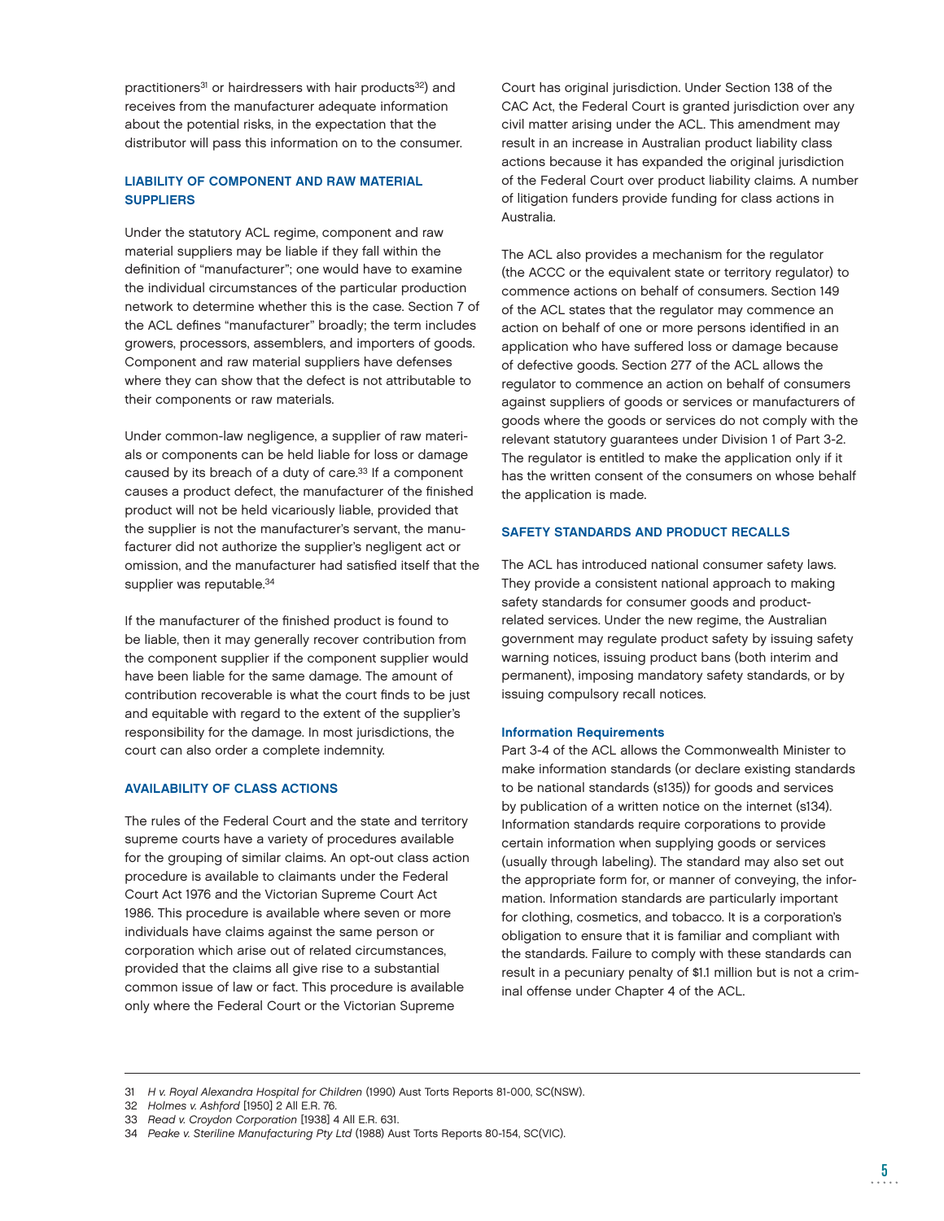practitioners[31] or hairdressers with hair products[32]) and receives from the manufacturer adequate information about the potential risks, in the expectation that the distributor will pass this information on to the consumer.

## LIABILITY OF COMPONENT AND RAW MATERIAL SUPPLIERS

Under the statutory ACL regime, component and raw material suppliers may be liable if they fall within the definition of "manufacturer"; one would have to examine the individual circumstances of the particular production network to determine whether this is the case. Section 7 of the ACL defines "manufacturer" broadly; the term includes growers, processors, assemblers, and importers of goods. Component and raw material suppliers have defenses where they can show that the defect is not attributable to their components or raw materials.

Under common-law negligence, a supplier of raw materials or components can be held liable for loss or damage caused by its breach of a duty of care.[33] If a component causes a product defect, the manufacturer of the finished product will not be held vicariously liable, provided that the supplier is not the manufacturer's servant, the manufacturer did not authorize the supplier's negligent act or omission, and the manufacturer had satisfied itself that the supplier was reputable.[34]

If the manufacturer of the finished product is found to be liable, then it may generally recover contribution from the component supplier if the component supplier would have been liable for the same damage. The amount of contribution recoverable is what the court finds to be just and equitable with regard to the extent of the supplier's responsibility for the damage. In most jurisdictions, the court can also order a complete indemnity.

## AVAILABILITY OF CLASS ACTIONS

The rules of the Federal Court and the state and territory supreme courts have a variety of procedures available for the grouping of similar claims. An opt-out class action procedure is available to claimants under the Federal Court Act 1976 and the Victorian Supreme Court Act 1986. This procedure is available where seven or more individuals have claims against the same person or corporation which arise out of related circumstances, provided that the claims all give rise to a substantial common issue of law or fact. This procedure is available only where the Federal Court or the Victorian Supreme Court has original jurisdiction. Under Section 138 of the CAC Act, the Federal Court is granted jurisdiction over any civil matter arising under the ACL. This amendment may result in an increase in Australian product liability class actions because it has expanded the original jurisdiction of the Federal Court over product liability claims. A number of litigation funders provide funding for class actions in Australia.

The ACL also provides a mechanism for the regulator (the ACCC or the equivalent state or territory regulator) to commence actions on behalf of consumers. Section 149 of the ACL states that the regulator may commence an action on behalf of one or more persons identified in an application who have suffered loss or damage because of defective goods. Section 277 of the ACL allows the regulator to commence an action on behalf of consumers against suppliers of goods or services or manufacturers of goods where the goods or services do not comply with the relevant statutory guarantees under Division 1 of Part 3-2. The regulator is entitled to make the application only if it has the written consent of the consumers on whose behalf the application is made.

## SAFETY STANDARDS AND PRODUCT RECALLS

The ACL has introduced national consumer safety laws. They provide a consistent national approach to making safety standards for consumer goods and product-related services. Under the new regime, the Australian government may regulate product safety by issuing safety warning notices, issuing product bans (both interim and permanent), imposing mandatory safety standards, or by issuing compulsory recall notices.

### Information Requirements

Part 3-4 of the ACL allows the Commonwealth Minister to make information standards (or declare existing standards to be national standards (s135)) for goods and services by publication of a written notice on the internet (s134). Information standards require corporations to provide certain information when supplying goods or services (usually through labeling). The standard may also set out the appropriate form for, or manner of conveying, the information. Information standards are particularly important for clothing, cosmetics, and tobacco. It is a corporation's obligation to ensure that it is familiar and compliant with the standards. Failure to comply with these standards can result in a pecuniary penalty of $1.1 million but is not a criminal offense under Chapter 4 of the ACL.

---

31 *H v. Royal Alexandra Hospital for Children* (1990) Aust Torts Reports 81-000, SC(NSW).

32 *Holmes v. Ashford* [1950] 2 All E.R. 76.

33 *Read v. Croydon Corporation* [1938] 4 All E.R. 631.

34 *Peake v. Steriline Manufacturing Pty Ltd* (1988) Aust Torts Reports 80-154, SC(VIC).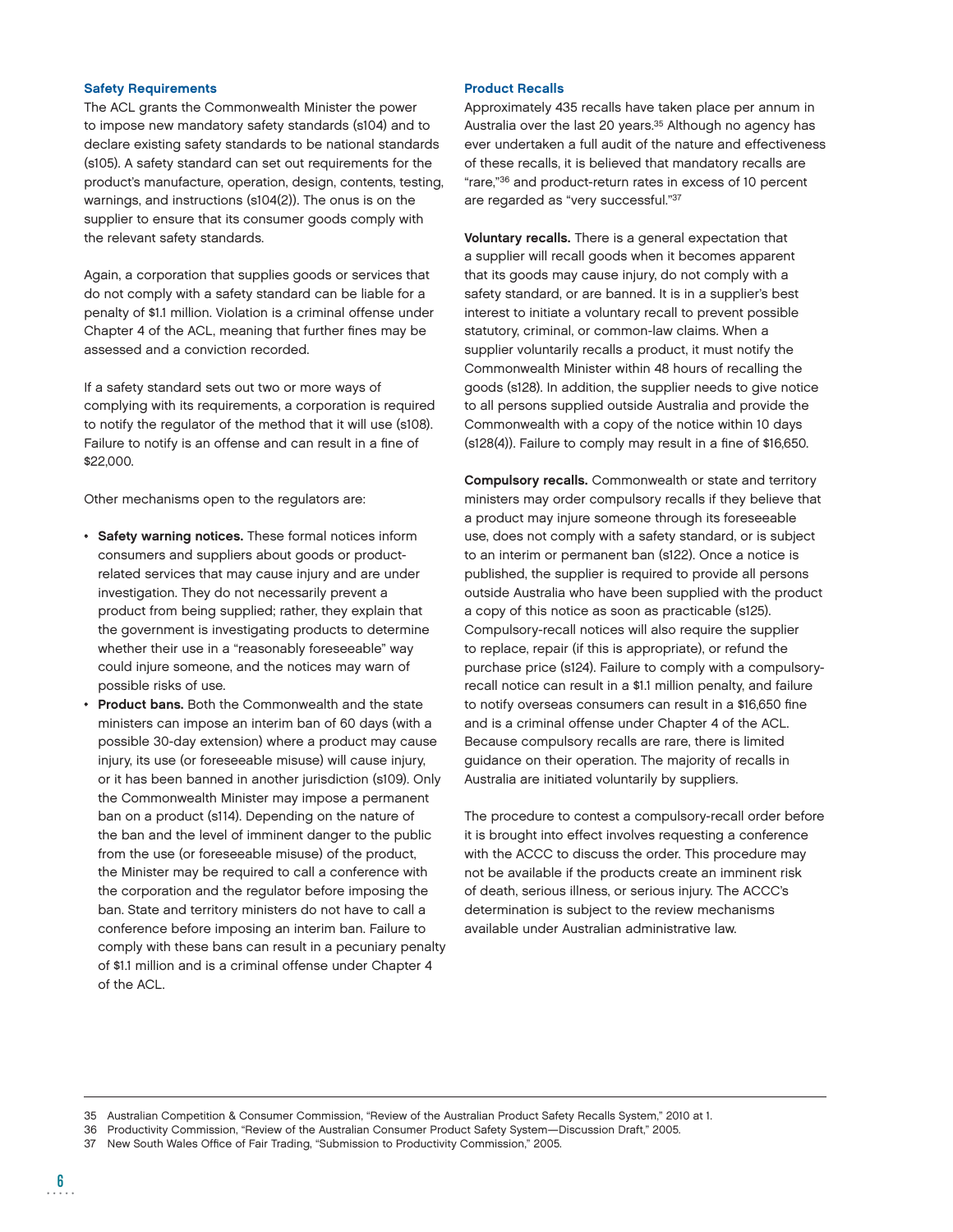### Safety Requirements

The ACL grants the Commonwealth Minister the power to impose new mandatory safety standards (s104) and to declare existing safety standards to be national standards (s105). A safety standard can set out requirements for the product's manufacture, operation, design, contents, testing, warnings, and instructions (s104(2)). The onus is on the supplier to ensure that its consumer goods comply with the relevant safety standards.

Again, a corporation that supplies goods or services that do not comply with a safety standard can be liable for a penalty of $1.1 million. Violation is a criminal offense under Chapter 4 of the ACL, meaning that further fines may be assessed and a conviction recorded.

If a safety standard sets out two or more ways of complying with its requirements, a corporation is required to notify the regulator of the method that it will use (s108). Failure to notify is an offense and can result in a fine of $22,000.

Other mechanisms open to the regulators are:

- **Safety warning notices.** These formal notices inform consumers and suppliers about goods or product-related services that may cause injury and are under investigation. They do not necessarily prevent a product from being supplied; rather, they explain that the government is investigating products to determine whether their use in a "reasonably foreseeable" way could injure someone, and the notices may warn of possible risks of use.
- **Product bans.** Both the Commonwealth and the state ministers can impose an interim ban of 60 days (with a possible 30-day extension) where a product may cause injury, its use (or foreseeable misuse) will cause injury, or it has been banned in another jurisdiction (s109). Only the Commonwealth Minister may impose a permanent ban on a product (s114). Depending on the nature of the ban and the level of imminent danger to the public from the use (or foreseeable misuse) of the product, the Minister may be required to call a conference with the corporation and the regulator before imposing the ban. State and territory ministers do not have to call a conference before imposing an interim ban. Failure to comply with these bans can result in a pecuniary penalty of $1.1 million and is a criminal offense under Chapter 4 of the ACL.

### Product Recalls

Approximately 435 recalls have taken place per annum in Australia over the last 20 years.[35] Although no agency has ever undertaken a full audit of the nature and effectiveness of these recalls, it is believed that mandatory recalls are "rare,"[36] and product-return rates in excess of 10 percent are regarded as "very successful."[37]

**Voluntary recalls.** There is a general expectation that a supplier will recall goods when it becomes apparent that its goods may cause injury, do not comply with a safety standard, or are banned. It is in a supplier's best interest to initiate a voluntary recall to prevent possible statutory, criminal, or common-law claims. When a supplier voluntarily recalls a product, it must notify the Commonwealth Minister within 48 hours of recalling the goods (s128). In addition, the supplier needs to give notice to all persons supplied outside Australia and provide the Commonwealth with a copy of the notice within 10 days (s128(4)). Failure to comply may result in a fine of $16,650.

**Compulsory recalls.** Commonwealth or state and territory ministers may order compulsory recalls if they believe that a product may injure someone through its foreseeable use, does not comply with a safety standard, or is subject to an interim or permanent ban (s122). Once a notice is published, the supplier is required to provide all persons outside Australia who have been supplied with the product a copy of this notice as soon as practicable (s125). Compulsory-recall notices will also require the supplier to replace, repair (if this is appropriate), or refund the purchase price (s124). Failure to comply with a compulsory-recall notice can result in a $1.1 million penalty, and failure to notify overseas consumers can result in a $16,650 fine and is a criminal offense under Chapter 4 of the ACL. Because compulsory recalls are rare, there is limited guidance on their operation. The majority of recalls in Australia are initiated voluntarily by suppliers.

The procedure to contest a compulsory-recall order before it is brought into effect involves requesting a conference with the ACCC to discuss the order. This procedure may not be available if the products create an imminent risk of death, serious illness, or serious injury. The ACCC's determination is subject to the review mechanisms available under Australian administrative law.

---

35 Australian Competition & Consumer Commission, "Review of the Australian Product Safety Recalls System," 2010 at 1.

36 Productivity Commission, "Review of the Australian Consumer Product Safety System—Discussion Draft," 2005.

37 New South Wales Office of Fair Trading, "Submission to Productivity Commission," 2005.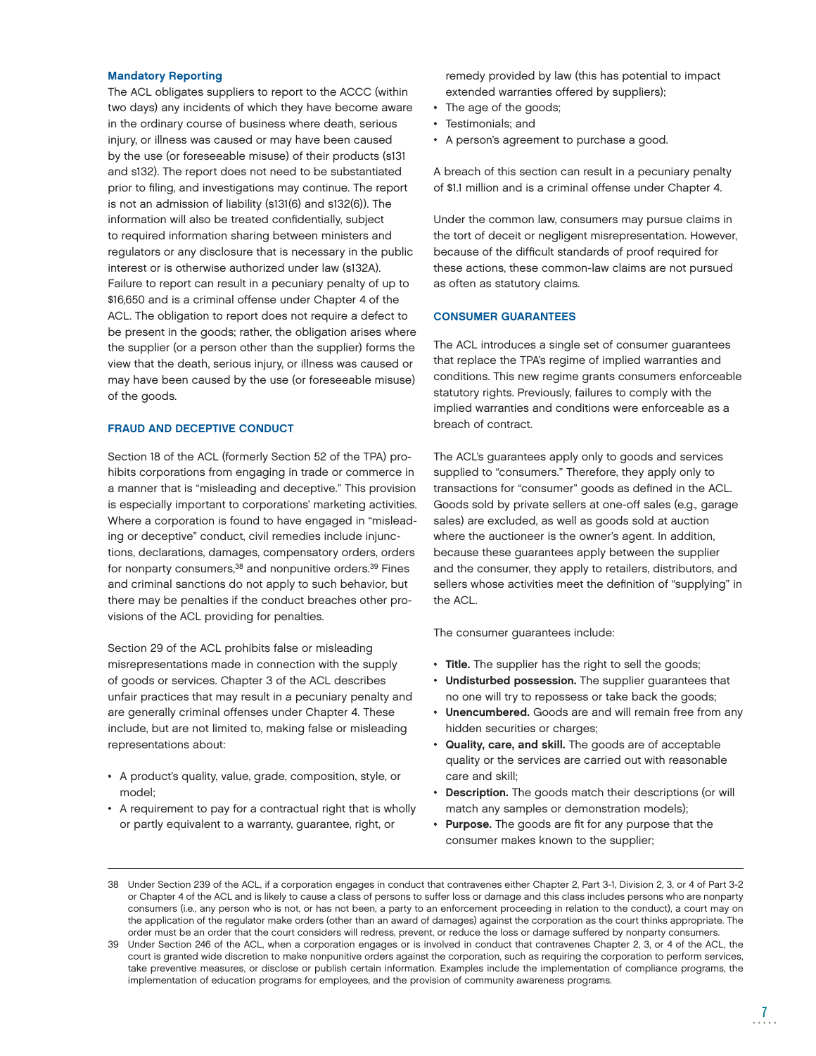**Mandatory Reporting**

The ACL obligates suppliers to report to the ACCC (within two days) any incidents of which they have become aware in the ordinary course of business where death, serious injury, or illness was caused or may have been caused by the use (or foreseeable misuse) of their products (s131 and s132). The report does not need to be substantiated prior to filing, and investigations may continue. The report is not an admission of liability (s131(6) and s132(6)). The information will also be treated confidentially, subject to required information sharing between ministers and regulators or any disclosure that is necessary in the public interest or is otherwise authorized under law (s132A). Failure to report can result in a pecuniary penalty of up to $16,650 and is a criminal offense under Chapter 4 of the ACL. The obligation to report does not require a defect to be present in the goods; rather, the obligation arises where the supplier (or a person other than the supplier) forms the view that the death, serious injury, or illness was caused or may have been caused by the use (or foreseeable misuse) of the goods.

## FRAUD AND DECEPTIVE CONDUCT

Section 18 of the ACL (formerly Section 52 of the TPA) prohibits corporations from engaging in trade or commerce in a manner that is "misleading and deceptive." This provision is especially important to corporations' marketing activities. Where a corporation is found to have engaged in "misleading or deceptive" conduct, civil remedies include injunctions, declarations, damages, compensatory orders, orders for nonparty consumers,[38] and nonpunitive orders.[39] Fines and criminal sanctions do not apply to such behavior, but there may be penalties if the conduct breaches other provisions of the ACL providing for penalties.

Section 29 of the ACL prohibits false or misleading misrepresentations made in connection with the supply of goods or services. Chapter 3 of the ACL describes unfair practices that may result in a pecuniary penalty and are generally criminal offenses under Chapter 4. These include, but are not limited to, making false or misleading representations about:

- A product's quality, value, grade, composition, style, or model;
- A requirement to pay for a contractual right that is wholly or partly equivalent to a warranty, guarantee, right, or remedy provided by law (this has potential to impact extended warranties offered by suppliers);
- The age of the goods;
- Testimonials; and
- A person's agreement to purchase a good.

A breach of this section can result in a pecuniary penalty of $1.1 million and is a criminal offense under Chapter 4.

Under the common law, consumers may pursue claims in the tort of deceit or negligent misrepresentation. However, because of the difficult standards of proof required for these actions, these common-law claims are not pursued as often as statutory claims.

## CONSUMER GUARANTEES

The ACL introduces a single set of consumer guarantees that replace the TPA's regime of implied warranties and conditions. This new regime grants consumers enforceable statutory rights. Previously, failures to comply with the implied warranties and conditions were enforceable as a breach of contract.

The ACL's guarantees apply only to goods and services supplied to "consumers." Therefore, they apply only to transactions for "consumer" goods as defined in the ACL. Goods sold by private sellers at one-off sales (e.g., garage sales) are excluded, as well as goods sold at auction where the auctioneer is the owner's agent. In addition, because these guarantees apply between the supplier and the consumer, they apply to retailers, distributors, and sellers whose activities meet the definition of "supplying" in the ACL.

The consumer guarantees include:

- **Title.** The supplier has the right to sell the goods;
- **Undisturbed possession.** The supplier guarantees that no one will try to repossess or take back the goods;
- **Unencumbered.** Goods are and will remain free from any hidden securities or charges;
- **Quality, care, and skill.** The goods are of acceptable quality or the services are carried out with reasonable care and skill;
- **Description.** The goods match their descriptions (or will match any samples or demonstration models);
- **Purpose.** The goods are fit for any purpose that the consumer makes known to the supplier;

---

38 Under Section 239 of the ACL, if a corporation engages in conduct that contravenes either Chapter 2, Part 3-1, Division 2, 3, or 4 of Part 3-2 or Chapter 4 of the ACL and is likely to cause a class of persons to suffer loss or damage and this class includes persons who are nonparty consumers (i.e., any person who is not, or has not been, a party to an enforcement proceeding in relation to the conduct), a court may on the application of the regulator make orders (other than an award of damages) against the corporation as the court thinks appropriate. The order must be an order that the court considers will redress, prevent, or reduce the loss or damage suffered by nonparty consumers.

39 Under Section 246 of the ACL, when a corporation engages or is involved in conduct that contravenes Chapter 2, 3, or 4 of the ACL, the court is granted wide discretion to make nonpunitive orders against the corporation, such as requiring the corporation to perform services, take preventive measures, or disclose or publish certain information. Examples include the implementation of compliance programs, the implementation of education programs for employees, and the provision of community awareness programs.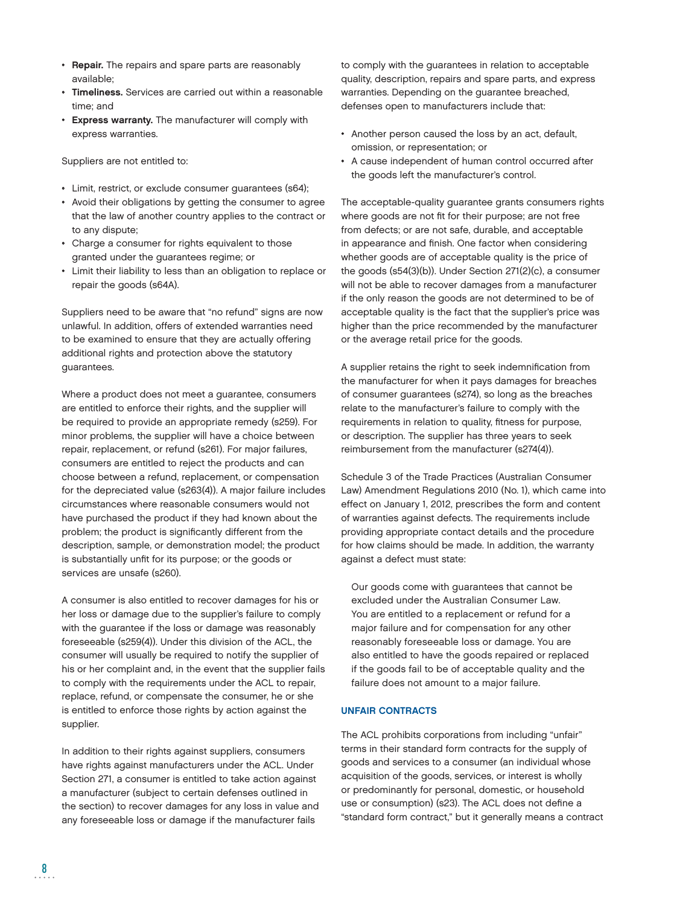- **Repair.** The repairs and spare parts are reasonably available;
- **Timeliness.** Services are carried out within a reasonable time; and
- **Express warranty.** The manufacturer will comply with express warranties.

Suppliers are not entitled to:

- Limit, restrict, or exclude consumer guarantees (s64);
- Avoid their obligations by getting the consumer to agree that the law of another country applies to the contract or to any dispute;
- Charge a consumer for rights equivalent to those granted under the guarantees regime; or
- Limit their liability to less than an obligation to replace or repair the goods (s64A).

Suppliers need to be aware that "no refund" signs are now unlawful. In addition, offers of extended warranties need to be examined to ensure that they are actually offering additional rights and protection above the statutory guarantees.

Where a product does not meet a guarantee, consumers are entitled to enforce their rights, and the supplier will be required to provide an appropriate remedy (s259). For minor problems, the supplier will have a choice between repair, replacement, or refund (s261). For major failures, consumers are entitled to reject the products and can choose between a refund, replacement, or compensation for the depreciated value (s263(4)). A major failure includes circumstances where reasonable consumers would not have purchased the product if they had known about the problem; the product is significantly different from the description, sample, or demonstration model; the product is substantially unfit for its purpose; or the goods or services are unsafe (s260).

A consumer is also entitled to recover damages for his or her loss or damage due to the supplier's failure to comply with the guarantee if the loss or damage was reasonably foreseeable (s259(4)). Under this division of the ACL, the consumer will usually be required to notify the supplier of his or her complaint and, in the event that the supplier fails to comply with the requirements under the ACL to repair, replace, refund, or compensate the consumer, he or she is entitled to enforce those rights by action against the supplier.

In addition to their rights against suppliers, consumers have rights against manufacturers under the ACL. Under Section 271, a consumer is entitled to take action against a manufacturer (subject to certain defenses outlined in the section) to recover damages for any loss in value and any foreseeable loss or damage if the manufacturer fails to comply with the guarantees in relation to acceptable quality, description, repairs and spare parts, and express warranties. Depending on the guarantee breached, defenses open to manufacturers include that:

- Another person caused the loss by an act, default, omission, or representation; or
- A cause independent of human control occurred after the goods left the manufacturer's control.

The acceptable-quality guarantee grants consumers rights where goods are not fit for their purpose; are not free from defects; or are not safe, durable, and acceptable in appearance and finish. One factor when considering whether goods are of acceptable quality is the price of the goods (s54(3)(b)). Under Section 271(2)(c), a consumer will not be able to recover damages from a manufacturer if the only reason the goods are not determined to be of acceptable quality is the fact that the supplier's price was higher than the price recommended by the manufacturer or the average retail price for the goods.

A supplier retains the right to seek indemnification from the manufacturer for when it pays damages for breaches of consumer guarantees (s274), so long as the breaches relate to the manufacturer's failure to comply with the requirements in relation to quality, fitness for purpose, or description. The supplier has three years to seek reimbursement from the manufacturer (s274(4)).

Schedule 3 of the Trade Practices (Australian Consumer Law) Amendment Regulations 2010 (No. 1), which came into effect on January 1, 2012, prescribes the form and content of warranties against defects. The requirements include providing appropriate contact details and the procedure for how claims should be made. In addition, the warranty against a defect must state:

> Our goods come with guarantees that cannot be excluded under the Australian Consumer Law. You are entitled to a replacement or refund for a major failure and for compensation for any other reasonably foreseeable loss or damage. You are also entitled to have the goods repaired or replaced if the goods fail to be of acceptable quality and the failure does not amount to a major failure.

### UNFAIR CONTRACTS

The ACL prohibits corporations from including "unfair" terms in their standard form contracts for the supply of goods and services to a consumer (an individual whose acquisition of the goods, services, or interest is wholly or predominantly for personal, domestic, or household use or consumption) (s23). The ACL does not define a "standard form contract," but it generally means a contract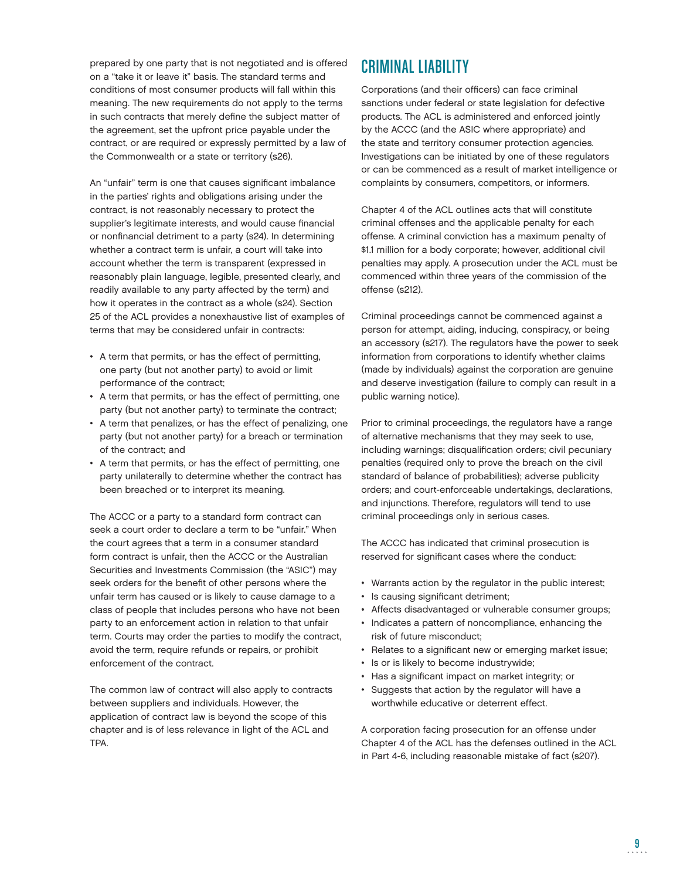prepared by one party that is not negotiated and is offered on a "take it or leave it" basis. The standard terms and conditions of most consumer products will fall within this meaning. The new requirements do not apply to the terms in such contracts that merely define the subject matter of the agreement, set the upfront price payable under the contract, or are required or expressly permitted by a law of the Commonwealth or a state or territory (s26).

An "unfair" term is one that causes significant imbalance in the parties' rights and obligations arising under the contract, is not reasonably necessary to protect the supplier's legitimate interests, and would cause financial or nonfinancial detriment to a party (s24). In determining whether a contract term is unfair, a court will take into account whether the term is transparent (expressed in reasonably plain language, legible, presented clearly, and readily available to any party affected by the term) and how it operates in the contract as a whole (s24). Section 25 of the ACL provides a nonexhaustive list of examples of terms that may be considered unfair in contracts:

- A term that permits, or has the effect of permitting, one party (but not another party) to avoid or limit performance of the contract;
- A term that permits, or has the effect of permitting, one party (but not another party) to terminate the contract;
- A term that penalizes, or has the effect of penalizing, one party (but not another party) for a breach or termination of the contract; and
- A term that permits, or has the effect of permitting, one party unilaterally to determine whether the contract has been breached or to interpret its meaning.

The ACCC or a party to a standard form contract can seek a court order to declare a term to be "unfair." When the court agrees that a term in a consumer standard form contract is unfair, then the ACCC or the Australian Securities and Investments Commission (the "ASIC") may seek orders for the benefit of other persons where the unfair term has caused or is likely to cause damage to a class of people that includes persons who have not been party to an enforcement action in relation to that unfair term. Courts may order the parties to modify the contract, avoid the term, require refunds or repairs, or prohibit enforcement of the contract.

The common law of contract will also apply to contracts between suppliers and individuals. However, the application of contract law is beyond the scope of this chapter and is of less relevance in light of the ACL and TPA.

## CRIMINAL LIABILITY

Corporations (and their officers) can face criminal sanctions under federal or state legislation for defective products. The ACL is administered and enforced jointly by the ACCC (and the ASIC where appropriate) and the state and territory consumer protection agencies. Investigations can be initiated by one of these regulators or can be commenced as a result of market intelligence or complaints by consumers, competitors, or informers.

Chapter 4 of the ACL outlines acts that will constitute criminal offenses and the applicable penalty for each offense. A criminal conviction has a maximum penalty of $1.1 million for a body corporate; however, additional civil penalties may apply. A prosecution under the ACL must be commenced within three years of the commission of the offense (s212).

Criminal proceedings cannot be commenced against a person for attempt, aiding, inducing, conspiracy, or being an accessory (s217). The regulators have the power to seek information from corporations to identify whether claims (made by individuals) against the corporation are genuine and deserve investigation (failure to comply can result in a public warning notice).

Prior to criminal proceedings, the regulators have a range of alternative mechanisms that they may seek to use, including warnings; disqualification orders; civil pecuniary penalties (required only to prove the breach on the civil standard of balance of probabilities); adverse publicity orders; and court-enforceable undertakings, declarations, and injunctions. Therefore, regulators will tend to use criminal proceedings only in serious cases.

The ACCC has indicated that criminal prosecution is reserved for significant cases where the conduct:

- Warrants action by the regulator in the public interest;
- Is causing significant detriment;
- Affects disadvantaged or vulnerable consumer groups;
- Indicates a pattern of noncompliance, enhancing the risk of future misconduct;
- Relates to a significant new or emerging market issue;
- Is or is likely to become industrywide;
- Has a significant impact on market integrity; or
- Suggests that action by the regulator will have a worthwhile educative or deterrent effect.

A corporation facing prosecution for an offense under Chapter 4 of the ACL has the defenses outlined in the ACL in Part 4-6, including reasonable mistake of fact (s207).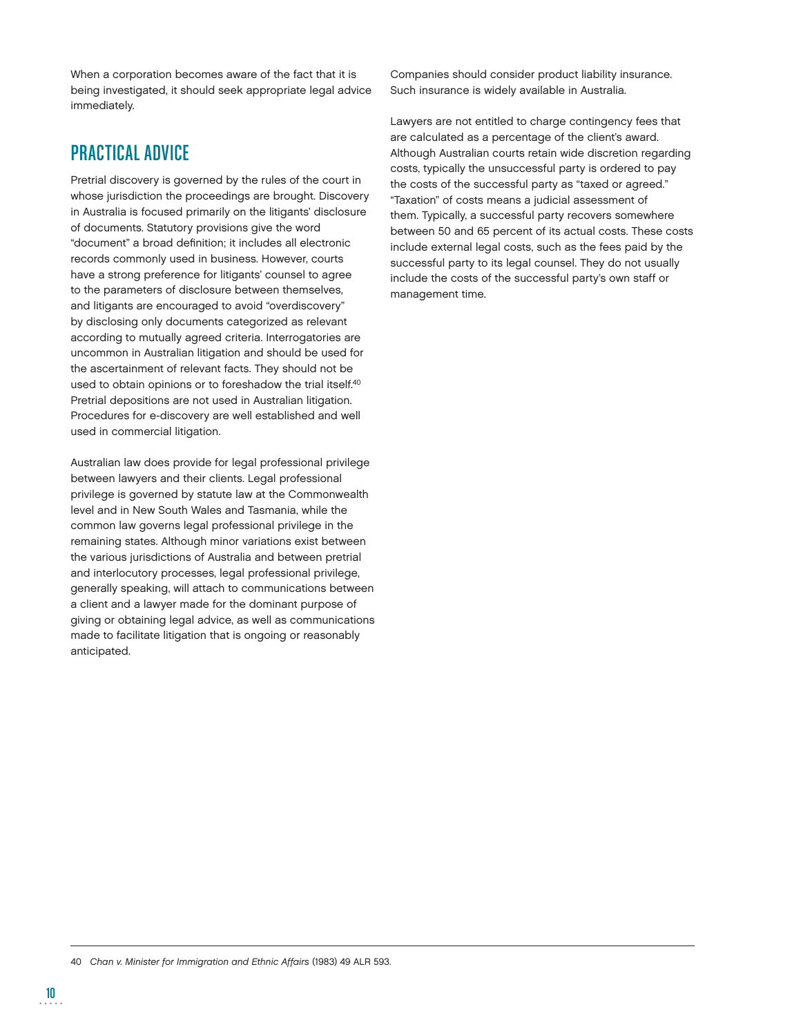When a corporation becomes aware of the fact that it is being investigated, it should seek appropriate legal advice immediately.

## PRACTICAL ADVICE

Pretrial discovery is governed by the rules of the court in whose jurisdiction the proceedings are brought. Discovery in Australia is focused primarily on the litigants' disclosure of documents. Statutory provisions give the word "document" a broad definition; it includes all electronic records commonly used in business. However, courts have a strong preference for litigants' counsel to agree to the parameters of disclosure between themselves, and litigants are encouraged to avoid "overdiscovery" by disclosing only documents categorized as relevant according to mutually agreed criteria. Interrogatories are uncommon in Australian litigation and should be used for the ascertainment of relevant facts. They should not be used to obtain opinions or to foreshadow the trial itself.[40] Pretrial depositions are not used in Australian litigation. Procedures for e-discovery are well established and well used in commercial litigation.

Australian law does provide for legal professional privilege between lawyers and their clients. Legal professional privilege is governed by statute law at the Commonwealth level and in New South Wales and Tasmania, while the common law governs legal professional privilege in the remaining states. Although minor variations exist between the various jurisdictions of Australia and between pretrial and interlocutory processes, legal professional privilege, generally speaking, will attach to communications between a client and a lawyer made for the dominant purpose of giving or obtaining legal advice, as well as communications made to facilitate litigation that is ongoing or reasonably anticipated.

Companies should consider product liability insurance. Such insurance is widely available in Australia.

Lawyers are not entitled to charge contingency fees that are calculated as a percentage of the client's award. Although Australian courts retain wide discretion regarding costs, typically the unsuccessful party is ordered to pay the costs of the successful party as "taxed or agreed." "Taxation" of costs means a judicial assessment of them. Typically, a successful party recovers somewhere between 50 and 65 percent of its actual costs. These costs include external legal costs, such as the fees paid by the successful party to its legal counsel. They do not usually include the costs of the successful party's own staff or management time.

---

40 *Chan v. Minister for Immigration and Ethnic Affairs* (1983) 49 ALR 593.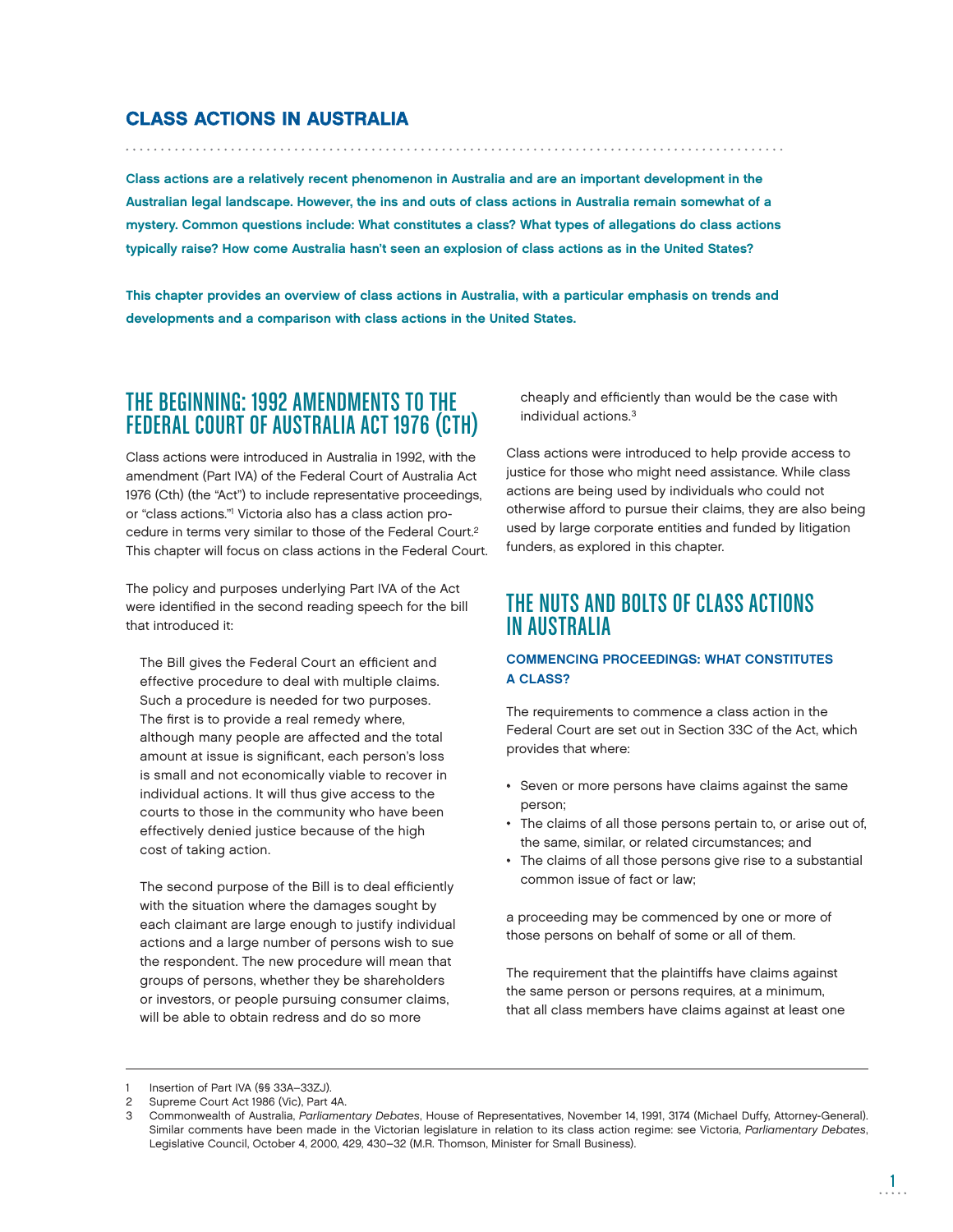## CLASS ACTIONS IN AUSTRALIA

**Class actions are a relatively recent phenomenon in Australia and are an important development in the Australian legal landscape. However, the ins and outs of class actions in Australia remain somewhat of a mystery. Common questions include: What constitutes a class? What types of allegations do class actions typically raise? How come Australia hasn't seen an explosion of class actions as in the United States?**

**This chapter provides an overview of class actions in Australia, with a particular emphasis on trends and developments and a comparison with class actions in the United States.**

## THE BEGINNING: 1992 AMENDMENTS TO THE FEDERAL COURT OF AUSTRALIA ACT 1976 (CTH)

Class actions were introduced in Australia in 1992, with the amendment (Part IVA) of the Federal Court of Australia Act 1976 (Cth) (the "Act") to include representative proceedings, or "class actions."[1] Victoria also has a class action procedure in terms very similar to those of the Federal Court.[2] This chapter will focus on class actions in the Federal Court.

The policy and purposes underlying Part IVA of the Act were identified in the second reading speech for the bill that introduced it:

> The Bill gives the Federal Court an efficient and effective procedure to deal with multiple claims. Such a procedure is needed for two purposes. The first is to provide a real remedy where, although many people are affected and the total amount at issue is significant, each person's loss is small and not economically viable to recover in individual actions. It will thus give access to the courts to those in the community who have been effectively denied justice because of the high cost of taking action.
>
> The second purpose of the Bill is to deal efficiently with the situation where the damages sought by each claimant are large enough to justify individual actions and a large number of persons wish to sue the respondent. The new procedure will mean that groups of persons, whether they be shareholders or investors, or people pursuing consumer claims, will be able to obtain redress and do so more cheaply and efficiently than would be the case with individual actions.[3]

Class actions were introduced to help provide access to justice for those who might need assistance. While class actions are being used by individuals who could not otherwise afford to pursue their claims, they are also being used by large corporate entities and funded by litigation funders, as explored in this chapter.

## THE NUTS AND BOLTS OF CLASS ACTIONS IN AUSTRALIA

### COMMENCING PROCEEDINGS: WHAT CONSTITUTES A CLASS?

The requirements to commence a class action in the Federal Court are set out in Section 33C of the Act, which provides that where:

- Seven or more persons have claims against the same person;
- The claims of all those persons pertain to, or arise out of, the same, similar, or related circumstances; and
- The claims of all those persons give rise to a substantial common issue of fact or law;

a proceeding may be commenced by one or more of those persons on behalf of some or all of them.

The requirement that the plaintiffs have claims against the same person or persons requires, at a minimum, that all class members have claims against at least one

---

1 Insertion of Part IVA (§§ 33A–33ZJ).

2 Supreme Court Act 1986 (Vic), Part 4A.

3 Commonwealth of Australia, *Parliamentary Debates*, House of Representatives, November 14, 1991, 3174 (Michael Duffy, Attorney-General). Similar comments have been made in the Victorian legislature in relation to its class action regime: see Victoria, *Parliamentary Debates*, Legislative Council, October 4, 2000, 429, 430–32 (M.R. Thomson, Minister for Small Business).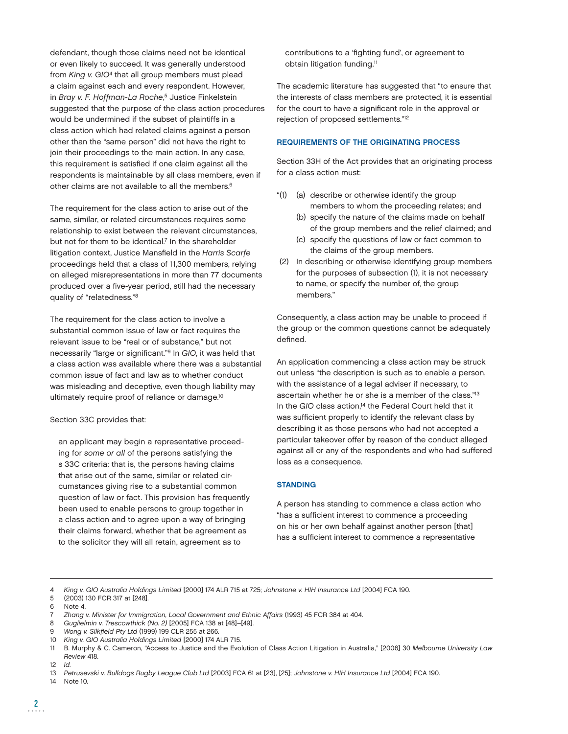defendant, though those claims need not be identical or even likely to succeed. It was generally understood from *King v. GIO*[4] that all group members must plead a claim against each and every respondent. However, in *Bray v. F. Hoffman-La Roche*,[5] Justice Finkelstein suggested that the purpose of the class action procedures would be undermined if the subset of plaintiffs in a class action which had related claims against a person other than the "same person" did not have the right to join their proceedings to the main action. In any case, this requirement is satisfied if one claim against all the respondents is maintainable by all class members, even if other claims are not available to all the members.[6]

The requirement for the class action to arise out of the same, similar, or related circumstances requires some relationship to exist between the relevant circumstances, but not for them to be identical.[7] In the shareholder litigation context, Justice Mansfield in the *Harris Scarfe* proceedings held that a class of 11,300 members, relying on alleged misrepresentations in more than 77 documents produced over a five-year period, still had the necessary quality of "relatedness."[8]

The requirement for the class action to involve a substantial common issue of law or fact requires the relevant issue to be "real or of substance," but not necessarily "large or significant."[9] In *GIO*, it was held that a class action was available where there was a substantial common issue of fact and law as to whether conduct was misleading and deceptive, even though liability may ultimately require proof of reliance or damage.[10]

Section 33C provides that:

> an applicant may begin a representative proceeding for *some or all* of the persons satisfying the s 33C criteria: that is, the persons having claims that arise out of the same, similar or related circumstances giving rise to a substantial common question of law or fact. This provision has frequently been used to enable persons to group together in a class action and to agree upon a way of bringing their claims forward, whether that be agreement as to the solicitor they will all retain, agreement as to contributions to a 'fighting fund', or agreement to obtain litigation funding.[11]

The academic literature has suggested that "to ensure that the interests of class members are protected, it is essential for the court to have a significant role in the approval or rejection of proposed settlements."[12]

### REQUIREMENTS OF THE ORIGINATING PROCESS

Section 33H of the Act provides that an originating process for a class action must:

"(1) (a) describe or otherwise identify the group members to whom the proceeding relates; and
(b) specify the nature of the claims made on behalf of the group members and the relief claimed; and
(c) specify the questions of law or fact common to the claims of the group members.

(2) In describing or otherwise identifying group members for the purposes of subsection (1), it is not necessary to name, or specify the number of, the group members."

Consequently, a class action may be unable to proceed if the group or the common questions cannot be adequately defined.

An application commencing a class action may be struck out unless "the description is such as to enable a person, with the assistance of a legal adviser if necessary, to ascertain whether he or she is a member of the class."[13] In the *GIO* class action,[14] the Federal Court held that it was sufficient properly to identify the relevant class by describing it as those persons who had not accepted a particular takeover offer by reason of the conduct alleged against all or any of the respondents and who had suffered loss as a consequence.

### STANDING

A person has standing to commence a class action who "has a sufficient interest to commence a proceeding on his or her own behalf against another person [that] has a sufficient interest to commence a representative

---

4 *King v. GIO Australia Holdings Limited* [2000] 174 ALR 715 at 725; *Johnstone v. HIH Insurance Ltd* [2004] FCA 190.
5 (2003) 130 FCR 317 at [248].
6 Note 4.
7 *Zhang v. Minister for Immigration, Local Government and Ethnic Affairs* (1993) 45 FCR 384 at 404.
8 *Guglielmin v. Trescowthick (No. 2)* [2005] FCA 138 at [48]–[49].
9 *Wong v. Silkfield Pty Ltd* (1999) 199 CLR 255 at 266.
10 *King v. GIO Australia Holdings Limited* [2000] 174 ALR 715.
11 B. Murphy & C. Cameron, "Access to Justice and the Evolution of Class Action Litigation in Australia," [2006] 30 *Melbourne University Law Review* 418.
12 *Id.*
13 *Petrusevski v. Bulldogs Rugby League Club Ltd* [2003] FCA 61 at [23], [25]; *Johnstone v. HIH Insurance Ltd* [2004] FCA 190.
14 Note 10.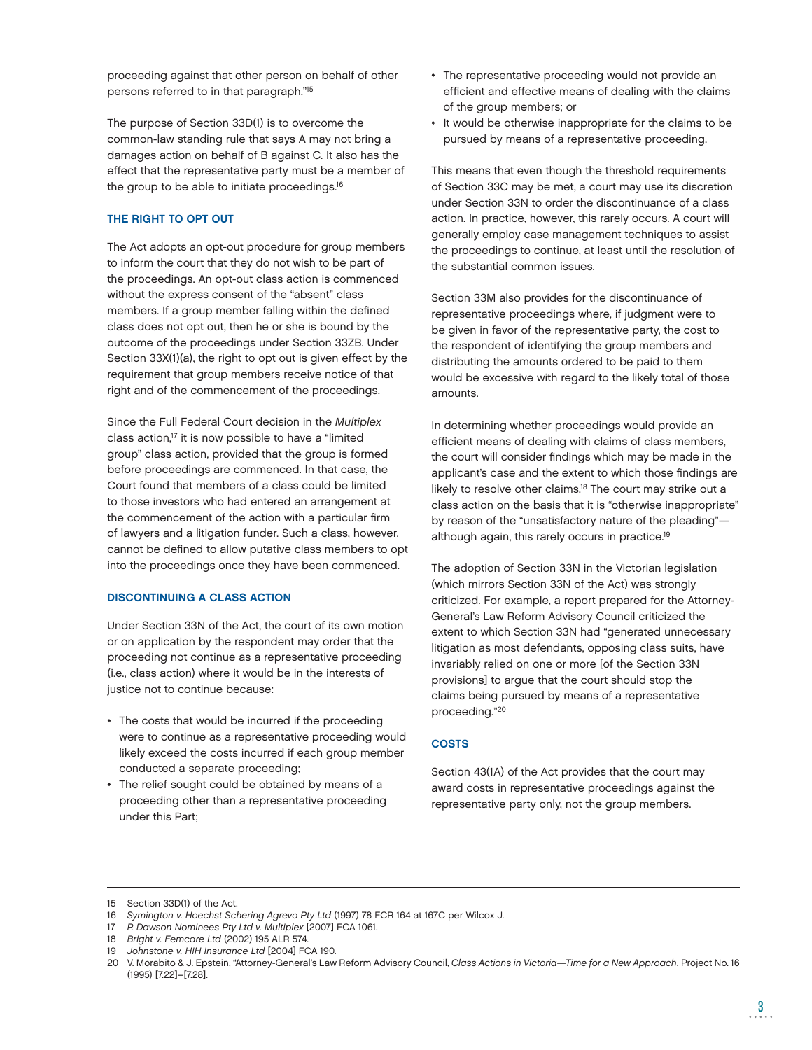proceeding against that other person on behalf of other persons referred to in that paragraph."[15]

The purpose of Section 33D(1) is to overcome the common-law standing rule that says A may not bring a damages action on behalf of B against C. It also has the effect that the representative party must be a member of the group to be able to initiate proceedings.[16]

### THE RIGHT TO OPT OUT

The Act adopts an opt-out procedure for group members to inform the court that they do not wish to be part of the proceedings. An opt-out class action is commenced without the express consent of the "absent" class members. If a group member falling within the defined class does not opt out, then he or she is bound by the outcome of the proceedings under Section 33ZB. Under Section 33X(1)(a), the right to opt out is given effect by the requirement that group members receive notice of that right and of the commencement of the proceedings.

Since the Full Federal Court decision in the *Multiplex* class action,[17] it is now possible to have a "limited group" class action, provided that the group is formed before proceedings are commenced. In that case, the Court found that members of a class could be limited to those investors who had entered an arrangement at the commencement of the action with a particular firm of lawyers and a litigation funder. Such a class, however, cannot be defined to allow putative class members to opt into the proceedings once they have been commenced.

### DISCONTINUING A CLASS ACTION

Under Section 33N of the Act, the court of its own motion or on application by the respondent may order that the proceeding not continue as a representative proceeding (i.e., class action) where it would be in the interests of justice not to continue because:

- The costs that would be incurred if the proceeding were to continue as a representative proceeding would likely exceed the costs incurred if each group member conducted a separate proceeding;
- The relief sought could be obtained by means of a proceeding other than a representative proceeding under this Part;
- The representative proceeding would not provide an efficient and effective means of dealing with the claims of the group members; or
- It would be otherwise inappropriate for the claims to be pursued by means of a representative proceeding.

This means that even though the threshold requirements of Section 33C may be met, a court may use its discretion under Section 33N to order the discontinuance of a class action. In practice, however, this rarely occurs. A court will generally employ case management techniques to assist the proceedings to continue, at least until the resolution of the substantial common issues.

Section 33M also provides for the discontinuance of representative proceedings where, if judgment were to be given in favor of the representative party, the cost to the respondent of identifying the group members and distributing the amounts ordered to be paid to them would be excessive with regard to the likely total of those amounts.

In determining whether proceedings would provide an efficient means of dealing with claims of class members, the court will consider findings which may be made in the applicant's case and the extent to which those findings are likely to resolve other claims.[18] The court may strike out a class action on the basis that it is "otherwise inappropriate" by reason of the "unsatisfactory nature of the pleading"—although again, this rarely occurs in practice.[19]

The adoption of Section 33N in the Victorian legislation (which mirrors Section 33N of the Act) was strongly criticized. For example, a report prepared for the Attorney-General's Law Reform Advisory Council criticized the extent to which Section 33N had "generated unnecessary litigation as most defendants, opposing class suits, have invariably relied on one or more [of the Section 33N provisions] to argue that the court should stop the claims being pursued by means of a representative proceeding."[20]

### COSTS

Section 43(1A) of the Act provides that the court may award costs in representative proceedings against the representative party only, not the group members.

---

15 Section 33D(1) of the Act.

16 *Symington v. Hoechst Schering Agrevo Pty Ltd* (1997) 78 FCR 164 at 167C per Wilcox J.

17 *P. Dawson Nominees Pty Ltd v. Multiplex* [2007] FCA 1061.

18 *Bright v. Femcare Ltd* (2002) 195 ALR 574.

19 *Johnstone v. HIH Insurance Ltd* [2004] FCA 190.

20 V. Morabito & J. Epstein, "Attorney-General's Law Reform Advisory Council, *Class Actions in Victoria—Time for a New Approach*, Project No. 16 (1995) [7.22]–[7.28].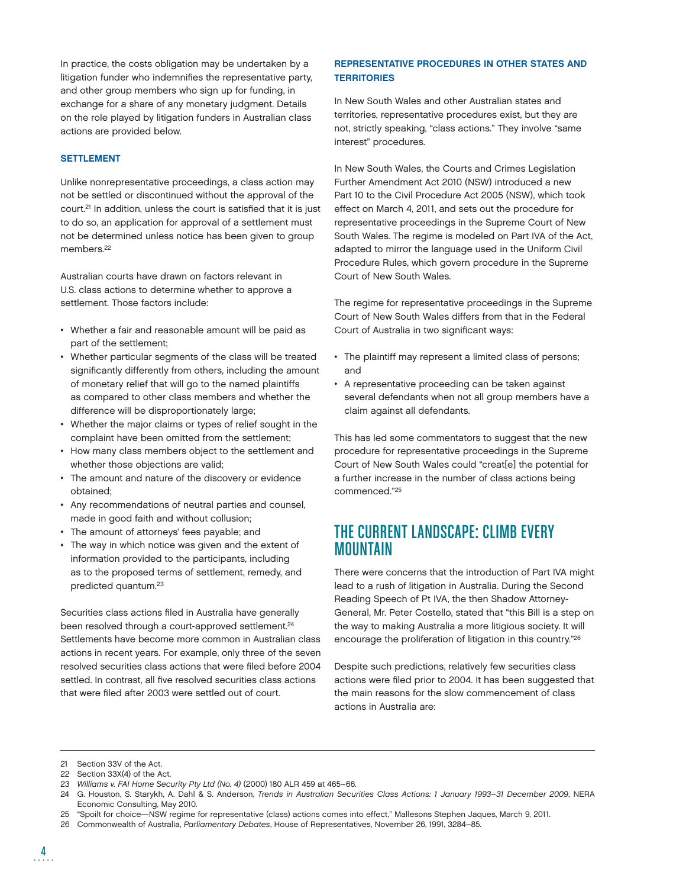In practice, the costs obligation may be undertaken by a litigation funder who indemnifies the representative party, and other group members who sign up for funding, in exchange for a share of any monetary judgment. Details on the role played by litigation funders in Australian class actions are provided below.

### SETTLEMENT

Unlike nonrepresentative proceedings, a class action may not be settled or discontinued without the approval of the court.[21] In addition, unless the court is satisfied that it is just to do so, an application for approval of a settlement must not be determined unless notice has been given to group members.[22]

Australian courts have drawn on factors relevant in U.S. class actions to determine whether to approve a settlement. Those factors include:

- Whether a fair and reasonable amount will be paid as part of the settlement;
- Whether particular segments of the class will be treated significantly differently from others, including the amount of monetary relief that will go to the named plaintiffs as compared to other class members and whether the difference will be disproportionately large;
- Whether the major claims or types of relief sought in the complaint have been omitted from the settlement;
- How many class members object to the settlement and whether those objections are valid;
- The amount and nature of the discovery or evidence obtained;
- Any recommendations of neutral parties and counsel, made in good faith and without collusion;
- The amount of attorneys' fees payable; and
- The way in which notice was given and the extent of information provided to the participants, including as to the proposed terms of settlement, remedy, and predicted quantum.[23]

Securities class actions filed in Australia have generally been resolved through a court-approved settlement.[24] Settlements have become more common in Australian class actions in recent years. For example, only three of the seven resolved securities class actions that were filed before 2004 settled. In contrast, all five resolved securities class actions that were filed after 2003 were settled out of court.

### REPRESENTATIVE PROCEDURES IN OTHER STATES AND TERRITORIES

In New South Wales and other Australian states and territories, representative procedures exist, but they are not, strictly speaking, "class actions." They involve "same interest" procedures.

In New South Wales, the Courts and Crimes Legislation Further Amendment Act 2010 (NSW) introduced a new Part 10 to the Civil Procedure Act 2005 (NSW), which took effect on March 4, 2011, and sets out the procedure for representative proceedings in the Supreme Court of New South Wales. The regime is modeled on Part IVA of the Act, adapted to mirror the language used in the Uniform Civil Procedure Rules, which govern procedure in the Supreme Court of New South Wales.

The regime for representative proceedings in the Supreme Court of New South Wales differs from that in the Federal Court of Australia in two significant ways:

- The plaintiff may represent a limited class of persons; and
- A representative proceeding can be taken against several defendants when not all group members have a claim against all defendants.

This has led some commentators to suggest that the new procedure for representative proceedings in the Supreme Court of New South Wales could "creat[e] the potential for a further increase in the number of class actions being commenced."[25]

## THE CURRENT LANDSCAPE: CLIMB EVERY MOUNTAIN

There were concerns that the introduction of Part IVA might lead to a rush of litigation in Australia. During the Second Reading Speech of Pt IVA, the then Shadow Attorney-General, Mr. Peter Costello, stated that "this Bill is a step on the way to making Australia a more litigious society. It will encourage the proliferation of litigation in this country."[26]

Despite such predictions, relatively few securities class actions were filed prior to 2004. It has been suggested that the main reasons for the slow commencement of class actions in Australia are:

---

21 Section 33V of the Act.

22 Section 33X(4) of the Act.

23 *Williams v. FAI Home Security Pty Ltd (No. 4)* (2000) 180 ALR 459 at 465–66.

24 G. Houston, S. Starykh, A. Dahl & S. Anderson, *Trends in Australian Securities Class Actions: 1 January 1993–31 December 2009*, NERA Economic Consulting, May 2010.

25 "Spoilt for choice—NSW regime for representative (class) actions comes into effect," Mallesons Stephen Jaques, March 9, 2011.

26 Commonwealth of Australia, *Parliamentary Debates*, House of Representatives, November 26, 1991, 3284–85.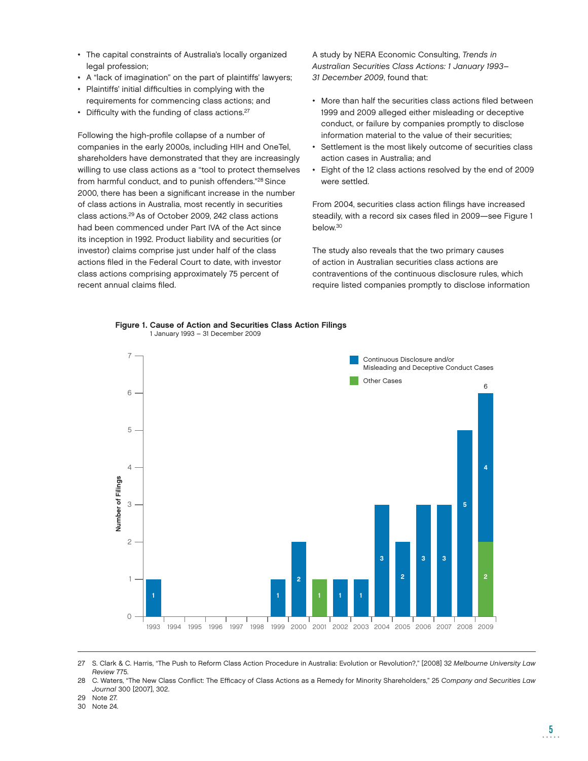- The capital constraints of Australia's locally organized legal profession;
- A "lack of imagination" on the part of plaintiffs' lawyers;
- Plaintiffs' initial difficulties in complying with the requirements for commencing class actions; and
- Difficulty with the funding of class actions.[27]

Following the high-profile collapse of a number of companies in the early 2000s, including HIH and OneTel, shareholders have demonstrated that they are increasingly willing to use class actions as a "tool to protect themselves from harmful conduct, and to punish offenders."[28] Since 2000, there has been a significant increase in the number of class actions in Australia, most recently in securities class actions.[29] As of October 2009, 242 class actions had been commenced under Part IVA of the Act since its inception in 1992. Product liability and securities (or investor) claims comprise just under half of the class actions filed in the Federal Court to date, with investor class actions comprising approximately 75 percent of recent annual claims filed.

A study by NERA Economic Consulting, *Trends in Australian Securities Class Actions: 1 January 1993–31 December 2009*, found that:

- More than half the securities class actions filed between 1999 and 2009 alleged either misleading or deceptive conduct, or failure by companies promptly to disclose information material to the value of their securities;
- Settlement is the most likely outcome of securities class action cases in Australia; and
- Eight of the 12 class actions resolved by the end of 2009 were settled.

From 2004, securities class action filings have increased steadily, with a record six cases filed in 2009—see Figure 1 below.[30]

The study also reveals that the two primary causes of action in Australian securities class actions are contraventions of the continuous disclosure rules, which require listed companies promptly to disclose information

**Figure 1. Cause of Action and Securities Class Action Filings**
1 January 1993 – 31 December 2009

| Year | Continuous Disclosure and/or Misleading and Deceptive Conduct Cases | Other Cases | Total |
|---|---|---|---|
| 1993 | 1 | | 1 |
| 1994 | | | 0 |
| 1995 | | | 0 |
| 1996 | | | 0 |
| 1997 | | | 0 |
| 1998 | | | 0 |
| 1999 | 1 | | 1 |
| 2000 | 2 | | 2 |
| 2001 | | 1 | 1 |
| 2002 | 1 | | 1 |
| 2003 | 1 | | 1 |
| 2004 | 3 | | 3 |
| 2005 | 2 | | 2 |
| 2006 | 3 | | 3 |
| 2007 | 3 | | 3 |
| 2008 | 5 | | 5 |
| 2009 | 4 | 2 | 6 |

---

27 S. Clark & C. Harris, "The Push to Reform Class Action Procedure in Australia: Evolution or Revolution?," [2008] 32 *Melbourne University Law Review* 775.

28 C. Waters, "The New Class Conflict: The Efficacy of Class Actions as a Remedy for Minority Shareholders," 25 *Company and Securities Law Journal* 300 [2007], 302.

29 Note 27.

30 Note 24.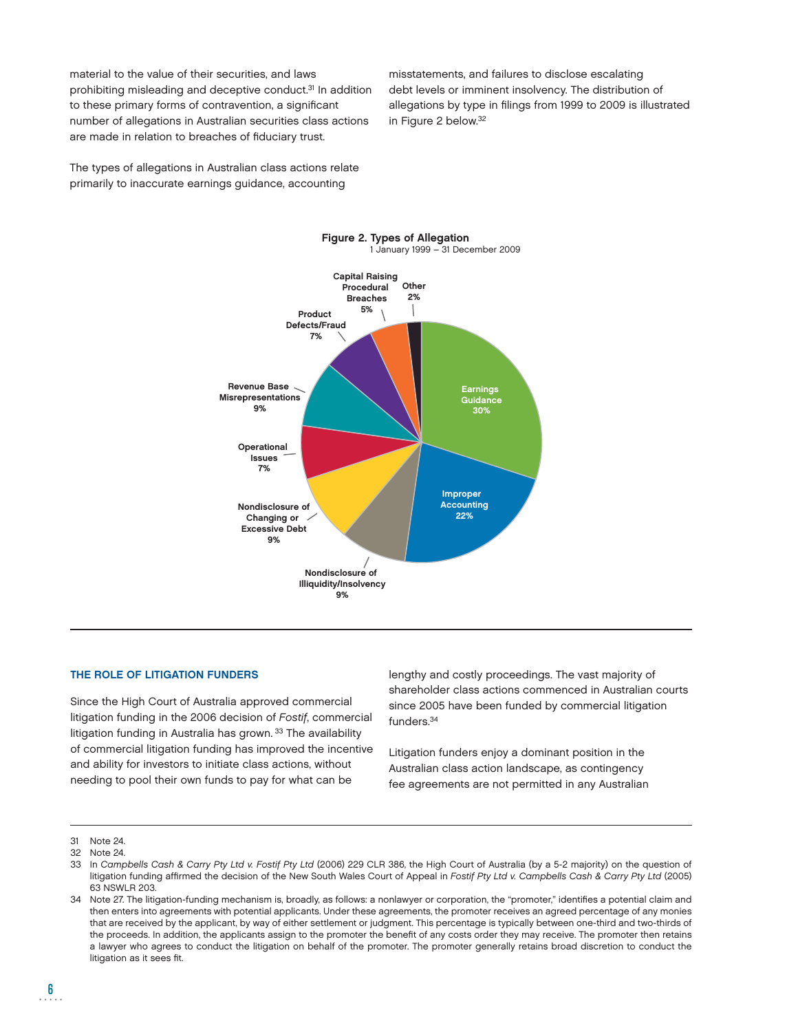material to the value of their securities, and laws prohibiting misleading and deceptive conduct.[31] In addition to these primary forms of contravention, a significant number of allegations in Australian securities class actions are made in relation to breaches of fiduciary trust.

The types of allegations in Australian class actions relate primarily to inaccurate earnings guidance, accounting misstatements, and failures to disclose escalating debt levels or imminent insolvency. The distribution of allegations by type in filings from 1999 to 2009 is illustrated in Figure 2 below.[32]

**Figure 2. Types of Allegation**
1 January 1999 – 31 December 2009

| Type of Allegation | Share |
|---|---|
| Earnings Guidance | 30% |
| Improper Accounting | 22% |
| Nondisclosure of Illiquidity/Insolvency | 9% |
| Nondisclosure of Changing or Excessive Debt | 9% |
| Operational Issues | 7% |
| Revenue Base Misrepresentations | 9% |
| Product Defects/Fraud | 7% |
| Capital Raising Procedural Breaches | 5% |
| Other | 2% |

## THE ROLE OF LITIGATION FUNDERS

Since the High Court of Australia approved commercial litigation funding in the 2006 decision of *Fostif*, commercial litigation funding in Australia has grown.[33] The availability of commercial litigation funding has improved the incentive and ability for investors to initiate class actions, without needing to pool their own funds to pay for what can be lengthy and costly proceedings. The vast majority of shareholder class actions commenced in Australian courts since 2005 have been funded by commercial litigation funders.[34]

Litigation funders enjoy a dominant position in the Australian class action landscape, as contingency fee agreements are not permitted in any Australian

---

31 Note 24.

32 Note 24.

33 In *Campbells Cash & Carry Pty Ltd v. Fostif Pty Ltd* (2006) 229 CLR 386, the High Court of Australia (by a 5-2 majority) on the question of litigation funding affirmed the decision of the New South Wales Court of Appeal in *Fostif Pty Ltd v. Campbells Cash & Carry Pty Ltd* (2005) 63 NSWLR 203.

34 Note 27. The litigation-funding mechanism is, broadly, as follows: a nonlawyer or corporation, the "promoter," identifies a potential claim and then enters into agreements with potential applicants. Under these agreements, the promoter receives an agreed percentage of any monies that are received by the applicant, by way of either settlement or judgment. This percentage is typically between one-third and two-thirds of the proceeds. In addition, the applicants assign to the promoter the benefit of any costs order they may receive. The promoter then retains a lawyer who agrees to conduct the litigation on behalf of the promoter. The promoter generally retains broad discretion to conduct the litigation as it sees fit.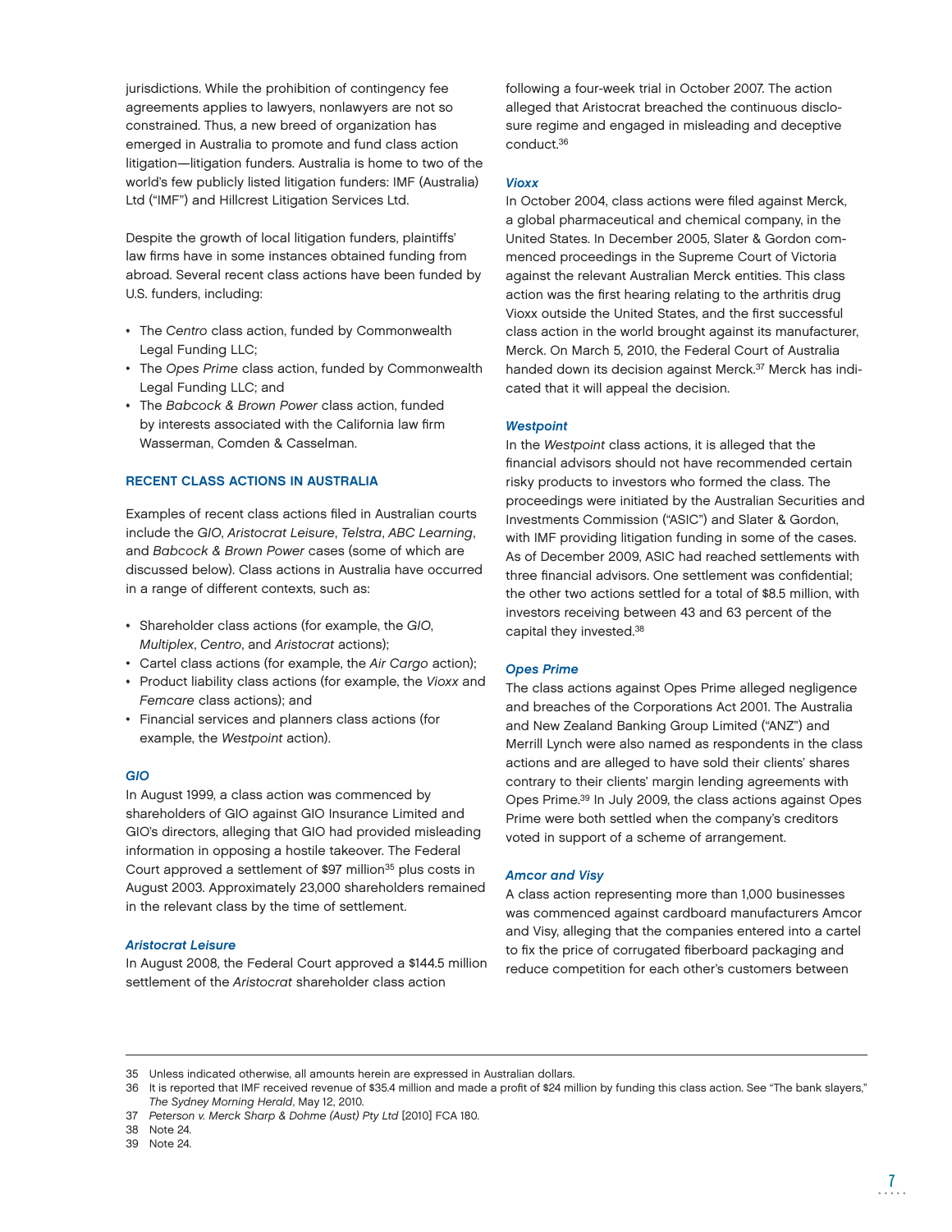jurisdictions. While the prohibition of contingency fee agreements applies to lawyers, nonlawyers are not so constrained. Thus, a new breed of organization has emerged in Australia to promote and fund class action litigation—litigation funders. Australia is home to two of the world's few publicly listed litigation funders: IMF (Australia) Ltd ("IMF") and Hillcrest Litigation Services Ltd.

Despite the growth of local litigation funders, plaintiffs' law firms have in some instances obtained funding from abroad. Several recent class actions have been funded by U.S. funders, including:

- The *Centro* class action, funded by Commonwealth Legal Funding LLC;
- The *Opes Prime* class action, funded by Commonwealth Legal Funding LLC; and
- The *Babcock & Brown Power* class action, funded by interests associated with the California law firm Wasserman, Comden & Casselman.

### RECENT CLASS ACTIONS IN AUSTRALIA

Examples of recent class actions filed in Australian courts include the *GIO*, *Aristocrat Leisure*, *Telstra*, *ABC Learning*, and *Babcock & Brown Power* cases (some of which are discussed below). Class actions in Australia have occurred in a range of different contexts, such as:

- Shareholder class actions (for example, the *GIO*, *Multiplex*, *Centro*, and *Aristocrat* actions);
- Cartel class actions (for example, the *Air Cargo* action);
- Product liability class actions (for example, the *Vioxx* and *Femcare* class actions); and
- Financial services and planners class actions (for example, the *Westpoint* action).

#### *GIO*

In August 1999, a class action was commenced by shareholders of GIO against GIO Insurance Limited and GIO's directors, alleging that GIO had provided misleading information in opposing a hostile takeover. The Federal Court approved a settlement of $97 million[35] plus costs in August 2003. Approximately 23,000 shareholders remained in the relevant class by the time of settlement.

#### *Aristocrat Leisure*

In August 2008, the Federal Court approved a $144.5 million settlement of the *Aristocrat* shareholder class action following a four-week trial in October 2007. The action alleged that Aristocrat breached the continuous disclosure regime and engaged in misleading and deceptive conduct.[36]

#### *Vioxx*

In October 2004, class actions were filed against Merck, a global pharmaceutical and chemical company, in the United States. In December 2005, Slater & Gordon commenced proceedings in the Supreme Court of Victoria against the relevant Australian Merck entities. This class action was the first hearing relating to the arthritis drug Vioxx outside the United States, and the first successful class action in the world brought against its manufacturer, Merck. On March 5, 2010, the Federal Court of Australia handed down its decision against Merck.[37] Merck has indicated that it will appeal the decision.

#### *Westpoint*

In the *Westpoint* class actions, it is alleged that the financial advisors should not have recommended certain risky products to investors who formed the class. The proceedings were initiated by the Australian Securities and Investments Commission ("ASIC") and Slater & Gordon, with IMF providing litigation funding in some of the cases. As of December 2009, ASIC had reached settlements with three financial advisors. One settlement was confidential; the other two actions settled for a total of $8.5 million, with investors receiving between 43 and 63 percent of the capital they invested.[38]

#### *Opes Prime*

The class actions against Opes Prime alleged negligence and breaches of the Corporations Act 2001. The Australia and New Zealand Banking Group Limited ("ANZ") and Merrill Lynch were also named as respondents in the class actions and are alleged to have sold their clients' shares contrary to their clients' margin lending agreements with Opes Prime.[39] In July 2009, the class actions against Opes Prime were both settled when the company's creditors voted in support of a scheme of arrangement.

#### *Amcor and Visy*

A class action representing more than 1,000 businesses was commenced against cardboard manufacturers Amcor and Visy, alleging that the companies entered into a cartel to fix the price of corrugated fiberboard packaging and reduce competition for each other's customers between

---

35 Unless indicated otherwise, all amounts herein are expressed in Australian dollars.

36 It is reported that IMF received revenue of $35.4 million and made a profit of $24 million by funding this class action. See "The bank slayers," *The Sydney Morning Herald*, May 12, 2010.

37 *Peterson v. Merck Sharp & Dohme (Aust) Pty Ltd* [2010] FCA 180.

38 Note 24.

39 Note 24.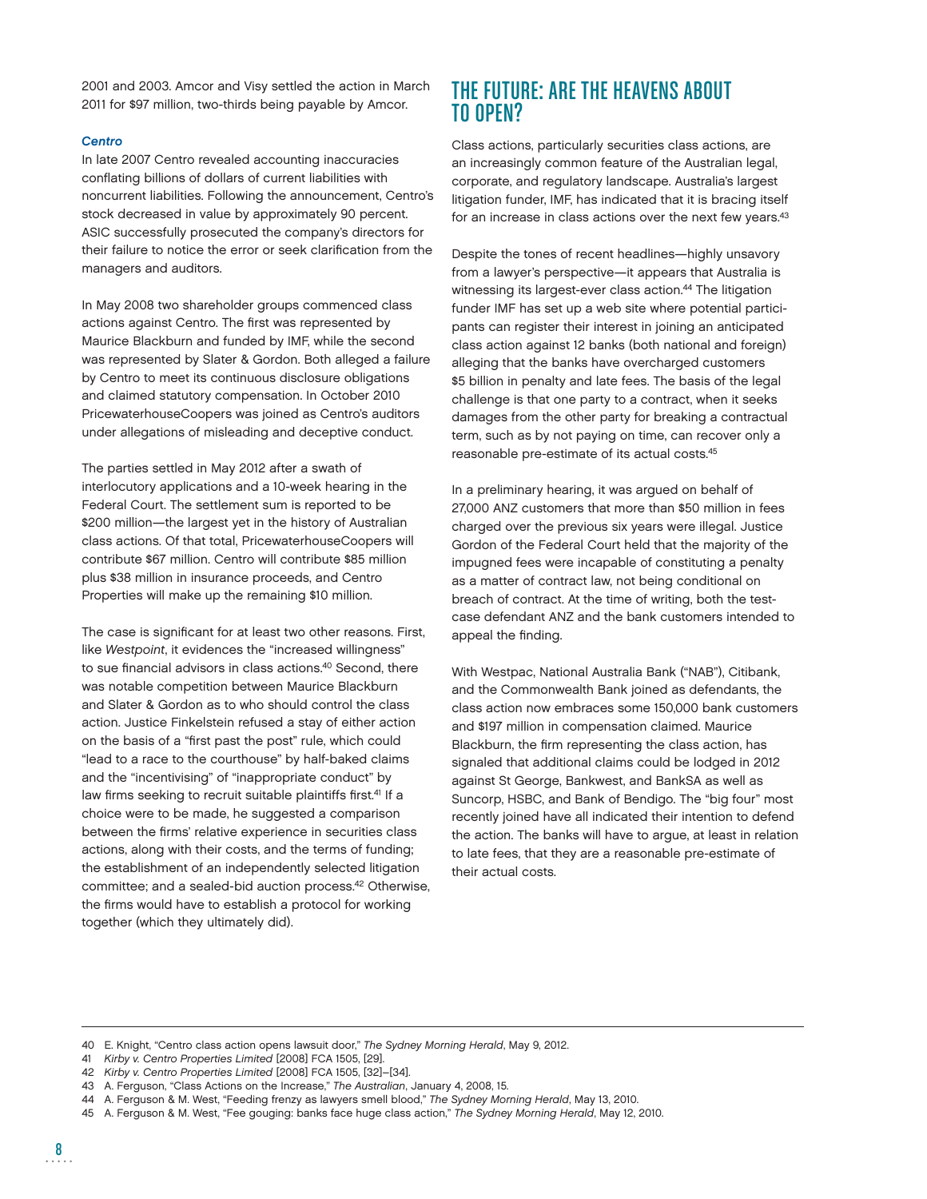2001 and 2003. Amcor and Visy settled the action in March 2011 for $97 million, two-thirds being payable by Amcor.

#### *Centro*

In late 2007 Centro revealed accounting inaccuracies conflating billions of dollars of current liabilities with noncurrent liabilities. Following the announcement, Centro's stock decreased in value by approximately 90 percent. ASIC successfully prosecuted the company's directors for their failure to notice the error or seek clarification from the managers and auditors.

In May 2008 two shareholder groups commenced class actions against Centro. The first was represented by Maurice Blackburn and funded by IMF, while the second was represented by Slater & Gordon. Both alleged a failure by Centro to meet its continuous disclosure obligations and claimed statutory compensation. In October 2010 PricewaterhouseCoopers was joined as Centro's auditors under allegations of misleading and deceptive conduct.

The parties settled in May 2012 after a swath of interlocutory applications and a 10-week hearing in the Federal Court. The settlement sum is reported to be $200 million—the largest yet in the history of Australian class actions. Of that total, PricewaterhouseCoopers will contribute $67 million. Centro will contribute $85 million plus $38 million in insurance proceeds, and Centro Properties will make up the remaining $10 million.

The case is significant for at least two other reasons. First, like *Westpoint*, it evidences the "increased willingness" to sue financial advisors in class actions.[40] Second, there was notable competition between Maurice Blackburn and Slater & Gordon as to who should control the class action. Justice Finkelstein refused a stay of either action on the basis of a "first past the post" rule, which could "lead to a race to the courthouse" by half-baked claims and the "incentivising" of "inappropriate conduct" by law firms seeking to recruit suitable plaintiffs first.[41] If a choice were to be made, he suggested a comparison between the firms' relative experience in securities class actions, along with their costs, and the terms of funding; the establishment of an independently selected litigation committee; and a sealed-bid auction process.[42] Otherwise, the firms would have to establish a protocol for working together (which they ultimately did).

## THE FUTURE: ARE THE HEAVENS ABOUT TO OPEN?

Class actions, particularly securities class actions, are an increasingly common feature of the Australian legal, corporate, and regulatory landscape. Australia's largest litigation funder, IMF, has indicated that it is bracing itself for an increase in class actions over the next few years.[43]

Despite the tones of recent headlines—highly unsavory from a lawyer's perspective—it appears that Australia is witnessing its largest-ever class action.[44] The litigation funder IMF has set up a web site where potential participants can register their interest in joining an anticipated class action against 12 banks (both national and foreign) alleging that the banks have overcharged customers $5 billion in penalty and late fees. The basis of the legal challenge is that one party to a contract, when it seeks damages from the other party for breaking a contractual term, such as by not paying on time, can recover only a reasonable pre-estimate of its actual costs.[45]

In a preliminary hearing, it was argued on behalf of 27,000 ANZ customers that more than $50 million in fees charged over the previous six years were illegal. Justice Gordon of the Federal Court held that the majority of the impugned fees were incapable of constituting a penalty as a matter of contract law, not being conditional on breach of contract. At the time of writing, both the test-case defendant ANZ and the bank customers intended to appeal the finding.

With Westpac, National Australia Bank ("NAB"), Citibank, and the Commonwealth Bank joined as defendants, the class action now embraces some 150,000 bank customers and $197 million in compensation claimed. Maurice Blackburn, the firm representing the class action, has signaled that additional claims could be lodged in 2012 against St George, Bankwest, and BankSA as well as Suncorp, HSBC, and Bank of Bendigo. The "big four" most recently joined have all indicated their intention to defend the action. The banks will have to argue, at least in relation to late fees, that they are a reasonable pre-estimate of their actual costs.

---

40 E. Knight, "Centro class action opens lawsuit door," *The Sydney Morning Herald*, May 9, 2012.

41 *Kirby v. Centro Properties Limited* [2008] FCA 1505, [29].

42 *Kirby v. Centro Properties Limited* [2008] FCA 1505, [32]–[34].

43 A. Ferguson, "Class Actions on the Increase," *The Australian*, January 4, 2008, 15.

44 A. Ferguson & M. West, "Feeding frenzy as lawyers smell blood," *The Sydney Morning Herald*, May 13, 2010.

45 A. Ferguson & M. West, "Fee gouging: banks face huge class action," *The Sydney Morning Herald*, May 12, 2010.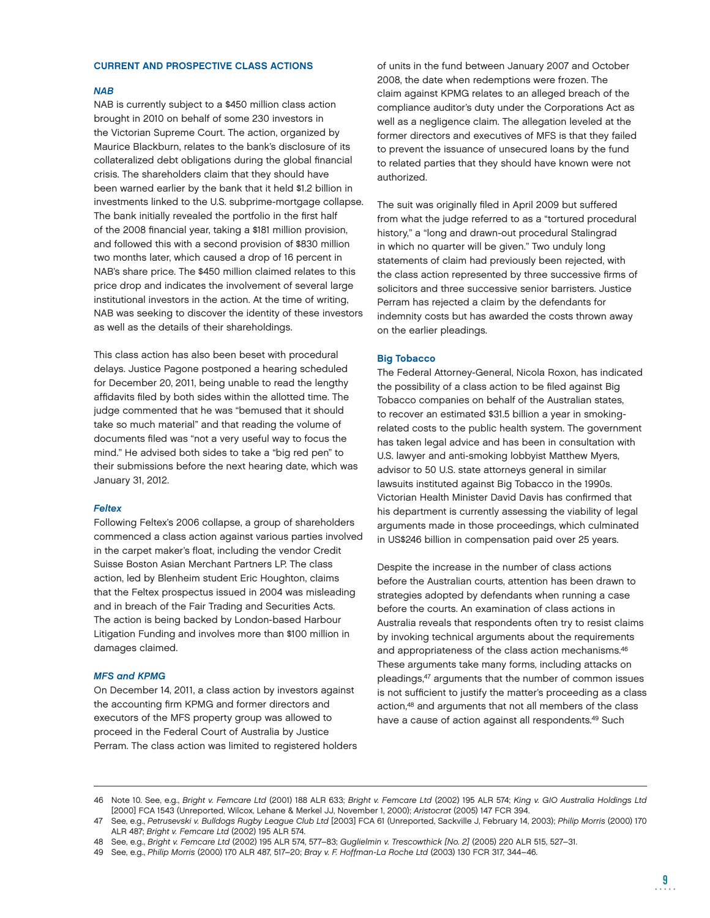## CURRENT AND PROSPECTIVE CLASS ACTIONS

### *NAB*

NAB is currently subject to a $450 million class action brought in 2010 on behalf of some 230 investors in the Victorian Supreme Court. The action, organized by Maurice Blackburn, relates to the bank's disclosure of its collateralized debt obligations during the global financial crisis. The shareholders claim that they should have been warned earlier by the bank that it held $1.2 billion in investments linked to the U.S. subprime-mortgage collapse. The bank initially revealed the portfolio in the first half of the 2008 financial year, taking a $181 million provision, and followed this with a second provision of $830 million two months later, which caused a drop of 16 percent in NAB's share price. The $450 million claimed relates to this price drop and indicates the involvement of several large institutional investors in the action. At the time of writing, NAB was seeking to discover the identity of these investors as well as the details of their shareholdings.

This class action has also been beset with procedural delays. Justice Pagone postponed a hearing scheduled for December 20, 2011, being unable to read the lengthy affidavits filed by both sides within the allotted time. The judge commented that he was "bemused that it should take so much material" and that reading the volume of documents filed was "not a very useful way to focus the mind." He advised both sides to take a "big red pen" to their submissions before the next hearing date, which was January 31, 2012.

### *Feltex*

Following Feltex's 2006 collapse, a group of shareholders commenced a class action against various parties involved in the carpet maker's float, including the vendor Credit Suisse Boston Asian Merchant Partners LP. The class action, led by Blenheim student Eric Houghton, claims that the Feltex prospectus issued in 2004 was misleading and in breach of the Fair Trading and Securities Acts. The action is being backed by London-based Harbour Litigation Funding and involves more than $100 million in damages claimed.

### *MFS and KPMG*

On December 14, 2011, a class action by investors against the accounting firm KPMG and former directors and executors of the MFS property group was allowed to proceed in the Federal Court of Australia by Justice Perram. The class action was limited to registered holders of units in the fund between January 2007 and October 2008, the date when redemptions were frozen. The claim against KPMG relates to an alleged breach of the compliance auditor's duty under the Corporations Act as well as a negligence claim. The allegation leveled at the former directors and executives of MFS is that they failed to prevent the issuance of unsecured loans by the fund to related parties that they should have known were not authorized.

The suit was originally filed in April 2009 but suffered from what the judge referred to as a "tortured procedural history," a "long and drawn-out procedural Stalingrad in which no quarter will be given." Two unduly long statements of claim had previously been rejected, with the class action represented by three successive firms of solicitors and three successive senior barristers. Justice Perram has rejected a claim by the defendants for indemnity costs but has awarded the costs thrown away on the earlier pleadings.

### Big Tobacco

The Federal Attorney-General, Nicola Roxon, has indicated the possibility of a class action to be filed against Big Tobacco companies on behalf of the Australian states, to recover an estimated $31.5 billion a year in smoking-related costs to the public health system. The government has taken legal advice and has been in consultation with U.S. lawyer and anti-smoking lobbyist Matthew Myers, advisor to 50 U.S. state attorneys general in similar lawsuits instituted against Big Tobacco in the 1990s. Victorian Health Minister David Davis has confirmed that his department is currently assessing the viability of legal arguments made in those proceedings, which culminated in US$246 billion in compensation paid over 25 years.

Despite the increase in the number of class actions before the Australian courts, attention has been drawn to strategies adopted by defendants when running a case before the courts. An examination of class actions in Australia reveals that respondents often try to resist claims by invoking technical arguments about the requirements and appropriateness of the class action mechanisms.[46] These arguments take many forms, including attacks on pleadings,[47] arguments that the number of common issues is not sufficient to justify the matter's proceeding as a class action,[48] and arguments that not all members of the class have a cause of action against all respondents.[49] Such

---

46 Note 10. See, e.g., *Bright v. Femcare Ltd* (2001) 188 ALR 633; *Bright v. Femcare Ltd* (2002) 195 ALR 574; *King v. GIO Australia Holdings Ltd* [2000] FCA 1543 (Unreported, Wilcox, Lehane & Merkel JJ, November 1, 2000); *Aristocrat* (2005) 147 FCR 394.

47 See, e.g., *Petrusevski v. Bulldogs Rugby League Club Ltd* [2003] FCA 61 (Unreported, Sackville J, February 14, 2003); *Philip Morris* (2000) 170 ALR 487; *Bright v. Femcare Ltd* (2002) 195 ALR 574.

48 See, e.g., *Bright v. Femcare Ltd* (2002) 195 ALR 574, 577–83; *Guglielmin v. Trescowthick [No. 2]* (2005) 220 ALR 515, 527–31.

49 See, e.g., *Philip Morris* (2000) 170 ALR 487, 517–20; *Bray v. F. Hoffman-La Roche Ltd* (2003) 130 FCR 317, 344–46.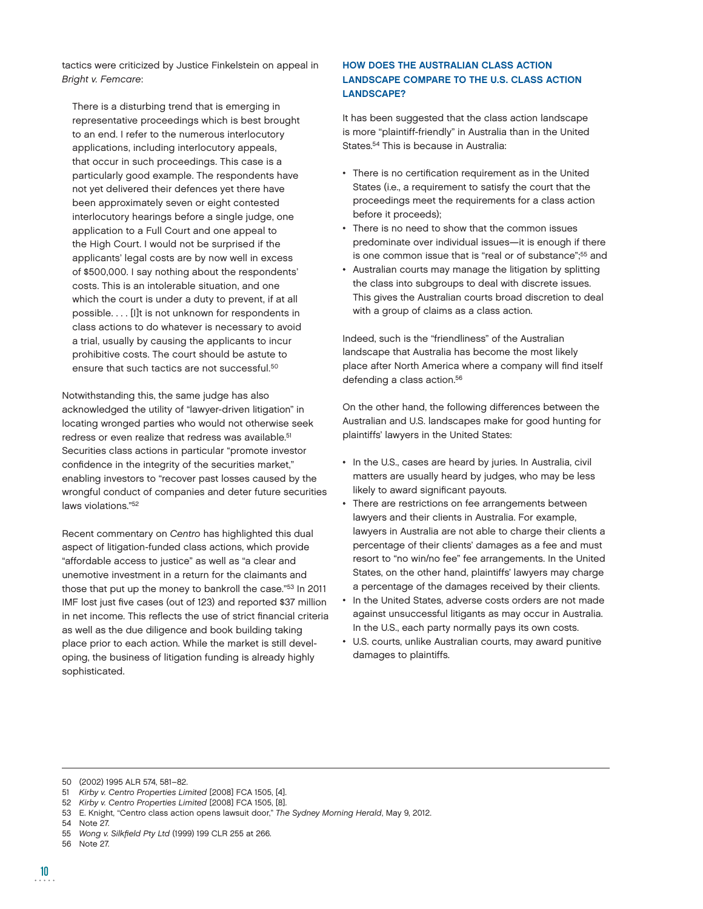tactics were criticized by Justice Finkelstein on appeal in *Bright v. Femcare*:

> There is a disturbing trend that is emerging in representative proceedings which is best brought to an end. I refer to the numerous interlocutory applications, including interlocutory appeals, that occur in such proceedings. This case is a particularly good example. The respondents have not yet delivered their defences yet there have been approximately seven or eight contested interlocutory hearings before a single judge, one application to a Full Court and one appeal to the High Court. I would not be surprised if the applicants' legal costs are by now well in excess of $500,000. I say nothing about the respondents' costs. This is an intolerable situation, and one which the court is under a duty to prevent, if at all possible. . . . [I]t is not unknown for respondents in class actions to do whatever is necessary to avoid a trial, usually by causing the applicants to incur prohibitive costs. The court should be astute to ensure that such tactics are not successful.[50]

Notwithstanding this, the same judge has also acknowledged the utility of "lawyer-driven litigation" in locating wronged parties who would not otherwise seek redress or even realize that redress was available.[51] Securities class actions in particular "promote investor confidence in the integrity of the securities market," enabling investors to "recover past losses caused by the wrongful conduct of companies and deter future securities laws violations."[52]

Recent commentary on *Centro* has highlighted this dual aspect of litigation-funded class actions, which provide "affordable access to justice" as well as "a clear and unemotive investment in a return for the claimants and those that put up the money to bankroll the case."[53] In 2011 IMF lost just five cases (out of 123) and reported $37 million in net income. This reflects the use of strict financial criteria as well as the due diligence and book building taking place prior to each action. While the market is still developing, the business of litigation funding is already highly sophisticated.

## HOW DOES THE AUSTRALIAN CLASS ACTION LANDSCAPE COMPARE TO THE U.S. CLASS ACTION LANDSCAPE?

It has been suggested that the class action landscape is more "plaintiff-friendly" in Australia than in the United States.[54] This is because in Australia:

- There is no certification requirement as in the United States (i.e., a requirement to satisfy the court that the proceedings meet the requirements for a class action before it proceeds);
- There is no need to show that the common issues predominate over individual issues—it is enough if there is one common issue that is "real or of substance";[55] and
- Australian courts may manage the litigation by splitting the class into subgroups to deal with discrete issues. This gives the Australian courts broad discretion to deal with a group of claims as a class action.

Indeed, such is the "friendliness" of the Australian landscape that Australia has become the most likely place after North America where a company will find itself defending a class action.[56]

On the other hand, the following differences between the Australian and U.S. landscapes make for good hunting for plaintiffs' lawyers in the United States:

- In the U.S., cases are heard by juries. In Australia, civil matters are usually heard by judges, who may be less likely to award significant payouts.
- There are restrictions on fee arrangements between lawyers and their clients in Australia. For example, lawyers in Australia are not able to charge their clients a percentage of their clients' damages as a fee and must resort to "no win/no fee" fee arrangements. In the United States, on the other hand, plaintiffs' lawyers may charge a percentage of the damages received by their clients.
- In the United States, adverse costs orders are not made against unsuccessful litigants as may occur in Australia. In the U.S., each party normally pays its own costs.
- U.S. courts, unlike Australian courts, may award punitive damages to plaintiffs.

---

50 (2002) 1995 ALR 574, 581–82.
51 *Kirby v. Centro Properties Limited* [2008] FCA 1505, [4].
52 *Kirby v. Centro Properties Limited* [2008] FCA 1505, [8].
53 E. Knight, "Centro class action opens lawsuit door," *The Sydney Morning Herald*, May 9, 2012.
54 Note 27.
55 *Wong v. Silkfield Pty Ltd* (1999) 199 CLR 255 at 266.
56 Note 27.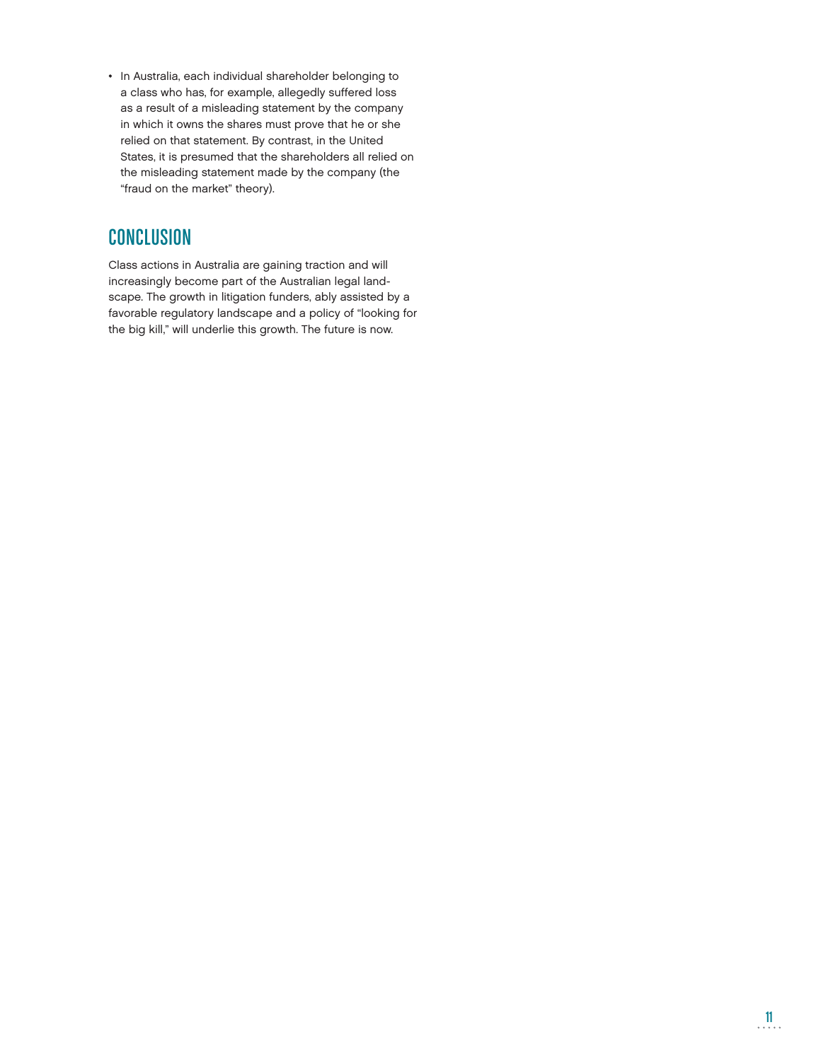- In Australia, each individual shareholder belonging to a class who has, for example, allegedly suffered loss as a result of a misleading statement by the company in which it owns the shares must prove that he or she relied on that statement. By contrast, in the United States, it is presumed that the shareholders all relied on the misleading statement made by the company (the "fraud on the market" theory).

## CONCLUSION

Class actions in Australia are gaining traction and will increasingly become part of the Australian legal landscape. The growth in litigation funders, ably assisted by a favorable regulatory landscape and a policy of "looking for the big kill," will underlie this growth. The future is now.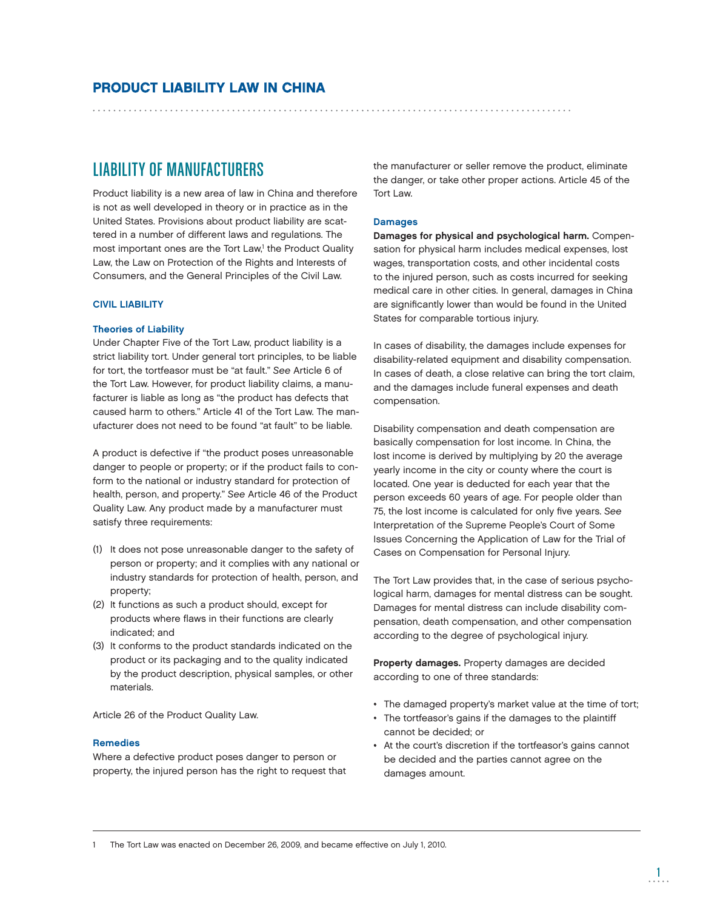# PRODUCT LIABILITY LAW IN CHINA

## LIABILITY OF MANUFACTURERS

Product liability is a new area of law in China and therefore is not as well developed in theory or in practice as in the United States. Provisions about product liability are scattered in a number of different laws and regulations. The most important ones are the Tort Law,[1] the Product Quality Law, the Law on Protection of the Rights and Interests of Consumers, and the General Principles of the Civil Law.

### CIVIL LIABILITY

#### Theories of Liability

Under Chapter Five of the Tort Law, product liability is a strict liability tort. Under general tort principles, to be liable for tort, the tortfeasor must be "at fault." *See* Article 6 of the Tort Law. However, for product liability claims, a manufacturer is liable as long as "the product has defects that caused harm to others." Article 41 of the Tort Law. The manufacturer does not need to be found "at fault" to be liable.

A product is defective if "the product poses unreasonable danger to people or property; or if the product fails to conform to the national or industry standard for protection of health, person, and property." *See* Article 46 of the Product Quality Law. Any product made by a manufacturer must satisfy three requirements:

(1) It does not pose unreasonable danger to the safety of person or property; and it complies with any national or industry standards for protection of health, person, and property;
(2) It functions as such a product should, except for products where flaws in their functions are clearly indicated; and
(3) It conforms to the product standards indicated on the product or its packaging and to the quality indicated by the product description, physical samples, or other materials.

Article 26 of the Product Quality Law.

#### Remedies

Where a defective product poses danger to person or property, the injured person has the right to request that the manufacturer or seller remove the product, eliminate the danger, or take other proper actions. Article 45 of the Tort Law.

#### Damages

**Damages for physical and psychological harm.** Compensation for physical harm includes medical expenses, lost wages, transportation costs, and other incidental costs to the injured person, such as costs incurred for seeking medical care in other cities. In general, damages in China are significantly lower than would be found in the United States for comparable tortious injury.

In cases of disability, the damages include expenses for disability-related equipment and disability compensation. In cases of death, a close relative can bring the tort claim, and the damages include funeral expenses and death compensation.

Disability compensation and death compensation are basically compensation for lost income. In China, the lost income is derived by multiplying by 20 the average yearly income in the city or county where the court is located. One year is deducted for each year that the person exceeds 60 years of age. For people older than 75, the lost income is calculated for only five years. *See* Interpretation of the Supreme People's Court of Some Issues Concerning the Application of Law for the Trial of Cases on Compensation for Personal Injury.

The Tort Law provides that, in the case of serious psychological harm, damages for mental distress can be sought. Damages for mental distress can include disability compensation, death compensation, and other compensation according to the degree of psychological injury.

**Property damages.** Property damages are decided according to one of three standards:

- The damaged property's market value at the time of tort;
- The tortfeasor's gains if the damages to the plaintiff cannot be decided; or
- At the court's discretion if the tortfeasor's gains cannot be decided and the parties cannot agree on the damages amount.

---

[1] The Tort Law was enacted on December 26, 2009, and became effective on July 1, 2010.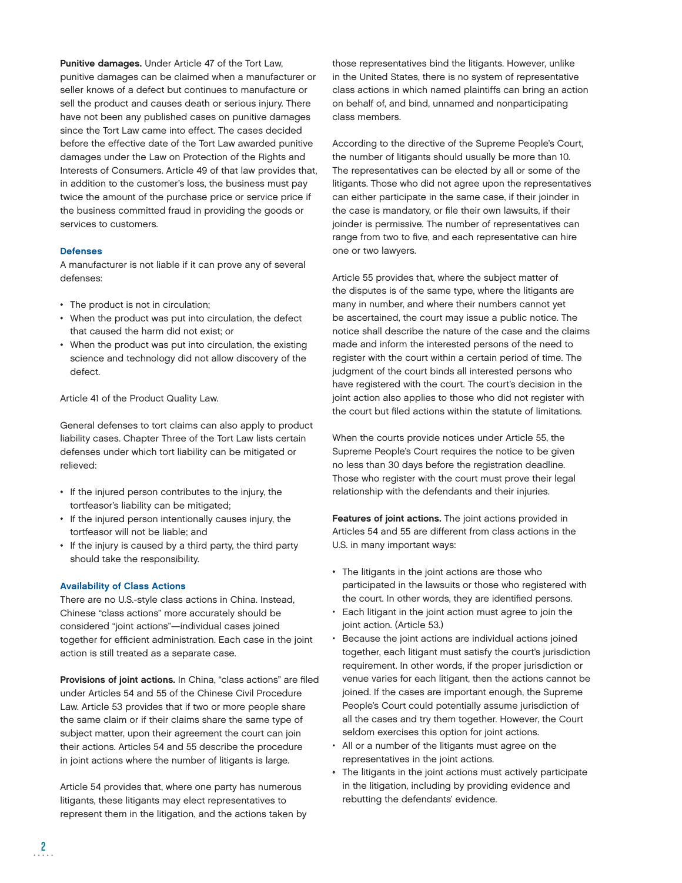**Punitive damages.** Under Article 47 of the Tort Law, punitive damages can be claimed when a manufacturer or seller knows of a defect but continues to manufacture or sell the product and causes death or serious injury. There have not been any published cases on punitive damages since the Tort Law came into effect. The cases decided before the effective date of the Tort Law awarded punitive damages under the Law on Protection of the Rights and Interests of Consumers. Article 49 of that law provides that, in addition to the customer's loss, the business must pay twice the amount of the purchase price or service price if the business committed fraud in providing the goods or services to customers.

### Defenses

A manufacturer is not liable if it can prove any of several defenses:

- The product is not in circulation;
- When the product was put into circulation, the defect that caused the harm did not exist; or
- When the product was put into circulation, the existing science and technology did not allow discovery of the defect.

Article 41 of the Product Quality Law.

General defenses to tort claims can also apply to product liability cases. Chapter Three of the Tort Law lists certain defenses under which tort liability can be mitigated or relieved:

- If the injured person contributes to the injury, the tortfeasor's liability can be mitigated;
- If the injured person intentionally causes injury, the tortfeasor will not be liable; and
- If the injury is caused by a third party, the third party should take the responsibility.

### Availability of Class Actions

There are no U.S.-style class actions in China. Instead, Chinese "class actions" more accurately should be considered "joint actions"—individual cases joined together for efficient administration. Each case in the joint action is still treated as a separate case.

**Provisions of joint actions.** In China, "class actions" are filed under Articles 54 and 55 of the Chinese Civil Procedure Law. Article 53 provides that if two or more people share the same claim or if their claims share the same type of subject matter, upon their agreement the court can join their actions. Articles 54 and 55 describe the procedure in joint actions where the number of litigants is large.

Article 54 provides that, where one party has numerous litigants, these litigants may elect representatives to represent them in the litigation, and the actions taken by those representatives bind the litigants. However, unlike in the United States, there is no system of representative class actions in which named plaintiffs can bring an action on behalf of, and bind, unnamed and nonparticipating class members.

According to the directive of the Supreme People's Court, the number of litigants should usually be more than 10. The representatives can be elected by all or some of the litigants. Those who did not agree upon the representatives can either participate in the same case, if their joinder in the case is mandatory, or file their own lawsuits, if their joinder is permissive. The number of representatives can range from two to five, and each representative can hire one or two lawyers.

Article 55 provides that, where the subject matter of the disputes is of the same type, where the litigants are many in number, and where their numbers cannot yet be ascertained, the court may issue a public notice. The notice shall describe the nature of the case and the claims made and inform the interested persons of the need to register with the court within a certain period of time. The judgment of the court binds all interested persons who have registered with the court. The court's decision in the joint action also applies to those who did not register with the court but filed actions within the statute of limitations.

When the courts provide notices under Article 55, the Supreme People's Court requires the notice to be given no less than 30 days before the registration deadline. Those who register with the court must prove their legal relationship with the defendants and their injuries.

**Features of joint actions.** The joint actions provided in Articles 54 and 55 are different from class actions in the U.S. in many important ways:

- The litigants in the joint actions are those who participated in the lawsuits or those who registered with the court. In other words, they are identified persons.
- Each litigant in the joint action must agree to join the joint action. (Article 53.)
- Because the joint actions are individual actions joined together, each litigant must satisfy the court's jurisdiction requirement. In other words, if the proper jurisdiction or venue varies for each litigant, then the actions cannot be joined. If the cases are important enough, the Supreme People's Court could potentially assume jurisdiction of all the cases and try them together. However, the Court seldom exercises this option for joint actions.
- All or a number of the litigants must agree on the representatives in the joint actions.
- The litigants in the joint actions must actively participate in the litigation, including by providing evidence and rebutting the defendants' evidence.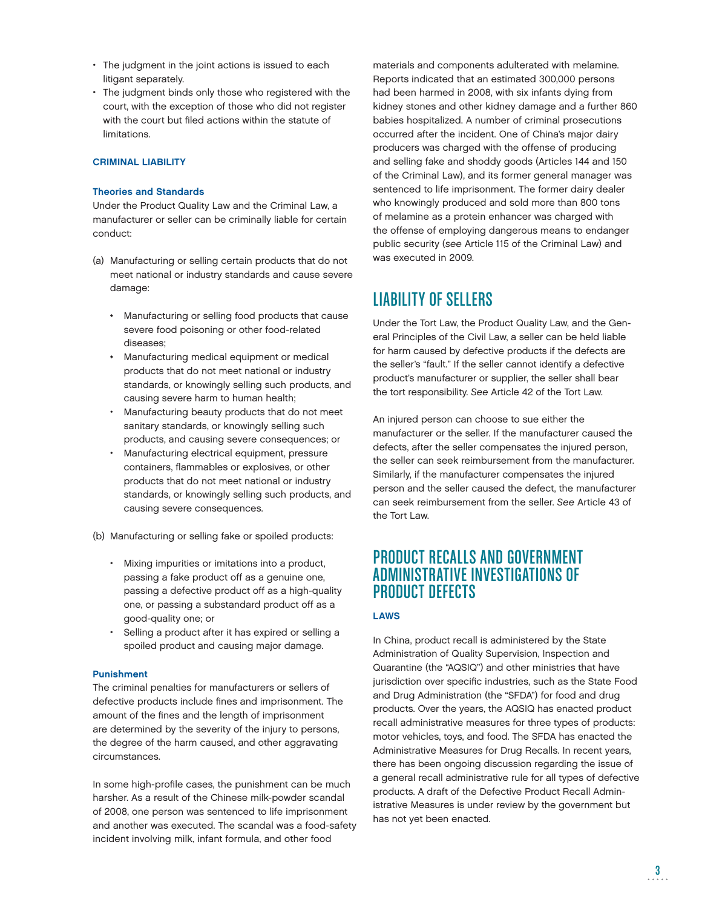- The judgment in the joint actions is issued to each litigant separately.
- The judgment binds only those who registered with the court, with the exception of those who did not register with the court but filed actions within the statute of limitations.

### CRIMINAL LIABILITY

#### Theories and Standards

Under the Product Quality Law and the Criminal Law, a manufacturer or seller can be criminally liable for certain conduct:

(a) Manufacturing or selling certain products that do not meet national or industry standards and cause severe damage:

- Manufacturing or selling food products that cause severe food poisoning or other food-related diseases;
- Manufacturing medical equipment or medical products that do not meet national or industry standards, or knowingly selling such products, and causing severe harm to human health;
- Manufacturing beauty products that do not meet sanitary standards, or knowingly selling such products, and causing severe consequences; or
- Manufacturing electrical equipment, pressure containers, flammables or explosives, or other products that do not meet national or industry standards, or knowingly selling such products, and causing severe consequences.

(b) Manufacturing or selling fake or spoiled products:

- Mixing impurities or imitations into a product, passing a fake product off as a genuine one, passing a defective product off as a high-quality one, or passing a substandard product off as a good-quality one; or
- Selling a product after it has expired or selling a spoiled product and causing major damage.

#### Punishment

The criminal penalties for manufacturers or sellers of defective products include fines and imprisonment. The amount of the fines and the length of imprisonment are determined by the severity of the injury to persons, the degree of the harm caused, and other aggravating circumstances.

In some high-profile cases, the punishment can be much harsher. As a result of the Chinese milk-powder scandal of 2008, one person was sentenced to life imprisonment and another was executed. The scandal was a food-safety incident involving milk, infant formula, and other food materials and components adulterated with melamine. Reports indicated that an estimated 300,000 persons had been harmed in 2008, with six infants dying from kidney stones and other kidney damage and a further 860 babies hospitalized. A number of criminal prosecutions occurred after the incident. One of China's major dairy producers was charged with the offense of producing and selling fake and shoddy goods (Articles 144 and 150 of the Criminal Law), and its former general manager was sentenced to life imprisonment. The former dairy dealer who knowingly produced and sold more than 800 tons of melamine as a protein enhancer was charged with the offense of employing dangerous means to endanger public security (*see* Article 115 of the Criminal Law) and was executed in 2009.

## LIABILITY OF SELLERS

Under the Tort Law, the Product Quality Law, and the General Principles of the Civil Law, a seller can be held liable for harm caused by defective products if the defects are the seller's "fault." If the seller cannot identify a defective product's manufacturer or supplier, the seller shall bear the tort responsibility. *See* Article 42 of the Tort Law.

An injured person can choose to sue either the manufacturer or the seller. If the manufacturer caused the defects, after the seller compensates the injured person, the seller can seek reimbursement from the manufacturer. Similarly, if the manufacturer compensates the injured person and the seller caused the defect, the manufacturer can seek reimbursement from the seller. *See* Article 43 of the Tort Law.

## PRODUCT RECALLS AND GOVERNMENT ADMINISTRATIVE INVESTIGATIONS OF PRODUCT DEFECTS

### LAWS

In China, product recall is administered by the State Administration of Quality Supervision, Inspection and Quarantine (the "AQSIQ") and other ministries that have jurisdiction over specific industries, such as the State Food and Drug Administration (the "SFDA") for food and drug products. Over the years, the AQSIQ has enacted product recall administrative measures for three types of products: motor vehicles, toys, and food. The SFDA has enacted the Administrative Measures for Drug Recalls. In recent years, there has been ongoing discussion regarding the issue of a general recall administrative rule for all types of defective products. A draft of the Defective Product Recall Administrative Measures is under review by the government but has not yet been enacted.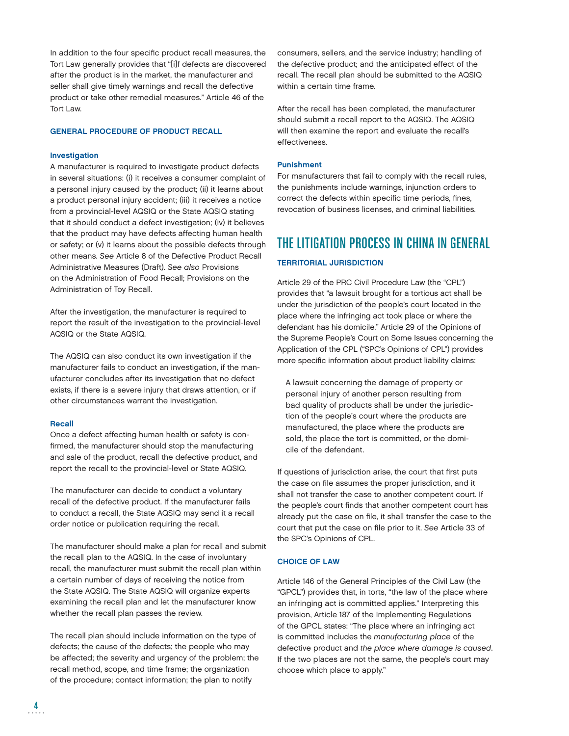In addition to the four specific product recall measures, the Tort Law generally provides that "[i]f defects are discovered after the product is in the market, the manufacturer and seller shall give timely warnings and recall the defective product or take other remedial measures." Article 46 of the Tort Law.

### GENERAL PROCEDURE OF PRODUCT RECALL

#### Investigation

A manufacturer is required to investigate product defects in several situations: (i) it receives a consumer complaint of a personal injury caused by the product; (ii) it learns about a product personal injury accident; (iii) it receives a notice from a provincial-level AQSIQ or the State AQSIQ stating that it should conduct a defect investigation; (iv) it believes that the product may have defects affecting human health or safety; or (v) it learns about the possible defects through other means. *See* Article 8 of the Defective Product Recall Administrative Measures (Draft). *See also* Provisions on the Administration of Food Recall; Provisions on the Administration of Toy Recall.

After the investigation, the manufacturer is required to report the result of the investigation to the provincial-level AQSIQ or the State AQSIQ.

The AQSIQ can also conduct its own investigation if the manufacturer fails to conduct an investigation, if the manufacturer concludes after its investigation that no defect exists, if there is a severe injury that draws attention, or if other circumstances warrant the investigation.

#### Recall

Once a defect affecting human health or safety is confirmed, the manufacturer should stop the manufacturing and sale of the product, recall the defective product, and report the recall to the provincial-level or State AQSIQ.

The manufacturer can decide to conduct a voluntary recall of the defective product. If the manufacturer fails to conduct a recall, the State AQSIQ may send it a recall order notice or publication requiring the recall.

The manufacturer should make a plan for recall and submit the recall plan to the AQSIQ. In the case of involuntary recall, the manufacturer must submit the recall plan within a certain number of days of receiving the notice from the State AQSIQ. The State AQSIQ will organize experts examining the recall plan and let the manufacturer know whether the recall plan passes the review.

The recall plan should include information on the type of defects; the cause of the defects; the people who may be affected; the severity and urgency of the problem; the recall method, scope, and time frame; the organization of the procedure; contact information; the plan to notify consumers, sellers, and the service industry; handling of the defective product; and the anticipated effect of the recall. The recall plan should be submitted to the AQSIQ within a certain time frame.

After the recall has been completed, the manufacturer should submit a recall report to the AQSIQ. The AQSIQ will then examine the report and evaluate the recall's effectiveness.

#### Punishment

For manufacturers that fail to comply with the recall rules, the punishments include warnings, injunction orders to correct the defects within specific time periods, fines, revocation of business licenses, and criminal liabilities.

## THE LITIGATION PROCESS IN CHINA IN GENERAL

### TERRITORIAL JURISDICTION

Article 29 of the PRC Civil Procedure Law (the "CPL") provides that "a lawsuit brought for a tortious act shall be under the jurisdiction of the people's court located in the place where the infringing act took place or where the defendant has his domicile." Article 29 of the Opinions of the Supreme People's Court on Some Issues concerning the Application of the CPL ("SPC's Opinions of CPL") provides more specific information about product liability claims:

> A lawsuit concerning the damage of property or personal injury of another person resulting from bad quality of products shall be under the jurisdiction of the people's court where the products are manufactured, the place where the products are sold, the place the tort is committed, or the domicile of the defendant.

If questions of jurisdiction arise, the court that first puts the case on file assumes the proper jurisdiction, and it shall not transfer the case to another competent court. If the people's court finds that another competent court has already put the case on file, it shall transfer the case to the court that put the case on file prior to it. *See* Article 33 of the SPC's Opinions of CPL.

### CHOICE OF LAW

Article 146 of the General Principles of the Civil Law (the "GPCL") provides that, in torts, "the law of the place where an infringing act is committed applies." Interpreting this provision, Article 187 of the Implementing Regulations of the GPCL states: "The place where an infringing act is committed includes the *manufacturing place* of the defective product and *the place where damage is caused*. If the two places are not the same, the people's court may choose which place to apply."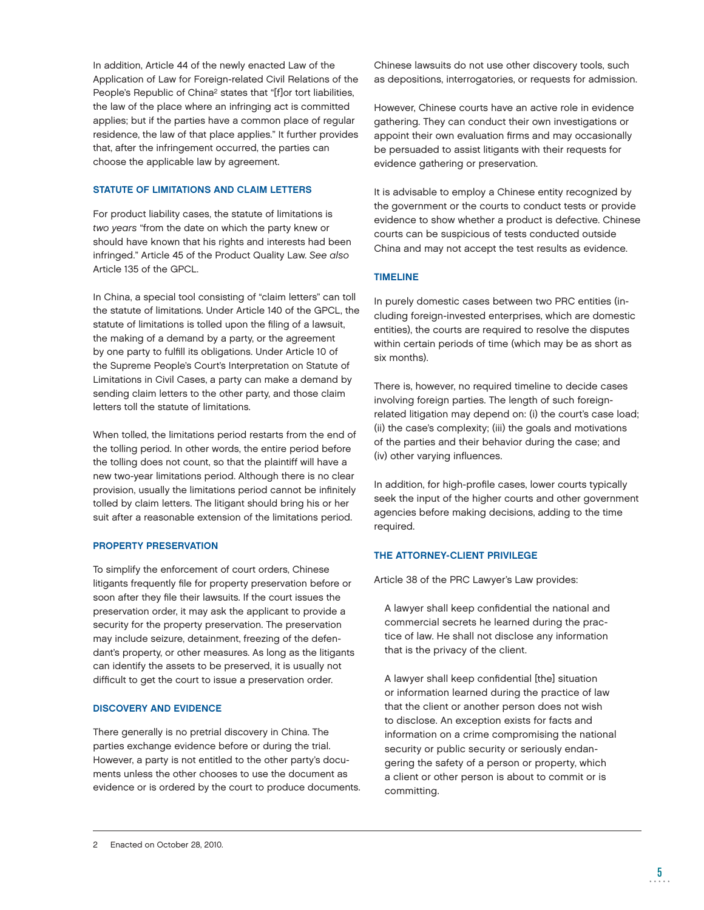In addition, Article 44 of the newly enacted Law of the Application of Law for Foreign-related Civil Relations of the People's Republic of China[2] states that "[f]or tort liabilities, the law of the place where an infringing act is committed applies; but if the parties have a common place of regular residence, the law of that place applies." It further provides that, after the infringement occurred, the parties can choose the applicable law by agreement.

### STATUTE OF LIMITATIONS AND CLAIM LETTERS

For product liability cases, the statute of limitations is *two years* "from the date on which the party knew or should have known that his rights and interests had been infringed." Article 45 of the Product Quality Law. *See also* Article 135 of the GPCL.

In China, a special tool consisting of "claim letters" can toll the statute of limitations. Under Article 140 of the GPCL, the statute of limitations is tolled upon the filing of a lawsuit, the making of a demand by a party, or the agreement by one party to fulfill its obligations. Under Article 10 of the Supreme People's Court's Interpretation on Statute of Limitations in Civil Cases, a party can make a demand by sending claim letters to the other party, and those claim letters toll the statute of limitations.

When tolled, the limitations period restarts from the end of the tolling period. In other words, the entire period before the tolling does not count, so that the plaintiff will have a new two-year limitations period. Although there is no clear provision, usually the limitations period cannot be infinitely tolled by claim letters. The litigant should bring his or her suit after a reasonable extension of the limitations period.

### PROPERTY PRESERVATION

To simplify the enforcement of court orders, Chinese litigants frequently file for property preservation before or soon after they file their lawsuits. If the court issues the preservation order, it may ask the applicant to provide a security for the property preservation. The preservation may include seizure, detainment, freezing of the defendant's property, or other measures. As long as the litigants can identify the assets to be preserved, it is usually not difficult to get the court to issue a preservation order.

### DISCOVERY AND EVIDENCE

There generally is no pretrial discovery in China. The parties exchange evidence before or during the trial. However, a party is not entitled to the other party's documents unless the other chooses to use the document as evidence or is ordered by the court to produce documents. Chinese lawsuits do not use other discovery tools, such as depositions, interrogatories, or requests for admission.

However, Chinese courts have an active role in evidence gathering. They can conduct their own investigations or appoint their own evaluation firms and may occasionally be persuaded to assist litigants with their requests for evidence gathering or preservation.

It is advisable to employ a Chinese entity recognized by the government or the courts to conduct tests or provide evidence to show whether a product is defective. Chinese courts can be suspicious of tests conducted outside China and may not accept the test results as evidence.

### TIMELINE

In purely domestic cases between two PRC entities (including foreign-invested enterprises, which are domestic entities), the courts are required to resolve the disputes within certain periods of time (which may be as short as six months).

There is, however, no required timeline to decide cases involving foreign parties. The length of such foreign-related litigation may depend on: (i) the court's case load; (ii) the case's complexity; (iii) the goals and motivations of the parties and their behavior during the case; and (iv) other varying influences.

In addition, for high-profile cases, lower courts typically seek the input of the higher courts and other government agencies before making decisions, adding to the time required.

### THE ATTORNEY-CLIENT PRIVILEGE

Article 38 of the PRC Lawyer's Law provides:

> A lawyer shall keep confidential the national and commercial secrets he learned during the practice of law. He shall not disclose any information that is the privacy of the client.
>
> A lawyer shall keep confidential [the] situation or information learned during the practice of law that the client or another person does not wish to disclose. An exception exists for facts and information on a crime compromising the national security or public security or seriously endangering the safety of a person or property, which a client or other person is about to commit or is committing.

---

[2] Enacted on October 28, 2010.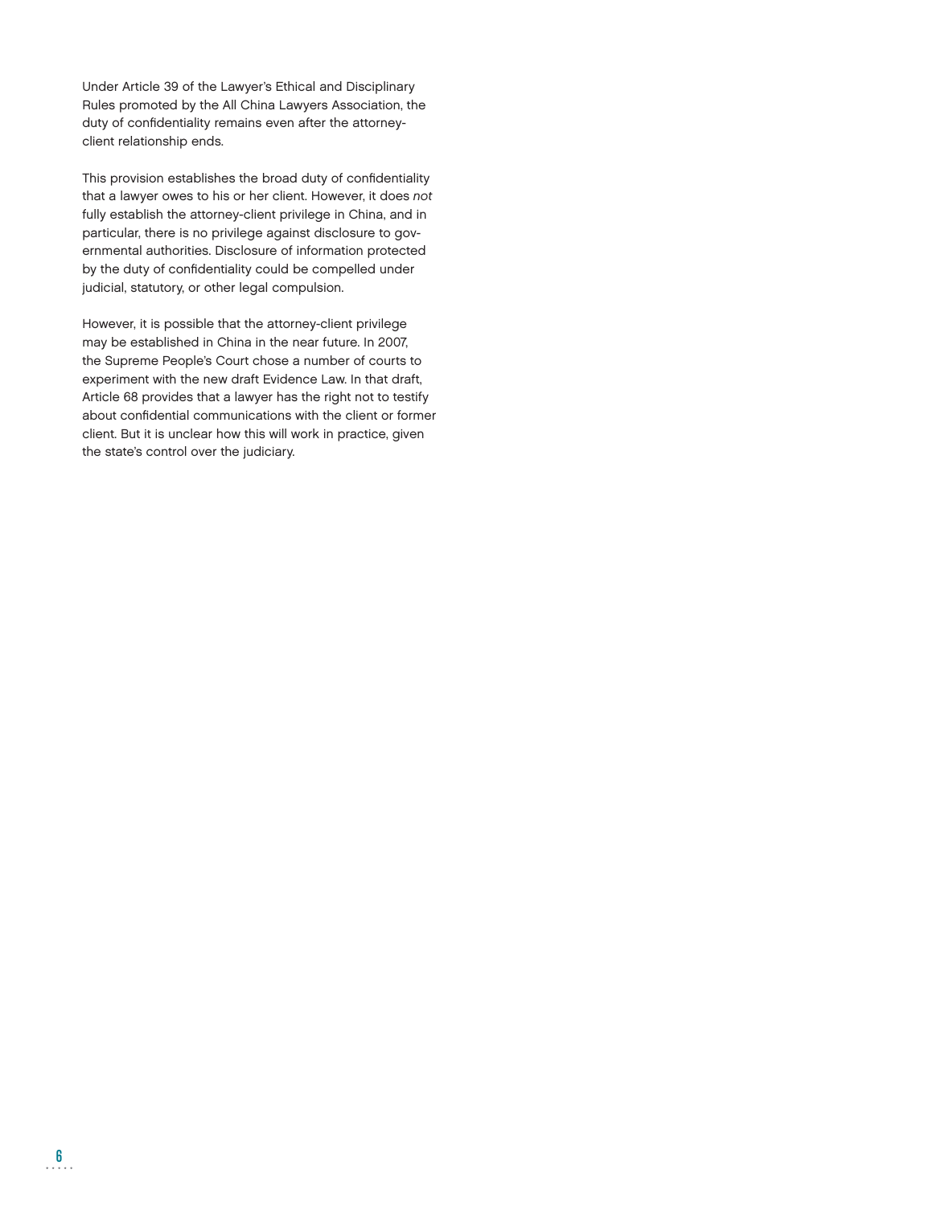Under Article 39 of the Lawyer's Ethical and Disciplinary Rules promoted by the All China Lawyers Association, the duty of confidentiality remains even after the attorney-client relationship ends.

This provision establishes the broad duty of confidentiality that a lawyer owes to his or her client. However, it does *not* fully establish the attorney-client privilege in China, and in particular, there is no privilege against disclosure to governmental authorities. Disclosure of information protected by the duty of confidentiality could be compelled under judicial, statutory, or other legal compulsion.

However, it is possible that the attorney-client privilege may be established in China in the near future. In 2007, the Supreme People's Court chose a number of courts to experiment with the new draft Evidence Law. In that draft, Article 68 provides that a lawyer has the right not to testify about confidential communications with the client or former client. But it is unclear how this will work in practice, given the state's control over the judiciary.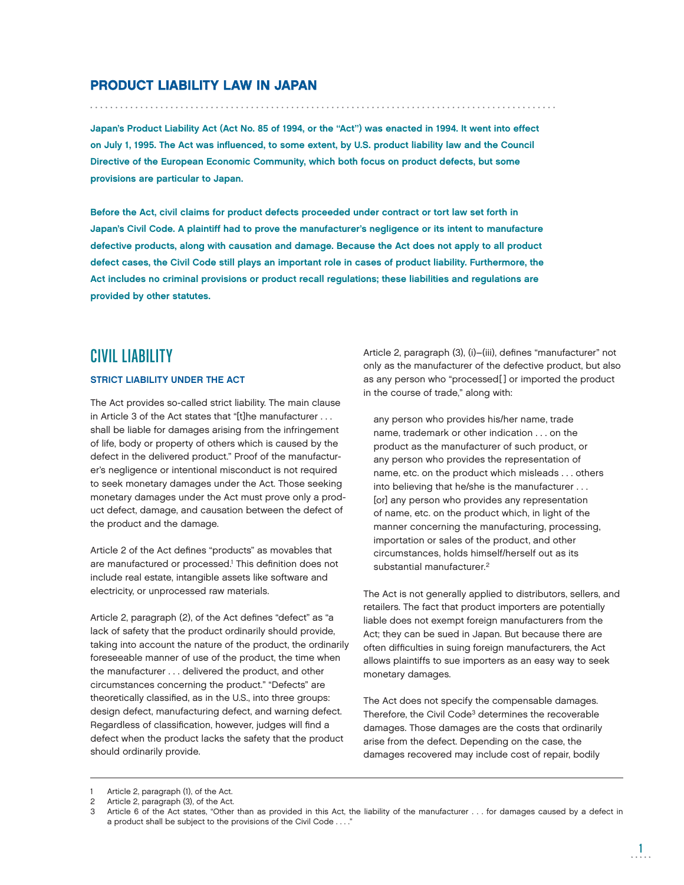## PRODUCT LIABILITY LAW IN JAPAN

**Japan's Product Liability Act (Act No. 85 of 1994, or the "Act") was enacted in 1994. It went into effect on July 1, 1995. The Act was influenced, to some extent, by U.S. product liability law and the Council Directive of the European Economic Community, which both focus on product defects, but some provisions are particular to Japan.**

**Before the Act, civil claims for product defects proceeded under contract or tort law set forth in Japan's Civil Code. A plaintiff had to prove the manufacturer's negligence or its intent to manufacture defective products, along with causation and damage. Because the Act does not apply to all product defect cases, the Civil Code still plays an important role in cases of product liability. Furthermore, the Act includes no criminal provisions or product recall regulations; these liabilities and regulations are provided by other statutes.**

## CIVIL LIABILITY

### STRICT LIABILITY UNDER THE ACT

The Act provides so-called strict liability. The main clause in Article 3 of the Act states that "[t]he manufacturer . . . shall be liable for damages arising from the infringement of life, body or property of others which is caused by the defect in the delivered product." Proof of the manufacturer's negligence or intentional misconduct is not required to seek monetary damages under the Act. Those seeking monetary damages under the Act must prove only a product defect, damage, and causation between the defect of the product and the damage.

Article 2 of the Act defines "products" as movables that are manufactured or processed.[1] This definition does not include real estate, intangible assets like software and electricity, or unprocessed raw materials.

Article 2, paragraph (2), of the Act defines "defect" as "a lack of safety that the product ordinarily should provide, taking into account the nature of the product, the ordinarily foreseeable manner of use of the product, the time when the manufacturer . . . delivered the product, and other circumstances concerning the product." "Defects" are theoretically classified, as in the U.S., into three groups: design defect, manufacturing defect, and warning defect. Regardless of classification, however, judges will find a defect when the product lacks the safety that the product should ordinarily provide.

Article 2, paragraph (3), (i)–(iii), defines "manufacturer" not only as the manufacturer of the defective product, but also as any person who "processed[ ] or imported the product in the course of trade," along with:

> any person who provides his/her name, trade name, trademark or other indication . . . on the product as the manufacturer of such product, or any person who provides the representation of name, etc. on the product which misleads . . . others into believing that he/she is the manufacturer . . . [or] any person who provides any representation of name, etc. on the product which, in light of the manner concerning the manufacturing, processing, importation or sales of the product, and other circumstances, holds himself/herself out as its substantial manufacturer.[2]

The Act is not generally applied to distributors, sellers, and retailers. The fact that product importers are potentially liable does not exempt foreign manufacturers from the Act; they can be sued in Japan. But because there are often difficulties in suing foreign manufacturers, the Act allows plaintiffs to sue importers as an easy way to seek monetary damages.

The Act does not specify the compensable damages. Therefore, the Civil Code[3] determines the recoverable damages. Those damages are the costs that ordinarily arise from the defect. Depending on the case, the damages recovered may include cost of repair, bodily

---

1 Article 2, paragraph (1), of the Act.

2 Article 2, paragraph (3), of the Act.

3 Article 6 of the Act states, "Other than as provided in this Act, the liability of the manufacturer . . . for damages caused by a defect in a product shall be subject to the provisions of the Civil Code . . . ."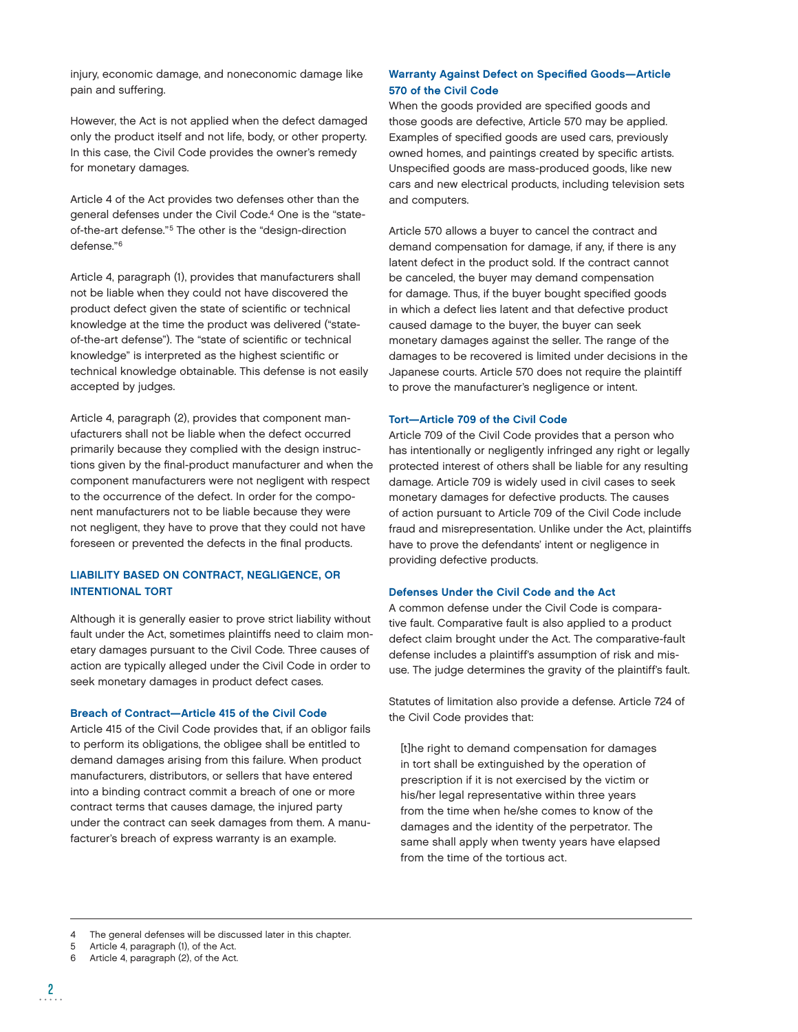injury, economic damage, and noneconomic damage like pain and suffering.

However, the Act is not applied when the defect damaged only the product itself and not life, body, or other property. In this case, the Civil Code provides the owner's remedy for monetary damages.

Article 4 of the Act provides two defenses other than the general defenses under the Civil Code.[4] One is the "state-of-the-art defense."[5] The other is the "design-direction defense."[6]

Article 4, paragraph (1), provides that manufacturers shall not be liable when they could not have discovered the product defect given the state of scientific or technical knowledge at the time the product was delivered ("state-of-the-art defense"). The "state of scientific or technical knowledge" is interpreted as the highest scientific or technical knowledge obtainable. This defense is not easily accepted by judges.

Article 4, paragraph (2), provides that component manufacturers shall not be liable when the defect occurred primarily because they complied with the design instructions given by the final-product manufacturer and when the component manufacturers were not negligent with respect to the occurrence of the defect. In order for the component manufacturers not to be liable because they were not negligent, they have to prove that they could not have foreseen or prevented the defects in the final products.

## LIABILITY BASED ON CONTRACT, NEGLIGENCE, OR INTENTIONAL TORT

Although it is generally easier to prove strict liability without fault under the Act, sometimes plaintiffs need to claim monetary damages pursuant to the Civil Code. Three causes of action are typically alleged under the Civil Code in order to seek monetary damages in product defect cases.

### Breach of Contract—Article 415 of the Civil Code

Article 415 of the Civil Code provides that, if an obligor fails to perform its obligations, the obligee shall be entitled to demand damages arising from this failure. When product manufacturers, distributors, or sellers that have entered into a binding contract commit a breach of one or more contract terms that causes damage, the injured party under the contract can seek damages from them. A manufacturer's breach of express warranty is an example.

### Warranty Against Defect on Specified Goods—Article 570 of the Civil Code

When the goods provided are specified goods and those goods are defective, Article 570 may be applied. Examples of specified goods are used cars, previously owned homes, and paintings created by specific artists. Unspecified goods are mass-produced goods, like new cars and new electrical products, including television sets and computers.

Article 570 allows a buyer to cancel the contract and demand compensation for damage, if any, if there is any latent defect in the product sold. If the contract cannot be canceled, the buyer may demand compensation for damage. Thus, if the buyer bought specified goods in which a defect lies latent and that defective product caused damage to the buyer, the buyer can seek monetary damages against the seller. The range of the damages to be recovered is limited under decisions in the Japanese courts. Article 570 does not require the plaintiff to prove the manufacturer's negligence or intent.

### Tort—Article 709 of the Civil Code

Article 709 of the Civil Code provides that a person who has intentionally or negligently infringed any right or legally protected interest of others shall be liable for any resulting damage. Article 709 is widely used in civil cases to seek monetary damages for defective products. The causes of action pursuant to Article 709 of the Civil Code include fraud and misrepresentation. Unlike under the Act, plaintiffs have to prove the defendants' intent or negligence in providing defective products.

### Defenses Under the Civil Code and the Act

A common defense under the Civil Code is comparative fault. Comparative fault is also applied to a product defect claim brought under the Act. The comparative-fault defense includes a plaintiff's assumption of risk and misuse. The judge determines the gravity of the plaintiff's fault.

Statutes of limitation also provide a defense. Article 724 of the Civil Code provides that:

> [t]he right to demand compensation for damages in tort shall be extinguished by the operation of prescription if it is not exercised by the victim or his/her legal representative within three years from the time when he/she comes to know of the damages and the identity of the perpetrator. The same shall apply when twenty years have elapsed from the time of the tortious act.

---

4 The general defenses will be discussed later in this chapter.
5 Article 4, paragraph (1), of the Act.
6 Article 4, paragraph (2), of the Act.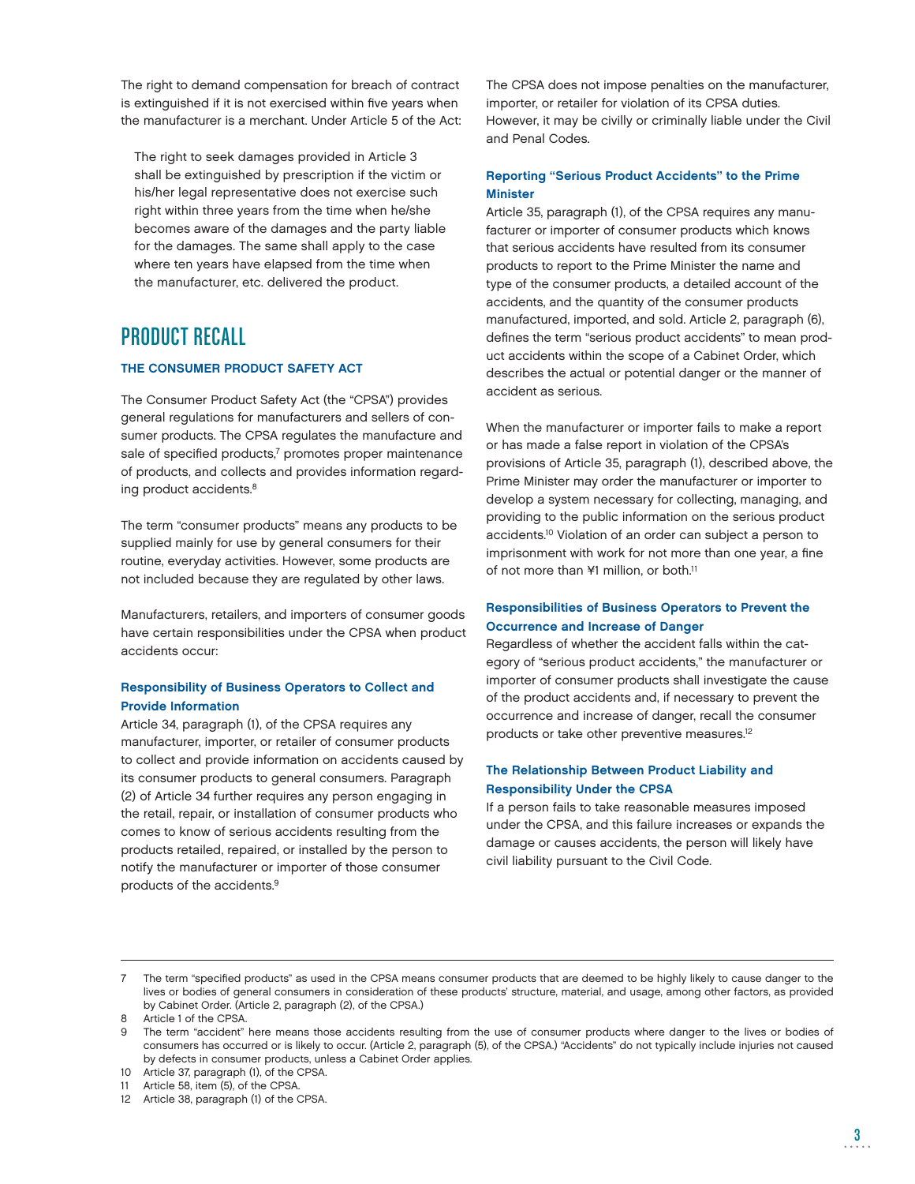The right to demand compensation for breach of contract is extinguished if it is not exercised within five years when the manufacturer is a merchant. Under Article 5 of the Act:

> The right to seek damages provided in Article 3 shall be extinguished by prescription if the victim or his/her legal representative does not exercise such right within three years from the time when he/she becomes aware of the damages and the party liable for the damages. The same shall apply to the case where ten years have elapsed from the time when the manufacturer, etc. delivered the product.

## PRODUCT RECALL

### THE CONSUMER PRODUCT SAFETY ACT

The Consumer Product Safety Act (the "CPSA") provides general regulations for manufacturers and sellers of consumer products. The CPSA regulates the manufacture and sale of specified products,[7] promotes proper maintenance of products, and collects and provides information regarding product accidents.[8]

The term "consumer products" means any products to be supplied mainly for use by general consumers for their routine, everyday activities. However, some products are not included because they are regulated by other laws.

Manufacturers, retailers, and importers of consumer goods have certain responsibilities under the CPSA when product accidents occur:

#### Responsibility of Business Operators to Collect and Provide Information

Article 34, paragraph (1), of the CPSA requires any manufacturer, importer, or retailer of consumer products to collect and provide information on accidents caused by its consumer products to general consumers. Paragraph (2) of Article 34 further requires any person engaging in the retail, repair, or installation of consumer products who comes to know of serious accidents resulting from the products retailed, repaired, or installed by the person to notify the manufacturer or importer of those consumer products of the accidents.[9]

The CPSA does not impose penalties on the manufacturer, importer, or retailer for violation of its CPSA duties. However, it may be civilly or criminally liable under the Civil and Penal Codes.

#### Reporting "Serious Product Accidents" to the Prime Minister

Article 35, paragraph (1), of the CPSA requires any manufacturer or importer of consumer products which knows that serious accidents have resulted from its consumer products to report to the Prime Minister the name and type of the consumer products, a detailed account of the accidents, and the quantity of the consumer products manufactured, imported, and sold. Article 2, paragraph (6), defines the term "serious product accidents" to mean product accidents within the scope of a Cabinet Order, which describes the actual or potential danger or the manner of accident as serious.

When the manufacturer or importer fails to make a report or has made a false report in violation of the CPSA's provisions of Article 35, paragraph (1), described above, the Prime Minister may order the manufacturer or importer to develop a system necessary for collecting, managing, and providing to the public information on the serious product accidents.[10] Violation of an order can subject a person to imprisonment with work for not more than one year, a fine of not more than ¥1 million, or both.[11]

#### Responsibilities of Business Operators to Prevent the Occurrence and Increase of Danger

Regardless of whether the accident falls within the category of "serious product accidents," the manufacturer or importer of consumer products shall investigate the cause of the product accidents and, if necessary to prevent the occurrence and increase of danger, recall the consumer products or take other preventive measures.[12]

#### The Relationship Between Product Liability and Responsibility Under the CPSA

If a person fails to take reasonable measures imposed under the CPSA, and this failure increases or expands the damage or causes accidents, the person will likely have civil liability pursuant to the Civil Code.

---

7 The term "specified products" as used in the CPSA means consumer products that are deemed to be highly likely to cause danger to the lives or bodies of general consumers in consideration of these products' structure, material, and usage, among other factors, as provided by Cabinet Order. (Article 2, paragraph (2), of the CPSA.)

8 Article 1 of the CPSA.

9 The term "accident" here means those accidents resulting from the use of consumer products where danger to the lives or bodies of consumers has occurred or is likely to occur. (Article 2, paragraph (5), of the CPSA.) "Accidents" do not typically include injuries not caused by defects in consumer products, unless a Cabinet Order applies.

10 Article 37, paragraph (1), of the CPSA.

11 Article 58, item (5), of the CPSA.

12 Article 38, paragraph (1) of the CPSA.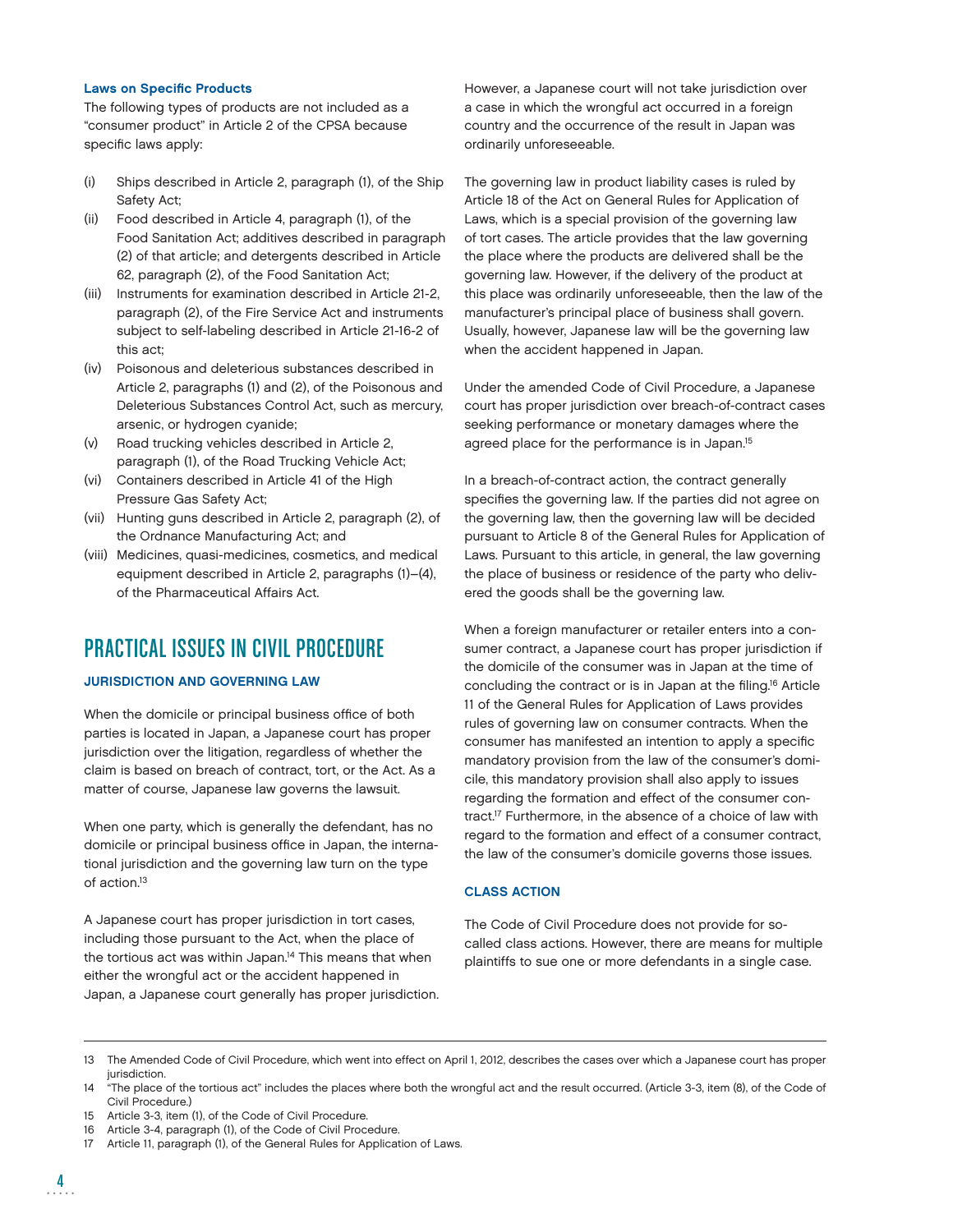### Laws on Specific Products

The following types of products are not included as a "consumer product" in Article 2 of the CPSA because specific laws apply:

(i) Ships described in Article 2, paragraph (1), of the Ship Safety Act;
(ii) Food described in Article 4, paragraph (1), of the Food Sanitation Act; additives described in paragraph (2) of that article; and detergents described in Article 62, paragraph (2), of the Food Sanitation Act;
(iii) Instruments for examination described in Article 21-2, paragraph (2), of the Fire Service Act and instruments subject to self-labeling described in Article 21-16-2 of this act;
(iv) Poisonous and deleterious substances described in Article 2, paragraphs (1) and (2), of the Poisonous and Deleterious Substances Control Act, such as mercury, arsenic, or hydrogen cyanide;
(v) Road trucking vehicles described in Article 2, paragraph (1), of the Road Trucking Vehicle Act;
(vi) Containers described in Article 41 of the High Pressure Gas Safety Act;
(vii) Hunting guns described in Article 2, paragraph (2), of the Ordnance Manufacturing Act; and
(viii) Medicines, quasi-medicines, cosmetics, and medical equipment described in Article 2, paragraphs (1)–(4), of the Pharmaceutical Affairs Act.

## PRACTICAL ISSUES IN CIVIL PROCEDURE

### JURISDICTION AND GOVERNING LAW

When the domicile or principal business office of both parties is located in Japan, a Japanese court has proper jurisdiction over the litigation, regardless of whether the claim is based on breach of contract, tort, or the Act. As a matter of course, Japanese law governs the lawsuit.

When one party, which is generally the defendant, has no domicile or principal business office in Japan, the international jurisdiction and the governing law turn on the type of action.[13]

A Japanese court has proper jurisdiction in tort cases, including those pursuant to the Act, when the place of the tortious act was within Japan.[14] This means that when either the wrongful act or the accident happened in Japan, a Japanese court generally has proper jurisdiction. However, a Japanese court will not take jurisdiction over a case in which the wrongful act occurred in a foreign country and the occurrence of the result in Japan was ordinarily unforeseeable.

The governing law in product liability cases is ruled by Article 18 of the Act on General Rules for Application of Laws, which is a special provision of the governing law of tort cases. The article provides that the law governing the place where the products are delivered shall be the governing law. However, if the delivery of the product at this place was ordinarily unforeseeable, then the law of the manufacturer's principal place of business shall govern. Usually, however, Japanese law will be the governing law when the accident happened in Japan.

Under the amended Code of Civil Procedure, a Japanese court has proper jurisdiction over breach-of-contract cases seeking performance or monetary damages where the agreed place for the performance is in Japan.[15]

In a breach-of-contract action, the contract generally specifies the governing law. If the parties did not agree on the governing law, then the governing law will be decided pursuant to Article 8 of the General Rules for Application of Laws. Pursuant to this article, in general, the law governing the place of business or residence of the party who delivered the goods shall be the governing law.

When a foreign manufacturer or retailer enters into a consumer contract, a Japanese court has proper jurisdiction if the domicile of the consumer was in Japan at the time of concluding the contract or is in Japan at the filing.[16] Article 11 of the General Rules for Application of Laws provides rules of governing law on consumer contracts. When the consumer has manifested an intention to apply a specific mandatory provision from the law of the consumer's domicile, this mandatory provision shall also apply to issues regarding the formation and effect of the consumer contract.[17] Furthermore, in the absence of a choice of law with regard to the formation and effect of a consumer contract, the law of the consumer's domicile governs those issues.

### CLASS ACTION

The Code of Civil Procedure does not provide for so-called class actions. However, there are means for multiple plaintiffs to sue one or more defendants in a single case.

---

13 The Amended Code of Civil Procedure, which went into effect on April 1, 2012, describes the cases over which a Japanese court has proper jurisdiction.

14 "The place of the tortious act" includes the places where both the wrongful act and the result occurred. (Article 3-3, item (8), of the Code of Civil Procedure.)

15 Article 3-3, item (1), of the Code of Civil Procedure.

16 Article 3-4, paragraph (1), of the Code of Civil Procedure.

17 Article 11, paragraph (1), of the General Rules for Application of Laws.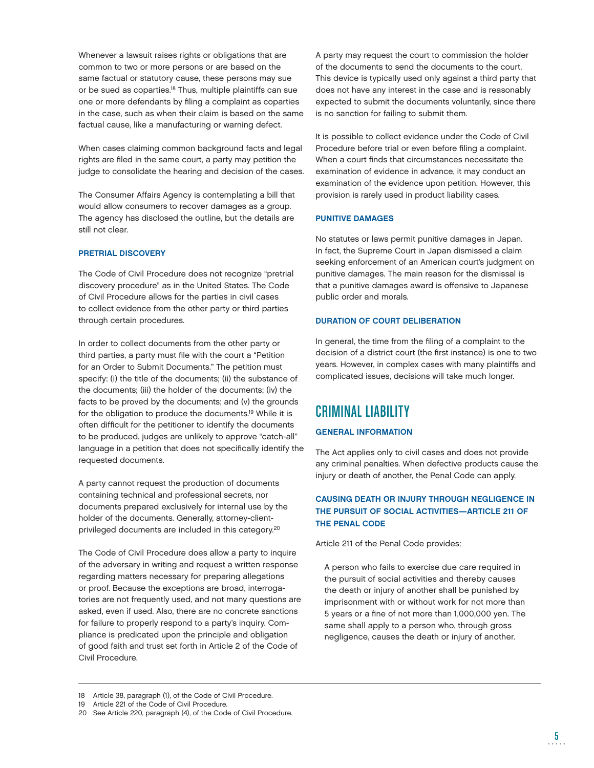Whenever a lawsuit raises rights or obligations that are common to two or more persons or are based on the same factual or statutory cause, these persons may sue or be sued as coparties.[18] Thus, multiple plaintiffs can sue one or more defendants by filing a complaint as coparties in the case, such as when their claim is based on the same factual cause, like a manufacturing or warning defect.

When cases claiming common background facts and legal rights are filed in the same court, a party may petition the judge to consolidate the hearing and decision of the cases.

The Consumer Affairs Agency is contemplating a bill that would allow consumers to recover damages as a group. The agency has disclosed the outline, but the details are still not clear.

### PRETRIAL DISCOVERY

The Code of Civil Procedure does not recognize "pretrial discovery procedure" as in the United States. The Code of Civil Procedure allows for the parties in civil cases to collect evidence from the other party or third parties through certain procedures.

In order to collect documents from the other party or third parties, a party must file with the court a "Petition for an Order to Submit Documents." The petition must specify: (i) the title of the documents; (ii) the substance of the documents; (iii) the holder of the documents; (iv) the facts to be proved by the documents; and (v) the grounds for the obligation to produce the documents.[19] While it is often difficult for the petitioner to identify the documents to be produced, judges are unlikely to approve "catch-all" language in a petition that does not specifically identify the requested documents.

A party cannot request the production of documents containing technical and professional secrets, nor documents prepared exclusively for internal use by the holder of the documents. Generally, attorney-client-privileged documents are included in this category.[20]

The Code of Civil Procedure does allow a party to inquire of the adversary in writing and request a written response regarding matters necessary for preparing allegations or proof. Because the exceptions are broad, interrogatories are not frequently used, and not many questions are asked, even if used. Also, there are no concrete sanctions for failure to properly respond to a party's inquiry. Compliance is predicated upon the principle and obligation of good faith and trust set forth in Article 2 of the Code of Civil Procedure.

A party may request the court to commission the holder of the documents to send the documents to the court. This device is typically used only against a third party that does not have any interest in the case and is reasonably expected to submit the documents voluntarily, since there is no sanction for failing to submit them.

It is possible to collect evidence under the Code of Civil Procedure before trial or even before filing a complaint. When a court finds that circumstances necessitate the examination of evidence in advance, it may conduct an examination of the evidence upon petition. However, this provision is rarely used in product liability cases.

### PUNITIVE DAMAGES

No statutes or laws permit punitive damages in Japan. In fact, the Supreme Court in Japan dismissed a claim seeking enforcement of an American court's judgment on punitive damages. The main reason for the dismissal is that a punitive damages award is offensive to Japanese public order and morals.

### DURATION OF COURT DELIBERATION

In general, the time from the filing of a complaint to the decision of a district court (the first instance) is one to two years. However, in complex cases with many plaintiffs and complicated issues, decisions will take much longer.

## CRIMINAL LIABILITY

### GENERAL INFORMATION

The Act applies only to civil cases and does not provide any criminal penalties. When defective products cause the injury or death of another, the Penal Code can apply.

### CAUSING DEATH OR INJURY THROUGH NEGLIGENCE IN THE PURSUIT OF SOCIAL ACTIVITIES—ARTICLE 211 OF THE PENAL CODE

Article 211 of the Penal Code provides:

> A person who fails to exercise due care required in the pursuit of social activities and thereby causes the death or injury of another shall be punished by imprisonment with or without work for not more than 5 years or a fine of not more than 1,000,000 yen. The same shall apply to a person who, through gross negligence, causes the death or injury of another.

---

18 Article 38, paragraph (1), of the Code of Civil Procedure.
19 Article 221 of the Code of Civil Procedure.
20 See Article 220, paragraph (4), of the Code of Civil Procedure.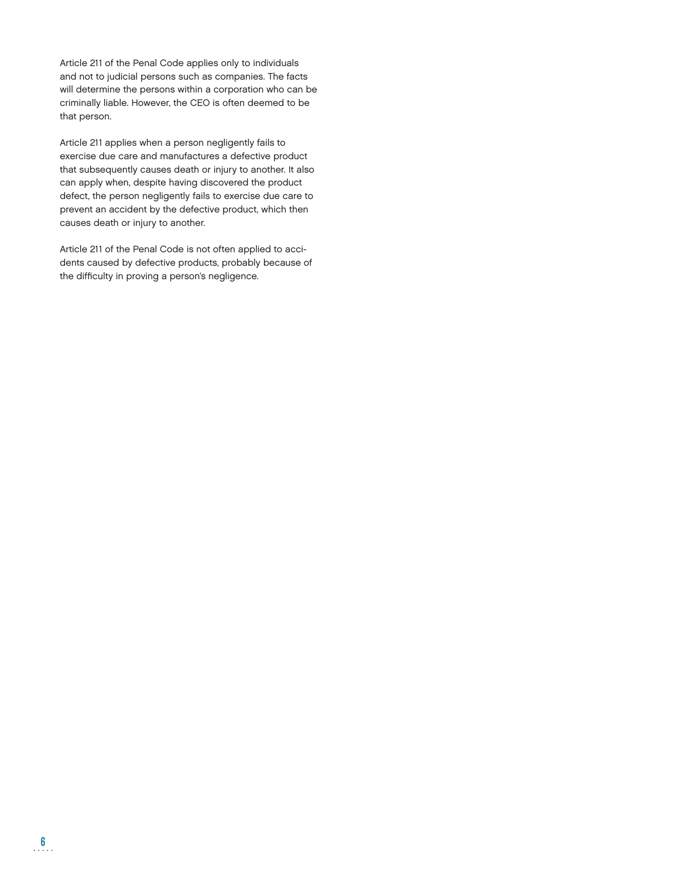Article 211 of the Penal Code applies only to individuals and not to judicial persons such as companies. The facts will determine the persons within a corporation who can be criminally liable. However, the CEO is often deemed to be that person.

Article 211 applies when a person negligently fails to exercise due care and manufactures a defective product that subsequently causes death or injury to another. It also can apply when, despite having discovered the product defect, the person negligently fails to exercise due care to prevent an accident by the defective product, which then causes death or injury to another.

Article 211 of the Penal Code is not often applied to accidents caused by defective products, probably because of the difficulty in proving a person's negligence.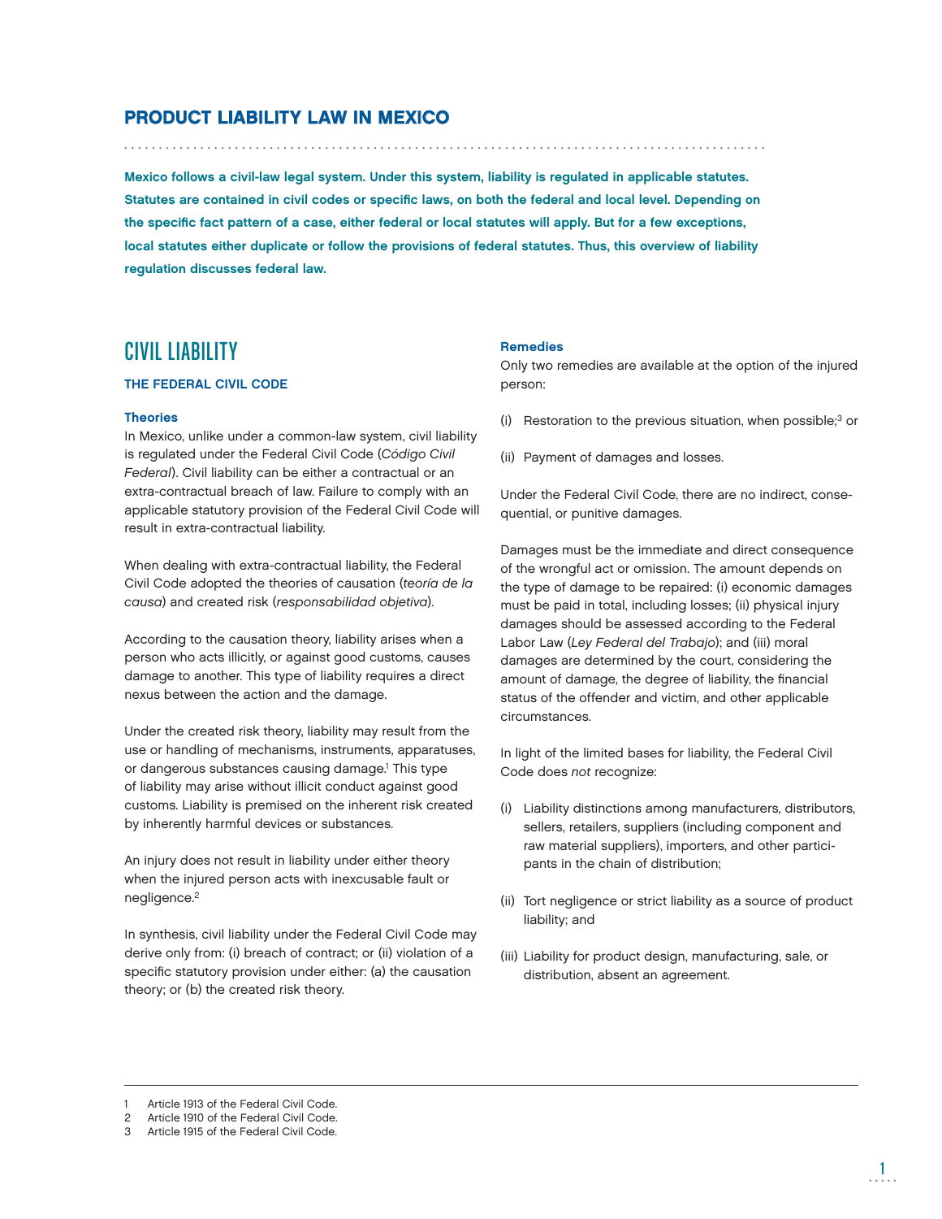# PRODUCT LIABILITY LAW IN MEXICO

**Mexico follows a civil-law legal system. Under this system, liability is regulated in applicable statutes. Statutes are contained in civil codes or specific laws, on both the federal and local level. Depending on the specific fact pattern of a case, either federal or local statutes will apply. But for a few exceptions, local statutes either duplicate or follow the provisions of federal statutes. Thus, this overview of liability regulation discusses federal law.**

## CIVIL LIABILITY

### THE FEDERAL CIVIL CODE

#### Theories

In Mexico, unlike under a common-law system, civil liability is regulated under the Federal Civil Code (*Código Civil Federal*). Civil liability can be either a contractual or an extra-contractual breach of law. Failure to comply with an applicable statutory provision of the Federal Civil Code will result in extra-contractual liability.

When dealing with extra-contractual liability, the Federal Civil Code adopted the theories of causation (*teoría de la causa*) and created risk (*responsabilidad objetiva*).

According to the causation theory, liability arises when a person who acts illicitly, or against good customs, causes damage to another. This type of liability requires a direct nexus between the action and the damage.

Under the created risk theory, liability may result from the use or handling of mechanisms, instruments, apparatuses, or dangerous substances causing damage.[1] This type of liability may arise without illicit conduct against good customs. Liability is premised on the inherent risk created by inherently harmful devices or substances.

An injury does not result in liability under either theory when the injured person acts with inexcusable fault or negligence.[2]

In synthesis, civil liability under the Federal Civil Code may derive only from: (i) breach of contract; or (ii) violation of a specific statutory provision under either: (a) the causation theory; or (b) the created risk theory.

#### Remedies

Only two remedies are available at the option of the injured person:

(i) Restoration to the previous situation, when possible;[3] or

(ii) Payment of damages and losses.

Under the Federal Civil Code, there are no indirect, consequential, or punitive damages.

Damages must be the immediate and direct consequence of the wrongful act or omission. The amount depends on the type of damage to be repaired: (i) economic damages must be paid in total, including losses; (ii) physical injury damages should be assessed according to the Federal Labor Law (*Ley Federal del Trabajo*); and (iii) moral damages are determined by the court, considering the amount of damage, the degree of liability, the financial status of the offender and victim, and other applicable circumstances.

In light of the limited bases for liability, the Federal Civil Code does *not* recognize:

(i) Liability distinctions among manufacturers, distributors, sellers, retailers, suppliers (including component and raw material suppliers), importers, and other participants in the chain of distribution;

(ii) Tort negligence or strict liability as a source of product liability; and

(iii) Liability for product design, manufacturing, sale, or distribution, absent an agreement.

---

1 Article 1913 of the Federal Civil Code.
2 Article 1910 of the Federal Civil Code.
3 Article 1915 of the Federal Civil Code.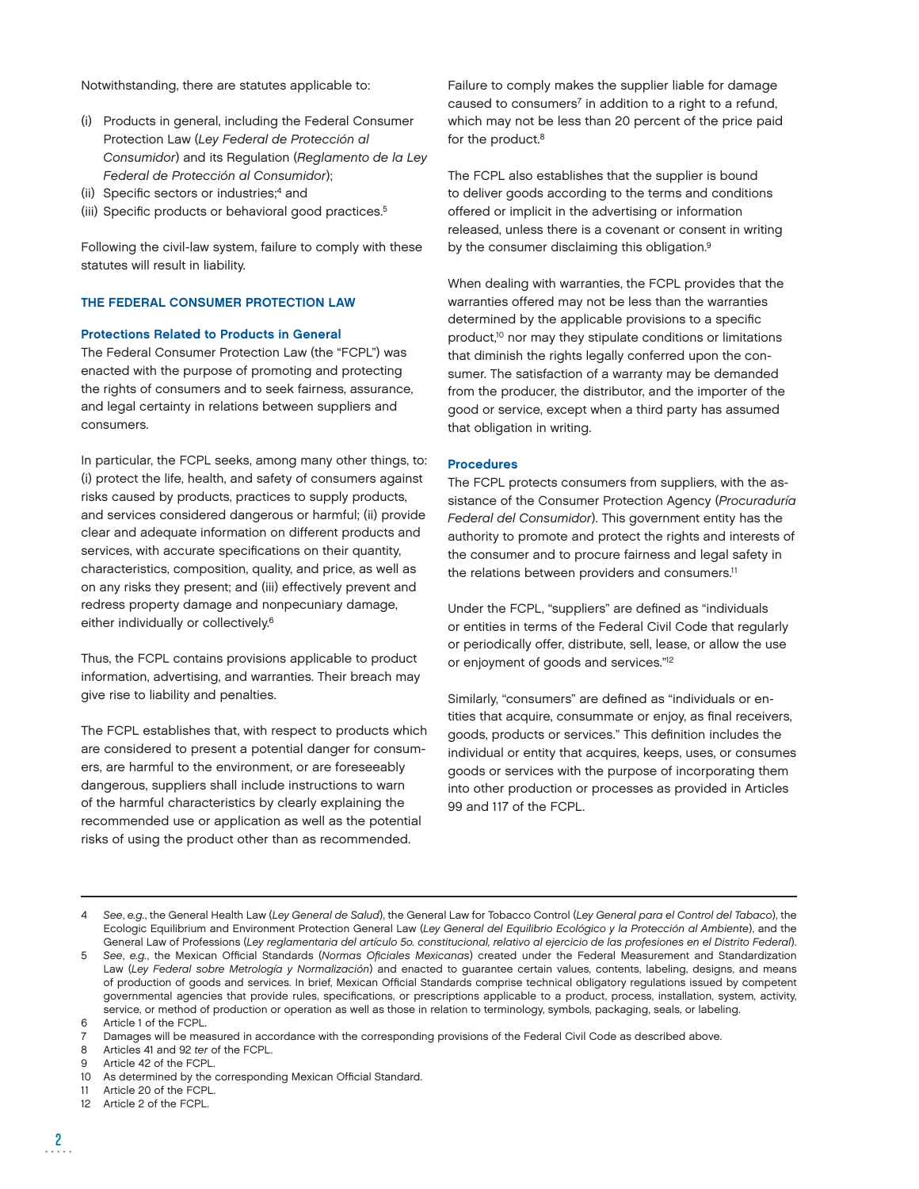Notwithstanding, there are statutes applicable to:

(i) Products in general, including the Federal Consumer Protection Law (*Ley Federal de Protección al Consumidor*) and its Regulation (*Reglamento de la Ley Federal de Protección al Consumidor*);
(ii) Specific sectors or industries;[4] and
(iii) Specific products or behavioral good practices.[5]

Following the civil-law system, failure to comply with these statutes will result in liability.

## THE FEDERAL CONSUMER PROTECTION LAW

### Protections Related to Products in General

The Federal Consumer Protection Law (the "FCPL") was enacted with the purpose of promoting and protecting the rights of consumers and to seek fairness, assurance, and legal certainty in relations between suppliers and consumers.

In particular, the FCPL seeks, among many other things, to: (i) protect the life, health, and safety of consumers against risks caused by products, practices to supply products, and services considered dangerous or harmful; (ii) provide clear and adequate information on different products and services, with accurate specifications on their quantity, characteristics, composition, quality, and price, as well as on any risks they present; and (iii) effectively prevent and redress property damage and nonpecuniary damage, either individually or collectively.[6]

Thus, the FCPL contains provisions applicable to product information, advertising, and warranties. Their breach may give rise to liability and penalties.

The FCPL establishes that, with respect to products which are considered to present a potential danger for consumers, are harmful to the environment, or are foreseeably dangerous, suppliers shall include instructions to warn of the harmful characteristics by clearly explaining the recommended use or application as well as the potential risks of using the product other than as recommended.

Failure to comply makes the supplier liable for damage caused to consumers[7] in addition to a right to a refund, which may not be less than 20 percent of the price paid for the product.[8]

The FCPL also establishes that the supplier is bound to deliver goods according to the terms and conditions offered or implicit in the advertising or information released, unless there is a covenant or consent in writing by the consumer disclaiming this obligation.[9]

When dealing with warranties, the FCPL provides that the warranties offered may not be less than the warranties determined by the applicable provisions to a specific product,[10] nor may they stipulate conditions or limitations that diminish the rights legally conferred upon the consumer. The satisfaction of a warranty may be demanded from the producer, the distributor, and the importer of the good or service, except when a third party has assumed that obligation in writing.

### Procedures

The FCPL protects consumers from suppliers, with the assistance of the Consumer Protection Agency (*Procuraduría Federal del Consumidor*). This government entity has the authority to promote and protect the rights and interests of the consumer and to procure fairness and legal safety in the relations between providers and consumers.[11]

Under the FCPL, "suppliers" are defined as "individuals or entities in terms of the Federal Civil Code that regularly or periodically offer, distribute, sell, lease, or allow the use or enjoyment of goods and services."[12]

Similarly, "consumers" are defined as "individuals or entities that acquire, consummate or enjoy, as final receivers, goods, products or services." This definition includes the individual or entity that acquires, keeps, uses, or consumes goods or services with the purpose of incorporating them into other production or processes as provided in Articles 99 and 117 of the FCPL.

---

4 *See*, *e.g.*, the General Health Law (*Ley General de Salud*), the General Law for Tobacco Control (*Ley General para el Control del Tabaco*), the Ecologic Equilibrium and Environment Protection General Law (*Ley General del Equilibrio Ecológico y la Protección al Ambiente*), and the General Law of Professions (*Ley reglamentaria del artículo 5o. constitucional, relativo al ejercicio de las profesiones en el Distrito Federal*).

5 *See*, *e.g.*, the Mexican Official Standards (*Normas Oficiales Mexicanas*) created under the Federal Measurement and Standardization Law (*Ley Federal sobre Metrología y Normalización*) and enacted to guarantee certain values, contents, labeling, designs, and means of production of goods and services. In brief, Mexican Official Standards comprise technical obligatory regulations issued by competent governmental agencies that provide rules, specifications, or prescriptions applicable to a product, process, installation, system, activity, service, or method of production or operation as well as those in relation to terminology, symbols, packaging, seals, or labeling.

6 Article 1 of the FCPL.

7 Damages will be measured in accordance with the corresponding provisions of the Federal Civil Code as described above.

8 Articles 41 and 92 *ter* of the FCPL.

9 Article 42 of the FCPL.

10 As determined by the corresponding Mexican Official Standard.

11 Article 20 of the FCPL.

12 Article 2 of the FCPL.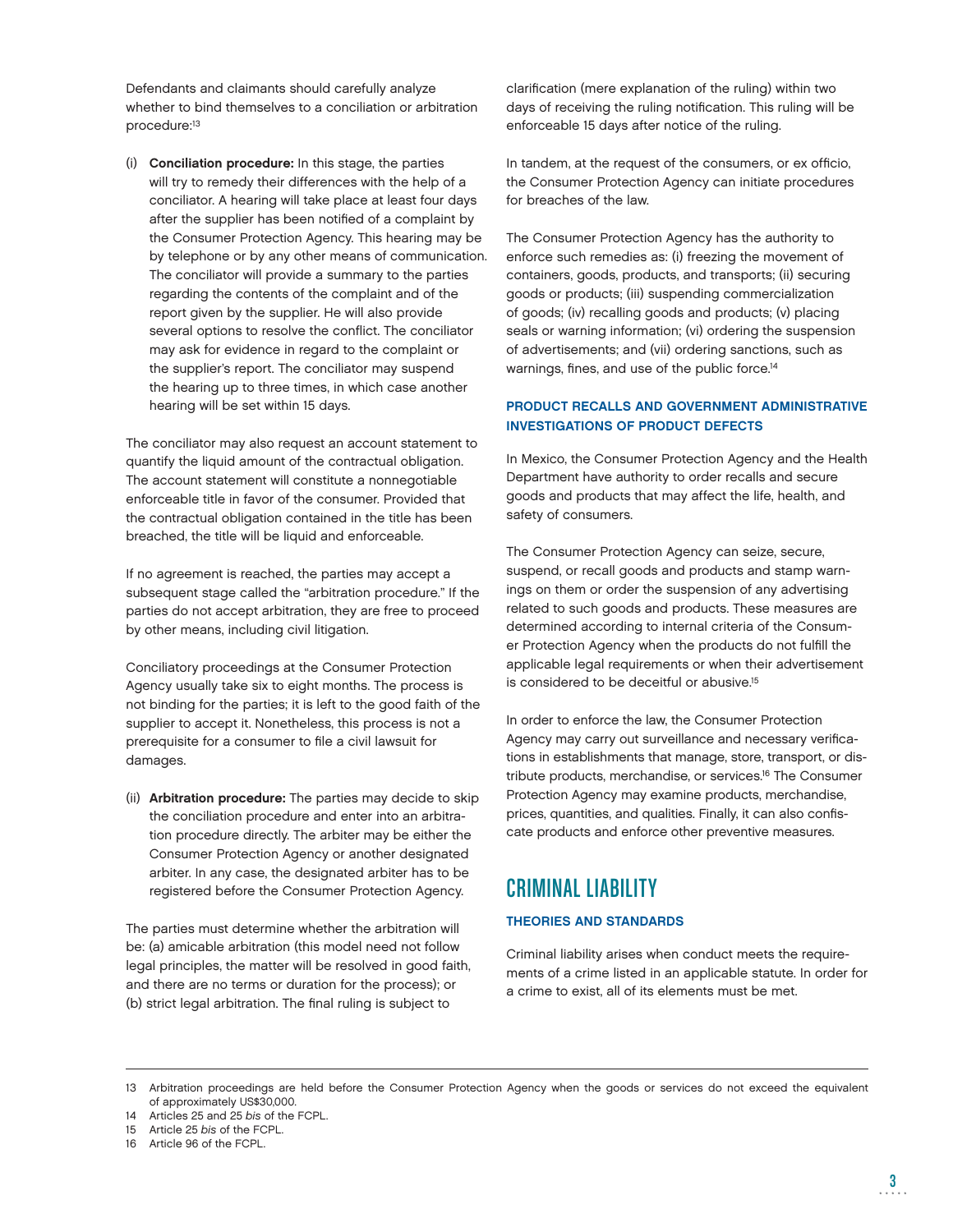Defendants and claimants should carefully analyze whether to bind themselves to a conciliation or arbitration procedure:[13]

(i) **Conciliation procedure:** In this stage, the parties will try to remedy their differences with the help of a conciliator. A hearing will take place at least four days after the supplier has been notified of a complaint by the Consumer Protection Agency. This hearing may be by telephone or by any other means of communication. The conciliator will provide a summary to the parties regarding the contents of the complaint and of the report given by the supplier. He will also provide several options to resolve the conflict. The conciliator may ask for evidence in regard to the complaint or the supplier's report. The conciliator may suspend the hearing up to three times, in which case another hearing will be set within 15 days.

The conciliator may also request an account statement to quantify the liquid amount of the contractual obligation. The account statement will constitute a nonnegotiable enforceable title in favor of the consumer. Provided that the contractual obligation contained in the title has been breached, the title will be liquid and enforceable.

If no agreement is reached, the parties may accept a subsequent stage called the "arbitration procedure." If the parties do not accept arbitration, they are free to proceed by other means, including civil litigation.

Conciliatory proceedings at the Consumer Protection Agency usually take six to eight months. The process is not binding for the parties; it is left to the good faith of the supplier to accept it. Nonetheless, this process is not a prerequisite for a consumer to file a civil lawsuit for damages.

(ii) **Arbitration procedure:** The parties may decide to skip the conciliation procedure and enter into an arbitration procedure directly. The arbiter may be either the Consumer Protection Agency or another designated arbiter. In any case, the designated arbiter has to be registered before the Consumer Protection Agency.

The parties must determine whether the arbitration will be: (a) amicable arbitration (this model need not follow legal principles, the matter will be resolved in good faith, and there are no terms or duration for the process); or (b) strict legal arbitration. The final ruling is subject to clarification (mere explanation of the ruling) within two days of receiving the ruling notification. This ruling will be enforceable 15 days after notice of the ruling.

In tandem, at the request of the consumers, or ex officio, the Consumer Protection Agency can initiate procedures for breaches of the law.

The Consumer Protection Agency has the authority to enforce such remedies as: (i) freezing the movement of containers, goods, products, and transports; (ii) securing goods or products; (iii) suspending commercialization of goods; (iv) recalling goods and products; (v) placing seals or warning information; (vi) ordering the suspension of advertisements; and (vii) ordering sanctions, such as warnings, fines, and use of the public force.[14]

### PRODUCT RECALLS AND GOVERNMENT ADMINISTRATIVE INVESTIGATIONS OF PRODUCT DEFECTS

In Mexico, the Consumer Protection Agency and the Health Department have authority to order recalls and secure goods and products that may affect the life, health, and safety of consumers.

The Consumer Protection Agency can seize, secure, suspend, or recall goods and products and stamp warnings on them or order the suspension of any advertising related to such goods and products. These measures are determined according to internal criteria of the Consumer Protection Agency when the products do not fulfill the applicable legal requirements or when their advertisement is considered to be deceitful or abusive.[15]

In order to enforce the law, the Consumer Protection Agency may carry out surveillance and necessary verifications in establishments that manage, store, transport, or distribute products, merchandise, or services.[16] The Consumer Protection Agency may examine products, merchandise, prices, quantities, and qualities. Finally, it can also confiscate products and enforce other preventive measures.

## CRIMINAL LIABILITY

### THEORIES AND STANDARDS

Criminal liability arises when conduct meets the requirements of a crime listed in an applicable statute. In order for a crime to exist, all of its elements must be met.

---

13 Arbitration proceedings are held before the Consumer Protection Agency when the goods or services do not exceed the equivalent of approximately US$30,000.

14 Articles 25 and 25 *bis* of the FCPL.

15 Article 25 *bis* of the FCPL.

16 Article 96 of the FCPL.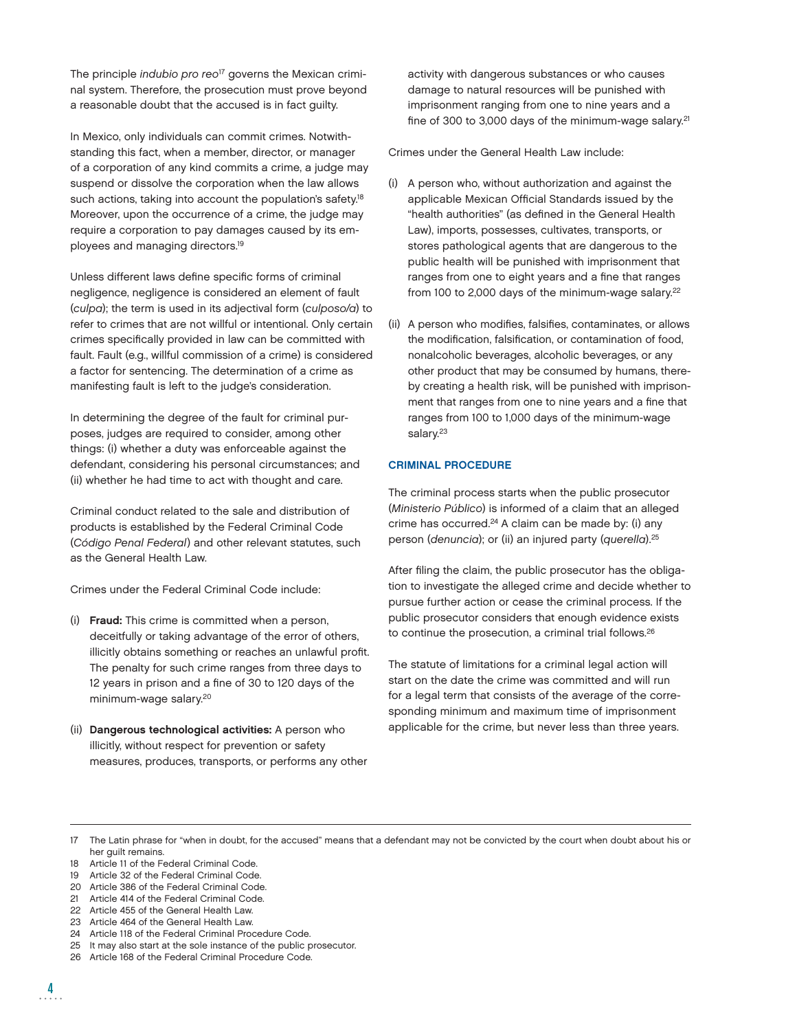The principle *indubio pro reo*[17] governs the Mexican criminal system. Therefore, the prosecution must prove beyond a reasonable doubt that the accused is in fact guilty.

In Mexico, only individuals can commit crimes. Notwithstanding this fact, when a member, director, or manager of a corporation of any kind commits a crime, a judge may suspend or dissolve the corporation when the law allows such actions, taking into account the population's safety.[18] Moreover, upon the occurrence of a crime, the judge may require a corporation to pay damages caused by its employees and managing directors.[19]

Unless different laws define specific forms of criminal negligence, negligence is considered an element of fault (*culpa*); the term is used in its adjectival form (*culposo/a*) to refer to crimes that are not willful or intentional. Only certain crimes specifically provided in law can be committed with fault. Fault (e.g., willful commission of a crime) is considered a factor for sentencing. The determination of a crime as manifesting fault is left to the judge's consideration.

In determining the degree of the fault for criminal purposes, judges are required to consider, among other things: (i) whether a duty was enforceable against the defendant, considering his personal circumstances; and (ii) whether he had time to act with thought and care.

Criminal conduct related to the sale and distribution of products is established by the Federal Criminal Code (*Código Penal Federal*) and other relevant statutes, such as the General Health Law.

Crimes under the Federal Criminal Code include:

(i) **Fraud:** This crime is committed when a person, deceitfully or taking advantage of the error of others, illicitly obtains something or reaches an unlawful profit. The penalty for such crime ranges from three days to 12 years in prison and a fine of 30 to 120 days of the minimum-wage salary.[20]

(ii) **Dangerous technological activities:** A person who illicitly, without respect for prevention or safety measures, produces, transports, or performs any other activity with dangerous substances or who causes damage to natural resources will be punished with imprisonment ranging from one to nine years and a fine of 300 to 3,000 days of the minimum-wage salary.[21]

Crimes under the General Health Law include:

(i) A person who, without authorization and against the applicable Mexican Official Standards issued by the "health authorities" (as defined in the General Health Law), imports, possesses, cultivates, transports, or stores pathological agents that are dangerous to the public health will be punished with imprisonment that ranges from one to eight years and a fine that ranges from 100 to 2,000 days of the minimum-wage salary.[22]

(ii) A person who modifies, falsifies, contaminates, or allows the modification, falsification, or contamination of food, nonalcoholic beverages, alcoholic beverages, or any other product that may be consumed by humans, thereby creating a health risk, will be punished with imprisonment that ranges from one to nine years and a fine that ranges from 100 to 1,000 days of the minimum-wage salary.[23]

### CRIMINAL PROCEDURE

The criminal process starts when the public prosecutor (*Ministerio Público*) is informed of a claim that an alleged crime has occurred.[24] A claim can be made by: (i) any person (*denuncia*); or (ii) an injured party (*querella*).[25]

After filing the claim, the public prosecutor has the obligation to investigate the alleged crime and decide whether to pursue further action or cease the criminal process. If the public prosecutor considers that enough evidence exists to continue the prosecution, a criminal trial follows.[26]

The statute of limitations for a criminal legal action will start on the date the crime was committed and will run for a legal term that consists of the average of the corresponding minimum and maximum time of imprisonment applicable for the crime, but never less than three years.

---

17 The Latin phrase for "when in doubt, for the accused" means that a defendant may not be convicted by the court when doubt about his or her guilt remains.

18 Article 11 of the Federal Criminal Code.

19 Article 32 of the Federal Criminal Code.

20 Article 386 of the Federal Criminal Code.

21 Article 414 of the Federal Criminal Code.

22 Article 455 of the General Health Law.

23 Article 464 of the General Health Law.

24 Article 118 of the Federal Criminal Procedure Code.

25 It may also start at the sole instance of the public prosecutor.

26 Article 168 of the Federal Criminal Procedure Code.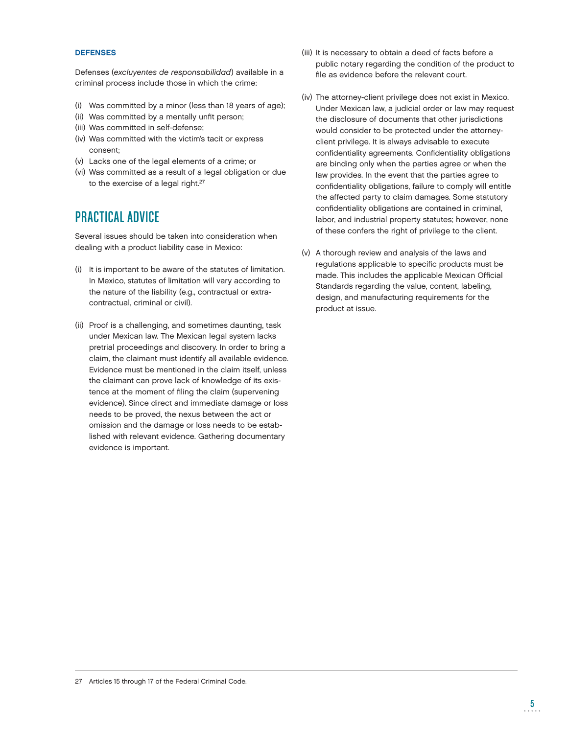### DEFENSES

Defenses (*excluyentes de responsabilidad*) available in a criminal process include those in which the crime:

(i) Was committed by a minor (less than 18 years of age);
(ii) Was committed by a mentally unfit person;
(iii) Was committed in self-defense;
(iv) Was committed with the victim's tacit or express consent;
(v) Lacks one of the legal elements of a crime; or
(vi) Was committed as a result of a legal obligation or due to the exercise of a legal right.[27]

## PRACTICAL ADVICE

Several issues should be taken into consideration when dealing with a product liability case in Mexico:

(i) It is important to be aware of the statutes of limitation. In Mexico, statutes of limitation will vary according to the nature of the liability (e.g., contractual or extra-contractual, criminal or civil).

(ii) Proof is a challenging, and sometimes daunting, task under Mexican law. The Mexican legal system lacks pretrial proceedings and discovery. In order to bring a claim, the claimant must identify all available evidence. Evidence must be mentioned in the claim itself, unless the claimant can prove lack of knowledge of its existence at the moment of filing the claim (supervening evidence). Since direct and immediate damage or loss needs to be proved, the nexus between the act or omission and the damage or loss needs to be established with relevant evidence. Gathering documentary evidence is important.

(iii) It is necessary to obtain a deed of facts before a public notary regarding the condition of the product to file as evidence before the relevant court.

(iv) The attorney-client privilege does not exist in Mexico. Under Mexican law, a judicial order or law may request the disclosure of documents that other jurisdictions would consider to be protected under the attorney-client privilege. It is always advisable to execute confidentiality agreements. Confidentiality obligations are binding only when the parties agree or when the law provides. In the event that the parties agree to confidentiality obligations, failure to comply will entitle the affected party to claim damages. Some statutory confidentiality obligations are contained in criminal, labor, and industrial property statutes; however, none of these confers the right of privilege to the client.

(v) A thorough review and analysis of the laws and regulations applicable to specific products must be made. This includes the applicable Mexican Official Standards regarding the value, content, labeling, design, and manufacturing requirements for the product at issue.

---

27 Articles 15 through 17 of the Federal Criminal Code.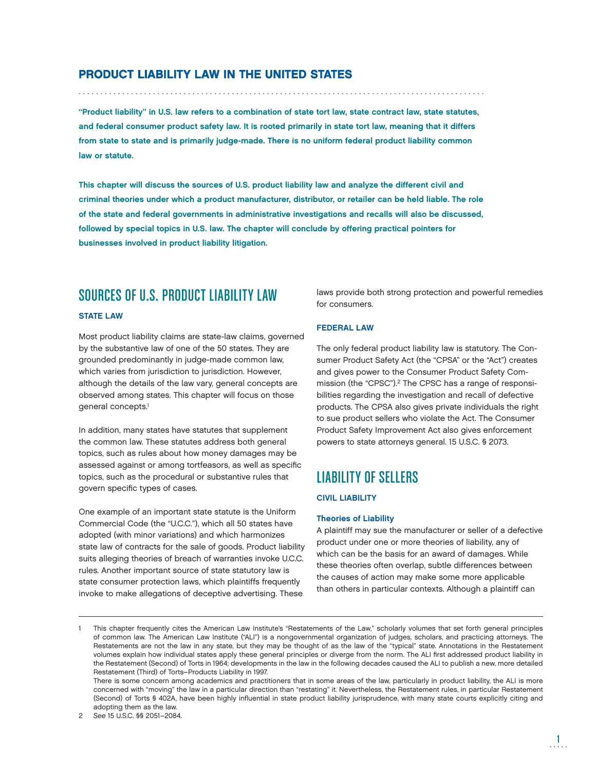# PRODUCT LIABILITY LAW IN THE UNITED STATES

**"Product liability" in U.S. law refers to a combination of state tort law, state contract law, state statutes, and federal consumer product safety law. It is rooted primarily in state tort law, meaning that it differs from state to state and is primarily judge-made. There is no uniform federal product liability common law or statute.**

**This chapter will discuss the sources of U.S. product liability law and analyze the different civil and criminal theories under which a product manufacturer, distributor, or retailer can be held liable. The role of the state and federal governments in administrative investigations and recalls will also be discussed, followed by special topics in U.S. law. The chapter will conclude by offering practical pointers for businesses involved in product liability litigation.**

## SOURCES OF U.S. PRODUCT LIABILITY LAW

### STATE LAW

Most product liability claims are state-law claims, governed by the substantive law of one of the 50 states. They are grounded predominantly in judge-made common law, which varies from jurisdiction to jurisdiction. However, although the details of the law vary, general concepts are observed among states. This chapter will focus on those general concepts.[1]

In addition, many states have statutes that supplement the common law. These statutes address both general topics, such as rules about how money damages may be assessed against or among tortfeasors, as well as specific topics, such as the procedural or substantive rules that govern specific types of cases.

One example of an important state statute is the Uniform Commercial Code (the "U.C.C."), which all 50 states have adopted (with minor variations) and which harmonizes state law of contracts for the sale of goods. Product liability suits alleging theories of breach of warranties invoke U.C.C. rules. Another important source of state statutory law is state consumer protection laws, which plaintiffs frequently invoke to make allegations of deceptive advertising. These laws provide both strong protection and powerful remedies for consumers.

### FEDERAL LAW

The only federal product liability law is statutory. The Consumer Product Safety Act (the "CPSA" or the "Act") creates and gives power to the Consumer Product Safety Commission (the "CPSC").[2] The CPSC has a range of responsibilities regarding the investigation and recall of defective products. The CPSA also gives private individuals the right to sue product sellers who violate the Act. The Consumer Product Safety Improvement Act also gives enforcement powers to state attorneys general. 15 U.S.C. § 2073.

## LIABILITY OF SELLERS

### CIVIL LIABILITY

#### Theories of Liability

A plaintiff may sue the manufacturer or seller of a defective product under one or more theories of liability, any of which can be the basis for an award of damages. While these theories often overlap, subtle differences between the causes of action may make some more applicable than others in particular contexts. Although a plaintiff can

---

1 This chapter frequently cites the American Law Institute's "Restatements of the Law," scholarly volumes that set forth general principles of common law. The American Law Institute ("ALI") is a nongovernmental organization of judges, scholars, and practicing attorneys. The Restatements are not the law in any state, but they may be thought of as the law of the "typical" state. Annotations in the Restatement volumes explain how individual states apply these general principles or diverge from the norm. The ALI first addressed product liability in the Restatement (Second) of Torts in 1964; developments in the law in the following decades caused the ALI to publish a new, more detailed Restatement (Third) of Torts—Products Liability in 1997.

There is some concern among academics and practitioners that in some areas of the law, particularly in product liability, the ALI is more concerned with "moving" the law in a particular direction than "restating" it. Nevertheless, the Restatement rules, in particular Restatement (Second) of Torts § 402A, have been highly influential in state product liability jurisprudence, with many state courts explicitly citing and adopting them as the law.

2 *See* 15 U.S.C. §§ 2051–2084.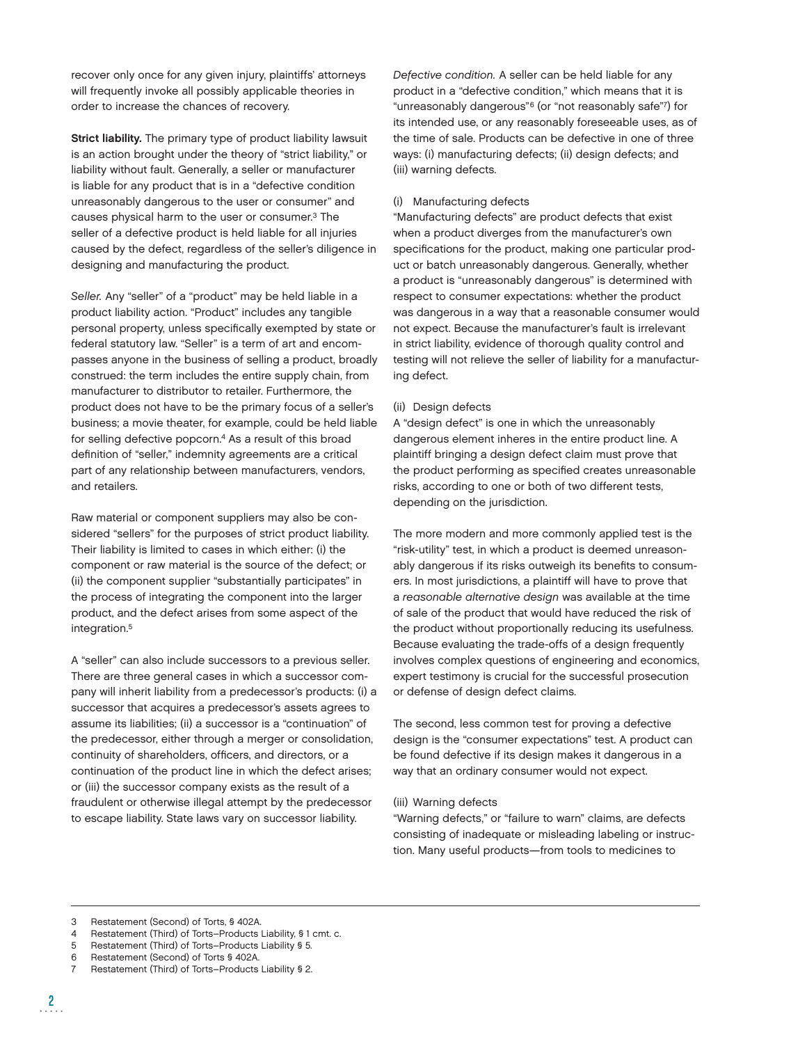recover only once for any given injury, plaintiffs' attorneys will frequently invoke all possibly applicable theories in order to increase the chances of recovery.

**Strict liability.** The primary type of product liability lawsuit is an action brought under the theory of "strict liability," or liability without fault. Generally, a seller or manufacturer is liable for any product that is in a "defective condition unreasonably dangerous to the user or consumer" and causes physical harm to the user or consumer.[3] The seller of a defective product is held liable for all injuries caused by the defect, regardless of the seller's diligence in designing and manufacturing the product.

*Seller.* Any "seller" of a "product" may be held liable in a product liability action. "Product" includes any tangible personal property, unless specifically exempted by state or federal statutory law. "Seller" is a term of art and encompasses anyone in the business of selling a product, broadly construed: the term includes the entire supply chain, from manufacturer to distributor to retailer. Furthermore, the product does not have to be the primary focus of a seller's business; a movie theater, for example, could be held liable for selling defective popcorn.[4] As a result of this broad definition of "seller," indemnity agreements are a critical part of any relationship between manufacturers, vendors, and retailers.

Raw material or component suppliers may also be considered "sellers" for the purposes of strict product liability. Their liability is limited to cases in which either: (i) the component or raw material is the source of the defect; or (ii) the component supplier "substantially participates" in the process of integrating the component into the larger product, and the defect arises from some aspect of the integration.[5]

A "seller" can also include successors to a previous seller. There are three general cases in which a successor company will inherit liability from a predecessor's products: (i) a successor that acquires a predecessor's assets agrees to assume its liabilities; (ii) a successor is a "continuation" of the predecessor, either through a merger or consolidation, continuity of shareholders, officers, and directors, or a continuation of the product line in which the defect arises; or (iii) the successor company exists as the result of a fraudulent or otherwise illegal attempt by the predecessor to escape liability. State laws vary on successor liability.

*Defective condition.* A seller can be held liable for any product in a "defective condition," which means that it is "unreasonably dangerous"[6] (or "not reasonably safe"[7]) for its intended use, or any reasonably foreseeable uses, as of the time of sale. Products can be defective in one of three ways: (i) manufacturing defects; (ii) design defects; and (iii) warning defects.

(i) Manufacturing defects
"Manufacturing defects" are product defects that exist when a product diverges from the manufacturer's own specifications for the product, making one particular product or batch unreasonably dangerous. Generally, whether a product is "unreasonably dangerous" is determined with respect to consumer expectations: whether the product was dangerous in a way that a reasonable consumer would not expect. Because the manufacturer's fault is irrelevant in strict liability, evidence of thorough quality control and testing will not relieve the seller of liability for a manufacturing defect.

(ii) Design defects
A "design defect" is one in which the unreasonably dangerous element inheres in the entire product line. A plaintiff bringing a design defect claim must prove that the product performing as specified creates unreasonable risks, according to one or both of two different tests, depending on the jurisdiction.

The more modern and more commonly applied test is the "risk-utility" test, in which a product is deemed unreasonably dangerous if its risks outweigh its benefits to consumers. In most jurisdictions, a plaintiff will have to prove that a *reasonable alternative design* was available at the time of sale of the product that would have reduced the risk of the product without proportionally reducing its usefulness. Because evaluating the trade-offs of a design frequently involves complex questions of engineering and economics, expert testimony is crucial for the successful prosecution or defense of design defect claims.

The second, less common test for proving a defective design is the "consumer expectations" test. A product can be found defective if its design makes it dangerous in a way that an ordinary consumer would not expect.

(iii) Warning defects
"Warning defects," or "failure to warn" claims, are defects consisting of inadequate or misleading labeling or instruction. Many useful products—from tools to medicines to

---

3 Restatement (Second) of Torts, § 402A.
4 Restatement (Third) of Torts–Products Liability, § 1 cmt. c.
5 Restatement (Third) of Torts–Products Liability § 5.
6 Restatement (Second) of Torts § 402A.
7 Restatement (Third) of Torts–Products Liability § 2.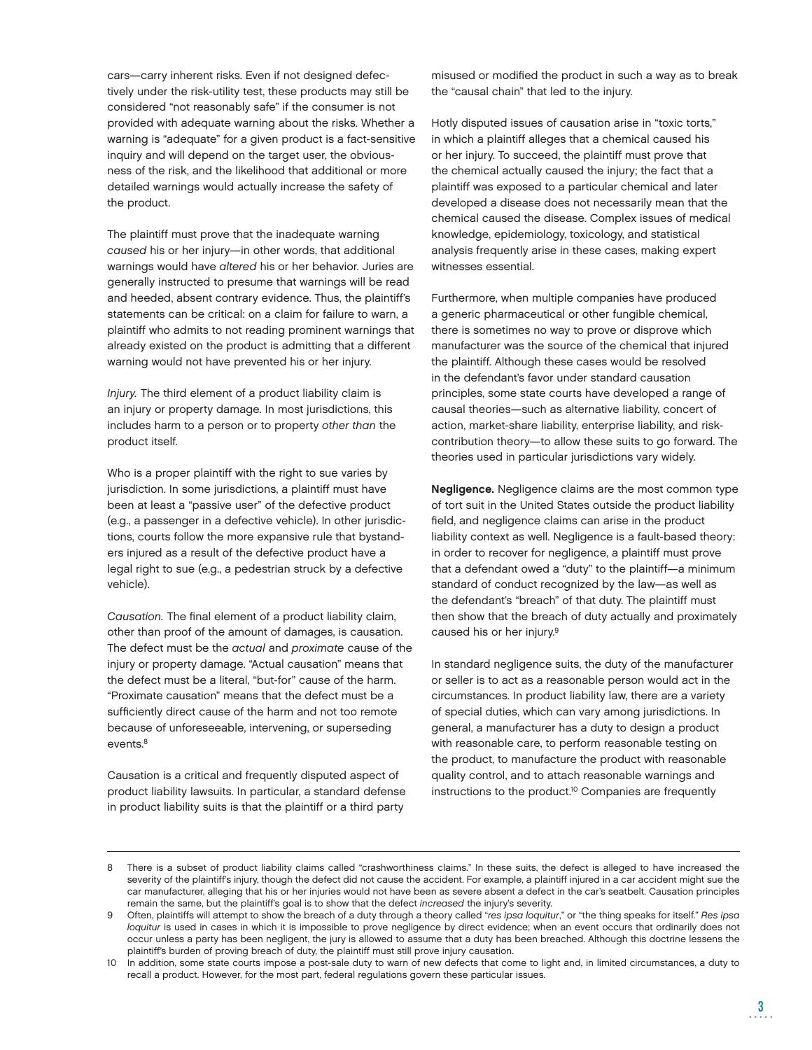cars—carry inherent risks. Even if not designed defectively under the risk-utility test, these products may still be considered "not reasonably safe" if the consumer is not provided with adequate warning about the risks. Whether a warning is "adequate" for a given product is a fact-sensitive inquiry and will depend on the target user, the obviousness of the risk, and the likelihood that additional or more detailed warnings would actually increase the safety of the product.

The plaintiff must prove that the inadequate warning *caused* his or her injury—in other words, that additional warnings would have *altered* his or her behavior. Juries are generally instructed to presume that warnings will be read and heeded, absent contrary evidence. Thus, the plaintiff's statements can be critical: on a claim for failure to warn, a plaintiff who admits to not reading prominent warnings that already existed on the product is admitting that a different warning would not have prevented his or her injury.

*Injury.* The third element of a product liability claim is an injury or property damage. In most jurisdictions, this includes harm to a person or to property *other than* the product itself.

Who is a proper plaintiff with the right to sue varies by jurisdiction. In some jurisdictions, a plaintiff must have been at least a "passive user" of the defective product (e.g., a passenger in a defective vehicle). In other jurisdictions, courts follow the more expansive rule that bystanders injured as a result of the defective product have a legal right to sue (e.g., a pedestrian struck by a defective vehicle).

*Causation.* The final element of a product liability claim, other than proof of the amount of damages, is causation. The defect must be the *actual* and *proximate* cause of the injury or property damage. "Actual causation" means that the defect must be a literal, "but-for" cause of the harm. "Proximate causation" means that the defect must be a sufficiently direct cause of the harm and not too remote because of unforeseeable, intervening, or superseding events.[8]

Causation is a critical and frequently disputed aspect of product liability lawsuits. In particular, a standard defense in product liability suits is that the plaintiff or a third party misused or modified the product in such a way as to break the "causal chain" that led to the injury.

Hotly disputed issues of causation arise in "toxic torts," in which a plaintiff alleges that a chemical caused his or her injury. To succeed, the plaintiff must prove that the chemical actually caused the injury; the fact that a plaintiff was exposed to a particular chemical and later developed a disease does not necessarily mean that the chemical caused the disease. Complex issues of medical knowledge, epidemiology, toxicology, and statistical analysis frequently arise in these cases, making expert witnesses essential.

Furthermore, when multiple companies have produced a generic pharmaceutical or other fungible chemical, there is sometimes no way to prove or disprove which manufacturer was the source of the chemical that injured the plaintiff. Although these cases would be resolved in the defendant's favor under standard causation principles, some state courts have developed a range of causal theories—such as alternative liability, concert of action, market-share liability, enterprise liability, and risk-contribution theory—to allow these suits to go forward. The theories used in particular jurisdictions vary widely.

**Negligence.** Negligence claims are the most common type of tort suit in the United States outside the product liability field, and negligence claims can arise in the product liability context as well. Negligence is a fault-based theory: in order to recover for negligence, a plaintiff must prove that a defendant owed a "duty" to the plaintiff—a minimum standard of conduct recognized by the law—as well as the defendant's "breach" of that duty. The plaintiff must then show that the breach of duty actually and proximately caused his or her injury.[9]

In standard negligence suits, the duty of the manufacturer or seller is to act as a reasonable person would act in the circumstances. In product liability law, there are a variety of special duties, which can vary among jurisdictions. In general, a manufacturer has a duty to design a product with reasonable care, to perform reasonable testing on the product, to manufacture the product with reasonable quality control, and to attach reasonable warnings and instructions to the product.[10] Companies are frequently

---

8 There is a subset of product liability claims called "crashworthiness claims." In these suits, the defect is alleged to have increased the severity of the plaintiff's injury, though the defect did not cause the accident. For example, a plaintiff injured in a car accident might sue the car manufacturer, alleging that his or her injuries would not have been as severe absent a defect in the car's seatbelt. Causation principles remain the same, but the plaintiff's goal is to show that the defect *increased* the injury's severity.

9 Often, plaintiffs will attempt to show the breach of a duty through a theory called "*res ipsa loquitur*," or "the thing speaks for itself." *Res ipsa loquitur* is used in cases in which it is impossible to prove negligence by direct evidence; when an event occurs that ordinarily does not occur unless a party has been negligent, the jury is allowed to assume that a duty has been breached. Although this doctrine lessens the plaintiff's burden of proving breach of duty, the plaintiff must still prove injury causation.

10 In addition, some state courts impose a post-sale duty to warn of new defects that come to light and, in limited circumstances, a duty to recall a product. However, for the most part, federal regulations govern these particular issues.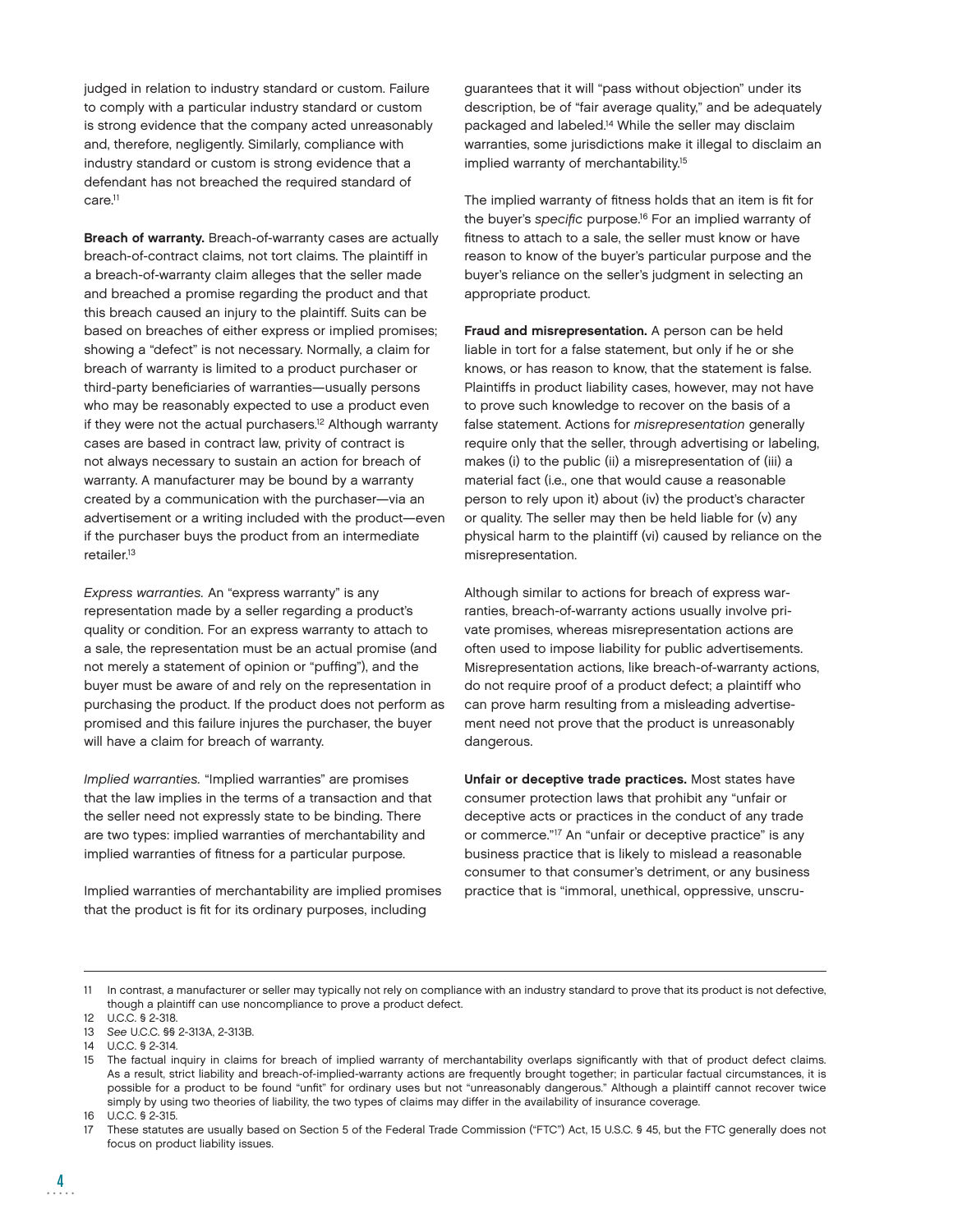judged in relation to industry standard or custom. Failure to comply with a particular industry standard or custom is strong evidence that the company acted unreasonably and, therefore, negligently. Similarly, compliance with industry standard or custom is strong evidence that a defendant has not breached the required standard of care.[11]

**Breach of warranty.** Breach-of-warranty cases are actually breach-of-contract claims, not tort claims. The plaintiff in a breach-of-warranty claim alleges that the seller made and breached a promise regarding the product and that this breach caused an injury to the plaintiff. Suits can be based on breaches of either express or implied promises; showing a "defect" is not necessary. Normally, a claim for breach of warranty is limited to a product purchaser or third-party beneficiaries of warranties—usually persons who may be reasonably expected to use a product even if they were not the actual purchasers.[12] Although warranty cases are based in contract law, privity of contract is not always necessary to sustain an action for breach of warranty. A manufacturer may be bound by a warranty created by a communication with the purchaser—via an advertisement or a writing included with the product—even if the purchaser buys the product from an intermediate retailer.[13]

*Express warranties.* An "express warranty" is any representation made by a seller regarding a product's quality or condition. For an express warranty to attach to a sale, the representation must be an actual promise (and not merely a statement of opinion or "puffing"), and the buyer must be aware of and rely on the representation in purchasing the product. If the product does not perform as promised and this failure injures the purchaser, the buyer will have a claim for breach of warranty.

*Implied warranties.* "Implied warranties" are promises that the law implies in the terms of a transaction and that the seller need not expressly state to be binding. There are two types: implied warranties of merchantability and implied warranties of fitness for a particular purpose.

Implied warranties of merchantability are implied promises that the product is fit for its ordinary purposes, including guarantees that it will "pass without objection" under its description, be of "fair average quality," and be adequately packaged and labeled.[14] While the seller may disclaim warranties, some jurisdictions make it illegal to disclaim an implied warranty of merchantability.[15]

The implied warranty of fitness holds that an item is fit for the buyer's *specific* purpose.[16] For an implied warranty of fitness to attach to a sale, the seller must know or have reason to know of the buyer's particular purpose and the buyer's reliance on the seller's judgment in selecting an appropriate product.

**Fraud and misrepresentation.** A person can be held liable in tort for a false statement, but only if he or she knows, or has reason to know, that the statement is false. Plaintiffs in product liability cases, however, may not have to prove such knowledge to recover on the basis of a false statement. Actions for *misrepresentation* generally require only that the seller, through advertising or labeling, makes (i) to the public (ii) a misrepresentation of (iii) a material fact (i.e., one that would cause a reasonable person to rely upon it) about (iv) the product's character or quality. The seller may then be held liable for (v) any physical harm to the plaintiff (vi) caused by reliance on the misrepresentation.

Although similar to actions for breach of express warranties, breach-of-warranty actions usually involve private promises, whereas misrepresentation actions are often used to impose liability for public advertisements. Misrepresentation actions, like breach-of-warranty actions, do not require proof of a product defect; a plaintiff who can prove harm resulting from a misleading advertisement need not prove that the product is unreasonably dangerous.

**Unfair or deceptive trade practices.** Most states have consumer protection laws that prohibit any "unfair or deceptive acts or practices in the conduct of any trade or commerce."[17] An "unfair or deceptive practice" is any business practice that is likely to mislead a reasonable consumer to that consumer's detriment, or any business practice that is "immoral, unethical, oppressive, unscru-

---

11 In contrast, a manufacturer or seller may typically not rely on compliance with an industry standard to prove that its product is not defective, though a plaintiff can use noncompliance to prove a product defect.

12 U.C.C. § 2-318.

13 *See* U.C.C. §§ 2-313A, 2-313B.

14 U.C.C. § 2-314.

15 The factual inquiry in claims for breach of implied warranty of merchantability overlaps significantly with that of product defect claims. As a result, strict liability and breach-of-implied-warranty actions are frequently brought together; in particular factual circumstances, it is possible for a product to be found "unfit" for ordinary uses but not "unreasonably dangerous." Although a plaintiff cannot recover twice simply by using two theories of liability, the two types of claims may differ in the availability of insurance coverage.

16 U.C.C. § 2-315.

17 These statutes are usually based on Section 5 of the Federal Trade Commission ("FTC") Act, 15 U.S.C. § 45, but the FTC generally does not focus on product liability issues.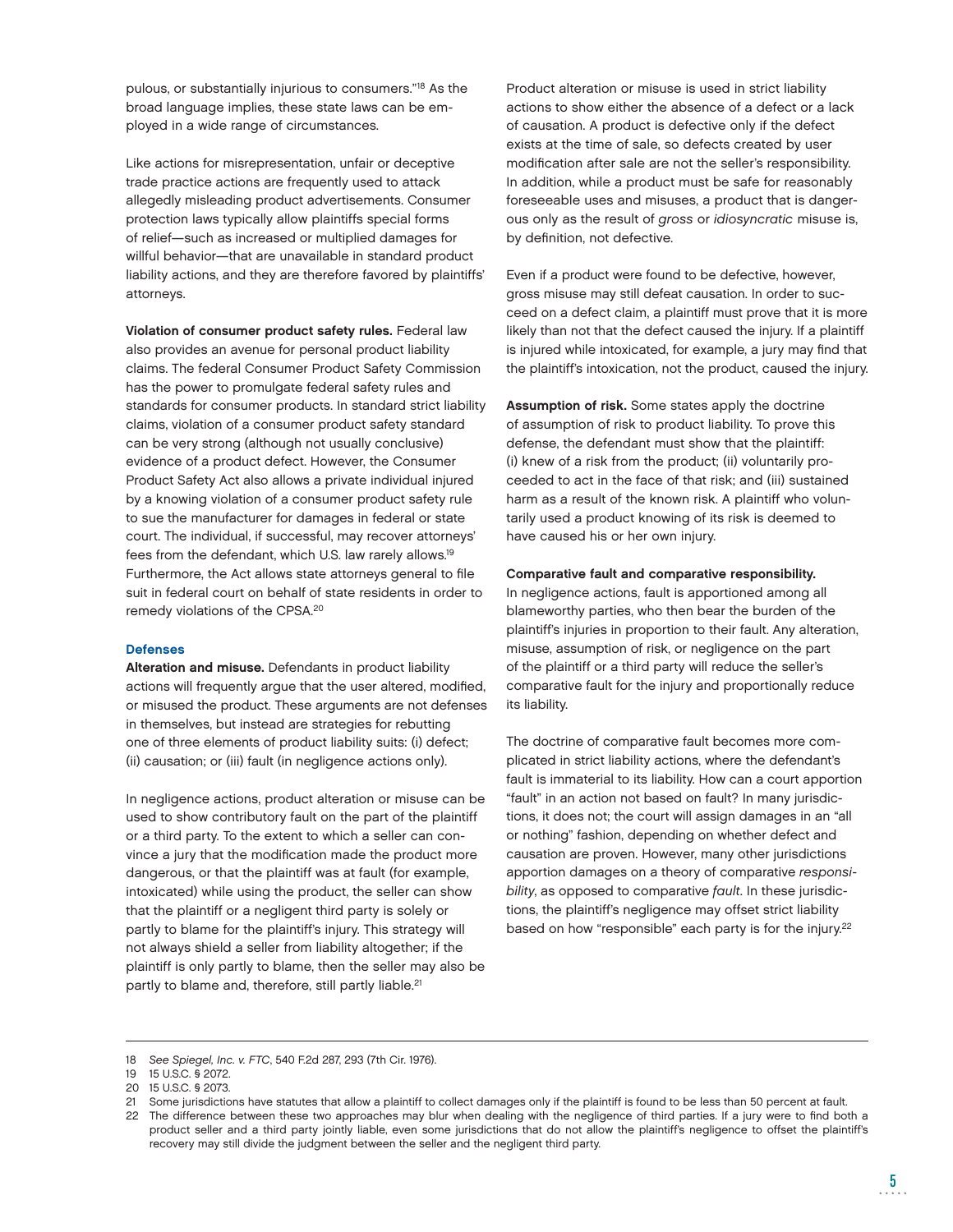pulous, or substantially injurious to consumers."[18] As the broad language implies, these state laws can be employed in a wide range of circumstances.

Like actions for misrepresentation, unfair or deceptive trade practice actions are frequently used to attack allegedly misleading product advertisements. Consumer protection laws typically allow plaintiffs special forms of relief—such as increased or multiplied damages for willful behavior—that are unavailable in standard product liability actions, and they are therefore favored by plaintiffs' attorneys.

**Violation of consumer product safety rules.** Federal law also provides an avenue for personal product liability claims. The federal Consumer Product Safety Commission has the power to promulgate federal safety rules and standards for consumer products. In standard strict liability claims, violation of a consumer product safety standard can be very strong (although not usually conclusive) evidence of a product defect. However, the Consumer Product Safety Act also allows a private individual injured by a knowing violation of a consumer product safety rule to sue the manufacturer for damages in federal or state court. The individual, if successful, may recover attorneys' fees from the defendant, which U.S. law rarely allows.[19] Furthermore, the Act allows state attorneys general to file suit in federal court on behalf of state residents in order to remedy violations of the CPSA.[20]

### Defenses

**Alteration and misuse.** Defendants in product liability actions will frequently argue that the user altered, modified, or misused the product. These arguments are not defenses in themselves, but instead are strategies for rebutting one of three elements of product liability suits: (i) defect; (ii) causation; or (iii) fault (in negligence actions only).

In negligence actions, product alteration or misuse can be used to show contributory fault on the part of the plaintiff or a third party. To the extent to which a seller can convince a jury that the modification made the product more dangerous, or that the plaintiff was at fault (for example, intoxicated) while using the product, the seller can show that the plaintiff or a negligent third party is solely or partly to blame for the plaintiff's injury. This strategy will not always shield a seller from liability altogether; if the plaintiff is only partly to blame, then the seller may also be partly to blame and, therefore, still partly liable.[21]

Product alteration or misuse is used in strict liability actions to show either the absence of a defect or a lack of causation. A product is defective only if the defect exists at the time of sale, so defects created by user modification after sale are not the seller's responsibility. In addition, while a product must be safe for reasonably foreseeable uses and misuses, a product that is dangerous only as the result of *gross* or *idiosyncratic* misuse is, by definition, not defective.

Even if a product were found to be defective, however, gross misuse may still defeat causation. In order to succeed on a defect claim, a plaintiff must prove that it is more likely than not that the defect caused the injury. If a plaintiff is injured while intoxicated, for example, a jury may find that the plaintiff's intoxication, not the product, caused the injury.

**Assumption of risk.** Some states apply the doctrine of assumption of risk to product liability. To prove this defense, the defendant must show that the plaintiff: (i) knew of a risk from the product; (ii) voluntarily proceeded to act in the face of that risk; and (iii) sustained harm as a result of the known risk. A plaintiff who voluntarily used a product knowing of its risk is deemed to have caused his or her own injury.

**Comparative fault and comparative responsibility.** In negligence actions, fault is apportioned among all blameworthy parties, who then bear the burden of the plaintiff's injuries in proportion to their fault. Any alteration, misuse, assumption of risk, or negligence on the part of the plaintiff or a third party will reduce the seller's comparative fault for the injury and proportionally reduce its liability.

The doctrine of comparative fault becomes more complicated in strict liability actions, where the defendant's fault is immaterial to its liability. How can a court apportion "fault" in an action not based on fault? In many jurisdictions, it does not; the court will assign damages in an "all or nothing" fashion, depending on whether defect and causation are proven. However, many other jurisdictions apportion damages on a theory of comparative *responsibility*, as opposed to comparative *fault*. In these jurisdictions, the plaintiff's negligence may offset strict liability based on how "responsible" each party is for the injury.[22]

---

18 *See Spiegel, Inc. v. FTC*, 540 F.2d 287, 293 (7th Cir. 1976).

19 15 U.S.C. § 2072.

20 15 U.S.C. § 2073.

21 Some jurisdictions have statutes that allow a plaintiff to collect damages only if the plaintiff is found to be less than 50 percent at fault.

22 The difference between these two approaches may blur when dealing with the negligence of third parties. If a jury were to find both a product seller and a third party jointly liable, even some jurisdictions that do not allow the plaintiff's negligence to offset the plaintiff's recovery may still divide the judgment between the seller and the negligent third party.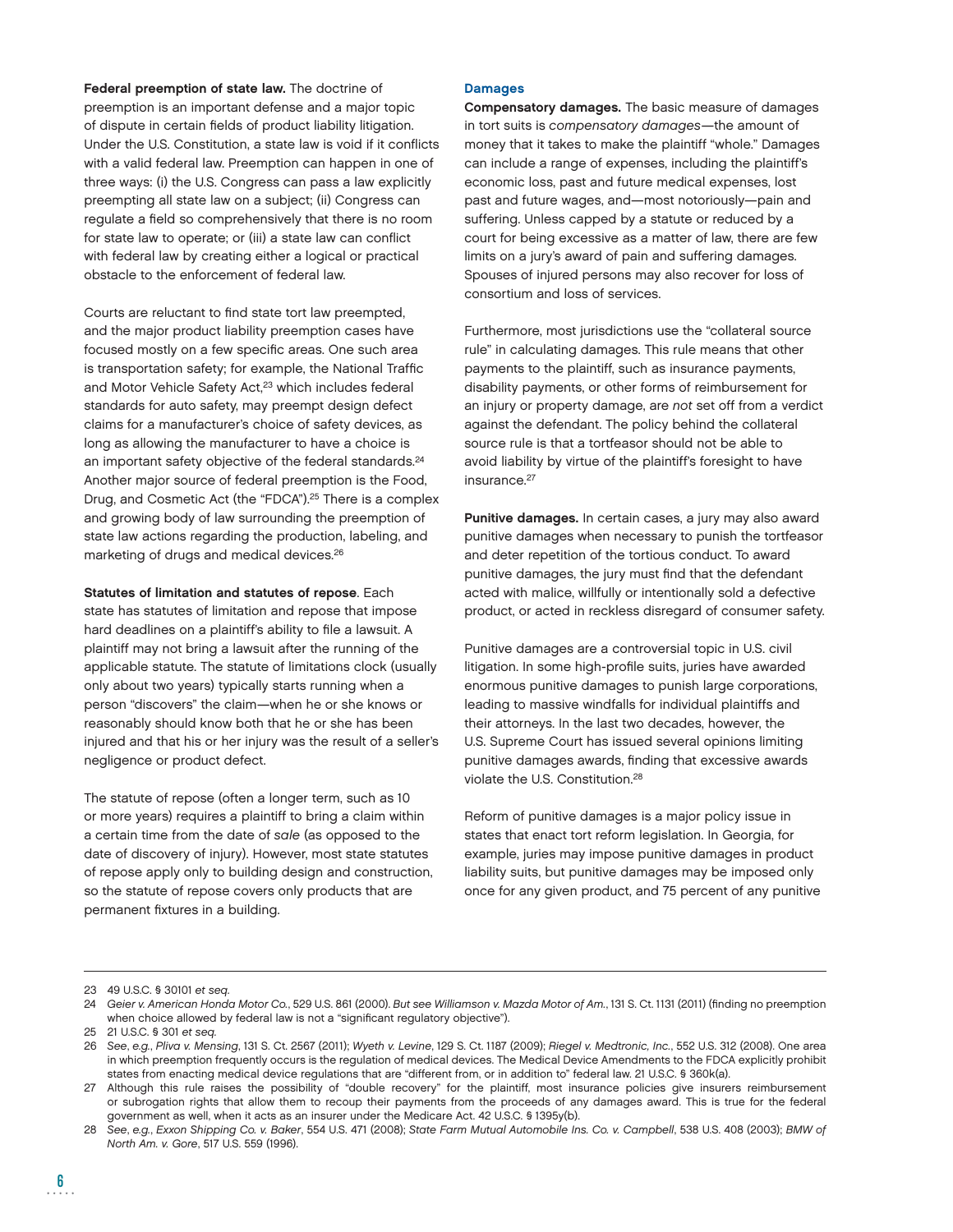**Federal preemption of state law.** The doctrine of preemption is an important defense and a major topic of dispute in certain fields of product liability litigation. Under the U.S. Constitution, a state law is void if it conflicts with a valid federal law. Preemption can happen in one of three ways: (i) the U.S. Congress can pass a law explicitly preempting all state law on a subject; (ii) Congress can regulate a field so comprehensively that there is no room for state law to operate; or (iii) a state law can conflict with federal law by creating either a logical or practical obstacle to the enforcement of federal law.

Courts are reluctant to find state tort law preempted, and the major product liability preemption cases have focused mostly on a few specific areas. One such area is transportation safety; for example, the National Traffic and Motor Vehicle Safety Act,[23] which includes federal standards for auto safety, may preempt design defect claims for a manufacturer's choice of safety devices, as long as allowing the manufacturer to have a choice is an important safety objective of the federal standards.[24] Another major source of federal preemption is the Food, Drug, and Cosmetic Act (the "FDCA").[25] There is a complex and growing body of law surrounding the preemption of state law actions regarding the production, labeling, and marketing of drugs and medical devices.[26]

**Statutes of limitation and statutes of repose**. Each state has statutes of limitation and repose that impose hard deadlines on a plaintiff's ability to file a lawsuit. A plaintiff may not bring a lawsuit after the running of the applicable statute. The statute of limitations clock (usually only about two years) typically starts running when a person "discovers" the claim—when he or she knows or reasonably should know both that he or she has been injured and that his or her injury was the result of a seller's negligence or product defect.

The statute of repose (often a longer term, such as 10 or more years) requires a plaintiff to bring a claim within a certain time from the date of *sale* (as opposed to the date of discovery of injury). However, most state statutes of repose apply only to building design and construction, so the statute of repose covers only products that are permanent fixtures in a building.

## Damages

**Compensatory damages.** The basic measure of damages in tort suits is *compensatory damages*—the amount of money that it takes to make the plaintiff "whole." Damages can include a range of expenses, including the plaintiff's economic loss, past and future medical expenses, lost past and future wages, and—most notoriously—pain and suffering. Unless capped by a statute or reduced by a court for being excessive as a matter of law, there are few limits on a jury's award of pain and suffering damages. Spouses of injured persons may also recover for loss of consortium and loss of services.

Furthermore, most jurisdictions use the "collateral source rule" in calculating damages. This rule means that other payments to the plaintiff, such as insurance payments, disability payments, or other forms of reimbursement for an injury or property damage, are *not* set off from a verdict against the defendant. The policy behind the collateral source rule is that a tortfeasor should not be able to avoid liability by virtue of the plaintiff's foresight to have insurance.[27]

**Punitive damages.** In certain cases, a jury may also award punitive damages when necessary to punish the tortfeasor and deter repetition of the tortious conduct. To award punitive damages, the jury must find that the defendant acted with malice, willfully or intentionally sold a defective product, or acted in reckless disregard of consumer safety.

Punitive damages are a controversial topic in U.S. civil litigation. In some high-profile suits, juries have awarded enormous punitive damages to punish large corporations, leading to massive windfalls for individual plaintiffs and their attorneys. In the last two decades, however, the U.S. Supreme Court has issued several opinions limiting punitive damages awards, finding that excessive awards violate the U.S. Constitution.[28]

Reform of punitive damages is a major policy issue in states that enact tort reform legislation. In Georgia, for example, juries may impose punitive damages in product liability suits, but punitive damages may be imposed only once for any given product, and 75 percent of any punitive

---

23 49 U.S.C. § 30101 *et seq.*

24 *Geier v. American Honda Motor Co.*, 529 U.S. 861 (2000). *But see Williamson v. Mazda Motor of Am.*, 131 S. Ct. 1131 (2011) (finding no preemption when choice allowed by federal law is not a "significant regulatory objective").

25 21 U.S.C. § 301 *et seq.*

26 *See, e.g.*, *Pliva v. Mensing*, 131 S. Ct. 2567 (2011); *Wyeth v. Levine*, 129 S. Ct. 1187 (2009); *Riegel v. Medtronic, Inc.*, 552 U.S. 312 (2008). One area in which preemption frequently occurs is the regulation of medical devices. The Medical Device Amendments to the FDCA explicitly prohibit states from enacting medical device regulations that are "different from, or in addition to" federal law. 21 U.S.C. § 360k(a).

27 Although this rule raises the possibility of "double recovery" for the plaintiff, most insurance policies give insurers reimbursement or subrogation rights that allow them to recoup their payments from the proceeds of any damages award. This is true for the federal government as well, when it acts as an insurer under the Medicare Act. 42 U.S.C. § 1395y(b).

28 *See, e.g.*, *Exxon Shipping Co. v. Baker*, 554 U.S. 471 (2008); *State Farm Mutual Automobile Ins. Co. v. Campbell*, 538 U.S. 408 (2003); *BMW of North Am. v. Gore*, 517 U.S. 559 (1996).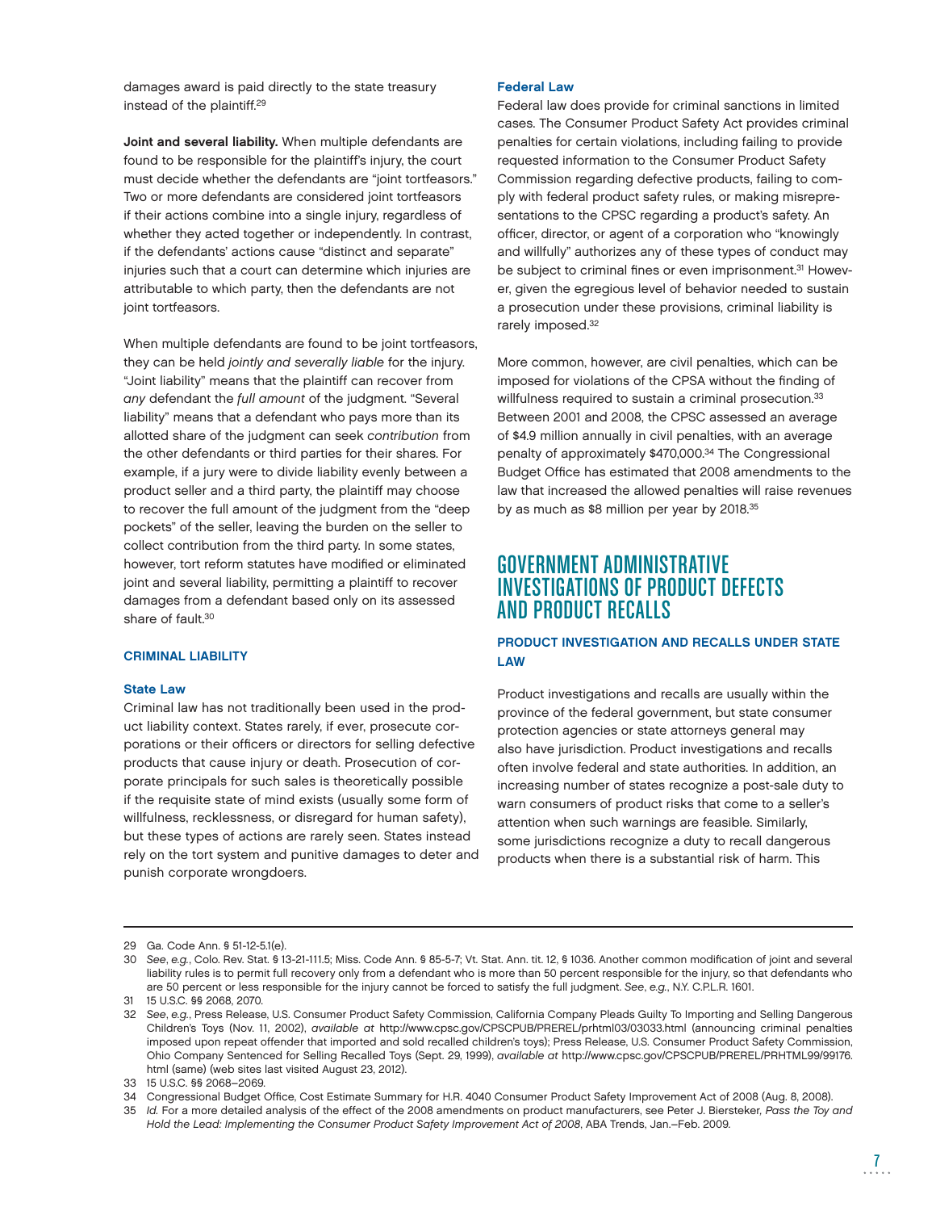damages award is paid directly to the state treasury instead of the plaintiff.[29]

**Joint and several liability.** When multiple defendants are found to be responsible for the plaintiff's injury, the court must decide whether the defendants are "joint tortfeasors." Two or more defendants are considered joint tortfeasors if their actions combine into a single injury, regardless of whether they acted together or independently. In contrast, if the defendants' actions cause "distinct and separate" injuries such that a court can determine which injuries are attributable to which party, then the defendants are not joint tortfeasors.

When multiple defendants are found to be joint tortfeasors, they can be held *jointly and severally liable* for the injury. "Joint liability" means that the plaintiff can recover from *any* defendant the *full amount* of the judgment. "Several liability" means that a defendant who pays more than its allotted share of the judgment can seek *contribution* from the other defendants or third parties for their shares. For example, if a jury were to divide liability evenly between a product seller and a third party, the plaintiff may choose to recover the full amount of the judgment from the "deep pockets" of the seller, leaving the burden on the seller to collect contribution from the third party. In some states, however, tort reform statutes have modified or eliminated joint and several liability, permitting a plaintiff to recover damages from a defendant based only on its assessed share of fault.[30]

### CRIMINAL LIABILITY

#### State Law

Criminal law has not traditionally been used in the product liability context. States rarely, if ever, prosecute corporations or their officers or directors for selling defective products that cause injury or death. Prosecution of corporate principals for such sales is theoretically possible if the requisite state of mind exists (usually some form of willfulness, recklessness, or disregard for human safety), but these types of actions are rarely seen. States instead rely on the tort system and punitive damages to deter and punish corporate wrongdoers.

#### Federal Law

Federal law does provide for criminal sanctions in limited cases. The Consumer Product Safety Act provides criminal penalties for certain violations, including failing to provide requested information to the Consumer Product Safety Commission regarding defective products, failing to comply with federal product safety rules, or making misrepresentations to the CPSC regarding a product's safety. An officer, director, or agent of a corporation who "knowingly and willfully" authorizes any of these types of conduct may be subject to criminal fines or even imprisonment.[31] However, given the egregious level of behavior needed to sustain a prosecution under these provisions, criminal liability is rarely imposed.[32]

More common, however, are civil penalties, which can be imposed for violations of the CPSA without the finding of willfulness required to sustain a criminal prosecution.[33] Between 2001 and 2008, the CPSC assessed an average of $4.9 million annually in civil penalties, with an average penalty of approximately $470,000.[34] The Congressional Budget Office has estimated that 2008 amendments to the law that increased the allowed penalties will raise revenues by as much as $8 million per year by 2018.[35]

## GOVERNMENT ADMINISTRATIVE INVESTIGATIONS OF PRODUCT DEFECTS AND PRODUCT RECALLS

### PRODUCT INVESTIGATION AND RECALLS UNDER STATE LAW

Product investigations and recalls are usually within the province of the federal government, but state consumer protection agencies or state attorneys general may also have jurisdiction. Product investigations and recalls often involve federal and state authorities. In addition, an increasing number of states recognize a post-sale duty to warn consumers of product risks that come to a seller's attention when such warnings are feasible. Similarly, some jurisdictions recognize a duty to recall dangerous products when there is a substantial risk of harm. This

---

29 Ga. Code Ann. § 51-12-5.1(e).

30 *See*, *e.g.*, Colo. Rev. Stat. § 13-21-111.5; Miss. Code Ann. § 85-5-7; Vt. Stat. Ann. tit. 12, § 1036. Another common modification of joint and several liability rules is to permit full recovery only from a defendant who is more than 50 percent responsible for the injury, so that defendants who are 50 percent or less responsible for the injury cannot be forced to satisfy the full judgment. *See*, *e.g.*, N.Y. C.P.L.R. 1601.

31 15 U.S.C. §§ 2068, 2070.

32 *See*, *e.g.*, Press Release, U.S. Consumer Product Safety Commission, California Company Pleads Guilty To Importing and Selling Dangerous Children's Toys (Nov. 11, 2002), *available at* http://www.cpsc.gov/CPSCPUB/PREREL/prhtml03/03033.html (announcing criminal penalties imposed upon repeat offender that imported and sold recalled children's toys); Press Release, U.S. Consumer Product Safety Commission, Ohio Company Sentenced for Selling Recalled Toys (Sept. 29, 1999), *available at* http://www.cpsc.gov/CPSCPUB/PREREL/PRHTML99/99176.html (same) (web sites last visited August 23, 2012).

33 15 U.S.C. §§ 2068–2069.

34 Congressional Budget Office, Cost Estimate Summary for H.R. 4040 Consumer Product Safety Improvement Act of 2008 (Aug. 8, 2008).

35 *Id.* For a more detailed analysis of the effect of the 2008 amendments on product manufacturers, see Peter J. Biersteker, *Pass the Toy and Hold the Lead: Implementing the Consumer Product Safety Improvement Act of 2008*, ABA Trends, Jan.–Feb. 2009.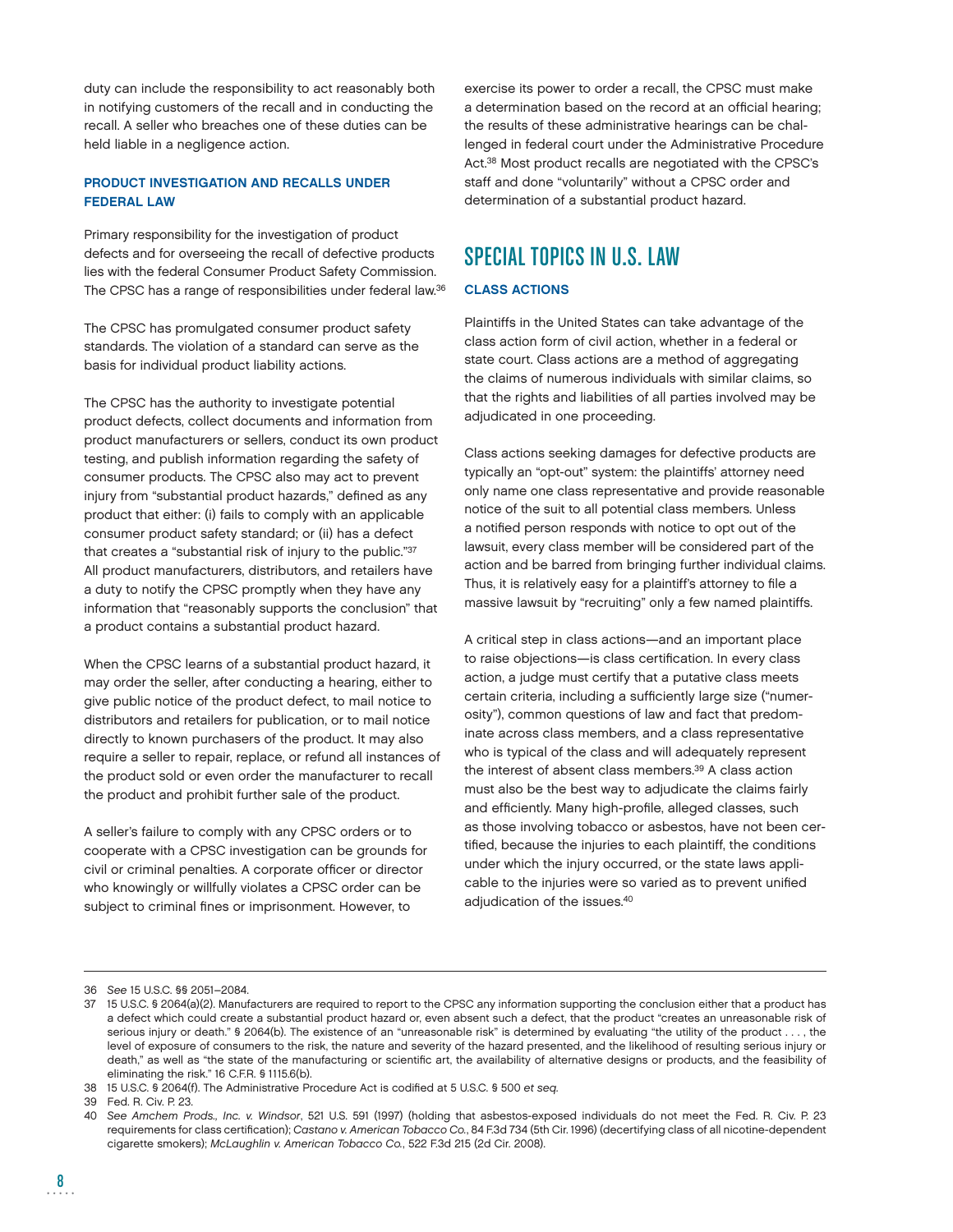duty can include the responsibility to act reasonably both in notifying customers of the recall and in conducting the recall. A seller who breaches one of these duties can be held liable in a negligence action.

### PRODUCT INVESTIGATION AND RECALLS UNDER FEDERAL LAW

Primary responsibility for the investigation of product defects and for overseeing the recall of defective products lies with the federal Consumer Product Safety Commission. The CPSC has a range of responsibilities under federal law.[36]

The CPSC has promulgated consumer product safety standards. The violation of a standard can serve as the basis for individual product liability actions.

The CPSC has the authority to investigate potential product defects, collect documents and information from product manufacturers or sellers, conduct its own product testing, and publish information regarding the safety of consumer products. The CPSC also may act to prevent injury from "substantial product hazards," defined as any product that either: (i) fails to comply with an applicable consumer product safety standard; or (ii) has a defect that creates a "substantial risk of injury to the public."[37] All product manufacturers, distributors, and retailers have a duty to notify the CPSC promptly when they have any information that "reasonably supports the conclusion" that a product contains a substantial product hazard.

When the CPSC learns of a substantial product hazard, it may order the seller, after conducting a hearing, either to give public notice of the product defect, to mail notice to distributors and retailers for publication, or to mail notice directly to known purchasers of the product. It may also require a seller to repair, replace, or refund all instances of the product sold or even order the manufacturer to recall the product and prohibit further sale of the product.

A seller's failure to comply with any CPSC orders or to cooperate with a CPSC investigation can be grounds for civil or criminal penalties. A corporate officer or director who knowingly or willfully violates a CPSC order can be subject to criminal fines or imprisonment. However, to exercise its power to order a recall, the CPSC must make a determination based on the record at an official hearing; the results of these administrative hearings can be challenged in federal court under the Administrative Procedure Act.[38] Most product recalls are negotiated with the CPSC's staff and done "voluntarily" without a CPSC order and determination of a substantial product hazard.

## SPECIAL TOPICS IN U.S. LAW

### CLASS ACTIONS

Plaintiffs in the United States can take advantage of the class action form of civil action, whether in a federal or state court. Class actions are a method of aggregating the claims of numerous individuals with similar claims, so that the rights and liabilities of all parties involved may be adjudicated in one proceeding.

Class actions seeking damages for defective products are typically an "opt-out" system: the plaintiffs' attorney need only name one class representative and provide reasonable notice of the suit to all potential class members. Unless a notified person responds with notice to opt out of the lawsuit, every class member will be considered part of the action and be barred from bringing further individual claims. Thus, it is relatively easy for a plaintiff's attorney to file a massive lawsuit by "recruiting" only a few named plaintiffs.

A critical step in class actions—and an important place to raise objections—is class certification. In every class action, a judge must certify that a putative class meets certain criteria, including a sufficiently large size ("numerosity"), common questions of law and fact that predominate across class members, and a class representative who is typical of the class and will adequately represent the interest of absent class members.[39] A class action must also be the best way to adjudicate the claims fairly and efficiently. Many high-profile, alleged classes, such as those involving tobacco or asbestos, have not been certified, because the injuries to each plaintiff, the conditions under which the injury occurred, or the state laws applicable to the injuries were so varied as to prevent unified adjudication of the issues.[40]

---

36 *See* 15 U.S.C. §§ 2051–2084.

37 15 U.S.C. § 2064(a)(2). Manufacturers are required to report to the CPSC any information supporting the conclusion either that a product has a defect which could create a substantial product hazard or, even absent such a defect, that the product "creates an unreasonable risk of serious injury or death." § 2064(b). The existence of an "unreasonable risk" is determined by evaluating "the utility of the product . . . , the level of exposure of consumers to the risk, the nature and severity of the hazard presented, and the likelihood of resulting serious injury or death," as well as "the state of the manufacturing or scientific art, the availability of alternative designs or products, and the feasibility of eliminating the risk." 16 C.F.R. § 1115.6(b).

38 15 U.S.C. § 2064(f). The Administrative Procedure Act is codified at 5 U.S.C. § 500 *et seq.*

39 Fed. R. Civ. P. 23.

40 *See Amchem Prods., Inc. v. Windsor*, 521 U.S. 591 (1997) (holding that asbestos-exposed individuals do not meet the Fed. R. Civ. P. 23 requirements for class certification); *Castano v. American Tobacco Co.*, 84 F.3d 734 (5th Cir. 1996) (decertifying class of all nicotine-dependent cigarette smokers); *McLaughlin v. American Tobacco Co.*, 522 F.3d 215 (2d Cir. 2008).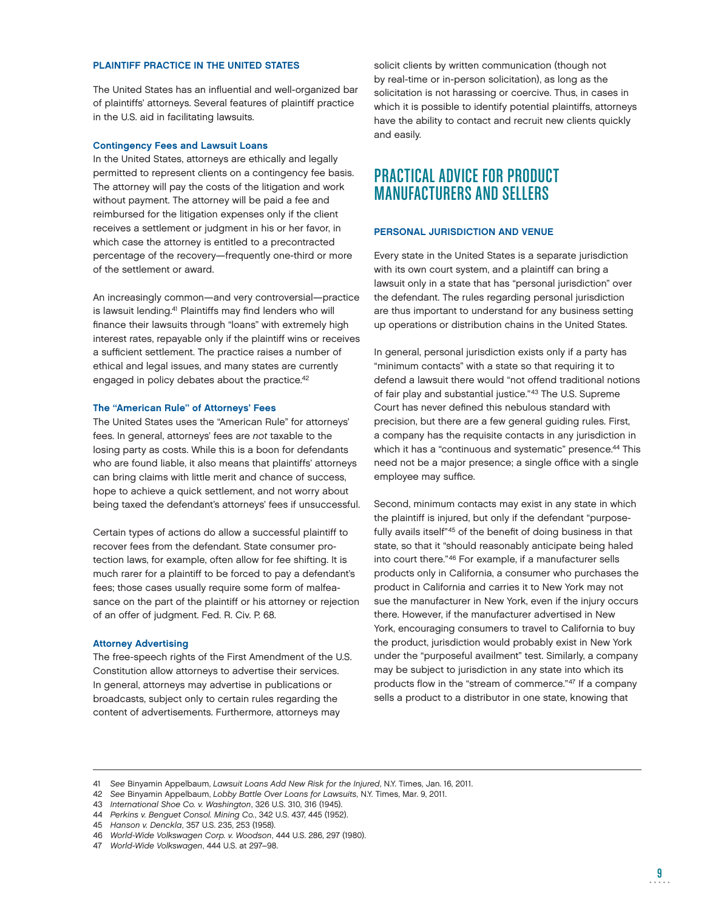### PLAINTIFF PRACTICE IN THE UNITED STATES

The United States has an influential and well-organized bar of plaintiffs' attorneys. Several features of plaintiff practice in the U.S. aid in facilitating lawsuits.

#### Contingency Fees and Lawsuit Loans

In the United States, attorneys are ethically and legally permitted to represent clients on a contingency fee basis. The attorney will pay the costs of the litigation and work without payment. The attorney will be paid a fee and reimbursed for the litigation expenses only if the client receives a settlement or judgment in his or her favor, in which case the attorney is entitled to a precontracted percentage of the recovery—frequently one-third or more of the settlement or award.

An increasingly common—and very controversial—practice is lawsuit lending.[41] Plaintiffs may find lenders who will finance their lawsuits through "loans" with extremely high interest rates, repayable only if the plaintiff wins or receives a sufficient settlement. The practice raises a number of ethical and legal issues, and many states are currently engaged in policy debates about the practice.[42]

#### The "American Rule" of Attorneys' Fees

The United States uses the "American Rule" for attorneys' fees. In general, attorneys' fees are *not* taxable to the losing party as costs. While this is a boon for defendants who are found liable, it also means that plaintiffs' attorneys can bring claims with little merit and chance of success, hope to achieve a quick settlement, and not worry about being taxed the defendant's attorneys' fees if unsuccessful.

Certain types of actions do allow a successful plaintiff to recover fees from the defendant. State consumer protection laws, for example, often allow for fee shifting. It is much rarer for a plaintiff to be forced to pay a defendant's fees; those cases usually require some form of malfeasance on the part of the plaintiff or his attorney or rejection of an offer of judgment. Fed. R. Civ. P. 68.

#### Attorney Advertising

The free-speech rights of the First Amendment of the U.S. Constitution allow attorneys to advertise their services. In general, attorneys may advertise in publications or broadcasts, subject only to certain rules regarding the content of advertisements. Furthermore, attorneys may solicit clients by written communication (though not by real-time or in-person solicitation), as long as the solicitation is not harassing or coercive. Thus, in cases in which it is possible to identify potential plaintiffs, attorneys have the ability to contact and recruit new clients quickly and easily.

## PRACTICAL ADVICE FOR PRODUCT MANUFACTURERS AND SELLERS

### PERSONAL JURISDICTION AND VENUE

Every state in the United States is a separate jurisdiction with its own court system, and a plaintiff can bring a lawsuit only in a state that has "personal jurisdiction" over the defendant. The rules regarding personal jurisdiction are thus important to understand for any business setting up operations or distribution chains in the United States.

In general, personal jurisdiction exists only if a party has "minimum contacts" with a state so that requiring it to defend a lawsuit there would "not offend traditional notions of fair play and substantial justice."[43] The U.S. Supreme Court has never defined this nebulous standard with precision, but there are a few general guiding rules. First, a company has the requisite contacts in any jurisdiction in which it has a "continuous and systematic" presence.[44] This need not be a major presence; a single office with a single employee may suffice.

Second, minimum contacts may exist in any state in which the plaintiff is injured, but only if the defendant "purposefully avails itself"[45] of the benefit of doing business in that state, so that it "should reasonably anticipate being haled into court there."[46] For example, if a manufacturer sells products only in California, a consumer who purchases the product in California and carries it to New York may not sue the manufacturer in New York, even if the injury occurs there. However, if the manufacturer advertised in New York, encouraging consumers to travel to California to buy the product, jurisdiction would probably exist in New York under the "purposeful availment" test. Similarly, a company may be subject to jurisdiction in any state into which its products flow in the "stream of commerce."[47] If a company sells a product to a distributor in one state, knowing that

---

41 *See* Binyamin Appelbaum, *Lawsuit Loans Add New Risk for the Injured*, N.Y. Times, Jan. 16, 2011.
42 *See* Binyamin Appelbaum, *Lobby Battle Over Loans for Lawsuits*, N.Y. Times, Mar. 9, 2011.
43 *International Shoe Co. v. Washington*, 326 U.S. 310, 316 (1945).
44 *Perkins v. Benguet Consol. Mining Co.*, 342 U.S. 437, 445 (1952).
45 *Hanson v. Denckla*, 357 U.S. 235, 253 (1958).
46 *World-Wide Volkswagen Corp. v. Woodson*, 444 U.S. 286, 297 (1980).
47 *World-Wide Volkswagen*, 444 U.S. at 297–98.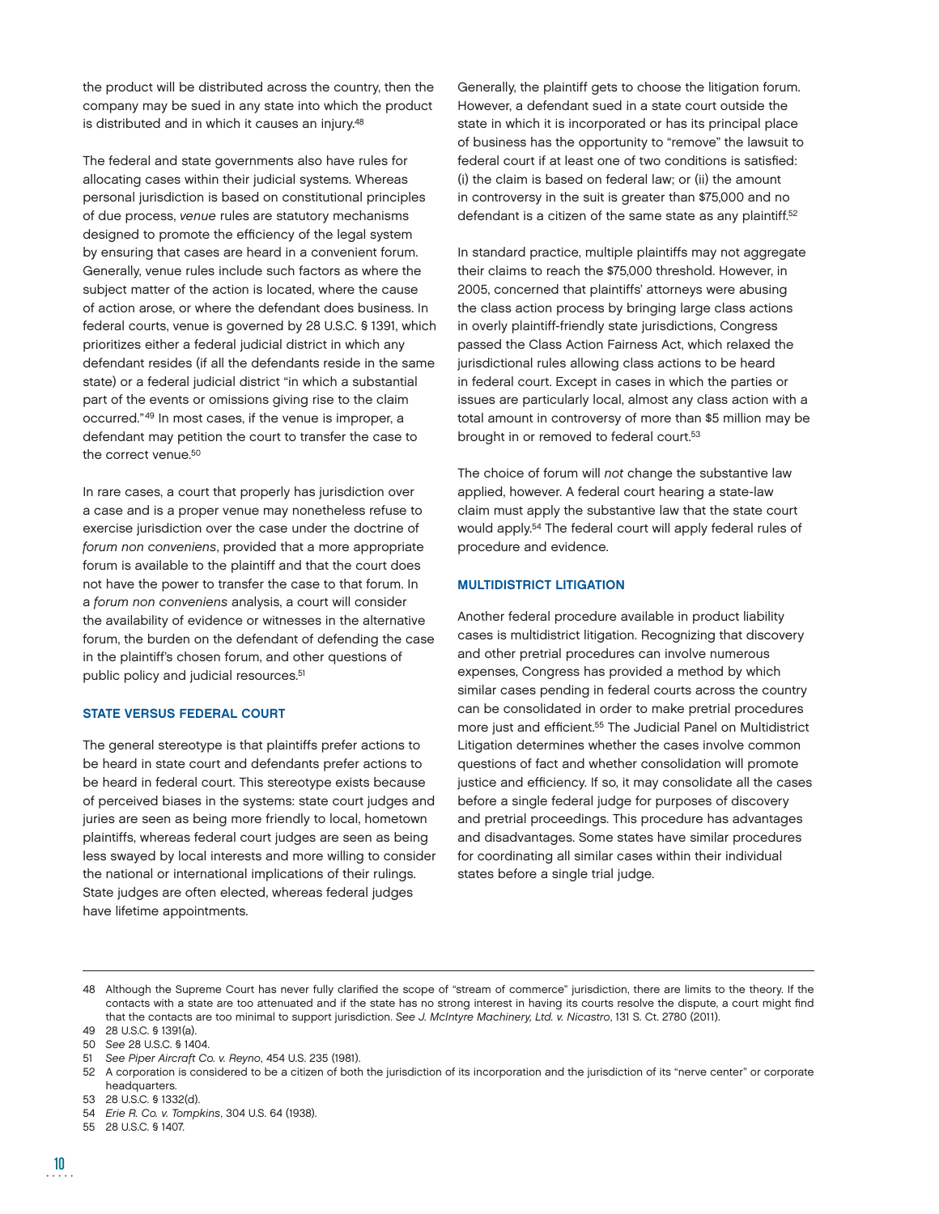the product will be distributed across the country, then the company may be sued in any state into which the product is distributed and in which it causes an injury.[48]

The federal and state governments also have rules for allocating cases within their judicial systems. Whereas personal jurisdiction is based on constitutional principles of due process, *venue* rules are statutory mechanisms designed to promote the efficiency of the legal system by ensuring that cases are heard in a convenient forum. Generally, venue rules include such factors as where the subject matter of the action is located, where the cause of action arose, or where the defendant does business. In federal courts, venue is governed by 28 U.S.C. § 1391, which prioritizes either a federal judicial district in which any defendant resides (if all the defendants reside in the same state) or a federal judicial district "in which a substantial part of the events or omissions giving rise to the claim occurred."[49] In most cases, if the venue is improper, a defendant may petition the court to transfer the case to the correct venue.[50]

In rare cases, a court that properly has jurisdiction over a case and is a proper venue may nonetheless refuse to exercise jurisdiction over the case under the doctrine of *forum non conveniens*, provided that a more appropriate forum is available to the plaintiff and that the court does not have the power to transfer the case to that forum. In a *forum non conveniens* analysis, a court will consider the availability of evidence or witnesses in the alternative forum, the burden on the defendant of defending the case in the plaintiff's chosen forum, and other questions of public policy and judicial resources.[51]

### STATE VERSUS FEDERAL COURT

The general stereotype is that plaintiffs prefer actions to be heard in state court and defendants prefer actions to be heard in federal court. This stereotype exists because of perceived biases in the systems: state court judges and juries are seen as being more friendly to local, hometown plaintiffs, whereas federal court judges are seen as being less swayed by local interests and more willing to consider the national or international implications of their rulings. State judges are often elected, whereas federal judges have lifetime appointments.

Generally, the plaintiff gets to choose the litigation forum. However, a defendant sued in a state court outside the state in which it is incorporated or has its principal place of business has the opportunity to "remove" the lawsuit to federal court if at least one of two conditions is satisfied: (i) the claim is based on federal law; or (ii) the amount in controversy in the suit is greater than $75,000 and no defendant is a citizen of the same state as any plaintiff.[52]

In standard practice, multiple plaintiffs may not aggregate their claims to reach the $75,000 threshold. However, in 2005, concerned that plaintiffs' attorneys were abusing the class action process by bringing large class actions in overly plaintiff-friendly state jurisdictions, Congress passed the Class Action Fairness Act, which relaxed the jurisdictional rules allowing class actions to be heard in federal court. Except in cases in which the parties or issues are particularly local, almost any class action with a total amount in controversy of more than $5 million may be brought in or removed to federal court.[53]

The choice of forum will *not* change the substantive law applied, however. A federal court hearing a state-law claim must apply the substantive law that the state court would apply.[54] The federal court will apply federal rules of procedure and evidence.

### MULTIDISTRICT LITIGATION

Another federal procedure available in product liability cases is multidistrict litigation. Recognizing that discovery and other pretrial procedures can involve numerous expenses, Congress has provided a method by which similar cases pending in federal courts across the country can be consolidated in order to make pretrial procedures more just and efficient.[55] The Judicial Panel on Multidistrict Litigation determines whether the cases involve common questions of fact and whether consolidation will promote justice and efficiency. If so, it may consolidate all the cases before a single federal judge for purposes of discovery and pretrial proceedings. This procedure has advantages and disadvantages. Some states have similar procedures for coordinating all similar cases within their individual states before a single trial judge.

---

48 Although the Supreme Court has never fully clarified the scope of "stream of commerce" jurisdiction, there are limits to the theory. If the contacts with a state are too attenuated and if the state has no strong interest in having its courts resolve the dispute, a court might find that the contacts are too minimal to support jurisdiction. *See J. McIntyre Machinery, Ltd. v. Nicastro*, 131 S. Ct. 2780 (2011).

49 28 U.S.C. § 1391(a).

50 *See* 28 U.S.C. § 1404.

51 *See Piper Aircraft Co. v. Reyno*, 454 U.S. 235 (1981).

52 A corporation is considered to be a citizen of both the jurisdiction of its incorporation and the jurisdiction of its "nerve center" or corporate headquarters.

53 28 U.S.C. § 1332(d).

54 *Erie R. Co. v. Tompkins*, 304 U.S. 64 (1938).

55 28 U.S.C. § 1407.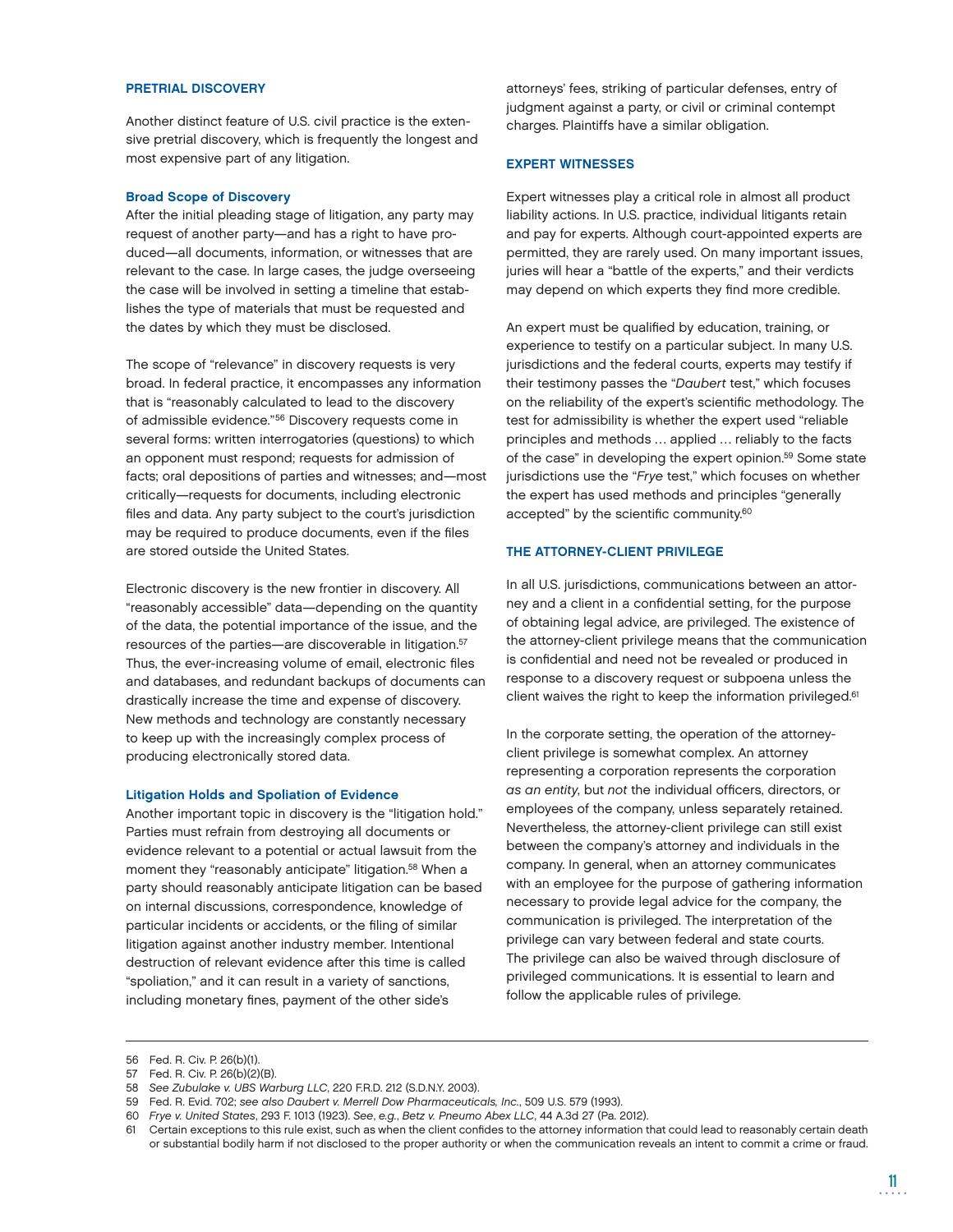## PRETRIAL DISCOVERY

Another distinct feature of U.S. civil practice is the extensive pretrial discovery, which is frequently the longest and most expensive part of any litigation.

### Broad Scope of Discovery

After the initial pleading stage of litigation, any party may request of another party—and has a right to have produced—all documents, information, or witnesses that are relevant to the case. In large cases, the judge overseeing the case will be involved in setting a timeline that establishes the type of materials that must be requested and the dates by which they must be disclosed.

The scope of "relevance" in discovery requests is very broad. In federal practice, it encompasses any information that is "reasonably calculated to lead to the discovery of admissible evidence."[56] Discovery requests come in several forms: written interrogatories (questions) to which an opponent must respond; requests for admission of facts; oral depositions of parties and witnesses; and—most critically—requests for documents, including electronic files and data. Any party subject to the court's jurisdiction may be required to produce documents, even if the files are stored outside the United States.

Electronic discovery is the new frontier in discovery. All "reasonably accessible" data—depending on the quantity of the data, the potential importance of the issue, and the resources of the parties—are discoverable in litigation.[57] Thus, the ever-increasing volume of email, electronic files and databases, and redundant backups of documents can drastically increase the time and expense of discovery. New methods and technology are constantly necessary to keep up with the increasingly complex process of producing electronically stored data.

### Litigation Holds and Spoliation of Evidence

Another important topic in discovery is the "litigation hold." Parties must refrain from destroying all documents or evidence relevant to a potential or actual lawsuit from the moment they "reasonably anticipate" litigation.[58] When a party should reasonably anticipate litigation can be based on internal discussions, correspondence, knowledge of particular incidents or accidents, or the filing of similar litigation against another industry member. Intentional destruction of relevant evidence after this time is called "spoliation," and it can result in a variety of sanctions, including monetary fines, payment of the other side's attorneys' fees, striking of particular defenses, entry of judgment against a party, or civil or criminal contempt charges. Plaintiffs have a similar obligation.

## EXPERT WITNESSES

Expert witnesses play a critical role in almost all product liability actions. In U.S. practice, individual litigants retain and pay for experts. Although court-appointed experts are permitted, they are rarely used. On many important issues, juries will hear a "battle of the experts," and their verdicts may depend on which experts they find more credible.

An expert must be qualified by education, training, or experience to testify on a particular subject. In many U.S. jurisdictions and the federal courts, experts may testify if their testimony passes the "*Daubert* test," which focuses on the reliability of the expert's scientific methodology. The test for admissibility is whether the expert used "reliable principles and methods … applied … reliably to the facts of the case" in developing the expert opinion.[59] Some state jurisdictions use the "*Frye* test," which focuses on whether the expert has used methods and principles "generally accepted" by the scientific community.[60]

## THE ATTORNEY-CLIENT PRIVILEGE

In all U.S. jurisdictions, communications between an attorney and a client in a confidential setting, for the purpose of obtaining legal advice, are privileged. The existence of the attorney-client privilege means that the communication is confidential and need not be revealed or produced in response to a discovery request or subpoena unless the client waives the right to keep the information privileged.[61]

In the corporate setting, the operation of the attorney-client privilege is somewhat complex. An attorney representing a corporation represents the corporation *as an entity*, but *not* the individual officers, directors, or employees of the company, unless separately retained. Nevertheless, the attorney-client privilege can still exist between the company's attorney and individuals in the company. In general, when an attorney communicates with an employee for the purpose of gathering information necessary to provide legal advice for the company, the communication is privileged. The interpretation of the privilege can vary between federal and state courts. The privilege can also be waived through disclosure of privileged communications. It is essential to learn and follow the applicable rules of privilege.

---

56 Fed. R. Civ. P. 26(b)(1).

57 Fed. R. Civ. P. 26(b)(2)(B).

58 *See Zubulake v. UBS Warburg LLC*, 220 F.R.D. 212 (S.D.N.Y. 2003).

59 Fed. R. Evid. 702; *see also Daubert v. Merrell Dow Pharmaceuticals, Inc.*, 509 U.S. 579 (1993).

60 *Frye v. United States*, 293 F. 1013 (1923). *See*, *e.g.*, *Betz v. Pneumo Abex LLC*, 44 A.3d 27 (Pa. 2012).

61 Certain exceptions to this rule exist, such as when the client confides to the attorney information that could lead to reasonably certain death or substantial bodily harm if not disclosed to the proper authority or when the communication reveals an intent to commit a crime or fraud.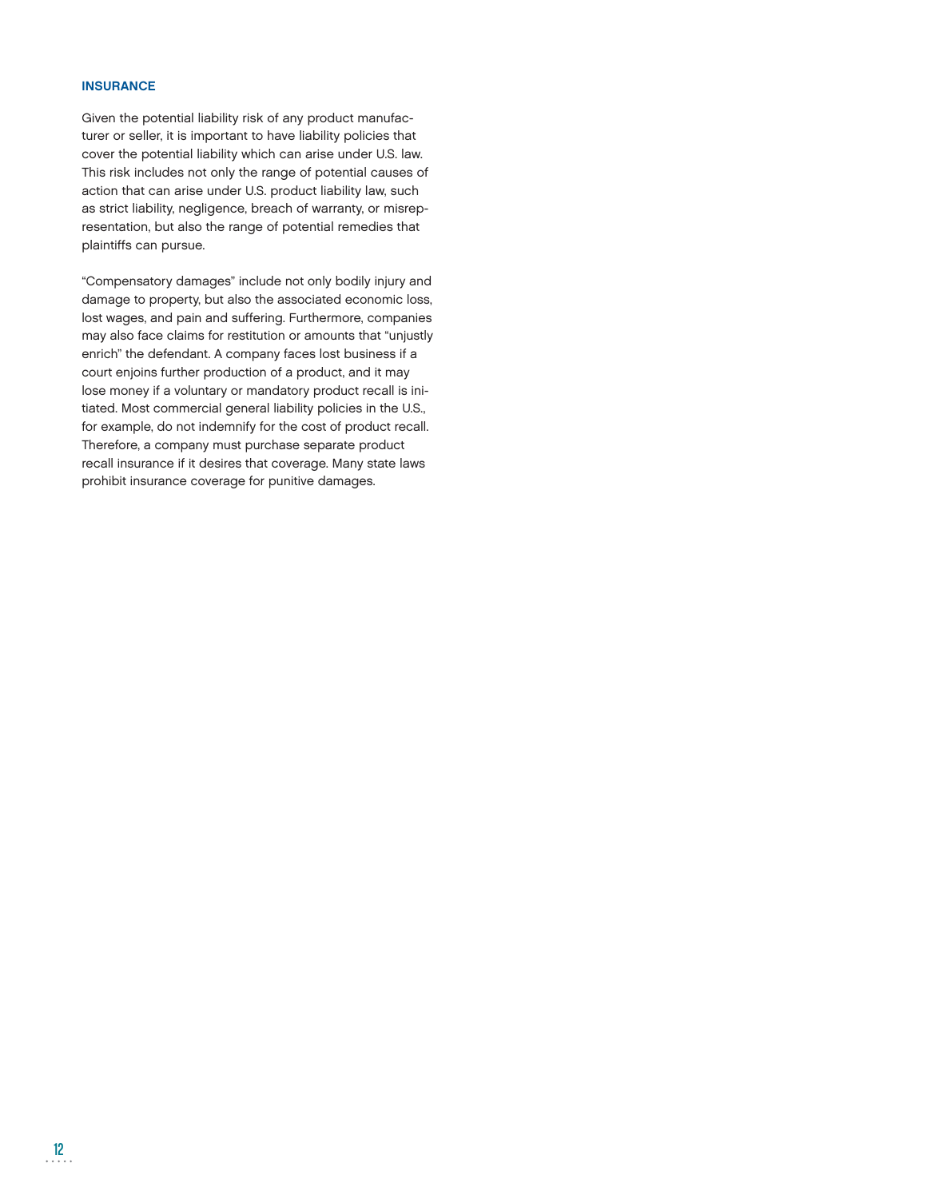## INSURANCE

Given the potential liability risk of any product manufacturer or seller, it is important to have liability policies that cover the potential liability which can arise under U.S. law. This risk includes not only the range of potential causes of action that can arise under U.S. product liability law, such as strict liability, negligence, breach of warranty, or misrepresentation, but also the range of potential remedies that plaintiffs can pursue.

"Compensatory damages" include not only bodily injury and damage to property, but also the associated economic loss, lost wages, and pain and suffering. Furthermore, companies may also face claims for restitution or amounts that "unjustly enrich" the defendant. A company faces lost business if a court enjoins further production of a product, and it may lose money if a voluntary or mandatory product recall is initiated. Most commercial general liability policies in the U.S., for example, do not indemnify for the cost of product recall. Therefore, a company must purchase separate product recall insurance if it desires that coverage. Many state laws prohibit insurance coverage for punitive damages.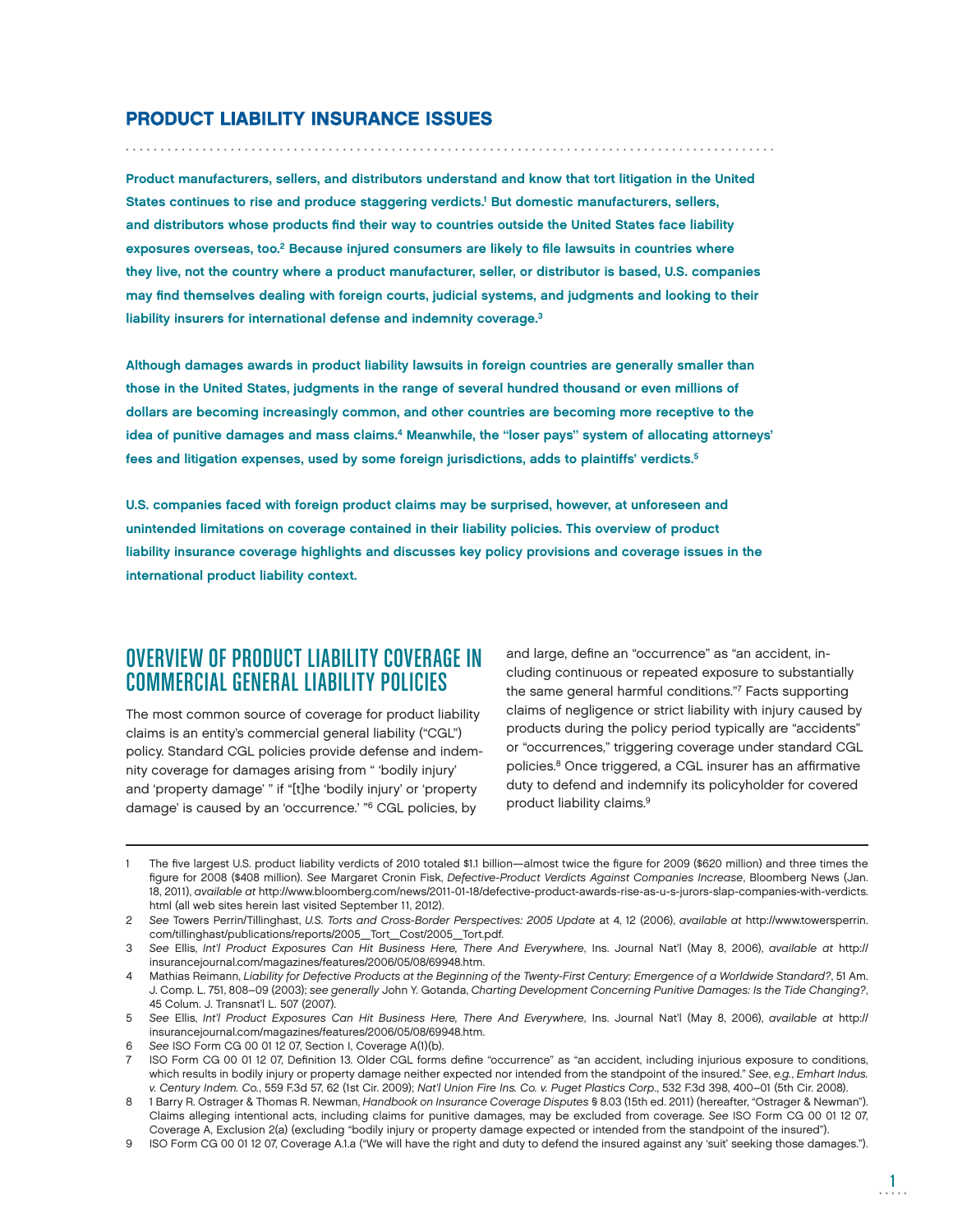## PRODUCT LIABILITY INSURANCE ISSUES

**Product manufacturers, sellers, and distributors understand and know that tort litigation in the United States continues to rise and produce staggering verdicts.[1] But domestic manufacturers, sellers, and distributors whose products find their way to countries outside the United States face liability exposures overseas, too.[2] Because injured consumers are likely to file lawsuits in countries where they live, not the country where a product manufacturer, seller, or distributor is based, U.S. companies may find themselves dealing with foreign courts, judicial systems, and judgments and looking to their liability insurers for international defense and indemnity coverage.[3]**

**Although damages awards in product liability lawsuits in foreign countries are generally smaller than those in the United States, judgments in the range of several hundred thousand or even millions of dollars are becoming increasingly common, and other countries are becoming more receptive to the idea of punitive damages and mass claims.[4] Meanwhile, the "loser pays" system of allocating attorneys' fees and litigation expenses, used by some foreign jurisdictions, adds to plaintiffs' verdicts.[5]**

**U.S. companies faced with foreign product claims may be surprised, however, at unforeseen and unintended limitations on coverage contained in their liability policies. This overview of product liability insurance coverage highlights and discusses key policy provisions and coverage issues in the international product liability context.**

## OVERVIEW OF PRODUCT LIABILITY COVERAGE IN COMMERCIAL GENERAL LIABILITY POLICIES

The most common source of coverage for product liability claims is an entity's commercial general liability ("CGL") policy. Standard CGL policies provide defense and indemnity coverage for damages arising from " 'bodily injury' and 'property damage' " if "[t]he 'bodily injury' or 'property damage' is caused by an 'occurrence.' "[6] CGL policies, by and large, define an "occurrence" as "an accident, including continuous or repeated exposure to substantially the same general harmful conditions."[7] Facts supporting claims of negligence or strict liability with injury caused by products during the policy period typically are "accidents" or "occurrences," triggering coverage under standard CGL policies.[8] Once triggered, a CGL insurer has an affirmative duty to defend and indemnify its policyholder for covered product liability claims.[9]

---

1 The five largest U.S. product liability verdicts of 2010 totaled $1.1 billion—almost twice the figure for 2009 ($620 million) and three times the figure for 2008 ($408 million). *See* Margaret Cronin Fisk, *Defective-Product Verdicts Against Companies Increase*, Bloomberg News (Jan. 18, 2011), *available at* http://www.bloomberg.com/news/2011-01-18/defective-product-awards-rise-as-u-s-jurors-slap-companies-with-verdicts.html (all web sites herein last visited September 11, 2012).

2 *See* Towers Perrin/Tillinghast, *U.S. Torts and Cross-Border Perspectives: 2005 Update* at 4, 12 (2006), *available at* http://www.towersperrin.com/tillinghast/publications/reports/2005_Tort_Cost/2005_Tort.pdf.

3 *See* Ellis, *Int'l Product Exposures Can Hit Business Here, There And Everywhere*, Ins. Journal Nat'l (May 8, 2006), *available at* http://insurancejournal.com/magazines/features/2006/05/08/69948.htm.

4 Mathias Reimann, *Liability for Defective Products at the Beginning of the Twenty-First Century: Emergence of a Worldwide Standard?*, 51 Am. J. Comp. L. 751, 808–09 (2003); *see generally* John Y. Gotanda, *Charting Development Concerning Punitive Damages: Is the Tide Changing?*, 45 Colum. J. Transnat'l L. 507 (2007).

5 *See* Ellis, *Int'l Product Exposures Can Hit Business Here, There And Everywhere*, Ins. Journal Nat'l (May 8, 2006), *available at* http://insurancejournal.com/magazines/features/2006/05/08/69948.htm.

6 *See* ISO Form CG 00 01 12 07, Section I, Coverage A(1)(b).

7 ISO Form CG 00 01 12 07, Definition 13. Older CGL forms define "occurrence" as "an accident, including injurious exposure to conditions, which results in bodily injury or property damage neither expected nor intended from the standpoint of the insured." *See, e.g.*, *Emhart Indus. v. Century Indem. Co.*, 559 F.3d 57, 62 (1st Cir. 2009); *Nat'l Union Fire Ins. Co. v. Puget Plastics Corp.*, 532 F.3d 398, 400–01 (5th Cir. 2008).

8 1 Barry R. Ostrager & Thomas R. Newman, *Handbook on Insurance Coverage Disputes* § 8.03 (15th ed. 2011) (hereafter, "Ostrager & Newman"). Claims alleging intentional acts, including claims for punitive damages, may be excluded from coverage. *See* ISO Form CG 00 01 12 07, Coverage A, Exclusion 2(a) (excluding "bodily injury or property damage expected or intended from the standpoint of the insured").

9 ISO Form CG 00 01 12 07, Coverage A.1.a ("We will have the right and duty to defend the insured against any 'suit' seeking those damages.").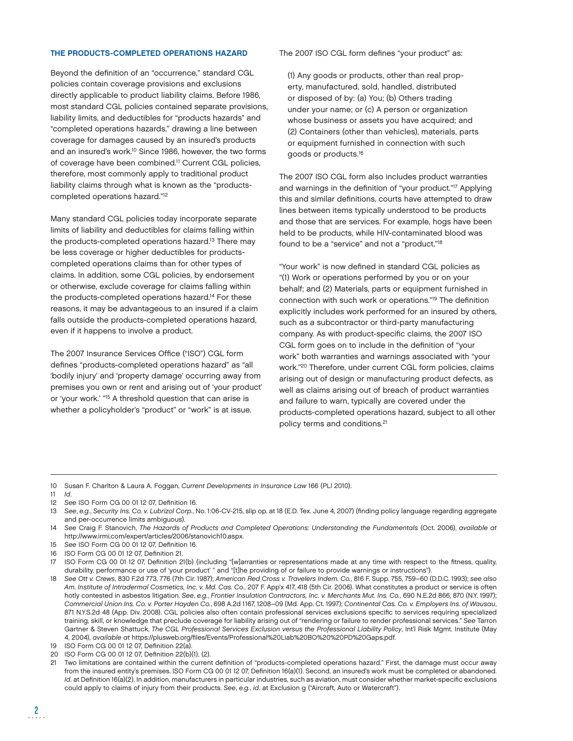### THE PRODUCTS-COMPLETED OPERATIONS HAZARD

Beyond the definition of an "occurrence," standard CGL policies contain coverage provisions and exclusions directly applicable to product liability claims. Before 1986, most standard CGL policies contained separate provisions, liability limits, and deductibles for "products hazards" and "completed operations hazards," drawing a line between coverage for damages caused by an insured's products and an insured's work.[10] Since 1986, however, the two forms of coverage have been combined.[11] Current CGL policies, therefore, most commonly apply to traditional product liability claims through what is known as the "products-completed operations hazard."[12]

Many standard CGL policies today incorporate separate limits of liability and deductibles for claims falling within the products-completed operations hazard.[13] There may be less coverage or higher deductibles for products-completed operations claims than for other types of claims. In addition, some CGL policies, by endorsement or otherwise, exclude coverage for claims falling within the products-completed operations hazard.[14] For these reasons, it may be advantageous to an insured if a claim falls outside the products-completed operations hazard, even if it happens to involve a product.

The 2007 Insurance Services Office ("ISO") CGL form defines "products-completed operations hazard" as "all 'bodily injury' and 'property damage' occurring away from premises you own or rent and arising out of 'your product' or 'your work.' "[15] A threshold question that can arise is whether a policyholder's "product" or "work" is at issue.

The 2007 ISO CGL form defines "your product" as:

> (1) Any goods or products, other than real property, manufactured, sold, handled, distributed or disposed of by: (a) You; (b) Others trading under your name; or (c) A person or organization whose business or assets you have acquired; and (2) Containers (other than vehicles), materials, parts or equipment furnished in connection with such goods or products.[16]

The 2007 ISO CGL form also includes product warranties and warnings in the definition of "your product."[17] Applying this and similar definitions, courts have attempted to draw lines between items typically understood to be products and those that are services. For example, hogs have been held to be products, while HIV-contaminated blood was found to be a "service" and not a "product."[18]

"Your work" is now defined in standard CGL policies as "(1) Work or operations performed by you or on your behalf; and (2) Materials, parts or equipment furnished in connection with such work or operations."[19] The definition explicitly includes work performed for an insured by others, such as a subcontractor or third-party manufacturing company. As with product-specific claims, the 2007 ISO CGL form goes on to include in the definition of "your work" both warranties and warnings associated with "your work."[20] Therefore, under current CGL form policies, claims arising out of design or manufacturing product defects, as well as claims arising out of breach of product warranties and failure to warn, typically are covered under the products-completed operations hazard, subject to all other policy terms and conditions.[21]

---

10 Susan F. Charlton & Laura A. Foggan, *Current Developments in Insurance Law* 166 (PLI 2010).

11 *Id*.

12 *See* ISO Form CG 00 01 12 07, Definition 16.

13 *See, e.g.*, *Security Ins. Co. v. Lubrizol Corp.*, No. 1:06-CV-215, slip op. at 18 (E.D. Tex. June 4, 2007) (finding policy language regarding aggregate and per-occurrence limits ambiguous).

14 *See* Craig F. Stanovich, *The Hazards of Products and Completed Operations: Understanding the Fundamentals* (Oct. 2006), *available at* http://www.irmi.com/expert/articles/2006/stanovich10.aspx.

15 *See* ISO Form CG 00 01 12 07, Definition 16.

16 ISO Form CG 00 01 12 07, Definition 21.

17 ISO Form CG 00 01 12 07, Definition 21(b) (including "[w]arranties or representations made at any time with respect to the fitness, quality, durability, performance or use of 'your product' " and "[t]he providing of or failure to provide warnings or instructions").

18 *See Ott v. Crews*, 830 F.2d 773, 776 (7th Cir. 1987); *American Red Cross v. Travelers Indem. Co.*, 816 F. Supp. 755, 759–60 (D.D.C. 1993); *see also Am. Institute of Intradermal Cosmetics, Inc. v. Md. Cas. Co.*, 207 F. App'x 417, 418 (5th Cir. 2006). What constitutes a product or service is often hotly contested in asbestos litigation. *See, e.g.*, *Frontier Insulation Contractors, Inc. v. Merchants Mut. Ins. Co.*, 690 N.E.2d 866, 870 (N.Y. 1997); *Commercial Union Ins. Co. v. Porter Hayden Co.*, 698 A.2d 1167, 1208–09 (Md. App. Ct. 1997); *Continental Cas. Co. v. Employers Ins. of Wausau*, 871 N.Y.S.2d 48 (App. Div. 2008). CGL policies also often contain professional services exclusions specific to services requiring specialized training, skill, or knowledge that preclude coverage for liability arising out of "rendering or failure to render professional services." *See* Tarron Gartner & Steven Shattuck, *The CGL Professional Services Exclusion versus the Professional Liability Policy*, Int'l Risk Mgmt. Institute (May 4, 2004), *available at* https://plusweb.org/files/Events/Professional%20Liab%20BO%20%20PD%20Gaps.pdf.

19 ISO Form CG 00 01 12 07, Definition 22(a).

20 ISO Form CG 00 01 12 07, Definition 22(b)(1), (2).

21 Two limitations are contained within the current definition of "products-completed operations hazard." First, the damage must occur away from the insured entity's premises. ISO Form CG 00 01 12 07, Definition 16(a)(1). Second, an insured's work must be completed or abandoned. *Id*. at Definition 16(a)(2). In addition, manufacturers in particular industries, such as aviation, must consider whether market-specific exclusions could apply to claims of injury from their products. *See, e.g.*, *id*. at Exclusion g ("Aircraft, Auto or Watercraft").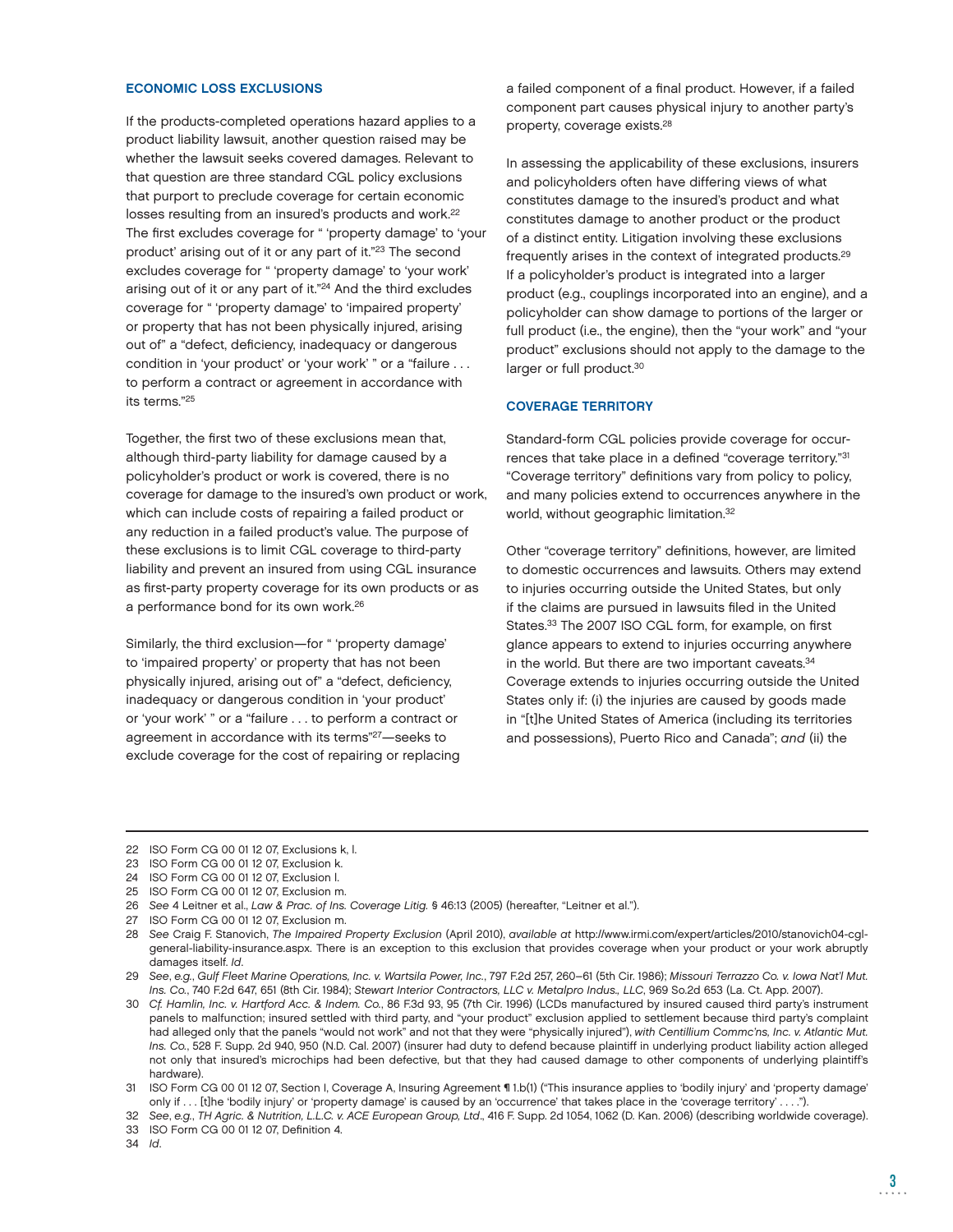### ECONOMIC LOSS EXCLUSIONS

If the products-completed operations hazard applies to a product liability lawsuit, another question raised may be whether the lawsuit seeks covered damages. Relevant to that question are three standard CGL policy exclusions that purport to preclude coverage for certain economic losses resulting from an insured's products and work.[22] The first excludes coverage for " 'property damage' to 'your product' arising out of it or any part of it."[23] The second excludes coverage for " 'property damage' to 'your work' arising out of it or any part of it."[24] And the third excludes coverage for " 'property damage' to 'impaired property' or property that has not been physically injured, arising out of" a "defect, deficiency, inadequacy or dangerous condition in 'your product' or 'your work' " or a "failure . . . to perform a contract or agreement in accordance with its terms."[25]

Together, the first two of these exclusions mean that, although third-party liability for damage caused by a policyholder's product or work is covered, there is no coverage for damage to the insured's own product or work, which can include costs of repairing a failed product or any reduction in a failed product's value. The purpose of these exclusions is to limit CGL coverage to third-party liability and prevent an insured from using CGL insurance as first-party property coverage for its own products or as a performance bond for its own work.[26]

Similarly, the third exclusion—for " 'property damage' to 'impaired property' or property that has not been physically injured, arising out of" a "defect, deficiency, inadequacy or dangerous condition in 'your product' or 'your work' " or a "failure . . . to perform a contract or agreement in accordance with its terms"[27]—seeks to exclude coverage for the cost of repairing or replacing a failed component of a final product. However, if a failed component part causes physical injury to another party's property, coverage exists.[28]

In assessing the applicability of these exclusions, insurers and policyholders often have differing views of what constitutes damage to the insured's product and what constitutes damage to another product or the product of a distinct entity. Litigation involving these exclusions frequently arises in the context of integrated products.[29] If a policyholder's product is integrated into a larger product (e.g., couplings incorporated into an engine), and a policyholder can show damage to portions of the larger or full product (i.e., the engine), then the "your work" and "your product" exclusions should not apply to the damage to the larger or full product.[30]

### COVERAGE TERRITORY

Standard-form CGL policies provide coverage for occurrences that take place in a defined "coverage territory."[31] "Coverage territory" definitions vary from policy to policy, and many policies extend to occurrences anywhere in the world, without geographic limitation.[32]

Other "coverage territory" definitions, however, are limited to domestic occurrences and lawsuits. Others may extend to injuries occurring outside the United States, but only if the claims are pursued in lawsuits filed in the United States.[33] The 2007 ISO CGL form, for example, on first glance appears to extend to injuries occurring anywhere in the world. But there are two important caveats.[34] Coverage extends to injuries occurring outside the United States only if: (i) the injuries are caused by goods made in "[t]he United States of America (including its territories and possessions), Puerto Rico and Canada"; *and* (ii) the

---

22 ISO Form CG 00 01 12 07, Exclusions k, l.

23 ISO Form CG 00 01 12 07, Exclusion k.

24 ISO Form CG 00 01 12 07, Exclusion l.

25 ISO Form CG 00 01 12 07, Exclusion m.

26 *See* 4 Leitner et al., *Law & Prac. of Ins. Coverage Litig.* § 46:13 (2005) (hereafter, "Leitner et al.").

27 ISO Form CG 00 01 12 07, Exclusion m.

28 *See* Craig F. Stanovich, *The Impaired Property Exclusion* (April 2010), *available at* http://www.irmi.com/expert/articles/2010/stanovich04-cgl-general-liability-insurance.aspx. There is an exception to this exclusion that provides coverage when your product or your work abruptly damages itself. *Id*.

29 *See*, *e.g.*, *Gulf Fleet Marine Operations, Inc. v. Wartsila Power, Inc.*, 797 F.2d 257, 260–61 (5th Cir. 1986); *Missouri Terrazzo Co. v. Iowa Nat'l Mut. Ins. Co.*, 740 F.2d 647, 651 (8th Cir. 1984); *Stewart Interior Contractors, LLC v. Metalpro Indus., LLC*, 969 So.2d 653 (La. Ct. App. 2007).

30 *Cf. Hamlin, Inc. v. Hartford Acc. & Indem. Co.*, 86 F.3d 93, 95 (7th Cir. 1996) (LCDs manufactured by insured caused third party's instrument panels to malfunction; insured settled with third party, and "your product" exclusion applied to settlement because third party's complaint had alleged only that the panels "would not work" and not that they were "physically injured"), *with Centillium Commc'ns, Inc. v. Atlantic Mut. Ins. Co.*, 528 F. Supp. 2d 940, 950 (N.D. Cal. 2007) (insurer had duty to defend because plaintiff in underlying product liability action alleged not only that insured's microchips had been defective, but that they had caused damage to other components of underlying plaintiff's hardware).

31 ISO Form CG 00 01 12 07, Section I, Coverage A, Insuring Agreement ¶ 1.b(1) ("This insurance applies to 'bodily injury' and 'property damage' only if . . . [t]he 'bodily injury' or 'property damage' is caused by an 'occurrence' that takes place in the 'coverage territory' . . . .").

32 *See*, *e.g.*, *TH Agric. & Nutrition, L.L.C. v. ACE European Group, Ltd*., 416 F. Supp. 2d 1054, 1062 (D. Kan. 2006) (describing worldwide coverage).

33 ISO Form CG 00 01 12 07, Definition 4.

34 *Id*.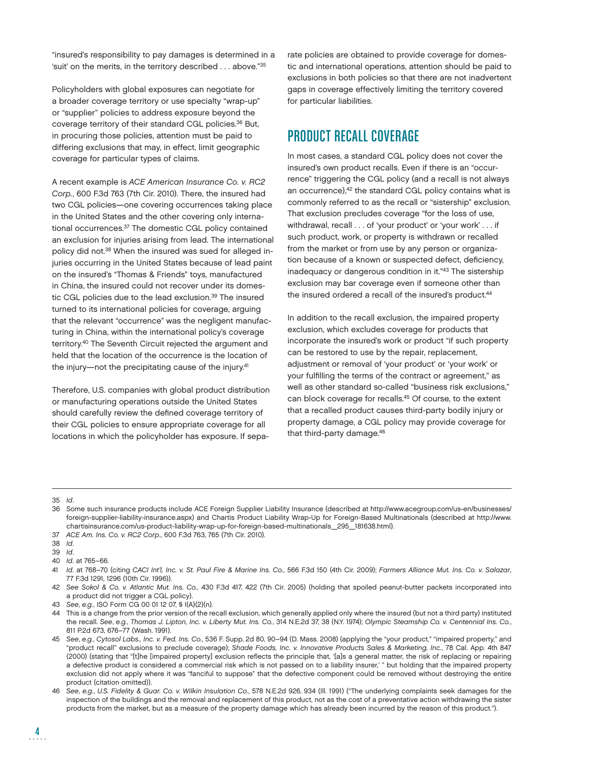"insured's responsibility to pay damages is determined in a 'suit' on the merits, in the territory described . . . above."[35]

Policyholders with global exposures can negotiate for a broader coverage territory or use specialty "wrap-up" or "supplier" policies to address exposure beyond the coverage territory of their standard CGL policies.[36] But, in procuring those policies, attention must be paid to differing exclusions that may, in effect, limit geographic coverage for particular types of claims.

A recent example is *ACE American Insurance Co. v. RC2 Corp.*, 600 F.3d 763 (7th Cir. 2010). There, the insured had two CGL policies—one covering occurrences taking place in the United States and the other covering only international occurrences.[37] The domestic CGL policy contained an exclusion for injuries arising from lead. The international policy did not.[38] When the insured was sued for alleged injuries occurring in the United States because of lead paint on the insured's "Thomas & Friends" toys, manufactured in China, the insured could not recover under its domestic CGL policies due to the lead exclusion.[39] The insured turned to its international policies for coverage, arguing that the relevant "occurrence" was the negligent manufacturing in China, within the international policy's coverage territory.[40] The Seventh Circuit rejected the argument and held that the location of the occurrence is the location of the injury—not the precipitating cause of the injury.[41]

Therefore, U.S. companies with global product distribution or manufacturing operations outside the United States should carefully review the defined coverage territory of their CGL policies to ensure appropriate coverage for all locations in which the policyholder has exposure. If separate policies are obtained to provide coverage for domestic and international operations, attention should be paid to exclusions in both policies so that there are not inadvertent gaps in coverage effectively limiting the territory covered for particular liabilities.

## PRODUCT RECALL COVERAGE

In most cases, a standard CGL policy does not cover the insured's own product recalls. Even if there is an "occurrence" triggering the CGL policy (and a recall is not always an occurrence),[42] the standard CGL policy contains what is commonly referred to as the recall or "sistership" exclusion. That exclusion precludes coverage "for the loss of use, withdrawal, recall . . . of 'your product' or 'your work' . . . if such product, work, or property is withdrawn or recalled from the market or from use by any person or organization because of a known or suspected defect, deficiency, inadequacy or dangerous condition in it."[43] The sistership exclusion may bar coverage even if someone other than the insured ordered a recall of the insured's product.[44]

In addition to the recall exclusion, the impaired property exclusion, which excludes coverage for products that incorporate the insured's work or product "if such property can be restored to use by the repair, replacement, adjustment or removal of 'your product' or 'your work' or your fulfilling the terms of the contract or agreement," as well as other standard so-called "business risk exclusions," can block coverage for recalls.[45] Of course, to the extent that a recalled product causes third-party bodily injury or property damage, a CGL policy may provide coverage for that third-party damage.[46]

---

35 *Id*.

36 Some such insurance products include ACE Foreign Supplier Liability Insurance (described at http://www.acegroup.com/us-en/businesses/foreign-supplier-liability-insurance.aspx) and Chartis Product Liability Wrap-Up for Foreign-Based Multinationals (described at http://www.chartisinsurance.com/us-product-liability-wrap-up-for-foreign-based-multinationals__295__181638.html).

37 *ACE Am. Ins. Co. v. RC2 Corp.*, 600 F.3d 763, 765 (7th Cir. 2010).

38 *Id*.

39 *Id*.

40 *Id*. at 765–66.

41 *Id*. at 768–70 (citing *CACI Int'l, Inc. v. St. Paul Fire & Marine Ins. Co.*, 566 F.3d 150 (4th Cir. 2009); *Farmers Alliance Mut. Ins. Co. v. Salazar*, 77 F.3d 1291, 1296 (10th Cir. 1996)).

42 *See Sokol & Co. v. Atlantic Mut. Ins. Co.*, 430 F.3d 417, 422 (7th Cir. 2005) (holding that spoiled peanut-butter packets incorporated into a product did not trigger a CGL policy).

43 *See, e.g.*, ISO Form CG 00 01 12 07, § I(A)(2)(n).

44 This is a change from the prior version of the recall exclusion, which generally applied only where the insured (but not a third party) instituted the recall. *See, e.g.*, *Thomas J. Lipton, Inc. v. Liberty Mut. Ins. Co.*, 314 N.E.2d 37, 38 (N.Y. 1974); *Olympic Steamship Co. v. Centennial Ins. Co.*, 811 P.2d 673, 676–77 (Wash. 1991).

45 *See, e.g.*, *Cytosol Labs., Inc. v. Fed. Ins. Co.*, 536 F. Supp. 2d 80, 90–94 (D. Mass. 2008) (applying the "your product," "impaired property," and "product recall" exclusions to preclude coverage); *Shade Foods, Inc. v. Innovative Products Sales & Marketing, Inc.*, 78 Cal. App. 4th 847 (2000) (stating that "[t]he [impaired property] exclusion reflects the principle that, '[a]s a general matter, the risk of replacing or repairing a defective product is considered a commercial risk which is not passed on to a liability insurer,' " but holding that the impaired property exclusion did not apply where it was "fanciful to suppose" that the defective component could be removed without destroying the entire product (citation omitted)).

46 *See, e.g.*, *U.S. Fidelity & Guar. Co. v. Wilkin Insulation Co.*, 578 N.E.2d 926, 934 (Ill. 1991) ("The underlying complaints seek damages for the inspection of the buildings and the removal and replacement of this product, not as the cost of a preventative action withdrawing the sister products from the market, but as a measure of the property damage which has already been incurred by the reason of this product.").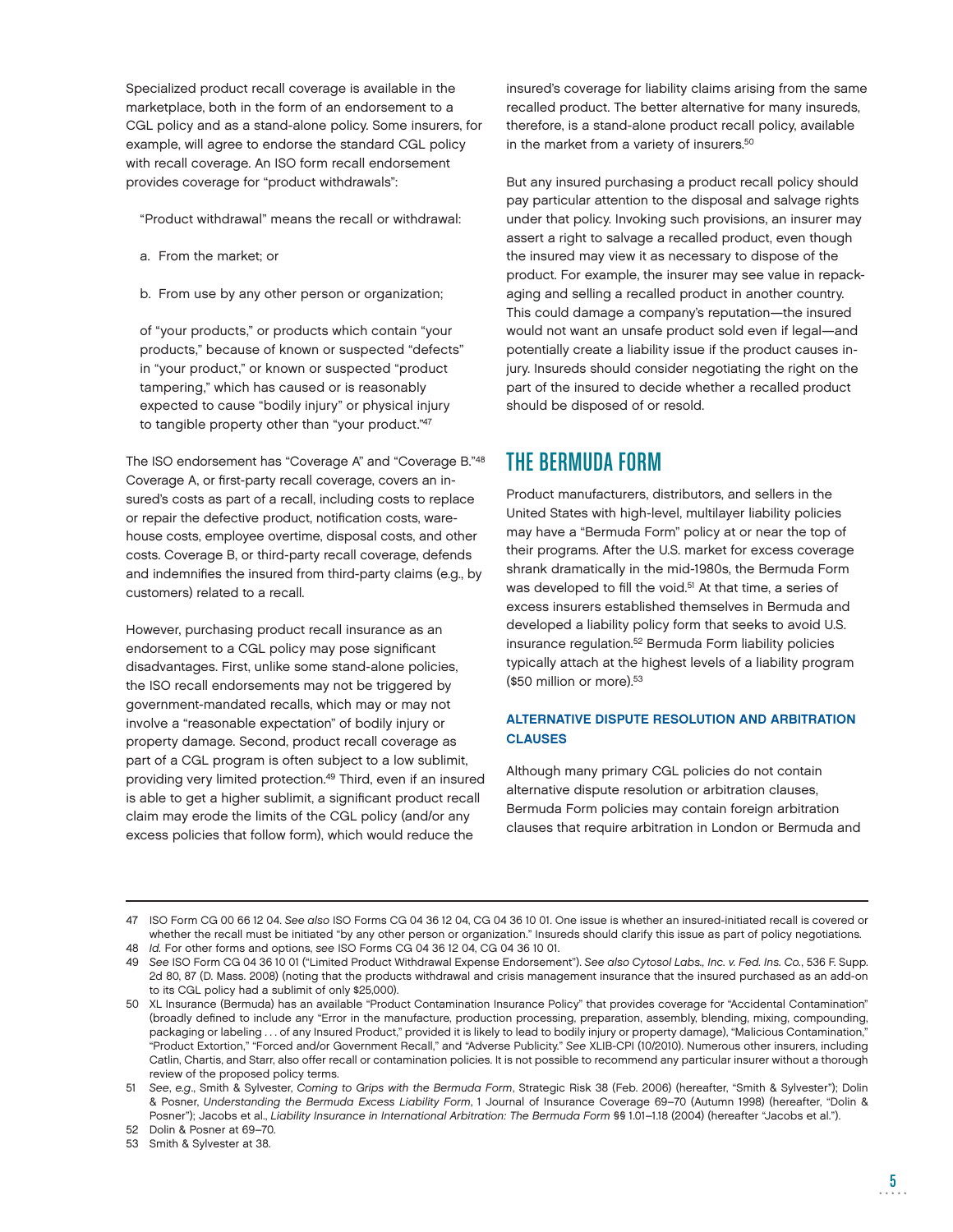Specialized product recall coverage is available in the marketplace, both in the form of an endorsement to a CGL policy and as a stand-alone policy. Some insurers, for example, will agree to endorse the standard CGL policy with recall coverage. An ISO form recall endorsement provides coverage for "product withdrawals":

> "Product withdrawal" means the recall or withdrawal:
>
> a. From the market; or
>
> b. From use by any other person or organization;
>
> of "your products," or products which contain "your products," because of known or suspected "defects" in "your product," or known or suspected "product tampering," which has caused or is reasonably expected to cause "bodily injury" or physical injury to tangible property other than "your product."[47]

The ISO endorsement has "Coverage A" and "Coverage B."[48] Coverage A, or first-party recall coverage, covers an insured's costs as part of a recall, including costs to replace or repair the defective product, notification costs, warehouse costs, employee overtime, disposal costs, and other costs. Coverage B, or third-party recall coverage, defends and indemnifies the insured from third-party claims (e.g., by customers) related to a recall.

However, purchasing product recall insurance as an endorsement to a CGL policy may pose significant disadvantages. First, unlike some stand-alone policies, the ISO recall endorsements may not be triggered by government-mandated recalls, which may or may not involve a "reasonable expectation" of bodily injury or property damage. Second, product recall coverage as part of a CGL program is often subject to a low sublimit, providing very limited protection.[49] Third, even if an insured is able to get a higher sublimit, a significant product recall claim may erode the limits of the CGL policy (and/or any excess policies that follow form), which would reduce the insured's coverage for liability claims arising from the same recalled product. The better alternative for many insureds, therefore, is a stand-alone product recall policy, available in the market from a variety of insurers.[50]

But any insured purchasing a product recall policy should pay particular attention to the disposal and salvage rights under that policy. Invoking such provisions, an insurer may assert a right to salvage a recalled product, even though the insured may view it as necessary to dispose of the product. For example, the insurer may see value in repackaging and selling a recalled product in another country. This could damage a company's reputation—the insured would not want an unsafe product sold even if legal—and potentially create a liability issue if the product causes injury. Insureds should consider negotiating the right on the part of the insured to decide whether a recalled product should be disposed of or resold.

## THE BERMUDA FORM

Product manufacturers, distributors, and sellers in the United States with high-level, multilayer liability policies may have a "Bermuda Form" policy at or near the top of their programs. After the U.S. market for excess coverage shrank dramatically in the mid-1980s, the Bermuda Form was developed to fill the void.[51] At that time, a series of excess insurers established themselves in Bermuda and developed a liability policy form that seeks to avoid U.S. insurance regulation.[52] Bermuda Form liability policies typically attach at the highest levels of a liability program ($50 million or more).[53]

### ALTERNATIVE DISPUTE RESOLUTION AND ARBITRATION CLAUSES

Although many primary CGL policies do not contain alternative dispute resolution or arbitration clauses, Bermuda Form policies may contain foreign arbitration clauses that require arbitration in London or Bermuda and

---

47 ISO Form CG 00 66 12 04. *See also* ISO Forms CG 04 36 12 04, CG 04 36 10 01. One issue is whether an insured-initiated recall is covered or whether the recall must be initiated "by any other person or organization." Insureds should clarify this issue as part of policy negotiations.

48 *Id.* For other forms and options, *see* ISO Forms CG 04 36 12 04, CG 04 36 10 01.

49 *See* ISO Form CG 04 36 10 01 ("Limited Product Withdrawal Expense Endorsement"). *See also Cytosol Labs., Inc. v. Fed. Ins. Co.*, 536 F. Supp. 2d 80, 87 (D. Mass. 2008) (noting that the products withdrawal and crisis management insurance that the insured purchased as an add-on to its CGL policy had a sublimit of only $25,000).

50 XL Insurance (Bermuda) has an available "Product Contamination Insurance Policy" that provides coverage for "Accidental Contamination" (broadly defined to include any "Error in the manufacture, production processing, preparation, assembly, blending, mixing, compounding, packaging or labeling . . . of any Insured Product," provided it is likely to lead to bodily injury or property damage), "Malicious Contamination," "Product Extortion," "Forced and/or Government Recall," and "Adverse Publicity." *See* XLIB-CPI (10/2010). Numerous other insurers, including Catlin, Chartis, and Starr, also offer recall or contamination policies. It is not possible to recommend any particular insurer without a thorough review of the proposed policy terms.

51 *See, e.g.*, Smith & Sylvester, *Coming to Grips with the Bermuda Form*, Strategic Risk 38 (Feb. 2006) (hereafter, "Smith & Sylvester"); Dolin & Posner, *Understanding the Bermuda Excess Liability Form*, 1 Journal of Insurance Coverage 69–70 (Autumn 1998) (hereafter, "Dolin & Posner"); Jacobs et al., *Liability Insurance in International Arbitration: The Bermuda Form* §§ 1.01–1.18 (2004) (hereafter "Jacobs et al.").

52 Dolin & Posner at 69–70.

53 Smith & Sylvester at 38.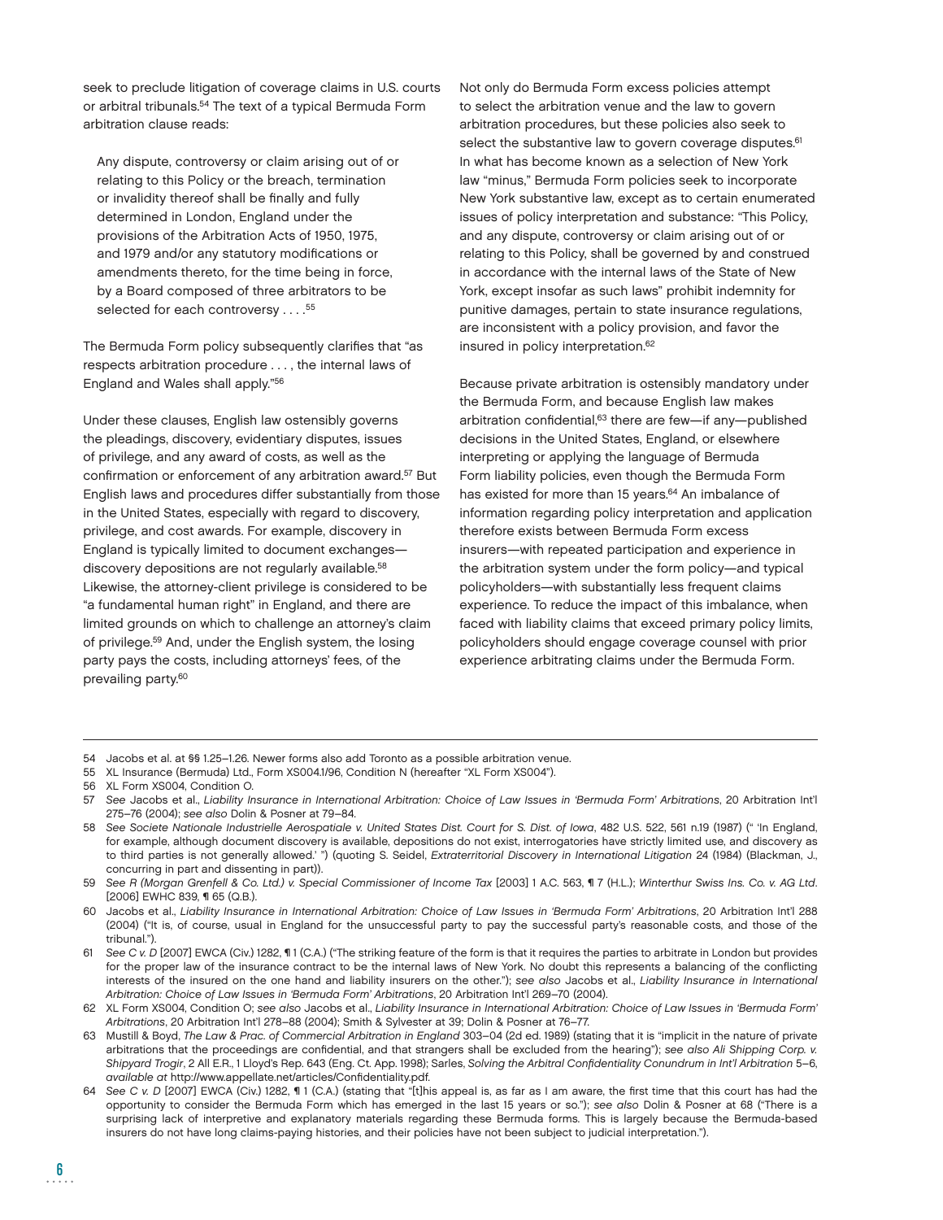seek to preclude litigation of coverage claims in U.S. courts or arbitral tribunals.[54] The text of a typical Bermuda Form arbitration clause reads:

> Any dispute, controversy or claim arising out of or relating to this Policy or the breach, termination or invalidity thereof shall be finally and fully determined in London, England under the provisions of the Arbitration Acts of 1950, 1975, and 1979 and/or any statutory modifications or amendments thereto, for the time being in force, by a Board composed of three arbitrators to be selected for each controversy . . . .[55]

The Bermuda Form policy subsequently clarifies that "as respects arbitration procedure . . . , the internal laws of England and Wales shall apply."[56]

Under these clauses, English law ostensibly governs the pleadings, discovery, evidentiary disputes, issues of privilege, and any award of costs, as well as the confirmation or enforcement of any arbitration award.[57] But English laws and procedures differ substantially from those in the United States, especially with regard to discovery, privilege, and cost awards. For example, discovery in England is typically limited to document exchanges—discovery depositions are not regularly available.[58] Likewise, the attorney-client privilege is considered to be "a fundamental human right" in England, and there are limited grounds on which to challenge an attorney's claim of privilege.[59] And, under the English system, the losing party pays the costs, including attorneys' fees, of the prevailing party.[60]

Not only do Bermuda Form excess policies attempt to select the arbitration venue and the law to govern arbitration procedures, but these policies also seek to select the substantive law to govern coverage disputes.[61] In what has become known as a selection of New York law "minus," Bermuda Form policies seek to incorporate New York substantive law, except as to certain enumerated issues of policy interpretation and substance: "This Policy, and any dispute, controversy or claim arising out of or relating to this Policy, shall be governed by and construed in accordance with the internal laws of the State of New York, except insofar as such laws" prohibit indemnity for punitive damages, pertain to state insurance regulations, are inconsistent with a policy provision, and favor the insured in policy interpretation.[62]

Because private arbitration is ostensibly mandatory under the Bermuda Form, and because English law makes arbitration confidential,[63] there are few—if any—published decisions in the United States, England, or elsewhere interpreting or applying the language of Bermuda Form liability policies, even though the Bermuda Form has existed for more than 15 years.[64] An imbalance of information regarding policy interpretation and application therefore exists between Bermuda Form excess insurers—with repeated participation and experience in the arbitration system under the form policy—and typical policyholders—with substantially less frequent claims experience. To reduce the impact of this imbalance, when faced with liability claims that exceed primary policy limits, policyholders should engage coverage counsel with prior experience arbitrating claims under the Bermuda Form.

---

54 Jacobs et al. at §§ 1.25–1.26. Newer forms also add Toronto as a possible arbitration venue.

55 XL Insurance (Bermuda) Ltd., Form XS004.1/96, Condition N (hereafter "XL Form XS004").

56 XL Form XS004, Condition O.

57 *See* Jacobs et al., *Liability Insurance in International Arbitration: Choice of Law Issues in 'Bermuda Form' Arbitrations*, 20 Arbitration Int'l 275–76 (2004); *see also* Dolin & Posner at 79–84.

58 *See Societe Nationale Industrielle Aerospatiale v. United States Dist. Court for S. Dist. of Iowa*, 482 U.S. 522, 561 n.19 (1987) (" 'In England, for example, although document discovery is available, depositions do not exist, interrogatories have strictly limited use, and discovery as to third parties is not generally allowed.' ") (quoting S. Seidel, *Extraterritorial Discovery in International Litigation* 24 (1984) (Blackman, J., concurring in part and dissenting in part)).

59 *See R (Morgan Grenfell & Co. Ltd.) v. Special Commissioner of Income Tax* [2003] 1 A.C. 563, ¶ 7 (H.L.); *Winterthur Swiss Ins. Co. v. AG Ltd*. [2006] EWHC 839, ¶ 65 (Q.B.).

60 Jacobs et al., *Liability Insurance in International Arbitration: Choice of Law Issues in 'Bermuda Form' Arbitrations*, 20 Arbitration Int'l 288 (2004) ("It is, of course, usual in England for the unsuccessful party to pay the successful party's reasonable costs, and those of the tribunal.").

61 *See C v. D* [2007] EWCA (Civ.) 1282, ¶ 1 (C.A.) ("The striking feature of the form is that it requires the parties to arbitrate in London but provides for the proper law of the insurance contract to be the internal laws of New York. No doubt this represents a balancing of the conflicting interests of the insured on the one hand and liability insurers on the other."); *see also* Jacobs et al., *Liability Insurance in International Arbitration: Choice of Law Issues in 'Bermuda Form' Arbitrations*, 20 Arbitration Int'l 269–70 (2004).

62 XL Form XS004, Condition O; *see also* Jacobs et al., *Liability Insurance in International Arbitration: Choice of Law Issues in 'Bermuda Form' Arbitrations*, 20 Arbitration Int'l 278–88 (2004); Smith & Sylvester at 39; Dolin & Posner at 76–77.

63 Mustill & Boyd, *The Law & Prac. of Commercial Arbitration in England* 303–04 (2d ed. 1989) (stating that it is "implicit in the nature of private arbitrations that the proceedings are confidential, and that strangers shall be excluded from the hearing"); *see also Ali Shipping Corp. v. Shipyard Trogir*, 2 All E.R., 1 Lloyd's Rep. 643 (Eng. Ct. App. 1998); Sarles, *Solving the Arbitral Confidentiality Conundrum in Int'l Arbitration* 5–6, *available at* http://www.appellate.net/articles/Confidentiality.pdf.

64 *See C v. D* [2007] EWCA (Civ.) 1282, ¶ 1 (C.A.) (stating that "[t]his appeal is, as far as I am aware, the first time that this court has had the opportunity to consider the Bermuda Form which has emerged in the last 15 years or so."); *see also* Dolin & Posner at 68 ("There is a surprising lack of interpretive and explanatory materials regarding these Bermuda forms. This is largely because the Bermuda-based insurers do not have long claims-paying histories, and their policies have not been subject to judicial interpretation.").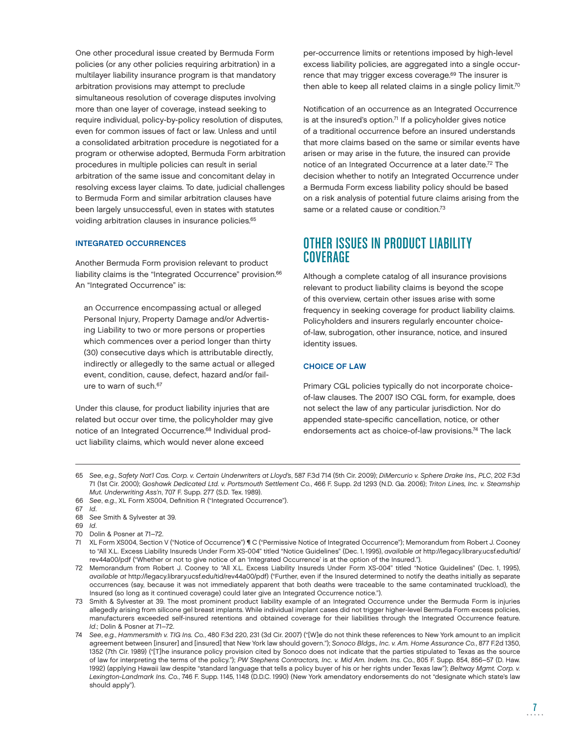One other procedural issue created by Bermuda Form policies (or any other policies requiring arbitration) in a multilayer liability insurance program is that mandatory arbitration provisions may attempt to preclude simultaneous resolution of coverage disputes involving more than one layer of coverage, instead seeking to require individual, policy-by-policy resolution of disputes, even for common issues of fact or law. Unless and until a consolidated arbitration procedure is negotiated for a program or otherwise adopted, Bermuda Form arbitration procedures in multiple policies can result in serial arbitration of the same issue and concomitant delay in resolving excess layer claims. To date, judicial challenges to Bermuda Form and similar arbitration clauses have been largely unsuccessful, even in states with statutes voiding arbitration clauses in insurance policies.[65]

### INTEGRATED OCCURRENCES

Another Bermuda Form provision relevant to product liability claims is the "Integrated Occurrence" provision.[66] An "Integrated Occurrence" is:

> an Occurrence encompassing actual or alleged Personal Injury, Property Damage and/or Advertising Liability to two or more persons or properties which commences over a period longer than thirty (30) consecutive days which is attributable directly, indirectly or allegedly to the same actual or alleged event, condition, cause, defect, hazard and/or failure to warn of such.[67]

Under this clause, for product liability injuries that are related but occur over time, the policyholder may give notice of an Integrated Occurrence.[68] Individual product liability claims, which would never alone exceed per-occurrence limits or retentions imposed by high-level excess liability policies, are aggregated into a single occurrence that may trigger excess coverage.[69] The insurer is then able to keep all related claims in a single policy limit.[70]

Notification of an occurrence as an Integrated Occurrence is at the insured's option.[71] If a policyholder gives notice of a traditional occurrence before an insured understands that more claims based on the same or similar events have arisen or may arise in the future, the insured can provide notice of an Integrated Occurrence at a later date.[72] The decision whether to notify an Integrated Occurrence under a Bermuda Form excess liability policy should be based on a risk analysis of potential future claims arising from the same or a related cause or condition.[73]

## OTHER ISSUES IN PRODUCT LIABILITY COVERAGE

Although a complete catalog of all insurance provisions relevant to product liability claims is beyond the scope of this overview, certain other issues arise with some frequency in seeking coverage for product liability claims. Policyholders and insurers regularly encounter choice-of-law, subrogation, other insurance, notice, and insured identity issues.

### CHOICE OF LAW

Primary CGL policies typically do not incorporate choice-of-law clauses. The 2007 ISO CGL form, for example, does not select the law of any particular jurisdiction. Nor do appended state-specific cancellation, notice, or other endorsements act as choice-of-law provisions.[74] The lack

---

65 *See*, *e.g.*, *Safety Nat'l Cas. Corp. v. Certain Underwriters at Lloyd's*, 587 F.3d 714 (5th Cir. 2009); *DiMercurio v. Sphere Drake Ins., PLC*, 202 F.3d 71 (1st Cir. 2000); *Goshawk Dedicated Ltd. v. Portsmouth Settlement Co.*, 466 F. Supp. 2d 1293 (N.D. Ga. 2006); *Triton Lines, Inc. v. Steamship Mut. Underwriting Ass'n*, 707 F. Supp. 277 (S.D. Tex. 1989).

66 *See*, *e.g.*, XL Form XS004, Definition R ("Integrated Occurrence").

67 *Id*.

68 *See* Smith & Sylvester at 39.

69 *Id*.

70 Dolin & Posner at 71–72.

71 XL Form XS004, Section V ("Notice of Occurrence") ¶ C ("Permissive Notice of Integrated Occurrence"); Memorandum from Robert J. Cooney to "All X.L. Excess Liability Insureds Under Form XS-004" titled "Notice Guidelines" (Dec. 1, 1995), *available at* http://legacy.library.ucsf.edu/tid/rev44a00/pdf ("Whether or not to give notice of an 'Integrated Occurrence' is at the option of the Insured.").

72 Memorandum from Robert J. Cooney to "All X.L. Excess Liability Insureds Under Form XS-004" titled "Notice Guidelines" (Dec. 1, 1995), *available at* http://legacy.library.ucsf.edu/tid/rev44a00/pdf) ("Further, even if the Insured determined to notify the deaths initially as separate occurrences (say, because it was not immediately apparent that both deaths were traceable to the same contaminated truckload), the Insured (so long as it continued coverage) could later give an Integrated Occurrence notice.").

73 Smith & Sylvester at 39. The most prominent product liability example of an Integrated Occurrence under the Bermuda Form is injuries allegedly arising from silicone gel breast implants. While individual implant cases did not trigger higher-level Bermuda Form excess policies, manufacturers exceeded self-insured retentions and obtained coverage for their liabilities through the Integrated Occurrence feature. *Id*.; Dolin & Posner at 71–72.

74 *See*, *e.g.*, *Hammersmith v. TIG Ins. Co.*, 480 F.3d 220, 231 (3d Cir. 2007) ("[W]e do not think these references to New York amount to an implicit agreement between [insurer] and [insured] that New York law should govern."); *Sonoco Bldgs., Inc. v. Am. Home Assurance Co.*, 877 F.2d 1350, 1352 (7th Cir. 1989) ("[T]he insurance policy provision cited by Sonoco does not indicate that the parties stipulated to Texas as the source of law for interpreting the terms of the policy."); *PW Stephens Contractors, Inc. v. Mid Am. Indem. Ins. Co.*, 805 F. Supp. 854, 856–57 (D. Haw. 1992) (applying Hawaii law despite "standard language that tells a policy buyer of his or her rights under Texas law"); *Beltway Mgmt. Corp. v. Lexington-Landmark Ins. Co.*, 746 F. Supp. 1145, 1148 (D.D.C. 1990) (New York amendatory endorsements do not "designate which state's law should apply").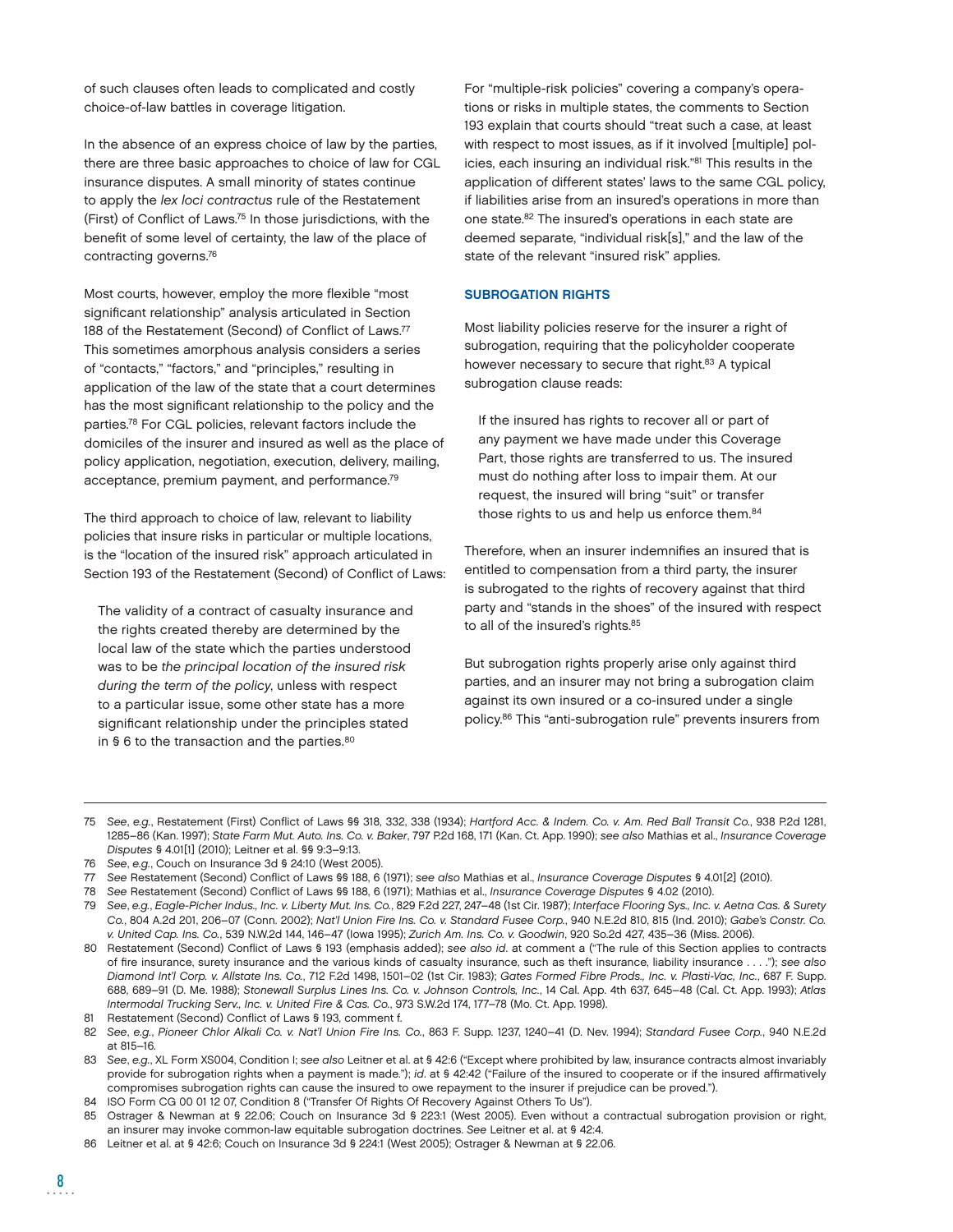of such clauses often leads to complicated and costly choice-of-law battles in coverage litigation.

In the absence of an express choice of law by the parties, there are three basic approaches to choice of law for CGL insurance disputes. A small minority of states continue to apply the *lex loci contractus* rule of the Restatement (First) of Conflict of Laws.[75] In those jurisdictions, with the benefit of some level of certainty, the law of the place of contracting governs.[76]

Most courts, however, employ the more flexible "most significant relationship" analysis articulated in Section 188 of the Restatement (Second) of Conflict of Laws.[77] This sometimes amorphous analysis considers a series of "contacts," "factors," and "principles," resulting in application of the law of the state that a court determines has the most significant relationship to the policy and the parties.[78] For CGL policies, relevant factors include the domiciles of the insurer and insured as well as the place of policy application, negotiation, execution, delivery, mailing, acceptance, premium payment, and performance.[79]

The third approach to choice of law, relevant to liability policies that insure risks in particular or multiple locations, is the "location of the insured risk" approach articulated in Section 193 of the Restatement (Second) of Conflict of Laws:

> The validity of a contract of casualty insurance and the rights created thereby are determined by the local law of the state which the parties understood was to be *the principal location of the insured risk during the term of the policy*, unless with respect to a particular issue, some other state has a more significant relationship under the principles stated in § 6 to the transaction and the parties.[80]

For "multiple-risk policies" covering a company's operations or risks in multiple states, the comments to Section 193 explain that courts should "treat such a case, at least with respect to most issues, as if it involved [multiple] policies, each insuring an individual risk."[81] This results in the application of different states' laws to the same CGL policy, if liabilities arise from an insured's operations in more than one state.[82] The insured's operations in each state are deemed separate, "individual risk[s]," and the law of the state of the relevant "insured risk" applies.

### SUBROGATION RIGHTS

Most liability policies reserve for the insurer a right of subrogation, requiring that the policyholder cooperate however necessary to secure that right.[83] A typical subrogation clause reads:

> If the insured has rights to recover all or part of any payment we have made under this Coverage Part, those rights are transferred to us. The insured must do nothing after loss to impair them. At our request, the insured will bring "suit" or transfer those rights to us and help us enforce them.[84]

Therefore, when an insurer indemnifies an insured that is entitled to compensation from a third party, the insurer is subrogated to the rights of recovery against that third party and "stands in the shoes" of the insured with respect to all of the insured's rights.[85]

But subrogation rights properly arise only against third parties, and an insurer may not bring a subrogation claim against its own insured or a co-insured under a single policy.[86] This "anti-subrogation rule" prevents insurers from

---

75 *See*, *e.g.*, Restatement (First) Conflict of Laws §§ 318, 332, 338 (1934); *Hartford Acc. & Indem. Co. v. Am. Red Ball Transit Co.*, 938 P.2d 1281, 1285–86 (Kan. 1997); *State Farm Mut. Auto. Ins. Co. v. Baker*, 797 P.2d 168, 171 (Kan. Ct. App. 1990); *see also* Mathias et al., *Insurance Coverage Disputes* § 4.01[1] (2010); Leitner et al. §§ 9:3–9:13.

76 *See*, *e.g.*, Couch on Insurance 3d § 24:10 (West 2005).

77 *See* Restatement (Second) Conflict of Laws §§ 188, 6 (1971); *see also* Mathias et al., *Insurance Coverage Disputes* § 4.01[2] (2010).

78 *See* Restatement (Second) Conflict of Laws §§ 188, 6 (1971); Mathias et al., *Insurance Coverage Disputes* § 4.02 (2010).

79 *See*, *e.g.*, *Eagle-Picher Indus., Inc. v. Liberty Mut. Ins. Co.*, 829 F.2d 227, 247–48 (1st Cir. 1987); *Interface Flooring Sys., Inc. v. Aetna Cas. & Surety Co.*, 804 A.2d 201, 206–07 (Conn. 2002); *Nat'l Union Fire Ins. Co. v. Standard Fusee Corp.*, 940 N.E.2d 810, 815 (Ind. 2010); *Gabe's Constr. Co. v. United Cap. Ins. Co.*, 539 N.W.2d 144, 146–47 (Iowa 1995); *Zurich Am. Ins. Co. v. Goodwin*, 920 So.2d 427, 435–36 (Miss. 2006).

80 Restatement (Second) Conflict of Laws § 193 (emphasis added); *see also id.* at comment a ("The rule of this Section applies to contracts of fire insurance, surety insurance and the various kinds of casualty insurance, such as theft insurance, liability insurance . . . ."); *see also Diamond Int'l Corp. v. Allstate Ins. Co.*, 712 F.2d 1498, 1501–02 (1st Cir. 1983); *Gates Formed Fibre Prods., Inc. v. Plasti-Vac, Inc.*, 687 F. Supp. 688, 689–91 (D. Me. 1988); *Stonewall Surplus Lines Ins. Co. v. Johnson Controls, Inc.*, 14 Cal. App. 4th 637, 645–48 (Cal. Ct. App. 1993); *Atlas Intermodal Trucking Serv., Inc. v. United Fire & Cas. Co.*, 973 S.W.2d 174, 177–78 (Mo. Ct. App. 1998).

81 Restatement (Second) Conflict of Laws § 193, comment f.

82 *See*, *e.g.*, *Pioneer Chlor Alkali Co. v. Nat'l Union Fire Ins. Co.*, 863 F. Supp. 1237, 1240–41 (D. Nev. 1994); *Standard Fusee Corp.*, 940 N.E.2d at 815–16.

83 *See*, *e.g.*, XL Form XS004, Condition I; *see also* Leitner et al. at § 42:6 ("Except where prohibited by law, insurance contracts almost invariably provide for subrogation rights when a payment is made."); *id.* at § 42:42 ("Failure of the insured to cooperate or if the insured affirmatively compromises subrogation rights can cause the insured to owe repayment to the insurer if prejudice can be proved.").

84 ISO Form CG 00 01 12 07, Condition 8 ("Transfer Of Rights Of Recovery Against Others To Us").

85 Ostrager & Newman at § 22.06; Couch on Insurance 3d § 223:1 (West 2005). Even without a contractual subrogation provision or right, an insurer may invoke common-law equitable subrogation doctrines. *See* Leitner et al. at § 42:4.

86 Leitner et al. at § 42:6; Couch on Insurance 3d § 224:1 (West 2005); Ostrager & Newman at § 22.06.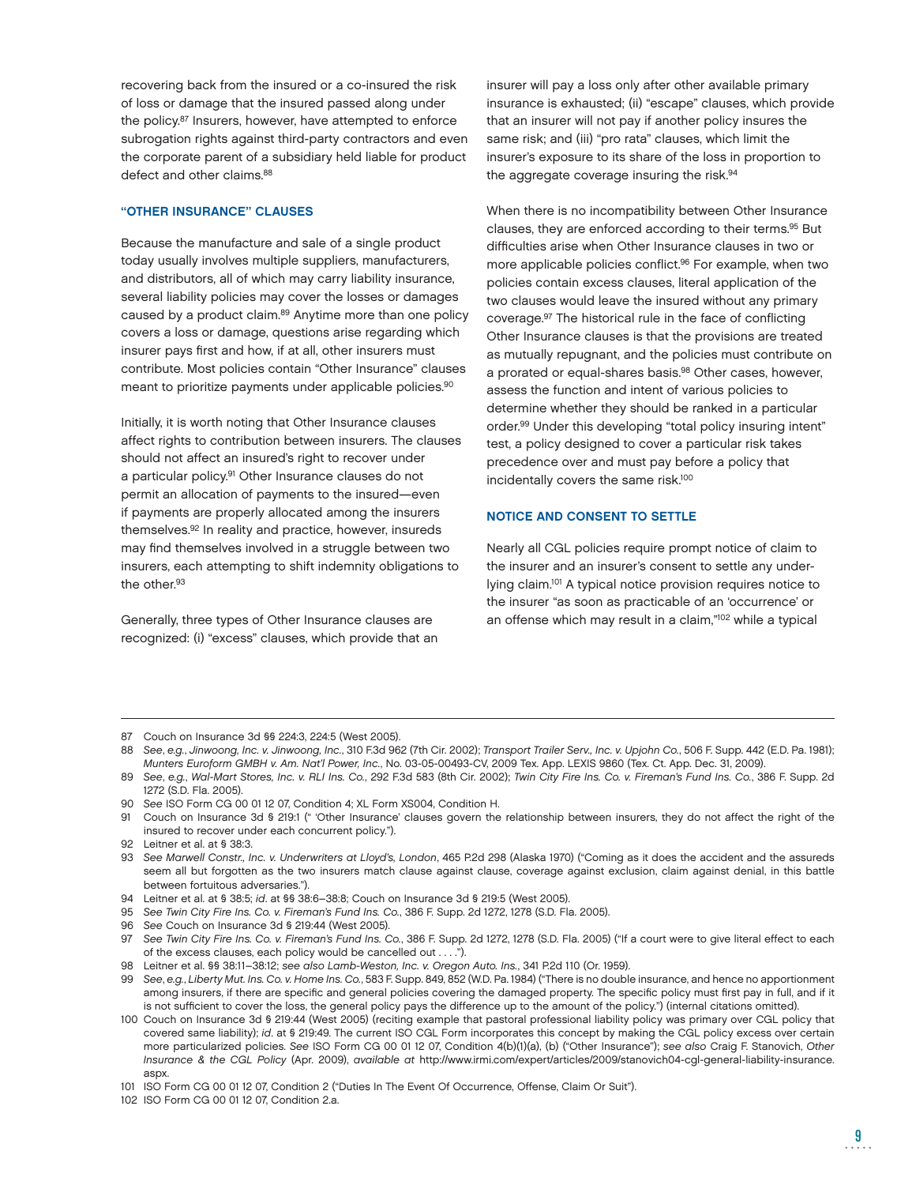recovering back from the insured or a co-insured the risk of loss or damage that the insured passed along under the policy.[87] Insurers, however, have attempted to enforce subrogation rights against third-party contractors and even the corporate parent of a subsidiary held liable for product defect and other claims.[88]

### "OTHER INSURANCE" CLAUSES

Because the manufacture and sale of a single product today usually involves multiple suppliers, manufacturers, and distributors, all of which may carry liability insurance, several liability policies may cover the losses or damages caused by a product claim.[89] Anytime more than one policy covers a loss or damage, questions arise regarding which insurer pays first and how, if at all, other insurers must contribute. Most policies contain "Other Insurance" clauses meant to prioritize payments under applicable policies.[90]

Initially, it is worth noting that Other Insurance clauses affect rights to contribution between insurers. The clauses should not affect an insured's right to recover under a particular policy.[91] Other Insurance clauses do not permit an allocation of payments to the insured—even if payments are properly allocated among the insurers themselves.[92] In reality and practice, however, insureds may find themselves involved in a struggle between two insurers, each attempting to shift indemnity obligations to the other.[93]

Generally, three types of Other Insurance clauses are recognized: (i) "excess" clauses, which provide that an insurer will pay a loss only after other available primary insurance is exhausted; (ii) "escape" clauses, which provide that an insurer will not pay if another policy insures the same risk; and (iii) "pro rata" clauses, which limit the insurer's exposure to its share of the loss in proportion to the aggregate coverage insuring the risk.[94]

When there is no incompatibility between Other Insurance clauses, they are enforced according to their terms.[95] But difficulties arise when Other Insurance clauses in two or more applicable policies conflict.[96] For example, when two policies contain excess clauses, literal application of the two clauses would leave the insured without any primary coverage.[97] The historical rule in the face of conflicting Other Insurance clauses is that the provisions are treated as mutually repugnant, and the policies must contribute on a prorated or equal-shares basis.[98] Other cases, however, assess the function and intent of various policies to determine whether they should be ranked in a particular order.[99] Under this developing "total policy insuring intent" test, a policy designed to cover a particular risk takes precedence over and must pay before a policy that incidentally covers the same risk.[100]

### NOTICE AND CONSENT TO SETTLE

Nearly all CGL policies require prompt notice of claim to the insurer and an insurer's consent to settle any underlying claim.[101] A typical notice provision requires notice to the insurer "as soon as practicable of an 'occurrence' or an offense which may result in a claim,"[102] while a typical

---

87 Couch on Insurance 3d §§ 224:3, 224:5 (West 2005).

88 *See*, *e.g.*, *Jinwoong, Inc. v. Jinwoong, Inc.*, 310 F.3d 962 (7th Cir. 2002); *Transport Trailer Serv., Inc. v. Upjohn Co.*, 506 F. Supp. 442 (E.D. Pa. 1981); *Munters Euroform GMBH v. Am. Nat'l Power, Inc.*, No. 03-05-00493-CV, 2009 Tex. App. LEXIS 9860 (Tex. Ct. App. Dec. 31, 2009).

89 *See*, *e.g.*, *Wal-Mart Stores, Inc. v. RLI Ins. Co.*, 292 F.3d 583 (8th Cir. 2002); *Twin City Fire Ins. Co. v. Fireman's Fund Ins. Co.*, 386 F. Supp. 2d 1272 (S.D. Fla. 2005).

90 *See* ISO Form CG 00 01 12 07, Condition 4; XL Form XS004, Condition H.

91 Couch on Insurance 3d § 219:1 (" 'Other Insurance' clauses govern the relationship between insurers, they do not affect the right of the insured to recover under each concurrent policy.").

92 Leitner et al. at § 38:3.

93 *See Marwell Constr., Inc. v. Underwriters at Lloyd's, London*, 465 P.2d 298 (Alaska 1970) ("Coming as it does the accident and the assureds seem all but forgotten as the two insurers match clause against clause, coverage against exclusion, claim against denial, in this battle between fortuitous adversaries.").

94 Leitner et al. at § 38:5; *id.* at §§ 38:6–38:8; Couch on Insurance 3d § 219:5 (West 2005).

95 *See Twin City Fire Ins. Co. v. Fireman's Fund Ins. Co.*, 386 F. Supp. 2d 1272, 1278 (S.D. Fla. 2005).

96 *See* Couch on Insurance 3d § 219:44 (West 2005).

97 *See Twin City Fire Ins. Co. v. Fireman's Fund Ins. Co.*, 386 F. Supp. 2d 1272, 1278 (S.D. Fla. 2005) ("If a court were to give literal effect to each of the excess clauses, each policy would be cancelled out . . . .").

98 Leitner et al. §§ 38:11–38:12; *see also Lamb-Weston, Inc. v. Oregon Auto. Ins.*, 341 P.2d 110 (Or. 1959).

99 *See*, *e.g.*, *Liberty Mut. Ins. Co. v. Home Ins. Co.*, 583 F. Supp. 849, 852 (W.D. Pa. 1984) ("There is no double insurance, and hence no apportionment among insurers, if there are specific and general policies covering the damaged property. The specific policy must first pay in full, and if it is not sufficient to cover the loss, the general policy pays the difference up to the amount of the policy.") (internal citations omitted).

100 Couch on Insurance 3d § 219:44 (West 2005) (reciting example that pastoral professional liability policy was primary over CGL policy that covered same liability); *id.* at § 219:49. The current ISO CGL Form incorporates this concept by making the CGL policy excess over certain more particularized policies. *See* ISO Form CG 00 01 12 07, Condition 4(b)(1)(a), (b) ("Other Insurance"); *see also* Craig F. Stanovich, *Other Insurance & the CGL Policy* (Apr. 2009), *available at* http://www.irmi.com/expert/articles/2009/stanovich04-cgl-general-liability-insurance.aspx.

101 ISO Form CG 00 01 12 07, Condition 2 ("Duties In The Event Of Occurrence, Offense, Claim Or Suit").

102 ISO Form CG 00 01 12 07, Condition 2.a.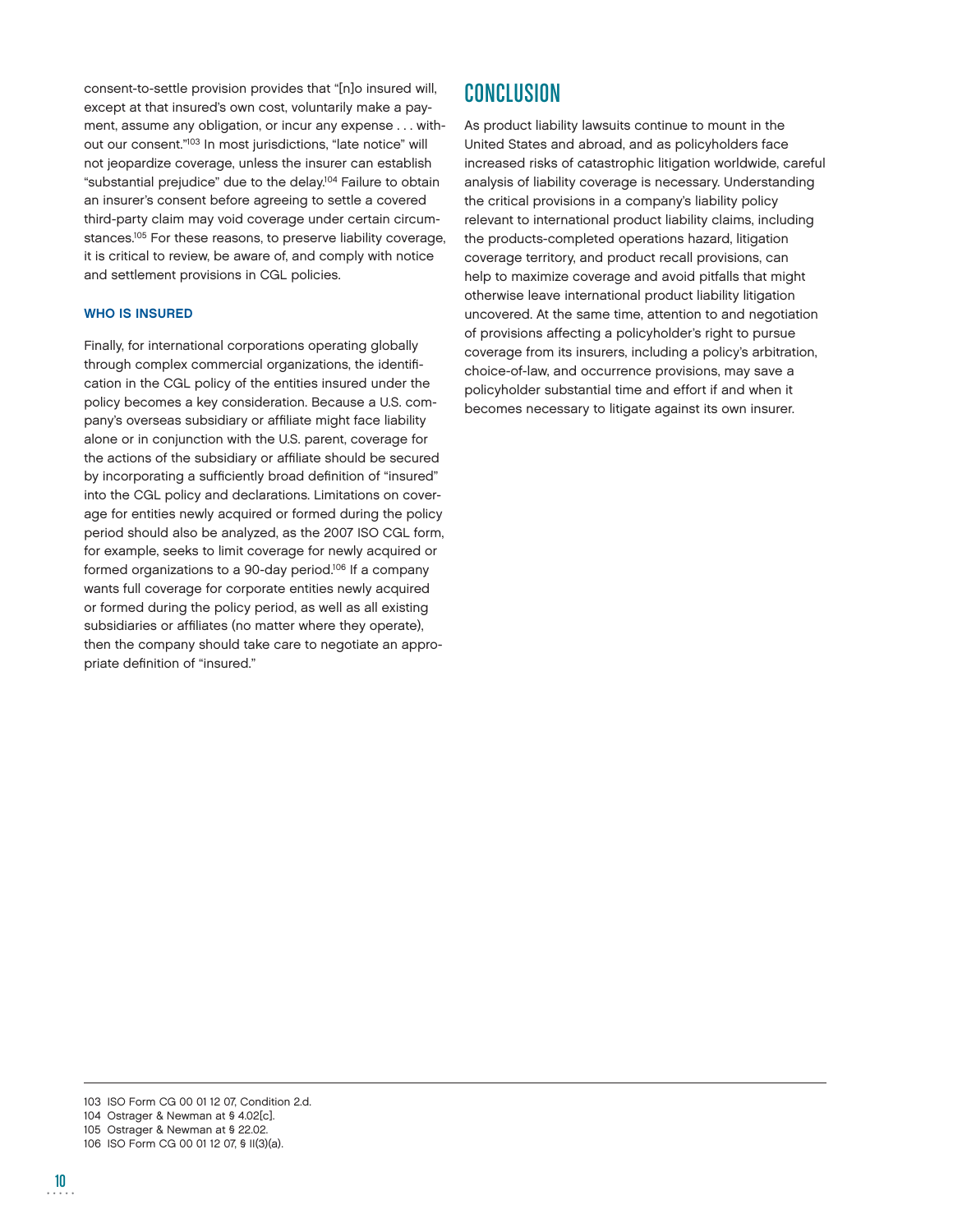consent-to-settle provision provides that "[n]o insured will, except at that insured's own cost, voluntarily make a payment, assume any obligation, or incur any expense . . . without our consent."[103] In most jurisdictions, "late notice" will not jeopardize coverage, unless the insurer can establish "substantial prejudice" due to the delay.[104] Failure to obtain an insurer's consent before agreeing to settle a covered third-party claim may void coverage under certain circumstances.[105] For these reasons, to preserve liability coverage, it is critical to review, be aware of, and comply with notice and settlement provisions in CGL policies.

### WHO IS INSURED

Finally, for international corporations operating globally through complex commercial organizations, the identification in the CGL policy of the entities insured under the policy becomes a key consideration. Because a U.S. company's overseas subsidiary or affiliate might face liability alone or in conjunction with the U.S. parent, coverage for the actions of the subsidiary or affiliate should be secured by incorporating a sufficiently broad definition of "insured" into the CGL policy and declarations. Limitations on coverage for entities newly acquired or formed during the policy period should also be analyzed, as the 2007 ISO CGL form, for example, seeks to limit coverage for newly acquired or formed organizations to a 90-day period.[106] If a company wants full coverage for corporate entities newly acquired or formed during the policy period, as well as all existing subsidiaries or affiliates (no matter where they operate), then the company should take care to negotiate an appropriate definition of "insured."

## CONCLUSION

As product liability lawsuits continue to mount in the United States and abroad, and as policyholders face increased risks of catastrophic litigation worldwide, careful analysis of liability coverage is necessary. Understanding the critical provisions in a company's liability policy relevant to international product liability claims, including the products-completed operations hazard, litigation coverage territory, and product recall provisions, can help to maximize coverage and avoid pitfalls that might otherwise leave international product liability litigation uncovered. At the same time, attention to and negotiation of provisions affecting a policyholder's right to pursue coverage from its insurers, including a policy's arbitration, choice-of-law, and occurrence provisions, may save a policyholder substantial time and effort if and when it becomes necessary to litigate against its own insurer.

---

103 ISO Form CG 00 01 12 07, Condition 2.d.
104 Ostrager & Newman at § 4.02[c].
105 Ostrager & Newman at § 22.02.
106 ISO Form CG 00 01 12 07, § II(3)(a).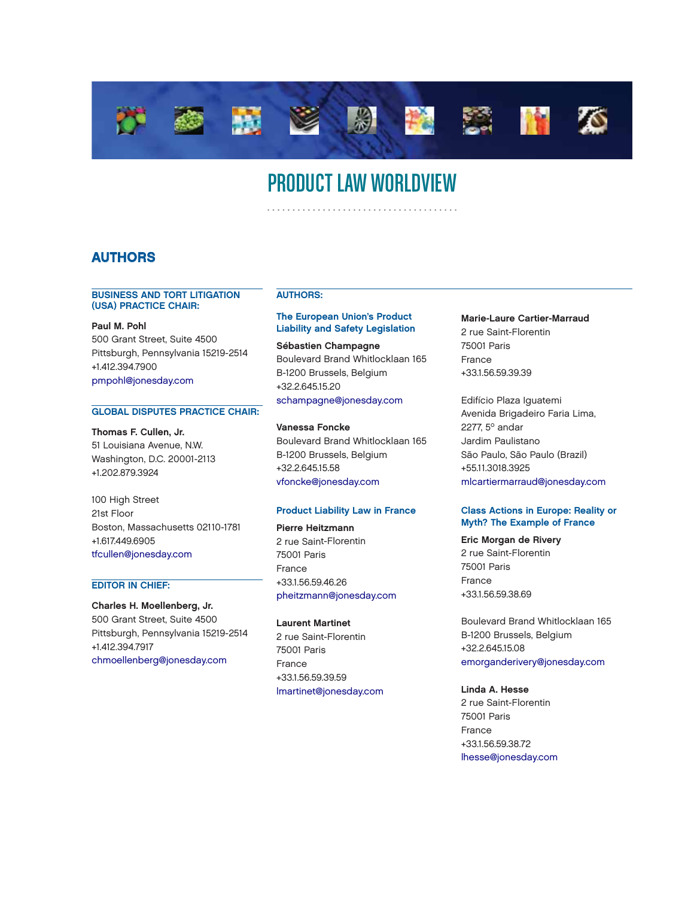# PRODUCT LAW WORLDVIEW

## AUTHORS

### BUSINESS AND TORT LITIGATION (USA) PRACTICE CHAIR:

**Paul M. Pohl**
500 Grant Street, Suite 4500
Pittsburgh, Pennsylvania 15219-2514
+1.412.394.7900
pmpohl@jonesday.com

### GLOBAL DISPUTES PRACTICE CHAIR:

**Thomas F. Cullen, Jr.**
51 Louisiana Avenue, N.W.
Washington, D.C. 20001-2113
+1.202.879.3924

100 High Street
21st Floor
Boston, Massachusetts 02110-1781
+1.617.449.6905
tfcullen@jonesday.com

### EDITOR IN CHIEF:

**Charles H. Moellenberg, Jr.**
500 Grant Street, Suite 4500
Pittsburgh, Pennsylvania 15219-2514
+1.412.394.7917
chmoellenberg@jonesday.com

### AUTHORS:

#### The European Union's Product Liability and Safety Legislation

**Sébastien Champagne**
Boulevard Brand Whitlocklaan 165
B-1200 Brussels, Belgium
+32.2.645.15.20
schampagne@jonesday.com

**Vanessa Foncke**
Boulevard Brand Whitlocklaan 165
B-1200 Brussels, Belgium
+32.2.645.15.58
vfoncke@jonesday.com

#### Product Liability Law in France

**Pierre Heitzmann**
2 rue Saint-Florentin
75001 Paris
France
+33.1.56.59.46.26
pheitzmann@jonesday.com

**Laurent Martinet**
2 rue Saint-Florentin
75001 Paris
France
+33.1.56.59.39.59
lmartinet@jonesday.com

**Marie-Laure Cartier-Marraud**
2 rue Saint-Florentin
75001 Paris
France
+33.1.56.59.39.39

Edifício Plaza Iguatemi
Avenida Brigadeiro Faria Lima,
2277, 5° andar
Jardim Paulistano
São Paulo, São Paulo (Brazil)
+55.11.3018.3925
mlcartiermarraud@jonesday.com

#### Class Actions in Europe: Reality or Myth? The Example of France

**Eric Morgan de Rivery**
2 rue Saint-Florentin
75001 Paris
France
+33.1.56.59.38.69

Boulevard Brand Whitlocklaan 165
B-1200 Brussels, Belgium
+32.2.645.15.08
emorganderivery@jonesday.com

**Linda A. Hesse**
2 rue Saint-Florentin
75001 Paris
France
+33.1.56.59.38.72
lhesse@jonesday.com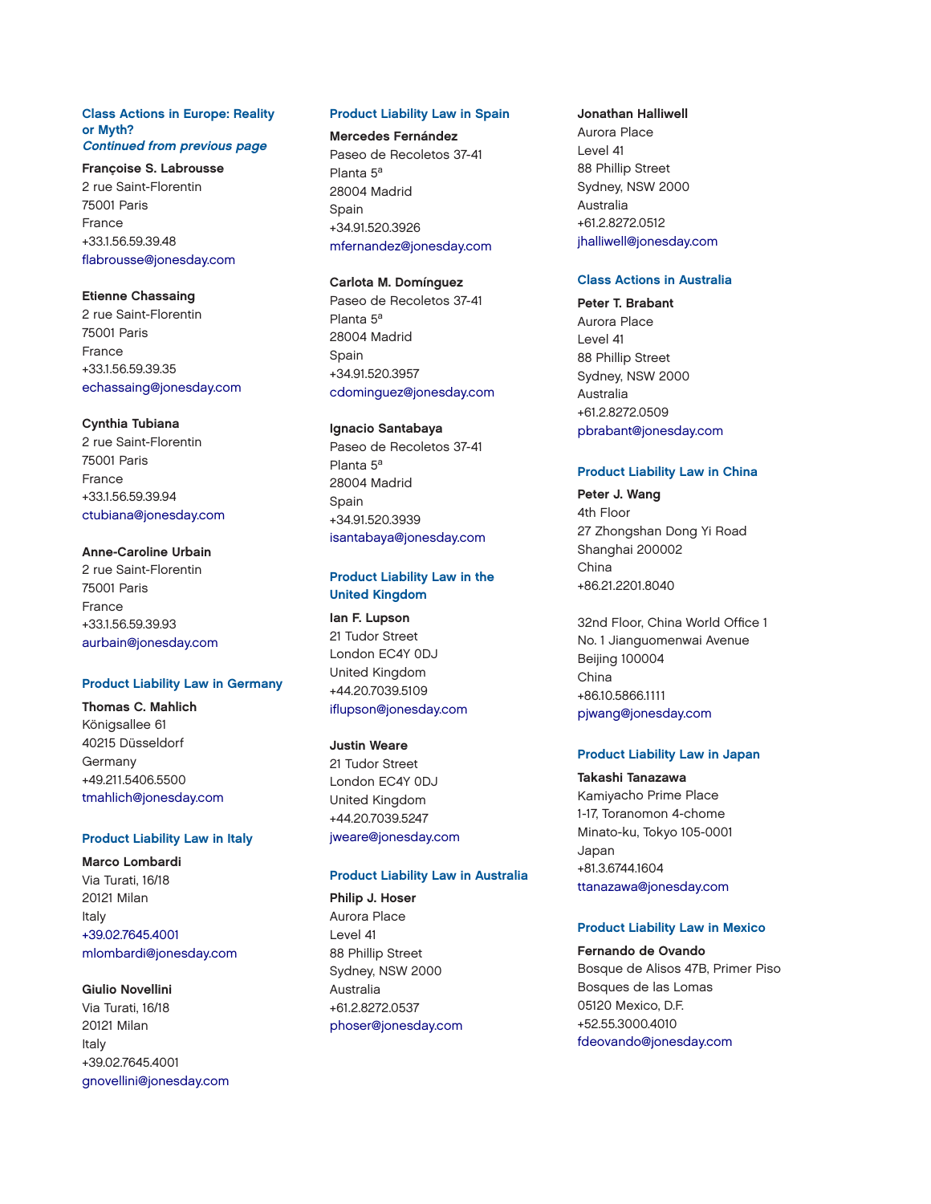### Class Actions in Europe: Reality or Myth?
*Continued from previous page*

**Françoise S. Labrousse**
2 rue Saint-Florentin
75001 Paris
France
+33.1.56.59.39.48
flabrousse@jonesday.com

**Etienne Chassaing**
2 rue Saint-Florentin
75001 Paris
France
+33.1.56.59.39.35
echassaing@jonesday.com

**Cynthia Tubiana**
2 rue Saint-Florentin
75001 Paris
France
+33.1.56.59.39.94
ctubiana@jonesday.com

**Anne-Caroline Urbain**
2 rue Saint-Florentin
75001 Paris
France
+33.1.56.59.39.93
aurbain@jonesday.com

### Product Liability Law in Germany

**Thomas C. Mahlich**
Königsallee 61
40215 Düsseldorf
Germany
+49.211.5406.5500
tmahlich@jonesday.com

### Product Liability Law in Italy

**Marco Lombardi**
Via Turati, 16/18
20121 Milan
Italy
+39.02.7645.4001
mlombardi@jonesday.com

**Giulio Novellini**
Via Turati, 16/18
20121 Milan
Italy
+39.02.7645.4001
gnovellini@jonesday.com

### Product Liability Law in Spain

**Mercedes Fernández**
Paseo de Recoletos 37-41
Planta 5ª
28004 Madrid
Spain
+34.91.520.3926
mfernandez@jonesday.com

**Carlota M. Domínguez**
Paseo de Recoletos 37-41
Planta 5ª
28004 Madrid
Spain
+34.91.520.3957
cdominguez@jonesday.com

**Ignacio Santabaya**
Paseo de Recoletos 37-41
Planta 5ª
28004 Madrid
Spain
+34.91.520.3939
isantabaya@jonesday.com

### Product Liability Law in the United Kingdom

**Ian F. Lupson**
21 Tudor Street
London EC4Y 0DJ
United Kingdom
+44.20.7039.5109
iflupson@jonesday.com

**Justin Weare**
21 Tudor Street
London EC4Y 0DJ
United Kingdom
+44.20.7039.5247
jweare@jonesday.com

### Product Liability Law in Australia

**Philip J. Hoser**
Aurora Place
Level 41
88 Phillip Street
Sydney, NSW 2000
Australia
+61.2.8272.0537
phoser@jonesday.com

**Jonathan Halliwell**
Aurora Place
Level 41
88 Phillip Street
Sydney, NSW 2000
Australia
+61.2.8272.0512
jhalliwell@jonesday.com

### Class Actions in Australia

**Peter T. Brabant**
Aurora Place
Level 41
88 Phillip Street
Sydney, NSW 2000
Australia
+61.2.8272.0509
pbrabant@jonesday.com

### Product Liability Law in China

**Peter J. Wang**
4th Floor
27 Zhongshan Dong Yi Road
Shanghai 200002
China
+86.21.2201.8040

32nd Floor, China World Office 1
No. 1 Jianguomenwai Avenue
Beijing 100004
China
+86.10.5866.1111
pjwang@jonesday.com

### Product Liability Law in Japan

**Takashi Tanazawa**
Kamiyacho Prime Place
1-17, Toranomon 4-chome
Minato-ku, Tokyo 105-0001
Japan
+81.3.6744.1604
ttanazawa@jonesday.com

### Product Liability Law in Mexico

**Fernando de Ovando**
Bosque de Alisos 47B, Primer Piso
Bosques de las Lomas
05120 Mexico, D.F.
+52.55.3000.4010
fdeovando@jonesday.com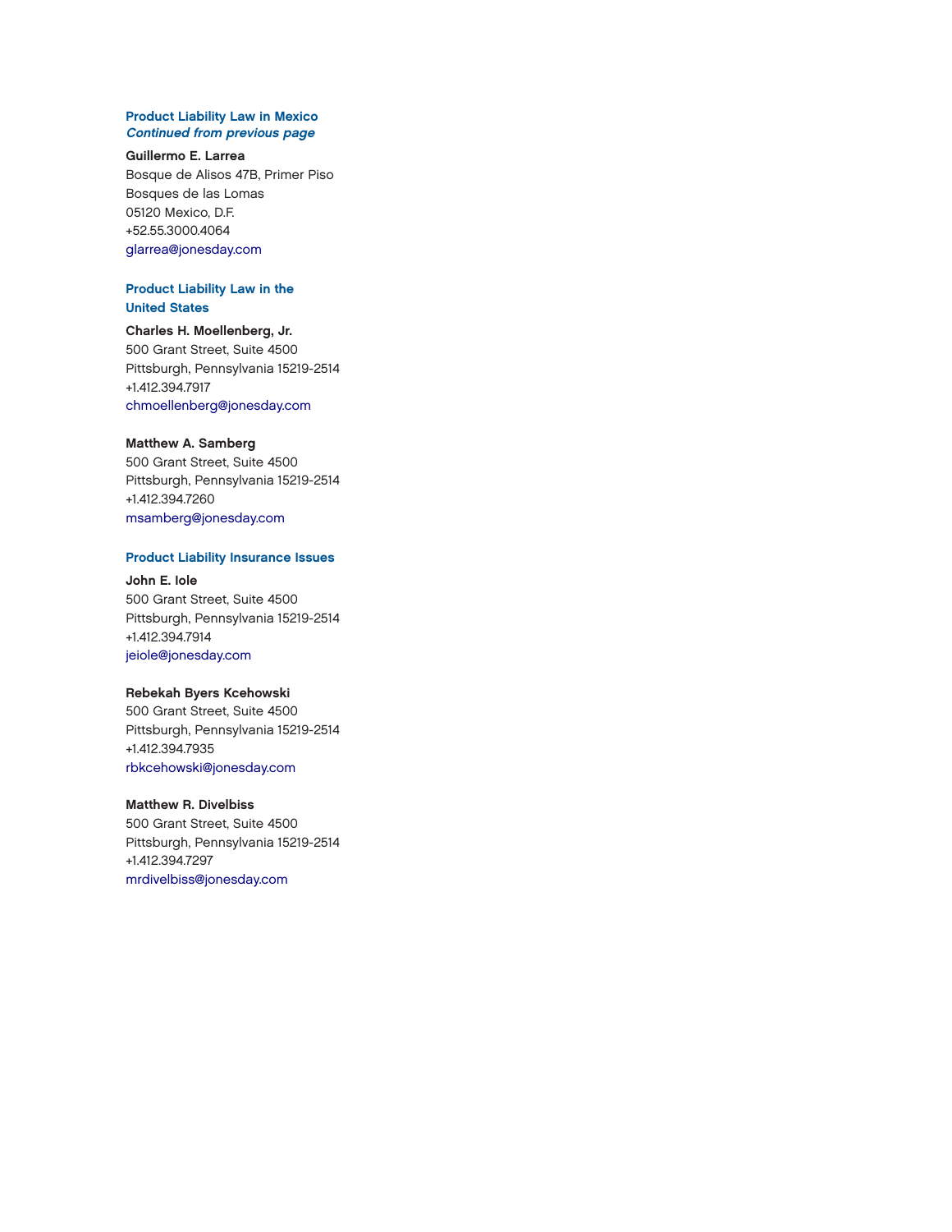### Product Liability Law in Mexico
***Continued from previous page***

**Guillermo E. Larrea**
Bosque de Alisos 47B, Primer Piso
Bosques de las Lomas
05120 Mexico, D.F.
+52.55.3000.4064
glarrea@jonesday.com

### Product Liability Law in the United States

**Charles H. Moellenberg, Jr.**
500 Grant Street, Suite 4500
Pittsburgh, Pennsylvania 15219-2514
+1.412.394.7917
chmoellenberg@jonesday.com

**Matthew A. Samberg**
500 Grant Street, Suite 4500
Pittsburgh, Pennsylvania 15219-2514
+1.412.394.7260
msamberg@jonesday.com

### Product Liability Insurance Issues

**John E. Iole**
500 Grant Street, Suite 4500
Pittsburgh, Pennsylvania 15219-2514
+1.412.394.7914
jeiole@jonesday.com

**Rebekah Byers Kcehowski**
500 Grant Street, Suite 4500
Pittsburgh, Pennsylvania 15219-2514
+1.412.394.7935
rbkcehowski@jonesday.com

**Matthew R. Divelbiss**
500 Grant Street, Suite 4500
Pittsburgh, Pennsylvania 15219-2514
+1.412.394.7297
mrdivelbiss@jonesday.com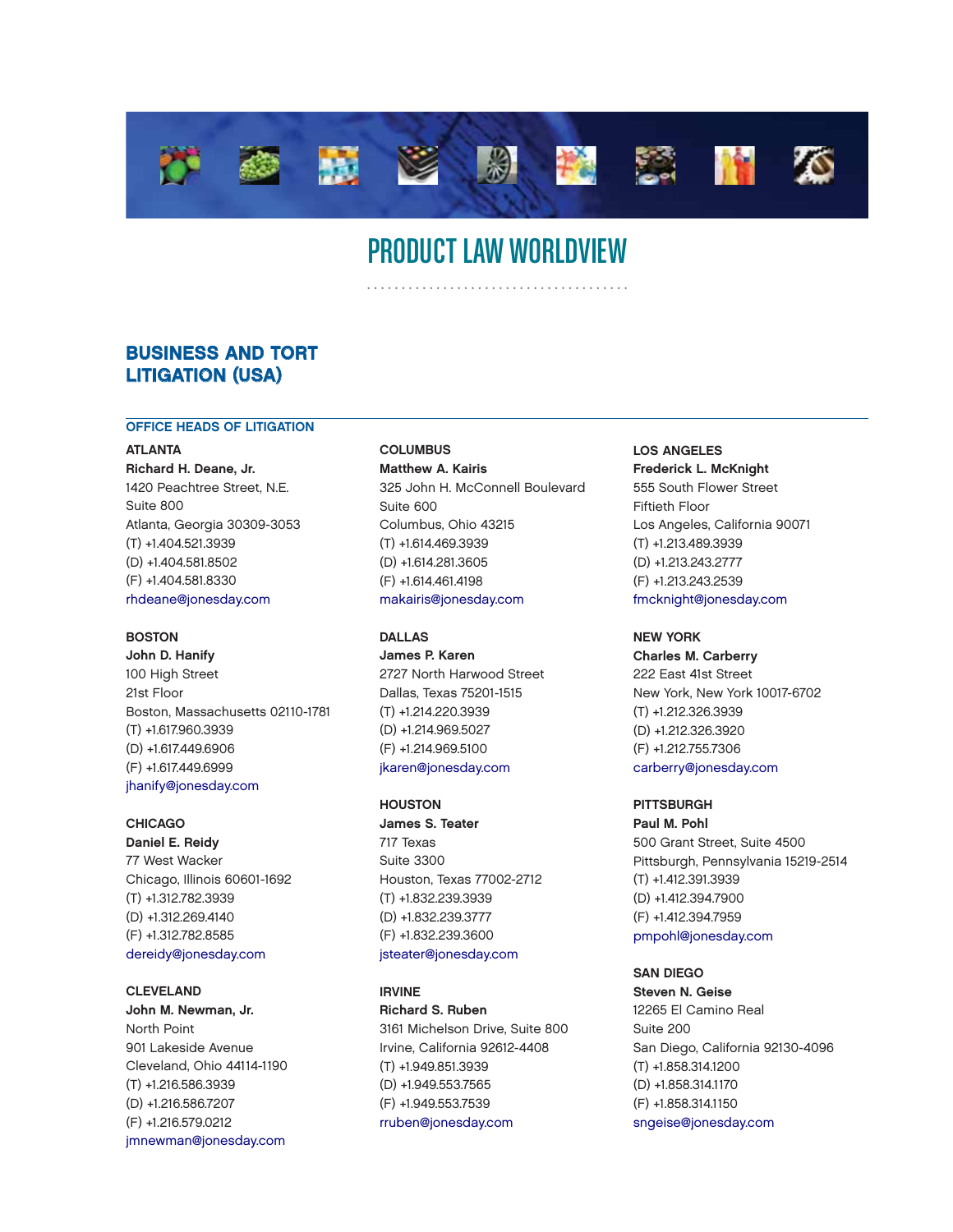# PRODUCT LAW WORLDVIEW

## BUSINESS AND TORT LITIGATION (USA)

### OFFICE HEADS OF LITIGATION

**ATLANTA**
**Richard H. Deane, Jr.**
1420 Peachtree Street, N.E.
Suite 800
Atlanta, Georgia 30309-3053
(T) +1.404.521.3939
(D) +1.404.581.8502
(F) +1.404.581.8330
rhdeane@jonesday.com

**BOSTON**
**John D. Hanify**
100 High Street
21st Floor
Boston, Massachusetts 02110-1781
(T) +1.617.960.3939
(D) +1.617.449.6906
(F) +1.617.449.6999
jhanify@jonesday.com

**CHICAGO**
**Daniel E. Reidy**
77 West Wacker
Chicago, Illinois 60601-1692
(T) +1.312.782.3939
(D) +1.312.269.4140
(F) +1.312.782.8585
dereidy@jonesday.com

**CLEVELAND**
**John M. Newman, Jr.**
North Point
901 Lakeside Avenue
Cleveland, Ohio 44114-1190
(T) +1.216.586.3939
(D) +1.216.586.7207
(F) +1.216.579.0212
jmnewman@jonesday.com

**COLUMBUS**
**Matthew A. Kairis**
325 John H. McConnell Boulevard
Suite 600
Columbus, Ohio 43215
(T) +1.614.469.3939
(D) +1.614.281.3605
(F) +1.614.461.4198
makairis@jonesday.com

**DALLAS**
**James P. Karen**
2727 North Harwood Street
Dallas, Texas 75201-1515
(T) +1.214.220.3939
(D) +1.214.969.5027
(F) +1.214.969.5100
jkaren@jonesday.com

**HOUSTON**
**James S. Teater**
717 Texas
Suite 3300
Houston, Texas 77002-2712
(T) +1.832.239.3939
(D) +1.832.239.3777
(F) +1.832.239.3600
jsteater@jonesday.com

**IRVINE**
**Richard S. Ruben**
3161 Michelson Drive, Suite 800
Irvine, California 92612-4408
(T) +1.949.851.3939
(D) +1.949.553.7565
(F) +1.949.553.7539
rruben@jonesday.com

**LOS ANGELES**
**Frederick L. McKnight**
555 South Flower Street
Fiftieth Floor
Los Angeles, California 90071
(T) +1.213.489.3939
(D) +1.213.243.2777
(F) +1.213.243.2539
fmcknight@jonesday.com

**NEW YORK**
**Charles M. Carberry**
222 East 41st Street
New York, New York 10017-6702
(T) +1.212.326.3939
(D) +1.212.326.3920
(F) +1.212.755.7306
carberry@jonesday.com

**PITTSBURGH**
**Paul M. Pohl**
500 Grant Street, Suite 4500
Pittsburgh, Pennsylvania 15219-2514
(T) +1.412.391.3939
(D) +1.412.394.7900
(F) +1.412.394.7959
pmpohl@jonesday.com

**SAN DIEGO**
**Steven N. Geise**
12265 El Camino Real
Suite 200
San Diego, California 92130-4096
(T) +1.858.314.1200
(D) +1.858.314.1170
(F) +1.858.314.1150
sngeise@jonesday.com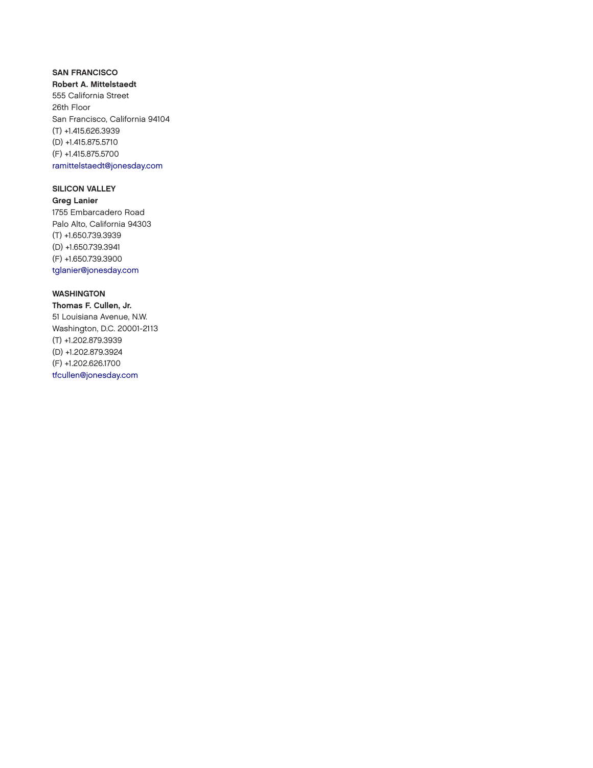**SAN FRANCISCO**
**Robert A. Mittelstaedt**
555 California Street
26th Floor
San Francisco, California 94104
(T) +1.415.626.3939
(D) +1.415.875.5710
(F) +1.415.875.5700
ramittelstaedt@jonesday.com

**SILICON VALLEY**
**Greg Lanier**
1755 Embarcadero Road
Palo Alto, California 94303
(T) +1.650.739.3939
(D) +1.650.739.3941
(F) +1.650.739.3900
tglanier@jonesday.com

**WASHINGTON**
**Thomas F. Cullen, Jr.**
51 Louisiana Avenue, N.W.
Washington, D.C. 20001-2113
(T) +1.202.879.3939
(D) +1.202.879.3924
(F) +1.202.626.1700
tfcullen@jonesday.com